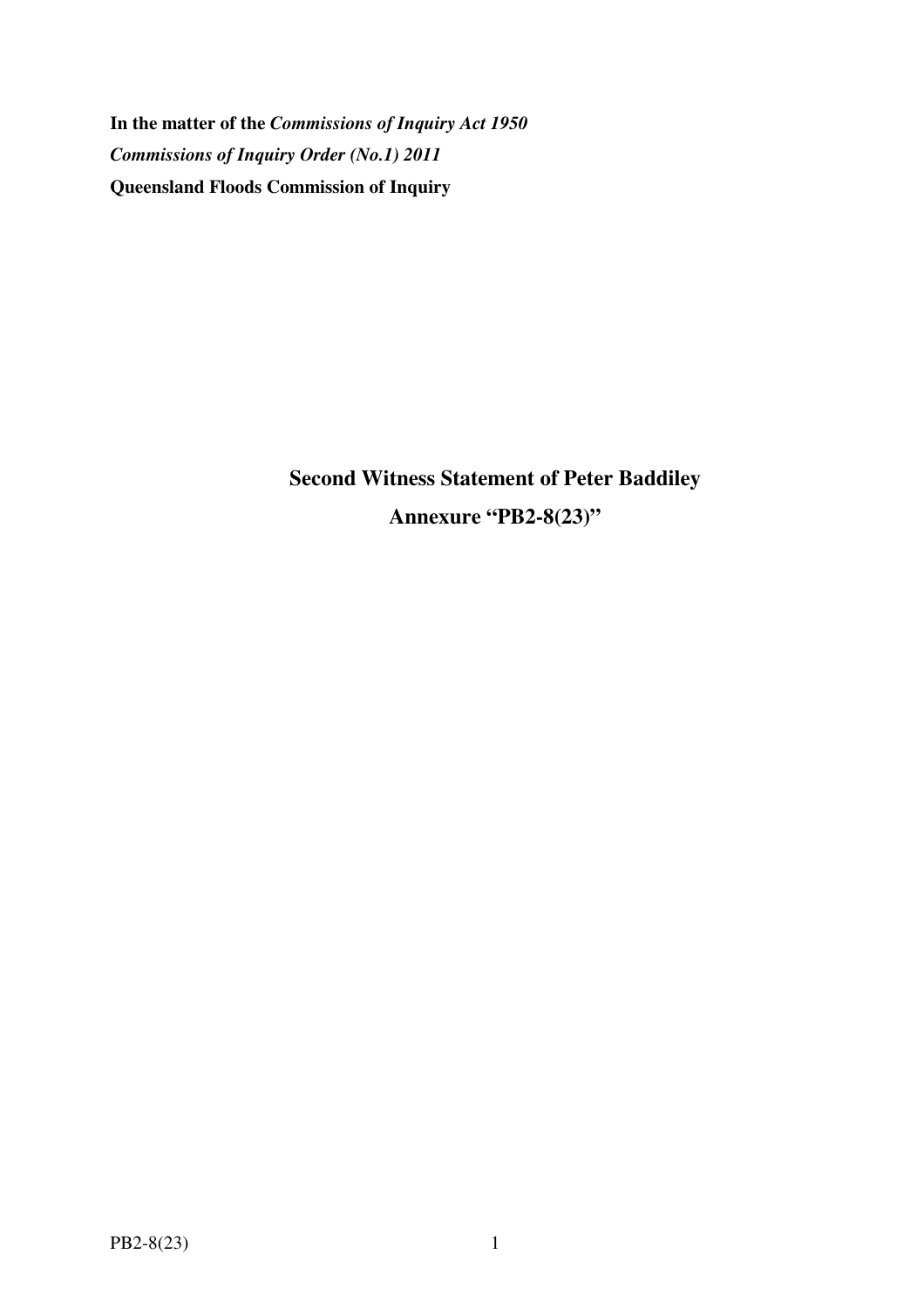**In the matter of the *Commissions of Inquiry Act 1950***

***Commissions of Inquiry Order (No.1) 2011***

**Queensland Floods Commission of Inquiry**

## Second Witness Statement of Peter Baddiley

## Annexure "PB2-8(23)"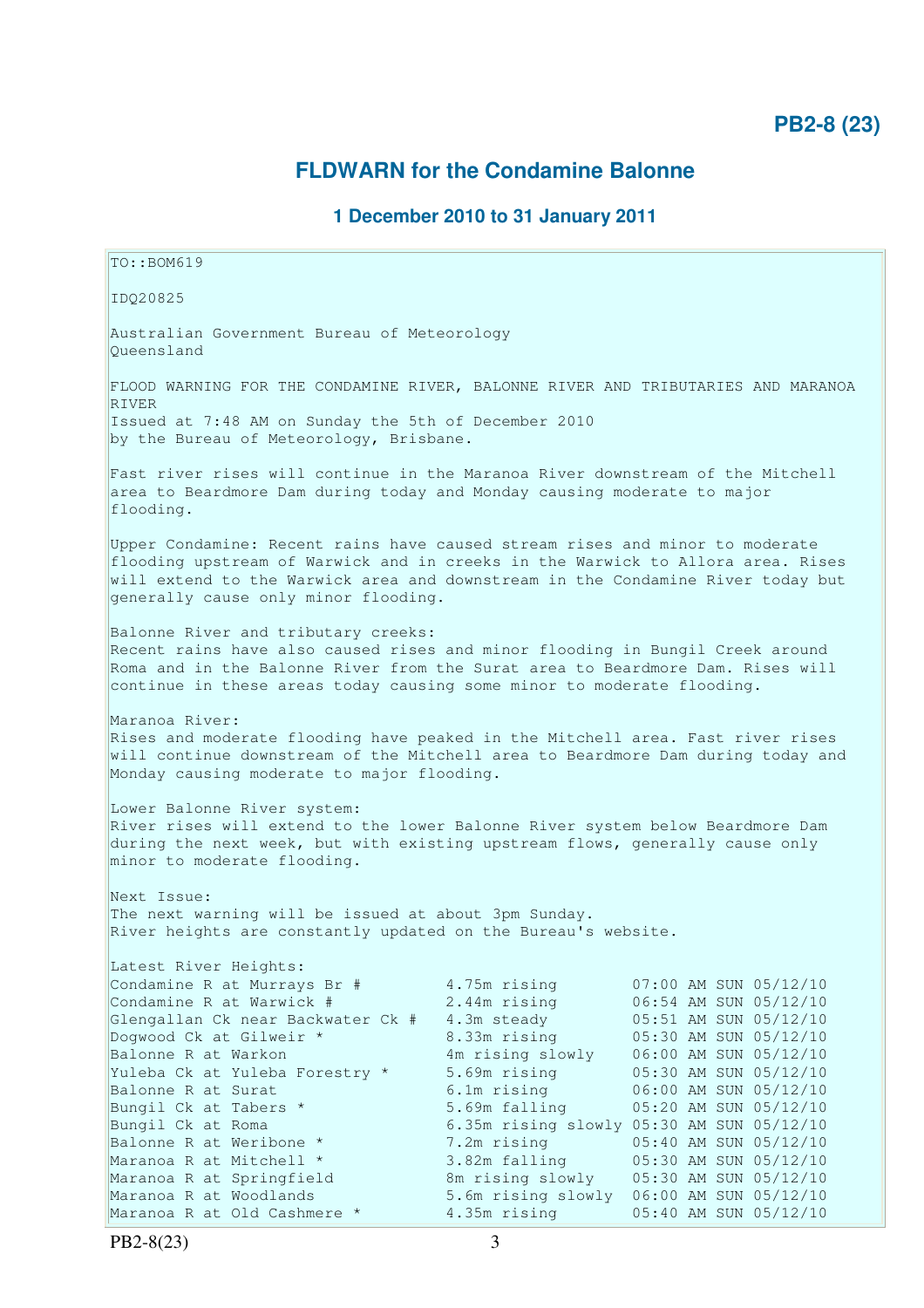**PB2-8 (23)**

## FLDWARN for the Condamine Balonne

### 1 December 2010 to 31 January 2011

TO::BOM619

IDQ20825

Australian Government Bureau of Meteorology
Queensland

FLOOD WARNING FOR THE CONDAMINE RIVER, BALONNE RIVER AND TRIBUTARIES AND MARANOA RIVER
Issued at 7:48 AM on Sunday the 5th of December 2010
by the Bureau of Meteorology, Brisbane.

Fast river rises will continue in the Maranoa River downstream of the Mitchell area to Beardmore Dam during today and Monday causing moderate to major flooding.

Upper Condamine: Recent rains have caused stream rises and minor to moderate flooding upstream of Warwick and in creeks in the Warwick to Allora area. Rises will extend to the Warwick area and downstream in the Condamine River today but generally cause only minor flooding.

Balonne River and tributary creeks:
Recent rains have also caused rises and minor flooding in Bungil Creek around Roma and in the Balonne River from the Surat area to Beardmore Dam. Rises will continue in these areas today causing some minor to moderate flooding.

Maranoa River:
Rises and moderate flooding have peaked in the Mitchell area. Fast river rises will continue downstream of the Mitchell area to Beardmore Dam during today and Monday causing moderate to major flooding.

Lower Balonne River system:
River rises will extend to the lower Balonne River system below Beardmore Dam during the next week, but with existing upstream flows, generally cause only minor to moderate flooding.

Next Issue:
The next warning will be issued at about 3pm Sunday.
River heights are constantly updated on the Bureau's website.

Latest River Heights:

| | | |
|---|---|---|
| Condamine R at Murrays Br # | 4.75m rising | 07:00 AM SUN 05/12/10 |
| Condamine R at Warwick # | 2.44m rising | 06:54 AM SUN 05/12/10 |
| Glengallan Ck near Backwater Ck # | 4.3m steady | 05:51 AM SUN 05/12/10 |
| Dogwood Ck at Gilweir * | 8.33m rising | 05:30 AM SUN 05/12/10 |
| Balonne R at Warkon | 4m rising slowly | 06:00 AM SUN 05/12/10 |
| Yuleba Ck at Yuleba Forestry * | 5.69m rising | 05:30 AM SUN 05/12/10 |
| Balonne R at Surat | 6.1m rising | 06:00 AM SUN 05/12/10 |
| Bungil Ck at Tabers * | 5.69m falling | 05:20 AM SUN 05/12/10 |
| Bungil Ck at Roma | 6.35m rising slowly | 05:30 AM SUN 05/12/10 |
| Balonne R at Weribone * | 7.2m rising | 05:40 AM SUN 05/12/10 |
| Maranoa R at Mitchell * | 3.82m falling | 05:30 AM SUN 05/12/10 |
| Maranoa R at Springfield | 8m rising slowly | 05:30 AM SUN 05/12/10 |
| Maranoa R at Woodlands | 5.6m rising slowly | 06:00 AM SUN 05/12/10 |
| Maranoa R at Old Cashmere * | 4.35m rising | 05:40 AM SUN 05/12/10 |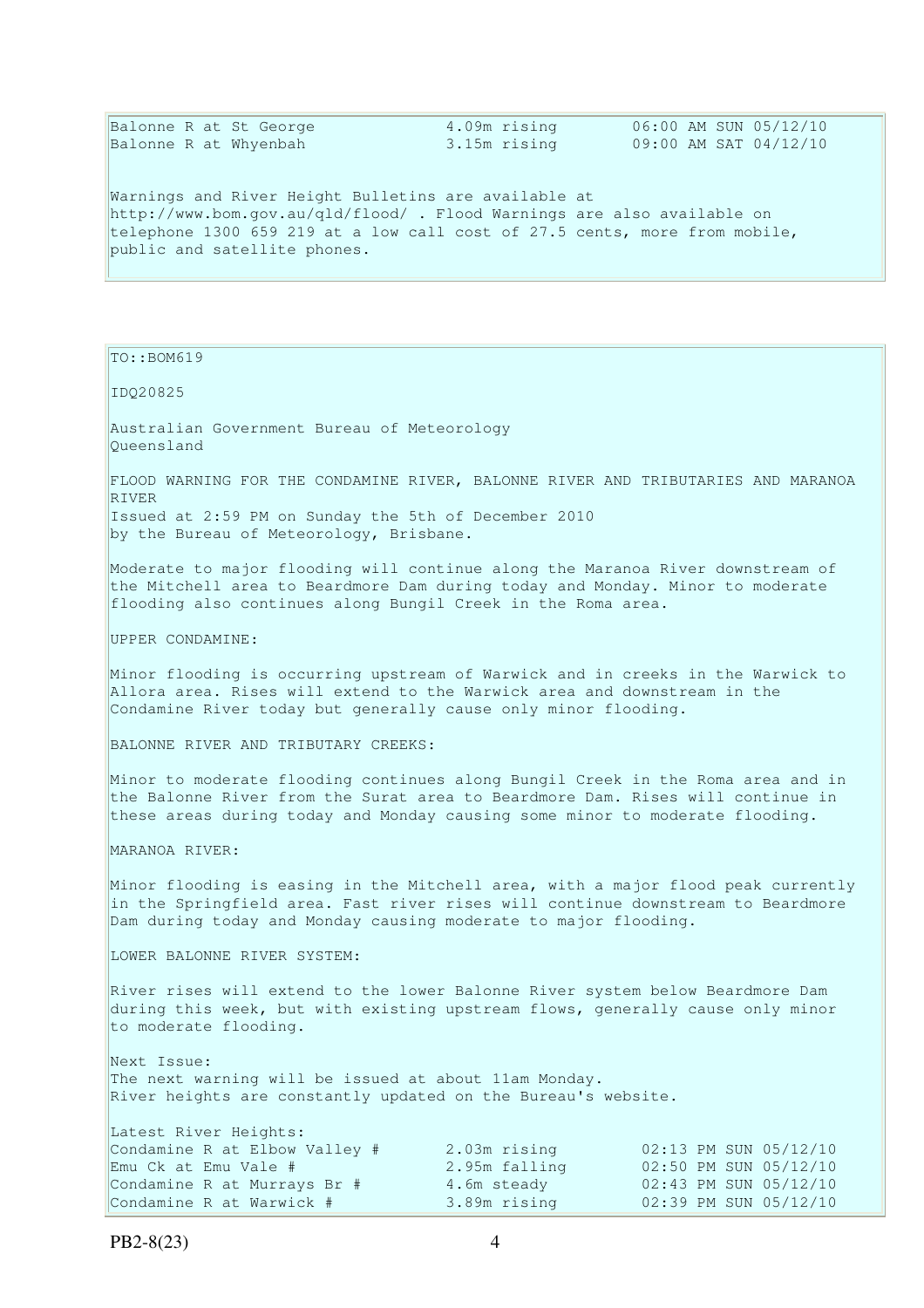| | | |
|---|---|---|
| Balonne R at St George | 4.09m rising | 06:00 AM SUN 05/12/10 |
| Balonne R at Whyenbah | 3.15m rising | 09:00 AM SAT 04/12/10 |

Warnings and River Height Bulletins are available at http://www.bom.gov.au/qld/flood/ . Flood Warnings are also available on telephone 1300 659 219 at a low call cost of 27.5 cents, more from mobile, public and satellite phones.

TO::BOM619

IDQ20825

Australian Government Bureau of Meteorology
Queensland

FLOOD WARNING FOR THE CONDAMINE RIVER, BALONNE RIVER AND TRIBUTARIES AND MARANOA RIVER
Issued at 2:59 PM on Sunday the 5th of December 2010
by the Bureau of Meteorology, Brisbane.

Moderate to major flooding will continue along the Maranoa River downstream of the Mitchell area to Beardmore Dam during today and Monday. Minor to moderate flooding also continues along Bungil Creek in the Roma area.

UPPER CONDAMINE:

Minor flooding is occurring upstream of Warwick and in creeks in the Warwick to Allora area. Rises will extend to the Warwick area and downstream in the Condamine River today but generally cause only minor flooding.

BALONNE RIVER AND TRIBUTARY CREEKS:

Minor to moderate flooding continues along Bungil Creek in the Roma area and in the Balonne River from the Surat area to Beardmore Dam. Rises will continue in these areas during today and Monday causing some minor to moderate flooding.

MARANOA RIVER:

Minor flooding is easing in the Mitchell area, with a major flood peak currently in the Springfield area. Fast river rises will continue downstream to Beardmore Dam during today and Monday causing moderate to major flooding.

LOWER BALONNE RIVER SYSTEM:

River rises will extend to the lower Balonne River system below Beardmore Dam during this week, but with existing upstream flows, generally cause only minor to moderate flooding.

Next Issue:
The next warning will be issued at about 11am Monday.
River heights are constantly updated on the Bureau's website.

Latest River Heights:

| | | |
|---|---|---|
| Condamine R at Elbow Valley # | 2.03m rising | 02:13 PM SUN 05/12/10 |
| Emu Ck at Emu Vale # | 2.95m falling | 02:50 PM SUN 05/12/10 |
| Condamine R at Murrays Br # | 4.6m steady | 02:43 PM SUN 05/12/10 |
| Condamine R at Warwick # | 3.89m rising | 02:39 PM SUN 05/12/10 |

PB2-8(23)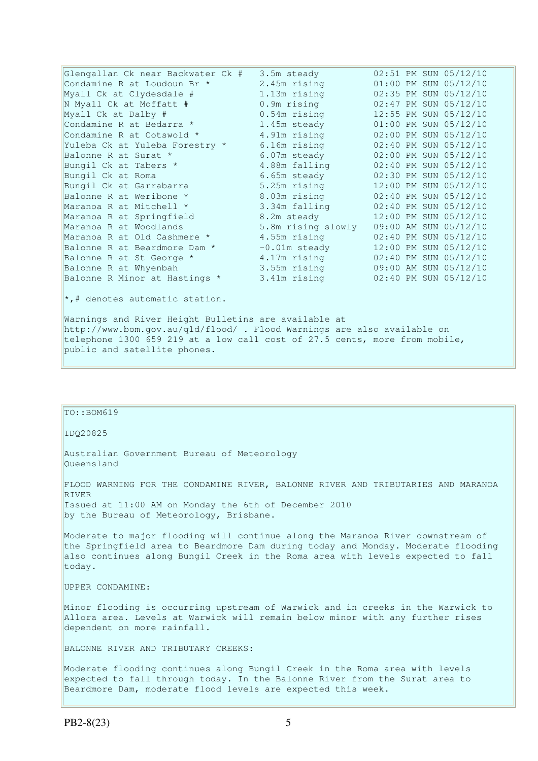| Station | Height | Time |
|---|---|---|
| Glengallan Ck near Backwater Ck # | 3.5m steady | 02:51 PM SUN 05/12/10 |
| Condamine R at Loudoun Br * | 2.45m rising | 01:00 PM SUN 05/12/10 |
| Myall Ck at Clydesdale # | 1.13m rising | 02:35 PM SUN 05/12/10 |
| N Myall Ck at Moffatt # | 0.9m rising | 02:47 PM SUN 05/12/10 |
| Myall Ck at Dalby # | 0.54m rising | 12:55 PM SUN 05/12/10 |
| Condamine R at Bedarra * | 1.45m steady | 01:00 PM SUN 05/12/10 |
| Condamine R at Cotswold * | 4.91m rising | 02:00 PM SUN 05/12/10 |
| Yuleba Ck at Yuleba Forestry * | 6.16m rising | 02:40 PM SUN 05/12/10 |
| Balonne R at Surat * | 6.07m steady | 02:00 PM SUN 05/12/10 |
| Bungil Ck at Tabers * | 4.88m falling | 02:40 PM SUN 05/12/10 |
| Bungil Ck at Roma | 6.65m steady | 02:30 PM SUN 05/12/10 |
| Bungil Ck at Garrabarra | 5.25m rising | 12:00 PM SUN 05/12/10 |
| Balonne R at Weribone * | 8.03m rising | 02:40 PM SUN 05/12/10 |
| Maranoa R at Mitchell * | 3.34m falling | 02:40 PM SUN 05/12/10 |
| Maranoa R at Springfield | 8.2m steady | 12:00 PM SUN 05/12/10 |
| Maranoa R at Woodlands | 5.8m rising slowly | 09:00 AM SUN 05/12/10 |
| Maranoa R at Old Cashmere * | 4.55m rising | 02:40 PM SUN 05/12/10 |
| Balonne R at Beardmore Dam * | -0.01m steady | 12:00 PM SUN 05/12/10 |
| Balonne R at St George * | 4.17m rising | 02:40 PM SUN 05/12/10 |
| Balonne R at Whyenbah | 3.55m rising | 09:00 AM SUN 05/12/10 |
| Balonne R Minor at Hastings * | 3.41m rising | 02:40 PM SUN 05/12/10 |

*,# denotes automatic station.

Warnings and River Height Bulletins are available at http://www.bom.gov.au/qld/flood/ . Flood Warnings are also available on telephone 1300 659 219 at a low call cost of 27.5 cents, more from mobile, public and satellite phones.

TO::BOM619

IDQ20825

Australian Government Bureau of Meteorology
Queensland

FLOOD WARNING FOR THE CONDAMINE RIVER, BALONNE RIVER AND TRIBUTARIES AND MARANOA RIVER
Issued at 11:00 AM on Monday the 6th of December 2010
by the Bureau of Meteorology, Brisbane.

Moderate to major flooding will continue along the Maranoa River downstream of the Springfield area to Beardmore Dam during today and Monday. Moderate flooding also continues along Bungil Creek in the Roma area with levels expected to fall today.

UPPER CONDAMINE:

Minor flooding is occurring upstream of Warwick and in creeks in the Warwick to Allora area. Levels at Warwick will remain below minor with any further rises dependent on more rainfall.

BALONNE RIVER AND TRIBUTARY CREEKS:

Moderate flooding continues along Bungil Creek in the Roma area with levels expected to fall through today. In the Balonne River from the Surat area to Beardmore Dam, moderate flood levels are expected this week.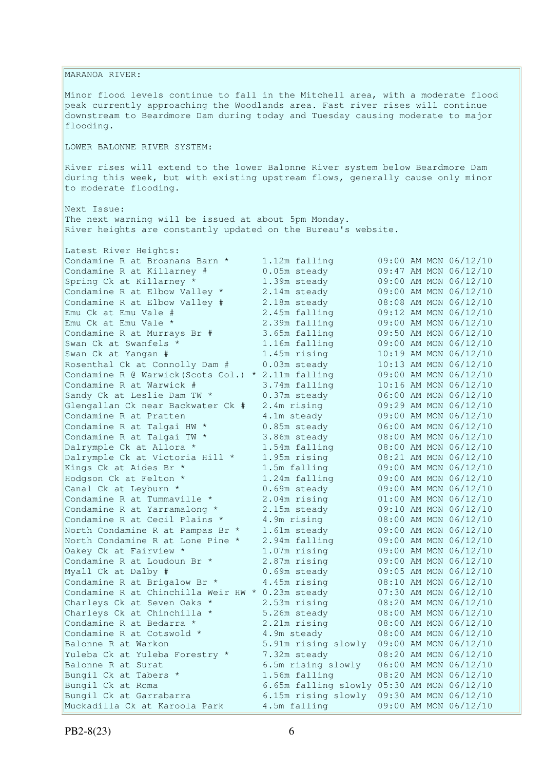MARANOA RIVER:

Minor flood levels continue to fall in the Mitchell area, with a moderate flood peak currently approaching the Woodlands area. Fast river rises will continue downstream to Beardmore Dam during today and Tuesday causing moderate to major flooding.

LOWER BALONNE RIVER SYSTEM:

River rises will extend to the lower Balonne River system below Beardmore Dam during this week, but with existing upstream flows, generally cause only minor to moderate flooding.

Next Issue:
The next warning will be issued at about 5pm Monday.
River heights are constantly updated on the Bureau's website.

Latest River Heights:

| | | |
|---|---|---|
| Condamine R at Brosnans Barn * | 1.12m falling | 09:00 AM MON 06/12/10 |
| Condamine R at Killarney # | 0.05m steady | 09:47 AM MON 06/12/10 |
| Spring Ck at Killarney * | 1.39m steady | 09:00 AM MON 06/12/10 |
| Condamine R at Elbow Valley * | 2.14m steady | 09:00 AM MON 06/12/10 |
| Condamine R at Elbow Valley # | 2.18m steady | 08:08 AM MON 06/12/10 |
| Emu Ck at Emu Vale # | 2.45m falling | 09:12 AM MON 06/12/10 |
| Emu Ck at Emu Vale * | 2.39m falling | 09:00 AM MON 06/12/10 |
| Condamine R at Murrays Br # | 3.65m falling | 09:50 AM MON 06/12/10 |
| Swan Ck at Swanfels * | 1.16m falling | 09:00 AM MON 06/12/10 |
| Swan Ck at Yangan # | 1.45m rising | 10:19 AM MON 06/12/10 |
| Rosenthal Ck at Connolly Dam # | 0.03m steady | 10:13 AM MON 06/12/10 |
| Condamine R @ Warwick(Scots Col.) * | 2.11m falling | 09:00 AM MON 06/12/10 |
| Condamine R at Warwick # | 3.74m falling | 10:16 AM MON 06/12/10 |
| Sandy Ck at Leslie Dam TW * | 0.37m steady | 06:00 AM MON 06/12/10 |
| Glengallan Ck near Backwater Ck # | 2.4m rising | 09:29 AM MON 06/12/10 |
| Condamine R at Pratten | 4.1m steady | 09:00 AM MON 06/12/10 |
| Condamine R at Talgai HW * | 0.85m steady | 06:00 AM MON 06/12/10 |
| Condamine R at Talgai TW * | 3.86m steady | 08:00 AM MON 06/12/10 |
| Dalrymple Ck at Allora * | 1.54m falling | 08:00 AM MON 06/12/10 |
| Dalrymple Ck at Victoria Hill * | 1.95m rising | 08:21 AM MON 06/12/10 |
| Kings Ck at Aides Br * | 1.5m falling | 09:00 AM MON 06/12/10 |
| Hodgson Ck at Felton * | 1.24m falling | 09:00 AM MON 06/12/10 |
| Canal Ck at Leyburn * | 0.69m steady | 09:00 AM MON 06/12/10 |
| Condamine R at Tummaville * | 2.04m rising | 01:00 AM MON 06/12/10 |
| Condamine R at Yarramalong * | 2.15m steady | 09:10 AM MON 06/12/10 |
| Condamine R at Cecil Plains * | 4.9m rising | 08:00 AM MON 06/12/10 |
| North Condamine R at Pampas Br * | 1.61m steady | 09:00 AM MON 06/12/10 |
| North Condamine R at Lone Pine * | 2.94m falling | 09:00 AM MON 06/12/10 |
| Oakey Ck at Fairview * | 1.07m rising | 09:00 AM MON 06/12/10 |
| Condamine R at Loudoun Br * | 2.87m rising | 09:00 AM MON 06/12/10 |
| Myall Ck at Dalby # | 0.69m steady | 09:05 AM MON 06/12/10 |
| Condamine R at Brigalow Br * | 4.45m rising | 08:10 AM MON 06/12/10 |
| Condamine R at Chinchilla Weir HW * | 0.23m steady | 07:30 AM MON 06/12/10 |
| Charleys Ck at Seven Oaks * | 2.53m rising | 08:20 AM MON 06/12/10 |
| Charleys Ck at Chinchilla * | 5.26m steady | 08:00 AM MON 06/12/10 |
| Condamine R at Bedarra * | 2.21m rising | 08:00 AM MON 06/12/10 |
| Condamine R at Cotswold * | 4.9m steady | 08:00 AM MON 06/12/10 |
| Balonne R at Warkon | 5.91m rising slowly | 09:00 AM MON 06/12/10 |
| Yuleba Ck at Yuleba Forestry * | 7.32m steady | 08:20 AM MON 06/12/10 |
| Balonne R at Surat | 6.5m rising slowly | 06:00 AM MON 06/12/10 |
| Bungil Ck at Tabers * | 1.56m falling | 08:20 AM MON 06/12/10 |
| Bungil Ck at Roma | 6.65m falling slowly | 05:30 AM MON 06/12/10 |
| Bungil Ck at Garrabarra | 6.15m rising slowly | 09:30 AM MON 06/12/10 |
| Muckadilla Ck at Karoola Park | 4.5m falling | 09:00 AM MON 06/12/10 |

PB2-8(23)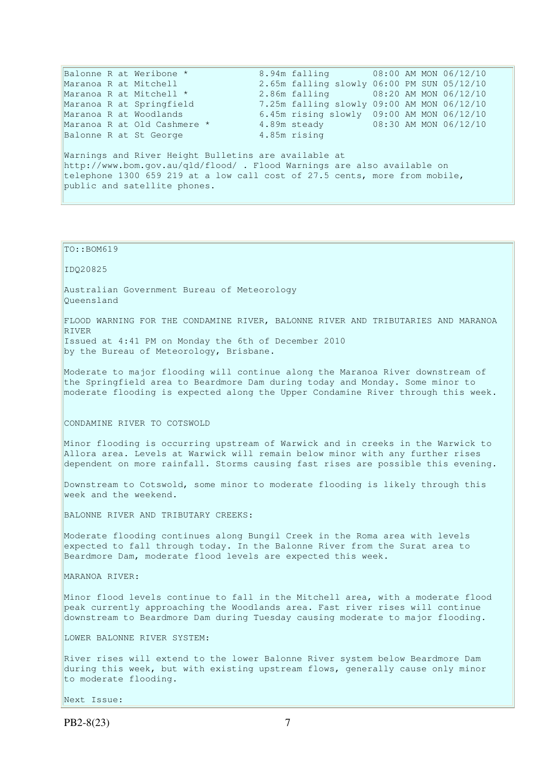| | | |
|---|---|---|
| Balonne R at Weribone * | 8.94m falling | 08:00 AM MON 06/12/10 |
| Maranoa R at Mitchell | 2.65m falling slowly | 06:00 PM SUN 05/12/10 |
| Maranoa R at Mitchell * | 2.86m falling | 08:20 AM MON 06/12/10 |
| Maranoa R at Springfield | 7.25m falling slowly | 09:00 AM MON 06/12/10 |
| Maranoa R at Woodlands | 6.45m rising slowly | 09:00 AM MON 06/12/10 |
| Maranoa R at Old Cashmere * | 4.89m steady | 08:30 AM MON 06/12/10 |
| Balonne R at St George | 4.85m rising | |

Warnings and River Height Bulletins are available at http://www.bom.gov.au/qld/flood/ . Flood Warnings are also available on telephone 1300 659 219 at a low call cost of 27.5 cents, more from mobile, public and satellite phones.

TO::BOM619

IDQ20825

Australian Government Bureau of Meteorology
Queensland

FLOOD WARNING FOR THE CONDAMINE RIVER, BALONNE RIVER AND TRIBUTARIES AND MARANOA RIVER
Issued at 4:41 PM on Monday the 6th of December 2010
by the Bureau of Meteorology, Brisbane.

Moderate to major flooding will continue along the Maranoa River downstream of the Springfield area to Beardmore Dam during today and Monday. Some minor to moderate flooding is expected along the Upper Condamine River through this week.

CONDAMINE RIVER TO COTSWOLD

Minor flooding is occurring upstream of Warwick and in creeks in the Warwick to Allora area. Levels at Warwick will remain below minor with any further rises dependent on more rainfall. Storms causing fast rises are possible this evening.

Downstream to Cotswold, some minor to moderate flooding is likely through this week and the weekend.

BALONNE RIVER AND TRIBUTARY CREEKS:

Moderate flooding continues along Bungil Creek in the Roma area with levels expected to fall through today. In the Balonne River from the Surat area to Beardmore Dam, moderate flood levels are expected this week.

MARANOA RIVER:

Minor flood levels continue to fall in the Mitchell area, with a moderate flood peak currently approaching the Woodlands area. Fast river rises will continue downstream to Beardmore Dam during Tuesday causing moderate to major flooding.

LOWER BALONNE RIVER SYSTEM:

River rises will extend to the lower Balonne River system below Beardmore Dam during this week, but with existing upstream flows, generally cause only minor to moderate flooding.

Next Issue: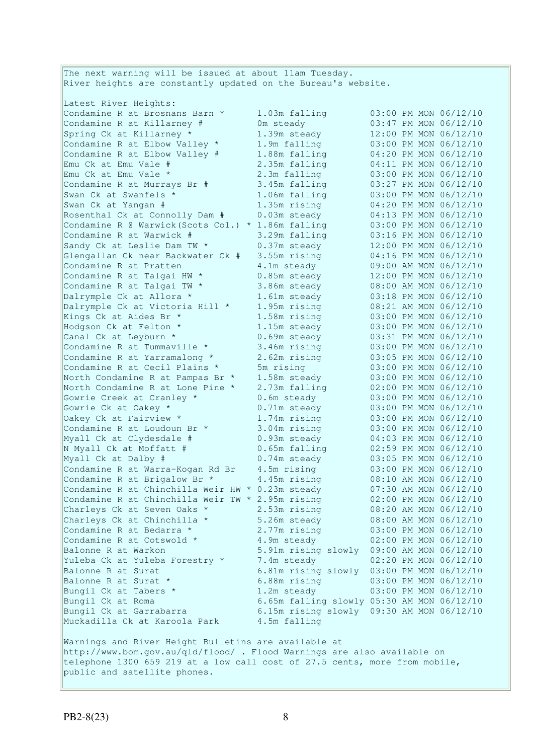The next warning will be issued at about 11am Tuesday.
River heights are constantly updated on the Bureau's website.

Latest River Heights:

| | | |
|---|---|---|
| Condamine R at Brosnans Barn * | 1.03m falling | 03:00 PM MON 06/12/10 |
| Condamine R at Killarney # | 0m steady | 03:47 PM MON 06/12/10 |
| Spring Ck at Killarney * | 1.39m steady | 12:00 PM MON 06/12/10 |
| Condamine R at Elbow Valley * | 1.9m falling | 03:00 PM MON 06/12/10 |
| Condamine R at Elbow Valley # | 1.88m falling | 04:20 PM MON 06/12/10 |
| Emu Ck at Emu Vale # | 2.35m falling | 04:11 PM MON 06/12/10 |
| Emu Ck at Emu Vale * | 2.3m falling | 03:00 PM MON 06/12/10 |
| Condamine R at Murrays Br # | 3.45m falling | 03:27 PM MON 06/12/10 |
| Swan Ck at Swanfels * | 1.06m falling | 03:00 PM MON 06/12/10 |
| Swan Ck at Yangan # | 1.35m rising | 04:20 PM MON 06/12/10 |
| Rosenthal Ck at Connolly Dam # | 0.03m steady | 04:13 PM MON 06/12/10 |
| Condamine R @ Warwick(Scots Col.) * | 1.86m falling | 03:00 PM MON 06/12/10 |
| Condamine R at Warwick # | 3.29m falling | 03:16 PM MON 06/12/10 |
| Sandy Ck at Leslie Dam TW * | 0.37m steady | 12:00 PM MON 06/12/10 |
| Glengallan Ck near Backwater Ck # | 3.55m rising | 04:16 PM MON 06/12/10 |
| Condamine R at Pratten | 4.1m steady | 09:00 AM MON 06/12/10 |
| Condamine R at Talgai HW * | 0.85m steady | 12:00 PM MON 06/12/10 |
| Condamine R at Talgai TW * | 3.86m steady | 08:00 AM MON 06/12/10 |
| Dalrymple Ck at Allora * | 1.61m steady | 03:18 PM MON 06/12/10 |
| Dalrymple Ck at Victoria Hill * | 1.95m rising | 08:21 AM MON 06/12/10 |
| Kings Ck at Aides Br * | 1.58m rising | 03:00 PM MON 06/12/10 |
| Hodgson Ck at Felton * | 1.15m steady | 03:00 PM MON 06/12/10 |
| Canal Ck at Leyburn * | 0.69m steady | 03:31 PM MON 06/12/10 |
| Condamine R at Tummaville * | 3.46m rising | 03:00 PM MON 06/12/10 |
| Condamine R at Yarramalong * | 2.62m rising | 03:05 PM MON 06/12/10 |
| Condamine R at Cecil Plains * | 5m rising | 03:00 PM MON 06/12/10 |
| North Condamine R at Pampas Br * | 1.58m steady | 03:00 PM MON 06/12/10 |
| North Condamine R at Lone Pine * | 2.73m falling | 02:00 PM MON 06/12/10 |
| Gowrie Creek at Cranley * | 0.6m steady | 03:00 PM MON 06/12/10 |
| Gowrie Ck at Oakey * | 0.71m steady | 03:00 PM MON 06/12/10 |
| Oakey Ck at Fairview * | 1.74m rising | 03:00 PM MON 06/12/10 |
| Condamine R at Loudoun Br * | 3.04m rising | 03:00 PM MON 06/12/10 |
| Myall Ck at Clydesdale # | 0.93m steady | 04:03 PM MON 06/12/10 |
| N Myall Ck at Moffatt # | 0.65m falling | 02:59 PM MON 06/12/10 |
| Myall Ck at Dalby # | 0.74m steady | 03:05 PM MON 06/12/10 |
| Condamine R at Warra-Kogan Rd Br | 4.5m rising | 03:00 PM MON 06/12/10 |
| Condamine R at Brigalow Br * | 4.45m rising | 08:10 AM MON 06/12/10 |
| Condamine R at Chinchilla Weir HW * | 0.23m steady | 07:30 AM MON 06/12/10 |
| Condamine R at Chinchilla Weir TW * | 2.95m rising | 02:00 PM MON 06/12/10 |
| Charleys Ck at Seven Oaks * | 2.53m rising | 08:20 AM MON 06/12/10 |
| Charleys Ck at Chinchilla * | 5.26m steady | 08:00 AM MON 06/12/10 |
| Condamine R at Bedarra * | 2.77m rising | 03:00 PM MON 06/12/10 |
| Condamine R at Cotswold * | 4.9m steady | 02:00 PM MON 06/12/10 |
| Balonne R at Warkon | 5.91m rising slowly | 09:00 AM MON 06/12/10 |
| Yuleba Ck at Yuleba Forestry * | 7.4m steady | 02:20 PM MON 06/12/10 |
| Balonne R at Surat | 6.81m rising slowly | 03:00 PM MON 06/12/10 |
| Balonne R at Surat * | 6.88m rising | 03:00 PM MON 06/12/10 |
| Bungil Ck at Tabers * | 1.2m steady | 03:00 PM MON 06/12/10 |
| Bungil Ck at Roma | 6.65m falling slowly | 05:30 AM MON 06/12/10 |
| Bungil Ck at Garrabarra | 6.15m rising slowly | 09:30 AM MON 06/12/10 |
| Muckadilla Ck at Karoola Park | 4.5m falling | |

Warnings and River Height Bulletins are available at http://www.bom.gov.au/qld/flood/ . Flood Warnings are also available on telephone 1300 659 219 at a low call cost of 27.5 cents, more from mobile, public and satellite phones.

PB2-8(23)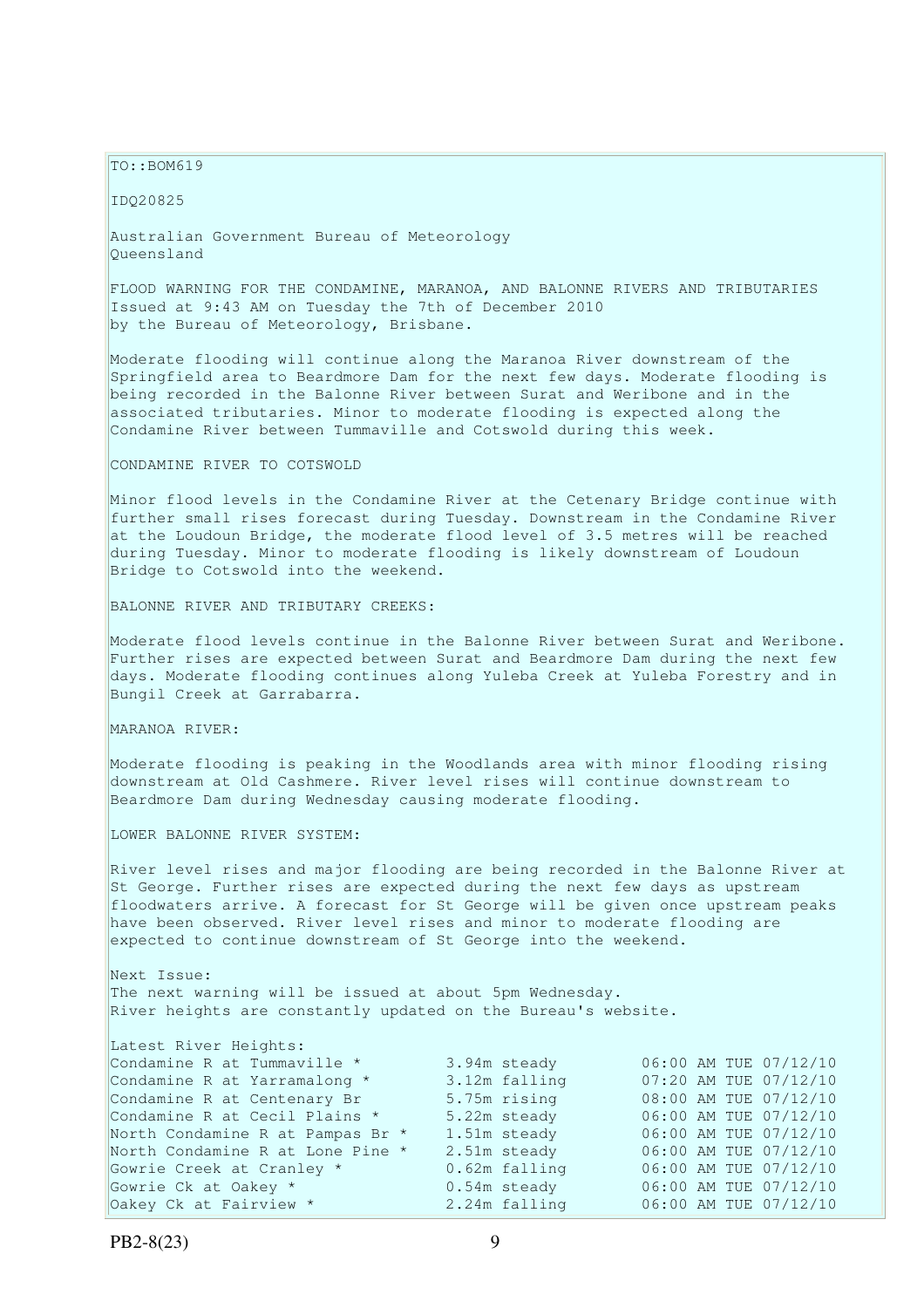TO::BOM619

IDQ20825

Australian Government Bureau of Meteorology
Queensland

FLOOD WARNING FOR THE CONDAMINE, MARANOA, AND BALONNE RIVERS AND TRIBUTARIES
Issued at 9:43 AM on Tuesday the 7th of December 2010
by the Bureau of Meteorology, Brisbane.

Moderate flooding will continue along the Maranoa River downstream of the Springfield area to Beardmore Dam for the next few days. Moderate flooding is being recorded in the Balonne River between Surat and Weribone and in the associated tributaries. Minor to moderate flooding is expected along the Condamine River between Tummaville and Cotswold during this week.

CONDAMINE RIVER TO COTSWOLD

Minor flood levels in the Condamine River at the Cetenary Bridge continue with further small rises forecast during Tuesday. Downstream in the Condamine River at the Loudoun Bridge, the moderate flood level of 3.5 metres will be reached during Tuesday. Minor to moderate flooding is likely downstream of Loudoun Bridge to Cotswold into the weekend.

BALONNE RIVER AND TRIBUTARY CREEKS:

Moderate flood levels continue in the Balonne River between Surat and Weribone. Further rises are expected between Surat and Beardmore Dam during the next few days. Moderate flooding continues along Yuleba Creek at Yuleba Forestry and in Bungil Creek at Garrabarra.

MARANOA RIVER:

Moderate flooding is peaking in the Woodlands area with minor flooding rising downstream at Old Cashmere. River level rises will continue downstream to Beardmore Dam during Wednesday causing moderate flooding.

LOWER BALONNE RIVER SYSTEM:

River level rises and major flooding are being recorded in the Balonne River at St George. Further rises are expected during the next few days as upstream floodwaters arrive. A forecast for St George will be given once upstream peaks have been observed. River level rises and minor to moderate flooding are expected to continue downstream of St George into the weekend.

Next Issue:
The next warning will be issued at about 5pm Wednesday.
River heights are constantly updated on the Bureau's website.

Latest River Heights:

| | | |
|---|---|---|
| Condamine R at Tummaville * | 3.94m steady | 06:00 AM TUE 07/12/10 |
| Condamine R at Yarramalong * | 3.12m falling | 07:20 AM TUE 07/12/10 |
| Condamine R at Centenary Br | 5.75m rising | 08:00 AM TUE 07/12/10 |
| Condamine R at Cecil Plains * | 5.22m steady | 06:00 AM TUE 07/12/10 |
| North Condamine R at Pampas Br * | 1.51m steady | 06:00 AM TUE 07/12/10 |
| North Condamine R at Lone Pine * | 2.51m steady | 06:00 AM TUE 07/12/10 |
| Gowrie Creek at Cranley * | 0.62m falling | 06:00 AM TUE 07/12/10 |
| Gowrie Ck at Oakey * | 0.54m steady | 06:00 AM TUE 07/12/10 |
| Oakey Ck at Fairview * | 2.24m falling | 06:00 AM TUE 07/12/10 |

PB2-8(23)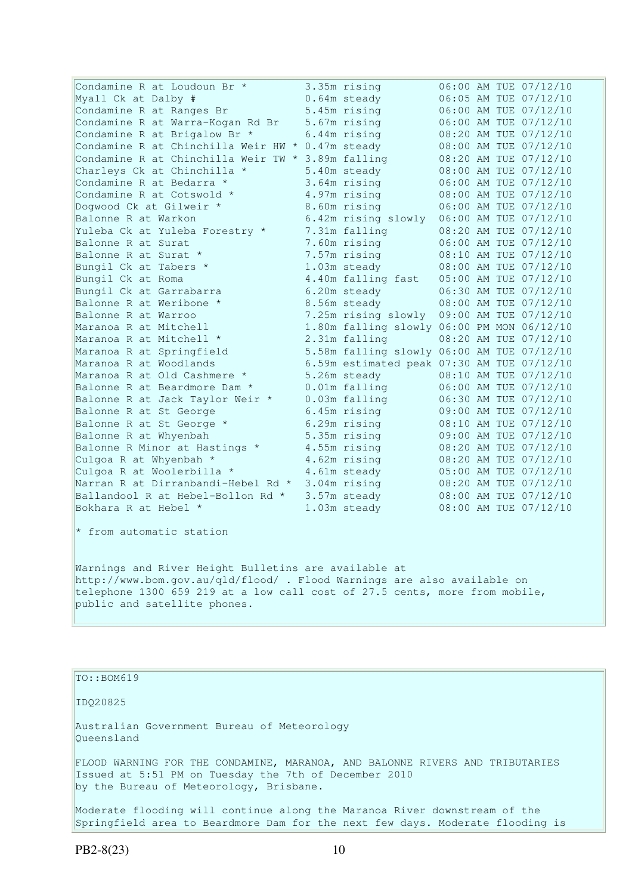| | | |
|---|---|---|
| Condamine R at Loudoun Br * | 3.35m rising | 06:00 AM TUE 07/12/10 |
| Myall Ck at Dalby # | 0.64m steady | 06:05 AM TUE 07/12/10 |
| Condamine R at Ranges Br | 5.45m rising | 06:00 AM TUE 07/12/10 |
| Condamine R at Warra-Kogan Rd Br | 5.67m rising | 06:00 AM TUE 07/12/10 |
| Condamine R at Brigalow Br * | 6.44m rising | 08:20 AM TUE 07/12/10 |
| Condamine R at Chinchilla Weir HW * | 0.47m steady | 08:00 AM TUE 07/12/10 |
| Condamine R at Chinchilla Weir TW * | 3.89m falling | 08:20 AM TUE 07/12/10 |
| Charleys Ck at Chinchilla * | 5.40m steady | 08:00 AM TUE 07/12/10 |
| Condamine R at Bedarra * | 3.64m rising | 06:00 AM TUE 07/12/10 |
| Condamine R at Cotswold * | 4.97m rising | 08:00 AM TUE 07/12/10 |
| Dogwood Ck at Gilweir * | 8.60m rising | 06:00 AM TUE 07/12/10 |
| Balonne R at Warkon | 6.42m rising slowly | 06:00 AM TUE 07/12/10 |
| Yuleba Ck at Yuleba Forestry * | 7.31m falling | 08:20 AM TUE 07/12/10 |
| Balonne R at Surat | 7.60m rising | 06:00 AM TUE 07/12/10 |
| Balonne R at Surat * | 7.57m rising | 08:10 AM TUE 07/12/10 |
| Bungil Ck at Tabers * | 1.03m steady | 08:00 AM TUE 07/12/10 |
| Bungil Ck at Roma | 4.40m falling fast | 05:00 AM TUE 07/12/10 |
| Bungil Ck at Garrabarra | 6.20m steady | 06:30 AM TUE 07/12/10 |
| Balonne R at Weribone * | 8.56m steady | 08:00 AM TUE 07/12/10 |
| Balonne R at Warroo | 7.25m rising slowly | 09:00 AM TUE 07/12/10 |
| Maranoa R at Mitchell | 1.80m falling slowly | 06:00 PM MON 06/12/10 |
| Maranoa R at Mitchell * | 2.31m falling | 08:20 AM TUE 07/12/10 |
| Maranoa R at Springfield | 5.58m falling slowly | 06:00 AM TUE 07/12/10 |
| Maranoa R at Woodlands | 6.59m estimated peak | 07:30 AM TUE 07/12/10 |
| Maranoa R at Old Cashmere * | 5.26m steady | 08:10 AM TUE 07/12/10 |
| Balonne R at Beardmore Dam * | 0.01m falling | 06:00 AM TUE 07/12/10 |
| Balonne R at Jack Taylor Weir * | 0.03m falling | 06:30 AM TUE 07/12/10 |
| Balonne R at St George | 6.45m rising | 09:00 AM TUE 07/12/10 |
| Balonne R at St George * | 6.29m rising | 08:10 AM TUE 07/12/10 |
| Balonne R at Whyenbah | 5.35m rising | 09:00 AM TUE 07/12/10 |
| Balonne R Minor at Hastings * | 4.55m rising | 08:20 AM TUE 07/12/10 |
| Culgoa R at Whyenbah * | 4.62m rising | 08:20 AM TUE 07/12/10 |
| Culgoa R at Woolerbilla * | 4.61m steady | 05:00 AM TUE 07/12/10 |
| Narran R at Dirranbandi-Hebel Rd * | 3.04m rising | 08:20 AM TUE 07/12/10 |
| Ballandool R at Hebel-Bollon Rd * | 3.57m steady | 08:00 AM TUE 07/12/10 |
| Bokhara R at Hebel * | 1.03m steady | 08:00 AM TUE 07/12/10 |

* from automatic station

Warnings and River Height Bulletins are available at http://www.bom.gov.au/qld/flood/ . Flood Warnings are also available on telephone 1300 659 219 at a low call cost of 27.5 cents, more from mobile, public and satellite phones.

TO::BOM619

IDQ20825

Australian Government Bureau of Meteorology
Queensland

FLOOD WARNING FOR THE CONDAMINE, MARANOA, AND BALONNE RIVERS AND TRIBUTARIES
Issued at 5:51 PM on Tuesday the 7th of December 2010
by the Bureau of Meteorology, Brisbane.

Moderate flooding will continue along the Maranoa River downstream of the Springfield area to Beardmore Dam for the next few days. Moderate flooding is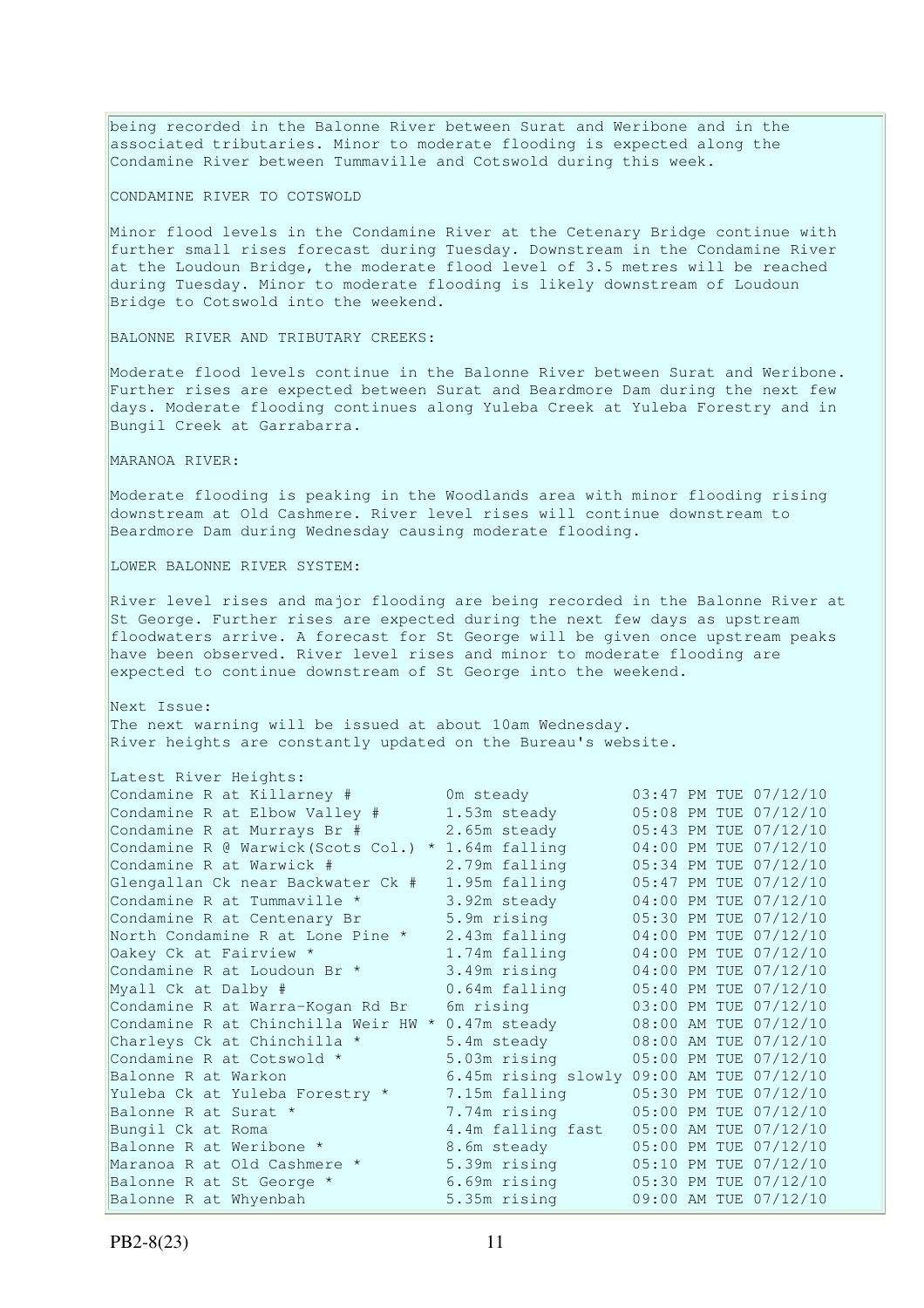being recorded in the Balonne River between Surat and Weribone and in the associated tributaries. Minor to moderate flooding is expected along the Condamine River between Tummaville and Cotswold during this week.

CONDAMINE RIVER TO COTSWOLD

Minor flood levels in the Condamine River at the Cetenary Bridge continue with further small rises forecast during Tuesday. Downstream in the Condamine River at the Loudoun Bridge, the moderate flood level of 3.5 metres will be reached during Tuesday. Minor to moderate flooding is likely downstream of Loudoun Bridge to Cotswold into the weekend.

BALONNE RIVER AND TRIBUTARY CREEKS:

Moderate flood levels continue in the Balonne River between Surat and Weribone. Further rises are expected between Surat and Beardmore Dam during the next few days. Moderate flooding continues along Yuleba Creek at Yuleba Forestry and in Bungil Creek at Garrabarra.

MARANOA RIVER:

Moderate flooding is peaking in the Woodlands area with minor flooding rising downstream at Old Cashmere. River level rises will continue downstream to Beardmore Dam during Wednesday causing moderate flooding.

LOWER BALONNE RIVER SYSTEM:

River level rises and major flooding are being recorded in the Balonne River at St George. Further rises are expected during the next few days as upstream floodwaters arrive. A forecast for St George will be given once upstream peaks have been observed. River level rises and minor to moderate flooding are expected to continue downstream of St George into the weekend.

Next Issue:
The next warning will be issued at about 10am Wednesday.
River heights are constantly updated on the Bureau's website.

Latest River Heights:

| | | |
|---|---|---|
| Condamine R at Killarney # | 0m steady | 03:47 PM TUE 07/12/10 |
| Condamine R at Elbow Valley # | 1.53m steady | 05:08 PM TUE 07/12/10 |
| Condamine R at Murrays Br # | 2.65m steady | 05:43 PM TUE 07/12/10 |
| Condamine R @ Warwick(Scots Col.) * | 1.64m falling | 04:00 PM TUE 07/12/10 |
| Condamine R at Warwick # | 2.79m falling | 05:34 PM TUE 07/12/10 |
| Glengallan Ck near Backwater Ck # | 1.95m falling | 05:47 PM TUE 07/12/10 |
| Condamine R at Tummaville * | 3.92m steady | 04:00 PM TUE 07/12/10 |
| Condamine R at Centenary Br | 5.9m rising | 05:30 PM TUE 07/12/10 |
| North Condamine R at Lone Pine * | 2.43m falling | 04:00 PM TUE 07/12/10 |
| Oakey Ck at Fairview * | 1.74m falling | 04:00 PM TUE 07/12/10 |
| Condamine R at Loudoun Br * | 3.49m rising | 04:00 PM TUE 07/12/10 |
| Myall Ck at Dalby # | 0.64m falling | 05:40 PM TUE 07/12/10 |
| Condamine R at Warra-Kogan Rd Br | 6m rising | 03:00 PM TUE 07/12/10 |
| Condamine R at Chinchilla Weir HW * | 0.47m steady | 08:00 AM TUE 07/12/10 |
| Charleys Ck at Chinchilla * | 5.4m steady | 08:00 AM TUE 07/12/10 |
| Condamine R at Cotswold * | 5.03m rising | 05:00 PM TUE 07/12/10 |
| Balonne R at Warkon | 6.45m rising slowly | 09:00 AM TUE 07/12/10 |
| Yuleba Ck at Yuleba Forestry * | 7.15m falling | 05:30 PM TUE 07/12/10 |
| Balonne R at Surat * | 7.74m rising | 05:00 PM TUE 07/12/10 |
| Bungil Ck at Roma | 4.4m falling fast | 05:00 AM TUE 07/12/10 |
| Balonne R at Weribone * | 8.6m steady | 05:00 PM TUE 07/12/10 |
| Maranoa R at Old Cashmere * | 5.39m rising | 05:10 PM TUE 07/12/10 |
| Balonne R at St George * | 6.69m rising | 05:30 PM TUE 07/12/10 |
| Balonne R at Whyenbah | 5.35m rising | 09:00 AM TUE 07/12/10 |

PB2-8(23)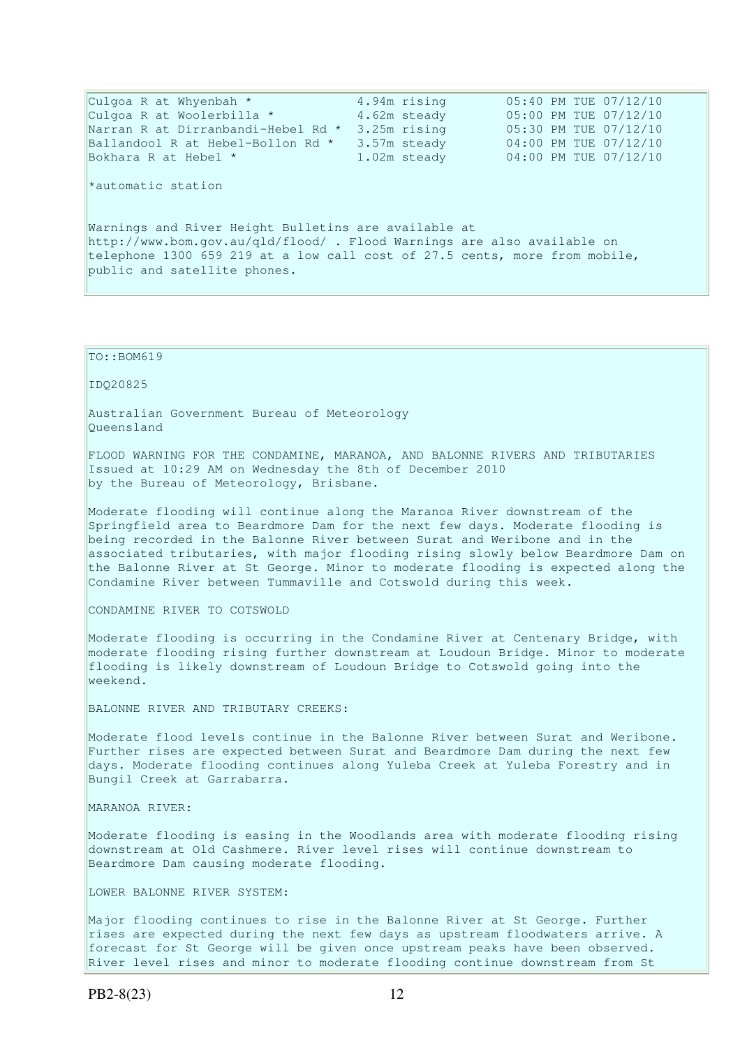| | | |
|---|---|---|
| Culgoa R at Whyenbah * | 4.94m rising | 05:40 PM TUE 07/12/10 |
| Culgoa R at Woolerbilla * | 4.62m steady | 05:00 PM TUE 07/12/10 |
| Narran R at Dirranbandi-Hebel Rd * | 3.25m rising | 05:30 PM TUE 07/12/10 |
| Ballandool R at Hebel-Bollon Rd * | 3.57m steady | 04:00 PM TUE 07/12/10 |
| Bokhara R at Hebel * | 1.02m steady | 04:00 PM TUE 07/12/10 |

*automatic station

Warnings and River Height Bulletins are available at http://www.bom.gov.au/qld/flood/ . Flood Warnings are also available on telephone 1300 659 219 at a low call cost of 27.5 cents, more from mobile, public and satellite phones.

TO::BOM619

IDQ20825

Australian Government Bureau of Meteorology
Queensland

FLOOD WARNING FOR THE CONDAMINE, MARANOA, AND BALONNE RIVERS AND TRIBUTARIES
Issued at 10:29 AM on Wednesday the 8th of December 2010
by the Bureau of Meteorology, Brisbane.

Moderate flooding will continue along the Maranoa River downstream of the Springfield area to Beardmore Dam for the next few days. Moderate flooding is being recorded in the Balonne River between Surat and Weribone and in the associated tributaries, with major flooding rising slowly below Beardmore Dam on the Balonne River at St George. Minor to moderate flooding is expected along the Condamine River between Tummaville and Cotswold during this week.

CONDAMINE RIVER TO COTSWOLD

Moderate flooding is occurring in the Condamine River at Centenary Bridge, with moderate flooding rising further downstream at Loudoun Bridge. Minor to moderate flooding is likely downstream of Loudoun Bridge to Cotswold going into the weekend.

BALONNE RIVER AND TRIBUTARY CREEKS:

Moderate flood levels continue in the Balonne River between Surat and Weribone. Further rises are expected between Surat and Beardmore Dam during the next few days. Moderate flooding continues along Yuleba Creek at Yuleba Forestry and in Bungil Creek at Garrabarra.

MARANOA RIVER:

Moderate flooding is easing in the Woodlands area with moderate flooding rising downstream at Old Cashmere. River level rises will continue downstream to Beardmore Dam causing moderate flooding.

LOWER BALONNE RIVER SYSTEM:

Major flooding continues to rise in the Balonne River at St George. Further rises are expected during the next few days as upstream floodwaters arrive. A forecast for St George will be given once upstream peaks have been observed. River level rises and minor to moderate flooding continue downstream from St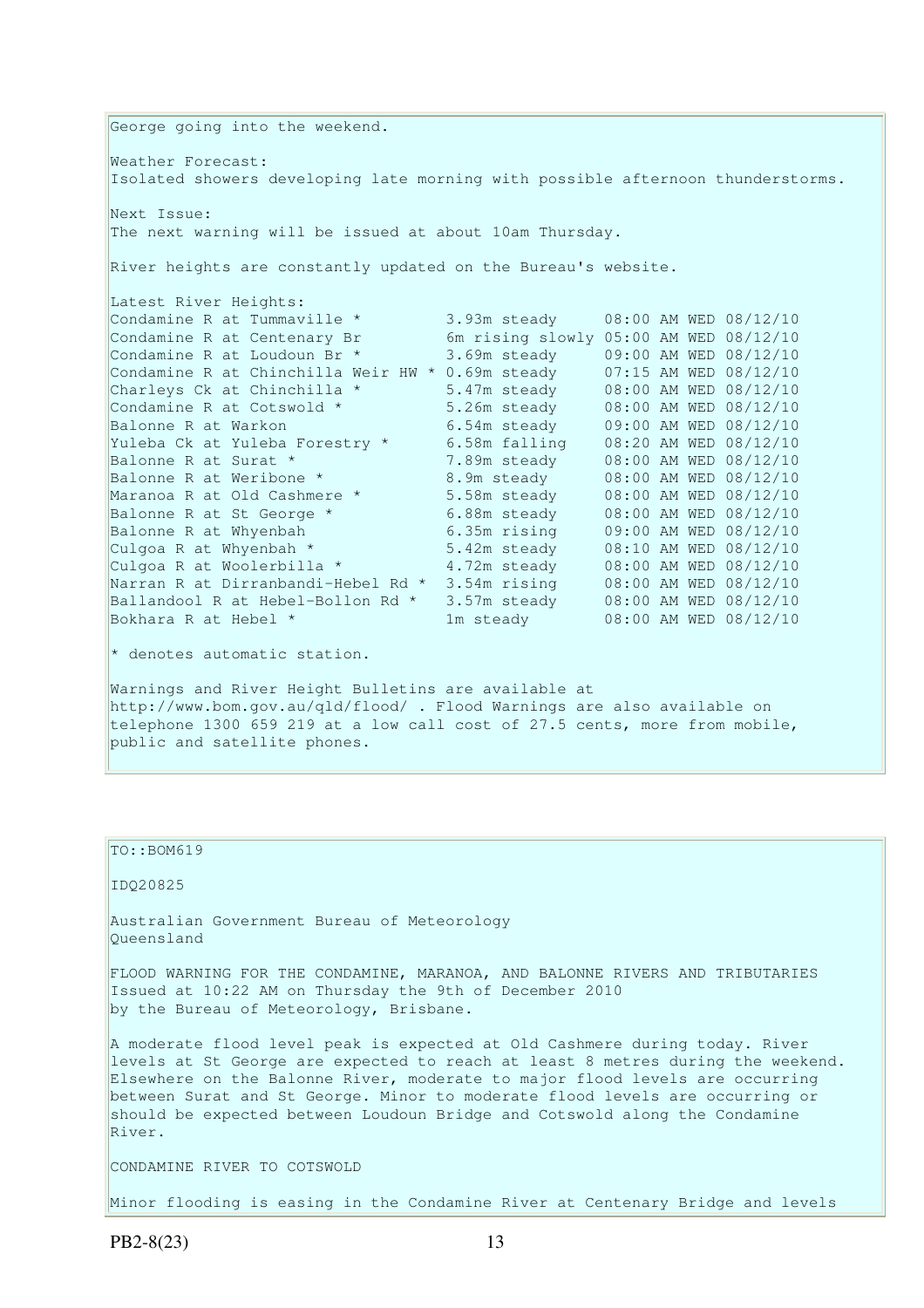George going into the weekend.

Weather Forecast:
Isolated showers developing late morning with possible afternoon thunderstorms.

Next Issue:
The next warning will be issued at about 10am Thursday.

River heights are constantly updated on the Bureau's website.

Latest River Heights:

| Location | Height | Time |
|---|---|---|
| Condamine R at Tummaville * | 3.93m steady | 08:00 AM WED 08/12/10 |
| Condamine R at Centenary Br | 6m rising slowly | 05:00 AM WED 08/12/10 |
| Condamine R at Loudoun Br * | 3.69m steady | 09:00 AM WED 08/12/10 |
| Condamine R at Chinchilla Weir HW * | 0.69m steady | 07:15 AM WED 08/12/10 |
| Charleys Ck at Chinchilla * | 5.47m steady | 08:00 AM WED 08/12/10 |
| Condamine R at Cotswold * | 5.26m steady | 08:00 AM WED 08/12/10 |
| Balonne R at Warkon | 6.54m steady | 09:00 AM WED 08/12/10 |
| Yuleba Ck at Yuleba Forestry * | 6.58m falling | 08:20 AM WED 08/12/10 |
| Balonne R at Surat * | 7.89m steady | 08:00 AM WED 08/12/10 |
| Balonne R at Weribone * | 8.9m steady | 08:00 AM WED 08/12/10 |
| Maranoa R at Old Cashmere * | 5.58m steady | 08:00 AM WED 08/12/10 |
| Balonne R at St George * | 6.88m steady | 08:00 AM WED 08/12/10 |
| Balonne R at Whyenbah | 6.35m rising | 09:00 AM WED 08/12/10 |
| Culgoa R at Whyenbah * | 5.42m steady | 08:10 AM WED 08/12/10 |
| Culgoa R at Woolerbilla * | 4.72m steady | 08:00 AM WED 08/12/10 |
| Narran R at Dirranbandi-Hebel Rd * | 3.54m rising | 08:00 AM WED 08/12/10 |
| Ballandool R at Hebel-Bollon Rd * | 3.57m steady | 08:00 AM WED 08/12/10 |
| Bokhara R at Hebel * | 1m steady | 08:00 AM WED 08/12/10 |

* denotes automatic station.

Warnings and River Height Bulletins are available at http://www.bom.gov.au/qld/flood/ . Flood Warnings are also available on telephone 1300 659 219 at a low call cost of 27.5 cents, more from mobile, public and satellite phones.

---

TO::BOM619

IDQ20825

Australian Government Bureau of Meteorology
Queensland

FLOOD WARNING FOR THE CONDAMINE, MARANOA, AND BALONNE RIVERS AND TRIBUTARIES
Issued at 10:22 AM on Thursday the 9th of December 2010
by the Bureau of Meteorology, Brisbane.

A moderate flood level peak is expected at Old Cashmere during today. River levels at St George are expected to reach at least 8 metres during the weekend. Elsewhere on the Balonne River, moderate to major flood levels are occurring between Surat and St George. Minor to moderate flood levels are occurring or should be expected between Loudoun Bridge and Cotswold along the Condamine River.

CONDAMINE RIVER TO COTSWOLD

Minor flooding is easing in the Condamine River at Centenary Bridge and levels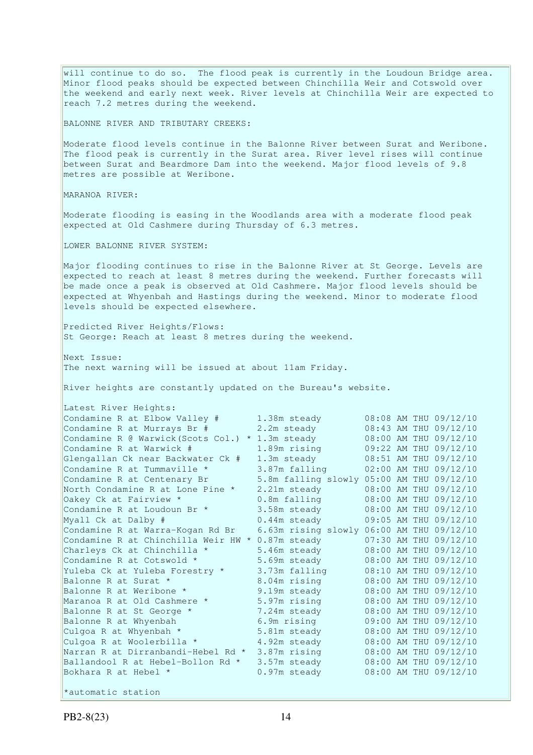will continue to do so. The flood peak is currently in the Loudoun Bridge area. Minor flood peaks should be expected between Chinchilla Weir and Cotswold over the weekend and early next week. River levels at Chinchilla Weir are expected to reach 7.2 metres during the weekend.

BALONNE RIVER AND TRIBUTARY CREEKS:

Moderate flood levels continue in the Balonne River between Surat and Weribone. The flood peak is currently in the Surat area. River level rises will continue between Surat and Beardmore Dam into the weekend. Major flood levels of 9.8 metres are possible at Weribone.

MARANOA RIVER:

Moderate flooding is easing in the Woodlands area with a moderate flood peak expected at Old Cashmere during Thursday of 6.3 metres.

LOWER BALONNE RIVER SYSTEM:

Major flooding continues to rise in the Balonne River at St George. Levels are expected to reach at least 8 metres during the weekend. Further forecasts will be made once a peak is observed at Old Cashmere. Major flood levels should be expected at Whyenbah and Hastings during the weekend. Minor to moderate flood levels should be expected elsewhere.

Predicted River Heights/Flows:
St George: Reach at least 8 metres during the weekend.

Next Issue:
The next warning will be issued at about 11am Friday.

River heights are constantly updated on the Bureau's website.

Latest River Heights:

| | | |
|---|---|---|
| Condamine R at Elbow Valley # | 1.38m steady | 08:08 AM THU 09/12/10 |
| Condamine R at Murrays Br # | 2.2m steady | 08:43 AM THU 09/12/10 |
| Condamine R @ Warwick(Scots Col.) * | 1.3m steady | 08:00 AM THU 09/12/10 |
| Condamine R at Warwick # | 1.89m rising | 09:22 AM THU 09/12/10 |
| Glengallan Ck near Backwater Ck # | 1.3m steady | 08:51 AM THU 09/12/10 |
| Condamine R at Tummaville * | 3.87m falling | 02:00 AM THU 09/12/10 |
| Condamine R at Centenary Br | 5.8m falling slowly | 05:00 AM THU 09/12/10 |
| North Condamine R at Lone Pine * | 2.21m steady | 08:00 AM THU 09/12/10 |
| Oakey Ck at Fairview * | 0.8m falling | 08:00 AM THU 09/12/10 |
| Condamine R at Loudoun Br * | 3.58m steady | 08:00 AM THU 09/12/10 |
| Myall Ck at Dalby # | 0.44m steady | 09:05 AM THU 09/12/10 |
| Condamine R at Warra-Kogan Rd Br | 6.63m rising slowly | 06:00 AM THU 09/12/10 |
| Condamine R at Chinchilla Weir HW * | 0.87m steady | 07:30 AM THU 09/12/10 |
| Charleys Ck at Chinchilla * | 5.46m steady | 08:00 AM THU 09/12/10 |
| Condamine R at Cotswold * | 5.69m steady | 08:00 AM THU 09/12/10 |
| Yuleba Ck at Yuleba Forestry * | 3.73m falling | 08:10 AM THU 09/12/10 |
| Balonne R at Surat * | 8.04m rising | 08:00 AM THU 09/12/10 |
| Balonne R at Weribone * | 9.19m steady | 08:00 AM THU 09/12/10 |
| Maranoa R at Old Cashmere * | 5.97m rising | 08:00 AM THU 09/12/10 |
| Balonne R at St George * | 7.24m steady | 08:00 AM THU 09/12/10 |
| Balonne R at Whyenbah | 6.9m rising | 09:00 AM THU 09/12/10 |
| Culgoa R at Whyenbah * | 5.81m steady | 08:00 AM THU 09/12/10 |
| Culgoa R at Woolerbilla * | 4.92m steady | 08:00 AM THU 09/12/10 |
| Narran R at Dirranbandi-Hebel Rd * | 3.87m rising | 08:00 AM THU 09/12/10 |
| Ballandool R at Hebel-Bollon Rd * | 3.57m steady | 08:00 AM THU 09/12/10 |
| Bokhara R at Hebel * | 0.97m steady | 08:00 AM THU 09/12/10 |

*automatic station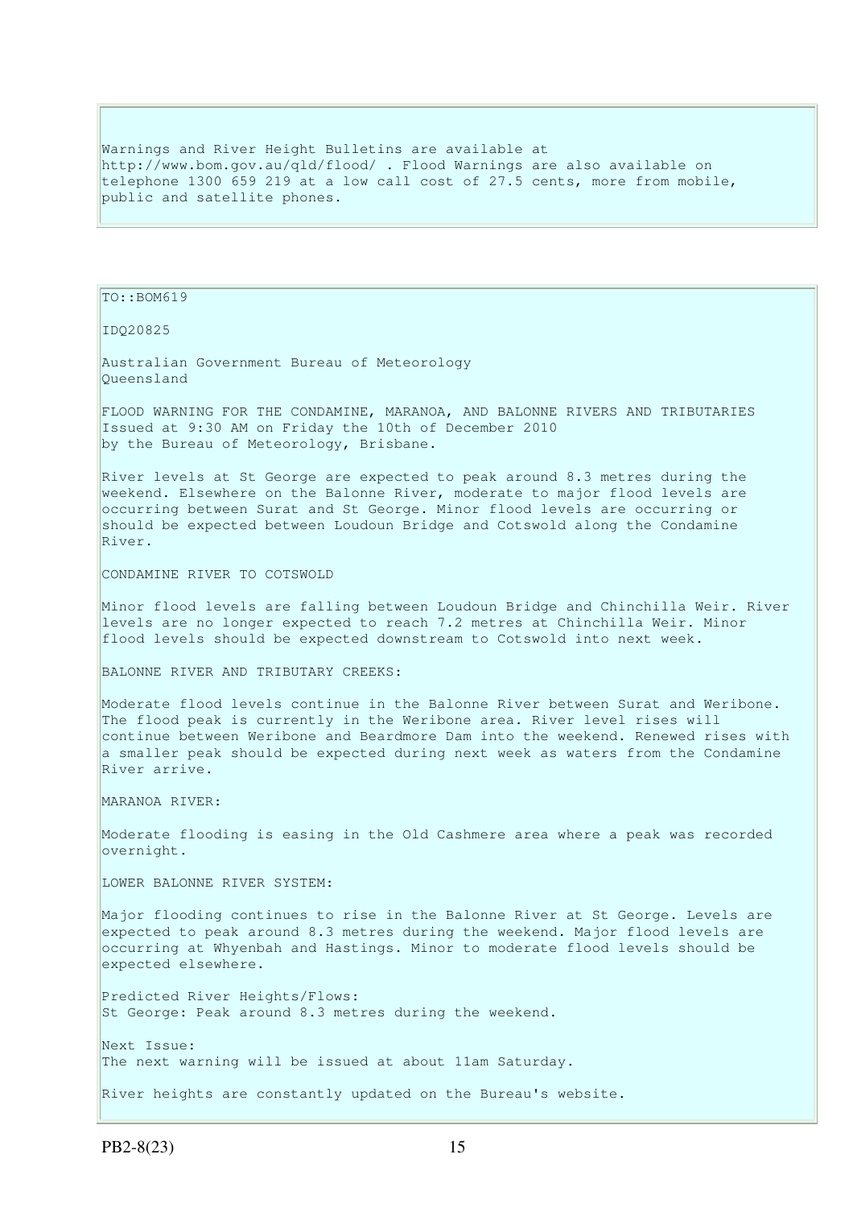Warnings and River Height Bulletins are available at http://www.bom.gov.au/qld/flood/ . Flood Warnings are also available on telephone 1300 659 219 at a low call cost of 27.5 cents, more from mobile, public and satellite phones.

TO::BOM619

IDQ20825

Australian Government Bureau of Meteorology
Queensland

FLOOD WARNING FOR THE CONDAMINE, MARANOA, AND BALONNE RIVERS AND TRIBUTARIES
Issued at 9:30 AM on Friday the 10th of December 2010
by the Bureau of Meteorology, Brisbane.

River levels at St George are expected to peak around 8.3 metres during the weekend. Elsewhere on the Balonne River, moderate to major flood levels are occurring between Surat and St George. Minor flood levels are occurring or should be expected between Loudoun Bridge and Cotswold along the Condamine River.

CONDAMINE RIVER TO COTSWOLD

Minor flood levels are falling between Loudoun Bridge and Chinchilla Weir. River levels are no longer expected to reach 7.2 metres at Chinchilla Weir. Minor flood levels should be expected downstream to Cotswold into next week.

BALONNE RIVER AND TRIBUTARY CREEKS:

Moderate flood levels continue in the Balonne River between Surat and Weribone. The flood peak is currently in the Weribone area. River level rises will continue between Weribone and Beardmore Dam into the weekend. Renewed rises with a smaller peak should be expected during next week as waters from the Condamine River arrive.

MARANOA RIVER:

Moderate flooding is easing in the Old Cashmere area where a peak was recorded overnight.

LOWER BALONNE RIVER SYSTEM:

Major flooding continues to rise in the Balonne River at St George. Levels are expected to peak around 8.3 metres during the weekend. Major flood levels are occurring at Whyenbah and Hastings. Minor to moderate flood levels should be expected elsewhere.

Predicted River Heights/Flows:
St George: Peak around 8.3 metres during the weekend.

Next Issue:
The next warning will be issued at about 11am Saturday.

River heights are constantly updated on the Bureau's website.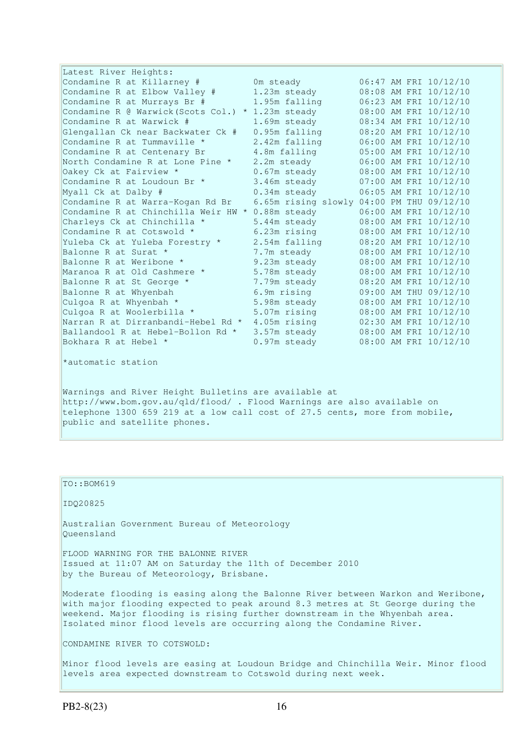Latest River Heights:

| | | |
|---|---|---|
| Condamine R at Killarney # | 0m steady | 06:47 AM FRI 10/12/10 |
| Condamine R at Elbow Valley # | 1.23m steady | 08:08 AM FRI 10/12/10 |
| Condamine R at Murrays Br # | 1.95m falling | 06:23 AM FRI 10/12/10 |
| Condamine R @ Warwick(Scots Col.) * | 1.23m steady | 08:00 AM FRI 10/12/10 |
| Condamine R at Warwick # | 1.69m steady | 08:34 AM FRI 10/12/10 |
| Glengallan Ck near Backwater Ck # | 0.95m falling | 08:20 AM FRI 10/12/10 |
| Condamine R at Tummaville * | 2.42m falling | 06:00 AM FRI 10/12/10 |
| Condamine R at Centenary Br | 4.8m falling | 05:00 AM FRI 10/12/10 |
| North Condamine R at Lone Pine * | 2.2m steady | 06:00 AM FRI 10/12/10 |
| Oakey Ck at Fairview * | 0.67m steady | 08:00 AM FRI 10/12/10 |
| Condamine R at Loudoun Br * | 3.46m steady | 07:00 AM FRI 10/12/10 |
| Myall Ck at Dalby # | 0.34m steady | 06:05 AM FRI 10/12/10 |
| Condamine R at Warra-Kogan Rd Br | 6.65m rising slowly | 04:00 PM THU 09/12/10 |
| Condamine R at Chinchilla Weir HW * | 0.88m steady | 06:00 AM FRI 10/12/10 |
| Charleys Ck at Chinchilla * | 5.44m steady | 08:00 AM FRI 10/12/10 |
| Condamine R at Cotswold * | 6.23m rising | 08:00 AM FRI 10/12/10 |
| Yuleba Ck at Yuleba Forestry * | 2.54m falling | 08:20 AM FRI 10/12/10 |
| Balonne R at Surat * | 7.7m steady | 08:00 AM FRI 10/12/10 |
| Balonne R at Weribone * | 9.23m steady | 08:00 AM FRI 10/12/10 |
| Maranoa R at Old Cashmere * | 5.78m steady | 08:00 AM FRI 10/12/10 |
| Balonne R at St George * | 7.79m steady | 08:20 AM FRI 10/12/10 |
| Balonne R at Whyenbah | 6.9m rising | 09:00 AM THU 09/12/10 |
| Culgoa R at Whyenbah * | 5.98m steady | 08:00 AM FRI 10/12/10 |
| Culgoa R at Woolerbilla * | 5.07m rising | 08:00 AM FRI 10/12/10 |
| Narran R at Dirranbandi-Hebel Rd * | 4.05m rising | 02:30 AM FRI 10/12/10 |
| Ballandool R at Hebel-Bollon Rd * | 3.57m steady | 08:00 AM FRI 10/12/10 |
| Bokhara R at Hebel * | 0.97m steady | 08:00 AM FRI 10/12/10 |

*automatic station

Warnings and River Height Bulletins are available at http://www.bom.gov.au/qld/flood/ . Flood Warnings are also available on telephone 1300 659 219 at a low call cost of 27.5 cents, more from mobile, public and satellite phones.

TO::BOM619

IDQ20825

Australian Government Bureau of Meteorology
Queensland

FLOOD WARNING FOR THE BALONNE RIVER
Issued at 11:07 AM on Saturday the 11th of December 2010
by the Bureau of Meteorology, Brisbane.

Moderate flooding is easing along the Balonne River between Warkon and Weribone, with major flooding expected to peak around 8.3 metres at St George during the weekend. Major flooding is rising further downstream in the Whyenbah area. Isolated minor flood levels are occurring along the Condamine River.

CONDAMINE RIVER TO COTSWOLD:

Minor flood levels are easing at Loudoun Bridge and Chinchilla Weir. Minor flood levels area expected downstream to Cotswold during next week.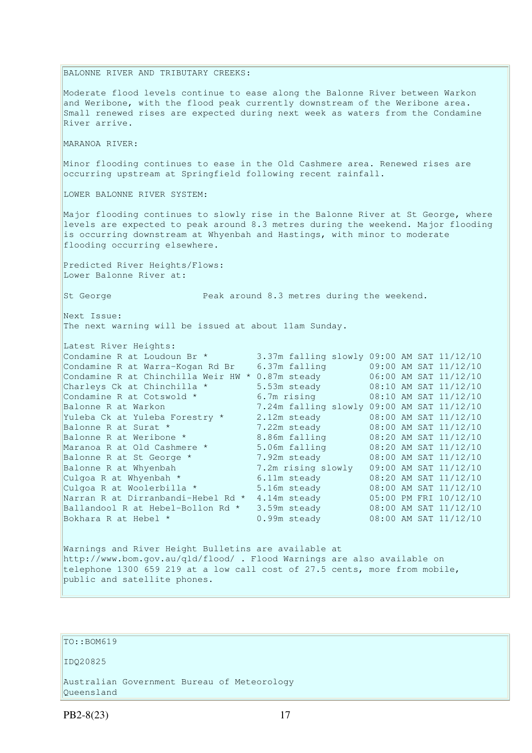BALONNE RIVER AND TRIBUTARY CREEKS:

Moderate flood levels continue to ease along the Balonne River between Warkon and Weribone, with the flood peak currently downstream of the Weribone area. Small renewed rises are expected during next week as waters from the Condamine River arrive.

MARANOA RIVER:

Minor flooding continues to ease in the Old Cashmere area. Renewed rises are occurring upstream at Springfield following recent rainfall.

LOWER BALONNE RIVER SYSTEM:

Major flooding continues to slowly rise in the Balonne River at St George, where levels are expected to peak around 8.3 metres during the weekend. Major flooding is occurring downstream at Whyenbah and Hastings, with minor to moderate flooding occurring elsewhere.

Predicted River Heights/Flows:
Lower Balonne River at:

St George Peak around 8.3 metres during the weekend.

Next Issue:
The next warning will be issued at about 11am Sunday.

Latest River Heights:

| | | |
|---|---|---|
| Condamine R at Loudoun Br * | 3.37m falling slowly | 09:00 AM SAT 11/12/10 |
| Condamine R at Warra-Kogan Rd Br | 6.37m falling | 09:00 AM SAT 11/12/10 |
| Condamine R at Chinchilla Weir HW * | 0.87m steady | 06:00 AM SAT 11/12/10 |
| Charleys Ck at Chinchilla * | 5.53m steady | 08:10 AM SAT 11/12/10 |
| Condamine R at Cotswold * | 6.7m rising | 08:10 AM SAT 11/12/10 |
| Balonne R at Warkon | 7.24m falling slowly | 09:00 AM SAT 11/12/10 |
| Yuleba Ck at Yuleba Forestry * | 2.12m steady | 08:00 AM SAT 11/12/10 |
| Balonne R at Surat * | 7.22m steady | 08:00 AM SAT 11/12/10 |
| Balonne R at Weribone * | 8.86m falling | 08:20 AM SAT 11/12/10 |
| Maranoa R at Old Cashmere * | 5.06m falling | 08:20 AM SAT 11/12/10 |
| Balonne R at St George * | 7.92m steady | 08:00 AM SAT 11/12/10 |
| Balonne R at Whyenbah | 7.2m rising slowly | 09:00 AM SAT 11/12/10 |
| Culgoa R at Whyenbah * | 6.11m steady | 08:20 AM SAT 11/12/10 |
| Culgoa R at Woolerbilla * | 5.16m steady | 08:00 AM SAT 11/12/10 |
| Narran R at Dirranbandi-Hebel Rd * | 4.14m steady | 05:00 PM FRI 10/12/10 |
| Ballandool R at Hebel-Bollon Rd * | 3.59m steady | 08:00 AM SAT 11/12/10 |
| Bokhara R at Hebel * | 0.99m steady | 08:00 AM SAT 11/12/10 |

Warnings and River Height Bulletins are available at http://www.bom.gov.au/qld/flood/ . Flood Warnings are also available on telephone 1300 659 219 at a low call cost of 27.5 cents, more from mobile, public and satellite phones.

TO::BOM619

IDQ20825

Australian Government Bureau of Meteorology
Queensland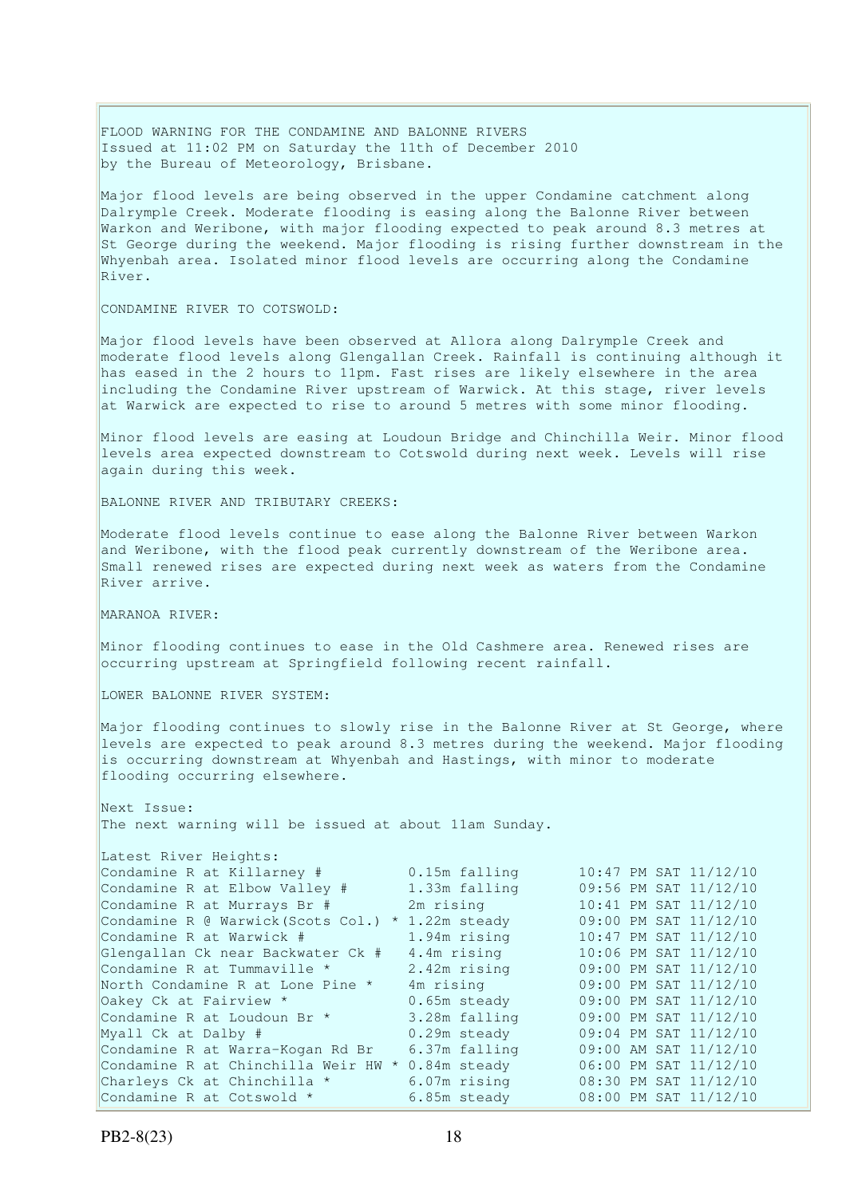FLOOD WARNING FOR THE CONDAMINE AND BALONNE RIVERS
Issued at 11:02 PM on Saturday the 11th of December 2010
by the Bureau of Meteorology, Brisbane.

Major flood levels are being observed in the upper Condamine catchment along Dalrymple Creek. Moderate flooding is easing along the Balonne River between Warkon and Weribone, with major flooding expected to peak around 8.3 metres at St George during the weekend. Major flooding is rising further downstream in the Whyenbah area. Isolated minor flood levels are occurring along the Condamine River.

CONDAMINE RIVER TO COTSWOLD:

Major flood levels have been observed at Allora along Dalrymple Creek and moderate flood levels along Glengallan Creek. Rainfall is continuing although it has eased in the 2 hours to 11pm. Fast rises are likely elsewhere in the area including the Condamine River upstream of Warwick. At this stage, river levels at Warwick are expected to rise to around 5 metres with some minor flooding.

Minor flood levels are easing at Loudoun Bridge and Chinchilla Weir. Minor flood levels area expected downstream to Cotswold during next week. Levels will rise again during this week.

BALONNE RIVER AND TRIBUTARY CREEKS:

Moderate flood levels continue to ease along the Balonne River between Warkon and Weribone, with the flood peak currently downstream of the Weribone area. Small renewed rises are expected during next week as waters from the Condamine River arrive.

MARANOA RIVER:

Minor flooding continues to ease in the Old Cashmere area. Renewed rises are occurring upstream at Springfield following recent rainfall.

LOWER BALONNE RIVER SYSTEM:

Major flooding continues to slowly rise in the Balonne River at St George, where levels are expected to peak around 8.3 metres during the weekend. Major flooding is occurring downstream at Whyenbah and Hastings, with minor to moderate flooding occurring elsewhere.

Next Issue:
The next warning will be issued at about 11am Sunday.

Latest River Heights:

| | | |
|---|---|---|
| Condamine R at Killarney # | 0.15m falling | 10:47 PM SAT 11/12/10 |
| Condamine R at Elbow Valley # | 1.33m falling | 09:56 PM SAT 11/12/10 |
| Condamine R at Murrays Br # | 2m rising | 10:41 PM SAT 11/12/10 |
| Condamine R @ Warwick(Scots Col.) * | 1.22m steady | 09:00 PM SAT 11/12/10 |
| Condamine R at Warwick # | 1.94m rising | 10:47 PM SAT 11/12/10 |
| Glengallan Ck near Backwater Ck # | 4.4m rising | 10:06 PM SAT 11/12/10 |
| Condamine R at Tummaville * | 2.42m rising | 09:00 PM SAT 11/12/10 |
| North Condamine R at Lone Pine * | 4m rising | 09:00 PM SAT 11/12/10 |
| Oakey Ck at Fairview * | 0.65m steady | 09:00 PM SAT 11/12/10 |
| Condamine R at Loudoun Br * | 3.28m falling | 09:00 PM SAT 11/12/10 |
| Myall Ck at Dalby # | 0.29m steady | 09:04 PM SAT 11/12/10 |
| Condamine R at Warra-Kogan Rd Br | 6.37m falling | 09:00 AM SAT 11/12/10 |
| Condamine R at Chinchilla Weir HW * | 0.84m steady | 06:00 PM SAT 11/12/10 |
| Charleys Ck at Chinchilla * | 6.07m rising | 08:30 PM SAT 11/12/10 |
| Condamine R at Cotswold * | 6.85m steady | 08:00 PM SAT 11/12/10 |

PB2-8(23)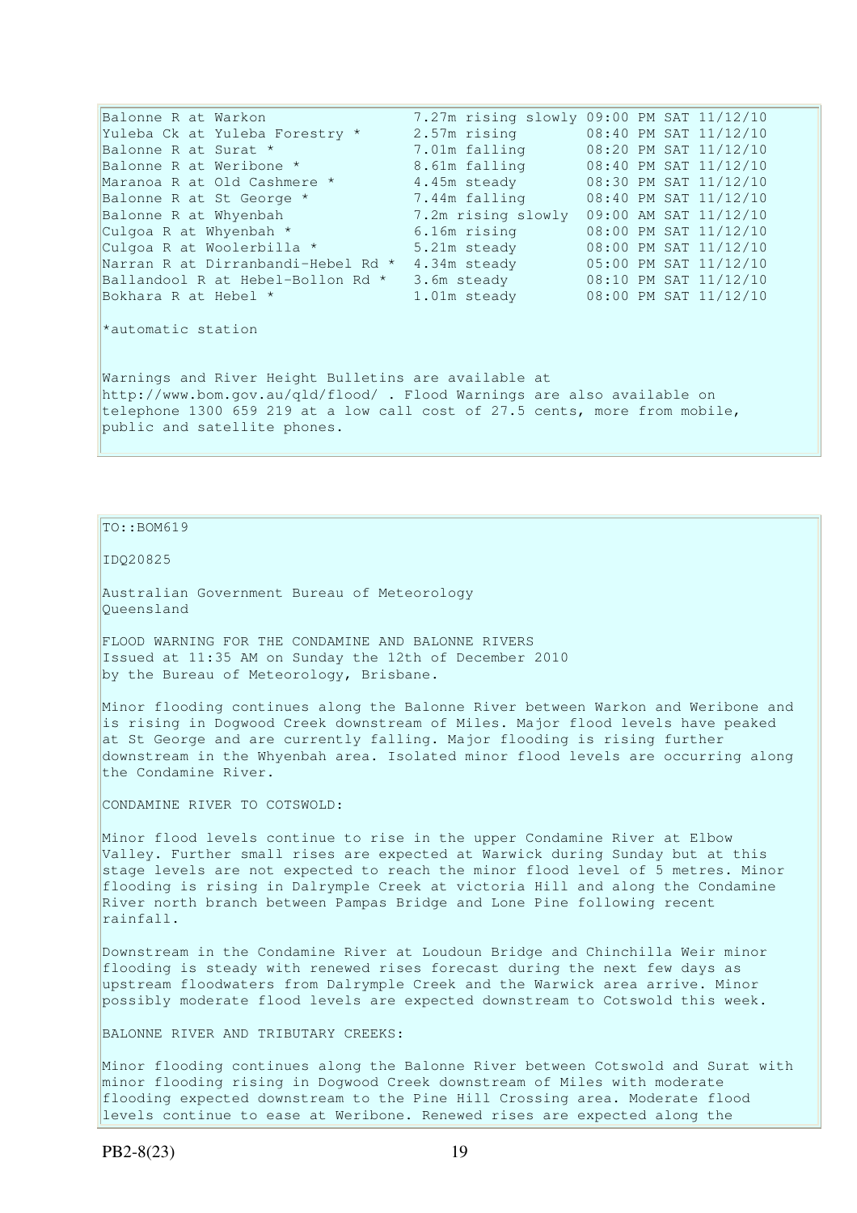| | | |
|---|---|---|
| Balonne R at Warkon | 7.27m rising slowly | 09:00 PM SAT 11/12/10 |
| Yuleba Ck at Yuleba Forestry * | 2.57m rising | 08:40 PM SAT 11/12/10 |
| Balonne R at Surat * | 7.01m falling | 08:20 PM SAT 11/12/10 |
| Balonne R at Weribone * | 8.61m falling | 08:40 PM SAT 11/12/10 |
| Maranoa R at Old Cashmere * | 4.45m steady | 08:30 PM SAT 11/12/10 |
| Balonne R at St George * | 7.44m falling | 08:40 PM SAT 11/12/10 |
| Balonne R at Whyenbah | 7.2m rising slowly | 09:00 AM SAT 11/12/10 |
| Culgoa R at Whyenbah * | 6.16m rising | 08:00 PM SAT 11/12/10 |
| Culgoa R at Woolerbilla * | 5.21m steady | 08:00 PM SAT 11/12/10 |
| Narran R at Dirranbandi-Hebel Rd * | 4.34m steady | 05:00 PM SAT 11/12/10 |
| Ballandool R at Hebel-Bollon Rd * | 3.6m steady | 08:10 PM SAT 11/12/10 |
| Bokhara R at Hebel * | 1.01m steady | 08:00 PM SAT 11/12/10 |

*automatic station

Warnings and River Height Bulletins are available at http://www.bom.gov.au/qld/flood/ . Flood Warnings are also available on telephone 1300 659 219 at a low call cost of 27.5 cents, more from mobile, public and satellite phones.

TO::BOM619

IDQ20825

Australian Government Bureau of Meteorology
Queensland

FLOOD WARNING FOR THE CONDAMINE AND BALONNE RIVERS
Issued at 11:35 AM on Sunday the 12th of December 2010
by the Bureau of Meteorology, Brisbane.

Minor flooding continues along the Balonne River between Warkon and Weribone and is rising in Dogwood Creek downstream of Miles. Major flood levels have peaked at St George and are currently falling. Major flooding is rising further downstream in the Whyenbah area. Isolated minor flood levels are occurring along the Condamine River.

CONDAMINE RIVER TO COTSWOLD:

Minor flood levels continue to rise in the upper Condamine River at Elbow Valley. Further small rises are expected at Warwick during Sunday but at this stage levels are not expected to reach the minor flood level of 5 metres. Minor flooding is rising in Dalrymple Creek at victoria Hill and along the Condamine River north branch between Pampas Bridge and Lone Pine following recent rainfall.

Downstream in the Condamine River at Loudoun Bridge and Chinchilla Weir minor flooding is steady with renewed rises forecast during the next few days as upstream floodwaters from Dalrymple Creek and the Warwick area arrive. Minor possibly moderate flood levels are expected downstream to Cotswold this week.

BALONNE RIVER AND TRIBUTARY CREEKS:

Minor flooding continues along the Balonne River between Cotswold and Surat with minor flooding rising in Dogwood Creek downstream of Miles with moderate flooding expected downstream to the Pine Hill Crossing area. Moderate flood levels continue to ease at Weribone. Renewed rises are expected along the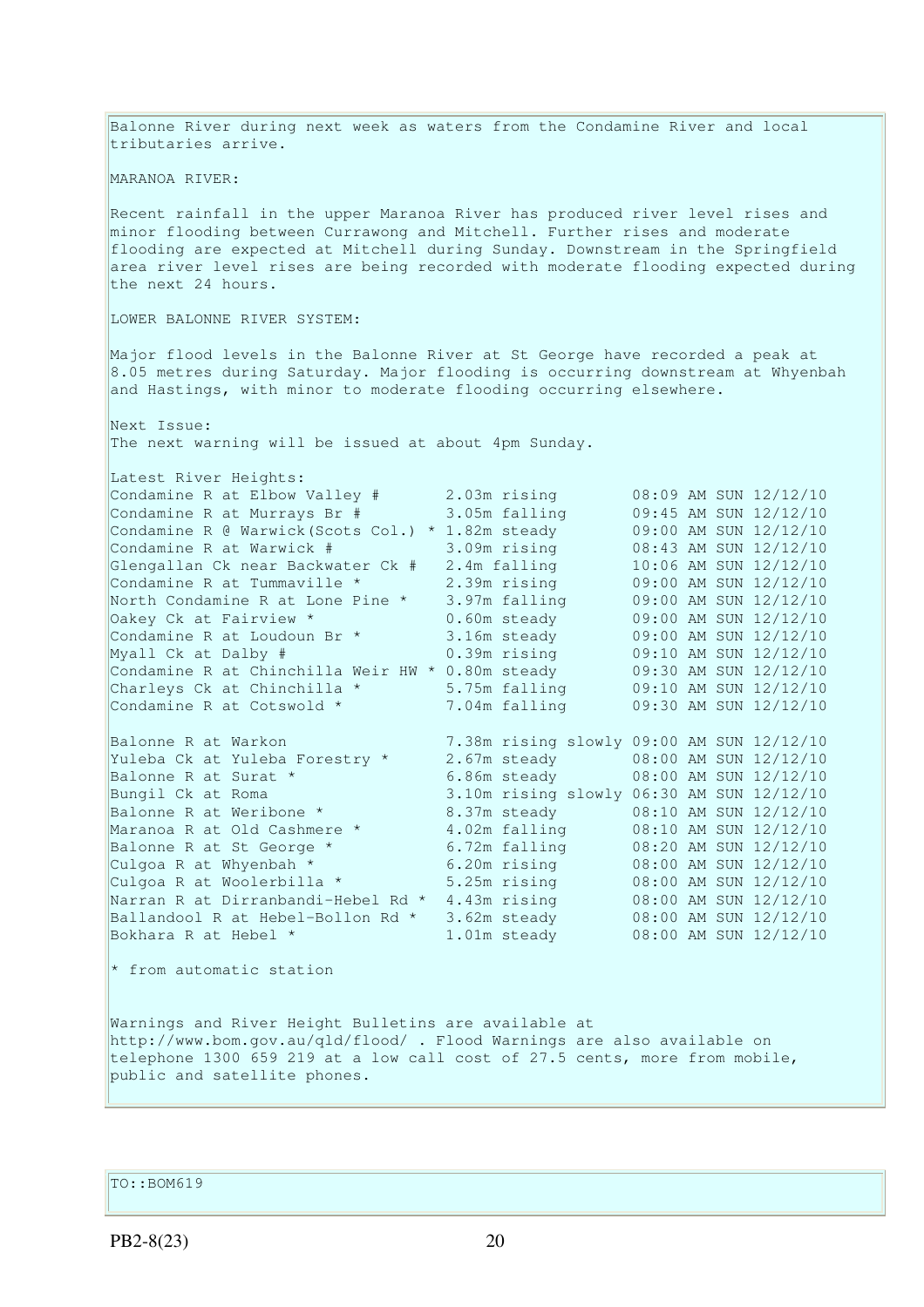Balonne River during next week as waters from the Condamine River and local tributaries arrive.

MARANOA RIVER:

Recent rainfall in the upper Maranoa River has produced river level rises and minor flooding between Currawong and Mitchell. Further rises and moderate flooding are expected at Mitchell during Sunday. Downstream in the Springfield area river level rises are being recorded with moderate flooding expected during the next 24 hours.

LOWER BALONNE RIVER SYSTEM:

Major flood levels in the Balonne River at St George have recorded a peak at 8.05 metres during Saturday. Major flooding is occurring downstream at Whyenbah and Hastings, with minor to moderate flooding occurring elsewhere.

Next Issue:
The next warning will be issued at about 4pm Sunday.

Latest River Heights:

| | | |
|---|---|---|
| Condamine R at Elbow Valley # | 2.03m rising | 08:09 AM SUN 12/12/10 |
| Condamine R at Murrays Br # | 3.05m falling | 09:45 AM SUN 12/12/10 |
| Condamine R @ Warwick(Scots Col.) * | 1.82m steady | 09:00 AM SUN 12/12/10 |
| Condamine R at Warwick # | 3.09m rising | 08:43 AM SUN 12/12/10 |
| Glengallan Ck near Backwater Ck # | 2.4m falling | 10:06 AM SUN 12/12/10 |
| Condamine R at Tummaville * | 2.39m rising | 09:00 AM SUN 12/12/10 |
| North Condamine R at Lone Pine * | 3.97m falling | 09:00 AM SUN 12/12/10 |
| Oakey Ck at Fairview * | 0.60m steady | 09:00 AM SUN 12/12/10 |
| Condamine R at Loudoun Br * | 3.16m steady | 09:00 AM SUN 12/12/10 |
| Myall Ck at Dalby # | 0.39m rising | 09:10 AM SUN 12/12/10 |
| Condamine R at Chinchilla Weir HW * | 0.80m steady | 09:30 AM SUN 12/12/10 |
| Charleys Ck at Chinchilla * | 5.75m falling | 09:10 AM SUN 12/12/10 |
| Condamine R at Cotswold * | 7.04m falling | 09:30 AM SUN 12/12/10 |
| Balonne R at Warkon | 7.38m rising slowly | 09:00 AM SUN 12/12/10 |
| Yuleba Ck at Yuleba Forestry * | 2.67m steady | 08:00 AM SUN 12/12/10 |
| Balonne R at Surat * | 6.86m steady | 08:00 AM SUN 12/12/10 |
| Bungil Ck at Roma | 3.10m rising slowly | 06:30 AM SUN 12/12/10 |
| Balonne R at Weribone * | 8.37m steady | 08:10 AM SUN 12/12/10 |
| Maranoa R at Old Cashmere * | 4.02m falling | 08:10 AM SUN 12/12/10 |
| Balonne R at St George * | 6.72m falling | 08:20 AM SUN 12/12/10 |
| Culgoa R at Whyenbah * | 6.20m rising | 08:00 AM SUN 12/12/10 |
| Culgoa R at Woolerbilla * | 5.25m rising | 08:00 AM SUN 12/12/10 |
| Narran R at Dirranbandi-Hebel Rd * | 4.43m rising | 08:00 AM SUN 12/12/10 |
| Ballandool R at Hebel-Bollon Rd * | 3.62m steady | 08:00 AM SUN 12/12/10 |
| Bokhara R at Hebel * | 1.01m steady | 08:00 AM SUN 12/12/10 |

* from automatic station

Warnings and River Height Bulletins are available at http://www.bom.gov.au/qld/flood/ . Flood Warnings are also available on telephone 1300 659 219 at a low call cost of 27.5 cents, more from mobile, public and satellite phones.

TO::BOM619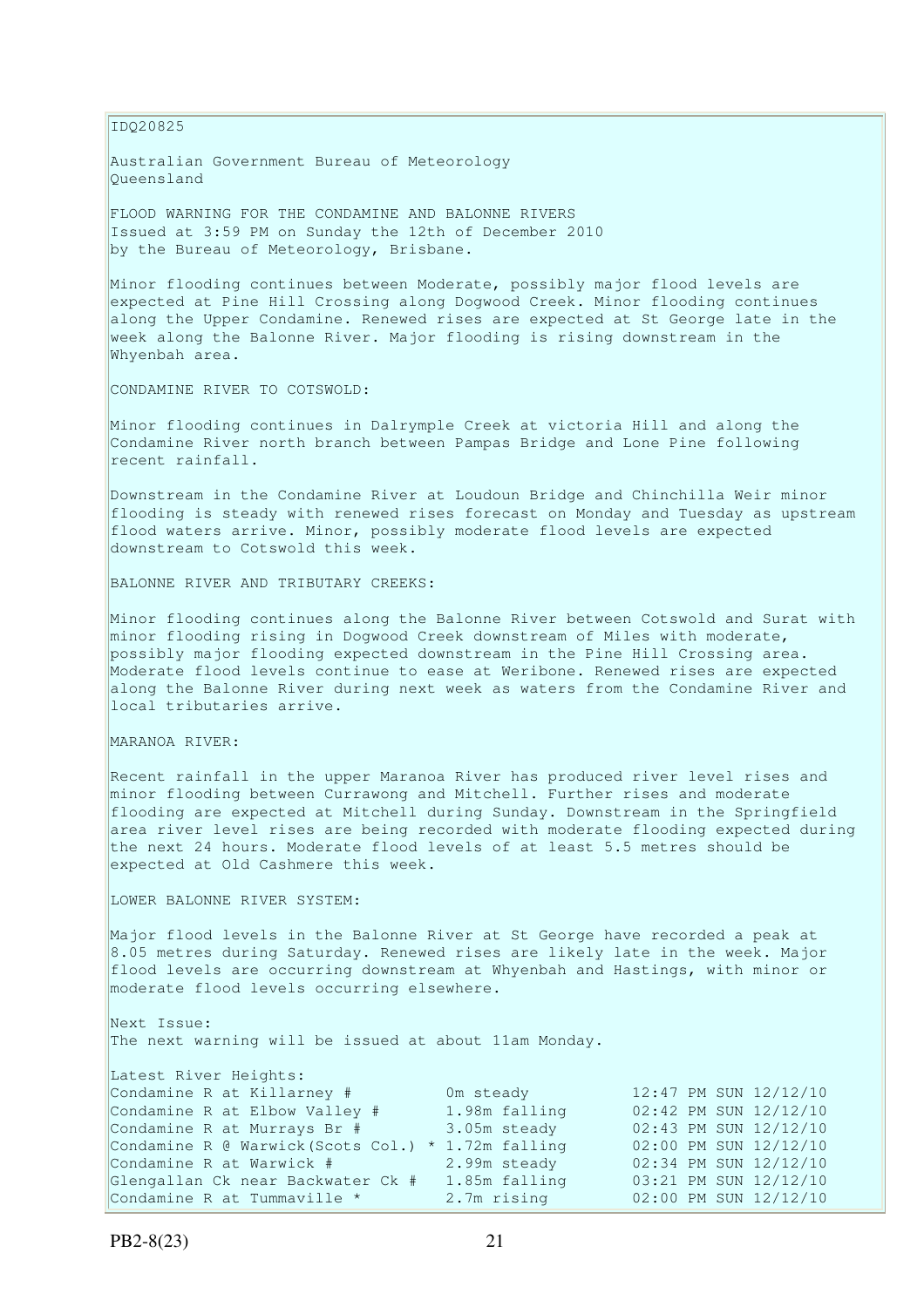IDQ20825

Australian Government Bureau of Meteorology
Queensland

FLOOD WARNING FOR THE CONDAMINE AND BALONNE RIVERS
Issued at 3:59 PM on Sunday the 12th of December 2010
by the Bureau of Meteorology, Brisbane.

Minor flooding continues between Moderate, possibly major flood levels are expected at Pine Hill Crossing along Dogwood Creek. Minor flooding continues along the Upper Condamine. Renewed rises are expected at St George late in the week along the Balonne River. Major flooding is rising downstream in the Whyenbah area.

CONDAMINE RIVER TO COTSWOLD:

Minor flooding continues in Dalrymple Creek at victoria Hill and along the Condamine River north branch between Pampas Bridge and Lone Pine following recent rainfall.

Downstream in the Condamine River at Loudoun Bridge and Chinchilla Weir minor flooding is steady with renewed rises forecast on Monday and Tuesday as upstream flood waters arrive. Minor, possibly moderate flood levels are expected downstream to Cotswold this week.

BALONNE RIVER AND TRIBUTARY CREEKS:

Minor flooding continues along the Balonne River between Cotswold and Surat with minor flooding rising in Dogwood Creek downstream of Miles with moderate, possibly major flooding expected downstream in the Pine Hill Crossing area. Moderate flood levels continue to ease at Weribone. Renewed rises are expected along the Balonne River during next week as waters from the Condamine River and local tributaries arrive.

MARANOA RIVER:

Recent rainfall in the upper Maranoa River has produced river level rises and minor flooding between Currawong and Mitchell. Further rises and moderate flooding are expected at Mitchell during Sunday. Downstream in the Springfield area river level rises are being recorded with moderate flooding expected during the next 24 hours. Moderate flood levels of at least 5.5 metres should be expected at Old Cashmere this week.

LOWER BALONNE RIVER SYSTEM:

Major flood levels in the Balonne River at St George have recorded a peak at 8.05 metres during Saturday. Renewed rises are likely late in the week. Major flood levels are occurring downstream at Whyenbah and Hastings, with minor or moderate flood levels occurring elsewhere.

Next Issue:
The next warning will be issued at about 11am Monday.

Latest River Heights:

| | | |
|---|---|---|
| Condamine R at Killarney # | 0m steady | 12:47 PM SUN 12/12/10 |
| Condamine R at Elbow Valley # | 1.98m falling | 02:42 PM SUN 12/12/10 |
| Condamine R at Murrays Br # | 3.05m steady | 02:43 PM SUN 12/12/10 |
| Condamine R @ Warwick(Scots Col.) * | 1.72m falling | 02:00 PM SUN 12/12/10 |
| Condamine R at Warwick # | 2.99m steady | 02:34 PM SUN 12/12/10 |
| Glengallan Ck near Backwater Ck # | 1.85m falling | 03:21 PM SUN 12/12/10 |
| Condamine R at Tummaville * | 2.7m rising | 02:00 PM SUN 12/12/10 |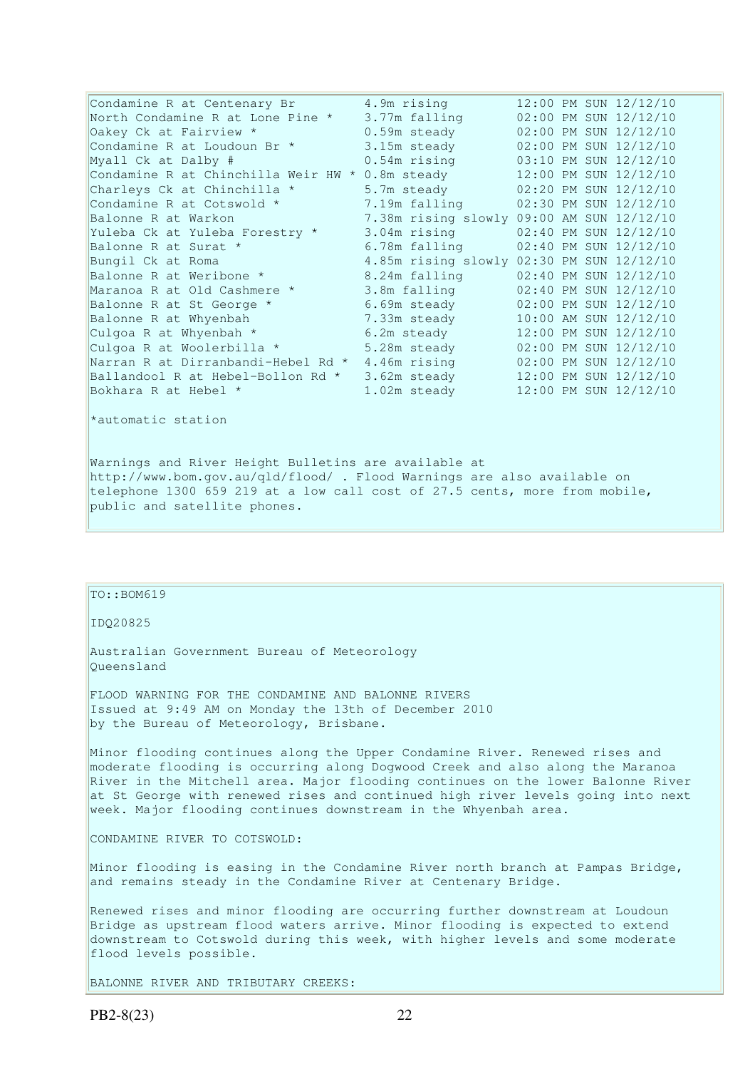| | | |
|---|---|---|
| Condamine R at Centenary Br | 4.9m rising | 12:00 PM SUN 12/12/10 |
| North Condamine R at Lone Pine * | 3.77m falling | 02:00 PM SUN 12/12/10 |
| Oakey Ck at Fairview * | 0.59m steady | 02:00 PM SUN 12/12/10 |
| Condamine R at Loudoun Br * | 3.15m steady | 02:00 PM SUN 12/12/10 |
| Myall Ck at Dalby # | 0.54m rising | 03:10 PM SUN 12/12/10 |
| Condamine R at Chinchilla Weir HW * | 0.8m steady | 12:00 PM SUN 12/12/10 |
| Charleys Ck at Chinchilla * | 5.7m steady | 02:20 PM SUN 12/12/10 |
| Condamine R at Cotswold * | 7.19m falling | 02:30 PM SUN 12/12/10 |
| Balonne R at Warkon | 7.38m rising slowly | 09:00 AM SUN 12/12/10 |
| Yuleba Ck at Yuleba Forestry * | 3.04m rising | 02:40 PM SUN 12/12/10 |
| Balonne R at Surat * | 6.78m falling | 02:40 PM SUN 12/12/10 |
| Bungil Ck at Roma | 4.85m rising slowly | 02:30 PM SUN 12/12/10 |
| Balonne R at Weribone * | 8.24m falling | 02:40 PM SUN 12/12/10 |
| Maranoa R at Old Cashmere * | 3.8m falling | 02:40 PM SUN 12/12/10 |
| Balonne R at St George * | 6.69m steady | 02:00 PM SUN 12/12/10 |
| Balonne R at Whyenbah | 7.33m steady | 10:00 AM SUN 12/12/10 |
| Culgoa R at Whyenbah * | 6.2m steady | 12:00 PM SUN 12/12/10 |
| Culgoa R at Woolerbilla * | 5.28m steady | 02:00 PM SUN 12/12/10 |
| Narran R at Dirranbandi-Hebel Rd * | 4.46m rising | 02:00 PM SUN 12/12/10 |
| Ballandool R at Hebel-Bollon Rd * | 3.62m steady | 12:00 PM SUN 12/12/10 |
| Bokhara R at Hebel * | 1.02m steady | 12:00 PM SUN 12/12/10 |

*automatic station

Warnings and River Height Bulletins are available at http://www.bom.gov.au/qld/flood/ . Flood Warnings are also available on telephone 1300 659 219 at a low call cost of 27.5 cents, more from mobile, public and satellite phones.

TO::BOM619

IDQ20825

Australian Government Bureau of Meteorology
Queensland

FLOOD WARNING FOR THE CONDAMINE AND BALONNE RIVERS
Issued at 9:49 AM on Monday the 13th of December 2010
by the Bureau of Meteorology, Brisbane.

Minor flooding continues along the Upper Condamine River. Renewed rises and moderate flooding is occurring along Dogwood Creek and also along the Maranoa River in the Mitchell area. Major flooding continues on the lower Balonne River at St George with renewed rises and continued high river levels going into next week. Major flooding continues downstream in the Whyenbah area.

CONDAMINE RIVER TO COTSWOLD:

Minor flooding is easing in the Condamine River north branch at Pampas Bridge, and remains steady in the Condamine River at Centenary Bridge.

Renewed rises and minor flooding are occurring further downstream at Loudoun Bridge as upstream flood waters arrive. Minor flooding is expected to extend downstream to Cotswold during this week, with higher levels and some moderate flood levels possible.

BALONNE RIVER AND TRIBUTARY CREEKS: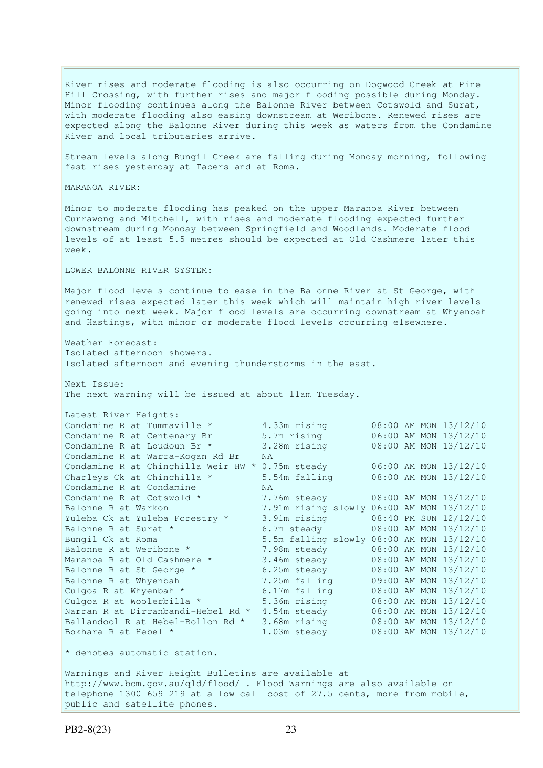River rises and moderate flooding is also occurring on Dogwood Creek at Pine Hill Crossing, with further rises and major flooding possible during Monday. Minor flooding continues along the Balonne River between Cotswold and Surat, with moderate flooding also easing downstream at Weribone. Renewed rises are expected along the Balonne River during this week as waters from the Condamine River and local tributaries arrive.

Stream levels along Bungil Creek are falling during Monday morning, following fast rises yesterday at Tabers and at Roma.

MARANOA RIVER:

Minor to moderate flooding has peaked on the upper Maranoa River between Currawong and Mitchell, with rises and moderate flooding expected further downstream during Monday between Springfield and Woodlands. Moderate flood levels of at least 5.5 metres should be expected at Old Cashmere later this week.

LOWER BALONNE RIVER SYSTEM:

Major flood levels continue to ease in the Balonne River at St George, with renewed rises expected later this week which will maintain high river levels going into next week. Major flood levels are occurring downstream at Whyenbah and Hastings, with minor or moderate flood levels occurring elsewhere.

Weather Forecast:
Isolated afternoon showers.
Isolated afternoon and evening thunderstorms in the east.

Next Issue:
The next warning will be issued at about 11am Tuesday.

Latest River Heights:

| | | |
|---|---|---|
| Condamine R at Tummaville * | 4.33m rising | 08:00 AM MON 13/12/10 |
| Condamine R at Centenary Br | 5.7m rising | 06:00 AM MON 13/12/10 |
| Condamine R at Loudoun Br * | 3.28m rising | 08:00 AM MON 13/12/10 |
| Condamine R at Warra-Kogan Rd Br | NA | |
| Condamine R at Chinchilla Weir HW * | 0.75m steady | 06:00 AM MON 13/12/10 |
| Charleys Ck at Chinchilla * | 5.54m falling | 08:00 AM MON 13/12/10 |
| Condamine R at Condamine | NA | |
| Condamine R at Cotswold * | 7.76m steady | 08:00 AM MON 13/12/10 |
| Balonne R at Warkon | 7.91m rising slowly | 06:00 AM MON 13/12/10 |
| Yuleba Ck at Yuleba Forestry * | 3.91m rising | 08:40 PM SUN 12/12/10 |
| Balonne R at Surat * | 6.7m steady | 08:00 AM MON 13/12/10 |
| Bungil Ck at Roma | 5.5m falling slowly | 08:00 AM MON 13/12/10 |
| Balonne R at Weribone * | 7.98m steady | 08:00 AM MON 13/12/10 |
| Maranoa R at Old Cashmere * | 3.46m steady | 08:00 AM MON 13/12/10 |
| Balonne R at St George * | 6.25m steady | 08:00 AM MON 13/12/10 |
| Balonne R at Whyenbah | 7.25m falling | 09:00 AM MON 13/12/10 |
| Culgoa R at Whyenbah * | 6.17m falling | 08:00 AM MON 13/12/10 |
| Culgoa R at Woolerbilla * | 5.36m rising | 08:00 AM MON 13/12/10 |
| Narran R at Dirranbandi-Hebel Rd * | 4.54m steady | 08:00 AM MON 13/12/10 |
| Ballandool R at Hebel-Bollon Rd * | 3.68m rising | 08:00 AM MON 13/12/10 |
| Bokhara R at Hebel * | 1.03m steady | 08:00 AM MON 13/12/10 |

* denotes automatic station.

Warnings and River Height Bulletins are available at http://www.bom.gov.au/qld/flood/ . Flood Warnings are also available on telephone 1300 659 219 at a low call cost of 27.5 cents, more from mobile, public and satellite phones.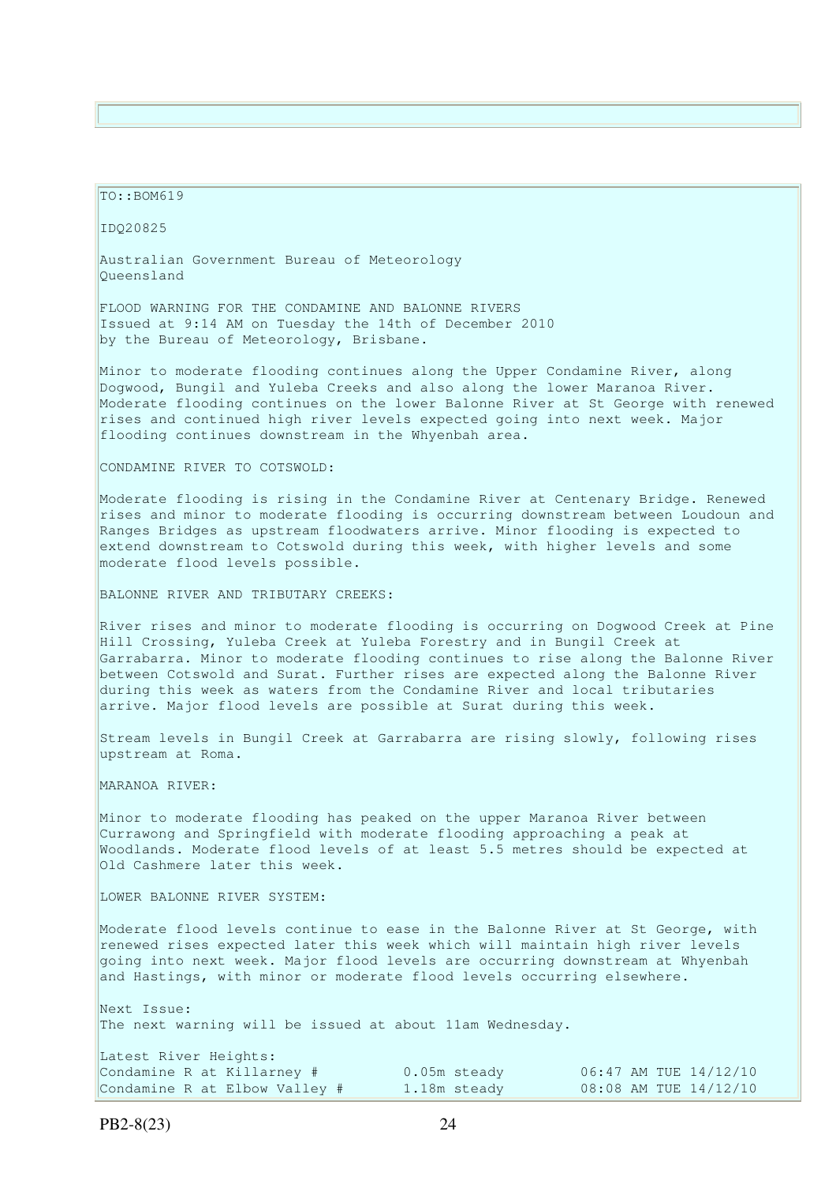TO::BOM619

IDQ20825

Australian Government Bureau of Meteorology
Queensland

FLOOD WARNING FOR THE CONDAMINE AND BALONNE RIVERS
Issued at 9:14 AM on Tuesday the 14th of December 2010
by the Bureau of Meteorology, Brisbane.

Minor to moderate flooding continues along the Upper Condamine River, along Dogwood, Bungil and Yuleba Creeks and also along the lower Maranoa River. Moderate flooding continues on the lower Balonne River at St George with renewed rises and continued high river levels expected going into next week. Major flooding continues downstream in the Whyenbah area.

CONDAMINE RIVER TO COTSWOLD:

Moderate flooding is rising in the Condamine River at Centenary Bridge. Renewed rises and minor to moderate flooding is occurring downstream between Loudoun and Ranges Bridges as upstream floodwaters arrive. Minor flooding is expected to extend downstream to Cotswold during this week, with higher levels and some moderate flood levels possible.

BALONNE RIVER AND TRIBUTARY CREEKS:

River rises and minor to moderate flooding is occurring on Dogwood Creek at Pine Hill Crossing, Yuleba Creek at Yuleba Forestry and in Bungil Creek at Garrabarra. Minor to moderate flooding continues to rise along the Balonne River between Cotswold and Surat. Further rises are expected along the Balonne River during this week as waters from the Condamine River and local tributaries arrive. Major flood levels are possible at Surat during this week.

Stream levels in Bungil Creek at Garrabarra are rising slowly, following rises upstream at Roma.

MARANOA RIVER:

Minor to moderate flooding has peaked on the upper Maranoa River between Currawong and Springfield with moderate flooding approaching a peak at Woodlands. Moderate flood levels of at least 5.5 metres should be expected at Old Cashmere later this week.

LOWER BALONNE RIVER SYSTEM:

Moderate flood levels continue to ease in the Balonne River at St George, with renewed rises expected later this week which will maintain high river levels going into next week. Major flood levels are occurring downstream at Whyenbah and Hastings, with minor or moderate flood levels occurring elsewhere.

Next Issue:
The next warning will be issued at about 11am Wednesday.

Latest River Heights:

| | | |
|---|---|---|
| Condamine R at Killarney # | 0.05m steady | 06:47 AM TUE 14/12/10 |
| Condamine R at Elbow Valley # | 1.18m steady | 08:08 AM TUE 14/12/10 |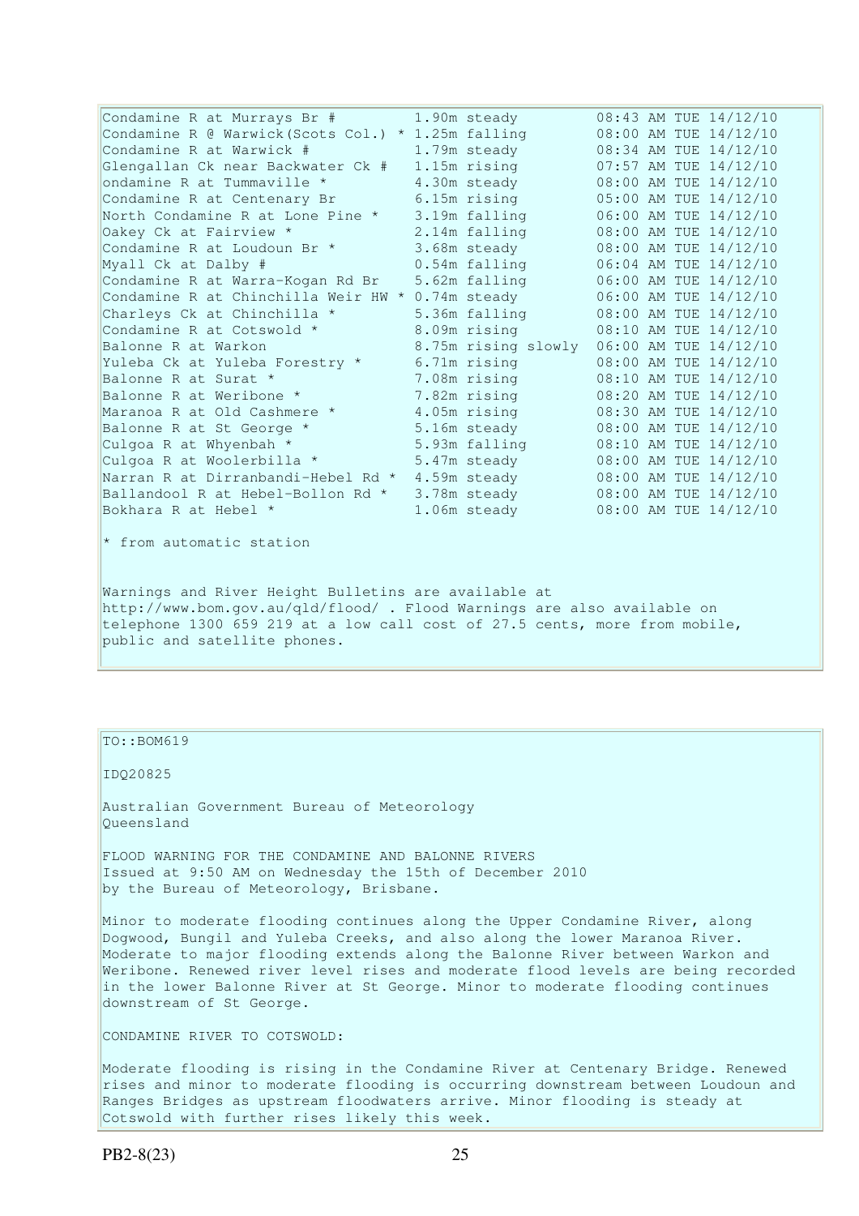| | | |
|---|---|---|
| Condamine R at Murrays Br # | 1.90m steady | 08:43 AM TUE 14/12/10 |
| Condamine R @ Warwick(Scots Col.) * | 1.25m falling | 08:00 AM TUE 14/12/10 |
| Condamine R at Warwick # | 1.79m steady | 08:34 AM TUE 14/12/10 |
| Glengallan Ck near Backwater Ck # | 1.15m rising | 07:57 AM TUE 14/12/10 |
| ondamine R at Tummaville * | 4.30m steady | 08:00 AM TUE 14/12/10 |
| Condamine R at Centenary Br | 6.15m rising | 05:00 AM TUE 14/12/10 |
| North Condamine R at Lone Pine * | 3.19m falling | 06:00 AM TUE 14/12/10 |
| Oakey Ck at Fairview * | 2.14m falling | 08:00 AM TUE 14/12/10 |
| Condamine R at Loudoun Br * | 3.68m steady | 08:00 AM TUE 14/12/10 |
| Myall Ck at Dalby # | 0.54m falling | 06:04 AM TUE 14/12/10 |
| Condamine R at Warra-Kogan Rd Br | 5.62m falling | 06:00 AM TUE 14/12/10 |
| Condamine R at Chinchilla Weir HW * | 0.74m steady | 06:00 AM TUE 14/12/10 |
| Charleys Ck at Chinchilla * | 5.36m falling | 08:00 AM TUE 14/12/10 |
| Condamine R at Cotswold * | 8.09m rising | 08:10 AM TUE 14/12/10 |
| Balonne R at Warkon | 8.75m rising slowly | 06:00 AM TUE 14/12/10 |
| Yuleba Ck at Yuleba Forestry * | 6.71m rising | 08:00 AM TUE 14/12/10 |
| Balonne R at Surat * | 7.08m rising | 08:10 AM TUE 14/12/10 |
| Balonne R at Weribone * | 7.82m rising | 08:20 AM TUE 14/12/10 |
| Maranoa R at Old Cashmere * | 4.05m rising | 08:30 AM TUE 14/12/10 |
| Balonne R at St George * | 5.16m steady | 08:00 AM TUE 14/12/10 |
| Culgoa R at Whyenbah * | 5.93m falling | 08:10 AM TUE 14/12/10 |
| Culgoa R at Woolerbilla * | 5.47m steady | 08:00 AM TUE 14/12/10 |
| Narran R at Dirranbandi-Hebel Rd * | 4.59m steady | 08:00 AM TUE 14/12/10 |
| Ballandool R at Hebel-Bollon Rd * | 3.78m steady | 08:00 AM TUE 14/12/10 |
| Bokhara R at Hebel * | 1.06m steady | 08:00 AM TUE 14/12/10 |

* from automatic station

Warnings and River Height Bulletins are available at http://www.bom.gov.au/qld/flood/ . Flood Warnings are also available on telephone 1300 659 219 at a low call cost of 27.5 cents, more from mobile, public and satellite phones.

TO::BOM619

IDQ20825

Australian Government Bureau of Meteorology
Queensland

FLOOD WARNING FOR THE CONDAMINE AND BALONNE RIVERS
Issued at 9:50 AM on Wednesday the 15th of December 2010
by the Bureau of Meteorology, Brisbane.

Minor to moderate flooding continues along the Upper Condamine River, along Dogwood, Bungil and Yuleba Creeks, and also along the lower Maranoa River. Moderate to major flooding extends along the Balonne River between Warkon and Weribone. Renewed river level rises and moderate flood levels are being recorded in the lower Balonne River at St George. Minor to moderate flooding continues downstream of St George.

CONDAMINE RIVER TO COTSWOLD:

Moderate flooding is rising in the Condamine River at Centenary Bridge. Renewed rises and minor to moderate flooding is occurring downstream between Loudoun and Ranges Bridges as upstream floodwaters arrive. Minor flooding is steady at Cotswold with further rises likely this week.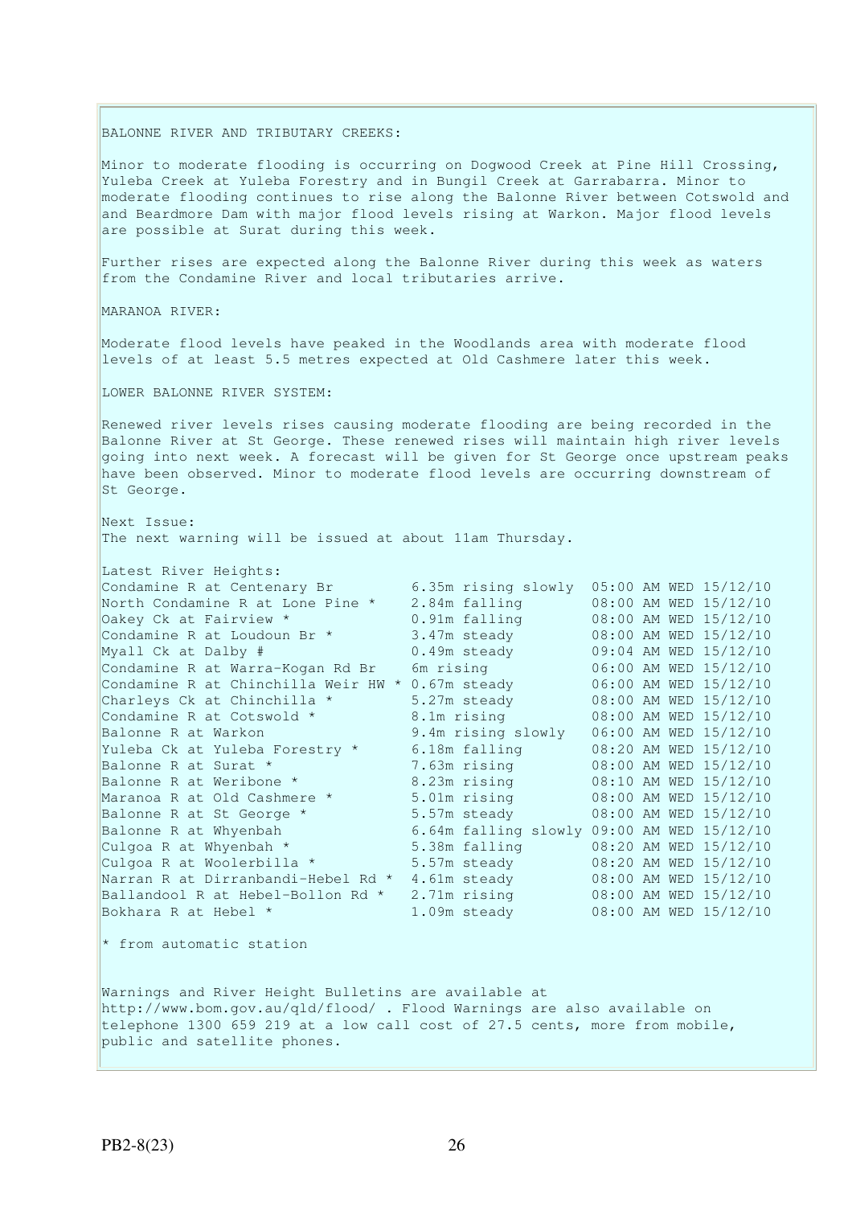BALONNE RIVER AND TRIBUTARY CREEKS:

Minor to moderate flooding is occurring on Dogwood Creek at Pine Hill Crossing, Yuleba Creek at Yuleba Forestry and in Bungil Creek at Garrabarra. Minor to moderate flooding continues to rise along the Balonne River between Cotswold and and Beardmore Dam with major flood levels rising at Warkon. Major flood levels are possible at Surat during this week.

Further rises are expected along the Balonne River during this week as waters from the Condamine River and local tributaries arrive.

MARANOA RIVER:

Moderate flood levels have peaked in the Woodlands area with moderate flood levels of at least 5.5 metres expected at Old Cashmere later this week.

LOWER BALONNE RIVER SYSTEM:

Renewed river levels rises causing moderate flooding are being recorded in the Balonne River at St George. These renewed rises will maintain high river levels going into next week. A forecast will be given for St George once upstream peaks have been observed. Minor to moderate flood levels are occurring downstream of St George.

Next Issue:
The next warning will be issued at about 11am Thursday.

Latest River Heights:

| | | |
|---|---|---|
| Condamine R at Centenary Br | 6.35m rising slowly | 05:00 AM WED 15/12/10 |
| North Condamine R at Lone Pine * | 2.84m falling | 08:00 AM WED 15/12/10 |
| Oakey Ck at Fairview * | 0.91m falling | 08:00 AM WED 15/12/10 |
| Condamine R at Loudoun Br * | 3.47m steady | 08:00 AM WED 15/12/10 |
| Myall Ck at Dalby # | 0.49m steady | 09:04 AM WED 15/12/10 |
| Condamine R at Warra-Kogan Rd Br | 6m rising | 06:00 AM WED 15/12/10 |
| Condamine R at Chinchilla Weir HW * | 0.67m steady | 06:00 AM WED 15/12/10 |
| Charleys Ck at Chinchilla * | 5.27m steady | 08:00 AM WED 15/12/10 |
| Condamine R at Cotswold * | 8.1m rising | 08:00 AM WED 15/12/10 |
| Balonne R at Warkon | 9.4m rising slowly | 06:00 AM WED 15/12/10 |
| Yuleba Ck at Yuleba Forestry * | 6.18m falling | 08:20 AM WED 15/12/10 |
| Balonne R at Surat * | 7.63m rising | 08:00 AM WED 15/12/10 |
| Balonne R at Weribone * | 8.23m rising | 08:10 AM WED 15/12/10 |
| Maranoa R at Old Cashmere * | 5.01m rising | 08:00 AM WED 15/12/10 |
| Balonne R at St George * | 5.57m steady | 08:00 AM WED 15/12/10 |
| Balonne R at Whyenbah | 6.64m falling slowly | 09:00 AM WED 15/12/10 |
| Culgoa R at Whyenbah * | 5.38m falling | 08:20 AM WED 15/12/10 |
| Culgoa R at Woolerbilla * | 5.57m steady | 08:20 AM WED 15/12/10 |
| Narran R at Dirranbandi-Hebel Rd * | 4.61m steady | 08:00 AM WED 15/12/10 |
| Ballandool R at Hebel-Bollon Rd * | 2.71m rising | 08:00 AM WED 15/12/10 |
| Bokhara R at Hebel * | 1.09m steady | 08:00 AM WED 15/12/10 |

* from automatic station

Warnings and River Height Bulletins are available at http://www.bom.gov.au/qld/flood/ . Flood Warnings are also available on telephone 1300 659 219 at a low call cost of 27.5 cents, more from mobile, public and satellite phones.

PB2-8(23)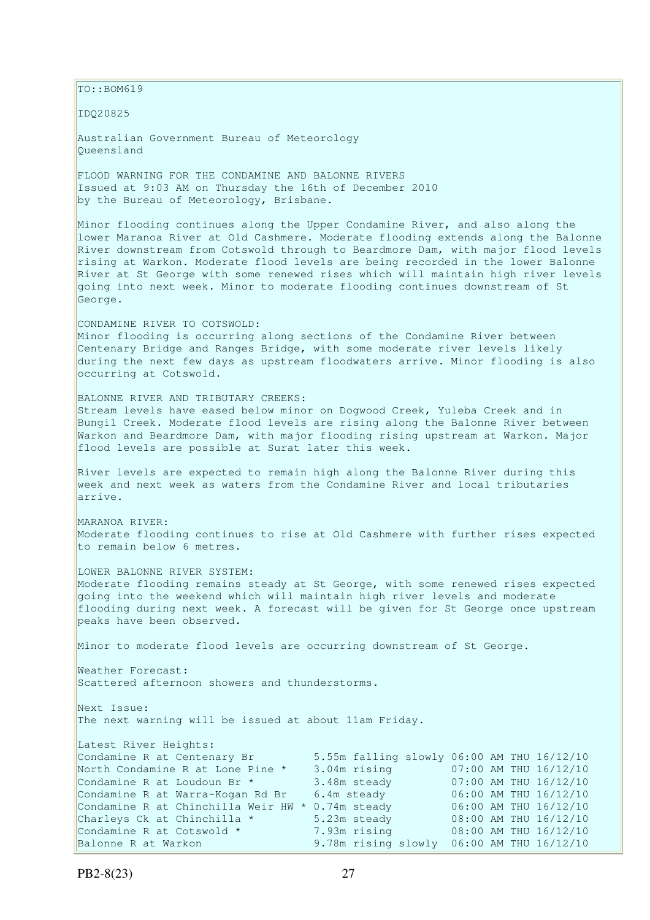TO::BOM619

IDQ20825

Australian Government Bureau of Meteorology
Queensland

FLOOD WARNING FOR THE CONDAMINE AND BALONNE RIVERS
Issued at 9:03 AM on Thursday the 16th of December 2010
by the Bureau of Meteorology, Brisbane.

Minor flooding continues along the Upper Condamine River, and also along the lower Maranoa River at Old Cashmere. Moderate flooding extends along the Balonne River downstream from Cotswold through to Beardmore Dam, with major flood levels rising at Warkon. Moderate flood levels are being recorded in the lower Balonne River at St George with some renewed rises which will maintain high river levels going into next week. Minor to moderate flooding continues downstream of St George.

CONDAMINE RIVER TO COTSWOLD:
Minor flooding is occurring along sections of the Condamine River between Centenary Bridge and Ranges Bridge, with some moderate river levels likely during the next few days as upstream floodwaters arrive. Minor flooding is also occurring at Cotswold.

BALONNE RIVER AND TRIBUTARY CREEKS:
Stream levels have eased below minor on Dogwood Creek, Yuleba Creek and in Bungil Creek. Moderate flood levels are rising along the Balonne River between Warkon and Beardmore Dam, with major flooding rising upstream at Warkon. Major flood levels are possible at Surat later this week.

River levels are expected to remain high along the Balonne River during this week and next week as waters from the Condamine River and local tributaries arrive.

MARANOA RIVER:
Moderate flooding continues to rise at Old Cashmere with further rises expected to remain below 6 metres.

LOWER BALONNE RIVER SYSTEM:
Moderate flooding remains steady at St George, with some renewed rises expected going into the weekend which will maintain high river levels and moderate flooding during next week. A forecast will be given for St George once upstream peaks have been observed.

Minor to moderate flood levels are occurring downstream of St George.

Weather Forecast:
Scattered afternoon showers and thunderstorms.

Next Issue:
The next warning will be issued at about 11am Friday.

Latest River Heights:

| | | |
|---|---|---|
| Condamine R at Centenary Br | 5.55m falling slowly | 06:00 AM THU 16/12/10 |
| North Condamine R at Lone Pine * | 3.04m rising | 07:00 AM THU 16/12/10 |
| Condamine R at Loudoun Br * | 3.48m steady | 07:00 AM THU 16/12/10 |
| Condamine R at Warra-Kogan Rd Br | 6.4m steady | 06:00 AM THU 16/12/10 |
| Condamine R at Chinchilla Weir HW * | 0.74m steady | 06:00 AM THU 16/12/10 |
| Charleys Ck at Chinchilla * | 5.23m steady | 08:00 AM THU 16/12/10 |
| Condamine R at Cotswold * | 7.93m rising | 08:00 AM THU 16/12/10 |
| Balonne R at Warkon | 9.78m rising slowly | 06:00 AM THU 16/12/10 |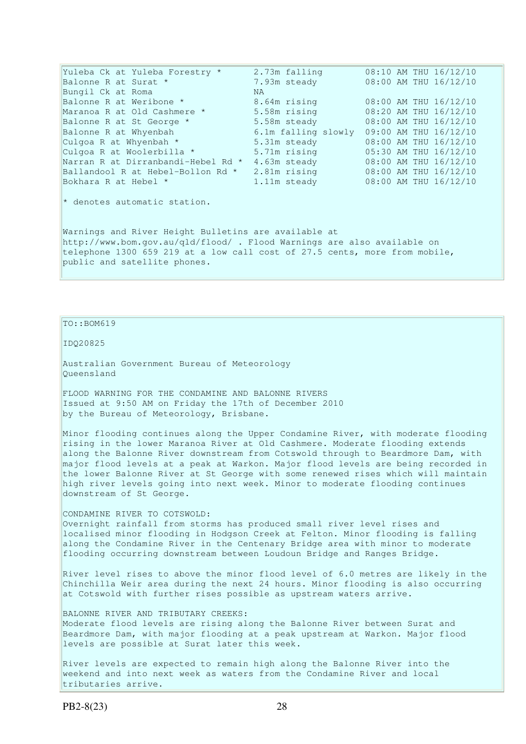| | | |
|---|---|---|
| Yuleba Ck at Yuleba Forestry * | 2.73m falling | 08:10 AM THU 16/12/10 |
| Balonne R at Surat * | 7.93m steady | 08:00 AM THU 16/12/10 |
| Bungil Ck at Roma | NA | |
| Balonne R at Weribone * | 8.64m rising | 08:00 AM THU 16/12/10 |
| Maranoa R at Old Cashmere * | 5.58m rising | 08:20 AM THU 16/12/10 |
| Balonne R at St George * | 5.58m steady | 08:00 AM THU 16/12/10 |
| Balonne R at Whyenbah | 6.1m falling slowly | 09:00 AM THU 16/12/10 |
| Culgoa R at Whyenbah * | 5.31m steady | 08:00 AM THU 16/12/10 |
| Culgoa R at Woolerbilla * | 5.71m rising | 05:30 AM THU 16/12/10 |
| Narran R at Dirranbandi-Hebel Rd * | 4.63m steady | 08:00 AM THU 16/12/10 |
| Ballandool R at Hebel-Bollon Rd * | 2.81m rising | 08:00 AM THU 16/12/10 |
| Bokhara R at Hebel * | 1.11m steady | 08:00 AM THU 16/12/10 |

* denotes automatic station.

Warnings and River Height Bulletins are available at http://www.bom.gov.au/qld/flood/ . Flood Warnings are also available on telephone 1300 659 219 at a low call cost of 27.5 cents, more from mobile, public and satellite phones.

TO::BOM619

IDQ20825

Australian Government Bureau of Meteorology
Queensland

FLOOD WARNING FOR THE CONDAMINE AND BALONNE RIVERS
Issued at 9:50 AM on Friday the 17th of December 2010
by the Bureau of Meteorology, Brisbane.

Minor flooding continues along the Upper Condamine River, with moderate flooding rising in the lower Maranoa River at Old Cashmere. Moderate flooding extends along the Balonne River downstream from Cotswold through to Beardmore Dam, with major flood levels at a peak at Warkon. Major flood levels are being recorded in the lower Balonne River at St George with some renewed rises which will maintain high river levels going into next week. Minor to moderate flooding continues downstream of St George.

CONDAMINE RIVER TO COTSWOLD:
Overnight rainfall from storms has produced small river level rises and localised minor flooding in Hodgson Creek at Felton. Minor flooding is falling along the Condamine River in the Centenary Bridge area with minor to moderate flooding occurring downstream between Loudoun Bridge and Ranges Bridge.

River level rises to above the minor flood level of 6.0 metres are likely in the Chinchilla Weir area during the next 24 hours. Minor flooding is also occurring at Cotswold with further rises possible as upstream waters arrive.

BALONNE RIVER AND TRIBUTARY CREEKS:
Moderate flood levels are rising along the Balonne River between Surat and Beardmore Dam, with major flooding at a peak upstream at Warkon. Major flood levels are possible at Surat later this week.

River levels are expected to remain high along the Balonne River into the weekend and into next week as waters from the Condamine River and local tributaries arrive.

PB2-8(23)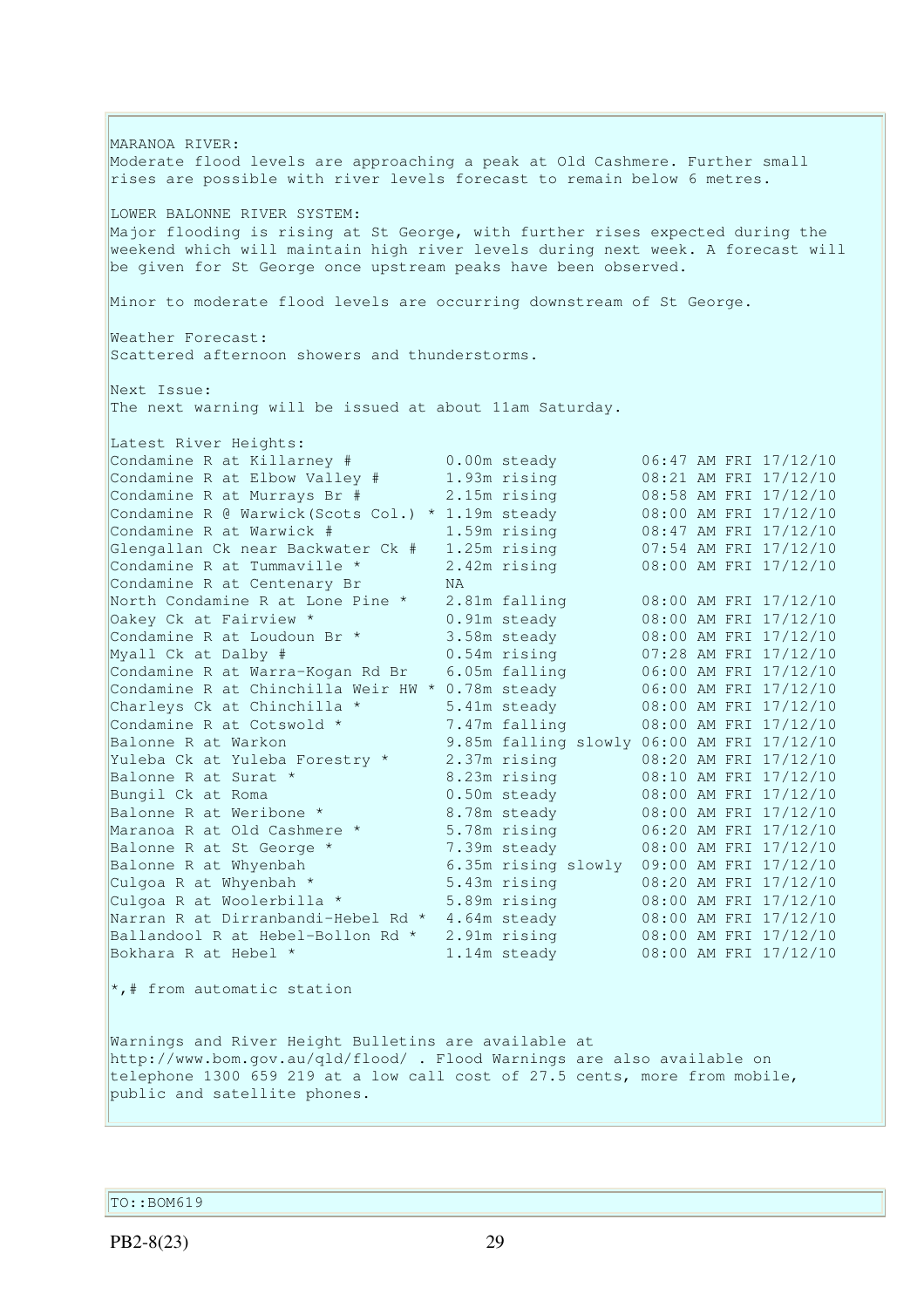MARANOA RIVER:
Moderate flood levels are approaching a peak at Old Cashmere. Further small rises are possible with river levels forecast to remain below 6 metres.

LOWER BALONNE RIVER SYSTEM:
Major flooding is rising at St George, with further rises expected during the weekend which will maintain high river levels during next week. A forecast will be given for St George once upstream peaks have been observed.

Minor to moderate flood levels are occurring downstream of St George.

Weather Forecast:
Scattered afternoon showers and thunderstorms.

Next Issue:
The next warning will be issued at about 11am Saturday.

Latest River Heights:

| | | |
|---|---|---|
| Condamine R at Killarney # | 0.00m steady | 06:47 AM FRI 17/12/10 |
| Condamine R at Elbow Valley # | 1.93m rising | 08:21 AM FRI 17/12/10 |
| Condamine R at Murrays Br # | 2.15m rising | 08:58 AM FRI 17/12/10 |
| Condamine R @ Warwick(Scots Col.) * | 1.19m steady | 08:00 AM FRI 17/12/10 |
| Condamine R at Warwick # | 1.59m rising | 08:47 AM FRI 17/12/10 |
| Glengallan Ck near Backwater Ck # | 1.25m rising | 07:54 AM FRI 17/12/10 |
| Condamine R at Tummaville * | 2.42m rising | 08:00 AM FRI 17/12/10 |
| Condamine R at Centenary Br | NA | |
| North Condamine R at Lone Pine * | 2.81m falling | 08:00 AM FRI 17/12/10 |
| Oakey Ck at Fairview * | 0.91m steady | 08:00 AM FRI 17/12/10 |
| Condamine R at Loudoun Br * | 3.58m steady | 08:00 AM FRI 17/12/10 |
| Myall Ck at Dalby # | 0.54m rising | 07:28 AM FRI 17/12/10 |
| Condamine R at Warra-Kogan Rd Br | 6.05m falling | 06:00 AM FRI 17/12/10 |
| Condamine R at Chinchilla Weir HW * | 0.78m steady | 06:00 AM FRI 17/12/10 |
| Charleys Ck at Chinchilla * | 5.41m steady | 08:00 AM FRI 17/12/10 |
| Condamine R at Cotswold * | 7.47m falling | 08:00 AM FRI 17/12/10 |
| Balonne R at Warkon | 9.85m falling slowly | 06:00 AM FRI 17/12/10 |
| Yuleba Ck at Yuleba Forestry * | 2.37m rising | 08:20 AM FRI 17/12/10 |
| Balonne R at Surat * | 8.23m rising | 08:10 AM FRI 17/12/10 |
| Bungil Ck at Roma | 0.50m steady | 08:00 AM FRI 17/12/10 |
| Balonne R at Weribone * | 8.78m steady | 08:00 AM FRI 17/12/10 |
| Maranoa R at Old Cashmere * | 5.78m rising | 06:20 AM FRI 17/12/10 |
| Balonne R at St George * | 7.39m steady | 08:00 AM FRI 17/12/10 |
| Balonne R at Whyenbah | 6.35m rising slowly | 09:00 AM FRI 17/12/10 |
| Culgoa R at Whyenbah * | 5.43m rising | 08:20 AM FRI 17/12/10 |
| Culgoa R at Woolerbilla * | 5.89m rising | 08:00 AM FRI 17/12/10 |
| Narran R at Dirranbandi-Hebel Rd * | 4.64m steady | 08:00 AM FRI 17/12/10 |
| Ballandool R at Hebel-Bollon Rd * | 2.91m rising | 08:00 AM FRI 17/12/10 |
| Bokhara R at Hebel * | 1.14m steady | 08:00 AM FRI 17/12/10 |

*,# from automatic station

Warnings and River Height Bulletins are available at http://www.bom.gov.au/qld/flood/ . Flood Warnings are also available on telephone 1300 659 219 at a low call cost of 27.5 cents, more from mobile, public and satellite phones.

TO::BOM619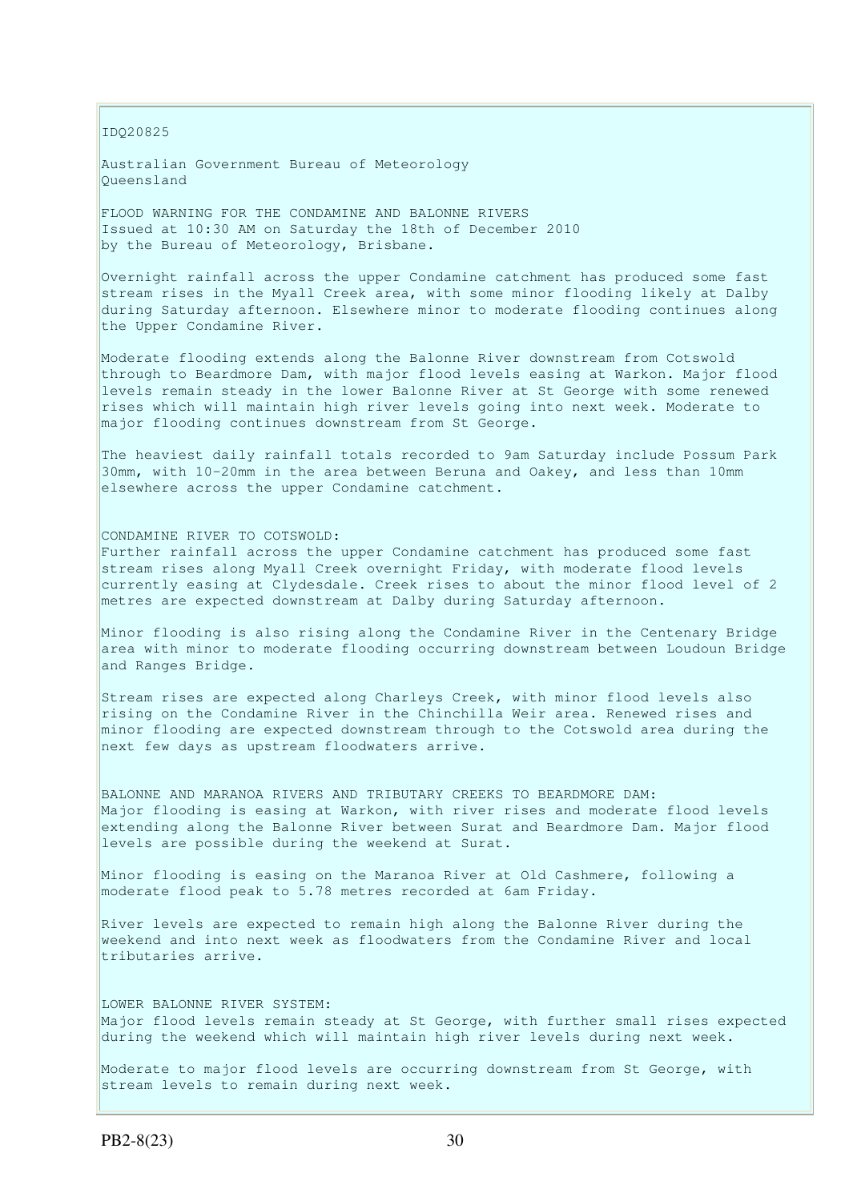IDQ20825

Australian Government Bureau of Meteorology
Queensland

FLOOD WARNING FOR THE CONDAMINE AND BALONNE RIVERS
Issued at 10:30 AM on Saturday the 18th of December 2010
by the Bureau of Meteorology, Brisbane.

Overnight rainfall across the upper Condamine catchment has produced some fast stream rises in the Myall Creek area, with some minor flooding likely at Dalby during Saturday afternoon. Elsewhere minor to moderate flooding continues along the Upper Condamine River.

Moderate flooding extends along the Balonne River downstream from Cotswold through to Beardmore Dam, with major flood levels easing at Warkon. Major flood levels remain steady in the lower Balonne River at St George with some renewed rises which will maintain high river levels going into next week. Moderate to major flooding continues downstream from St George.

The heaviest daily rainfall totals recorded to 9am Saturday include Possum Park 30mm, with 10-20mm in the area between Beruna and Oakey, and less than 10mm elsewhere across the upper Condamine catchment.

CONDAMINE RIVER TO COTSWOLD:
Further rainfall across the upper Condamine catchment has produced some fast stream rises along Myall Creek overnight Friday, with moderate flood levels currently easing at Clydesdale. Creek rises to about the minor flood level of 2 metres are expected downstream at Dalby during Saturday afternoon.

Minor flooding is also rising along the Condamine River in the Centenary Bridge area with minor to moderate flooding occurring downstream between Loudoun Bridge and Ranges Bridge.

Stream rises are expected along Charleys Creek, with minor flood levels also rising on the Condamine River in the Chinchilla Weir area. Renewed rises and minor flooding are expected downstream through to the Cotswold area during the next few days as upstream floodwaters arrive.

BALONNE AND MARANOA RIVERS AND TRIBUTARY CREEKS TO BEARDMORE DAM:
Major flooding is easing at Warkon, with river rises and moderate flood levels extending along the Balonne River between Surat and Beardmore Dam. Major flood levels are possible during the weekend at Surat.

Minor flooding is easing on the Maranoa River at Old Cashmere, following a moderate flood peak to 5.78 metres recorded at 6am Friday.

River levels are expected to remain high along the Balonne River during the weekend and into next week as floodwaters from the Condamine River and local tributaries arrive.

LOWER BALONNE RIVER SYSTEM:
Major flood levels remain steady at St George, with further small rises expected during the weekend which will maintain high river levels during next week.

Moderate to major flood levels are occurring downstream from St George, with stream levels to remain during next week.

PB2-8(23)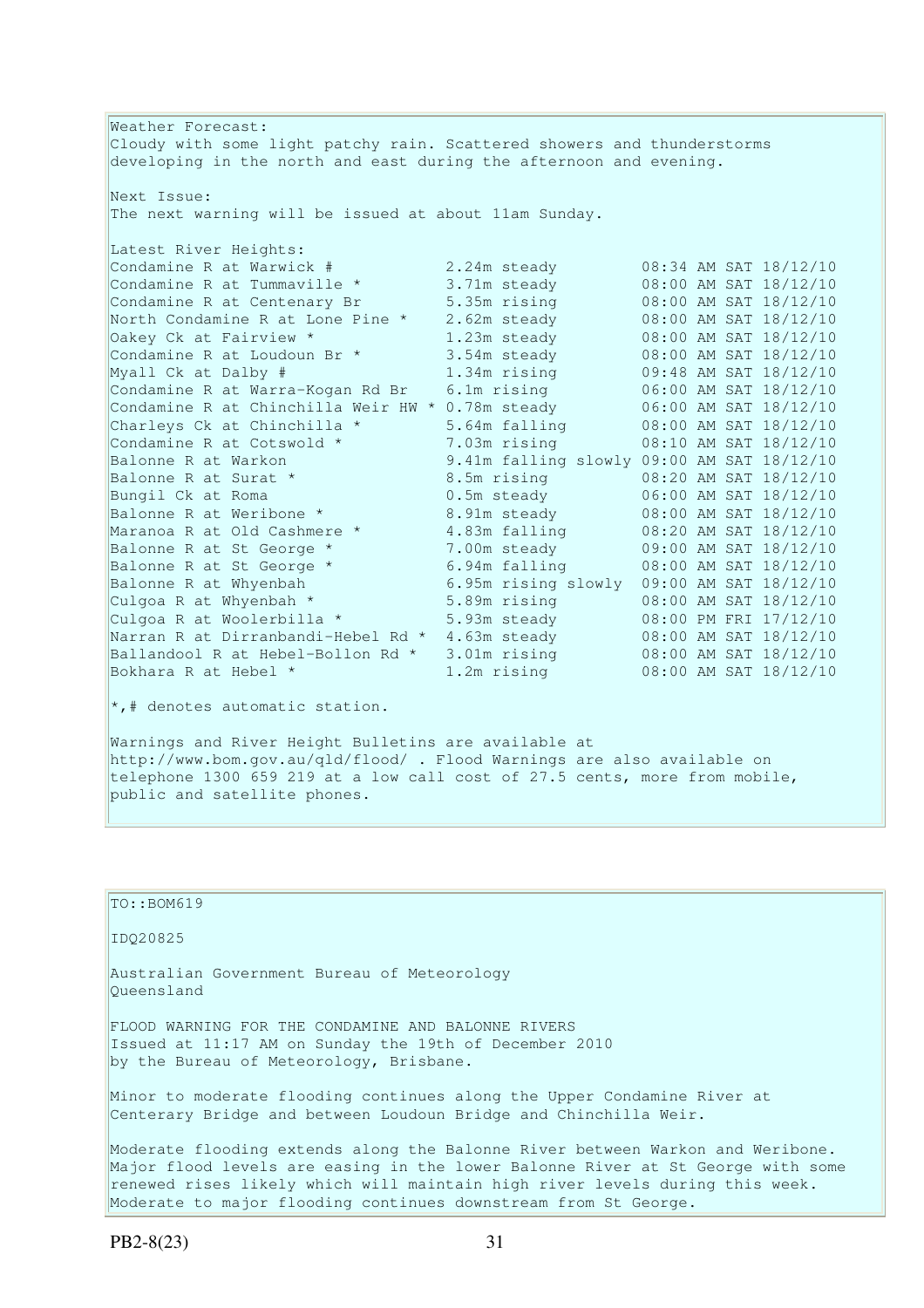Weather Forecast:
Cloudy with some light patchy rain. Scattered showers and thunderstorms developing in the north and east during the afternoon and evening.

Next Issue:
The next warning will be issued at about 11am Sunday.

Latest River Heights:

| | | |
|---|---|---|
| Condamine R at Warwick # | 2.24m steady | 08:34 AM SAT 18/12/10 |
| Condamine R at Tummaville * | 3.71m steady | 08:00 AM SAT 18/12/10 |
| Condamine R at Centenary Br | 5.35m rising | 08:00 AM SAT 18/12/10 |
| North Condamine R at Lone Pine * | 2.62m steady | 08:00 AM SAT 18/12/10 |
| Oakey Ck at Fairview * | 1.23m steady | 08:00 AM SAT 18/12/10 |
| Condamine R at Loudoun Br * | 3.54m steady | 08:00 AM SAT 18/12/10 |
| Myall Ck at Dalby # | 1.34m rising | 09:48 AM SAT 18/12/10 |
| Condamine R at Warra-Kogan Rd Br | 6.1m rising | 06:00 AM SAT 18/12/10 |
| Condamine R at Chinchilla Weir HW * | 0.78m steady | 06:00 AM SAT 18/12/10 |
| Charleys Ck at Chinchilla * | 5.64m falling | 08:00 AM SAT 18/12/10 |
| Condamine R at Cotswold * | 7.03m rising | 08:10 AM SAT 18/12/10 |
| Balonne R at Warkon | 9.41m falling slowly | 09:00 AM SAT 18/12/10 |
| Balonne R at Surat * | 8.5m rising | 08:20 AM SAT 18/12/10 |
| Bungil Ck at Roma | 0.5m steady | 06:00 AM SAT 18/12/10 |
| Balonne R at Weribone * | 8.91m steady | 08:00 AM SAT 18/12/10 |
| Maranoa R at Old Cashmere * | 4.83m falling | 08:20 AM SAT 18/12/10 |
| Balonne R at St George * | 7.00m steady | 09:00 AM SAT 18/12/10 |
| Balonne R at St George * | 6.94m falling | 08:00 AM SAT 18/12/10 |
| Balonne R at Whyenbah | 6.95m rising slowly | 09:00 AM SAT 18/12/10 |
| Culgoa R at Whyenbah * | 5.89m rising | 08:00 AM SAT 18/12/10 |
| Culgoa R at Woolerbilla * | 5.93m steady | 08:00 PM FRI 17/12/10 |
| Narran R at Dirranbandi-Hebel Rd * | 4.63m steady | 08:00 AM SAT 18/12/10 |
| Ballandool R at Hebel-Bollon Rd * | 3.01m rising | 08:00 AM SAT 18/12/10 |
| Bokhara R at Hebel * | 1.2m rising | 08:00 AM SAT 18/12/10 |

*,# denotes automatic station.

Warnings and River Height Bulletins are available at http://www.bom.gov.au/qld/flood/ . Flood Warnings are also available on telephone 1300 659 219 at a low call cost of 27.5 cents, more from mobile, public and satellite phones.

TO::BOM619

IDQ20825

Australian Government Bureau of Meteorology
Queensland

FLOOD WARNING FOR THE CONDAMINE AND BALONNE RIVERS
Issued at 11:17 AM on Sunday the 19th of December 2010
by the Bureau of Meteorology, Brisbane.

Minor to moderate flooding continues along the Upper Condamine River at Centerary Bridge and between Loudoun Bridge and Chinchilla Weir.

Moderate flooding extends along the Balonne River between Warkon and Weribone. Major flood levels are easing in the lower Balonne River at St George with some renewed rises likely which will maintain high river levels during this week. Moderate to major flooding continues downstream from St George.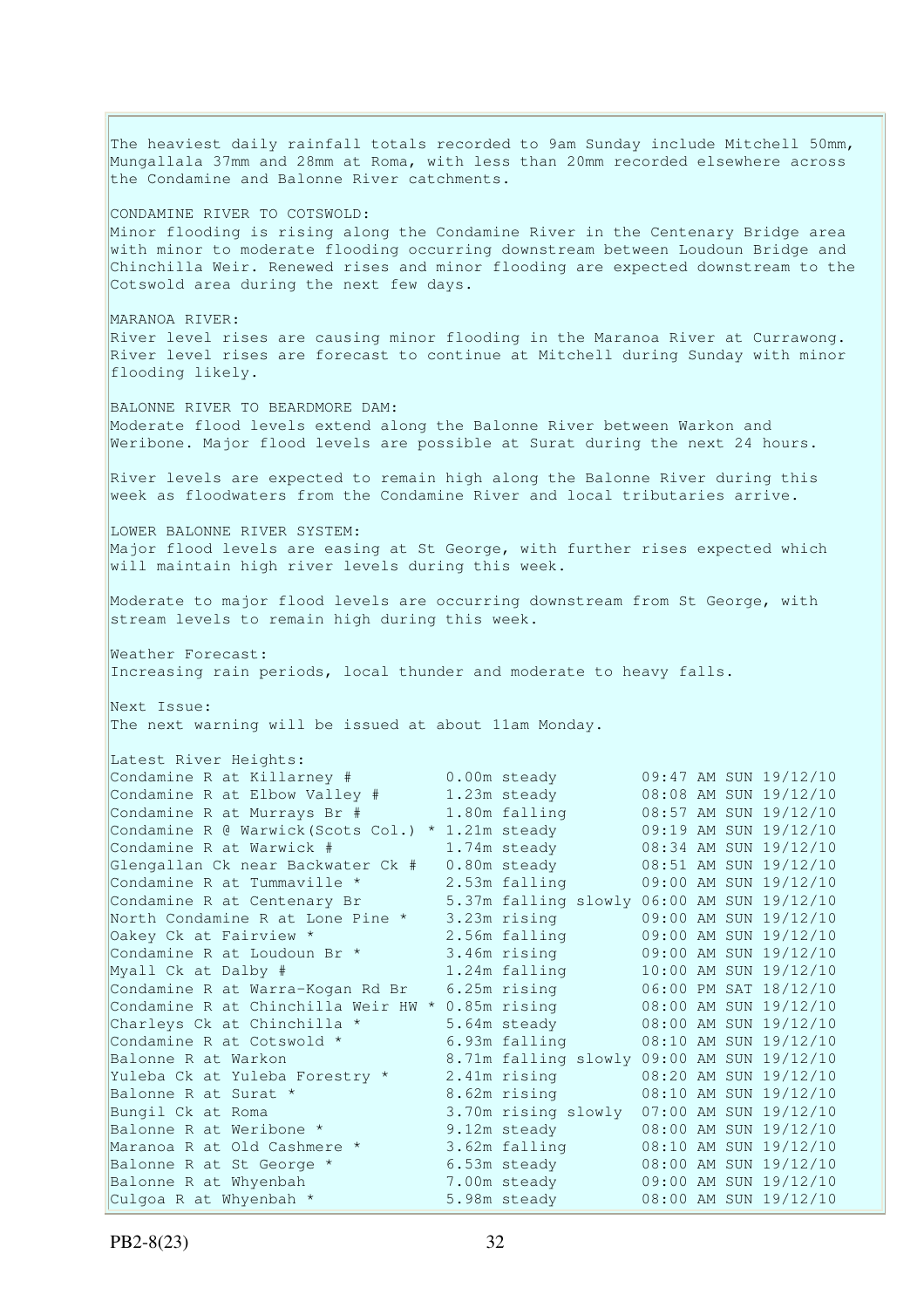The heaviest daily rainfall totals recorded to 9am Sunday include Mitchell 50mm, Mungallala 37mm and 28mm at Roma, with less than 20mm recorded elsewhere across the Condamine and Balonne River catchments.

CONDAMINE RIVER TO COTSWOLD:
Minor flooding is rising along the Condamine River in the Centenary Bridge area with minor to moderate flooding occurring downstream between Loudoun Bridge and Chinchilla Weir. Renewed rises and minor flooding are expected downstream to the Cotswold area during the next few days.

MARANOA RIVER:
River level rises are causing minor flooding in the Maranoa River at Currawong. River level rises are forecast to continue at Mitchell during Sunday with minor flooding likely.

BALONNE RIVER TO BEARDMORE DAM:
Moderate flood levels extend along the Balonne River between Warkon and Weribone. Major flood levels are possible at Surat during the next 24 hours.

River levels are expected to remain high along the Balonne River during this week as floodwaters from the Condamine River and local tributaries arrive.

LOWER BALONNE RIVER SYSTEM:
Major flood levels are easing at St George, with further rises expected which will maintain high river levels during this week.

Moderate to major flood levels are occurring downstream from St George, with stream levels to remain high during this week.

Weather Forecast:
Increasing rain periods, local thunder and moderate to heavy falls.

Next Issue:
The next warning will be issued at about 11am Monday.

Latest River Heights:

| | | | |
|---|---|---|---|
| Condamine R at Killarney # | 0.00m | steady | 09:47 AM SUN 19/12/10 |
| Condamine R at Elbow Valley # | 1.23m | steady | 08:08 AM SUN 19/12/10 |
| Condamine R at Murrays Br # | 1.80m | falling | 08:57 AM SUN 19/12/10 |
| Condamine R @ Warwick(Scots Col.) * | 1.21m | steady | 09:19 AM SUN 19/12/10 |
| Condamine R at Warwick # | 1.74m | steady | 08:34 AM SUN 19/12/10 |
| Glengallan Ck near Backwater Ck # | 0.80m | steady | 08:51 AM SUN 19/12/10 |
| Condamine R at Tummaville * | 2.53m | falling | 09:00 AM SUN 19/12/10 |
| Condamine R at Centenary Br | 5.37m | falling slowly | 06:00 AM SUN 19/12/10 |
| North Condamine R at Lone Pine * | 3.23m | rising | 09:00 AM SUN 19/12/10 |
| Oakey Ck at Fairview * | 2.56m | falling | 09:00 AM SUN 19/12/10 |
| Condamine R at Loudoun Br * | 3.46m | rising | 09:00 AM SUN 19/12/10 |
| Myall Ck at Dalby # | 1.24m | falling | 10:00 AM SUN 19/12/10 |
| Condamine R at Warra-Kogan Rd Br | 6.25m | rising | 06:00 PM SAT 18/12/10 |
| Condamine R at Chinchilla Weir HW * | 0.85m | rising | 08:00 AM SUN 19/12/10 |
| Charleys Ck at Chinchilla * | 5.64m | steady | 08:00 AM SUN 19/12/10 |
| Condamine R at Cotswold * | 6.93m | falling | 08:10 AM SUN 19/12/10 |
| Balonne R at Warkon | 8.71m | falling slowly | 09:00 AM SUN 19/12/10 |
| Yuleba Ck at Yuleba Forestry * | 2.41m | rising | 08:20 AM SUN 19/12/10 |
| Balonne R at Surat * | 8.62m | rising | 08:10 AM SUN 19/12/10 |
| Bungil Ck at Roma | 3.70m | rising slowly | 07:00 AM SUN 19/12/10 |
| Balonne R at Weribone * | 9.12m | steady | 08:00 AM SUN 19/12/10 |
| Maranoa R at Old Cashmere * | 3.62m | falling | 08:10 AM SUN 19/12/10 |
| Balonne R at St George * | 6.53m | steady | 08:00 AM SUN 19/12/10 |
| Balonne R at Whyenbah | 7.00m | steady | 09:00 AM SUN 19/12/10 |
| Culgoa R at Whyenbah * | 5.98m | steady | 08:00 AM SUN 19/12/10 |

PB2-8(23)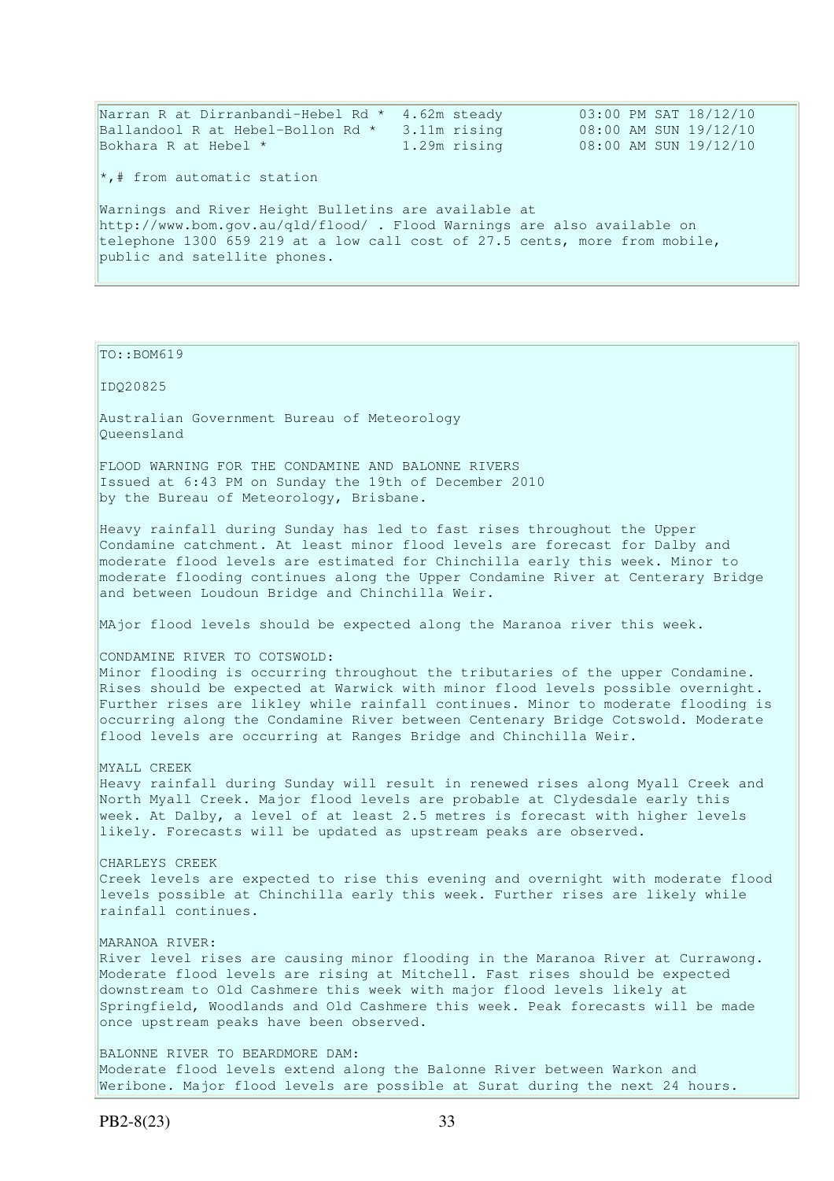| | | |
|---|---|---|
| Narran R at Dirranbandi-Hebel Rd * | 4.62m steady | 03:00 PM SAT 18/12/10 |
| Ballandool R at Hebel-Bollon Rd * | 3.11m rising | 08:00 AM SUN 19/12/10 |
| Bokhara R at Hebel * | 1.29m rising | 08:00 AM SUN 19/12/10 |

*,# from automatic station

Warnings and River Height Bulletins are available at http://www.bom.gov.au/qld/flood/ . Flood Warnings are also available on telephone 1300 659 219 at a low call cost of 27.5 cents, more from mobile, public and satellite phones.

TO::BOM619

IDQ20825

Australian Government Bureau of Meteorology
Queensland

FLOOD WARNING FOR THE CONDAMINE AND BALONNE RIVERS
Issued at 6:43 PM on Sunday the 19th of December 2010
by the Bureau of Meteorology, Brisbane.

Heavy rainfall during Sunday has led to fast rises throughout the Upper Condamine catchment. At least minor flood levels are forecast for Dalby and moderate flood levels are estimated for Chinchilla early this week. Minor to moderate flooding continues along the Upper Condamine River at Centerary Bridge and between Loudoun Bridge and Chinchilla Weir.

MAjor flood levels should be expected along the Maranoa river this week.

CONDAMINE RIVER TO COTSWOLD:
Minor flooding is occurring throughout the tributaries of the upper Condamine. Rises should be expected at Warwick with minor flood levels possible overnight. Further rises are likley while rainfall continues. Minor to moderate flooding is occurring along the Condamine River between Centenary Bridge Cotswold. Moderate flood levels are occurring at Ranges Bridge and Chinchilla Weir.

MYALL CREEK
Heavy rainfall during Sunday will result in renewed rises along Myall Creek and North Myall Creek. Major flood levels are probable at Clydesdale early this week. At Dalby, a level of at least 2.5 metres is forecast with higher levels likely. Forecasts will be updated as upstream peaks are observed.

CHARLEYS CREEK
Creek levels are expected to rise this evening and overnight with moderate flood levels possible at Chinchilla early this week. Further rises are likely while rainfall continues.

MARANOA RIVER:
River level rises are causing minor flooding in the Maranoa River at Currawong. Moderate flood levels are rising at Mitchell. Fast rises should be expected downstream to Old Cashmere this week with major flood levels likely at Springfield, Woodlands and Old Cashmere this week. Peak forecasts will be made once upstream peaks have been observed.

BALONNE RIVER TO BEARDMORE DAM:
Moderate flood levels extend along the Balonne River between Warkon and Weribone. Major flood levels are possible at Surat during the next 24 hours.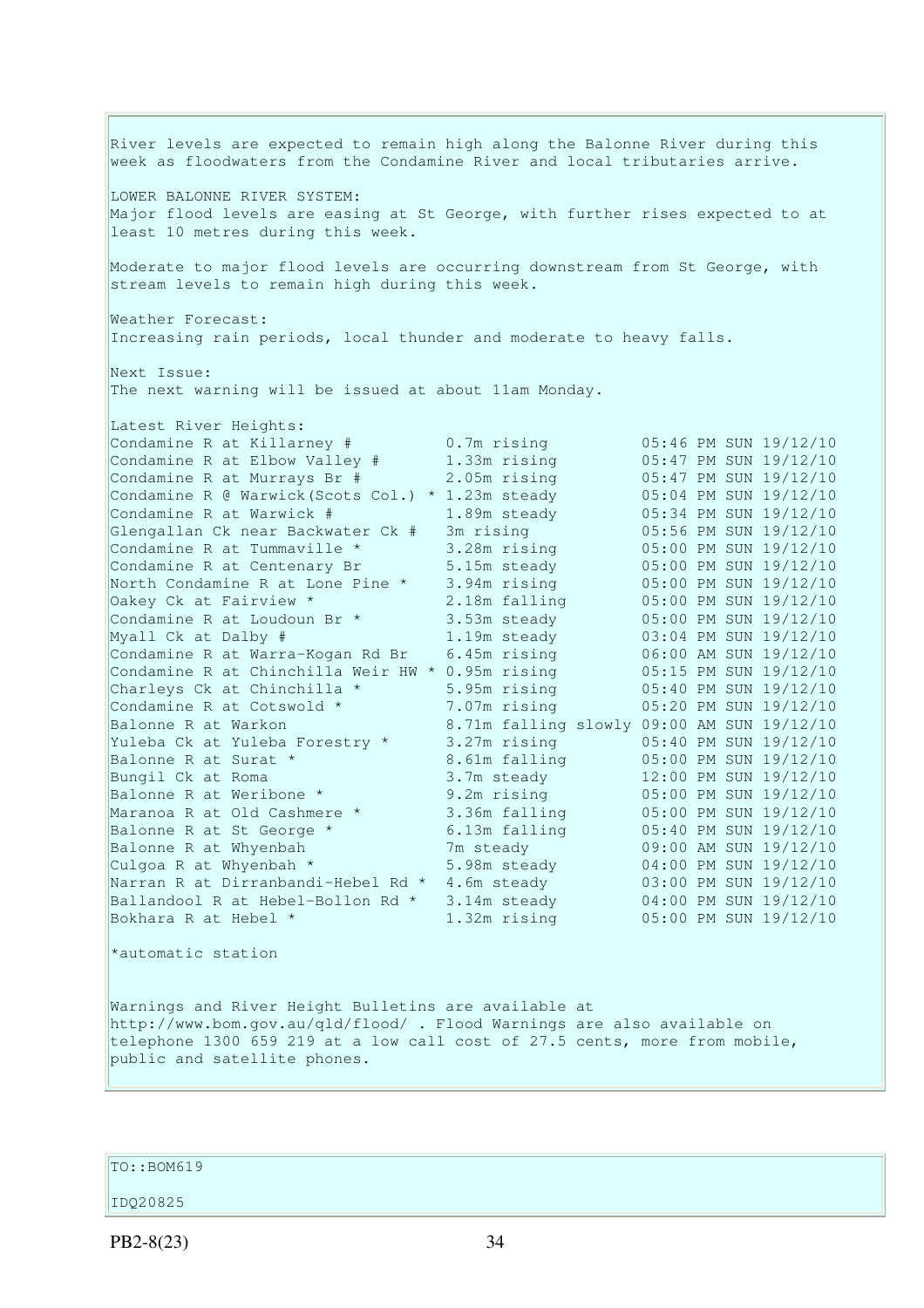River levels are expected to remain high along the Balonne River during this week as floodwaters from the Condamine River and local tributaries arrive.

LOWER BALONNE RIVER SYSTEM:
Major flood levels are easing at St George, with further rises expected to at least 10 metres during this week.

Moderate to major flood levels are occurring downstream from St George, with stream levels to remain high during this week.

Weather Forecast:
Increasing rain periods, local thunder and moderate to heavy falls.

Next Issue:
The next warning will be issued at about 11am Monday.

Latest River Heights:

| Station | Height | Time |
|---|---|---|
| Condamine R at Killarney # | 0.7m rising | 05:46 PM SUN 19/12/10 |
| Condamine R at Elbow Valley # | 1.33m rising | 05:47 PM SUN 19/12/10 |
| Condamine R at Murrays Br # | 2.05m rising | 05:47 PM SUN 19/12/10 |
| Condamine R @ Warwick(Scots Col.) * | 1.23m steady | 05:04 PM SUN 19/12/10 |
| Condamine R at Warwick # | 1.89m steady | 05:34 PM SUN 19/12/10 |
| Glengallan Ck near Backwater Ck # | 3m rising | 05:56 PM SUN 19/12/10 |
| Condamine R at Tummaville * | 3.28m rising | 05:00 PM SUN 19/12/10 |
| Condamine R at Centenary Br | 5.15m steady | 05:00 PM SUN 19/12/10 |
| North Condamine R at Lone Pine * | 3.94m rising | 05:00 PM SUN 19/12/10 |
| Oakey Ck at Fairview * | 2.18m falling | 05:00 PM SUN 19/12/10 |
| Condamine R at Loudoun Br * | 3.53m steady | 05:00 PM SUN 19/12/10 |
| Myall Ck at Dalby # | 1.19m steady | 03:04 PM SUN 19/12/10 |
| Condamine R at Warra-Kogan Rd Br | 6.45m rising | 06:00 AM SUN 19/12/10 |
| Condamine R at Chinchilla Weir HW * | 0.95m rising | 05:15 PM SUN 19/12/10 |
| Charleys Ck at Chinchilla * | 5.95m rising | 05:40 PM SUN 19/12/10 |
| Condamine R at Cotswold * | 7.07m rising | 05:20 PM SUN 19/12/10 |
| Balonne R at Warkon | 8.71m falling slowly | 09:00 AM SUN 19/12/10 |
| Yuleba Ck at Yuleba Forestry * | 3.27m rising | 05:40 PM SUN 19/12/10 |
| Balonne R at Surat * | 8.61m falling | 05:00 PM SUN 19/12/10 |
| Bungil Ck at Roma | 3.7m steady | 12:00 PM SUN 19/12/10 |
| Balonne R at Weribone * | 9.2m rising | 05:00 PM SUN 19/12/10 |
| Maranoa R at Old Cashmere * | 3.36m falling | 05:00 PM SUN 19/12/10 |
| Balonne R at St George * | 6.13m falling | 05:40 PM SUN 19/12/10 |
| Balonne R at Whyenbah | 7m steady | 09:00 AM SUN 19/12/10 |
| Culgoa R at Whyenbah * | 5.98m steady | 04:00 PM SUN 19/12/10 |
| Narran R at Dirranbandi-Hebel Rd * | 4.6m steady | 03:00 PM SUN 19/12/10 |
| Ballandool R at Hebel-Bollon Rd * | 3.14m steady | 04:00 PM SUN 19/12/10 |
| Bokhara R at Hebel * | 1.32m rising | 05:00 PM SUN 19/12/10 |

*automatic station

Warnings and River Height Bulletins are available at http://www.bom.gov.au/qld/flood/ . Flood Warnings are also available on telephone 1300 659 219 at a low call cost of 27.5 cents, more from mobile, public and satellite phones.

TO::BOM619

IDQ20825

PB2-8(23)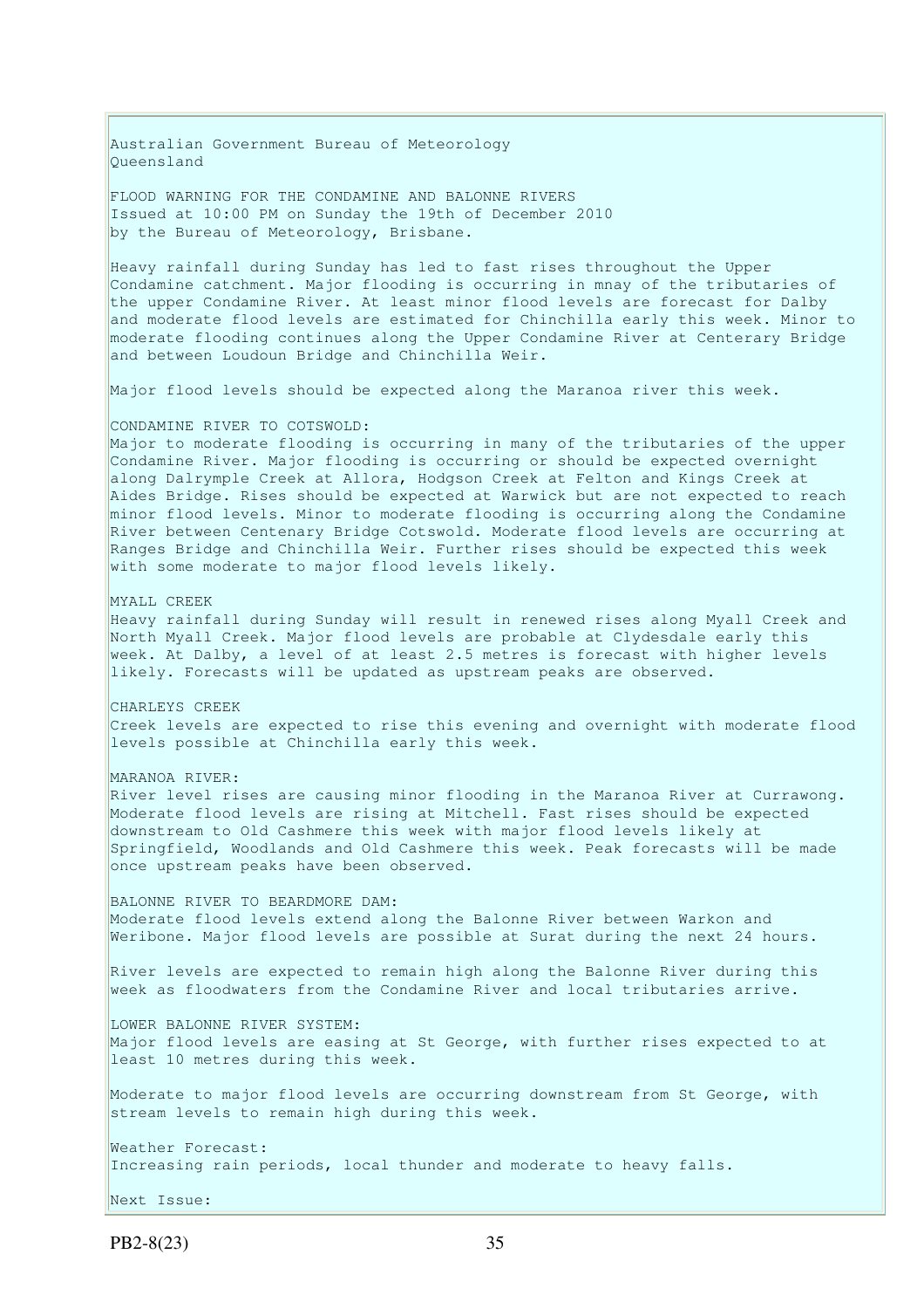Australian Government Bureau of Meteorology
Queensland

FLOOD WARNING FOR THE CONDAMINE AND BALONNE RIVERS
Issued at 10:00 PM on Sunday the 19th of December 2010
by the Bureau of Meteorology, Brisbane.

Heavy rainfall during Sunday has led to fast rises throughout the Upper Condamine catchment. Major flooding is occurring in mnay of the tributaries of the upper Condamine River. At least minor flood levels are forecast for Dalby and moderate flood levels are estimated for Chinchilla early this week. Minor to moderate flooding continues along the Upper Condamine River at Centerary Bridge and between Loudoun Bridge and Chinchilla Weir.

Major flood levels should be expected along the Maranoa river this week.

CONDAMINE RIVER TO COTSWOLD:
Major to moderate flooding is occurring in many of the tributaries of the upper Condamine River. Major flooding is occurring or should be expected overnight along Dalrymple Creek at Allora, Hodgson Creek at Felton and Kings Creek at Aides Bridge. Rises should be expected at Warwick but are not expected to reach minor flood levels. Minor to moderate flooding is occurring along the Condamine River between Centenary Bridge Cotswold. Moderate flood levels are occurring at Ranges Bridge and Chinchilla Weir. Further rises should be expected this week with some moderate to major flood levels likely.

MYALL CREEK
Heavy rainfall during Sunday will result in renewed rises along Myall Creek and North Myall Creek. Major flood levels are probable at Clydesdale early this week. At Dalby, a level of at least 2.5 metres is forecast with higher levels likely. Forecasts will be updated as upstream peaks are observed.

CHARLEYS CREEK
Creek levels are expected to rise this evening and overnight with moderate flood levels possible at Chinchilla early this week.

MARANOA RIVER:
River level rises are causing minor flooding in the Maranoa River at Currawong. Moderate flood levels are rising at Mitchell. Fast rises should be expected downstream to Old Cashmere this week with major flood levels likely at Springfield, Woodlands and Old Cashmere this week. Peak forecasts will be made once upstream peaks have been observed.

BALONNE RIVER TO BEARDMORE DAM:
Moderate flood levels extend along the Balonne River between Warkon and Weribone. Major flood levels are possible at Surat during the next 24 hours.

River levels are expected to remain high along the Balonne River during this week as floodwaters from the Condamine River and local tributaries arrive.

LOWER BALONNE RIVER SYSTEM:
Major flood levels are easing at St George, with further rises expected to at least 10 metres during this week.

Moderate to major flood levels are occurring downstream from St George, with stream levels to remain high during this week.

Weather Forecast:
Increasing rain periods, local thunder and moderate to heavy falls.

Next Issue: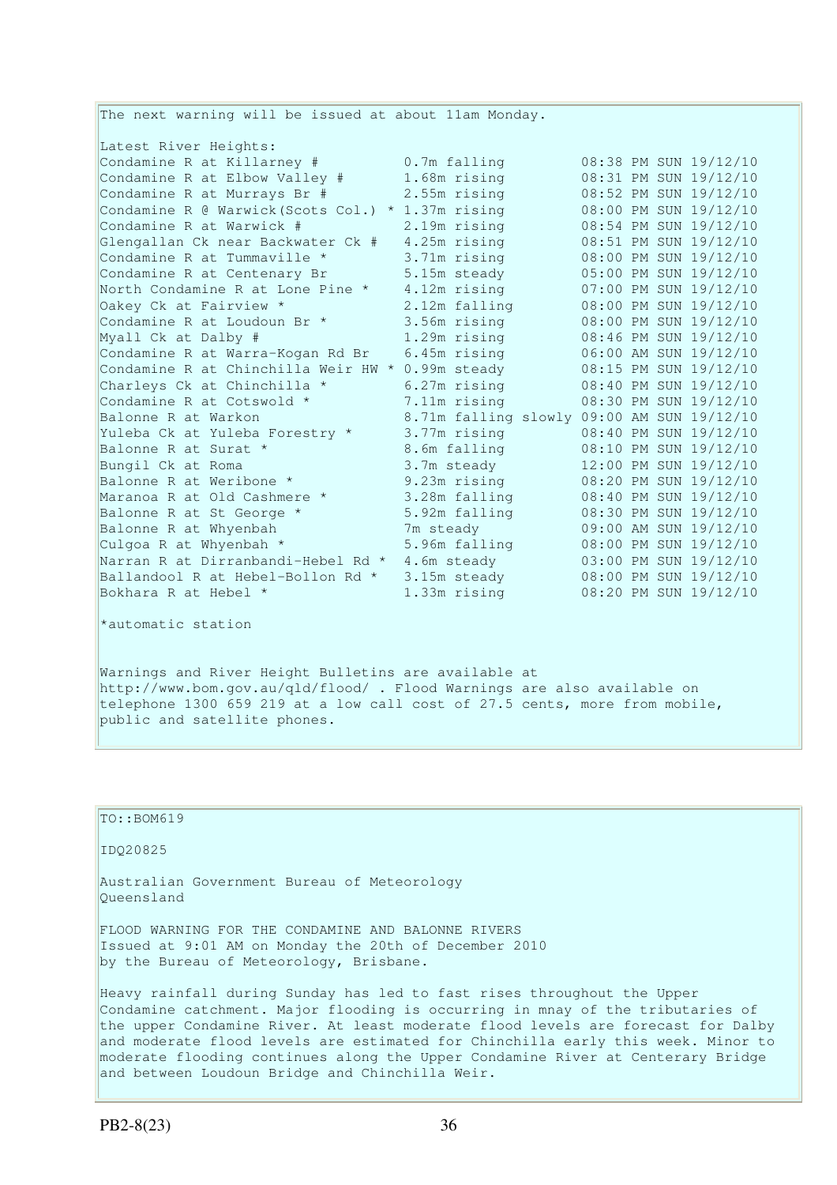The next warning will be issued at about 11am Monday.

Latest River Heights:

| | | |
|---|---|---|
| Condamine R at Killarney # | 0.7m falling | 08:38 PM SUN 19/12/10 |
| Condamine R at Elbow Valley # | 1.68m rising | 08:31 PM SUN 19/12/10 |
| Condamine R at Murrays Br # | 2.55m rising | 08:52 PM SUN 19/12/10 |
| Condamine R @ Warwick(Scots Col.) * | 1.37m rising | 08:00 PM SUN 19/12/10 |
| Condamine R at Warwick # | 2.19m rising | 08:54 PM SUN 19/12/10 |
| Glengallan Ck near Backwater Ck # | 4.25m rising | 08:51 PM SUN 19/12/10 |
| Condamine R at Tummaville * | 3.71m rising | 08:00 PM SUN 19/12/10 |
| Condamine R at Centenary Br | 5.15m steady | 05:00 PM SUN 19/12/10 |
| North Condamine R at Lone Pine * | 4.12m rising | 07:00 PM SUN 19/12/10 |
| Oakey Ck at Fairview * | 2.12m falling | 08:00 PM SUN 19/12/10 |
| Condamine R at Loudoun Br * | 3.56m rising | 08:00 PM SUN 19/12/10 |
| Myall Ck at Dalby # | 1.29m rising | 08:46 PM SUN 19/12/10 |
| Condamine R at Warra-Kogan Rd Br | 6.45m rising | 06:00 AM SUN 19/12/10 |
| Condamine R at Chinchilla Weir HW * | 0.99m steady | 08:15 PM SUN 19/12/10 |
| Charleys Ck at Chinchilla * | 6.27m rising | 08:40 PM SUN 19/12/10 |
| Condamine R at Cotswold * | 7.11m rising | 08:30 PM SUN 19/12/10 |
| Balonne R at Warkon | 8.71m falling slowly | 09:00 AM SUN 19/12/10 |
| Yuleba Ck at Yuleba Forestry * | 3.77m rising | 08:40 PM SUN 19/12/10 |
| Balonne R at Surat * | 8.6m falling | 08:10 PM SUN 19/12/10 |
| Bungil Ck at Roma | 3.7m steady | 12:00 PM SUN 19/12/10 |
| Balonne R at Weribone * | 9.23m rising | 08:20 PM SUN 19/12/10 |
| Maranoa R at Old Cashmere * | 3.28m falling | 08:40 PM SUN 19/12/10 |
| Balonne R at St George * | 5.92m falling | 08:30 PM SUN 19/12/10 |
| Balonne R at Whyenbah | 7m steady | 09:00 AM SUN 19/12/10 |
| Culgoa R at Whyenbah * | 5.96m falling | 08:00 PM SUN 19/12/10 |
| Narran R at Dirranbandi-Hebel Rd * | 4.6m steady | 03:00 PM SUN 19/12/10 |
| Ballandool R at Hebel-Bollon Rd * | 3.15m steady | 08:00 PM SUN 19/12/10 |
| Bokhara R at Hebel * | 1.33m rising | 08:20 PM SUN 19/12/10 |

*automatic station

Warnings and River Height Bulletins are available at http://www.bom.gov.au/qld/flood/ . Flood Warnings are also available on telephone 1300 659 219 at a low call cost of 27.5 cents, more from mobile, public and satellite phones.

TO::BOM619

IDQ20825

Australian Government Bureau of Meteorology
Queensland

FLOOD WARNING FOR THE CONDAMINE AND BALONNE RIVERS
Issued at 9:01 AM on Monday the 20th of December 2010
by the Bureau of Meteorology, Brisbane.

Heavy rainfall during Sunday has led to fast rises throughout the Upper Condamine catchment. Major flooding is occurring in mnay of the tributaries of the upper Condamine River. At least moderate flood levels are forecast for Dalby and moderate flood levels are estimated for Chinchilla early this week. Minor to moderate flooding continues along the Upper Condamine River at Centerary Bridge and between Loudoun Bridge and Chinchilla Weir.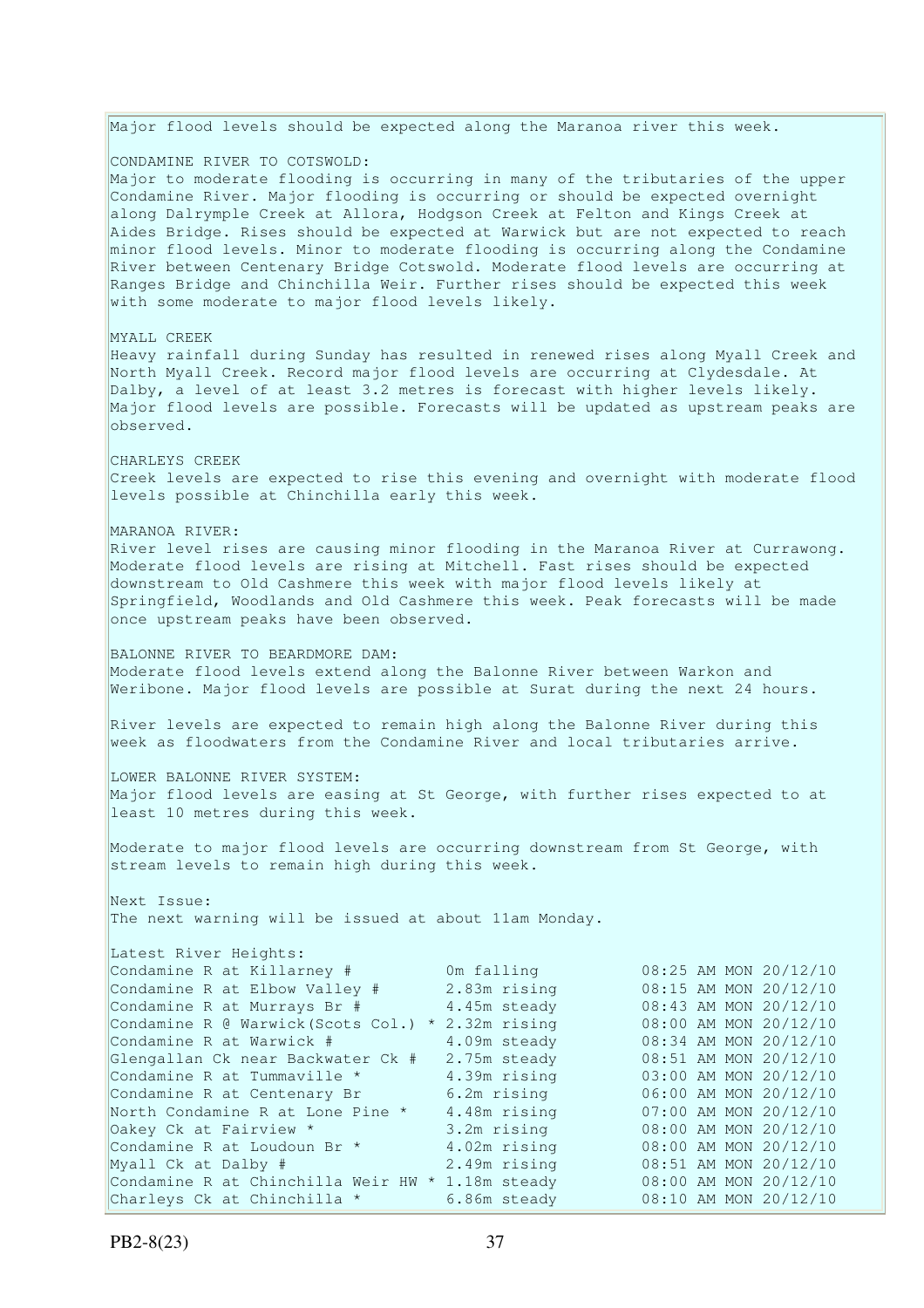Major flood levels should be expected along the Maranoa river this week.

CONDAMINE RIVER TO COTSWOLD:
Major to moderate flooding is occurring in many of the tributaries of the upper Condamine River. Major flooding is occurring or should be expected overnight along Dalrymple Creek at Allora, Hodgson Creek at Felton and Kings Creek at Aides Bridge. Rises should be expected at Warwick but are not expected to reach minor flood levels. Minor to moderate flooding is occurring along the Condamine River between Centenary Bridge Cotswold. Moderate flood levels are occurring at Ranges Bridge and Chinchilla Weir. Further rises should be expected this week with some moderate to major flood levels likely.

MYALL CREEK
Heavy rainfall during Sunday has resulted in renewed rises along Myall Creek and North Myall Creek. Record major flood levels are occurring at Clydesdale. At Dalby, a level of at least 3.2 metres is forecast with higher levels likely. Major flood levels are possible. Forecasts will be updated as upstream peaks are observed.

CHARLEYS CREEK
Creek levels are expected to rise this evening and overnight with moderate flood levels possible at Chinchilla early this week.

MARANOA RIVER:
River level rises are causing minor flooding in the Maranoa River at Currawong. Moderate flood levels are rising at Mitchell. Fast rises should be expected downstream to Old Cashmere this week with major flood levels likely at Springfield, Woodlands and Old Cashmere this week. Peak forecasts will be made once upstream peaks have been observed.

BALONNE RIVER TO BEARDMORE DAM:
Moderate flood levels extend along the Balonne River between Warkon and Weribone. Major flood levels are possible at Surat during the next 24 hours.

River levels are expected to remain high along the Balonne River during this week as floodwaters from the Condamine River and local tributaries arrive.

LOWER BALONNE RIVER SYSTEM:
Major flood levels are easing at St George, with further rises expected to at least 10 metres during this week.

Moderate to major flood levels are occurring downstream from St George, with stream levels to remain high during this week.

Next Issue:
The next warning will be issued at about 11am Monday.

Latest River Heights:

| | | |
|---|---|---|
| Condamine R at Killarney # | 0m falling | 08:25 AM MON 20/12/10 |
| Condamine R at Elbow Valley # | 2.83m rising | 08:15 AM MON 20/12/10 |
| Condamine R at Murrays Br # | 4.45m steady | 08:43 AM MON 20/12/10 |
| Condamine R @ Warwick(Scots Col.) * | 2.32m rising | 08:00 AM MON 20/12/10 |
| Condamine R at Warwick # | 4.09m steady | 08:34 AM MON 20/12/10 |
| Glengallan Ck near Backwater Ck # | 2.75m steady | 08:51 AM MON 20/12/10 |
| Condamine R at Tummaville * | 4.39m rising | 03:00 AM MON 20/12/10 |
| Condamine R at Centenary Br | 6.2m rising | 06:00 AM MON 20/12/10 |
| North Condamine R at Lone Pine * | 4.48m rising | 07:00 AM MON 20/12/10 |
| Oakey Ck at Fairview * | 3.2m rising | 08:00 AM MON 20/12/10 |
| Condamine R at Loudoun Br * | 4.02m rising | 08:00 AM MON 20/12/10 |
| Myall Ck at Dalby # | 2.49m rising | 08:51 AM MON 20/12/10 |
| Condamine R at Chinchilla Weir HW * | 1.18m steady | 08:00 AM MON 20/12/10 |
| Charleys Ck at Chinchilla * | 6.86m steady | 08:10 AM MON 20/12/10 |

PB2-8(23)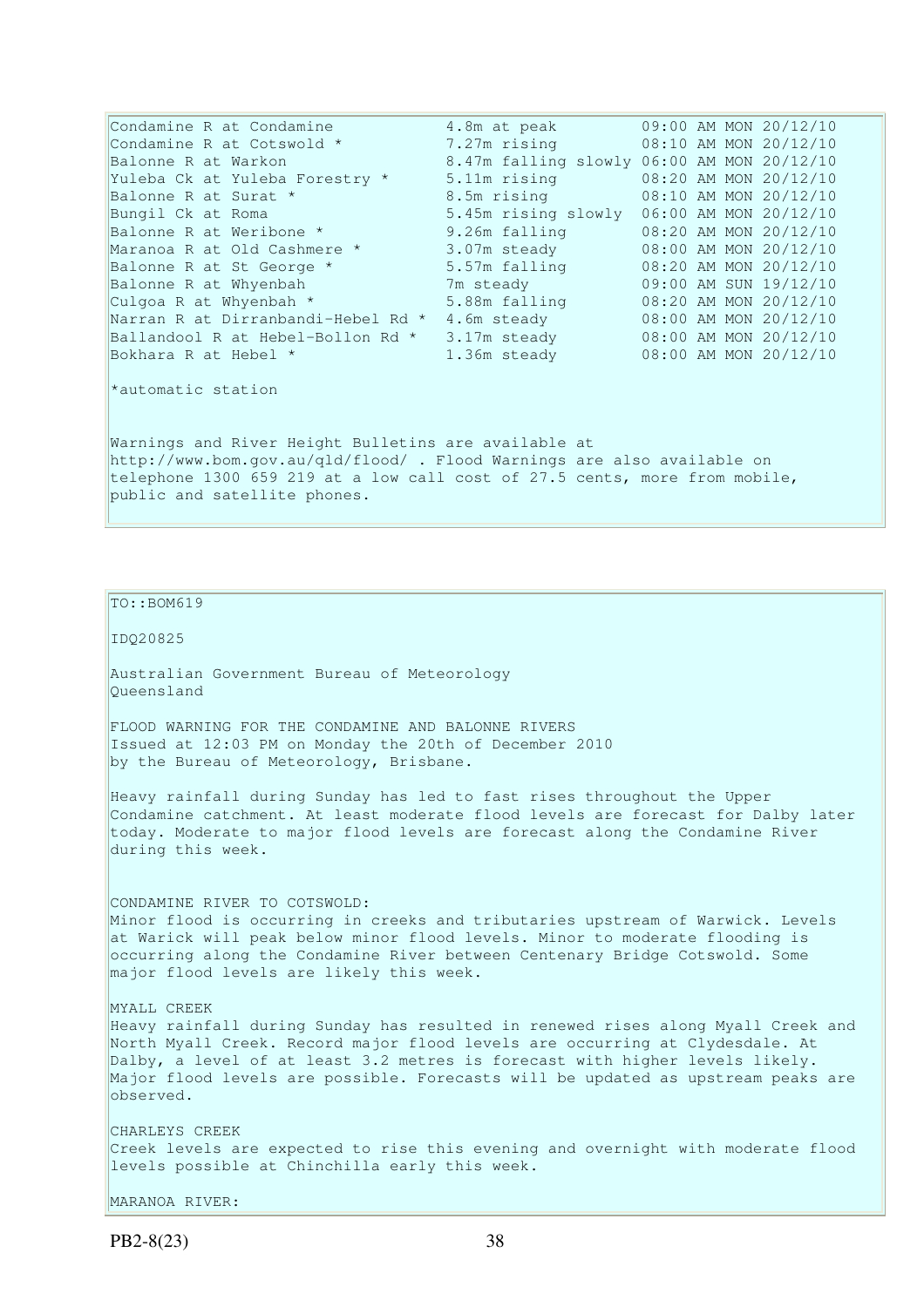| | | |
|---|---|---|
| Condamine R at Condamine | 4.8m at peak | 09:00 AM MON 20/12/10 |
| Condamine R at Cotswold * | 7.27m rising | 08:10 AM MON 20/12/10 |
| Balonne R at Warkon | 8.47m falling slowly | 06:00 AM MON 20/12/10 |
| Yuleba Ck at Yuleba Forestry * | 5.11m rising | 08:20 AM MON 20/12/10 |
| Balonne R at Surat * | 8.5m rising | 08:10 AM MON 20/12/10 |
| Bungil Ck at Roma | 5.45m rising slowly | 06:00 AM MON 20/12/10 |
| Balonne R at Weribone * | 9.26m falling | 08:20 AM MON 20/12/10 |
| Maranoa R at Old Cashmere * | 3.07m steady | 08:00 AM MON 20/12/10 |
| Balonne R at St George * | 5.57m falling | 08:20 AM MON 20/12/10 |
| Balonne R at Whyenbah | 7m steady | 09:00 AM SUN 19/12/10 |
| Culgoa R at Whyenbah * | 5.88m falling | 08:20 AM MON 20/12/10 |
| Narran R at Dirranbandi-Hebel Rd * | 4.6m steady | 08:00 AM MON 20/12/10 |
| Ballandool R at Hebel-Bollon Rd * | 3.17m steady | 08:00 AM MON 20/12/10 |
| Bokhara R at Hebel * | 1.36m steady | 08:00 AM MON 20/12/10 |

*automatic station

Warnings and River Height Bulletins are available at http://www.bom.gov.au/qld/flood/ . Flood Warnings are also available on telephone 1300 659 219 at a low call cost of 27.5 cents, more from mobile, public and satellite phones.

TO::BOM619

IDQ20825

Australian Government Bureau of Meteorology
Queensland

FLOOD WARNING FOR THE CONDAMINE AND BALONNE RIVERS
Issued at 12:03 PM on Monday the 20th of December 2010
by the Bureau of Meteorology, Brisbane.

Heavy rainfall during Sunday has led to fast rises throughout the Upper Condamine catchment. At least moderate flood levels are forecast for Dalby later today. Moderate to major flood levels are forecast along the Condamine River during this week.

CONDAMINE RIVER TO COTSWOLD:
Minor flood is occurring in creeks and tributaries upstream of Warwick. Levels at Warick will peak below minor flood levels. Minor to moderate flooding is occurring along the Condamine River between Centenary Bridge Cotswold. Some major flood levels are likely this week.

MYALL CREEK
Heavy rainfall during Sunday has resulted in renewed rises along Myall Creek and North Myall Creek. Record major flood levels are occurring at Clydesdale. At Dalby, a level of at least 3.2 metres is forecast with higher levels likely. Major flood levels are possible. Forecasts will be updated as upstream peaks are observed.

CHARLEYS CREEK
Creek levels are expected to rise this evening and overnight with moderate flood levels possible at Chinchilla early this week.

MARANOA RIVER: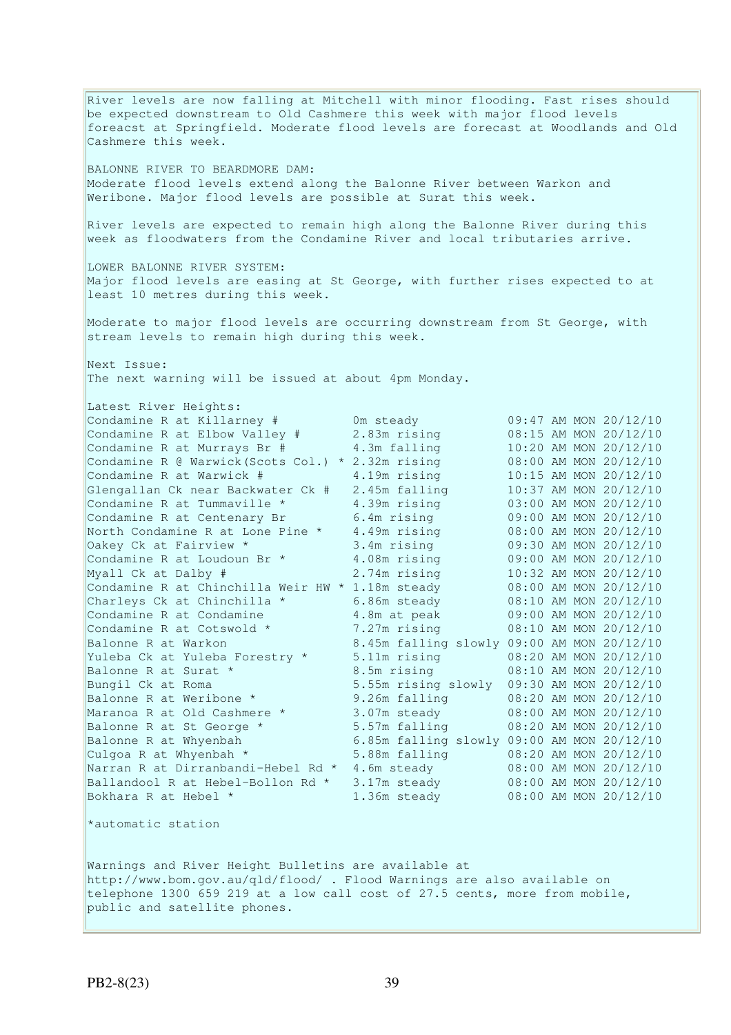River levels are now falling at Mitchell with minor flooding. Fast rises should be expected downstream to Old Cashmere this week with major flood levels foreacst at Springfield. Moderate flood levels are forecast at Woodlands and Old Cashmere this week.

BALONNE RIVER TO BEARDMORE DAM:
Moderate flood levels extend along the Balonne River between Warkon and Weribone. Major flood levels are possible at Surat this week.

River levels are expected to remain high along the Balonne River during this week as floodwaters from the Condamine River and local tributaries arrive.

LOWER BALONNE RIVER SYSTEM:
Major flood levels are easing at St George, with further rises expected to at least 10 metres during this week.

Moderate to major flood levels are occurring downstream from St George, with stream levels to remain high during this week.

Next Issue:
The next warning will be issued at about 4pm Monday.

Latest River Heights:

| | | |
|---|---|---|
| Condamine R at Killarney # | 0m steady | 09:47 AM MON 20/12/10 |
| Condamine R at Elbow Valley # | 2.83m rising | 08:15 AM MON 20/12/10 |
| Condamine R at Murrays Br # | 4.3m falling | 10:20 AM MON 20/12/10 |
| Condamine R @ Warwick(Scots Col.) * | 2.32m rising | 08:00 AM MON 20/12/10 |
| Condamine R at Warwick # | 4.19m rising | 10:15 AM MON 20/12/10 |
| Glengallan Ck near Backwater Ck # | 2.45m falling | 10:37 AM MON 20/12/10 |
| Condamine R at Tummaville * | 4.39m rising | 03:00 AM MON 20/12/10 |
| Condamine R at Centenary Br | 6.4m rising | 09:00 AM MON 20/12/10 |
| North Condamine R at Lone Pine * | 4.49m rising | 08:00 AM MON 20/12/10 |
| Oakey Ck at Fairview * | 3.4m rising | 09:30 AM MON 20/12/10 |
| Condamine R at Loudoun Br * | 4.08m rising | 09:00 AM MON 20/12/10 |
| Myall Ck at Dalby # | 2.74m rising | 10:32 AM MON 20/12/10 |
| Condamine R at Chinchilla Weir HW * | 1.18m steady | 08:00 AM MON 20/12/10 |
| Charleys Ck at Chinchilla * | 6.86m steady | 08:10 AM MON 20/12/10 |
| Condamine R at Condamine | 4.8m at peak | 09:00 AM MON 20/12/10 |
| Condamine R at Cotswold * | 7.27m rising | 08:10 AM MON 20/12/10 |
| Balonne R at Warkon | 8.45m falling slowly | 09:00 AM MON 20/12/10 |
| Yuleba Ck at Yuleba Forestry * | 5.11m rising | 08:20 AM MON 20/12/10 |
| Balonne R at Surat * | 8.5m rising | 08:10 AM MON 20/12/10 |
| Bungil Ck at Roma | 5.55m rising slowly | 09:30 AM MON 20/12/10 |
| Balonne R at Weribone * | 9.26m falling | 08:20 AM MON 20/12/10 |
| Maranoa R at Old Cashmere * | 3.07m steady | 08:00 AM MON 20/12/10 |
| Balonne R at St George * | 5.57m falling | 08:20 AM MON 20/12/10 |
| Balonne R at Whyenbah | 6.85m falling slowly | 09:00 AM MON 20/12/10 |
| Culgoa R at Whyenbah * | 5.88m falling | 08:20 AM MON 20/12/10 |
| Narran R at Dirranbandi-Hebel Rd * | 4.6m steady | 08:00 AM MON 20/12/10 |
| Ballandool R at Hebel-Bollon Rd * | 3.17m steady | 08:00 AM MON 20/12/10 |
| Bokhara R at Hebel * | 1.36m steady | 08:00 AM MON 20/12/10 |

*automatic station

Warnings and River Height Bulletins are available at http://www.bom.gov.au/qld/flood/ . Flood Warnings are also available on telephone 1300 659 219 at a low call cost of 27.5 cents, more from mobile, public and satellite phones.

PB2-8(23)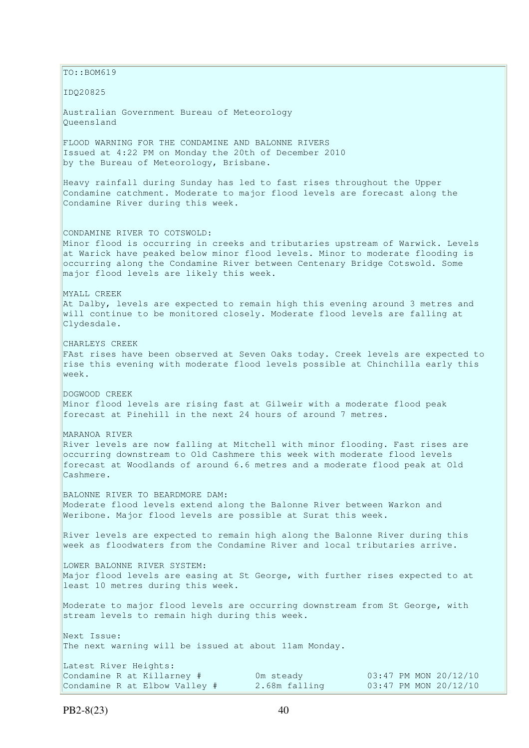TO::BOM619

IDQ20825

Australian Government Bureau of Meteorology
Queensland

FLOOD WARNING FOR THE CONDAMINE AND BALONNE RIVERS
Issued at 4:22 PM on Monday the 20th of December 2010
by the Bureau of Meteorology, Brisbane.

Heavy rainfall during Sunday has led to fast rises throughout the Upper Condamine catchment. Moderate to major flood levels are forecast along the Condamine River during this week.

CONDAMINE RIVER TO COTSWOLD:
Minor flood is occurring in creeks and tributaries upstream of Warwick. Levels at Warick have peaked below minor flood levels. Minor to moderate flooding is occurring along the Condamine River between Centenary Bridge Cotswold. Some major flood levels are likely this week.

MYALL CREEK
At Dalby, levels are expected to remain high this evening around 3 metres and will continue to be monitored closely. Moderate flood levels are falling at Clydesdale.

CHARLEYS CREEK
FAst rises have been observed at Seven Oaks today. Creek levels are expected to rise this evening with moderate flood levels possible at Chinchilla early this week.

DOGWOOD CREEK
Minor flood levels are rising fast at Gilweir with a moderate flood peak forecast at Pinehill in the next 24 hours of around 7 metres.

MARANOA RIVER
River levels are now falling at Mitchell with minor flooding. Fast rises are occurring downstream to Old Cashmere this week with moderate flood levels forecast at Woodlands of around 6.6 metres and a moderate flood peak at Old Cashmere.

BALONNE RIVER TO BEARDMORE DAM:
Moderate flood levels extend along the Balonne River between Warkon and Weribone. Major flood levels are possible at Surat this week.

River levels are expected to remain high along the Balonne River during this week as floodwaters from the Condamine River and local tributaries arrive.

LOWER BALONNE RIVER SYSTEM:
Major flood levels are easing at St George, with further rises expected to at least 10 metres during this week.

Moderate to major flood levels are occurring downstream from St George, with stream levels to remain high during this week.

Next Issue:
The next warning will be issued at about 11am Monday.

Latest River Heights:

| | | |
|---|---|---|
| Condamine R at Killarney # | 0m steady | 03:47 PM MON 20/12/10 |
| Condamine R at Elbow Valley # | 2.68m falling | 03:47 PM MON 20/12/10 |

PB2-8(23)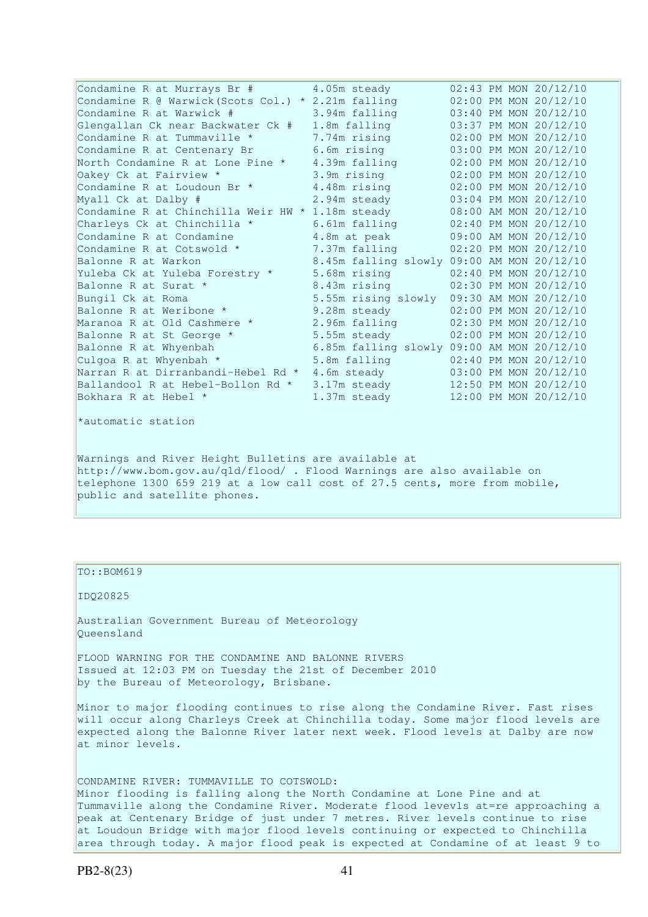| | | |
|---|---|---|
| Condamine R at Murrays Br # | 4.05m steady | 02:43 PM MON 20/12/10 |
| Condamine R @ Warwick(Scots Col.) * | 2.21m falling | 02:00 PM MON 20/12/10 |
| Condamine R at Warwick # | 3.94m falling | 03:40 PM MON 20/12/10 |
| Glengallan Ck near Backwater Ck # | 1.8m falling | 03:37 PM MON 20/12/10 |
| Condamine R at Tummaville * | 7.74m rising | 02:00 PM MON 20/12/10 |
| Condamine R at Centenary Br | 6.6m rising | 03:00 PM MON 20/12/10 |
| North Condamine R at Lone Pine * | 4.39m falling | 02:00 PM MON 20/12/10 |
| Oakey Ck at Fairview * | 3.9m rising | 02:00 PM MON 20/12/10 |
| Condamine R at Loudoun Br * | 4.48m rising | 02:00 PM MON 20/12/10 |
| Myall Ck at Dalby # | 2.94m steady | 03:04 PM MON 20/12/10 |
| Condamine R at Chinchilla Weir HW * | 1.18m steady | 08:00 AM MON 20/12/10 |
| Charleys Ck at Chinchilla * | 6.61m falling | 02:40 PM MON 20/12/10 |
| Condamine R at Condamine | 4.8m at peak | 09:00 AM MON 20/12/10 |
| Condamine R at Cotswold * | 7.37m falling | 02:20 PM MON 20/12/10 |
| Balonne R at Warkon | 8.45m falling slowly | 09:00 AM MON 20/12/10 |
| Yuleba Ck at Yuleba Forestry * | 5.68m rising | 02:40 PM MON 20/12/10 |
| Balonne R at Surat * | 8.43m rising | 02:30 PM MON 20/12/10 |
| Bungil Ck at Roma | 5.55m rising slowly | 09:30 AM MON 20/12/10 |
| Balonne R at Weribone * | 9.28m steady | 02:00 PM MON 20/12/10 |
| Maranoa R at Old Cashmere * | 2.96m falling | 02:30 PM MON 20/12/10 |
| Balonne R at St George * | 5.55m steady | 02:00 PM MON 20/12/10 |
| Balonne R at Whyenbah | 6.85m falling slowly | 09:00 AM MON 20/12/10 |
| Culgoa R at Whyenbah * | 5.8m falling | 02:40 PM MON 20/12/10 |
| Narran R at Dirranbandi-Hebel Rd * | 4.6m steady | 03:00 PM MON 20/12/10 |
| Ballandool R at Hebel-Bollon Rd * | 3.17m steady | 12:50 PM MON 20/12/10 |
| Bokhara R at Hebel * | 1.37m steady | 12:00 PM MON 20/12/10 |

*automatic station

Warnings and River Height Bulletins are available at http://www.bom.gov.au/qld/flood/ . Flood Warnings are also available on telephone 1300 659 219 at a low call cost of 27.5 cents, more from mobile, public and satellite phones.

TO::BOM619

IDQ20825

Australian Government Bureau of Meteorology
Queensland

FLOOD WARNING FOR THE CONDAMINE AND BALONNE RIVERS
Issued at 12:03 PM on Tuesday the 21st of December 2010
by the Bureau of Meteorology, Brisbane.

Minor to major flooding continues to rise along the Condamine River. Fast rises will occur along Charleys Creek at Chinchilla today. Some major flood levels are expected along the Balonne River later next week. Flood levels at Dalby are now at minor levels.

CONDAMINE RIVER: TUMMAVILLE TO COTSWOLD:
Minor flooding is falling along the North Condamine at Lone Pine and at Tummaville along the Condamine River. Moderate flood levevls at=re approaching a peak at Centenary Bridge of just under 7 metres. River levels continue to rise at Loudoun Bridge with major flood levels continuing or expected to Chinchilla area through today. A major flood peak is expected at Condamine of at least 9 to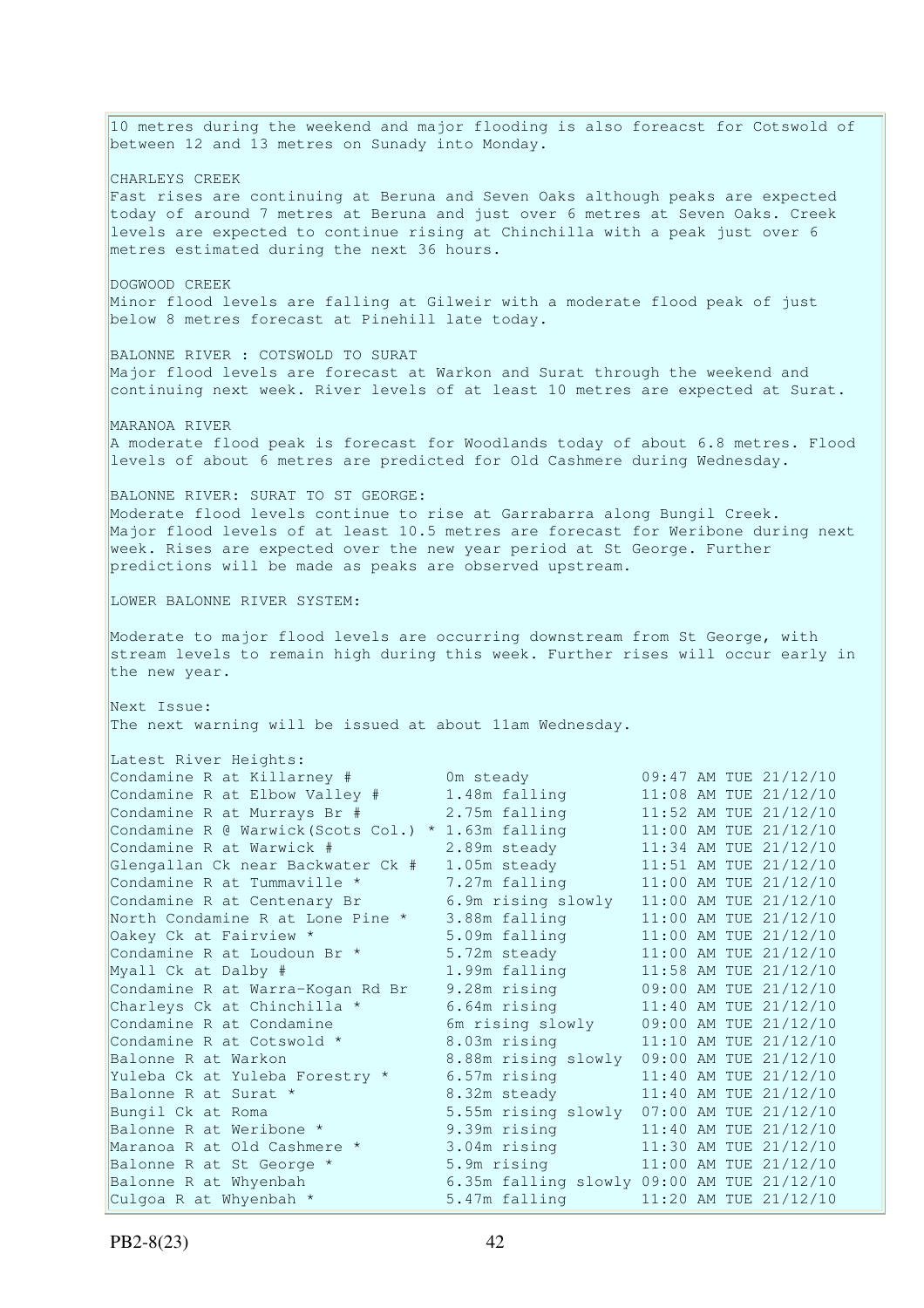10 metres during the weekend and major flooding is also foreacst for Cotswold of between 12 and 13 metres on Sunady into Monday.

CHARLEYS CREEK
Fast rises are continuing at Beruna and Seven Oaks although peaks are expected today of around 7 metres at Beruna and just over 6 metres at Seven Oaks. Creek levels are expected to continue rising at Chinchilla with a peak just over 6 metres estimated during the next 36 hours.

DOGWOOD CREEK
Minor flood levels are falling at Gilweir with a moderate flood peak of just below 8 metres forecast at Pinehill late today.

BALONNE RIVER : COTSWOLD TO SURAT
Major flood levels are forecast at Warkon and Surat through the weekend and continuing next week. River levels of at least 10 metres are expected at Surat.

MARANOA RIVER
A moderate flood peak is forecast for Woodlands today of about 6.8 metres. Flood levels of about 6 metres are predicted for Old Cashmere during Wednesday.

BALONNE RIVER: SURAT TO ST GEORGE:
Moderate flood levels continue to rise at Garrabarra along Bungil Creek. Major flood levels of at least 10.5 metres are forecast for Weribone during next week. Rises are expected over the new year period at St George. Further predictions will be made as peaks are observed upstream.

LOWER BALONNE RIVER SYSTEM:

Moderate to major flood levels are occurring downstream from St George, with stream levels to remain high during this week. Further rises will occur early in the new year.

Next Issue:
The next warning will be issued at about 11am Wednesday.

Latest River Heights:

| | | |
|---|---|---|
| Condamine R at Killarney # | 0m steady | 09:47 AM TUE 21/12/10 |
| Condamine R at Elbow Valley # | 1.48m falling | 11:08 AM TUE 21/12/10 |
| Condamine R at Murrays Br # | 2.75m falling | 11:52 AM TUE 21/12/10 |
| Condamine R @ Warwick(Scots Col.) * | 1.63m falling | 11:00 AM TUE 21/12/10 |
| Condamine R at Warwick # | 2.89m steady | 11:34 AM TUE 21/12/10 |
| Glengallan Ck near Backwater Ck # | 1.05m steady | 11:51 AM TUE 21/12/10 |
| Condamine R at Tummaville * | 7.27m falling | 11:00 AM TUE 21/12/10 |
| Condamine R at Centenary Br | 6.9m rising slowly | 11:00 AM TUE 21/12/10 |
| North Condamine R at Lone Pine * | 3.88m falling | 11:00 AM TUE 21/12/10 |
| Oakey Ck at Fairview * | 5.09m falling | 11:00 AM TUE 21/12/10 |
| Condamine R at Loudoun Br * | 5.72m steady | 11:00 AM TUE 21/12/10 |
| Myall Ck at Dalby # | 1.99m falling | 11:58 AM TUE 21/12/10 |
| Condamine R at Warra-Kogan Rd Br | 9.28m rising | 09:00 AM TUE 21/12/10 |
| Charleys Ck at Chinchilla * | 6.64m rising | 11:40 AM TUE 21/12/10 |
| Condamine R at Condamine | 6m rising slowly | 09:00 AM TUE 21/12/10 |
| Condamine R at Cotswold * | 8.03m rising | 11:10 AM TUE 21/12/10 |
| Balonne R at Warkon | 8.88m rising slowly | 09:00 AM TUE 21/12/10 |
| Yuleba Ck at Yuleba Forestry * | 6.57m rising | 11:40 AM TUE 21/12/10 |
| Balonne R at Surat * | 8.32m steady | 11:40 AM TUE 21/12/10 |
| Bungil Ck at Roma | 5.55m rising slowly | 07:00 AM TUE 21/12/10 |
| Balonne R at Weribone * | 9.39m rising | 11:40 AM TUE 21/12/10 |
| Maranoa R at Old Cashmere * | 3.04m rising | 11:30 AM TUE 21/12/10 |
| Balonne R at St George * | 5.9m rising | 11:00 AM TUE 21/12/10 |
| Balonne R at Whyenbah | 6.35m falling slowly | 09:00 AM TUE 21/12/10 |
| Culgoa R at Whyenbah * | 5.47m falling | 11:20 AM TUE 21/12/10 |

PB2-8(23)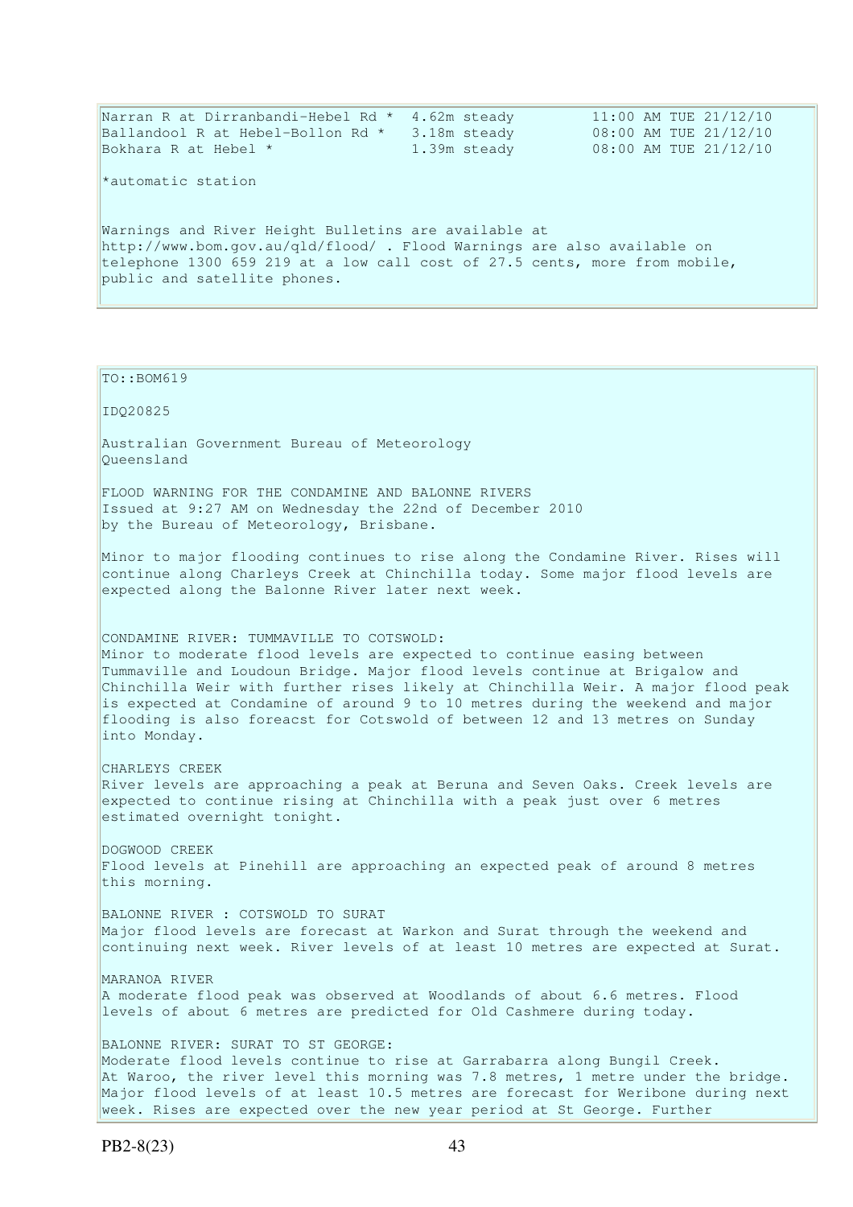```
Narran R at Dirranbandi-Hebel Rd *  4.62m steady         11:00 AM TUE 21/12/10
Ballandool R at Hebel-Bollon Rd *   3.18m steady         08:00 AM TUE 21/12/10
Bokhara R at Hebel *                1.39m steady         08:00 AM TUE 21/12/10
```

*automatic station

Warnings and River Height Bulletins are available at http://www.bom.gov.au/qld/flood/ . Flood Warnings are also available on telephone 1300 659 219 at a low call cost of 27.5 cents, more from mobile, public and satellite phones.

TO::BOM619

IDQ20825

Australian Government Bureau of Meteorology
Queensland

FLOOD WARNING FOR THE CONDAMINE AND BALONNE RIVERS
Issued at 9:27 AM on Wednesday the 22nd of December 2010
by the Bureau of Meteorology, Brisbane.

Minor to major flooding continues to rise along the Condamine River. Rises will continue along Charleys Creek at Chinchilla today. Some major flood levels are expected along the Balonne River later next week.

CONDAMINE RIVER: TUMMAVILLE TO COTSWOLD:
Minor to moderate flood levels are expected to continue easing between Tummaville and Loudoun Bridge. Major flood levels continue at Brigalow and Chinchilla Weir with further rises likely at Chinchilla Weir. A major flood peak is expected at Condamine of around 9 to 10 metres during the weekend and major flooding is also foreacst for Cotswold of between 12 and 13 metres on Sunday into Monday.

CHARLEYS CREEK
River levels are approaching a peak at Beruna and Seven Oaks. Creek levels are expected to continue rising at Chinchilla with a peak just over 6 metres estimated overnight tonight.

DOGWOOD CREEK
Flood levels at Pinehill are approaching an expected peak of around 8 metres this morning.

BALONNE RIVER : COTSWOLD TO SURAT
Major flood levels are forecast at Warkon and Surat through the weekend and continuing next week. River levels of at least 10 metres are expected at Surat.

MARANOA RIVER
A moderate flood peak was observed at Woodlands of about 6.6 metres. Flood levels of about 6 metres are predicted for Old Cashmere during today.

BALONNE RIVER: SURAT TO ST GEORGE:
Moderate flood levels continue to rise at Garrabarra along Bungil Creek.
At Waroo, the river level this morning was 7.8 metres, 1 metre under the bridge.
Major flood levels of at least 10.5 metres are forecast for Weribone during next week. Rises are expected over the new year period at St George. Further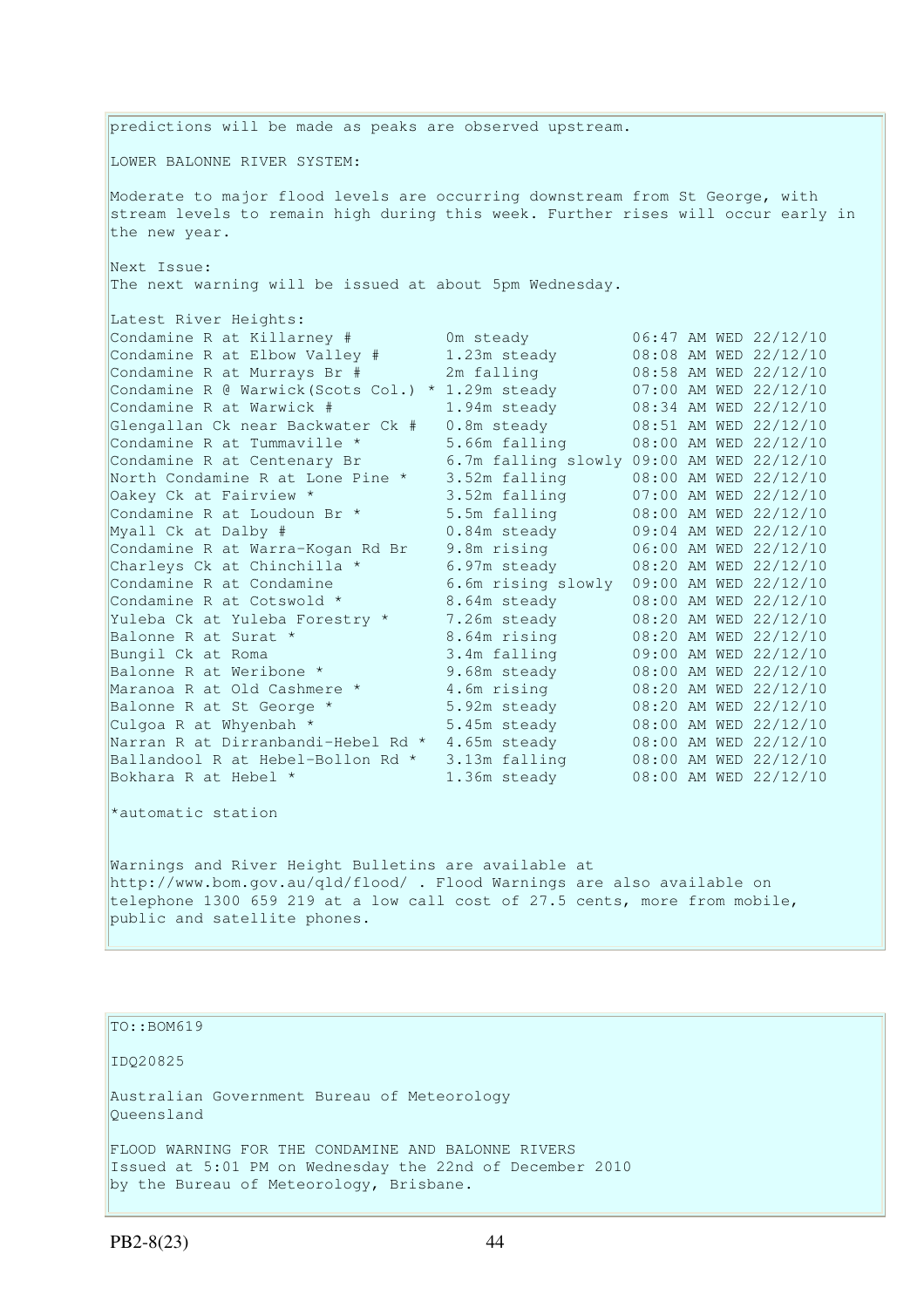predictions will be made as peaks are observed upstream.

LOWER BALONNE RIVER SYSTEM:

Moderate to major flood levels are occurring downstream from St George, with stream levels to remain high during this week. Further rises will occur early in the new year.

Next Issue:
The next warning will be issued at about 5pm Wednesday.

Latest River Heights:

| | | |
|---|---|---|
| Condamine R at Killarney # | 0m steady | 06:47 AM WED 22/12/10 |
| Condamine R at Elbow Valley # | 1.23m steady | 08:08 AM WED 22/12/10 |
| Condamine R at Murrays Br # | 2m falling | 08:58 AM WED 22/12/10 |
| Condamine R @ Warwick(Scots Col.) * | 1.29m steady | 07:00 AM WED 22/12/10 |
| Condamine R at Warwick # | 1.94m steady | 08:34 AM WED 22/12/10 |
| Glengallan Ck near Backwater Ck # | 0.8m steady | 08:51 AM WED 22/12/10 |
| Condamine R at Tummaville * | 5.66m falling | 08:00 AM WED 22/12/10 |
| Condamine R at Centenary Br | 6.7m falling slowly | 09:00 AM WED 22/12/10 |
| North Condamine R at Lone Pine * | 3.52m falling | 08:00 AM WED 22/12/10 |
| Oakey Ck at Fairview * | 3.52m falling | 07:00 AM WED 22/12/10 |
| Condamine R at Loudoun Br * | 5.5m falling | 08:00 AM WED 22/12/10 |
| Myall Ck at Dalby # | 0.84m steady | 09:04 AM WED 22/12/10 |
| Condamine R at Warra-Kogan Rd Br | 9.8m rising | 06:00 AM WED 22/12/10 |
| Charleys Ck at Chinchilla * | 6.97m steady | 08:20 AM WED 22/12/10 |
| Condamine R at Condamine | 6.6m rising slowly | 09:00 AM WED 22/12/10 |
| Condamine R at Cotswold * | 8.64m steady | 08:00 AM WED 22/12/10 |
| Yuleba Ck at Yuleba Forestry * | 7.26m steady | 08:20 AM WED 22/12/10 |
| Balonne R at Surat * | 8.64m rising | 08:20 AM WED 22/12/10 |
| Bungil Ck at Roma | 3.4m falling | 09:00 AM WED 22/12/10 |
| Balonne R at Weribone * | 9.68m steady | 08:00 AM WED 22/12/10 |
| Maranoa R at Old Cashmere * | 4.6m rising | 08:20 AM WED 22/12/10 |
| Balonne R at St George * | 5.92m steady | 08:20 AM WED 22/12/10 |
| Culgoa R at Whyenbah * | 5.45m steady | 08:00 AM WED 22/12/10 |
| Narran R at Dirranbandi-Hebel Rd * | 4.65m steady | 08:00 AM WED 22/12/10 |
| Ballandool R at Hebel-Bollon Rd * | 3.13m falling | 08:00 AM WED 22/12/10 |
| Bokhara R at Hebel * | 1.36m steady | 08:00 AM WED 22/12/10 |

*automatic station

Warnings and River Height Bulletins are available at http://www.bom.gov.au/qld/flood/ . Flood Warnings are also available on telephone 1300 659 219 at a low call cost of 27.5 cents, more from mobile, public and satellite phones.

TO::BOM619

IDQ20825

Australian Government Bureau of Meteorology
Queensland

FLOOD WARNING FOR THE CONDAMINE AND BALONNE RIVERS
Issued at 5:01 PM on Wednesday the 22nd of December 2010
by the Bureau of Meteorology, Brisbane.

PB2-8(23)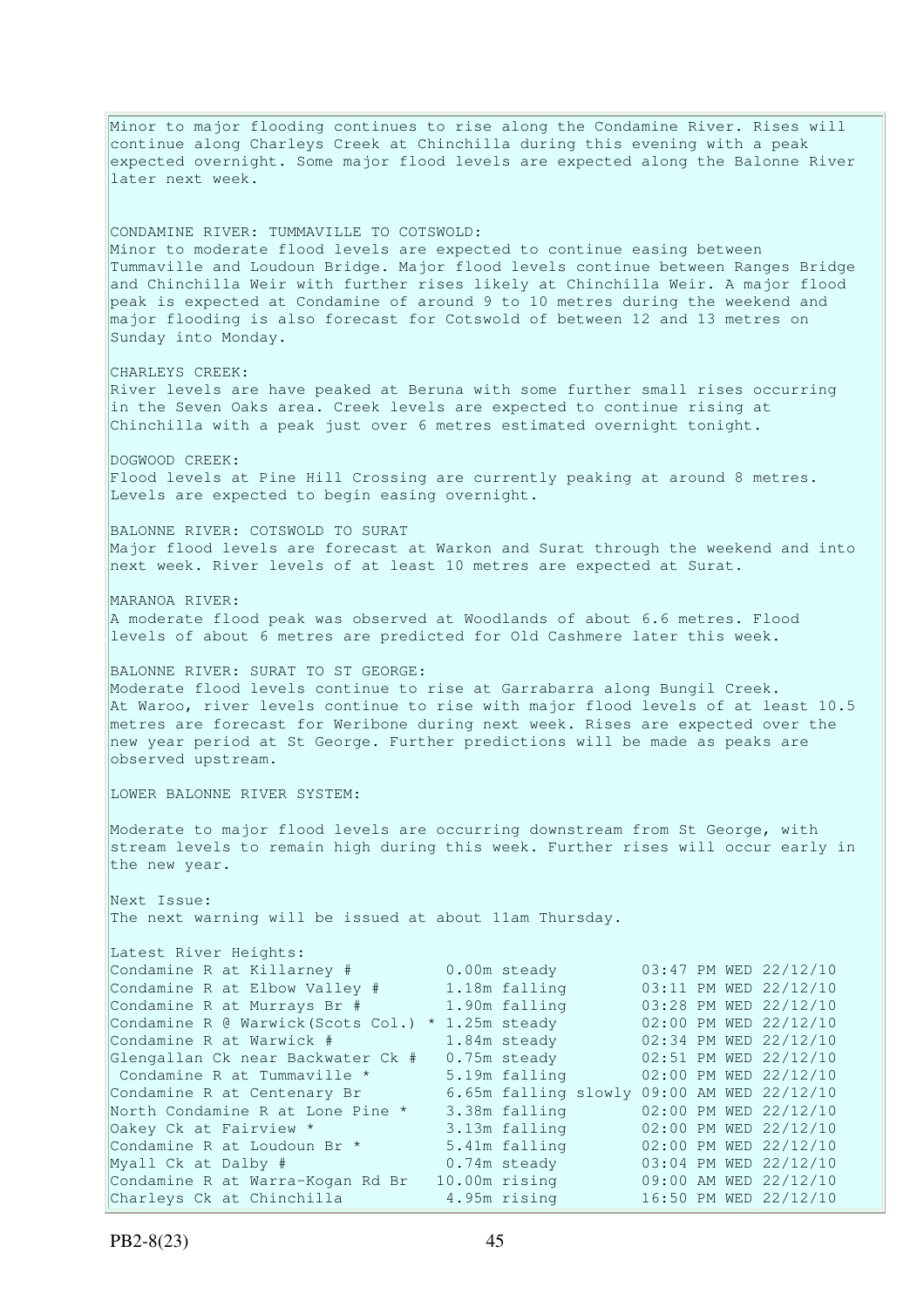Minor to major flooding continues to rise along the Condamine River. Rises will continue along Charleys Creek at Chinchilla during this evening with a peak expected overnight. Some major flood levels are expected along the Balonne River later next week.

CONDAMINE RIVER: TUMMAVILLE TO COTSWOLD:
Minor to moderate flood levels are expected to continue easing between Tummaville and Loudoun Bridge. Major flood levels continue between Ranges Bridge and Chinchilla Weir with further rises likely at Chinchilla Weir. A major flood peak is expected at Condamine of around 9 to 10 metres during the weekend and major flooding is also forecast for Cotswold of between 12 and 13 metres on Sunday into Monday.

CHARLEYS CREEK:
River levels are have peaked at Beruna with some further small rises occurring in the Seven Oaks area. Creek levels are expected to continue rising at Chinchilla with a peak just over 6 metres estimated overnight tonight.

DOGWOOD CREEK:
Flood levels at Pine Hill Crossing are currently peaking at around 8 metres. Levels are expected to begin easing overnight.

BALONNE RIVER: COTSWOLD TO SURAT
Major flood levels are forecast at Warkon and Surat through the weekend and into next week. River levels of at least 10 metres are expected at Surat.

MARANOA RIVER:
A moderate flood peak was observed at Woodlands of about 6.6 metres. Flood levels of about 6 metres are predicted for Old Cashmere later this week.

BALONNE RIVER: SURAT TO ST GEORGE:
Moderate flood levels continue to rise at Garrabarra along Bungil Creek.
At Waroo, river levels continue to rise with major flood levels of at least 10.5 metres are forecast for Weribone during next week. Rises are expected over the new year period at St George. Further predictions will be made as peaks are observed upstream.

LOWER BALONNE RIVER SYSTEM:

Moderate to major flood levels are occurring downstream from St George, with stream levels to remain high during this week. Further rises will occur early in the new year.

Next Issue:
The next warning will be issued at about 11am Thursday.

Latest River Heights:

| | | |
|---|---|---|
| Condamine R at Killarney # | 0.00m steady | 03:47 PM WED 22/12/10 |
| Condamine R at Elbow Valley # | 1.18m falling | 03:11 PM WED 22/12/10 |
| Condamine R at Murrays Br # | 1.90m falling | 03:28 PM WED 22/12/10 |
| Condamine R @ Warwick(Scots Col.) * | 1.25m steady | 02:00 PM WED 22/12/10 |
| Condamine R at Warwick # | 1.84m steady | 02:34 PM WED 22/12/10 |
| Glengallan Ck near Backwater Ck # | 0.75m steady | 02:51 PM WED 22/12/10 |
| Condamine R at Tummaville * | 5.19m falling | 02:00 PM WED 22/12/10 |
| Condamine R at Centenary Br | 6.65m falling slowly | 09:00 AM WED 22/12/10 |
| North Condamine R at Lone Pine * | 3.38m falling | 02:00 PM WED 22/12/10 |
| Oakey Ck at Fairview * | 3.13m falling | 02:00 PM WED 22/12/10 |
| Condamine R at Loudoun Br * | 5.41m falling | 02:00 PM WED 22/12/10 |
| Myall Ck at Dalby # | 0.74m steady | 03:04 PM WED 22/12/10 |
| Condamine R at Warra-Kogan Rd Br | 10.00m rising | 09:00 AM WED 22/12/10 |
| Charleys Ck at Chinchilla | 4.95m rising | 16:50 PM WED 22/12/10 |

PB2-8(23)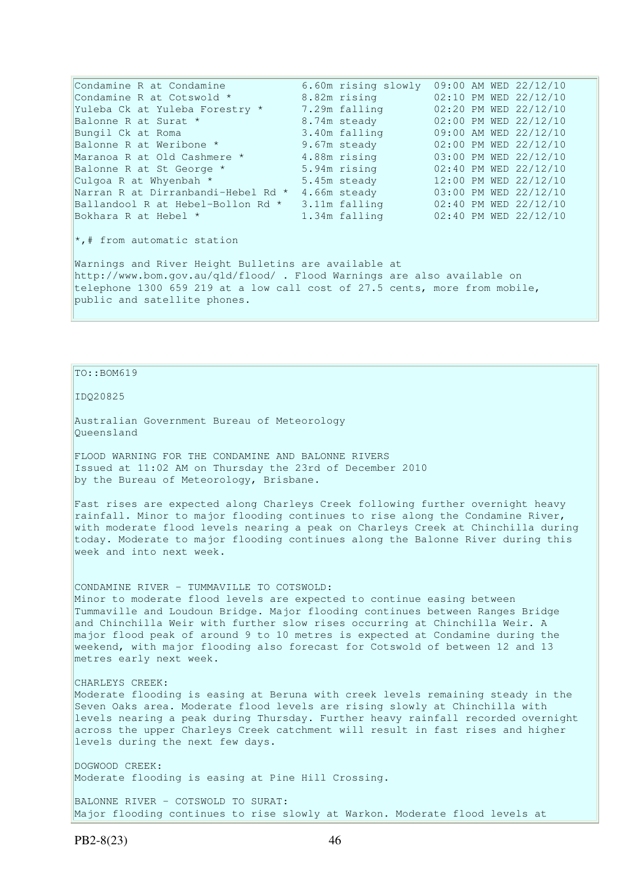| | | |
|---|---|---|
| Condamine R at Condamine | 6.60m rising slowly | 09:00 AM WED 22/12/10 |
| Condamine R at Cotswold * | 8.82m rising | 02:10 PM WED 22/12/10 |
| Yuleba Ck at Yuleba Forestry * | 7.29m falling | 02:20 PM WED 22/12/10 |
| Balonne R at Surat * | 8.74m steady | 02:00 PM WED 22/12/10 |
| Bungil Ck at Roma | 3.40m falling | 09:00 AM WED 22/12/10 |
| Balonne R at Weribone * | 9.67m steady | 02:00 PM WED 22/12/10 |
| Maranoa R at Old Cashmere * | 4.88m rising | 03:00 PM WED 22/12/10 |
| Balonne R at St George * | 5.94m rising | 02:40 PM WED 22/12/10 |
| Culgoa R at Whyenbah * | 5.45m steady | 12:00 PM WED 22/12/10 |
| Narran R at Dirranbandi-Hebel Rd * | 4.66m steady | 03:00 PM WED 22/12/10 |
| Ballandool R at Hebel-Bollon Rd * | 3.11m falling | 02:40 PM WED 22/12/10 |
| Bokhara R at Hebel * | 1.34m falling | 02:40 PM WED 22/12/10 |

*,# from automatic station

Warnings and River Height Bulletins are available at http://www.bom.gov.au/qld/flood/ . Flood Warnings are also available on telephone 1300 659 219 at a low call cost of 27.5 cents, more from mobile, public and satellite phones.

TO::BOM619

IDQ20825

Australian Government Bureau of Meteorology
Queensland

FLOOD WARNING FOR THE CONDAMINE AND BALONNE RIVERS
Issued at 11:02 AM on Thursday the 23rd of December 2010
by the Bureau of Meteorology, Brisbane.

Fast rises are expected along Charleys Creek following further overnight heavy rainfall. Minor to major flooding continues to rise along the Condamine River, with moderate flood levels nearing a peak on Charleys Creek at Chinchilla during today. Moderate to major flooding continues along the Balonne River during this week and into next week.

CONDAMINE RIVER - TUMMAVILLE TO COTSWOLD:
Minor to moderate flood levels are expected to continue easing between Tummaville and Loudoun Bridge. Major flooding continues between Ranges Bridge and Chinchilla Weir with further slow rises occurring at Chinchilla Weir. A major flood peak of around 9 to 10 metres is expected at Condamine during the weekend, with major flooding also forecast for Cotswold of between 12 and 13 metres early next week.

CHARLEYS CREEK:
Moderate flooding is easing at Beruna with creek levels remaining steady in the Seven Oaks area. Moderate flood levels are rising slowly at Chinchilla with levels nearing a peak during Thursday. Further heavy rainfall recorded overnight across the upper Charleys Creek catchment will result in fast rises and higher levels during the next few days.

DOGWOOD CREEK:
Moderate flooding is easing at Pine Hill Crossing.

BALONNE RIVER - COTSWOLD TO SURAT:
Major flooding continues to rise slowly at Warkon. Moderate flood levels at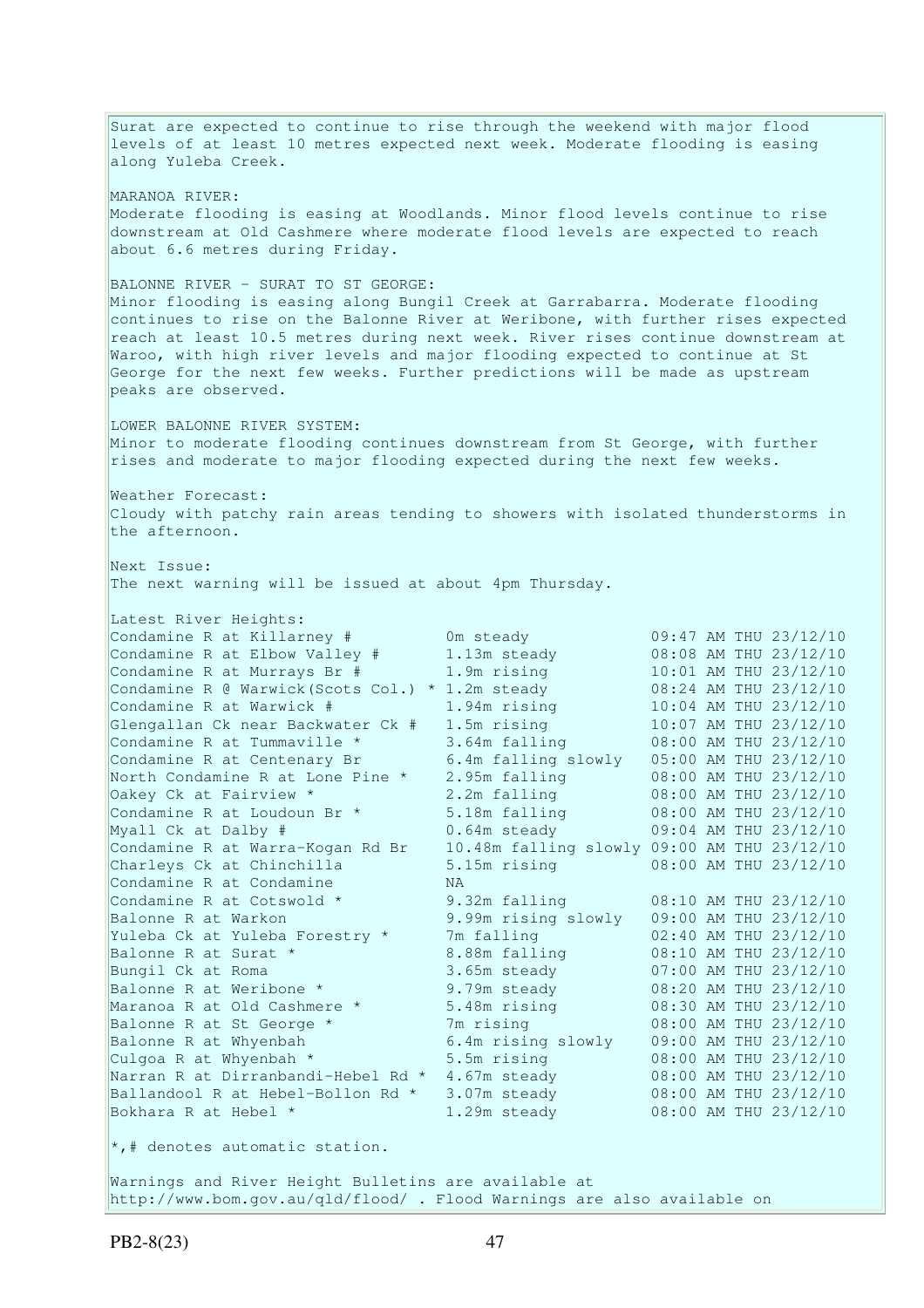Surat are expected to continue to rise through the weekend with major flood levels of at least 10 metres expected next week. Moderate flooding is easing along Yuleba Creek.

MARANOA RIVER:
Moderate flooding is easing at Woodlands. Minor flood levels continue to rise downstream at Old Cashmere where moderate flood levels are expected to reach about 6.6 metres during Friday.

BALONNE RIVER - SURAT TO ST GEORGE:
Minor flooding is easing along Bungil Creek at Garrabarra. Moderate flooding continues to rise on the Balonne River at Weribone, with further rises expected reach at least 10.5 metres during next week. River rises continue downstream at Waroo, with high river levels and major flooding expected to continue at St George for the next few weeks. Further predictions will be made as upstream peaks are observed.

LOWER BALONNE RIVER SYSTEM:
Minor to moderate flooding continues downstream from St George, with further rises and moderate to major flooding expected during the next few weeks.

Weather Forecast:
Cloudy with patchy rain areas tending to showers with isolated thunderstorms in the afternoon.

Next Issue:
The next warning will be issued at about 4pm Thursday.

Latest River Heights:

| | | |
|---|---|---|
| Condamine R at Killarney # | 0m steady | 09:47 AM THU 23/12/10 |
| Condamine R at Elbow Valley # | 1.13m steady | 08:08 AM THU 23/12/10 |
| Condamine R at Murrays Br # | 1.9m rising | 10:01 AM THU 23/12/10 |
| Condamine R @ Warwick(Scots Col.) * | 1.2m steady | 08:24 AM THU 23/12/10 |
| Condamine R at Warwick # | 1.94m rising | 10:04 AM THU 23/12/10 |
| Glengallan Ck near Backwater Ck # | 1.5m rising | 10:07 AM THU 23/12/10 |
| Condamine R at Tummaville * | 3.64m falling | 08:00 AM THU 23/12/10 |
| Condamine R at Centenary Br | 6.4m falling slowly | 05:00 AM THU 23/12/10 |
| North Condamine R at Lone Pine * | 2.95m falling | 08:00 AM THU 23/12/10 |
| Oakey Ck at Fairview * | 2.2m falling | 08:00 AM THU 23/12/10 |
| Condamine R at Loudoun Br * | 5.18m falling | 08:00 AM THU 23/12/10 |
| Myall Ck at Dalby # | 0.64m steady | 09:04 AM THU 23/12/10 |
| Condamine R at Warra-Kogan Rd Br | 10.48m falling slowly | 09:00 AM THU 23/12/10 |
| Charleys Ck at Chinchilla | 5.15m rising | 08:00 AM THU 23/12/10 |
| Condamine R at Condamine | NA | |
| Condamine R at Cotswold * | 9.32m falling | 08:10 AM THU 23/12/10 |
| Balonne R at Warkon | 9.99m rising slowly | 09:00 AM THU 23/12/10 |
| Yuleba Ck at Yuleba Forestry * | 7m falling | 02:40 AM THU 23/12/10 |
| Balonne R at Surat * | 8.88m falling | 08:10 AM THU 23/12/10 |
| Bungil Ck at Roma | 3.65m steady | 07:00 AM THU 23/12/10 |
| Balonne R at Weribone * | 9.79m steady | 08:20 AM THU 23/12/10 |
| Maranoa R at Old Cashmere * | 5.48m rising | 08:30 AM THU 23/12/10 |
| Balonne R at St George * | 7m rising | 08:00 AM THU 23/12/10 |
| Balonne R at Whyenbah | 6.4m rising slowly | 09:00 AM THU 23/12/10 |
| Culgoa R at Whyenbah * | 5.5m rising | 08:00 AM THU 23/12/10 |
| Narran R at Dirranbandi-Hebel Rd * | 4.67m steady | 08:00 AM THU 23/12/10 |
| Ballandool R at Hebel-Bollon Rd * | 3.07m steady | 08:00 AM THU 23/12/10 |
| Bokhara R at Hebel * | 1.29m steady | 08:00 AM THU 23/12/10 |

*,# denotes automatic station.

Warnings and River Height Bulletins are available at http://www.bom.gov.au/qld/flood/ . Flood Warnings are also available on

PB2-8(23)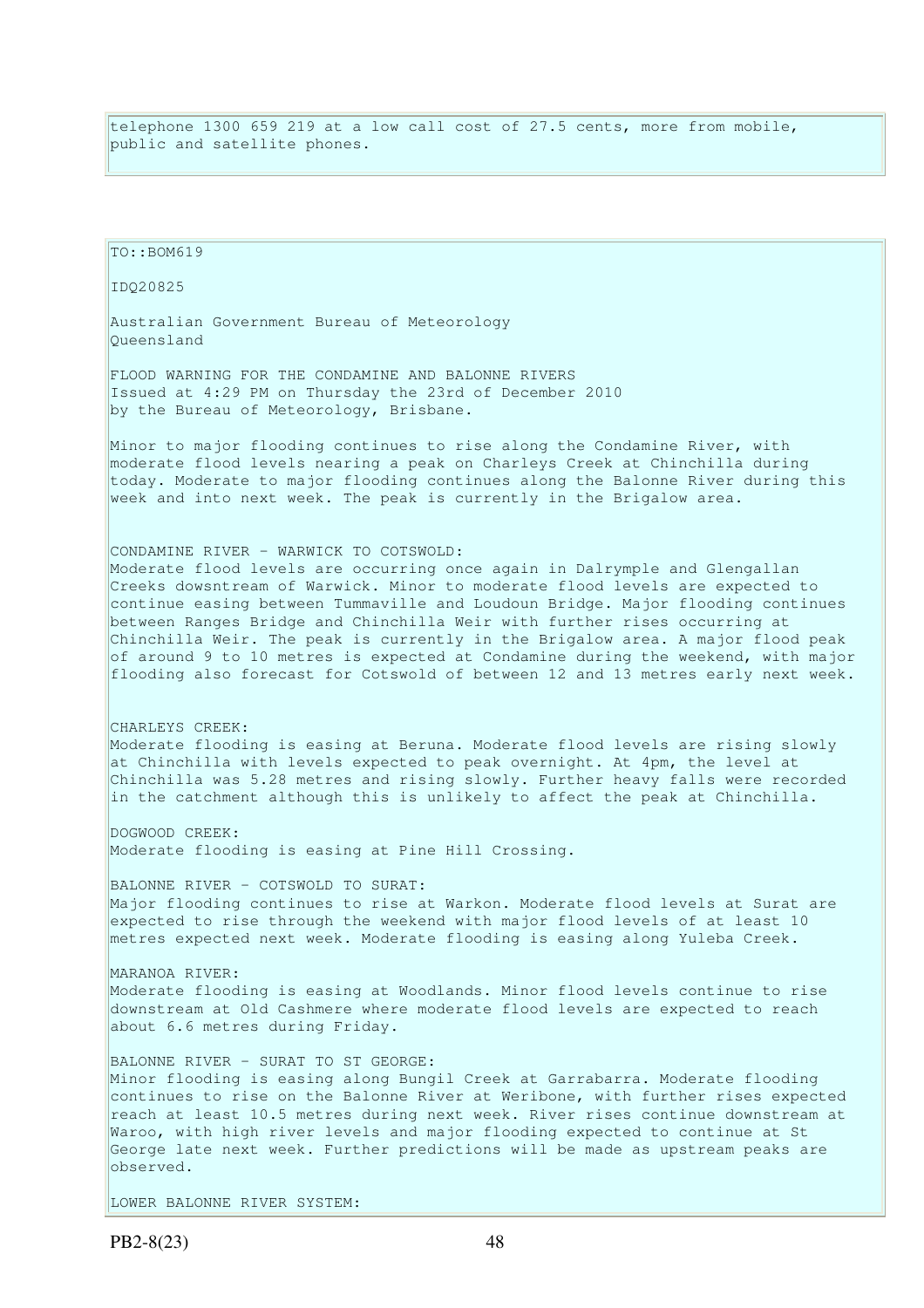telephone 1300 659 219 at a low call cost of 27.5 cents, more from mobile, public and satellite phones.

TO::BOM619

IDQ20825

Australian Government Bureau of Meteorology
Queensland

FLOOD WARNING FOR THE CONDAMINE AND BALONNE RIVERS
Issued at 4:29 PM on Thursday the 23rd of December 2010
by the Bureau of Meteorology, Brisbane.

Minor to major flooding continues to rise along the Condamine River, with moderate flood levels nearing a peak on Charleys Creek at Chinchilla during today. Moderate to major flooding continues along the Balonne River during this week and into next week. The peak is currently in the Brigalow area.

CONDAMINE RIVER - WARWICK TO COTSWOLD:
Moderate flood levels are occurring once again in Dalrymple and Glengallan Creeks dowsntream of Warwick. Minor to moderate flood levels are expected to continue easing between Tummaville and Loudoun Bridge. Major flooding continues between Ranges Bridge and Chinchilla Weir with further rises occurring at Chinchilla Weir. The peak is currently in the Brigalow area. A major flood peak of around 9 to 10 metres is expected at Condamine during the weekend, with major flooding also forecast for Cotswold of between 12 and 13 metres early next week.

CHARLEYS CREEK:
Moderate flooding is easing at Beruna. Moderate flood levels are rising slowly at Chinchilla with levels expected to peak overnight. At 4pm, the level at Chinchilla was 5.28 metres and rising slowly. Further heavy falls were recorded in the catchment although this is unlikely to affect the peak at Chinchilla.

DOGWOOD CREEK:
Moderate flooding is easing at Pine Hill Crossing.

BALONNE RIVER - COTSWOLD TO SURAT:
Major flooding continues to rise at Warkon. Moderate flood levels at Surat are expected to rise through the weekend with major flood levels of at least 10 metres expected next week. Moderate flooding is easing along Yuleba Creek.

MARANOA RIVER:
Moderate flooding is easing at Woodlands. Minor flood levels continue to rise downstream at Old Cashmere where moderate flood levels are expected to reach about 6.6 metres during Friday.

BALONNE RIVER - SURAT TO ST GEORGE:
Minor flooding is easing along Bungil Creek at Garrabarra. Moderate flooding continues to rise on the Balonne River at Weribone, with further rises expected reach at least 10.5 metres during next week. River rises continue downstream at Waroo, with high river levels and major flooding expected to continue at St George late next week. Further predictions will be made as upstream peaks are observed.

LOWER BALONNE RIVER SYSTEM: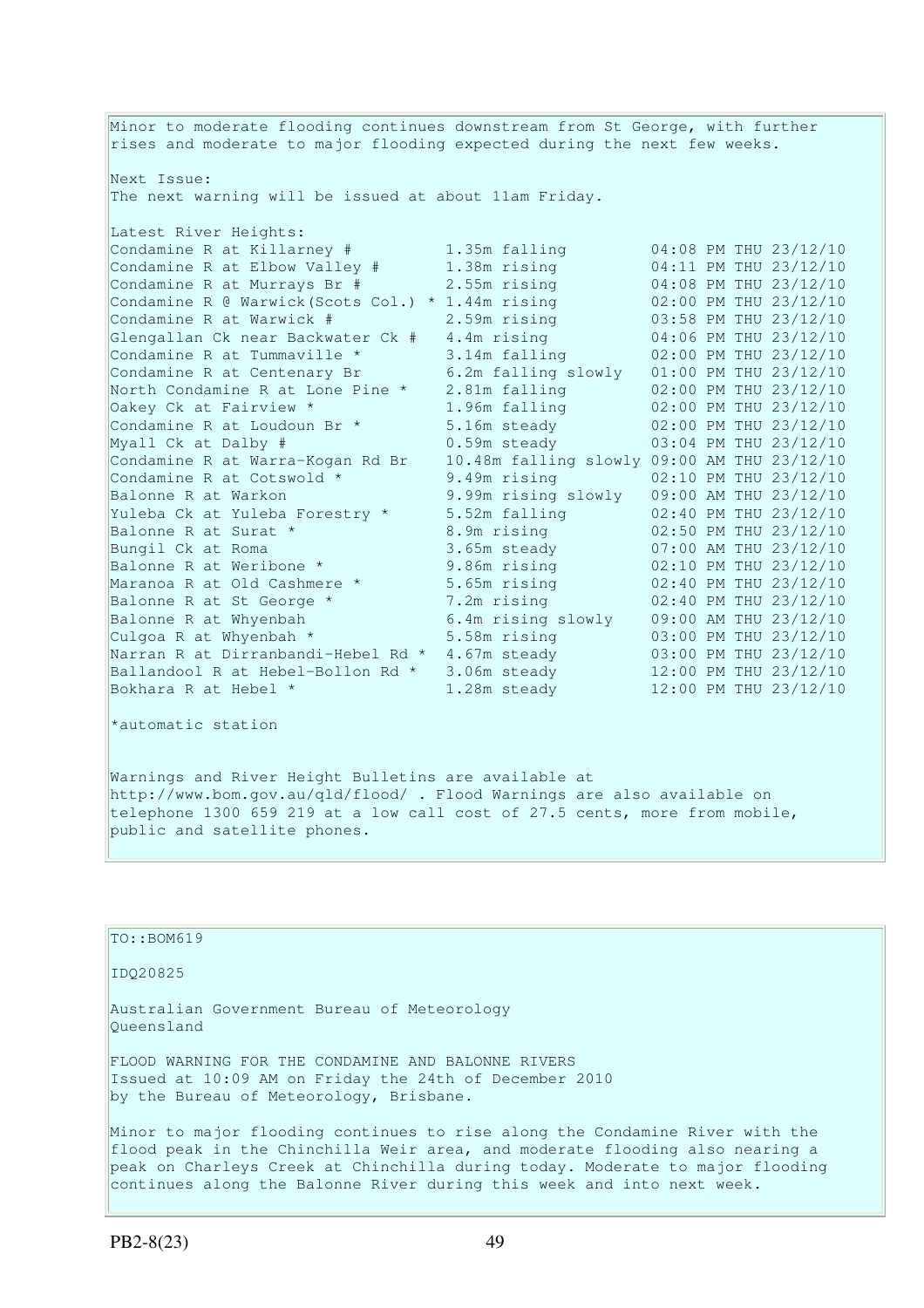Minor to moderate flooding continues downstream from St George, with further rises and moderate to major flooding expected during the next few weeks.

Next Issue:
The next warning will be issued at about 11am Friday.

Latest River Heights:

| | | |
|---|---|---|
| Condamine R at Killarney # | 1.35m falling | 04:08 PM THU 23/12/10 |
| Condamine R at Elbow Valley # | 1.38m rising | 04:11 PM THU 23/12/10 |
| Condamine R at Murrays Br # | 2.55m rising | 04:08 PM THU 23/12/10 |
| Condamine R @ Warwick(Scots Col.) * | 1.44m rising | 02:00 PM THU 23/12/10 |
| Condamine R at Warwick # | 2.59m rising | 03:58 PM THU 23/12/10 |
| Glengallan Ck near Backwater Ck # | 4.4m rising | 04:06 PM THU 23/12/10 |
| Condamine R at Tummaville * | 3.14m falling | 02:00 PM THU 23/12/10 |
| Condamine R at Centenary Br | 6.2m falling slowly | 01:00 PM THU 23/12/10 |
| North Condamine R at Lone Pine * | 2.81m falling | 02:00 PM THU 23/12/10 |
| Oakey Ck at Fairview * | 1.96m falling | 02:00 PM THU 23/12/10 |
| Condamine R at Loudoun Br * | 5.16m steady | 02:00 PM THU 23/12/10 |
| Myall Ck at Dalby # | 0.59m steady | 03:04 PM THU 23/12/10 |
| Condamine R at Warra-Kogan Rd Br | 10.48m falling slowly | 09:00 AM THU 23/12/10 |
| Condamine R at Cotswold * | 9.49m rising | 02:10 PM THU 23/12/10 |
| Balonne R at Warkon | 9.99m rising slowly | 09:00 AM THU 23/12/10 |
| Yuleba Ck at Yuleba Forestry * | 5.52m falling | 02:40 PM THU 23/12/10 |
| Balonne R at Surat * | 8.9m rising | 02:50 PM THU 23/12/10 |
| Bungil Ck at Roma | 3.65m steady | 07:00 AM THU 23/12/10 |
| Balonne R at Weribone * | 9.86m rising | 02:10 PM THU 23/12/10 |
| Maranoa R at Old Cashmere * | 5.65m rising | 02:40 PM THU 23/12/10 |
| Balonne R at St George * | 7.2m rising | 02:40 PM THU 23/12/10 |
| Balonne R at Whyenbah | 6.4m rising slowly | 09:00 AM THU 23/12/10 |
| Culgoa R at Whyenbah * | 5.58m rising | 03:00 PM THU 23/12/10 |
| Narran R at Dirranbandi-Hebel Rd * | 4.67m steady | 03:00 PM THU 23/12/10 |
| Ballandool R at Hebel-Bollon Rd * | 3.06m steady | 12:00 PM THU 23/12/10 |
| Bokhara R at Hebel * | 1.28m steady | 12:00 PM THU 23/12/10 |

*automatic station

Warnings and River Height Bulletins are available at http://www.bom.gov.au/qld/flood/ . Flood Warnings are also available on telephone 1300 659 219 at a low call cost of 27.5 cents, more from mobile, public and satellite phones.

TO::BOM619

IDQ20825

Australian Government Bureau of Meteorology
Queensland

FLOOD WARNING FOR THE CONDAMINE AND BALONNE RIVERS
Issued at 10:09 AM on Friday the 24th of December 2010
by the Bureau of Meteorology, Brisbane.

Minor to major flooding continues to rise along the Condamine River with the flood peak in the Chinchilla Weir area, and moderate flooding also nearing a peak on Charleys Creek at Chinchilla during today. Moderate to major flooding continues along the Balonne River during this week and into next week.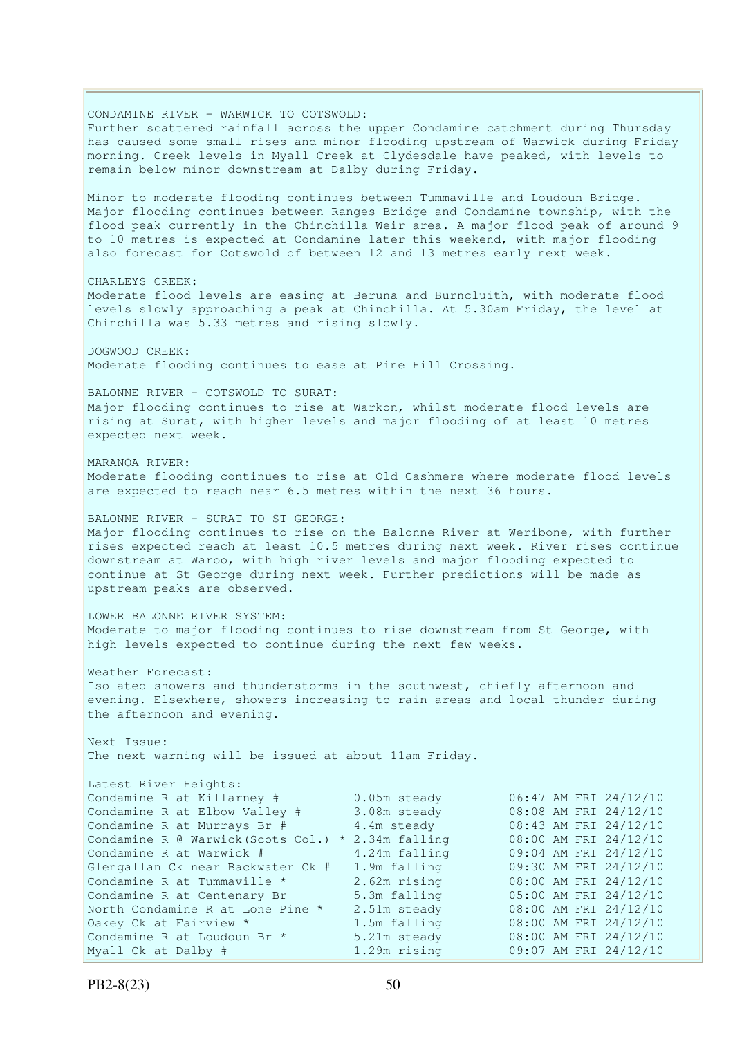CONDAMINE RIVER - WARWICK TO COTSWOLD:
Further scattered rainfall across the upper Condamine catchment during Thursday has caused some small rises and minor flooding upstream of Warwick during Friday morning. Creek levels in Myall Creek at Clydesdale have peaked, with levels to remain below minor downstream at Dalby during Friday.

Minor to moderate flooding continues between Tummaville and Loudoun Bridge. Major flooding continues between Ranges Bridge and Condamine township, with the flood peak currently in the Chinchilla Weir area. A major flood peak of around 9 to 10 metres is expected at Condamine later this weekend, with major flooding also forecast for Cotswold of between 12 and 13 metres early next week.

CHARLEYS CREEK:
Moderate flood levels are easing at Beruna and Burncluith, with moderate flood levels slowly approaching a peak at Chinchilla. At 5.30am Friday, the level at Chinchilla was 5.33 metres and rising slowly.

DOGWOOD CREEK:
Moderate flooding continues to ease at Pine Hill Crossing.

BALONNE RIVER - COTSWOLD TO SURAT:
Major flooding continues to rise at Warkon, whilst moderate flood levels are rising at Surat, with higher levels and major flooding of at least 10 metres expected next week.

MARANOA RIVER:
Moderate flooding continues to rise at Old Cashmere where moderate flood levels are expected to reach near 6.5 metres within the next 36 hours.

BALONNE RIVER - SURAT TO ST GEORGE:
Major flooding continues to rise on the Balonne River at Weribone, with further rises expected reach at least 10.5 metres during next week. River rises continue downstream at Waroo, with high river levels and major flooding expected to continue at St George during next week. Further predictions will be made as upstream peaks are observed.

LOWER BALONNE RIVER SYSTEM:
Moderate to major flooding continues to rise downstream from St George, with high levels expected to continue during the next few weeks.

Weather Forecast:
Isolated showers and thunderstorms in the southwest, chiefly afternoon and evening. Elsewhere, showers increasing to rain areas and local thunder during the afternoon and evening.

Next Issue:
The next warning will be issued at about 11am Friday.

Latest River Heights:

| | | |
|---|---|---|
| Condamine R at Killarney # | 0.05m steady | 06:47 AM FRI 24/12/10 |
| Condamine R at Elbow Valley # | 3.08m steady | 08:08 AM FRI 24/12/10 |
| Condamine R at Murrays Br # | 4.4m steady | 08:43 AM FRI 24/12/10 |
| Condamine R @ Warwick(Scots Col.) * | 2.34m falling | 08:00 AM FRI 24/12/10 |
| Condamine R at Warwick # | 4.24m falling | 09:04 AM FRI 24/12/10 |
| Glengallan Ck near Backwater Ck # | 1.9m falling | 09:30 AM FRI 24/12/10 |
| Condamine R at Tummaville * | 2.62m rising | 08:00 AM FRI 24/12/10 |
| Condamine R at Centenary Br | 5.3m falling | 05:00 AM FRI 24/12/10 |
| North Condamine R at Lone Pine * | 2.51m steady | 08:00 AM FRI 24/12/10 |
| Oakey Ck at Fairview * | 1.5m falling | 08:00 AM FRI 24/12/10 |
| Condamine R at Loudoun Br * | 5.21m steady | 08:00 AM FRI 24/12/10 |
| Myall Ck at Dalby # | 1.29m rising | 09:07 AM FRI 24/12/10 |

PB2-8(23)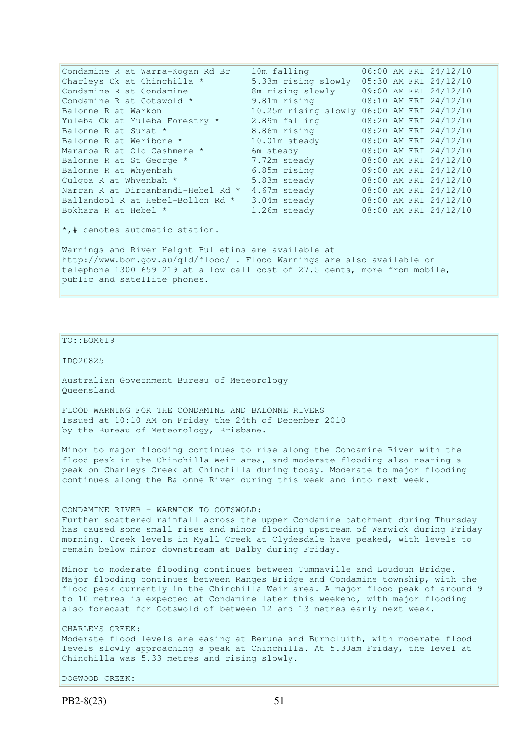| | | |
|---|---|---|
| Condamine R at Warra-Kogan Rd Br | 10m falling | 06:00 AM FRI 24/12/10 |
| Charleys Ck at Chinchilla * | 5.33m rising slowly | 05:30 AM FRI 24/12/10 |
| Condamine R at Condamine | 8m rising slowly | 09:00 AM FRI 24/12/10 |
| Condamine R at Cotswold * | 9.81m rising | 08:10 AM FRI 24/12/10 |
| Balonne R at Warkon | 10.25m rising slowly | 06:00 AM FRI 24/12/10 |
| Yuleba Ck at Yuleba Forestry * | 2.89m falling | 08:20 AM FRI 24/12/10 |
| Balonne R at Surat * | 8.86m rising | 08:20 AM FRI 24/12/10 |
| Balonne R at Weribone * | 10.01m steady | 08:00 AM FRI 24/12/10 |
| Maranoa R at Old Cashmere * | 6m steady | 08:00 AM FRI 24/12/10 |
| Balonne R at St George * | 7.72m steady | 08:00 AM FRI 24/12/10 |
| Balonne R at Whyenbah | 6.85m rising | 09:00 AM FRI 24/12/10 |
| Culgoa R at Whyenbah * | 5.83m steady | 08:00 AM FRI 24/12/10 |
| Narran R at Dirranbandi-Hebel Rd * | 4.67m steady | 08:00 AM FRI 24/12/10 |
| Ballandool R at Hebel-Bollon Rd * | 3.04m steady | 08:00 AM FRI 24/12/10 |
| Bokhara R at Hebel * | 1.26m steady | 08:00 AM FRI 24/12/10 |

*,# denotes automatic station.

Warnings and River Height Bulletins are available at http://www.bom.gov.au/qld/flood/ . Flood Warnings are also available on telephone 1300 659 219 at a low call cost of 27.5 cents, more from mobile, public and satellite phones.

TO::BOM619

IDQ20825

Australian Government Bureau of Meteorology
Queensland

FLOOD WARNING FOR THE CONDAMINE AND BALONNE RIVERS
Issued at 10:10 AM on Friday the 24th of December 2010
by the Bureau of Meteorology, Brisbane.

Minor to major flooding continues to rise along the Condamine River with the flood peak in the Chinchilla Weir area, and moderate flooding also nearing a peak on Charleys Creek at Chinchilla during today. Moderate to major flooding continues along the Balonne River during this week and into next week.

CONDAMINE RIVER - WARWICK TO COTSWOLD:
Further scattered rainfall across the upper Condamine catchment during Thursday has caused some small rises and minor flooding upstream of Warwick during Friday morning. Creek levels in Myall Creek at Clydesdale have peaked, with levels to remain below minor downstream at Dalby during Friday.

Minor to moderate flooding continues between Tummaville and Loudoun Bridge. Major flooding continues between Ranges Bridge and Condamine township, with the flood peak currently in the Chinchilla Weir area. A major flood peak of around 9 to 10 metres is expected at Condamine later this weekend, with major flooding also forecast for Cotswold of between 12 and 13 metres early next week.

CHARLEYS CREEK:
Moderate flood levels are easing at Beruna and Burncluith, with moderate flood levels slowly approaching a peak at Chinchilla. At 5.30am Friday, the level at Chinchilla was 5.33 metres and rising slowly.

DOGWOOD CREEK: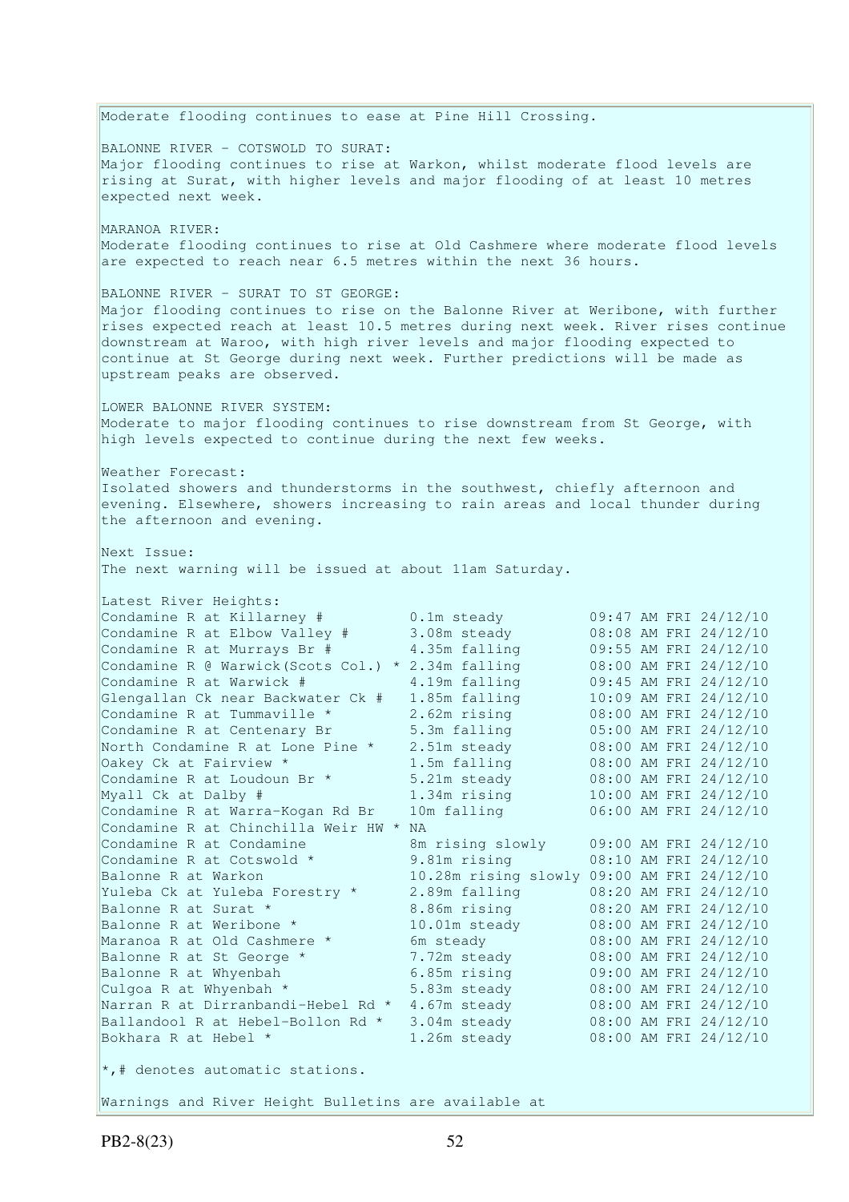Moderate flooding continues to ease at Pine Hill Crossing.

BALONNE RIVER - COTSWOLD TO SURAT:
Major flooding continues to rise at Warkon, whilst moderate flood levels are rising at Surat, with higher levels and major flooding of at least 10 metres expected next week.

MARANOA RIVER:
Moderate flooding continues to rise at Old Cashmere where moderate flood levels are expected to reach near 6.5 metres within the next 36 hours.

BALONNE RIVER - SURAT TO ST GEORGE:
Major flooding continues to rise on the Balonne River at Weribone, with further rises expected reach at least 10.5 metres during next week. River rises continue downstream at Waroo, with high river levels and major flooding expected to continue at St George during next week. Further predictions will be made as upstream peaks are observed.

LOWER BALONNE RIVER SYSTEM:
Moderate to major flooding continues to rise downstream from St George, with high levels expected to continue during the next few weeks.

Weather Forecast:
Isolated showers and thunderstorms in the southwest, chiefly afternoon and evening. Elsewhere, showers increasing to rain areas and local thunder during the afternoon and evening.

Next Issue:
The next warning will be issued at about 11am Saturday.

Latest River Heights:

| | | |
|---|---|---|
| Condamine R at Killarney # | 0.1m steady | 09:47 AM FRI 24/12/10 |
| Condamine R at Elbow Valley # | 3.08m steady | 08:08 AM FRI 24/12/10 |
| Condamine R at Murrays Br # | 4.35m falling | 09:55 AM FRI 24/12/10 |
| Condamine R @ Warwick(Scots Col.) * | 2.34m falling | 08:00 AM FRI 24/12/10 |
| Condamine R at Warwick # | 4.19m falling | 09:45 AM FRI 24/12/10 |
| Glengallan Ck near Backwater Ck # | 1.85m falling | 10:09 AM FRI 24/12/10 |
| Condamine R at Tummaville * | 2.62m rising | 08:00 AM FRI 24/12/10 |
| Condamine R at Centenary Br | 5.3m falling | 05:00 AM FRI 24/12/10 |
| North Condamine R at Lone Pine * | 2.51m steady | 08:00 AM FRI 24/12/10 |
| Oakey Ck at Fairview * | 1.5m falling | 08:00 AM FRI 24/12/10 |
| Condamine R at Loudoun Br * | 5.21m steady | 08:00 AM FRI 24/12/10 |
| Myall Ck at Dalby # | 1.34m rising | 10:00 AM FRI 24/12/10 |
| Condamine R at Warra-Kogan Rd Br | 10m falling | 06:00 AM FRI 24/12/10 |
| Condamine R at Chinchilla Weir HW * | NA | |
| Condamine R at Condamine | 8m rising slowly | 09:00 AM FRI 24/12/10 |
| Condamine R at Cotswold * | 9.81m rising | 08:10 AM FRI 24/12/10 |
| Balonne R at Warkon | 10.28m rising slowly | 09:00 AM FRI 24/12/10 |
| Yuleba Ck at Yuleba Forestry * | 2.89m falling | 08:20 AM FRI 24/12/10 |
| Balonne R at Surat * | 8.86m rising | 08:20 AM FRI 24/12/10 |
| Balonne R at Weribone * | 10.01m steady | 08:00 AM FRI 24/12/10 |
| Maranoa R at Old Cashmere * | 6m steady | 08:00 AM FRI 24/12/10 |
| Balonne R at St George * | 7.72m steady | 08:00 AM FRI 24/12/10 |
| Balonne R at Whyenbah | 6.85m rising | 09:00 AM FRI 24/12/10 |
| Culgoa R at Whyenbah * | 5.83m steady | 08:00 AM FRI 24/12/10 |
| Narran R at Dirranbandi-Hebel Rd * | 4.67m steady | 08:00 AM FRI 24/12/10 |
| Ballandool R at Hebel-Bollon Rd * | 3.04m steady | 08:00 AM FRI 24/12/10 |
| Bokhara R at Hebel * | 1.26m steady | 08:00 AM FRI 24/12/10 |

*,# denotes automatic stations.

Warnings and River Height Bulletins are available at

PB2-8(23)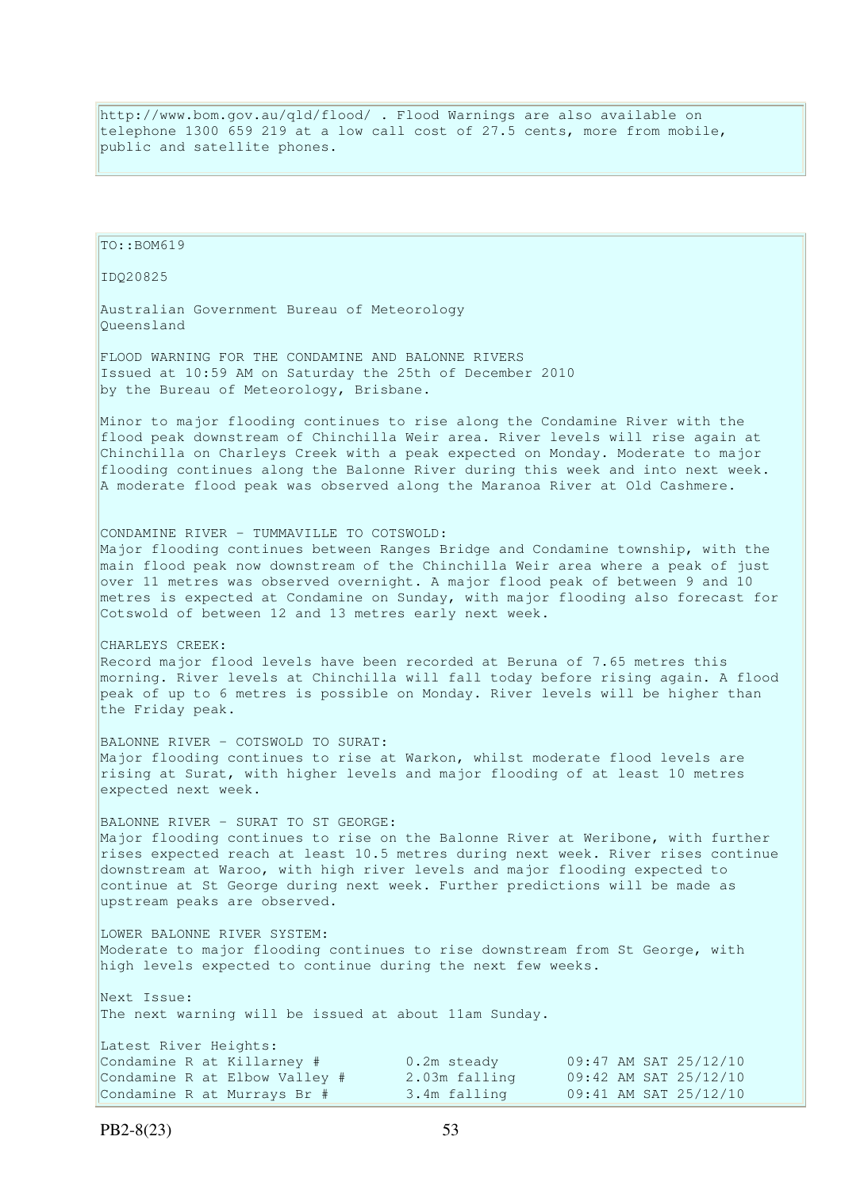http://www.bom.gov.au/qld/flood/ . Flood Warnings are also available on telephone 1300 659 219 at a low call cost of 27.5 cents, more from mobile, public and satellite phones.

TO::BOM619

IDQ20825

Australian Government Bureau of Meteorology
Queensland

FLOOD WARNING FOR THE CONDAMINE AND BALONNE RIVERS
Issued at 10:59 AM on Saturday the 25th of December 2010
by the Bureau of Meteorology, Brisbane.

Minor to major flooding continues to rise along the Condamine River with the flood peak downstream of Chinchilla Weir area. River levels will rise again at Chinchilla on Charleys Creek with a peak expected on Monday. Moderate to major flooding continues along the Balonne River during this week and into next week. A moderate flood peak was observed along the Maranoa River at Old Cashmere.

CONDAMINE RIVER - TUMMAVILLE TO COTSWOLD:
Major flooding continues between Ranges Bridge and Condamine township, with the main flood peak now downstream of the Chinchilla Weir area where a peak of just over 11 metres was observed overnight. A major flood peak of between 9 and 10 metres is expected at Condamine on Sunday, with major flooding also forecast for Cotswold of between 12 and 13 metres early next week.

CHARLEYS CREEK:
Record major flood levels have been recorded at Beruna of 7.65 metres this morning. River levels at Chinchilla will fall today before rising again. A flood peak of up to 6 metres is possible on Monday. River levels will be higher than the Friday peak.

BALONNE RIVER - COTSWOLD TO SURAT:
Major flooding continues to rise at Warkon, whilst moderate flood levels are rising at Surat, with higher levels and major flooding of at least 10 metres expected next week.

BALONNE RIVER - SURAT TO ST GEORGE:
Major flooding continues to rise on the Balonne River at Weribone, with further rises expected reach at least 10.5 metres during next week. River rises continue downstream at Waroo, with high river levels and major flooding expected to continue at St George during next week. Further predictions will be made as upstream peaks are observed.

LOWER BALONNE RIVER SYSTEM:
Moderate to major flooding continues to rise downstream from St George, with high levels expected to continue during the next few weeks.

Next Issue:
The next warning will be issued at about 11am Sunday.

Latest River Heights:

| | | |
|---|---|---|
| Condamine R at Killarney # | 0.2m steady | 09:47 AM SAT 25/12/10 |
| Condamine R at Elbow Valley # | 2.03m falling | 09:42 AM SAT 25/12/10 |
| Condamine R at Murrays Br # | 3.4m falling | 09:41 AM SAT 25/12/10 |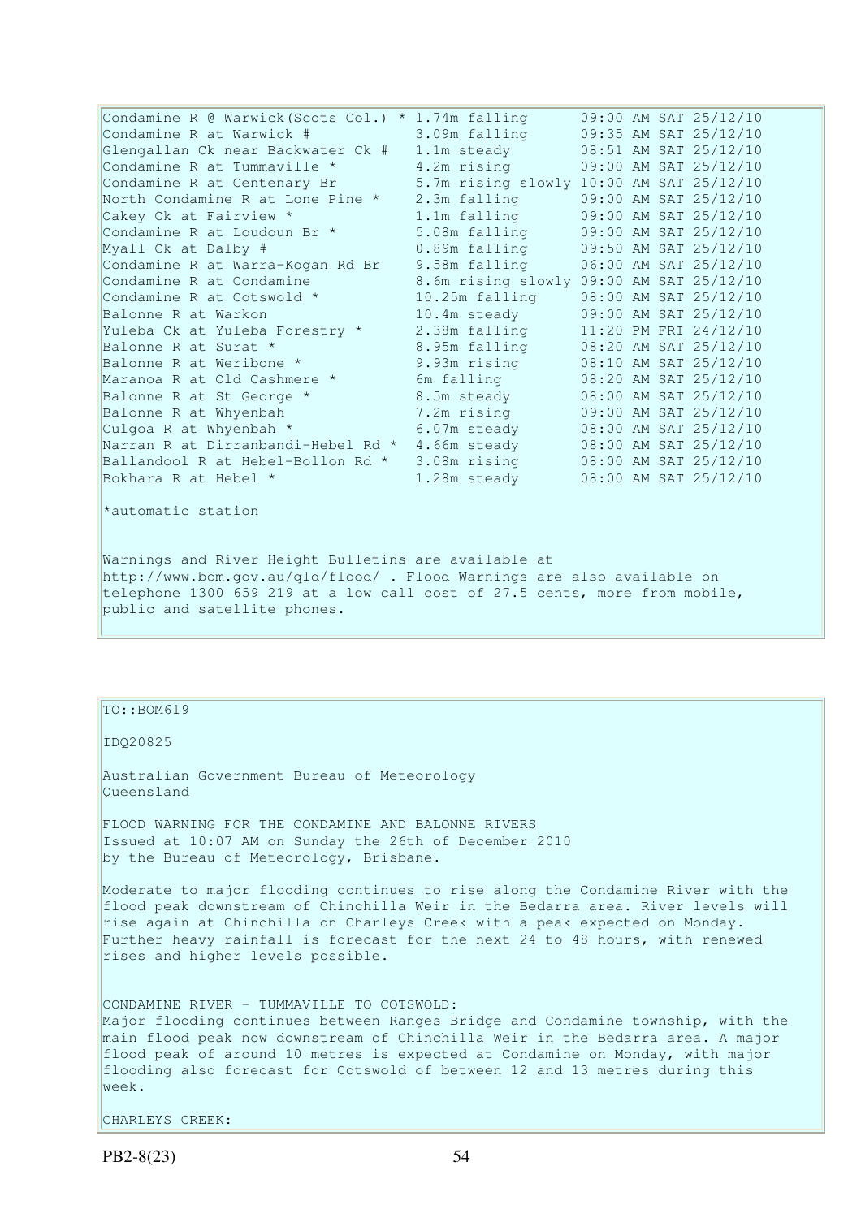| | | |
|---|---|---|
| Condamine R @ Warwick(Scots Col.) * | 1.74m falling | 09:00 AM SAT 25/12/10 |
| Condamine R at Warwick # | 3.09m falling | 09:35 AM SAT 25/12/10 |
| Glengallan Ck near Backwater Ck # | 1.1m steady | 08:51 AM SAT 25/12/10 |
| Condamine R at Tummaville * | 4.2m rising | 09:00 AM SAT 25/12/10 |
| Condamine R at Centenary Br | 5.7m rising slowly | 10:00 AM SAT 25/12/10 |
| North Condamine R at Lone Pine * | 2.3m falling | 09:00 AM SAT 25/12/10 |
| Oakey Ck at Fairview * | 1.1m falling | 09:00 AM SAT 25/12/10 |
| Condamine R at Loudoun Br * | 5.08m falling | 09:00 AM SAT 25/12/10 |
| Myall Ck at Dalby # | 0.89m falling | 09:50 AM SAT 25/12/10 |
| Condamine R at Warra-Kogan Rd Br | 9.58m falling | 06:00 AM SAT 25/12/10 |
| Condamine R at Condamine | 8.6m rising slowly | 09:00 AM SAT 25/12/10 |
| Condamine R at Cotswold * | 10.25m falling | 08:00 AM SAT 25/12/10 |
| Balonne R at Warkon | 10.4m steady | 09:00 AM SAT 25/12/10 |
| Yuleba Ck at Yuleba Forestry * | 2.38m falling | 11:20 PM FRI 24/12/10 |
| Balonne R at Surat * | 8.95m falling | 08:20 AM SAT 25/12/10 |
| Balonne R at Weribone * | 9.93m rising | 08:10 AM SAT 25/12/10 |
| Maranoa R at Old Cashmere * | 6m falling | 08:20 AM SAT 25/12/10 |
| Balonne R at St George * | 8.5m steady | 08:00 AM SAT 25/12/10 |
| Balonne R at Whyenbah | 7.2m rising | 09:00 AM SAT 25/12/10 |
| Culgoa R at Whyenbah * | 6.07m steady | 08:00 AM SAT 25/12/10 |
| Narran R at Dirranbandi-Hebel Rd * | 4.66m steady | 08:00 AM SAT 25/12/10 |
| Ballandool R at Hebel-Bollon Rd * | 3.08m rising | 08:00 AM SAT 25/12/10 |
| Bokhara R at Hebel * | 1.28m steady | 08:00 AM SAT 25/12/10 |

*automatic station

Warnings and River Height Bulletins are available at http://www.bom.gov.au/qld/flood/ . Flood Warnings are also available on telephone 1300 659 219 at a low call cost of 27.5 cents, more from mobile, public and satellite phones.

TO::BOM619

IDQ20825

Australian Government Bureau of Meteorology
Queensland

FLOOD WARNING FOR THE CONDAMINE AND BALONNE RIVERS
Issued at 10:07 AM on Sunday the 26th of December 2010
by the Bureau of Meteorology, Brisbane.

Moderate to major flooding continues to rise along the Condamine River with the flood peak downstream of Chinchilla Weir in the Bedarra area. River levels will rise again at Chinchilla on Charleys Creek with a peak expected on Monday. Further heavy rainfall is forecast for the next 24 to 48 hours, with renewed rises and higher levels possible.

CONDAMINE RIVER - TUMMAVILLE TO COTSWOLD:
Major flooding continues between Ranges Bridge and Condamine township, with the main flood peak now downstream of Chinchilla Weir in the Bedarra area. A major flood peak of around 10 metres is expected at Condamine on Monday, with major flooding also forecast for Cotswold of between 12 and 13 metres during this week.

CHARLEYS CREEK: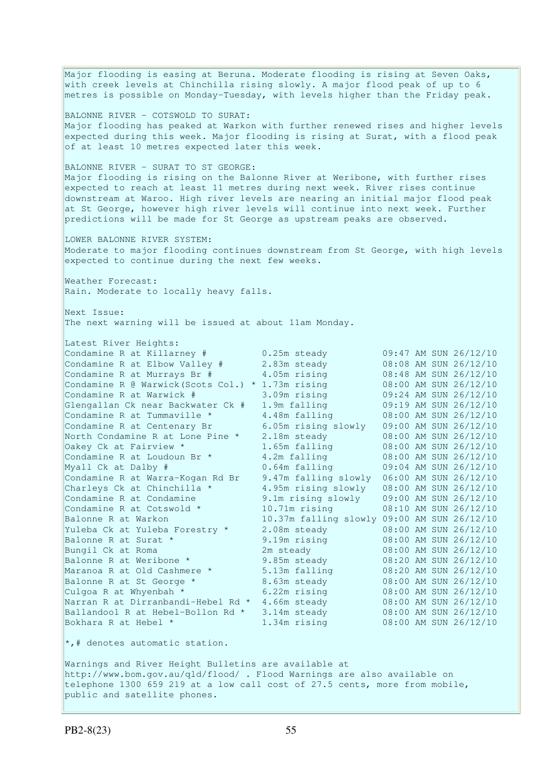Major flooding is easing at Beruna. Moderate flooding is rising at Seven Oaks, with creek levels at Chinchilla rising slowly. A major flood peak of up to 6 metres is possible on Monday-Tuesday, with levels higher than the Friday peak.

BALONNE RIVER - COTSWOLD TO SURAT:
Major flooding has peaked at Warkon with further renewed rises and higher levels expected during this week. Major flooding is rising at Surat, with a flood peak of at least 10 metres expected later this week.

BALONNE RIVER - SURAT TO ST GEORGE:
Major flooding is rising on the Balonne River at Weribone, with further rises expected to reach at least 11 metres during next week. River rises continue downstream at Waroo. High river levels are nearing an initial major flood peak at St George, however high river levels will continue into next week. Further predictions will be made for St George as upstream peaks are observed.

LOWER BALONNE RIVER SYSTEM:
Moderate to major flooding continues downstream from St George, with high levels expected to continue during the next few weeks.

Weather Forecast:
Rain. Moderate to locally heavy falls.

Next Issue:
The next warning will be issued at about 11am Monday.

Latest River Heights:

| | | |
|---|---|---|
| Condamine R at Killarney # | 0.25m steady | 09:47 AM SUN 26/12/10 |
| Condamine R at Elbow Valley # | 2.83m steady | 08:08 AM SUN 26/12/10 |
| Condamine R at Murrays Br # | 4.05m rising | 08:48 AM SUN 26/12/10 |
| Condamine R @ Warwick(Scots Col.) * | 1.73m rising | 08:00 AM SUN 26/12/10 |
| Condamine R at Warwick # | 3.09m rising | 09:24 AM SUN 26/12/10 |
| Glengallan Ck near Backwater Ck # | 1.9m falling | 09:19 AM SUN 26/12/10 |
| Condamine R at Tummaville * | 4.48m falling | 08:00 AM SUN 26/12/10 |
| Condamine R at Centenary Br | 6.05m rising slowly | 09:00 AM SUN 26/12/10 |
| North Condamine R at Lone Pine * | 2.18m steady | 08:00 AM SUN 26/12/10 |
| Oakey Ck at Fairview * | 1.65m falling | 08:00 AM SUN 26/12/10 |
| Condamine R at Loudoun Br * | 4.2m falling | 08:00 AM SUN 26/12/10 |
| Myall Ck at Dalby # | 0.64m falling | 09:04 AM SUN 26/12/10 |
| Condamine R at Warra-Kogan Rd Br | 9.47m falling slowly | 06:00 AM SUN 26/12/10 |
| Charleys Ck at Chinchilla * | 4.95m rising slowly | 08:00 AM SUN 26/12/10 |
| Condamine R at Condamine | 9.1m rising slowly | 09:00 AM SUN 26/12/10 |
| Condamine R at Cotswold * | 10.71m rising | 08:10 AM SUN 26/12/10 |
| Balonne R at Warkon | 10.37m falling slowly | 09:00 AM SUN 26/12/10 |
| Yuleba Ck at Yuleba Forestry * | 2.08m steady | 08:00 AM SUN 26/12/10 |
| Balonne R at Surat * | 9.19m rising | 08:00 AM SUN 26/12/10 |
| Bungil Ck at Roma | 2m steady | 08:00 AM SUN 26/12/10 |
| Balonne R at Weribone * | 9.85m steady | 08:20 AM SUN 26/12/10 |
| Maranoa R at Old Cashmere * | 5.13m falling | 08:20 AM SUN 26/12/10 |
| Balonne R at St George * | 8.63m steady | 08:00 AM SUN 26/12/10 |
| Culgoa R at Whyenbah * | 6.22m rising | 08:00 AM SUN 26/12/10 |
| Narran R at Dirranbandi-Hebel Rd * | 4.66m steady | 08:00 AM SUN 26/12/10 |
| Ballandool R at Hebel-Bollon Rd * | 3.14m steady | 08:00 AM SUN 26/12/10 |
| Bokhara R at Hebel * | 1.34m rising | 08:00 AM SUN 26/12/10 |

*,# denotes automatic station.

Warnings and River Height Bulletins are available at http://www.bom.gov.au/qld/flood/ . Flood Warnings are also available on telephone 1300 659 219 at a low call cost of 27.5 cents, more from mobile, public and satellite phones.

PB2-8(23)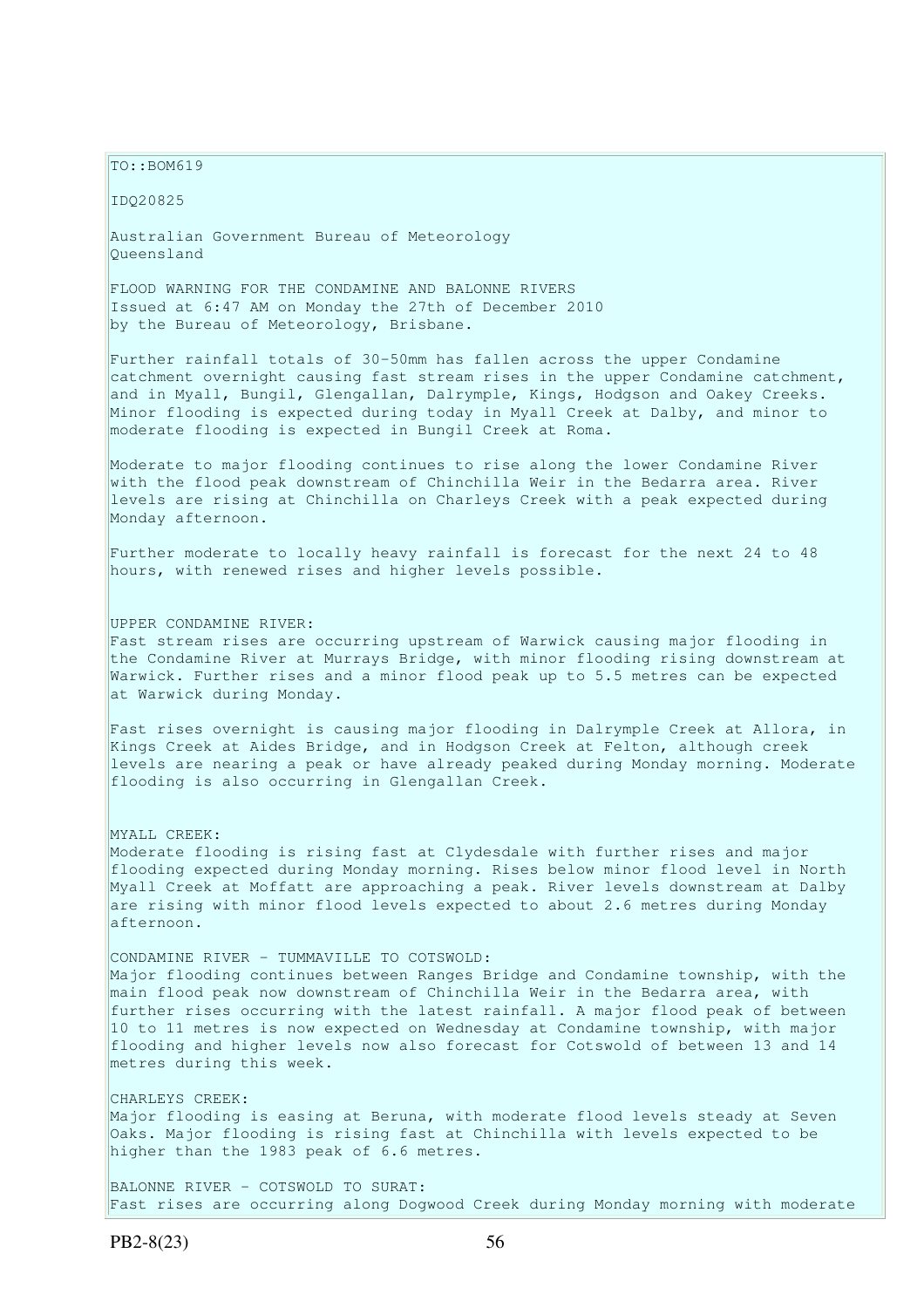TO::BOM619

IDQ20825

Australian Government Bureau of Meteorology
Queensland

FLOOD WARNING FOR THE CONDAMINE AND BALONNE RIVERS
Issued at 6:47 AM on Monday the 27th of December 2010
by the Bureau of Meteorology, Brisbane.

Further rainfall totals of 30-50mm has fallen across the upper Condamine catchment overnight causing fast stream rises in the upper Condamine catchment, and in Myall, Bungil, Glengallan, Dalrymple, Kings, Hodgson and Oakey Creeks. Minor flooding is expected during today in Myall Creek at Dalby, and minor to moderate flooding is expected in Bungil Creek at Roma.

Moderate to major flooding continues to rise along the lower Condamine River with the flood peak downstream of Chinchilla Weir in the Bedarra area. River levels are rising at Chinchilla on Charleys Creek with a peak expected during Monday afternoon.

Further moderate to locally heavy rainfall is forecast for the next 24 to 48 hours, with renewed rises and higher levels possible.

UPPER CONDAMINE RIVER:
Fast stream rises are occurring upstream of Warwick causing major flooding in the Condamine River at Murrays Bridge, with minor flooding rising downstream at Warwick. Further rises and a minor flood peak up to 5.5 metres can be expected at Warwick during Monday.

Fast rises overnight is causing major flooding in Dalrymple Creek at Allora, in Kings Creek at Aides Bridge, and in Hodgson Creek at Felton, although creek levels are nearing a peak or have already peaked during Monday morning. Moderate flooding is also occurring in Glengallan Creek.

MYALL CREEK:
Moderate flooding is rising fast at Clydesdale with further rises and major flooding expected during Monday morning. Rises below minor flood level in North Myall Creek at Moffatt are approaching a peak. River levels downstream at Dalby are rising with minor flood levels expected to about 2.6 metres during Monday afternoon.

CONDAMINE RIVER - TUMMAVILLE TO COTSWOLD:
Major flooding continues between Ranges Bridge and Condamine township, with the main flood peak now downstream of Chinchilla Weir in the Bedarra area, with further rises occurring with the latest rainfall. A major flood peak of between 10 to 11 metres is now expected on Wednesday at Condamine township, with major flooding and higher levels now also forecast for Cotswold of between 13 and 14 metres during this week.

CHARLEYS CREEK:
Major flooding is easing at Beruna, with moderate flood levels steady at Seven Oaks. Major flooding is rising fast at Chinchilla with levels expected to be higher than the 1983 peak of 6.6 metres.

BALONNE RIVER - COTSWOLD TO SURAT:
Fast rises are occurring along Dogwood Creek during Monday morning with moderate

PB2-8(23)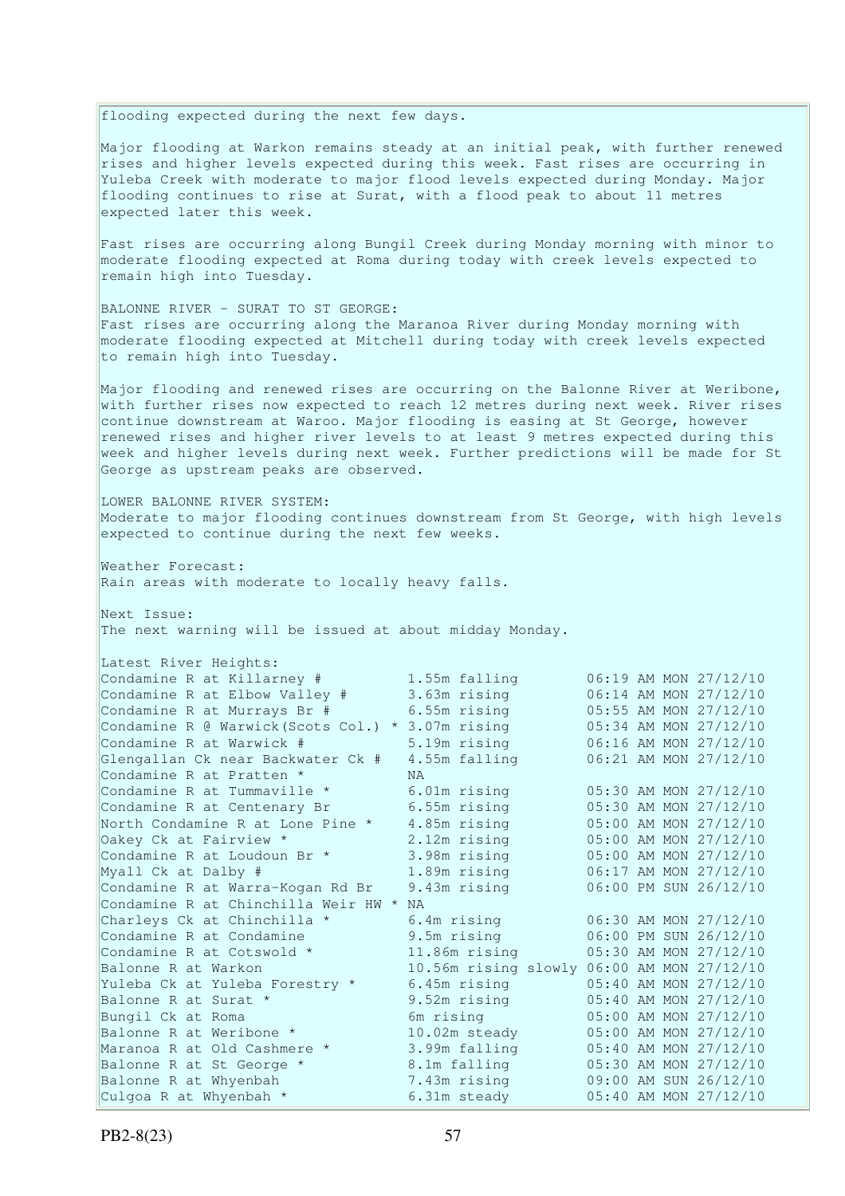flooding expected during the next few days.

Major flooding at Warkon remains steady at an initial peak, with further renewed rises and higher levels expected during this week. Fast rises are occurring in Yuleba Creek with moderate to major flood levels expected during Monday. Major flooding continues to rise at Surat, with a flood peak to about 11 metres expected later this week.

Fast rises are occurring along Bungil Creek during Monday morning with minor to moderate flooding expected at Roma during today with creek levels expected to remain high into Tuesday.

BALONNE RIVER - SURAT TO ST GEORGE:
Fast rises are occurring along the Maranoa River during Monday morning with moderate flooding expected at Mitchell during today with creek levels expected to remain high into Tuesday.

Major flooding and renewed rises are occurring on the Balonne River at Weribone, with further rises now expected to reach 12 metres during next week. River rises continue downstream at Waroo. Major flooding is easing at St George, however renewed rises and higher river levels to at least 9 metres expected during this week and higher levels during next week. Further predictions will be made for St George as upstream peaks are observed.

LOWER BALONNE RIVER SYSTEM:
Moderate to major flooding continues downstream from St George, with high levels expected to continue during the next few weeks.

Weather Forecast:
Rain areas with moderate to locally heavy falls.

Next Issue:
The next warning will be issued at about midday Monday.

Latest River Heights:

| | | |
|---|---|---|
| Condamine R at Killarney # | 1.55m falling | 06:19 AM MON 27/12/10 |
| Condamine R at Elbow Valley # | 3.63m rising | 06:14 AM MON 27/12/10 |
| Condamine R at Murrays Br # | 6.55m rising | 05:55 AM MON 27/12/10 |
| Condamine R @ Warwick(Scots Col.) * | 3.07m rising | 05:34 AM MON 27/12/10 |
| Condamine R at Warwick # | 5.19m rising | 06:16 AM MON 27/12/10 |
| Glengallan Ck near Backwater Ck # | 4.55m falling | 06:21 AM MON 27/12/10 |
| Condamine R at Pratten * | NA | |
| Condamine R at Tummaville * | 6.01m rising | 05:30 AM MON 27/12/10 |
| Condamine R at Centenary Br | 6.55m rising | 05:30 AM MON 27/12/10 |
| North Condamine R at Lone Pine * | 4.85m rising | 05:00 AM MON 27/12/10 |
| Oakey Ck at Fairview * | 2.12m rising | 05:00 AM MON 27/12/10 |
| Condamine R at Loudoun Br * | 3.98m rising | 05:00 AM MON 27/12/10 |
| Myall Ck at Dalby # | 1.89m rising | 06:17 AM MON 27/12/10 |
| Condamine R at Warra-Kogan Rd Br | 9.43m rising | 06:00 PM SUN 26/12/10 |
| Condamine R at Chinchilla Weir HW * | NA | |
| Charleys Ck at Chinchilla * | 6.4m rising | 06:30 AM MON 27/12/10 |
| Condamine R at Condamine | 9.5m rising | 06:00 PM SUN 26/12/10 |
| Condamine R at Cotswold * | 11.86m rising | 05:30 AM MON 27/12/10 |
| Balonne R at Warkon | 10.56m rising slowly | 06:00 AM MON 27/12/10 |
| Yuleba Ck at Yuleba Forestry * | 6.45m rising | 05:40 AM MON 27/12/10 |
| Balonne R at Surat * | 9.52m rising | 05:40 AM MON 27/12/10 |
| Bungil Ck at Roma | 6m rising | 05:00 AM MON 27/12/10 |
| Balonne R at Weribone * | 10.02m steady | 05:00 AM MON 27/12/10 |
| Maranoa R at Old Cashmere * | 3.99m falling | 05:40 AM MON 27/12/10 |
| Balonne R at St George * | 8.1m falling | 05:30 AM MON 27/12/10 |
| Balonne R at Whyenbah | 7.43m rising | 09:00 AM SUN 26/12/10 |
| Culgoa R at Whyenbah * | 6.31m steady | 05:40 AM MON 27/12/10 |

PB2-8(23)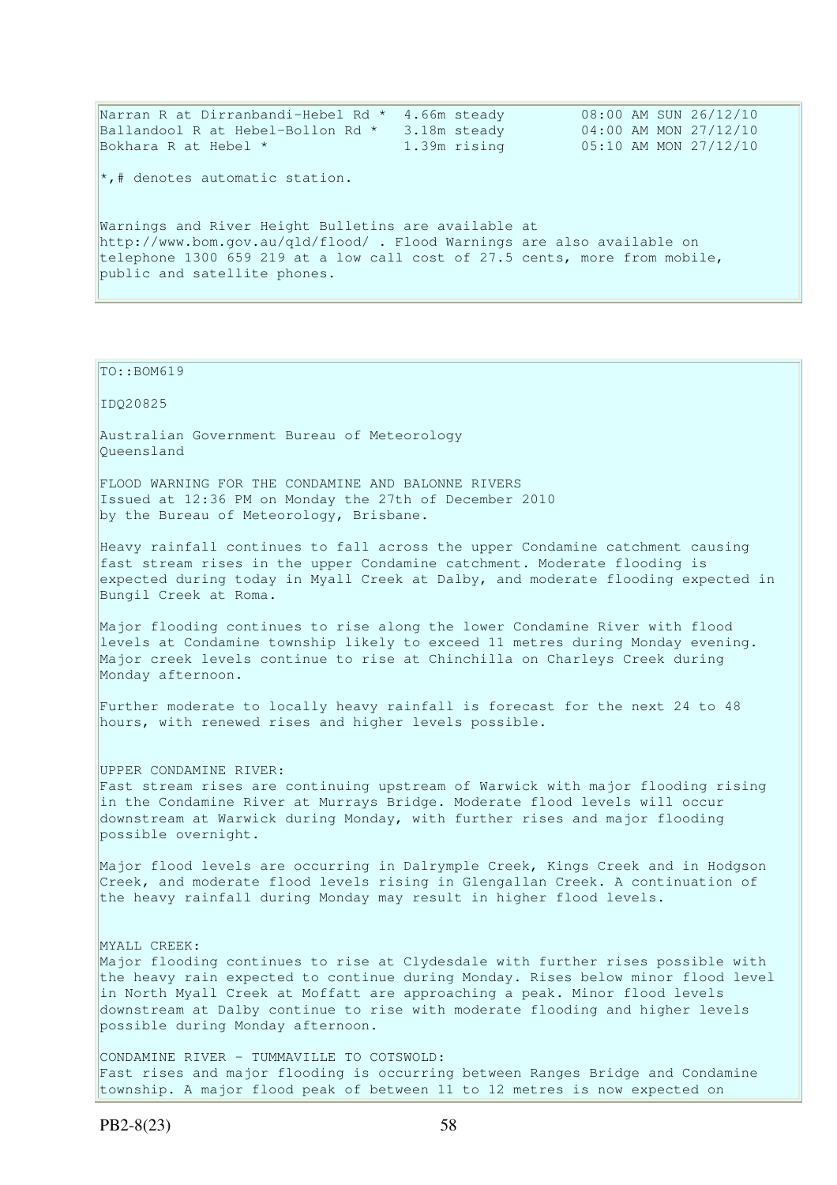```
Narran R at Dirranbandi-Hebel Rd *  4.66m steady         08:00 AM SUN 26/12/10
Ballandool R at Hebel-Bollon Rd *   3.18m steady         04:00 AM MON 27/12/10
Bokhara R at Hebel *                1.39m rising         05:10 AM MON 27/12/10
```

*,# denotes automatic station.

Warnings and River Height Bulletins are available at http://www.bom.gov.au/qld/flood/ . Flood Warnings are also available on telephone 1300 659 219 at a low call cost of 27.5 cents, more from mobile, public and satellite phones.

TO::BOM619

IDQ20825

Australian Government Bureau of Meteorology
Queensland

FLOOD WARNING FOR THE CONDAMINE AND BALONNE RIVERS
Issued at 12:36 PM on Monday the 27th of December 2010
by the Bureau of Meteorology, Brisbane.

Heavy rainfall continues to fall across the upper Condamine catchment causing fast stream rises in the upper Condamine catchment. Moderate flooding is expected during today in Myall Creek at Dalby, and moderate flooding expected in Bungil Creek at Roma.

Major flooding continues to rise along the lower Condamine River with flood levels at Condamine township likely to exceed 11 metres during Monday evening. Major creek levels continue to rise at Chinchilla on Charleys Creek during Monday afternoon.

Further moderate to locally heavy rainfall is forecast for the next 24 to 48 hours, with renewed rises and higher levels possible.

UPPER CONDAMINE RIVER:
Fast stream rises are continuing upstream of Warwick with major flooding rising in the Condamine River at Murrays Bridge. Moderate flood levels will occur downstream at Warwick during Monday, with further rises and major flooding possible overnight.

Major flood levels are occurring in Dalrymple Creek, Kings Creek and in Hodgson Creek, and moderate flood levels rising in Glengallan Creek. A continuation of the heavy rainfall during Monday may result in higher flood levels.

MYALL CREEK:
Major flooding continues to rise at Clydesdale with further rises possible with the heavy rain expected to continue during Monday. Rises below minor flood level in North Myall Creek at Moffatt are approaching a peak. Minor flood levels downstream at Dalby continue to rise with moderate flooding and higher levels possible during Monday afternoon.

CONDAMINE RIVER - TUMMAVILLE TO COTSWOLD:
Fast rises and major flooding is occurring between Ranges Bridge and Condamine township. A major flood peak of between 11 to 12 metres is now expected on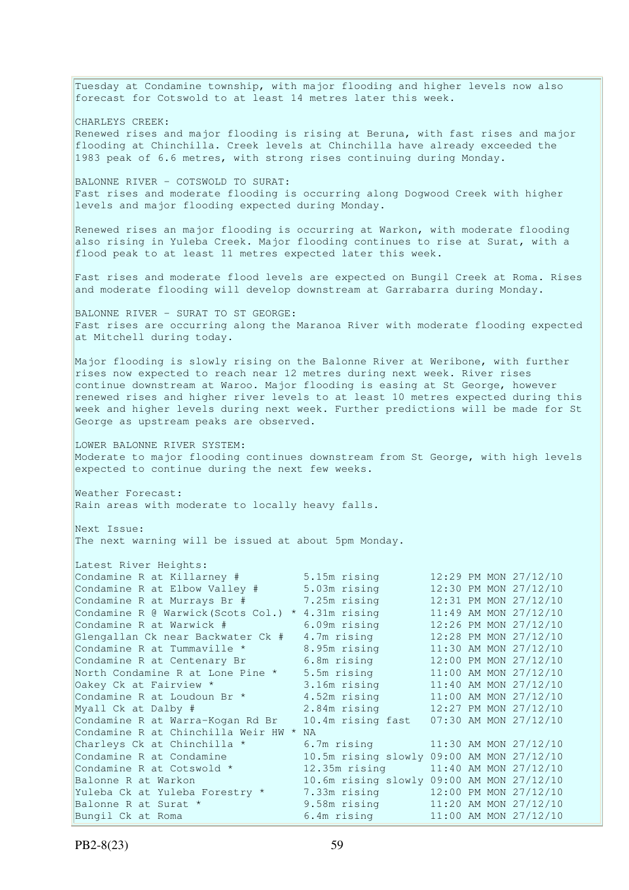Tuesday at Condamine township, with major flooding and higher levels now also forecast for Cotswold to at least 14 metres later this week.

CHARLEYS CREEK:
Renewed rises and major flooding is rising at Beruna, with fast rises and major flooding at Chinchilla. Creek levels at Chinchilla have already exceeded the 1983 peak of 6.6 metres, with strong rises continuing during Monday.

BALONNE RIVER - COTSWOLD TO SURAT:
Fast rises and moderate flooding is occurring along Dogwood Creek with higher levels and major flooding expected during Monday.

Renewed rises an major flooding is occurring at Warkon, with moderate flooding also rising in Yuleba Creek. Major flooding continues to rise at Surat, with a flood peak to at least 11 metres expected later this week.

Fast rises and moderate flood levels are expected on Bungil Creek at Roma. Rises and moderate flooding will develop downstream at Garrabarra during Monday.

BALONNE RIVER - SURAT TO ST GEORGE:
Fast rises are occurring along the Maranoa River with moderate flooding expected at Mitchell during today.

Major flooding is slowly rising on the Balonne River at Weribone, with further rises now expected to reach near 12 metres during next week. River rises continue downstream at Waroo. Major flooding is easing at St George, however renewed rises and higher river levels to at least 10 metres expected during this week and higher levels during next week. Further predictions will be made for St George as upstream peaks are observed.

LOWER BALONNE RIVER SYSTEM:
Moderate to major flooding continues downstream from St George, with high levels expected to continue during the next few weeks.

Weather Forecast:
Rain areas with moderate to locally heavy falls.

Next Issue:
The next warning will be issued at about 5pm Monday.

Latest River Heights:

| | | |
|---|---|---|
| Condamine R at Killarney # | 5.15m rising | 12:29 PM MON 27/12/10 |
| Condamine R at Elbow Valley # | 5.03m rising | 12:30 PM MON 27/12/10 |
| Condamine R at Murrays Br # | 7.25m rising | 12:31 PM MON 27/12/10 |
| Condamine R @ Warwick(Scots Col.) * | 4.31m rising | 11:49 AM MON 27/12/10 |
| Condamine R at Warwick # | 6.09m rising | 12:26 PM MON 27/12/10 |
| Glengallan Ck near Backwater Ck # | 4.7m rising | 12:28 PM MON 27/12/10 |
| Condamine R at Tummaville * | 8.95m rising | 11:30 AM MON 27/12/10 |
| Condamine R at Centenary Br | 6.8m rising | 12:00 PM MON 27/12/10 |
| North Condamine R at Lone Pine * | 5.5m rising | 11:00 AM MON 27/12/10 |
| Oakey Ck at Fairview * | 3.16m rising | 11:40 AM MON 27/12/10 |
| Condamine R at Loudoun Br * | 4.52m rising | 11:00 AM MON 27/12/10 |
| Myall Ck at Dalby # | 2.84m rising | 12:27 PM MON 27/12/10 |
| Condamine R at Warra-Kogan Rd Br | 10.4m rising fast | 07:30 AM MON 27/12/10 |
| Condamine R at Chinchilla Weir HW * | NA | |
| Charleys Ck at Chinchilla * | 6.7m rising | 11:30 AM MON 27/12/10 |
| Condamine R at Condamine | 10.5m rising slowly | 09:00 AM MON 27/12/10 |
| Condamine R at Cotswold * | 12.35m rising | 11:40 AM MON 27/12/10 |
| Balonne R at Warkon | 10.6m rising slowly | 09:00 AM MON 27/12/10 |
| Yuleba Ck at Yuleba Forestry * | 7.33m rising | 12:00 PM MON 27/12/10 |
| Balonne R at Surat * | 9.58m rising | 11:20 AM MON 27/12/10 |
| Bungil Ck at Roma | 6.4m rising | 11:00 AM MON 27/12/10 |

PB2-8(23)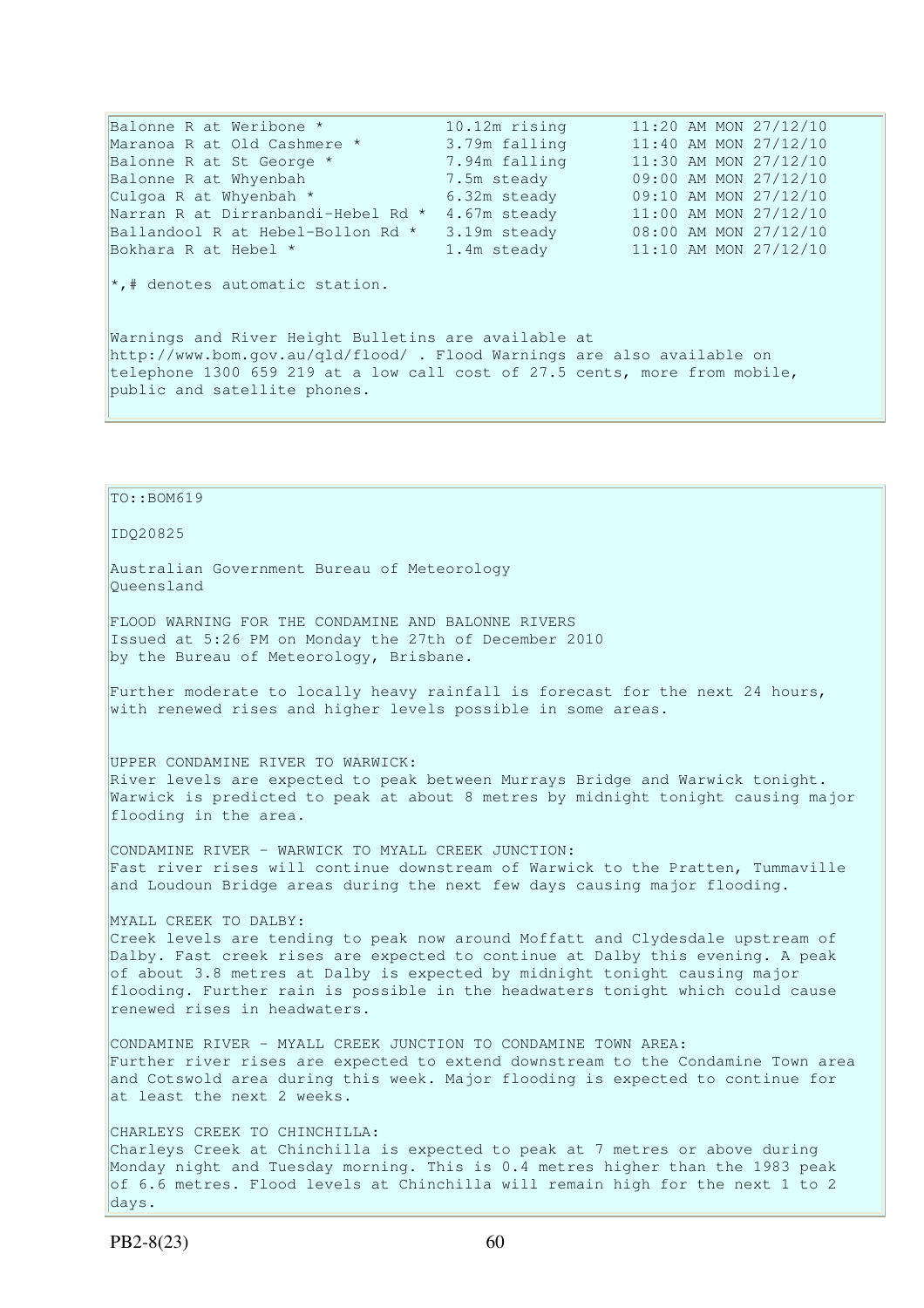| | | |
|---|---|---|
| Balonne R at Weribone * | 10.12m rising | 11:20 AM MON 27/12/10 |
| Maranoa R at Old Cashmere * | 3.79m falling | 11:40 AM MON 27/12/10 |
| Balonne R at St George * | 7.94m falling | 11:30 AM MON 27/12/10 |
| Balonne R at Whyenbah | 7.5m steady | 09:00 AM MON 27/12/10 |
| Culgoa R at Whyenbah * | 6.32m steady | 09:10 AM MON 27/12/10 |
| Narran R at Dirranbandi-Hebel Rd * | 4.67m steady | 11:00 AM MON 27/12/10 |
| Ballandool R at Hebel-Bollon Rd * | 3.19m steady | 08:00 AM MON 27/12/10 |
| Bokhara R at Hebel * | 1.4m steady | 11:10 AM MON 27/12/10 |

*,# denotes automatic station.

Warnings and River Height Bulletins are available at http://www.bom.gov.au/qld/flood/ . Flood Warnings are also available on telephone 1300 659 219 at a low call cost of 27.5 cents, more from mobile, public and satellite phones.

TO::BOM619

IDQ20825

Australian Government Bureau of Meteorology
Queensland

FLOOD WARNING FOR THE CONDAMINE AND BALONNE RIVERS
Issued at 5:26 PM on Monday the 27th of December 2010
by the Bureau of Meteorology, Brisbane.

Further moderate to locally heavy rainfall is forecast for the next 24 hours, with renewed rises and higher levels possible in some areas.

UPPER CONDAMINE RIVER TO WARWICK:
River levels are expected to peak between Murrays Bridge and Warwick tonight. Warwick is predicted to peak at about 8 metres by midnight tonight causing major flooding in the area.

CONDAMINE RIVER - WARWICK TO MYALL CREEK JUNCTION:
Fast river rises will continue downstream of Warwick to the Pratten, Tummaville and Loudoun Bridge areas during the next few days causing major flooding.

MYALL CREEK TO DALBY:
Creek levels are tending to peak now around Moffatt and Clydesdale upstream of Dalby. Fast creek rises are expected to continue at Dalby this evening. A peak of about 3.8 metres at Dalby is expected by midnight tonight causing major flooding. Further rain is possible in the headwaters tonight which could cause renewed rises in headwaters.

CONDAMINE RIVER - MYALL CREEK JUNCTION TO CONDAMINE TOWN AREA:
Further river rises are expected to extend downstream to the Condamine Town area and Cotswold area during this week. Major flooding is expected to continue for at least the next 2 weeks.

CHARLEYS CREEK TO CHINCHILLA:
Charleys Creek at Chinchilla is expected to peak at 7 metres or above during Monday night and Tuesday morning. This is 0.4 metres higher than the 1983 peak of 6.6 metres. Flood levels at Chinchilla will remain high for the next 1 to 2 days.

PB2-8(23)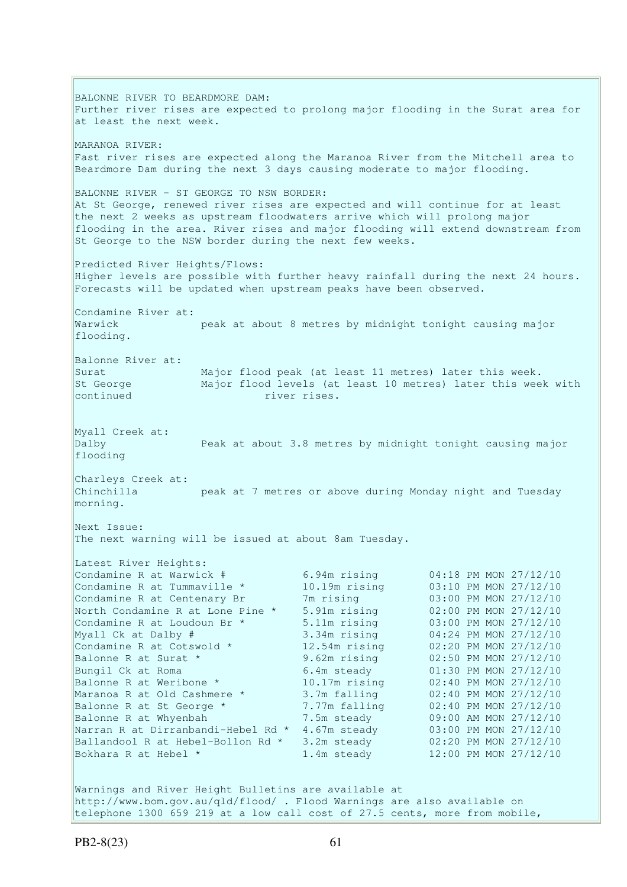BALONNE RIVER TO BEARDMORE DAM:
Further river rises are expected to prolong major flooding in the Surat area for at least the next week.

MARANOA RIVER:
Fast river rises are expected along the Maranoa River from the Mitchell area to Beardmore Dam during the next 3 days causing moderate to major flooding.

BALONNE RIVER - ST GEORGE TO NSW BORDER:
At St George, renewed river rises are expected and will continue for at least the next 2 weeks as upstream floodwaters arrive which will prolong major flooding in the area. River rises and major flooding will extend downstream from St George to the NSW border during the next few weeks.

Predicted River Heights/Flows:
Higher levels are possible with further heavy rainfall during the next 24 hours. Forecasts will be updated when upstream peaks have been observed.

Condamine River at:
Warwick peak at about 8 metres by midnight tonight causing major flooding.

Balonne River at:
Surat Major flood peak (at least 11 metres) later this week.
St George Major flood levels (at least 10 metres) later this week with continued river rises.

Myall Creek at:
Dalby Peak at about 3.8 metres by midnight tonight causing major flooding

Charleys Creek at:
Chinchilla peak at 7 metres or above during Monday night and Tuesday morning.

Next Issue:
The next warning will be issued at about 8am Tuesday.

Latest River Heights:

| | | |
|---|---|---|
| Condamine R at Warwick # | 6.94m rising | 04:18 PM MON 27/12/10 |
| Condamine R at Tummaville * | 10.19m rising | 03:10 PM MON 27/12/10 |
| Condamine R at Centenary Br | 7m rising | 03:00 PM MON 27/12/10 |
| North Condamine R at Lone Pine * | 5.91m rising | 02:00 PM MON 27/12/10 |
| Condamine R at Loudoun Br * | 5.11m rising | 03:00 PM MON 27/12/10 |
| Myall Ck at Dalby # | 3.34m rising | 04:24 PM MON 27/12/10 |
| Condamine R at Cotswold * | 12.54m rising | 02:20 PM MON 27/12/10 |
| Balonne R at Surat * | 9.62m rising | 02:50 PM MON 27/12/10 |
| Bungil Ck at Roma | 6.4m steady | 01:30 PM MON 27/12/10 |
| Balonne R at Weribone * | 10.17m rising | 02:40 PM MON 27/12/10 |
| Maranoa R at Old Cashmere * | 3.7m falling | 02:40 PM MON 27/12/10 |
| Balonne R at St George * | 7.77m falling | 02:40 PM MON 27/12/10 |
| Balonne R at Whyenbah | 7.5m steady | 09:00 AM MON 27/12/10 |
| Narran R at Dirranbandi-Hebel Rd * | 4.67m steady | 03:00 PM MON 27/12/10 |
| Ballandool R at Hebel-Bollon Rd * | 3.2m steady | 02:20 PM MON 27/12/10 |
| Bokhara R at Hebel * | 1.4m steady | 12:00 PM MON 27/12/10 |

Warnings and River Height Bulletins are available at http://www.bom.gov.au/qld/flood/ . Flood Warnings are also available on telephone 1300 659 219 at a low call cost of 27.5 cents, more from mobile,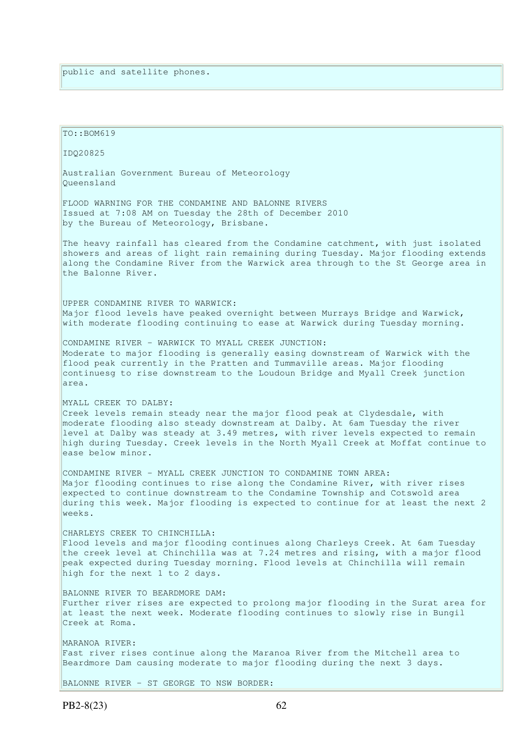public and satellite phones.

TO::BOM619

IDQ20825

Australian Government Bureau of Meteorology
Queensland

FLOOD WARNING FOR THE CONDAMINE AND BALONNE RIVERS
Issued at 7:08 AM on Tuesday the 28th of December 2010
by the Bureau of Meteorology, Brisbane.

The heavy rainfall has cleared from the Condamine catchment, with just isolated showers and areas of light rain remaining during Tuesday. Major flooding extends along the Condamine River from the Warwick area through to the St George area in the Balonne River.

UPPER CONDAMINE RIVER TO WARWICK:
Major flood levels have peaked overnight between Murrays Bridge and Warwick, with moderate flooding continuing to ease at Warwick during Tuesday morning.

CONDAMINE RIVER - WARWICK TO MYALL CREEK JUNCTION:
Moderate to major flooding is generally easing downstream of Warwick with the flood peak currently in the Pratten and Tummaville areas. Major flooding continuesg to rise downstream to the Loudoun Bridge and Myall Creek junction area.

MYALL CREEK TO DALBY:
Creek levels remain steady near the major flood peak at Clydesdale, with moderate flooding also steady downstream at Dalby. At 6am Tuesday the river level at Dalby was steady at 3.49 metres, with river levels expected to remain high during Tuesday. Creek levels in the North Myall Creek at Moffat continue to ease below minor.

CONDAMINE RIVER - MYALL CREEK JUNCTION TO CONDAMINE TOWN AREA:
Major flooding continues to rise along the Condamine River, with river rises expected to continue downstream to the Condamine Township and Cotswold area during this week. Major flooding is expected to continue for at least the next 2 weeks.

CHARLEYS CREEK TO CHINCHILLA:
Flood levels and major flooding continues along Charleys Creek. At 6am Tuesday the creek level at Chinchilla was at 7.24 metres and rising, with a major flood peak expected during Tuesday morning. Flood levels at Chinchilla will remain high for the next 1 to 2 days.

BALONNE RIVER TO BEARDMORE DAM:
Further river rises are expected to prolong major flooding in the Surat area for at least the next week. Moderate flooding continues to slowly rise in Bungil Creek at Roma.

MARANOA RIVER:
Fast river rises continue along the Maranoa River from the Mitchell area to Beardmore Dam causing moderate to major flooding during the next 3 days.

BALONNE RIVER - ST GEORGE TO NSW BORDER: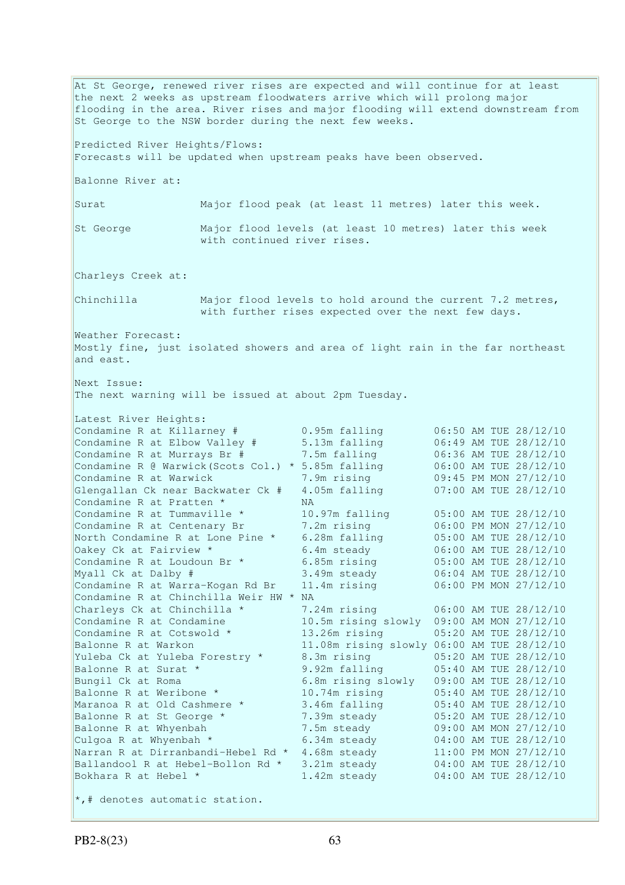At St George, renewed river rises are expected and will continue for at least the next 2 weeks as upstream floodwaters arrive which will prolong major flooding in the area. River rises and major flooding will extend downstream from St George to the NSW border during the next few weeks.

Predicted River Heights/Flows:
Forecasts will be updated when upstream peaks have been observed.

Balonne River at:

| | |
|---|---|
| Surat | Major flood peak (at least 11 metres) later this week. |
| St George | Major flood levels (at least 10 metres) later this week with continued river rises. |

Charleys Creek at:

| | |
|---|---|
| Chinchilla | Major flood levels to hold around the current 7.2 metres, with further rises expected over the next few days. |

Weather Forecast:
Mostly fine, just isolated showers and area of light rain in the far northeast and east.

Next Issue:
The next warning will be issued at about 2pm Tuesday.

Latest River Heights:

| | | |
|---|---|---|
| Condamine R at Killarney # | 0.95m falling | 06:50 AM TUE 28/12/10 |
| Condamine R at Elbow Valley # | 5.13m falling | 06:49 AM TUE 28/12/10 |
| Condamine R at Murrays Br # | 7.5m falling | 06:36 AM TUE 28/12/10 |
| Condamine R @ Warwick(Scots Col.) * | 5.85m falling | 06:00 AM TUE 28/12/10 |
| Condamine R at Warwick | 7.9m rising | 09:45 PM MON 27/12/10 |
| Glengallan Ck near Backwater Ck # | 4.05m falling | 07:00 AM TUE 28/12/10 |
| Condamine R at Pratten * | NA | |
| Condamine R at Tummaville * | 10.97m falling | 05:00 AM TUE 28/12/10 |
| Condamine R at Centenary Br | 7.2m rising | 06:00 PM MON 27/12/10 |
| North Condamine R at Lone Pine * | 6.28m falling | 05:00 AM TUE 28/12/10 |
| Oakey Ck at Fairview * | 6.4m steady | 06:00 AM TUE 28/12/10 |
| Condamine R at Loudoun Br * | 6.85m rising | 05:00 AM TUE 28/12/10 |
| Myall Ck at Dalby # | 3.49m steady | 06:04 AM TUE 28/12/10 |
| Condamine R at Warra-Kogan Rd Br | 11.4m rising | 06:00 PM MON 27/12/10 |
| Condamine R at Chinchilla Weir HW * | NA | |
| Charleys Ck at Chinchilla * | 7.24m rising | 06:00 AM TUE 28/12/10 |
| Condamine R at Condamine | 10.5m rising slowly | 09:00 AM MON 27/12/10 |
| Condamine R at Cotswold * | 13.26m rising | 05:20 AM TUE 28/12/10 |
| Balonne R at Warkon | 11.08m rising slowly | 06:00 AM TUE 28/12/10 |
| Yuleba Ck at Yuleba Forestry * | 8.3m rising | 05:20 AM TUE 28/12/10 |
| Balonne R at Surat * | 9.92m falling | 05:40 AM TUE 28/12/10 |
| Bungil Ck at Roma | 6.8m rising slowly | 09:00 AM TUE 28/12/10 |
| Balonne R at Weribone * | 10.74m rising | 05:40 AM TUE 28/12/10 |
| Maranoa R at Old Cashmere * | 3.46m falling | 05:40 AM TUE 28/12/10 |
| Balonne R at St George * | 7.39m steady | 05:20 AM TUE 28/12/10 |
| Balonne R at Whyenbah | 7.5m steady | 09:00 AM MON 27/12/10 |
| Culgoa R at Whyenbah * | 6.34m steady | 04:00 AM TUE 28/12/10 |
| Narran R at Dirranbandi-Hebel Rd * | 4.68m steady | 11:00 PM MON 27/12/10 |
| Ballandool R at Hebel-Bollon Rd * | 3.21m steady | 04:00 AM TUE 28/12/10 |
| Bokhara R at Hebel * | 1.42m steady | 04:00 AM TUE 28/12/10 |

*,# denotes automatic station.

PB2-8(23)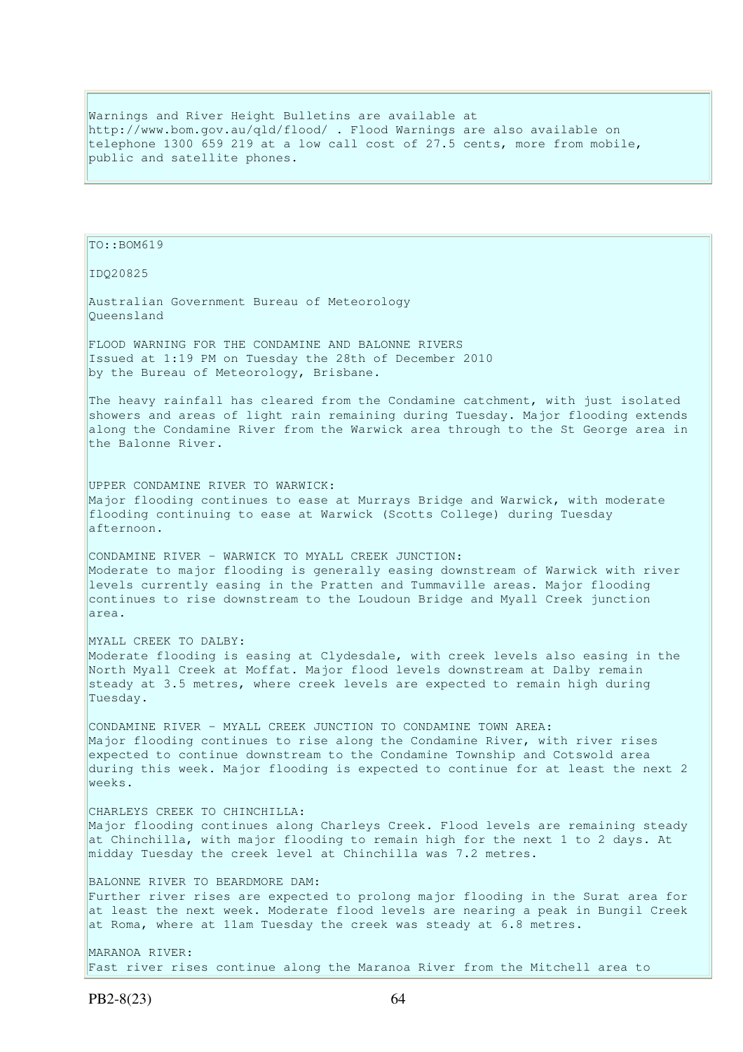Warnings and River Height Bulletins are available at http://www.bom.gov.au/qld/flood/ . Flood Warnings are also available on telephone 1300 659 219 at a low call cost of 27.5 cents, more from mobile, public and satellite phones.

TO::BOM619

IDQ20825

Australian Government Bureau of Meteorology
Queensland

FLOOD WARNING FOR THE CONDAMINE AND BALONNE RIVERS
Issued at 1:19 PM on Tuesday the 28th of December 2010
by the Bureau of Meteorology, Brisbane.

The heavy rainfall has cleared from the Condamine catchment, with just isolated showers and areas of light rain remaining during Tuesday. Major flooding extends along the Condamine River from the Warwick area through to the St George area in the Balonne River.

UPPER CONDAMINE RIVER TO WARWICK:
Major flooding continues to ease at Murrays Bridge and Warwick, with moderate flooding continuing to ease at Warwick (Scotts College) during Tuesday afternoon.

CONDAMINE RIVER - WARWICK TO MYALL CREEK JUNCTION:
Moderate to major flooding is generally easing downstream of Warwick with river levels currently easing in the Pratten and Tummaville areas. Major flooding continues to rise downstream to the Loudoun Bridge and Myall Creek junction area.

MYALL CREEK TO DALBY:
Moderate flooding is easing at Clydesdale, with creek levels also easing in the North Myall Creek at Moffat. Major flood levels downstream at Dalby remain steady at 3.5 metres, where creek levels are expected to remain high during Tuesday.

CONDAMINE RIVER - MYALL CREEK JUNCTION TO CONDAMINE TOWN AREA:
Major flooding continues to rise along the Condamine River, with river rises expected to continue downstream to the Condamine Township and Cotswold area during this week. Major flooding is expected to continue for at least the next 2 weeks.

CHARLEYS CREEK TO CHINCHILLA:
Major flooding continues along Charleys Creek. Flood levels are remaining steady at Chinchilla, with major flooding to remain high for the next 1 to 2 days. At midday Tuesday the creek level at Chinchilla was 7.2 metres.

BALONNE RIVER TO BEARDMORE DAM:
Further river rises are expected to prolong major flooding in the Surat area for at least the next week. Moderate flood levels are nearing a peak in Bungil Creek at Roma, where at 11am Tuesday the creek was steady at 6.8 metres.

MARANOA RIVER:
Fast river rises continue along the Maranoa River from the Mitchell area to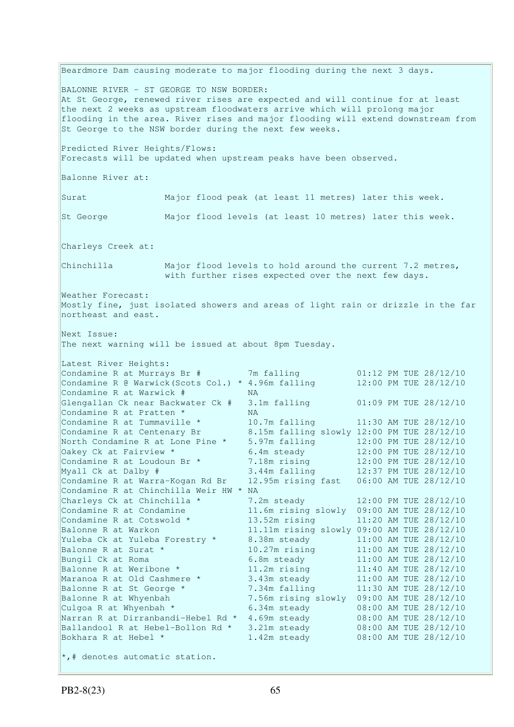Beardmore Dam causing moderate to major flooding during the next 3 days.

BALONNE RIVER - ST GEORGE TO NSW BORDER:
At St George, renewed river rises are expected and will continue for at least the next 2 weeks as upstream floodwaters arrive which will prolong major flooding in the area. River rises and major flooding will extend downstream from St George to the NSW border during the next few weeks.

Predicted River Heights/Flows:
Forecasts will be updated when upstream peaks have been observed.

Balonne River at:

| | |
|---|---|
| Surat | Major flood peak (at least 11 metres) later this week. |
| St George | Major flood levels (at least 10 metres) later this week. |

Charleys Creek at:

| | |
|---|---|
| Chinchilla | Major flood levels to hold around the current 7.2 metres, with further rises expected over the next few days. |

Weather Forecast:
Mostly fine, just isolated showers and areas of light rain or drizzle in the far northeast and east.

Next Issue:
The next warning will be issued at about 8pm Tuesday.

Latest River Heights:

| | | |
|---|---|---|
| Condamine R at Murrays Br # | 7m falling | 01:12 PM TUE 28/12/10 |
| Condamine R @ Warwick(Scots Col.) * | 4.96m falling | 12:00 PM TUE 28/12/10 |
| Condamine R at Warwick # | NA | |
| Glengallan Ck near Backwater Ck # | 3.1m falling | 01:09 PM TUE 28/12/10 |
| Condamine R at Pratten * | NA | |
| Condamine R at Tummaville * | 10.7m falling | 11:30 AM TUE 28/12/10 |
| Condamine R at Centenary Br | 8.15m falling slowly | 12:00 PM TUE 28/12/10 |
| North Condamine R at Lone Pine * | 5.97m falling | 12:00 PM TUE 28/12/10 |
| Oakey Ck at Fairview * | 6.4m steady | 12:00 PM TUE 28/12/10 |
| Condamine R at Loudoun Br * | 7.18m rising | 12:00 PM TUE 28/12/10 |
| Myall Ck at Dalby # | 3.44m falling | 12:37 PM TUE 28/12/10 |
| Condamine R at Warra-Kogan Rd Br | 12.95m rising fast | 06:00 AM TUE 28/12/10 |
| Condamine R at Chinchilla Weir HW * | NA | |
| Charleys Ck at Chinchilla * | 7.2m steady | 12:00 PM TUE 28/12/10 |
| Condamine R at Condamine | 11.6m rising slowly | 09:00 AM TUE 28/12/10 |
| Condamine R at Cotswold * | 13.52m rising | 11:20 AM TUE 28/12/10 |
| Balonne R at Warkon | 11.11m rising slowly | 09:00 AM TUE 28/12/10 |
| Yuleba Ck at Yuleba Forestry * | 8.38m steady | 11:00 AM TUE 28/12/10 |
| Balonne R at Surat * | 10.27m rising | 11:00 AM TUE 28/12/10 |
| Bungil Ck at Roma | 6.8m steady | 11:00 AM TUE 28/12/10 |
| Balonne R at Weribone * | 11.2m rising | 11:40 AM TUE 28/12/10 |
| Maranoa R at Old Cashmere * | 3.43m steady | 11:00 AM TUE 28/12/10 |
| Balonne R at St George * | 7.34m falling | 11:30 AM TUE 28/12/10 |
| Balonne R at Whyenbah | 7.56m rising slowly | 09:00 AM TUE 28/12/10 |
| Culgoa R at Whyenbah * | 6.34m steady | 08:00 AM TUE 28/12/10 |
| Narran R at Dirranbandi-Hebel Rd * | 4.69m steady | 08:00 AM TUE 28/12/10 |
| Ballandool R at Hebel-Bollon Rd * | 3.21m steady | 08:00 AM TUE 28/12/10 |
| Bokhara R at Hebel * | 1.42m steady | 08:00 AM TUE 28/12/10 |

*,# denotes automatic station.

PB2-8(23)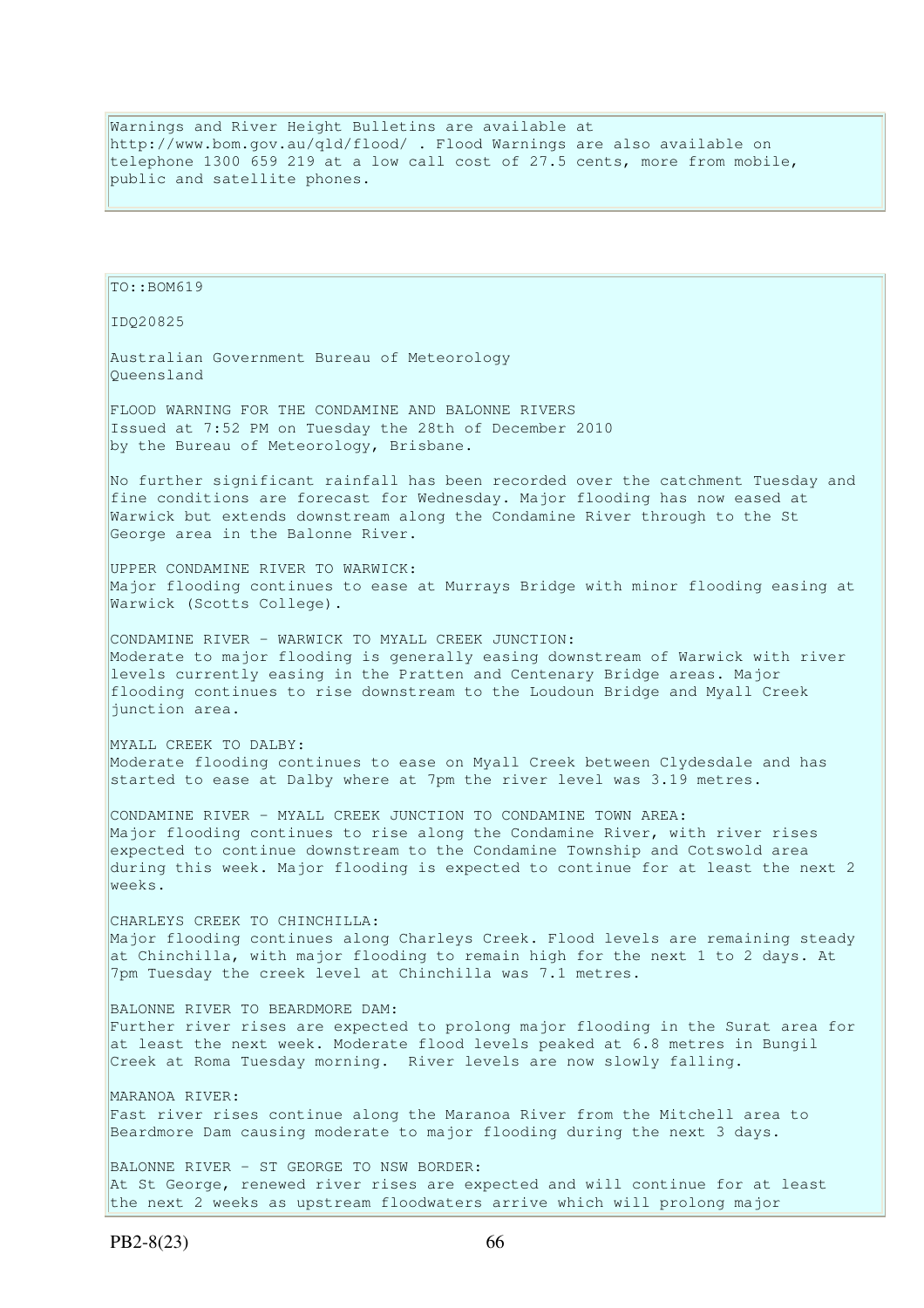Warnings and River Height Bulletins are available at http://www.bom.gov.au/qld/flood/ . Flood Warnings are also available on telephone 1300 659 219 at a low call cost of 27.5 cents, more from mobile, public and satellite phones.

TO::BOM619

IDQ20825

Australian Government Bureau of Meteorology
Queensland

FLOOD WARNING FOR THE CONDAMINE AND BALONNE RIVERS
Issued at 7:52 PM on Tuesday the 28th of December 2010
by the Bureau of Meteorology, Brisbane.

No further significant rainfall has been recorded over the catchment Tuesday and fine conditions are forecast for Wednesday. Major flooding has now eased at Warwick but extends downstream along the Condamine River through to the St George area in the Balonne River.

UPPER CONDAMINE RIVER TO WARWICK:
Major flooding continues to ease at Murrays Bridge with minor flooding easing at Warwick (Scotts College).

CONDAMINE RIVER - WARWICK TO MYALL CREEK JUNCTION:
Moderate to major flooding is generally easing downstream of Warwick with river levels currently easing in the Pratten and Centenary Bridge areas. Major flooding continues to rise downstream to the Loudoun Bridge and Myall Creek junction area.

MYALL CREEK TO DALBY:
Moderate flooding continues to ease on Myall Creek between Clydesdale and has started to ease at Dalby where at 7pm the river level was 3.19 metres.

CONDAMINE RIVER - MYALL CREEK JUNCTION TO CONDAMINE TOWN AREA:
Major flooding continues to rise along the Condamine River, with river rises expected to continue downstream to the Condamine Township and Cotswold area during this week. Major flooding is expected to continue for at least the next 2 weeks.

CHARLEYS CREEK TO CHINCHILLA:
Major flooding continues along Charleys Creek. Flood levels are remaining steady at Chinchilla, with major flooding to remain high for the next 1 to 2 days. At 7pm Tuesday the creek level at Chinchilla was 7.1 metres.

BALONNE RIVER TO BEARDMORE DAM:
Further river rises are expected to prolong major flooding in the Surat area for at least the next week. Moderate flood levels peaked at 6.8 metres in Bungil Creek at Roma Tuesday morning. River levels are now slowly falling.

MARANOA RIVER:
Fast river rises continue along the Maranoa River from the Mitchell area to Beardmore Dam causing moderate to major flooding during the next 3 days.

BALONNE RIVER - ST GEORGE TO NSW BORDER:
At St George, renewed river rises are expected and will continue for at least the next 2 weeks as upstream floodwaters arrive which will prolong major

PB2-8(23)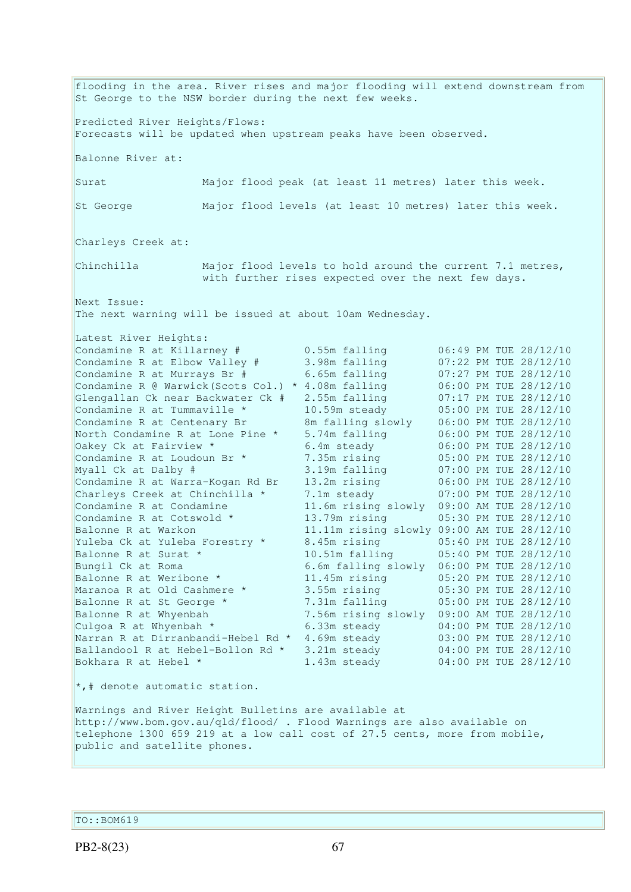flooding in the area. River rises and major flooding will extend downstream from St George to the NSW border during the next few weeks.

Predicted River Heights/Flows:
Forecasts will be updated when upstream peaks have been observed.

Balonne River at:

Surat                Major flood peak (at least 11 metres) later this week.

St George            Major flood levels (at least 10 metres) later this week.

Charleys Creek at:

Chinchilla           Major flood levels to hold around the current 7.1 metres, with further rises expected over the next few days.

Next Issue:
The next warning will be issued at about 10am Wednesday.

Latest River Heights:

| | | |
|---|---|---|
| Condamine R at Killarney # | 0.55m falling | 06:49 PM TUE 28/12/10 |
| Condamine R at Elbow Valley # | 3.98m falling | 07:22 PM TUE 28/12/10 |
| Condamine R at Murrays Br # | 6.65m falling | 07:27 PM TUE 28/12/10 |
| Condamine R @ Warwick(Scots Col.) * | 4.08m falling | 06:00 PM TUE 28/12/10 |
| Glengallan Ck near Backwater Ck # | 2.55m falling | 07:17 PM TUE 28/12/10 |
| Condamine R at Tummaville * | 10.59m steady | 05:00 PM TUE 28/12/10 |
| Condamine R at Centenary Br | 8m falling slowly | 06:00 PM TUE 28/12/10 |
| North Condamine R at Lone Pine * | 5.74m falling | 06:00 PM TUE 28/12/10 |
| Oakey Ck at Fairview * | 6.4m steady | 06:00 PM TUE 28/12/10 |
| Condamine R at Loudoun Br * | 7.35m rising | 05:00 PM TUE 28/12/10 |
| Myall Ck at Dalby # | 3.19m falling | 07:00 PM TUE 28/12/10 |
| Condamine R at Warra-Kogan Rd Br | 13.2m rising | 06:00 PM TUE 28/12/10 |
| Charleys Creek at Chinchilla * | 7.1m steady | 07:00 PM TUE 28/12/10 |
| Condamine R at Condamine | 11.6m rising slowly | 09:00 AM TUE 28/12/10 |
| Condamine R at Cotswold * | 13.79m rising | 05:30 PM TUE 28/12/10 |
| Balonne R at Warkon | 11.11m rising slowly | 09:00 AM TUE 28/12/10 |
| Yuleba Ck at Yuleba Forestry * | 8.45m rising | 05:40 PM TUE 28/12/10 |
| Balonne R at Surat * | 10.51m falling | 05:40 PM TUE 28/12/10 |
| Bungil Ck at Roma | 6.6m falling slowly | 06:00 PM TUE 28/12/10 |
| Balonne R at Weribone * | 11.45m rising | 05:20 PM TUE 28/12/10 |
| Maranoa R at Old Cashmere * | 3.55m rising | 05:30 PM TUE 28/12/10 |
| Balonne R at St George * | 7.31m falling | 05:00 PM TUE 28/12/10 |
| Balonne R at Whyenbah | 7.56m rising slowly | 09:00 AM TUE 28/12/10 |
| Culgoa R at Whyenbah * | 6.33m steady | 04:00 PM TUE 28/12/10 |
| Narran R at Dirranbandi-Hebel Rd * | 4.69m steady | 03:00 PM TUE 28/12/10 |
| Ballandool R at Hebel-Bollon Rd * | 3.21m steady | 04:00 PM TUE 28/12/10 |
| Bokhara R at Hebel * | 1.43m steady | 04:00 PM TUE 28/12/10 |

*,# denote automatic station.

Warnings and River Height Bulletins are available at http://www.bom.gov.au/qld/flood/ . Flood Warnings are also available on telephone 1300 659 219 at a low call cost of 27.5 cents, more from mobile, public and satellite phones.

TO::BOM619

PB2-8(23)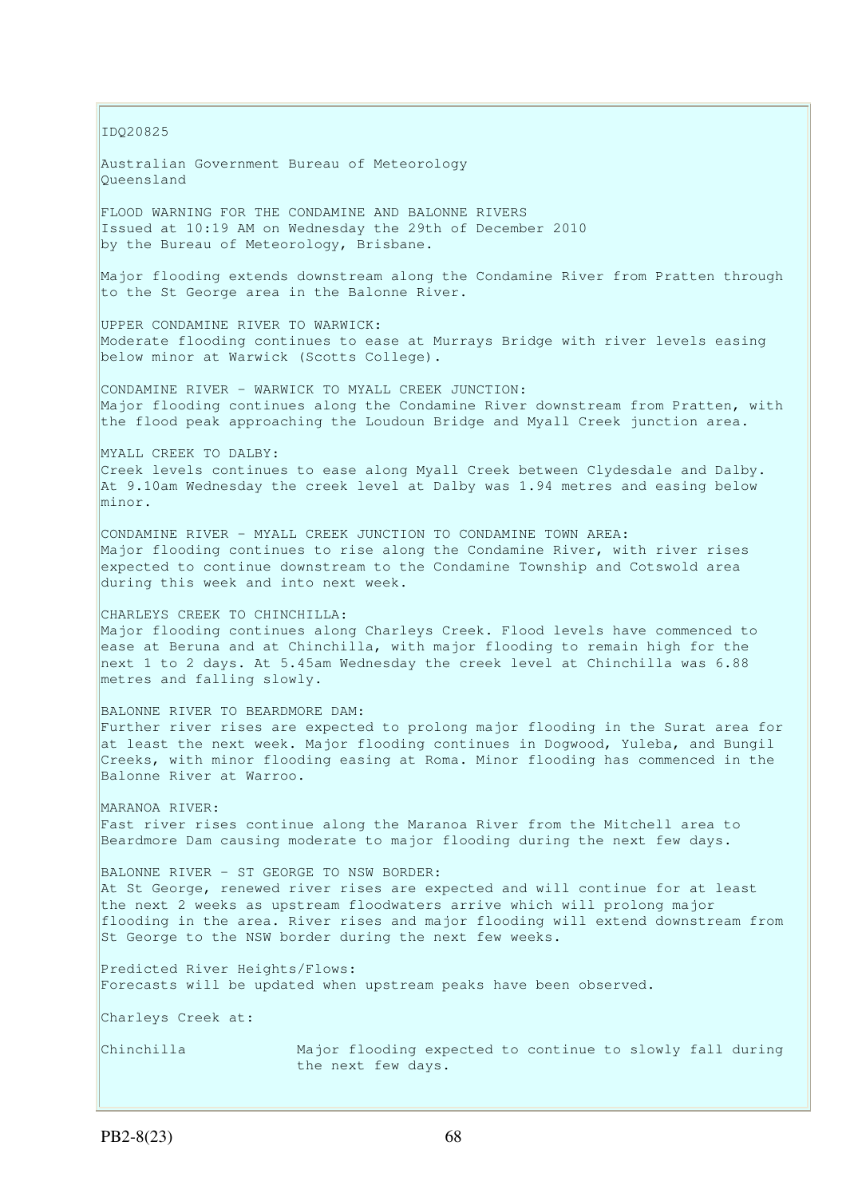IDQ20825

Australian Government Bureau of Meteorology
Queensland

FLOOD WARNING FOR THE CONDAMINE AND BALONNE RIVERS
Issued at 10:19 AM on Wednesday the 29th of December 2010
by the Bureau of Meteorology, Brisbane.

Major flooding extends downstream along the Condamine River from Pratten through to the St George area in the Balonne River.

UPPER CONDAMINE RIVER TO WARWICK:
Moderate flooding continues to ease at Murrays Bridge with river levels easing below minor at Warwick (Scotts College).

CONDAMINE RIVER - WARWICK TO MYALL CREEK JUNCTION:
Major flooding continues along the Condamine River downstream from Pratten, with the flood peak approaching the Loudoun Bridge and Myall Creek junction area.

MYALL CREEK TO DALBY:
Creek levels continues to ease along Myall Creek between Clydesdale and Dalby. At 9.10am Wednesday the creek level at Dalby was 1.94 metres and easing below minor.

CONDAMINE RIVER - MYALL CREEK JUNCTION TO CONDAMINE TOWN AREA:
Major flooding continues to rise along the Condamine River, with river rises expected to continue downstream to the Condamine Township and Cotswold area during this week and into next week.

CHARLEYS CREEK TO CHINCHILLA:
Major flooding continues along Charleys Creek. Flood levels have commenced to ease at Beruna and at Chinchilla, with major flooding to remain high for the next 1 to 2 days. At 5.45am Wednesday the creek level at Chinchilla was 6.88 metres and falling slowly.

BALONNE RIVER TO BEARDMORE DAM:
Further river rises are expected to prolong major flooding in the Surat area for at least the next week. Major flooding continues in Dogwood, Yuleba, and Bungil Creeks, with minor flooding easing at Roma. Minor flooding has commenced in the Balonne River at Warroo.

MARANOA RIVER:
Fast river rises continue along the Maranoa River from the Mitchell area to Beardmore Dam causing moderate to major flooding during the next few days.

BALONNE RIVER - ST GEORGE TO NSW BORDER:
At St George, renewed river rises are expected and will continue for at least the next 2 weeks as upstream floodwaters arrive which will prolong major flooding in the area. River rises and major flooding will extend downstream from St George to the NSW border during the next few weeks.

Predicted River Heights/Flows:
Forecasts will be updated when upstream peaks have been observed.

Charleys Creek at:

Chinchilla Major flooding expected to continue to slowly fall during the next few days.

PB2-8(23)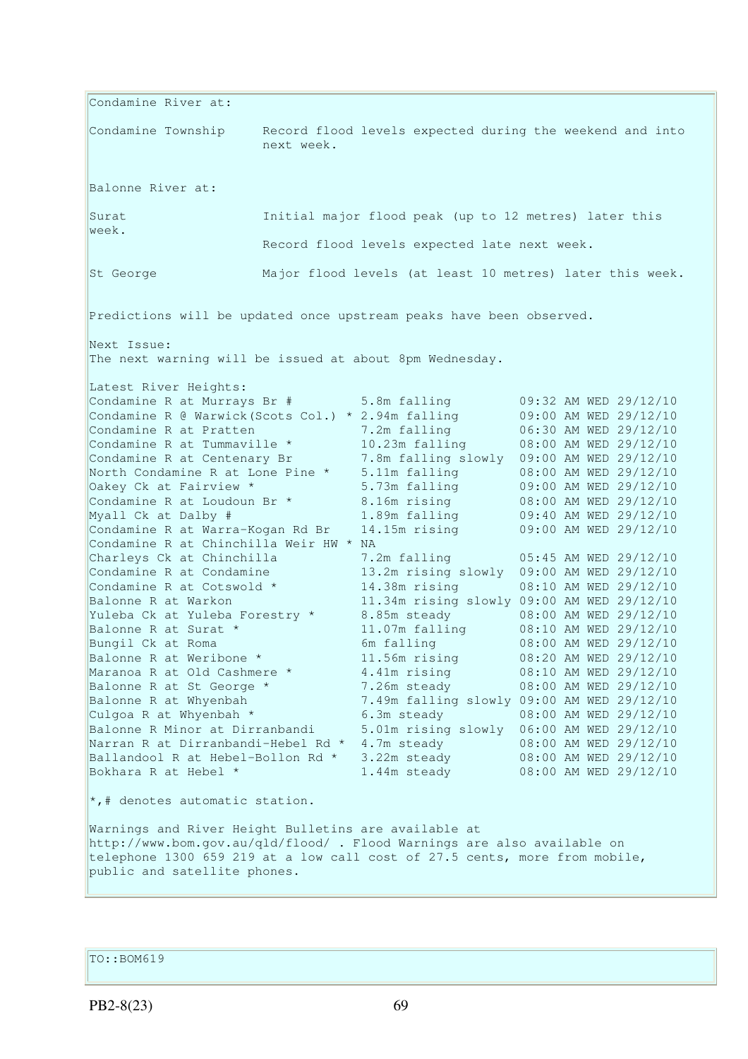Condamine River at:

Condamine Township — Record flood levels expected during the weekend and into next week.

Balonne River at:

Surat — Initial major flood peak (up to 12 metres) later this week.
Record flood levels expected late next week.

St George — Major flood levels (at least 10 metres) later this week.

Predictions will be updated once upstream peaks have been observed.

Next Issue:
The next warning will be issued at about 8pm Wednesday.

Latest River Heights:

| | | |
|---|---|---|
| Condamine R at Murrays Br # | 5.8m falling | 09:32 AM WED 29/12/10 |
| Condamine R @ Warwick(Scots Col.) * | 2.94m falling | 09:00 AM WED 29/12/10 |
| Condamine R at Pratten | 7.2m falling | 06:30 AM WED 29/12/10 |
| Condamine R at Tummaville * | 10.23m falling | 08:00 AM WED 29/12/10 |
| Condamine R at Centenary Br | 7.8m falling slowly | 09:00 AM WED 29/12/10 |
| North Condamine R at Lone Pine * | 5.11m falling | 08:00 AM WED 29/12/10 |
| Oakey Ck at Fairview * | 5.73m falling | 09:00 AM WED 29/12/10 |
| Condamine R at Loudoun Br * | 8.16m rising | 08:00 AM WED 29/12/10 |
| Myall Ck at Dalby # | 1.89m falling | 09:40 AM WED 29/12/10 |
| Condamine R at Warra-Kogan Rd Br | 14.15m rising | 09:00 AM WED 29/12/10 |
| Condamine R at Chinchilla Weir HW * | NA | |
| Charleys Ck at Chinchilla | 7.2m falling | 05:45 AM WED 29/12/10 |
| Condamine R at Condamine | 13.2m rising slowly | 09:00 AM WED 29/12/10 |
| Condamine R at Cotswold * | 14.38m rising | 08:10 AM WED 29/12/10 |
| Balonne R at Warkon | 11.34m rising slowly | 09:00 AM WED 29/12/10 |
| Yuleba Ck at Yuleba Forestry * | 8.85m steady | 08:00 AM WED 29/12/10 |
| Balonne R at Surat * | 11.07m falling | 08:10 AM WED 29/12/10 |
| Bungil Ck at Roma | 6m falling | 08:00 AM WED 29/12/10 |
| Balonne R at Weribone * | 11.56m rising | 08:20 AM WED 29/12/10 |
| Maranoa R at Old Cashmere * | 4.41m rising | 08:10 AM WED 29/12/10 |
| Balonne R at St George * | 7.26m steady | 08:00 AM WED 29/12/10 |
| Balonne R at Whyenbah | 7.49m falling slowly | 09:00 AM WED 29/12/10 |
| Culgoa R at Whyenbah * | 6.3m steady | 08:00 AM WED 29/12/10 |
| Balonne R Minor at Dirranbandi | 5.01m rising slowly | 06:00 AM WED 29/12/10 |
| Narran R at Dirranbandi-Hebel Rd * | 4.7m steady | 08:00 AM WED 29/12/10 |
| Ballandool R at Hebel-Bollon Rd * | 3.22m steady | 08:00 AM WED 29/12/10 |
| Bokhara R at Hebel * | 1.44m steady | 08:00 AM WED 29/12/10 |

*,# denotes automatic station.

Warnings and River Height Bulletins are available at http://www.bom.gov.au/qld/flood/ . Flood Warnings are also available on telephone 1300 659 219 at a low call cost of 27.5 cents, more from mobile, public and satellite phones.

TO::BOM619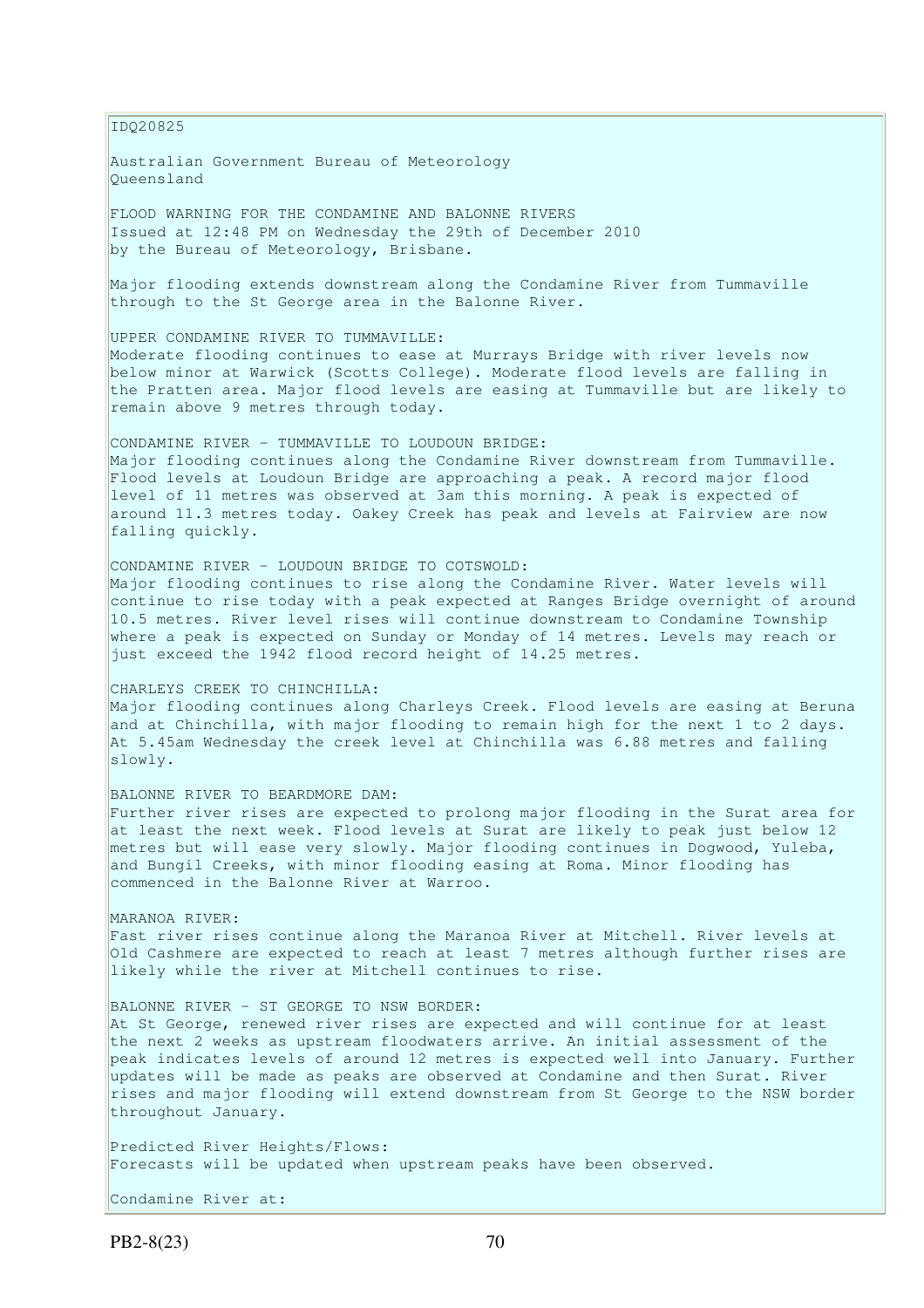IDQ20825

Australian Government Bureau of Meteorology
Queensland

FLOOD WARNING FOR THE CONDAMINE AND BALONNE RIVERS
Issued at 12:48 PM on Wednesday the 29th of December 2010
by the Bureau of Meteorology, Brisbane.

Major flooding extends downstream along the Condamine River from Tummaville through to the St George area in the Balonne River.

UPPER CONDAMINE RIVER TO TUMMAVILLE:
Moderate flooding continues to ease at Murrays Bridge with river levels now below minor at Warwick (Scotts College). Moderate flood levels are falling in the Pratten area. Major flood levels are easing at Tummaville but are likely to remain above 9 metres through today.

CONDAMINE RIVER - TUMMAVILLE TO LOUDOUN BRIDGE:
Major flooding continues along the Condamine River downstream from Tummaville. Flood levels at Loudoun Bridge are approaching a peak. A record major flood level of 11 metres was observed at 3am this morning. A peak is expected of around 11.3 metres today. Oakey Creek has peak and levels at Fairview are now falling quickly.

CONDAMINE RIVER - LOUDOUN BRIDGE TO COTSWOLD:
Major flooding continues to rise along the Condamine River. Water levels will continue to rise today with a peak expected at Ranges Bridge overnight of around 10.5 metres. River level rises will continue downstream to Condamine Township where a peak is expected on Sunday or Monday of 14 metres. Levels may reach or just exceed the 1942 flood record height of 14.25 metres.

CHARLEYS CREEK TO CHINCHILLA:
Major flooding continues along Charleys Creek. Flood levels are easing at Beruna and at Chinchilla, with major flooding to remain high for the next 1 to 2 days. At 5.45am Wednesday the creek level at Chinchilla was 6.88 metres and falling slowly.

BALONNE RIVER TO BEARDMORE DAM:
Further river rises are expected to prolong major flooding in the Surat area for at least the next week. Flood levels at Surat are likely to peak just below 12 metres but will ease very slowly. Major flooding continues in Dogwood, Yuleba, and Bungil Creeks, with minor flooding easing at Roma. Minor flooding has commenced in the Balonne River at Warroo.

MARANOA RIVER:
Fast river rises continue along the Maranoa River at Mitchell. River levels at Old Cashmere are expected to reach at least 7 metres although further rises are likely while the river at Mitchell continues to rise.

BALONNE RIVER - ST GEORGE TO NSW BORDER:
At St George, renewed river rises are expected and will continue for at least the next 2 weeks as upstream floodwaters arrive. An initial assessment of the peak indicates levels of around 12 metres is expected well into January. Further updates will be made as peaks are observed at Condamine and then Surat. River rises and major flooding will extend downstream from St George to the NSW border throughout January.

Predicted River Heights/Flows:
Forecasts will be updated when upstream peaks have been observed.

Condamine River at: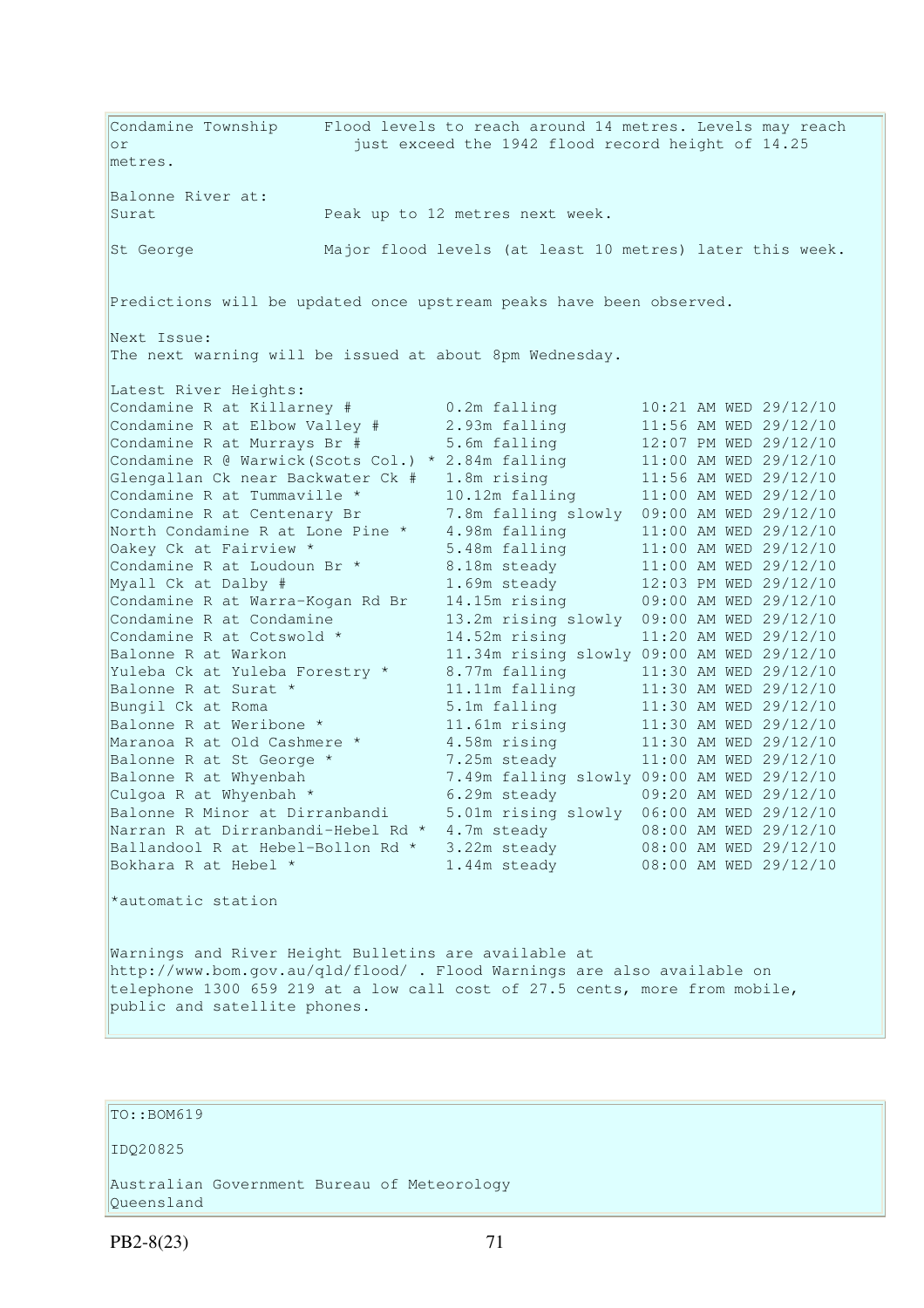Condamine Township Flood levels to reach around 14 metres. Levels may reach or just exceed the 1942 flood record height of 14.25 metres.

Balonne River at:

Surat Peak up to 12 metres next week.

St George Major flood levels (at least 10 metres) later this week.

Predictions will be updated once upstream peaks have been observed.

Next Issue:

The next warning will be issued at about 8pm Wednesday.

Latest River Heights:

| | | |
|---|---|---|
| Condamine R at Killarney # | 0.2m falling | 10:21 AM WED 29/12/10 |
| Condamine R at Elbow Valley # | 2.93m falling | 11:56 AM WED 29/12/10 |
| Condamine R at Murrays Br # | 5.6m falling | 12:07 PM WED 29/12/10 |
| Condamine R @ Warwick(Scots Col.) * | 2.84m falling | 11:00 AM WED 29/12/10 |
| Glengallan Ck near Backwater Ck # | 1.8m rising | 11:56 AM WED 29/12/10 |
| Condamine R at Tummaville * | 10.12m falling | 11:00 AM WED 29/12/10 |
| Condamine R at Centenary Br | 7.8m falling slowly | 09:00 AM WED 29/12/10 |
| North Condamine R at Lone Pine * | 4.98m falling | 11:00 AM WED 29/12/10 |
| Oakey Ck at Fairview * | 5.48m falling | 11:00 AM WED 29/12/10 |
| Condamine R at Loudoun Br * | 8.18m steady | 11:00 AM WED 29/12/10 |
| Myall Ck at Dalby # | 1.69m steady | 12:03 PM WED 29/12/10 |
| Condamine R at Warra-Kogan Rd Br | 14.15m rising | 09:00 AM WED 29/12/10 |
| Condamine R at Condamine | 13.2m rising slowly | 09:00 AM WED 29/12/10 |
| Condamine R at Cotswold * | 14.52m rising | 11:20 AM WED 29/12/10 |
| Balonne R at Warkon | 11.34m rising slowly | 09:00 AM WED 29/12/10 |
| Yuleba Ck at Yuleba Forestry * | 8.77m falling | 11:30 AM WED 29/12/10 |
| Balonne R at Surat * | 11.11m falling | 11:30 AM WED 29/12/10 |
| Bungil Ck at Roma | 5.1m falling | 11:30 AM WED 29/12/10 |
| Balonne R at Weribone * | 11.61m rising | 11:30 AM WED 29/12/10 |
| Maranoa R at Old Cashmere * | 4.58m rising | 11:30 AM WED 29/12/10 |
| Balonne R at St George * | 7.25m steady | 11:00 AM WED 29/12/10 |
| Balonne R at Whyenbah | 7.49m falling slowly | 09:00 AM WED 29/12/10 |
| Culgoa R at Whyenbah * | 6.29m steady | 09:20 AM WED 29/12/10 |
| Balonne R Minor at Dirranbandi | 5.01m rising slowly | 06:00 AM WED 29/12/10 |
| Narran R at Dirranbandi-Hebel Rd * | 4.7m steady | 08:00 AM WED 29/12/10 |
| Ballandool R at Hebel-Bollon Rd * | 3.22m steady | 08:00 AM WED 29/12/10 |
| Bokhara R at Hebel * | 1.44m steady | 08:00 AM WED 29/12/10 |

*automatic station

Warnings and River Height Bulletins are available at http://www.bom.gov.au/qld/flood/ . Flood Warnings are also available on telephone 1300 659 219 at a low call cost of 27.5 cents, more from mobile, public and satellite phones.

TO::BOM619

IDQ20825

Australian Government Bureau of Meteorology
Queensland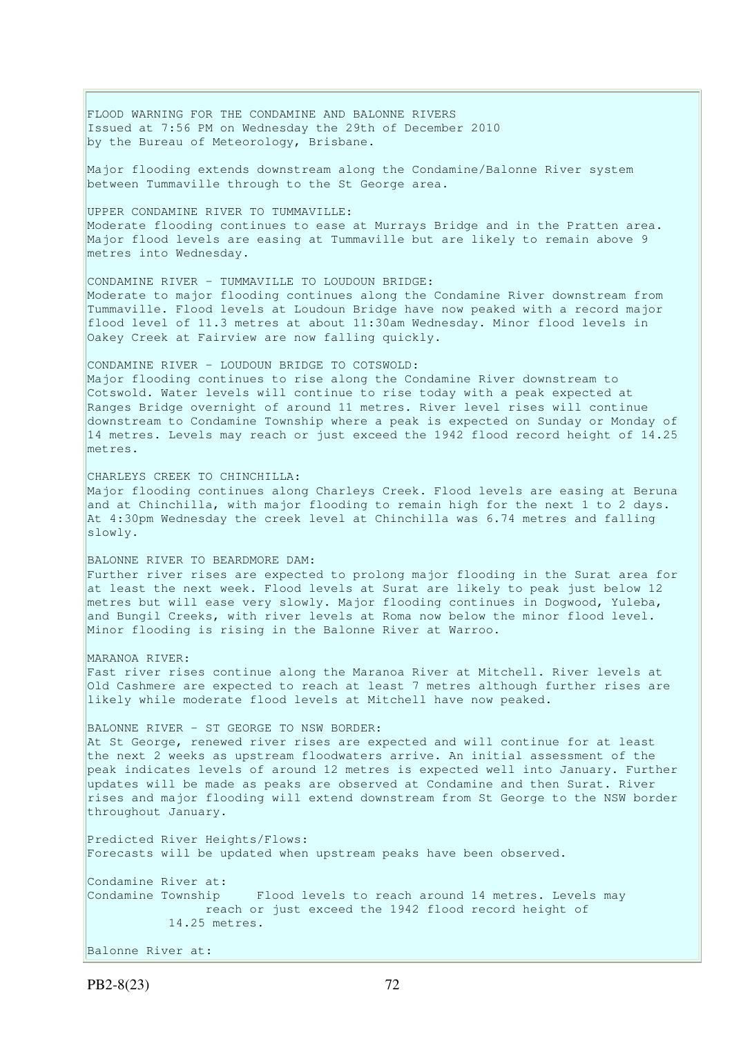FLOOD WARNING FOR THE CONDAMINE AND BALONNE RIVERS
Issued at 7:56 PM on Wednesday the 29th of December 2010
by the Bureau of Meteorology, Brisbane.

Major flooding extends downstream along the Condamine/Balonne River system between Tummaville through to the St George area.

UPPER CONDAMINE RIVER TO TUMMAVILLE:
Moderate flooding continues to ease at Murrays Bridge and in the Pratten area. Major flood levels are easing at Tummaville but are likely to remain above 9 metres into Wednesday.

CONDAMINE RIVER - TUMMAVILLE TO LOUDOUN BRIDGE:
Moderate to major flooding continues along the Condamine River downstream from Tummaville. Flood levels at Loudoun Bridge have now peaked with a record major flood level of 11.3 metres at about 11:30am Wednesday. Minor flood levels in Oakey Creek at Fairview are now falling quickly.

CONDAMINE RIVER - LOUDOUN BRIDGE TO COTSWOLD:
Major flooding continues to rise along the Condamine River downstream to Cotswold. Water levels will continue to rise today with a peak expected at Ranges Bridge overnight of around 11 metres. River level rises will continue downstream to Condamine Township where a peak is expected on Sunday or Monday of 14 metres. Levels may reach or just exceed the 1942 flood record height of 14.25 metres.

CHARLEYS CREEK TO CHINCHILLA:
Major flooding continues along Charleys Creek. Flood levels are easing at Beruna and at Chinchilla, with major flooding to remain high for the next 1 to 2 days. At 4:30pm Wednesday the creek level at Chinchilla was 6.74 metres and falling slowly.

BALONNE RIVER TO BEARDMORE DAM:
Further river rises are expected to prolong major flooding in the Surat area for at least the next week. Flood levels at Surat are likely to peak just below 12 metres but will ease very slowly. Major flooding continues in Dogwood, Yuleba, and Bungil Creeks, with river levels at Roma now below the minor flood level. Minor flooding is rising in the Balonne River at Warroo.

MARANOA RIVER:
Fast river rises continue along the Maranoa River at Mitchell. River levels at Old Cashmere are expected to reach at least 7 metres although further rises are likely while moderate flood levels at Mitchell have now peaked.

BALONNE RIVER - ST GEORGE TO NSW BORDER:
At St George, renewed river rises are expected and will continue for at least the next 2 weeks as upstream floodwaters arrive. An initial assessment of the peak indicates levels of around 12 metres is expected well into January. Further updates will be made as peaks are observed at Condamine and then Surat. River rises and major flooding will extend downstream from St George to the NSW border throughout January.

Predicted River Heights/Flows:
Forecasts will be updated when upstream peaks have been observed.

Condamine River at:
Condamine Township     Flood levels to reach around 14 metres. Levels may reach or just exceed the 1942 flood record height of 14.25 metres.

Balonne River at: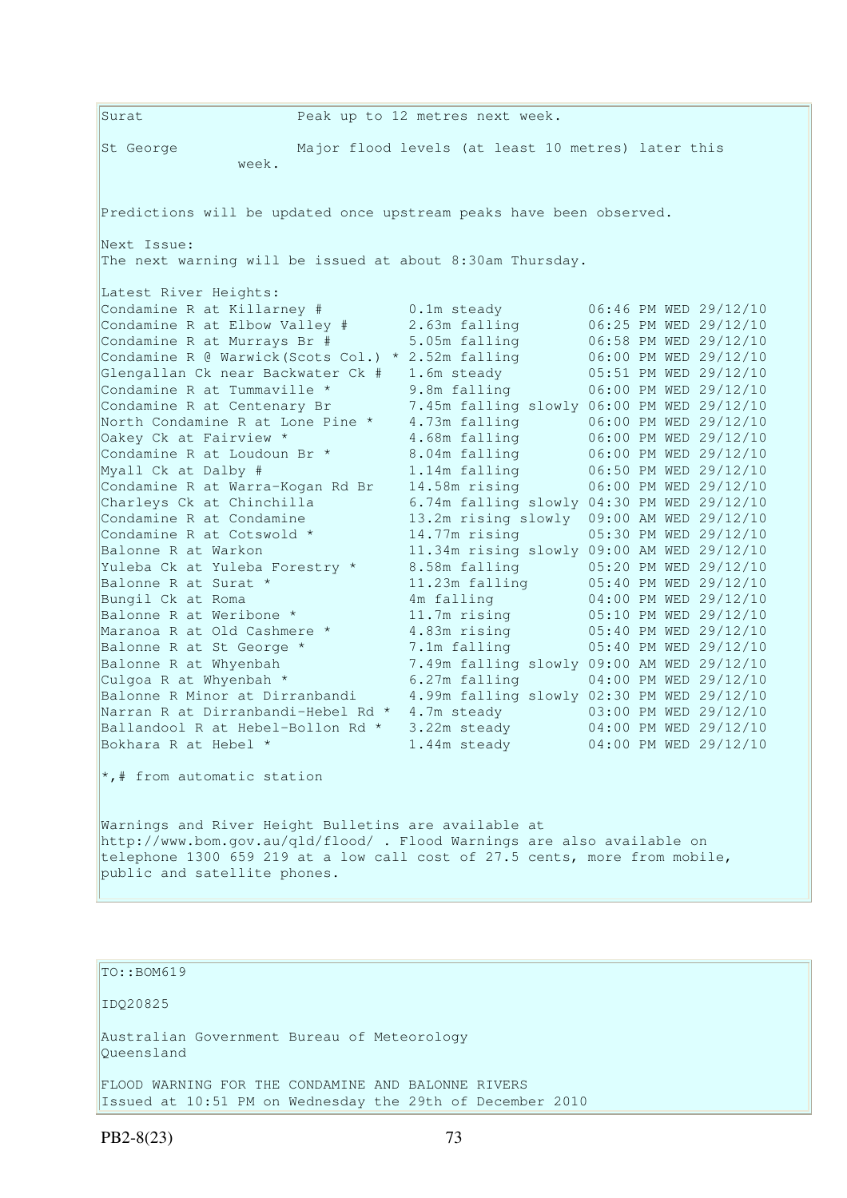Surat Peak up to 12 metres next week.

St George Major flood levels (at least 10 metres) later this week.

Predictions will be updated once upstream peaks have been observed.

Next Issue:
The next warning will be issued at about 8:30am Thursday.

Latest River Heights:

| | | |
|---|---|---|
| Condamine R at Killarney # | 0.1m steady | 06:46 PM WED 29/12/10 |
| Condamine R at Elbow Valley # | 2.63m falling | 06:25 PM WED 29/12/10 |
| Condamine R at Murrays Br # | 5.05m falling | 06:58 PM WED 29/12/10 |
| Condamine R @ Warwick(Scots Col.) * | 2.52m falling | 06:00 PM WED 29/12/10 |
| Glengallan Ck near Backwater Ck # | 1.6m steady | 05:51 PM WED 29/12/10 |
| Condamine R at Tummaville * | 9.8m falling | 06:00 PM WED 29/12/10 |
| Condamine R at Centenary Br | 7.45m falling slowly | 06:00 PM WED 29/12/10 |
| North Condamine R at Lone Pine * | 4.73m falling | 06:00 PM WED 29/12/10 |
| Oakey Ck at Fairview * | 4.68m falling | 06:00 PM WED 29/12/10 |
| Condamine R at Loudoun Br * | 8.04m falling | 06:00 PM WED 29/12/10 |
| Myall Ck at Dalby # | 1.14m falling | 06:50 PM WED 29/12/10 |
| Condamine R at Warra-Kogan Rd Br | 14.58m rising | 06:00 PM WED 29/12/10 |
| Charleys Ck at Chinchilla | 6.74m falling slowly | 04:30 PM WED 29/12/10 |
| Condamine R at Condamine | 13.2m rising slowly | 09:00 AM WED 29/12/10 |
| Condamine R at Cotswold * | 14.77m rising | 05:30 PM WED 29/12/10 |
| Balonne R at Warkon | 11.34m rising slowly | 09:00 AM WED 29/12/10 |
| Yuleba Ck at Yuleba Forestry * | 8.58m falling | 05:20 PM WED 29/12/10 |
| Balonne R at Surat * | 11.23m falling | 05:40 PM WED 29/12/10 |
| Bungil Ck at Roma | 4m falling | 04:00 PM WED 29/12/10 |
| Balonne R at Weribone * | 11.7m rising | 05:10 PM WED 29/12/10 |
| Maranoa R at Old Cashmere * | 4.83m rising | 05:40 PM WED 29/12/10 |
| Balonne R at St George * | 7.1m falling | 05:40 PM WED 29/12/10 |
| Balonne R at Whyenbah | 7.49m falling slowly | 09:00 AM WED 29/12/10 |
| Culgoa R at Whyenbah * | 6.27m falling | 04:00 PM WED 29/12/10 |
| Balonne R Minor at Dirranbandi | 4.99m falling slowly | 02:30 PM WED 29/12/10 |
| Narran R at Dirranbandi-Hebel Rd * | 4.7m steady | 03:00 PM WED 29/12/10 |
| Ballandool R at Hebel-Bollon Rd * | 3.22m steady | 04:00 PM WED 29/12/10 |
| Bokhara R at Hebel * | 1.44m steady | 04:00 PM WED 29/12/10 |

*,# from automatic station

Warnings and River Height Bulletins are available at http://www.bom.gov.au/qld/flood/ . Flood Warnings are also available on telephone 1300 659 219 at a low call cost of 27.5 cents, more from mobile, public and satellite phones.

TO::BOM619

IDQ20825

Australian Government Bureau of Meteorology
Queensland

FLOOD WARNING FOR THE CONDAMINE AND BALONNE RIVERS
Issued at 10:51 PM on Wednesday the 29th of December 2010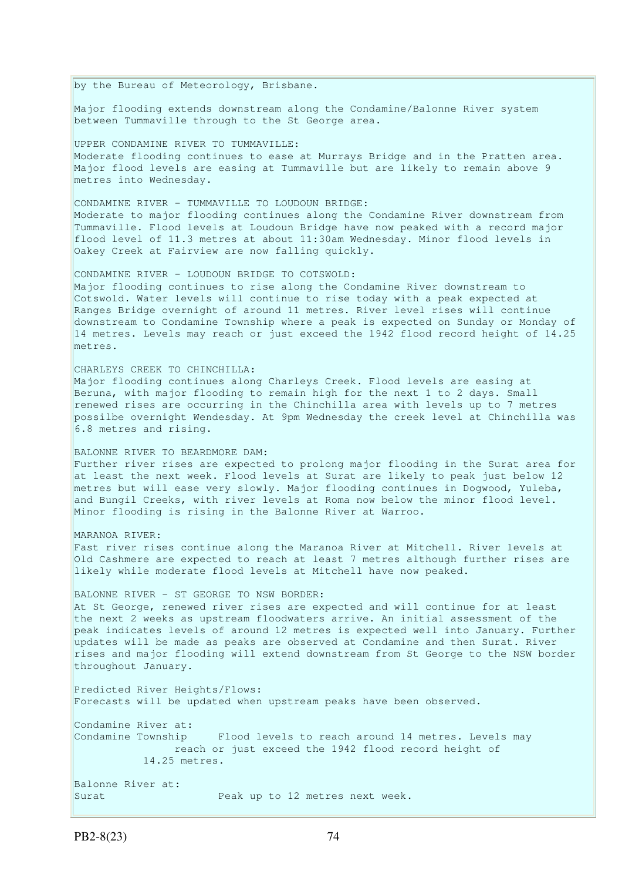by the Bureau of Meteorology, Brisbane.

Major flooding extends downstream along the Condamine/Balonne River system between Tummaville through to the St George area.

UPPER CONDAMINE RIVER TO TUMMAVILLE:
Moderate flooding continues to ease at Murrays Bridge and in the Pratten area. Major flood levels are easing at Tummaville but are likely to remain above 9 metres into Wednesday.

CONDAMINE RIVER - TUMMAVILLE TO LOUDOUN BRIDGE:
Moderate to major flooding continues along the Condamine River downstream from Tummaville. Flood levels at Loudoun Bridge have now peaked with a record major flood level of 11.3 metres at about 11:30am Wednesday. Minor flood levels in Oakey Creek at Fairview are now falling quickly.

CONDAMINE RIVER - LOUDOUN BRIDGE TO COTSWOLD:
Major flooding continues to rise along the Condamine River downstream to Cotswold. Water levels will continue to rise today with a peak expected at Ranges Bridge overnight of around 11 metres. River level rises will continue downstream to Condamine Township where a peak is expected on Sunday or Monday of 14 metres. Levels may reach or just exceed the 1942 flood record height of 14.25 metres.

CHARLEYS CREEK TO CHINCHILLA:
Major flooding continues along Charleys Creek. Flood levels are easing at Beruna, with major flooding to remain high for the next 1 to 2 days. Small renewed rises are occurring in the Chinchilla area with levels up to 7 metres possilbe overnight Wendesday. At 9pm Wednesday the creek level at Chinchilla was 6.8 metres and rising.

BALONNE RIVER TO BEARDMORE DAM:
Further river rises are expected to prolong major flooding in the Surat area for at least the next week. Flood levels at Surat are likely to peak just below 12 metres but will ease very slowly. Major flooding continues in Dogwood, Yuleba, and Bungil Creeks, with river levels at Roma now below the minor flood level. Minor flooding is rising in the Balonne River at Warroo.

MARANOA RIVER:
Fast river rises continue along the Maranoa River at Mitchell. River levels at Old Cashmere are expected to reach at least 7 metres although further rises are likely while moderate flood levels at Mitchell have now peaked.

BALONNE RIVER - ST GEORGE TO NSW BORDER:
At St George, renewed river rises are expected and will continue for at least the next 2 weeks as upstream floodwaters arrive. An initial assessment of the peak indicates levels of around 12 metres is expected well into January. Further updates will be made as peaks are observed at Condamine and then Surat. River rises and major flooding will extend downstream from St George to the NSW border throughout January.

Predicted River Heights/Flows:
Forecasts will be updated when upstream peaks have been observed.

Condamine River at:
Condamine Township     Flood levels to reach around 14 metres. Levels may reach or just exceed the 1942 flood record height of 14.25 metres.

Balonne River at:
Surat     Peak up to 12 metres next week.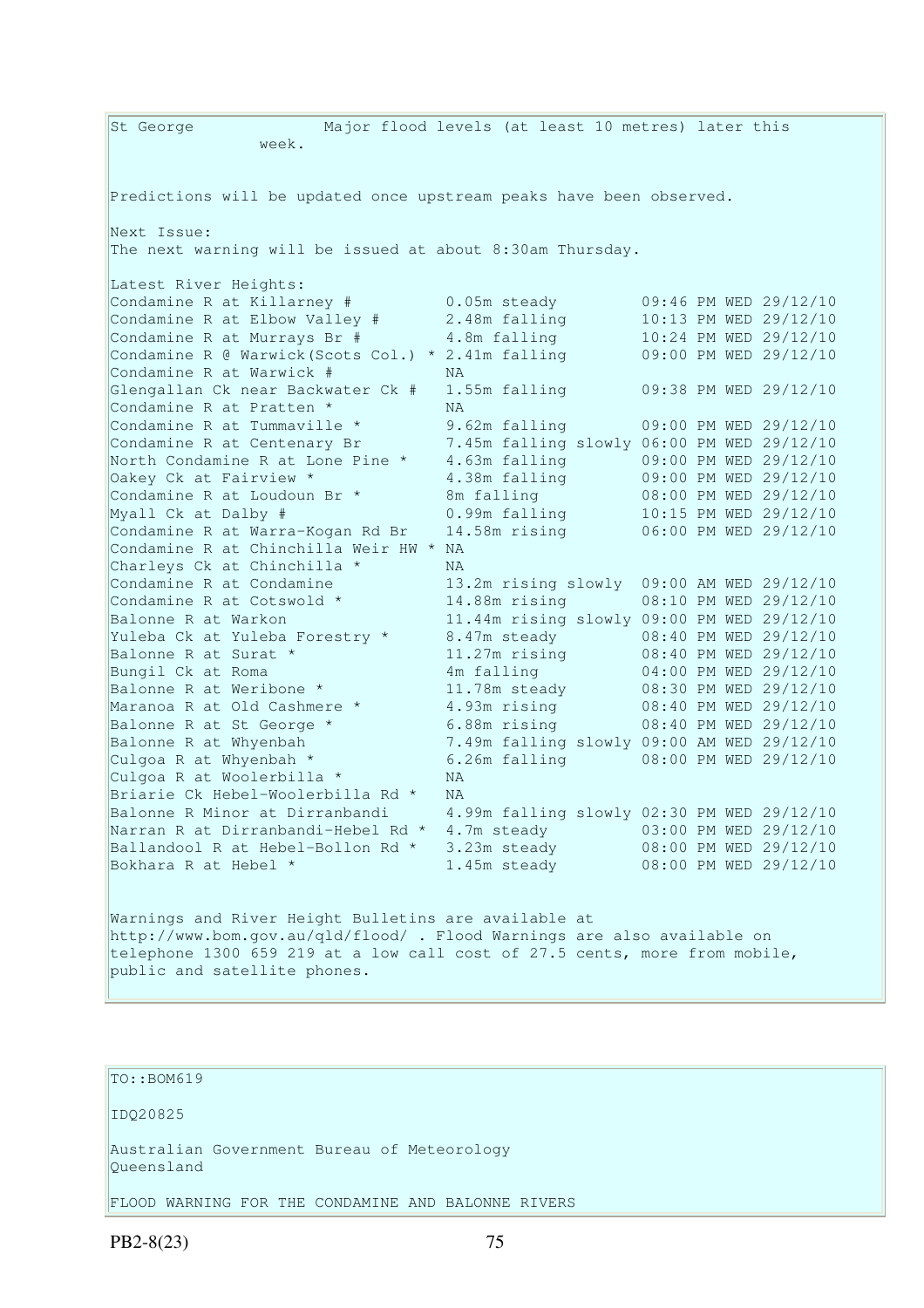St George Major flood levels (at least 10 metres) later this week.

Predictions will be updated once upstream peaks have been observed.

Next Issue:
The next warning will be issued at about 8:30am Thursday.

Latest River Heights:

| | | |
|---|---|---|
| Condamine R at Killarney # | 0.05m steady | 09:46 PM WED 29/12/10 |
| Condamine R at Elbow Valley # | 2.48m falling | 10:13 PM WED 29/12/10 |
| Condamine R at Murrays Br # | 4.8m falling | 10:24 PM WED 29/12/10 |
| Condamine R @ Warwick(Scots Col.) * | 2.41m falling | 09:00 PM WED 29/12/10 |
| Condamine R at Warwick # | NA | |
| Glengallan Ck near Backwater Ck # | 1.55m falling | 09:38 PM WED 29/12/10 |
| Condamine R at Pratten * | NA | |
| Condamine R at Tummaville * | 9.62m falling | 09:00 PM WED 29/12/10 |
| Condamine R at Centenary Br | 7.45m falling slowly | 06:00 PM WED 29/12/10 |
| North Condamine R at Lone Pine * | 4.63m falling | 09:00 PM WED 29/12/10 |
| Oakey Ck at Fairview * | 4.38m falling | 09:00 PM WED 29/12/10 |
| Condamine R at Loudoun Br * | 8m falling | 08:00 PM WED 29/12/10 |
| Myall Ck at Dalby # | 0.99m falling | 10:15 PM WED 29/12/10 |
| Condamine R at Warra-Kogan Rd Br | 14.58m rising | 06:00 PM WED 29/12/10 |
| Condamine R at Chinchilla Weir HW * | NA | |
| Charleys Ck at Chinchilla * | NA | |
| Condamine R at Condamine | 13.2m rising slowly | 09:00 AM WED 29/12/10 |
| Condamine R at Cotswold * | 14.88m rising | 08:10 PM WED 29/12/10 |
| Balonne R at Warkon | 11.44m rising slowly | 09:00 PM WED 29/12/10 |
| Yuleba Ck at Yuleba Forestry * | 8.47m steady | 08:40 PM WED 29/12/10 |
| Balonne R at Surat * | 11.27m rising | 08:40 PM WED 29/12/10 |
| Bungil Ck at Roma | 4m falling | 04:00 PM WED 29/12/10 |
| Balonne R at Weribone * | 11.78m steady | 08:30 PM WED 29/12/10 |
| Maranoa R at Old Cashmere * | 4.93m rising | 08:40 PM WED 29/12/10 |
| Balonne R at St George * | 6.88m rising | 08:40 PM WED 29/12/10 |
| Balonne R at Whyenbah | 7.49m falling slowly | 09:00 AM WED 29/12/10 |
| Culgoa R at Whyenbah * | 6.26m falling | 08:00 PM WED 29/12/10 |
| Culgoa R at Woolerbilla * | NA | |
| Briarie Ck Hebel-Woolerbilla Rd * | NA | |
| Balonne R Minor at Dirranbandi | 4.99m falling slowly | 02:30 PM WED 29/12/10 |
| Narran R at Dirranbandi-Hebel Rd * | 4.7m steady | 03:00 PM WED 29/12/10 |
| Ballandool R at Hebel-Bollon Rd * | 3.23m steady | 08:00 PM WED 29/12/10 |
| Bokhara R at Hebel * | 1.45m steady | 08:00 PM WED 29/12/10 |

Warnings and River Height Bulletins are available at http://www.bom.gov.au/qld/flood/ . Flood Warnings are also available on telephone 1300 659 219 at a low call cost of 27.5 cents, more from mobile, public and satellite phones.

TO::BOM619

IDQ20825

Australian Government Bureau of Meteorology
Queensland

FLOOD WARNING FOR THE CONDAMINE AND BALONNE RIVERS

PB2-8(23)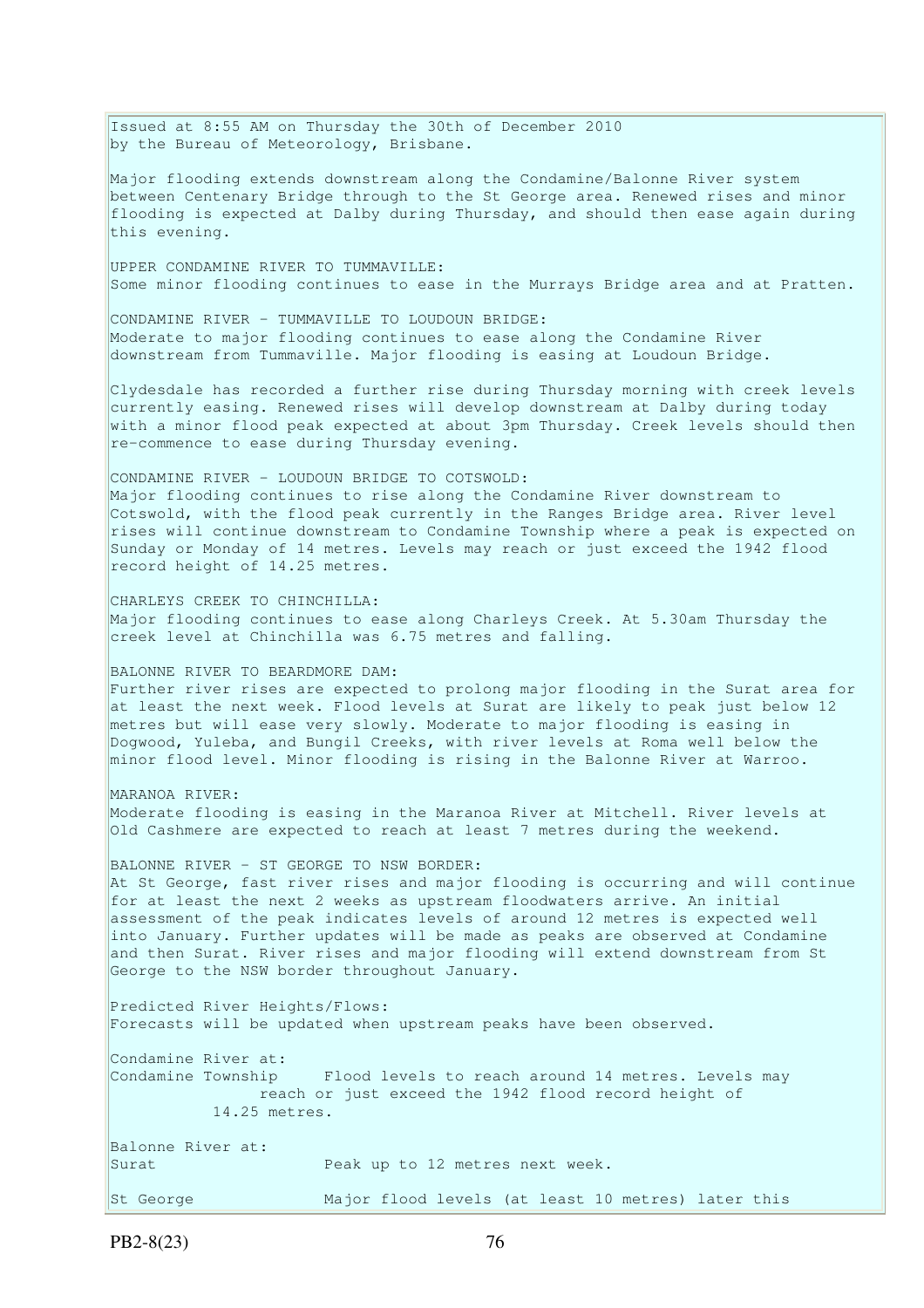Issued at 8:55 AM on Thursday the 30th of December 2010
by the Bureau of Meteorology, Brisbane.

Major flooding extends downstream along the Condamine/Balonne River system between Centenary Bridge through to the St George area. Renewed rises and minor flooding is expected at Dalby during Thursday, and should then ease again during this evening.

UPPER CONDAMINE RIVER TO TUMMAVILLE:
Some minor flooding continues to ease in the Murrays Bridge area and at Pratten.

CONDAMINE RIVER - TUMMAVILLE TO LOUDOUN BRIDGE:
Moderate to major flooding continues to ease along the Condamine River downstream from Tummaville. Major flooding is easing at Loudoun Bridge.

Clydesdale has recorded a further rise during Thursday morning with creek levels currently easing. Renewed rises will develop downstream at Dalby during today with a minor flood peak expected at about 3pm Thursday. Creek levels should then re-commence to ease during Thursday evening.

CONDAMINE RIVER - LOUDOUN BRIDGE TO COTSWOLD:
Major flooding continues to rise along the Condamine River downstream to Cotswold, with the flood peak currently in the Ranges Bridge area. River level rises will continue downstream to Condamine Township where a peak is expected on Sunday or Monday of 14 metres. Levels may reach or just exceed the 1942 flood record height of 14.25 metres.

CHARLEYS CREEK TO CHINCHILLA:
Major flooding continues to ease along Charleys Creek. At 5.30am Thursday the creek level at Chinchilla was 6.75 metres and falling.

BALONNE RIVER TO BEARDMORE DAM:
Further river rises are expected to prolong major flooding in the Surat area for at least the next week. Flood levels at Surat are likely to peak just below 12 metres but will ease very slowly. Moderate to major flooding is easing in Dogwood, Yuleba, and Bungil Creeks, with river levels at Roma well below the minor flood level. Minor flooding is rising in the Balonne River at Warroo.

MARANOA RIVER:
Moderate flooding is easing in the Maranoa River at Mitchell. River levels at Old Cashmere are expected to reach at least 7 metres during the weekend.

BALONNE RIVER - ST GEORGE TO NSW BORDER:
At St George, fast river rises and major flooding is occurring and will continue for at least the next 2 weeks as upstream floodwaters arrive. An initial assessment of the peak indicates levels of around 12 metres is expected well into January. Further updates will be made as peaks are observed at Condamine and then Surat. River rises and major flooding will extend downstream from St George to the NSW border throughout January.

Predicted River Heights/Flows:
Forecasts will be updated when upstream peaks have been observed.

Condamine River at:
Condamine Township     Flood levels to reach around 14 metres. Levels may reach or just exceed the 1942 flood record height of 14.25 metres.

Balonne River at:
Surat                  Peak up to 12 metres next week.

St George              Major flood levels (at least 10 metres) later this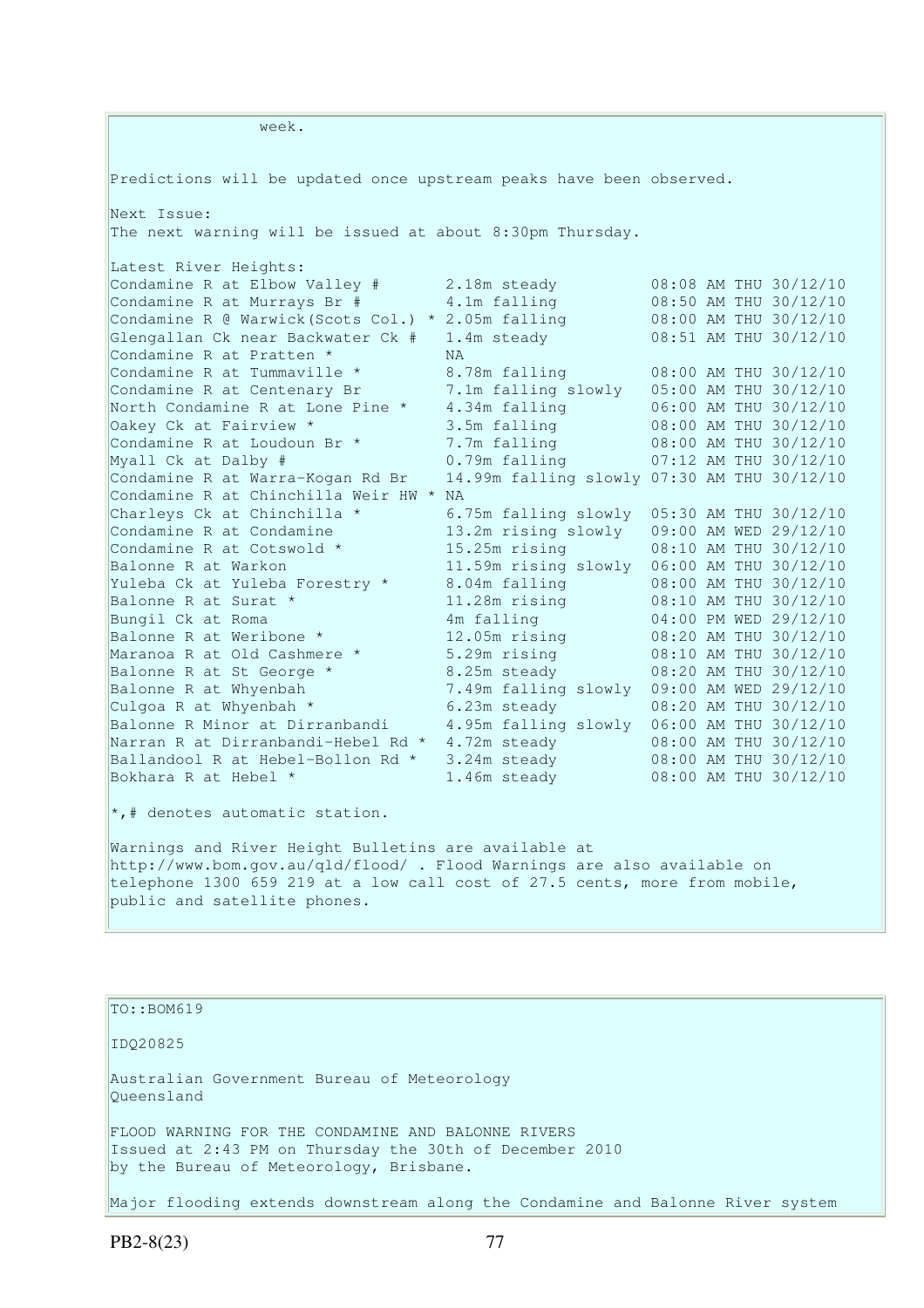week.

Predictions will be updated once upstream peaks have been observed.

Next Issue:
The next warning will be issued at about 8:30pm Thursday.

Latest River Heights:

| | | |
|---|---|---|
| Condamine R at Elbow Valley # | 2.18m steady | 08:08 AM THU 30/12/10 |
| Condamine R at Murrays Br # | 4.1m falling | 08:50 AM THU 30/12/10 |
| Condamine R @ Warwick(Scots Col.) * | 2.05m falling | 08:00 AM THU 30/12/10 |
| Glengallan Ck near Backwater Ck # | 1.4m steady | 08:51 AM THU 30/12/10 |
| Condamine R at Pratten * | NA | |
| Condamine R at Tummaville * | 8.78m falling | 08:00 AM THU 30/12/10 |
| Condamine R at Centenary Br | 7.1m falling slowly | 05:00 AM THU 30/12/10 |
| North Condamine R at Lone Pine * | 4.34m falling | 06:00 AM THU 30/12/10 |
| Oakey Ck at Fairview * | 3.5m falling | 08:00 AM THU 30/12/10 |
| Condamine R at Loudoun Br * | 7.7m falling | 08:00 AM THU 30/12/10 |
| Myall Ck at Dalby # | 0.79m falling | 07:12 AM THU 30/12/10 |
| Condamine R at Warra-Kogan Rd Br | 14.99m falling slowly | 07:30 AM THU 30/12/10 |
| Condamine R at Chinchilla Weir HW * | NA | |
| Charleys Ck at Chinchilla * | 6.75m falling slowly | 05:30 AM THU 30/12/10 |
| Condamine R at Condamine | 13.2m rising slowly | 09:00 AM WED 29/12/10 |
| Condamine R at Cotswold * | 15.25m rising | 08:10 AM THU 30/12/10 |
| Balonne R at Warkon | 11.59m rising slowly | 06:00 AM THU 30/12/10 |
| Yuleba Ck at Yuleba Forestry * | 8.04m falling | 08:00 AM THU 30/12/10 |
| Balonne R at Surat * | 11.28m rising | 08:10 AM THU 30/12/10 |
| Bungil Ck at Roma | 4m falling | 04:00 PM WED 29/12/10 |
| Balonne R at Weribone * | 12.05m rising | 08:20 AM THU 30/12/10 |
| Maranoa R at Old Cashmere * | 5.29m rising | 08:10 AM THU 30/12/10 |
| Balonne R at St George * | 8.25m steady | 08:20 AM THU 30/12/10 |
| Balonne R at Whyenbah | 7.49m falling slowly | 09:00 AM WED 29/12/10 |
| Culgoa R at Whyenbah * | 6.23m steady | 08:20 AM THU 30/12/10 |
| Balonne R Minor at Dirranbandi | 4.95m falling slowly | 06:00 AM THU 30/12/10 |
| Narran R at Dirranbandi-Hebel Rd * | 4.72m steady | 08:00 AM THU 30/12/10 |
| Ballandool R at Hebel-Bollon Rd * | 3.24m steady | 08:00 AM THU 30/12/10 |
| Bokhara R at Hebel * | 1.46m steady | 08:00 AM THU 30/12/10 |

*,# denotes automatic station.

Warnings and River Height Bulletins are available at http://www.bom.gov.au/qld/flood/ . Flood Warnings are also available on telephone 1300 659 219 at a low call cost of 27.5 cents, more from mobile, public and satellite phones.

TO::BOM619

IDQ20825

Australian Government Bureau of Meteorology
Queensland

FLOOD WARNING FOR THE CONDAMINE AND BALONNE RIVERS
Issued at 2:43 PM on Thursday the 30th of December 2010
by the Bureau of Meteorology, Brisbane.

Major flooding extends downstream along the Condamine and Balonne River system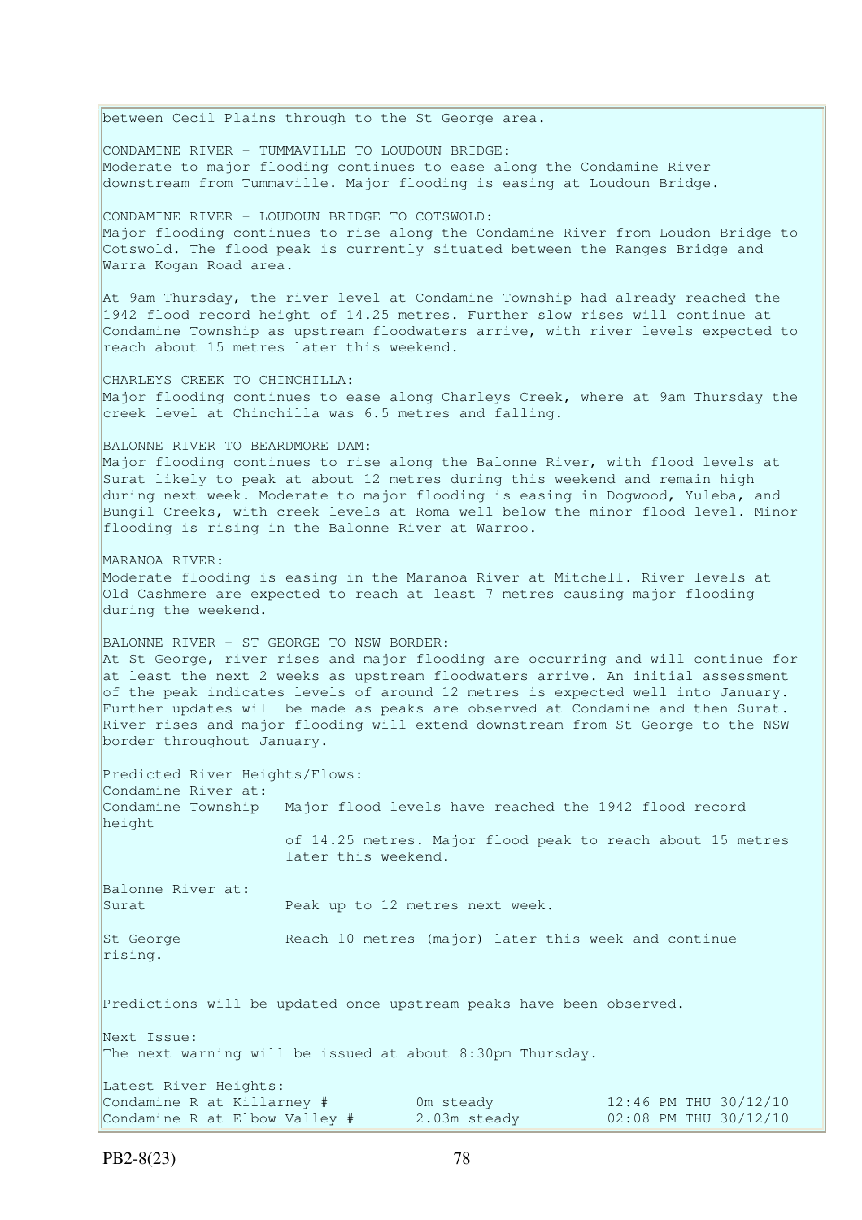between Cecil Plains through to the St George area.

CONDAMINE RIVER - TUMMAVILLE TO LOUDOUN BRIDGE:
Moderate to major flooding continues to ease along the Condamine River downstream from Tummaville. Major flooding is easing at Loudoun Bridge.

CONDAMINE RIVER - LOUDOUN BRIDGE TO COTSWOLD:
Major flooding continues to rise along the Condamine River from Loudon Bridge to Cotswold. The flood peak is currently situated between the Ranges Bridge and Warra Kogan Road area.

At 9am Thursday, the river level at Condamine Township had already reached the 1942 flood record height of 14.25 metres. Further slow rises will continue at Condamine Township as upstream floodwaters arrive, with river levels expected to reach about 15 metres later this weekend.

CHARLEYS CREEK TO CHINCHILLA:
Major flooding continues to ease along Charleys Creek, where at 9am Thursday the creek level at Chinchilla was 6.5 metres and falling.

BALONNE RIVER TO BEARDMORE DAM:
Major flooding continues to rise along the Balonne River, with flood levels at Surat likely to peak at about 12 metres during this weekend and remain high during next week. Moderate to major flooding is easing in Dogwood, Yuleba, and Bungil Creeks, with creek levels at Roma well below the minor flood level. Minor flooding is rising in the Balonne River at Warroo.

MARANOA RIVER:
Moderate flooding is easing in the Maranoa River at Mitchell. River levels at Old Cashmere are expected to reach at least 7 metres causing major flooding during the weekend.

BALONNE RIVER - ST GEORGE TO NSW BORDER:
At St George, river rises and major flooding are occurring and will continue for at least the next 2 weeks as upstream floodwaters arrive. An initial assessment of the peak indicates levels of around 12 metres is expected well into January. Further updates will be made as peaks are observed at Condamine and then Surat. River rises and major flooding will extend downstream from St George to the NSW border throughout January.

Predicted River Heights/Flows:
Condamine River at:

| | |
|---|---|
| Condamine Township | Major flood levels have reached the 1942 flood record height of 14.25 metres. Major flood peak to reach about 15 metres later this weekend. |

Balonne River at:

| | |
|---|---|
| Surat | Peak up to 12 metres next week. |
| St George | Reach 10 metres (major) later this week and continue rising. |

Predictions will be updated once upstream peaks have been observed.

Next Issue:
The next warning will be issued at about 8:30pm Thursday.

Latest River Heights:

| | | |
|---|---|---|
| Condamine R at Killarney # | 0m steady | 12:46 PM THU 30/12/10 |
| Condamine R at Elbow Valley # | 2.03m steady | 02:08 PM THU 30/12/10 |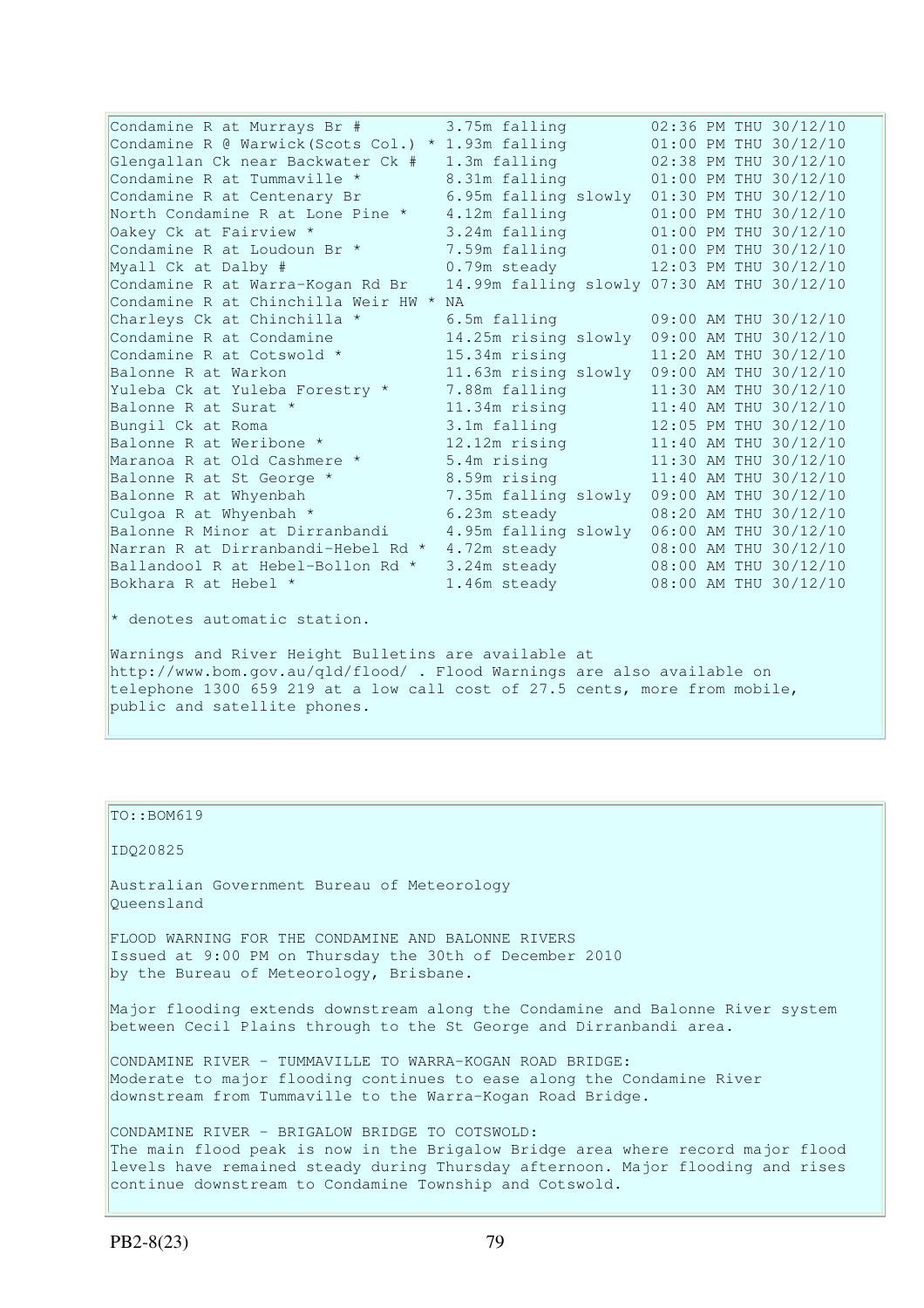| | | |
|---|---|---|
| Condamine R at Murrays Br # | 3.75m falling | 02:36 PM THU 30/12/10 |
| Condamine R @ Warwick(Scots Col.) * | 1.93m falling | 01:00 PM THU 30/12/10 |
| Glengallan Ck near Backwater Ck # | 1.3m falling | 02:38 PM THU 30/12/10 |
| Condamine R at Tummaville * | 8.31m falling | 01:00 PM THU 30/12/10 |
| Condamine R at Centenary Br | 6.95m falling slowly | 01:30 PM THU 30/12/10 |
| North Condamine R at Lone Pine * | 4.12m falling | 01:00 PM THU 30/12/10 |
| Oakey Ck at Fairview * | 3.24m falling | 01:00 PM THU 30/12/10 |
| Condamine R at Loudoun Br * | 7.59m falling | 01:00 PM THU 30/12/10 |
| Myall Ck at Dalby # | 0.79m steady | 12:03 PM THU 30/12/10 |
| Condamine R at Warra-Kogan Rd Br | 14.99m falling slowly | 07:30 AM THU 30/12/10 |
| Condamine R at Chinchilla Weir HW * | NA | |
| Charleys Ck at Chinchilla * | 6.5m falling | 09:00 AM THU 30/12/10 |
| Condamine R at Condamine | 14.25m rising slowly | 09:00 AM THU 30/12/10 |
| Condamine R at Cotswold * | 15.34m rising | 11:20 AM THU 30/12/10 |
| Balonne R at Warkon | 11.63m rising slowly | 09:00 AM THU 30/12/10 |
| Yuleba Ck at Yuleba Forestry * | 7.88m falling | 11:30 AM THU 30/12/10 |
| Balonne R at Surat * | 11.34m rising | 11:40 AM THU 30/12/10 |
| Bungil Ck at Roma | 3.1m falling | 12:05 PM THU 30/12/10 |
| Balonne R at Weribone * | 12.12m rising | 11:40 AM THU 30/12/10 |
| Maranoa R at Old Cashmere * | 5.4m rising | 11:30 AM THU 30/12/10 |
| Balonne R at St George * | 8.59m rising | 11:40 AM THU 30/12/10 |
| Balonne R at Whyenbah | 7.35m falling slowly | 09:00 AM THU 30/12/10 |
| Culgoa R at Whyenbah * | 6.23m steady | 08:20 AM THU 30/12/10 |
| Balonne R Minor at Dirranbandi | 4.95m falling slowly | 06:00 AM THU 30/12/10 |
| Narran R at Dirranbandi-Hebel Rd * | 4.72m steady | 08:00 AM THU 30/12/10 |
| Ballandool R at Hebel-Bollon Rd * | 3.24m steady | 08:00 AM THU 30/12/10 |
| Bokhara R at Hebel * | 1.46m steady | 08:00 AM THU 30/12/10 |

* denotes automatic station.

Warnings and River Height Bulletins are available at http://www.bom.gov.au/qld/flood/ . Flood Warnings are also available on telephone 1300 659 219 at a low call cost of 27.5 cents, more from mobile, public and satellite phones.

TO::BOM619

IDQ20825

Australian Government Bureau of Meteorology
Queensland

FLOOD WARNING FOR THE CONDAMINE AND BALONNE RIVERS
Issued at 9:00 PM on Thursday the 30th of December 2010
by the Bureau of Meteorology, Brisbane.

Major flooding extends downstream along the Condamine and Balonne River system between Cecil Plains through to the St George and Dirranbandi area.

CONDAMINE RIVER - TUMMAVILLE TO WARRA-KOGAN ROAD BRIDGE:
Moderate to major flooding continues to ease along the Condamine River downstream from Tummaville to the Warra-Kogan Road Bridge.

CONDAMINE RIVER - BRIGALOW BRIDGE TO COTSWOLD:
The main flood peak is now in the Brigalow Bridge area where record major flood levels have remained steady during Thursday afternoon. Major flooding and rises continue downstream to Condamine Township and Cotswold.

PB2-8(23)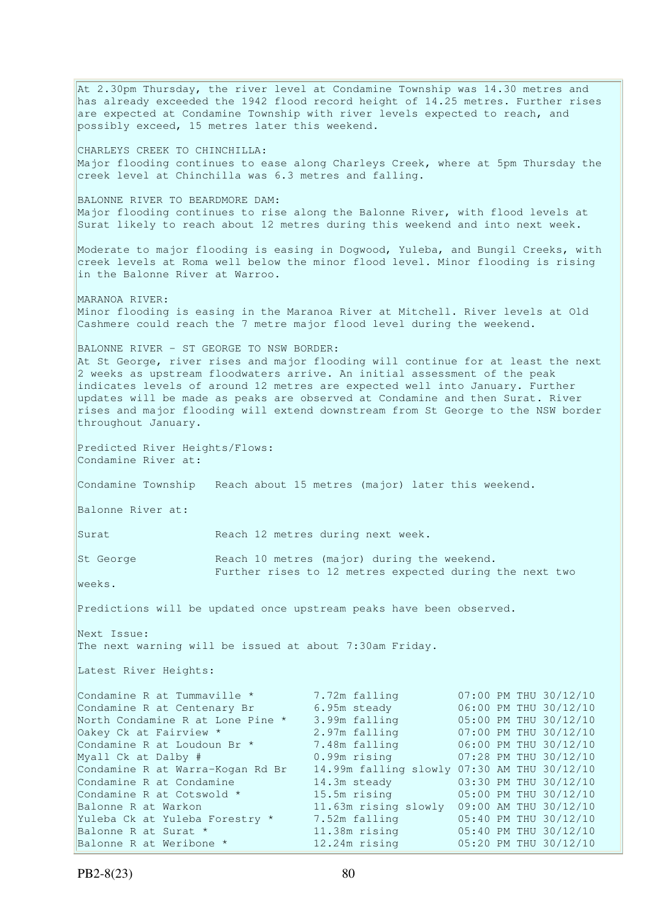At 2.30pm Thursday, the river level at Condamine Township was 14.30 metres and has already exceeded the 1942 flood record height of 14.25 metres. Further rises are expected at Condamine Township with river levels expected to reach, and possibly exceed, 15 metres later this weekend.

CHARLEYS CREEK TO CHINCHILLA:
Major flooding continues to ease along Charleys Creek, where at 5pm Thursday the creek level at Chinchilla was 6.3 metres and falling.

BALONNE RIVER TO BEARDMORE DAM:
Major flooding continues to rise along the Balonne River, with flood levels at Surat likely to reach about 12 metres during this weekend and into next week.

Moderate to major flooding is easing in Dogwood, Yuleba, and Bungil Creeks, with creek levels at Roma well below the minor flood level. Minor flooding is rising in the Balonne River at Warroo.

MARANOA RIVER:
Minor flooding is easing in the Maranoa River at Mitchell. River levels at Old Cashmere could reach the 7 metre major flood level during the weekend.

BALONNE RIVER - ST GEORGE TO NSW BORDER:
At St George, river rises and major flooding will continue for at least the next 2 weeks as upstream floodwaters arrive. An initial assessment of the peak indicates levels of around 12 metres are expected well into January. Further updates will be made as peaks are observed at Condamine and then Surat. River rises and major flooding will extend downstream from St George to the NSW border throughout January.

Predicted River Heights/Flows:
Condamine River at:

Condamine Township   Reach about 15 metres (major) later this weekend.

Balonne River at:

Surat   Reach 12 metres during next week.

St George   Reach 10 metres (major) during the weekend.
Further rises to 12 metres expected during the next two weeks.

Predictions will be updated once upstream peaks have been observed.

Next Issue:
The next warning will be issued at about 7:30am Friday.

Latest River Heights:

| | | |
|---|---|---|
| Condamine R at Tummaville * | 7.72m falling | 07:00 PM THU 30/12/10 |
| Condamine R at Centenary Br | 6.95m steady | 06:00 PM THU 30/12/10 |
| North Condamine R at Lone Pine * | 3.99m falling | 05:00 PM THU 30/12/10 |
| Oakey Ck at Fairview * | 2.97m falling | 07:00 PM THU 30/12/10 |
| Condamine R at Loudoun Br * | 7.48m falling | 06:00 PM THU 30/12/10 |
| Myall Ck at Dalby # | 0.99m rising | 07:28 PM THU 30/12/10 |
| Condamine R at Warra-Kogan Rd Br | 14.99m falling slowly | 07:30 AM THU 30/12/10 |
| Condamine R at Condamine | 14.3m steady | 03:30 PM THU 30/12/10 |
| Condamine R at Cotswold * | 15.5m rising | 05:00 PM THU 30/12/10 |
| Balonne R at Warkon | 11.63m rising slowly | 09:00 AM THU 30/12/10 |
| Yuleba Ck at Yuleba Forestry * | 7.52m falling | 05:40 PM THU 30/12/10 |
| Balonne R at Surat * | 11.38m rising | 05:40 PM THU 30/12/10 |
| Balonne R at Weribone * | 12.24m rising | 05:20 PM THU 30/12/10 |

PB2-8(23)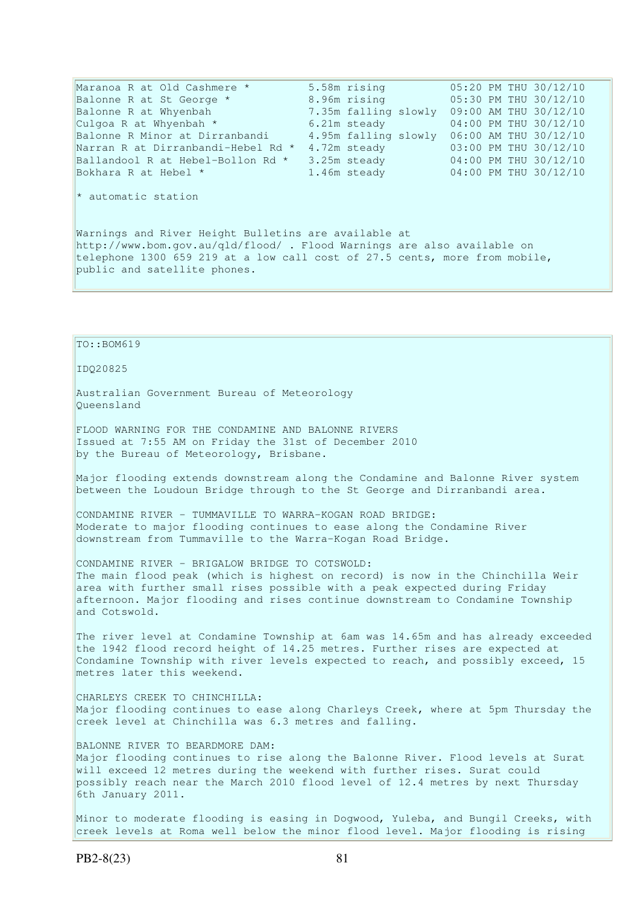| | | |
|---|---|---|
| Maranoa R at Old Cashmere * | 5.58m rising | 05:20 PM THU 30/12/10 |
| Balonne R at St George * | 8.96m rising | 05:30 PM THU 30/12/10 |
| Balonne R at Whyenbah | 7.35m falling slowly | 09:00 AM THU 30/12/10 |
| Culgoa R at Whyenbah * | 6.21m steady | 04:00 PM THU 30/12/10 |
| Balonne R Minor at Dirranbandi | 4.95m falling slowly | 06:00 AM THU 30/12/10 |
| Narran R at Dirranbandi-Hebel Rd * | 4.72m steady | 03:00 PM THU 30/12/10 |
| Ballandool R at Hebel-Bollon Rd * | 3.25m steady | 04:00 PM THU 30/12/10 |
| Bokhara R at Hebel * | 1.46m steady | 04:00 PM THU 30/12/10 |

* automatic station

Warnings and River Height Bulletins are available at http://www.bom.gov.au/qld/flood/ . Flood Warnings are also available on telephone 1300 659 219 at a low call cost of 27.5 cents, more from mobile, public and satellite phones.

TO::BOM619

IDQ20825

Australian Government Bureau of Meteorology
Queensland

FLOOD WARNING FOR THE CONDAMINE AND BALONNE RIVERS
Issued at 7:55 AM on Friday the 31st of December 2010
by the Bureau of Meteorology, Brisbane.

Major flooding extends downstream along the Condamine and Balonne River system between the Loudoun Bridge through to the St George and Dirranbandi area.

CONDAMINE RIVER - TUMMAVILLE TO WARRA-KOGAN ROAD BRIDGE:
Moderate to major flooding continues to ease along the Condamine River downstream from Tummaville to the Warra-Kogan Road Bridge.

CONDAMINE RIVER - BRIGALOW BRIDGE TO COTSWOLD:
The main flood peak (which is highest on record) is now in the Chinchilla Weir area with further small rises possible with a peak expected during Friday afternoon. Major flooding and rises continue downstream to Condamine Township and Cotswold.

The river level at Condamine Township at 6am was 14.65m and has already exceeded the 1942 flood record height of 14.25 metres. Further rises are expected at Condamine Township with river levels expected to reach, and possibly exceed, 15 metres later this weekend.

CHARLEYS CREEK TO CHINCHILLA:
Major flooding continues to ease along Charleys Creek, where at 5pm Thursday the creek level at Chinchilla was 6.3 metres and falling.

BALONNE RIVER TO BEARDMORE DAM:
Major flooding continues to rise along the Balonne River. Flood levels at Surat will exceed 12 metres during the weekend with further rises. Surat could possibly reach near the March 2010 flood level of 12.4 metres by next Thursday 6th January 2011.

Minor to moderate flooding is easing in Dogwood, Yuleba, and Bungil Creeks, with creek levels at Roma well below the minor flood level. Major flooding is rising

PB2-8(23)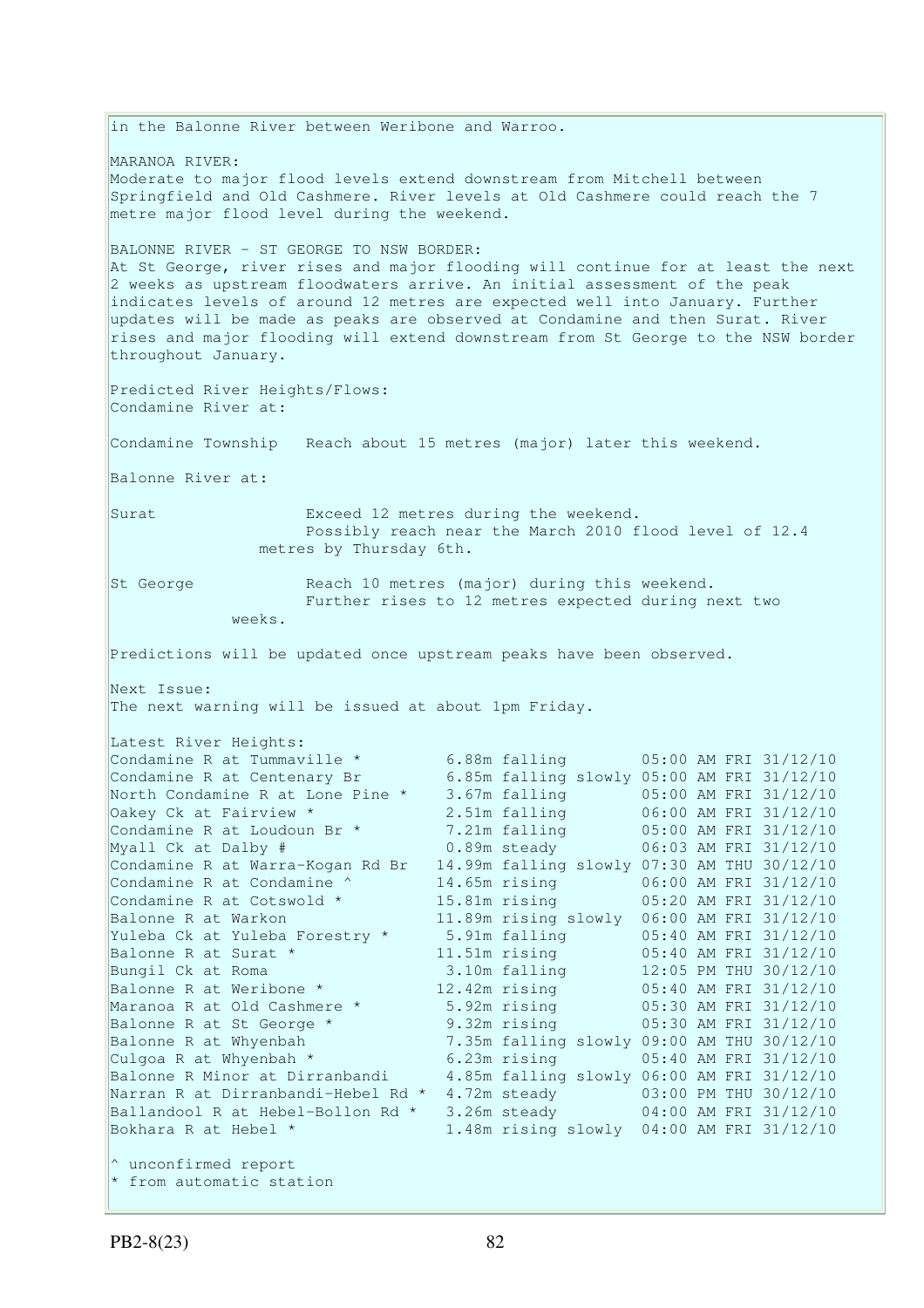in the Balonne River between Weribone and Warroo.

MARANOA RIVER:
Moderate to major flood levels extend downstream from Mitchell between Springfield and Old Cashmere. River levels at Old Cashmere could reach the 7 metre major flood level during the weekend.

BALONNE RIVER - ST GEORGE TO NSW BORDER:
At St George, river rises and major flooding will continue for at least the next 2 weeks as upstream floodwaters arrive. An initial assessment of the peak indicates levels of around 12 metres are expected well into January. Further updates will be made as peaks are observed at Condamine and then Surat. River rises and major flooding will extend downstream from St George to the NSW border throughout January.

Predicted River Heights/Flows:
Condamine River at:

Condamine Township   Reach about 15 metres (major) later this weekend.

Balonne River at:

Surat                Exceed 12 metres during the weekend.
                     Possibly reach near the March 2010 flood level of 12.4 metres by Thursday 6th.

St George            Reach 10 metres (major) during this weekend.
                     Further rises to 12 metres expected during next two weeks.

Predictions will be updated once upstream peaks have been observed.

Next Issue:
The next warning will be issued at about 1pm Friday.

Latest River Heights:

| | | | |
|---|---|---|---|
| Condamine R at Tummaville * | 6.88m | falling | 05:00 AM FRI 31/12/10 |
| Condamine R at Centenary Br | 6.85m | falling slowly | 05:00 AM FRI 31/12/10 |
| North Condamine R at Lone Pine * | 3.67m | falling | 05:00 AM FRI 31/12/10 |
| Oakey Ck at Fairview * | 2.51m | falling | 06:00 AM FRI 31/12/10 |
| Condamine R at Loudoun Br * | 7.21m | falling | 05:00 AM FRI 31/12/10 |
| Myall Ck at Dalby # | 0.89m | steady | 06:03 AM FRI 31/12/10 |
| Condamine R at Warra-Kogan Rd Br | 14.99m | falling slowly | 07:30 AM THU 30/12/10 |
| Condamine R at Condamine ^ | 14.65m | rising | 06:00 AM FRI 31/12/10 |
| Condamine R at Cotswold * | 15.81m | rising | 05:20 AM FRI 31/12/10 |
| Balonne R at Warkon | 11.89m | rising slowly | 06:00 AM FRI 31/12/10 |
| Yuleba Ck at Yuleba Forestry * | 5.91m | falling | 05:40 AM FRI 31/12/10 |
| Balonne R at Surat * | 11.51m | rising | 05:40 AM FRI 31/12/10 |
| Bungil Ck at Roma | 3.10m | falling | 12:05 PM THU 30/12/10 |
| Balonne R at Weribone * | 12.42m | rising | 05:40 AM FRI 31/12/10 |
| Maranoa R at Old Cashmere * | 5.92m | rising | 05:30 AM FRI 31/12/10 |
| Balonne R at St George * | 9.32m | rising | 05:30 AM FRI 31/12/10 |
| Balonne R at Whyenbah | 7.35m | falling slowly | 09:00 AM THU 30/12/10 |
| Culgoa R at Whyenbah * | 6.23m | rising | 05:40 AM FRI 31/12/10 |
| Balonne R Minor at Dirranbandi | 4.85m | falling slowly | 06:00 AM FRI 31/12/10 |
| Narran R at Dirranbandi-Hebel Rd * | 4.72m | steady | 03:00 PM THU 30/12/10 |
| Ballandool R at Hebel-Bollon Rd * | 3.26m | steady | 04:00 AM FRI 31/12/10 |
| Bokhara R at Hebel * | 1.48m | rising slowly | 04:00 AM FRI 31/12/10 |

^ unconfirmed report
* from automatic station

PB2-8(23)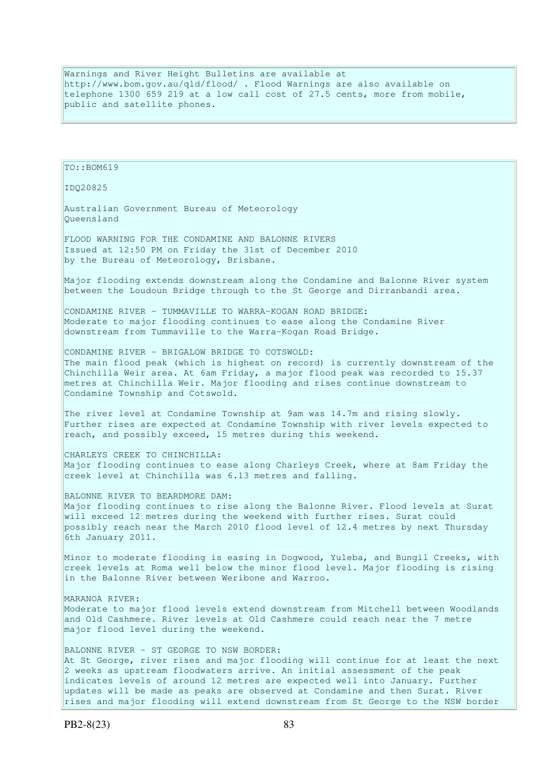Warnings and River Height Bulletins are available at http://www.bom.gov.au/qld/flood/ . Flood Warnings are also available on telephone 1300 659 219 at a low call cost of 27.5 cents, more from mobile, public and satellite phones.

TO::BOM619

IDQ20825

Australian Government Bureau of Meteorology
Queensland

FLOOD WARNING FOR THE CONDAMINE AND BALONNE RIVERS
Issued at 12:50 PM on Friday the 31st of December 2010
by the Bureau of Meteorology, Brisbane.

Major flooding extends downstream along the Condamine and Balonne River system between the Loudoun Bridge through to the St George and Dirranbandi area.

CONDAMINE RIVER - TUMMAVILLE TO WARRA-KOGAN ROAD BRIDGE:
Moderate to major flooding continues to ease along the Condamine River downstream from Tummaville to the Warra-Kogan Road Bridge.

CONDAMINE RIVER - BRIGALOW BRIDGE TO COTSWOLD:
The main flood peak (which is highest on record) is currently downstream of the Chinchilla Weir area. At 6am Friday, a major flood peak was recorded to 15.37 metres at Chinchilla Weir. Major flooding and rises continue downstream to Condamine Township and Cotswold.

The river level at Condamine Township at 9am was 14.7m and rising slowly. Further rises are expected at Condamine Township with river levels expected to reach, and possibly exceed, 15 metres during this weekend.

CHARLEYS CREEK TO CHINCHILLA:
Major flooding continues to ease along Charleys Creek, where at 8am Friday the creek level at Chinchilla was 6.13 metres and falling.

BALONNE RIVER TO BEARDMORE DAM:
Major flooding continues to rise along the Balonne River. Flood levels at Surat will exceed 12 metres during the weekend with further rises. Surat could possibly reach near the March 2010 flood level of 12.4 metres by next Thursday 6th January 2011.

Minor to moderate flooding is easing in Dogwood, Yuleba, and Bungil Creeks, with creek levels at Roma well below the minor flood level. Major flooding is rising in the Balonne River between Weribone and Warroo.

MARANOA RIVER:
Moderate to major flood levels extend downstream from Mitchell between Woodlands and Old Cashmere. River levels at Old Cashmere could reach near the 7 metre major flood level during the weekend.

BALONNE RIVER - ST GEORGE TO NSW BORDER:
At St George, river rises and major flooding will continue for at least the next 2 weeks as upstream floodwaters arrive. An initial assessment of the peak indicates levels of around 12 metres are expected well into January. Further updates will be made as peaks are observed at Condamine and then Surat. River rises and major flooding will extend downstream from St George to the NSW border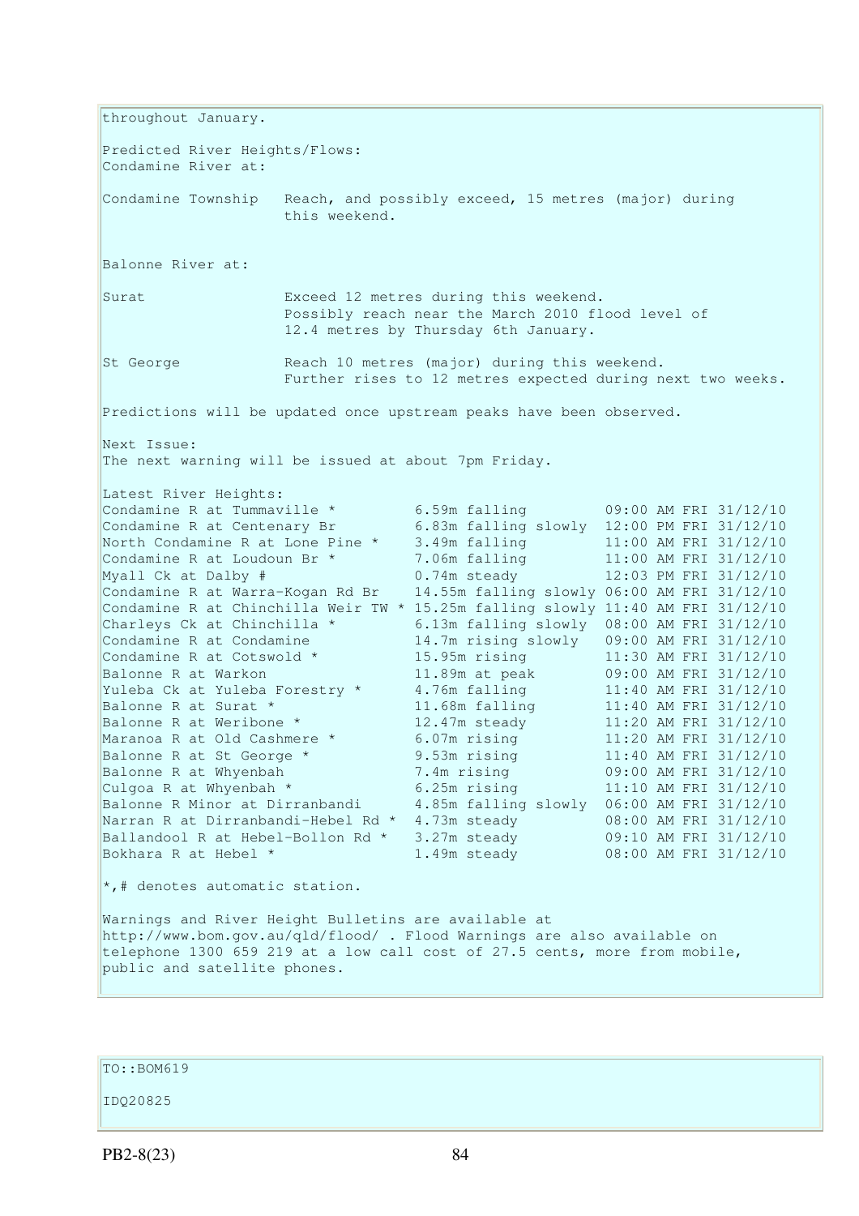throughout January.

Predicted River Heights/Flows:
Condamine River at:

Condamine Township   Reach, and possibly exceed, 15 metres (major) during this weekend.

Balonne River at:

Surat   Exceed 12 metres during this weekend.
Possibly reach near the March 2010 flood level of 12.4 metres by Thursday 6th January.

St George   Reach 10 metres (major) during this weekend.
Further rises to 12 metres expected during next two weeks.

Predictions will be updated once upstream peaks have been observed.

Next Issue:
The next warning will be issued at about 7pm Friday.

Latest River Heights:

| | | |
|---|---|---|
| Condamine R at Tummaville * | 6.59m falling | 09:00 AM FRI 31/12/10 |
| Condamine R at Centenary Br | 6.83m falling slowly | 12:00 PM FRI 31/12/10 |
| North Condamine R at Lone Pine * | 3.49m falling | 11:00 AM FRI 31/12/10 |
| Condamine R at Loudoun Br * | 7.06m falling | 11:00 AM FRI 31/12/10 |
| Myall Ck at Dalby # | 0.74m steady | 12:03 PM FRI 31/12/10 |
| Condamine R at Warra-Kogan Rd Br | 14.55m falling slowly | 06:00 AM FRI 31/12/10 |
| Condamine R at Chinchilla Weir TW * | 15.25m falling slowly | 11:40 AM FRI 31/12/10 |
| Charleys Ck at Chinchilla * | 6.13m falling slowly | 08:00 AM FRI 31/12/10 |
| Condamine R at Condamine | 14.7m rising slowly | 09:00 AM FRI 31/12/10 |
| Condamine R at Cotswold * | 15.95m rising | 11:30 AM FRI 31/12/10 |
| Balonne R at Warkon | 11.89m at peak | 09:00 AM FRI 31/12/10 |
| Yuleba Ck at Yuleba Forestry * | 4.76m falling | 11:40 AM FRI 31/12/10 |
| Balonne R at Surat * | 11.68m falling | 11:40 AM FRI 31/12/10 |
| Balonne R at Weribone * | 12.47m steady | 11:20 AM FRI 31/12/10 |
| Maranoa R at Old Cashmere * | 6.07m rising | 11:20 AM FRI 31/12/10 |
| Balonne R at St George * | 9.53m rising | 11:40 AM FRI 31/12/10 |
| Balonne R at Whyenbah | 7.4m rising | 09:00 AM FRI 31/12/10 |
| Culgoa R at Whyenbah * | 6.25m rising | 11:10 AM FRI 31/12/10 |
| Balonne R Minor at Dirranbandi | 4.85m falling slowly | 06:00 AM FRI 31/12/10 |
| Narran R at Dirranbandi-Hebel Rd * | 4.73m steady | 08:00 AM FRI 31/12/10 |
| Ballandool R at Hebel-Bollon Rd * | 3.27m steady | 09:10 AM FRI 31/12/10 |
| Bokhara R at Hebel * | 1.49m steady | 08:00 AM FRI 31/12/10 |

*,# denotes automatic station.

Warnings and River Height Bulletins are available at http://www.bom.gov.au/qld/flood/ . Flood Warnings are also available on telephone 1300 659 219 at a low call cost of 27.5 cents, more from mobile, public and satellite phones.

TO::BOM619

IDQ20825

PB2-8(23)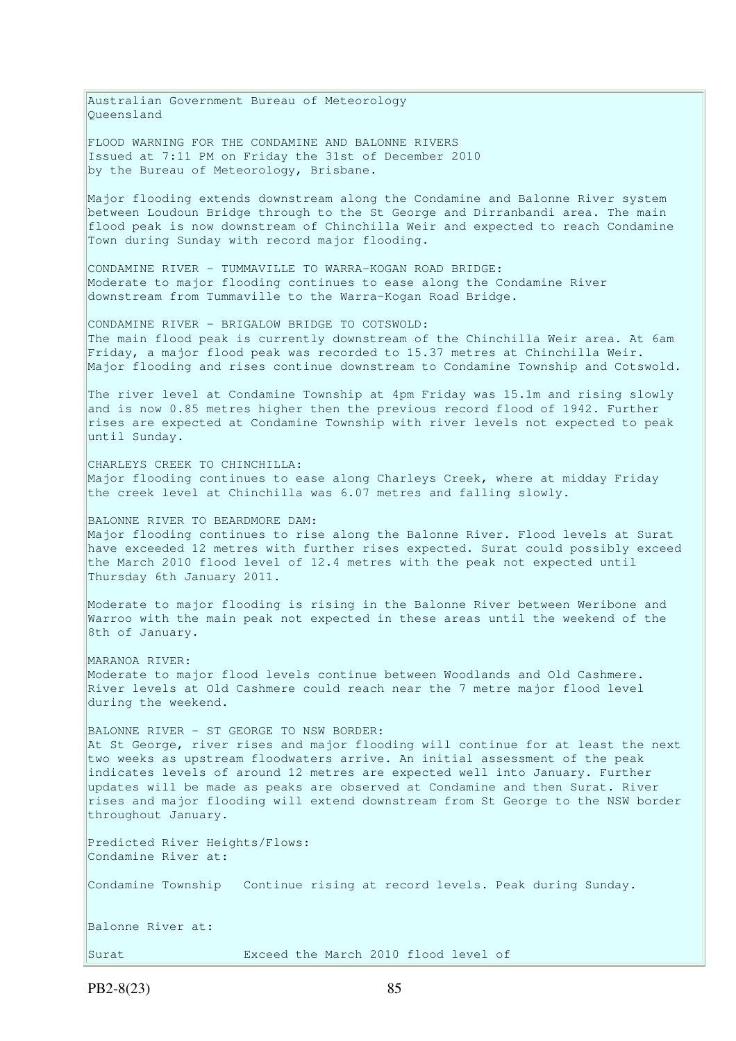Australian Government Bureau of Meteorology
Queensland

FLOOD WARNING FOR THE CONDAMINE AND BALONNE RIVERS
Issued at 7:11 PM on Friday the 31st of December 2010
by the Bureau of Meteorology, Brisbane.

Major flooding extends downstream along the Condamine and Balonne River system between Loudoun Bridge through to the St George and Dirranbandi area. The main flood peak is now downstream of Chinchilla Weir and expected to reach Condamine Town during Sunday with record major flooding.

CONDAMINE RIVER - TUMMAVILLE TO WARRA-KOGAN ROAD BRIDGE:
Moderate to major flooding continues to ease along the Condamine River downstream from Tummaville to the Warra-Kogan Road Bridge.

CONDAMINE RIVER - BRIGALOW BRIDGE TO COTSWOLD:
The main flood peak is currently downstream of the Chinchilla Weir area. At 6am Friday, a major flood peak was recorded to 15.37 metres at Chinchilla Weir. Major flooding and rises continue downstream to Condamine Township and Cotswold.

The river level at Condamine Township at 4pm Friday was 15.1m and rising slowly and is now 0.85 metres higher then the previous record flood of 1942. Further rises are expected at Condamine Township with river levels not expected to peak until Sunday.

CHARLEYS CREEK TO CHINCHILLA:
Major flooding continues to ease along Charleys Creek, where at midday Friday the creek level at Chinchilla was 6.07 metres and falling slowly.

BALONNE RIVER TO BEARDMORE DAM:
Major flooding continues to rise along the Balonne River. Flood levels at Surat have exceeded 12 metres with further rises expected. Surat could possibly exceed the March 2010 flood level of 12.4 metres with the peak not expected until Thursday 6th January 2011.

Moderate to major flooding is rising in the Balonne River between Weribone and Warroo with the main peak not expected in these areas until the weekend of the 8th of January.

MARANOA RIVER:
Moderate to major flood levels continue between Woodlands and Old Cashmere. River levels at Old Cashmere could reach near the 7 metre major flood level during the weekend.

BALONNE RIVER - ST GEORGE TO NSW BORDER:
At St George, river rises and major flooding will continue for at least the next two weeks as upstream floodwaters arrive. An initial assessment of the peak indicates levels of around 12 metres are expected well into January. Further updates will be made as peaks are observed at Condamine and then Surat. River rises and major flooding will extend downstream from St George to the NSW border throughout January.

Predicted River Heights/Flows:
Condamine River at:

Condamine Township   Continue rising at record levels. Peak during Sunday.

Balonne River at:

Surat                Exceed the March 2010 flood level of

PB2-8(23)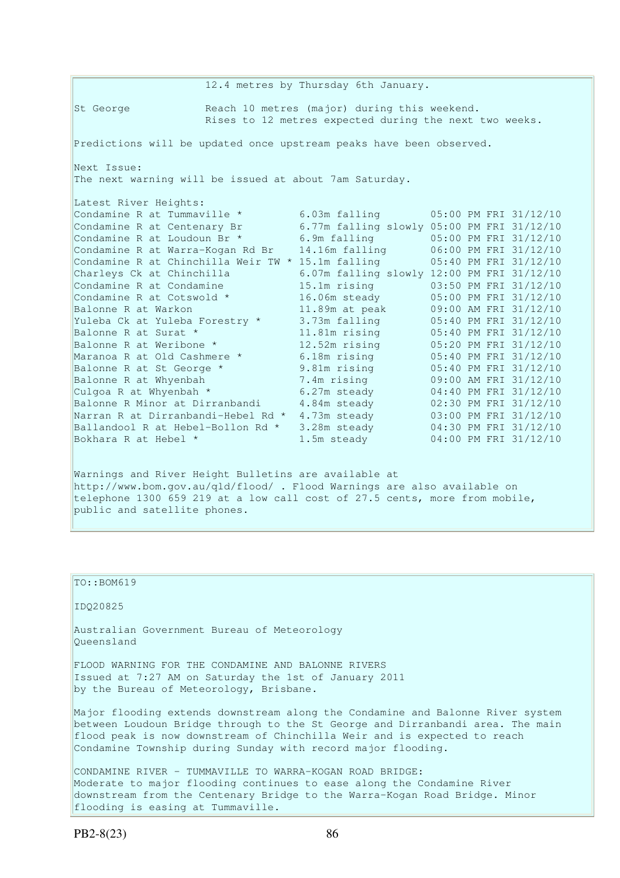12.4 metres by Thursday 6th January.

St George Reach 10 metres (major) during this weekend. Rises to 12 metres expected during the next two weeks.

Predictions will be updated once upstream peaks have been observed.

Next Issue:
The next warning will be issued at about 7am Saturday.

Latest River Heights:

| | | |
|---|---|---|
| Condamine R at Tummaville * | 6.03m falling | 05:00 PM FRI 31/12/10 |
| Condamine R at Centenary Br | 6.77m falling slowly | 05:00 PM FRI 31/12/10 |
| Condamine R at Loudoun Br * | 6.9m falling | 05:00 PM FRI 31/12/10 |
| Condamine R at Warra-Kogan Rd Br | 14.16m falling | 06:00 PM FRI 31/12/10 |
| Condamine R at Chinchilla Weir TW * | 15.1m falling | 05:40 PM FRI 31/12/10 |
| Charleys Ck at Chinchilla | 6.07m falling slowly | 12:00 PM FRI 31/12/10 |
| Condamine R at Condamine | 15.1m rising | 03:50 PM FRI 31/12/10 |
| Condamine R at Cotswold * | 16.06m steady | 05:00 PM FRI 31/12/10 |
| Balonne R at Warkon | 11.89m at peak | 09:00 AM FRI 31/12/10 |
| Yuleba Ck at Yuleba Forestry * | 3.73m falling | 05:40 PM FRI 31/12/10 |
| Balonne R at Surat * | 11.81m rising | 05:40 PM FRI 31/12/10 |
| Balonne R at Weribone * | 12.52m rising | 05:20 PM FRI 31/12/10 |
| Maranoa R at Old Cashmere * | 6.18m rising | 05:40 PM FRI 31/12/10 |
| Balonne R at St George * | 9.81m rising | 05:40 PM FRI 31/12/10 |
| Balonne R at Whyenbah | 7.4m rising | 09:00 AM FRI 31/12/10 |
| Culgoa R at Whyenbah * | 6.27m steady | 04:40 PM FRI 31/12/10 |
| Balonne R Minor at Dirranbandi | 4.84m steady | 02:30 PM FRI 31/12/10 |
| Narran R at Dirranbandi-Hebel Rd * | 4.73m steady | 03:00 PM FRI 31/12/10 |
| Ballandool R at Hebel-Bollon Rd * | 3.28m steady | 04:30 PM FRI 31/12/10 |
| Bokhara R at Hebel * | 1.5m steady | 04:00 PM FRI 31/12/10 |

Warnings and River Height Bulletins are available at http://www.bom.gov.au/qld/flood/ . Flood Warnings are also available on telephone 1300 659 219 at a low call cost of 27.5 cents, more from mobile, public and satellite phones.

TO::BOM619

IDQ20825

Australian Government Bureau of Meteorology
Queensland

FLOOD WARNING FOR THE CONDAMINE AND BALONNE RIVERS
Issued at 7:27 AM on Saturday the 1st of January 2011
by the Bureau of Meteorology, Brisbane.

Major flooding extends downstream along the Condamine and Balonne River system between Loudoun Bridge through to the St George and Dirranbandi area. The main flood peak is now downstream of Chinchilla Weir and is expected to reach Condamine Township during Sunday with record major flooding.

CONDAMINE RIVER - TUMMAVILLE TO WARRA-KOGAN ROAD BRIDGE:
Moderate to major flooding continues to ease along the Condamine River downstream from the Centenary Bridge to the Warra-Kogan Road Bridge. Minor flooding is easing at Tummaville.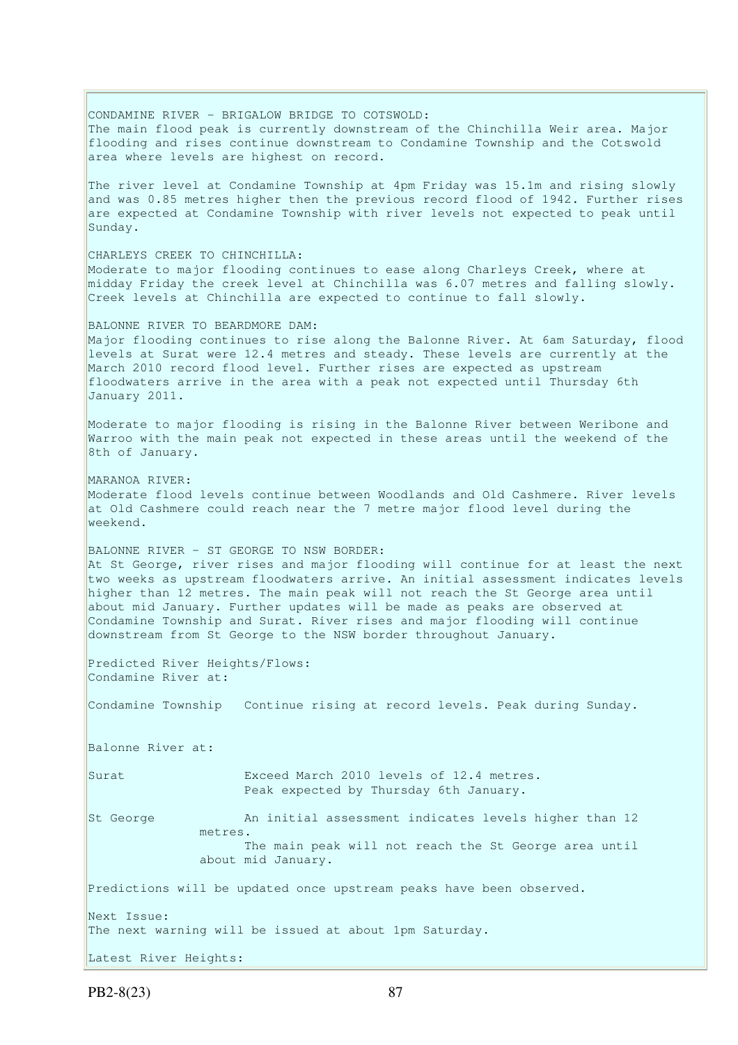CONDAMINE RIVER - BRIGALOW BRIDGE TO COTSWOLD:
The main flood peak is currently downstream of the Chinchilla Weir area. Major flooding and rises continue downstream to Condamine Township and the Cotswold area where levels are highest on record.

The river level at Condamine Township at 4pm Friday was 15.1m and rising slowly and was 0.85 metres higher then the previous record flood of 1942. Further rises are expected at Condamine Township with river levels not expected to peak until Sunday.

CHARLEYS CREEK TO CHINCHILLA:
Moderate to major flooding continues to ease along Charleys Creek, where at midday Friday the creek level at Chinchilla was 6.07 metres and falling slowly. Creek levels at Chinchilla are expected to continue to fall slowly.

BALONNE RIVER TO BEARDMORE DAM:
Major flooding continues to rise along the Balonne River. At 6am Saturday, flood levels at Surat were 12.4 metres and steady. These levels are currently at the March 2010 record flood level. Further rises are expected as upstream floodwaters arrive in the area with a peak not expected until Thursday 6th January 2011.

Moderate to major flooding is rising in the Balonne River between Weribone and Warroo with the main peak not expected in these areas until the weekend of the 8th of January.

MARANOA RIVER:
Moderate flood levels continue between Woodlands and Old Cashmere. River levels at Old Cashmere could reach near the 7 metre major flood level during the weekend.

BALONNE RIVER - ST GEORGE TO NSW BORDER:
At St George, river rises and major flooding will continue for at least the next two weeks as upstream floodwaters arrive. An initial assessment indicates levels higher than 12 metres. The main peak will not reach the St George area until about mid January. Further updates will be made as peaks are observed at Condamine Township and Surat. River rises and major flooding will continue downstream from St George to the NSW border throughout January.

Predicted River Heights/Flows:
Condamine River at:

Condamine Township   Continue rising at record levels. Peak during Sunday.

Balonne River at:

Surat   Exceed March 2010 levels of 12.4 metres.
Peak expected by Thursday 6th January.

St George   An initial assessment indicates levels higher than 12 metres.
The main peak will not reach the St George area until about mid January.

Predictions will be updated once upstream peaks have been observed.

Next Issue:
The next warning will be issued at about 1pm Saturday.

Latest River Heights: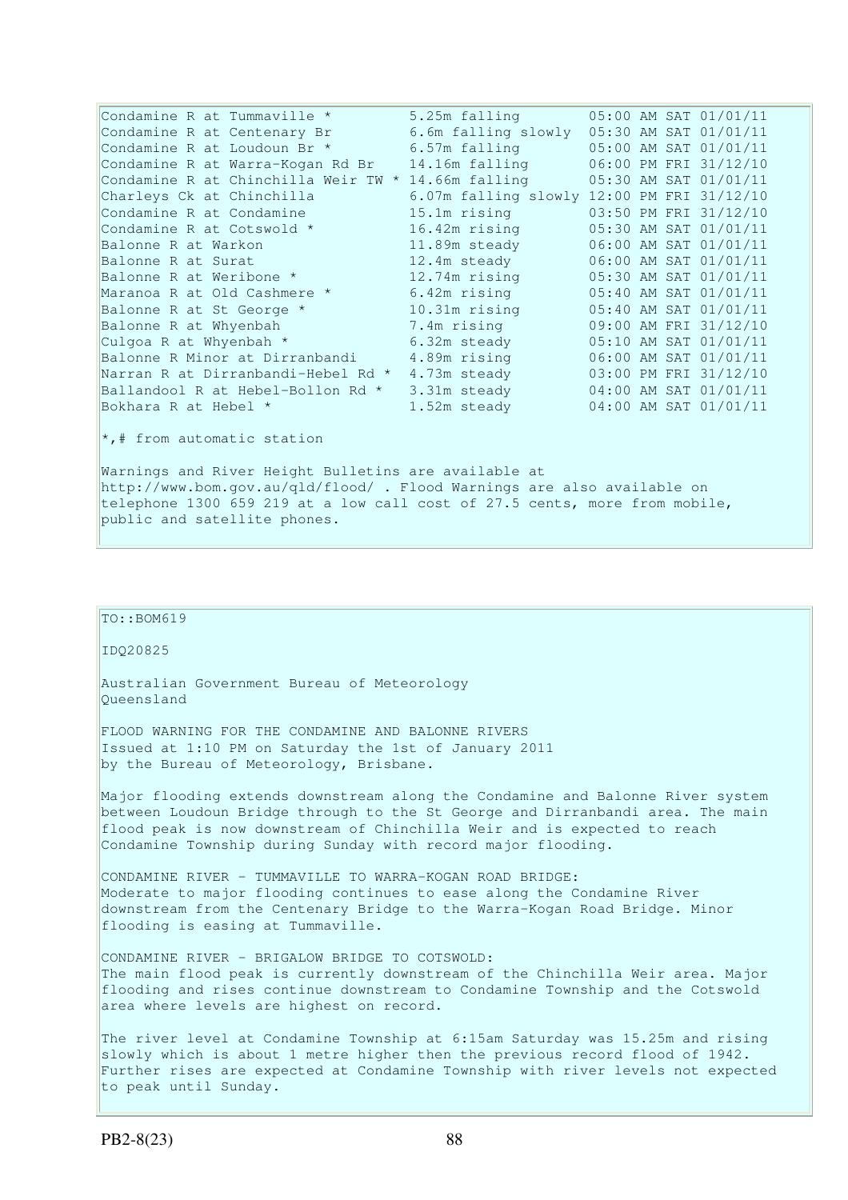| | | |
|---|---|---|
| Condamine R at Tummaville * | 5.25m falling | 05:00 AM SAT 01/01/11 |
| Condamine R at Centenary Br | 6.6m falling slowly | 05:30 AM SAT 01/01/11 |
| Condamine R at Loudoun Br * | 6.57m falling | 05:00 AM SAT 01/01/11 |
| Condamine R at Warra-Kogan Rd Br | 14.16m falling | 06:00 PM FRI 31/12/10 |
| Condamine R at Chinchilla Weir TW * | 14.66m falling | 05:30 AM SAT 01/01/11 |
| Charleys Ck at Chinchilla | 6.07m falling slowly | 12:00 PM FRI 31/12/10 |
| Condamine R at Condamine | 15.1m rising | 03:50 PM FRI 31/12/10 |
| Condamine R at Cotswold * | 16.42m rising | 05:30 AM SAT 01/01/11 |
| Balonne R at Warkon | 11.89m steady | 06:00 AM SAT 01/01/11 |
| Balonne R at Surat | 12.4m steady | 06:00 AM SAT 01/01/11 |
| Balonne R at Weribone * | 12.74m rising | 05:30 AM SAT 01/01/11 |
| Maranoa R at Old Cashmere * | 6.42m rising | 05:40 AM SAT 01/01/11 |
| Balonne R at St George * | 10.31m rising | 05:40 AM SAT 01/01/11 |
| Balonne R at Whyenbah | 7.4m rising | 09:00 AM FRI 31/12/10 |
| Culgoa R at Whyenbah * | 6.32m steady | 05:10 AM SAT 01/01/11 |
| Balonne R Minor at Dirranbandi | 4.89m rising | 06:00 AM SAT 01/01/11 |
| Narran R at Dirranbandi-Hebel Rd * | 4.73m steady | 03:00 PM FRI 31/12/10 |
| Ballandool R at Hebel-Bollon Rd * | 3.31m steady | 04:00 AM SAT 01/01/11 |
| Bokhara R at Hebel * | 1.52m steady | 04:00 AM SAT 01/01/11 |

*,# from automatic station

Warnings and River Height Bulletins are available at http://www.bom.gov.au/qld/flood/ . Flood Warnings are also available on telephone 1300 659 219 at a low call cost of 27.5 cents, more from mobile, public and satellite phones.

TO::BOM619

IDQ20825

Australian Government Bureau of Meteorology
Queensland

FLOOD WARNING FOR THE CONDAMINE AND BALONNE RIVERS
Issued at 1:10 PM on Saturday the 1st of January 2011
by the Bureau of Meteorology, Brisbane.

Major flooding extends downstream along the Condamine and Balonne River system between Loudoun Bridge through to the St George and Dirranbandi area. The main flood peak is now downstream of Chinchilla Weir and is expected to reach Condamine Township during Sunday with record major flooding.

CONDAMINE RIVER - TUMMAVILLE TO WARRA-KOGAN ROAD BRIDGE:
Moderate to major flooding continues to ease along the Condamine River downstream from the Centenary Bridge to the Warra-Kogan Road Bridge. Minor flooding is easing at Tummaville.

CONDAMINE RIVER - BRIGALOW BRIDGE TO COTSWOLD:
The main flood peak is currently downstream of the Chinchilla Weir area. Major flooding and rises continue downstream to Condamine Township and the Cotswold area where levels are highest on record.

The river level at Condamine Township at 6:15am Saturday was 15.25m and rising slowly which is about 1 metre higher then the previous record flood of 1942. Further rises are expected at Condamine Township with river levels not expected to peak until Sunday.

PB2-8(23)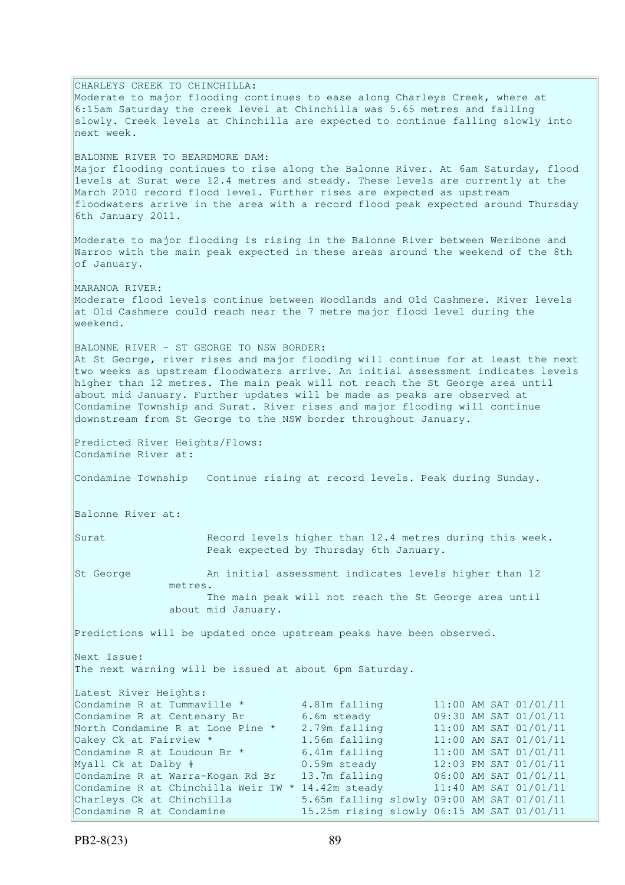CHARLEYS CREEK TO CHINCHILLA:
Moderate to major flooding continues to ease along Charleys Creek, where at 6:15am Saturday the creek level at Chinchilla was 5.65 metres and falling slowly. Creek levels at Chinchilla are expected to continue falling slowly into next week.

BALONNE RIVER TO BEARDMORE DAM:
Major flooding continues to rise along the Balonne River. At 6am Saturday, flood levels at Surat were 12.4 metres and steady. These levels are currently at the March 2010 record flood level. Further rises are expected as upstream floodwaters arrive in the area with a record flood peak expected around Thursday 6th January 2011.

Moderate to major flooding is rising in the Balonne River between Weribone and Warroo with the main peak expected in these areas around the weekend of the 8th of January.

MARANOA RIVER:
Moderate flood levels continue between Woodlands and Old Cashmere. River levels at Old Cashmere could reach near the 7 metre major flood level during the weekend.

BALONNE RIVER - ST GEORGE TO NSW BORDER:
At St George, river rises and major flooding will continue for at least the next two weeks as upstream floodwaters arrive. An initial assessment indicates levels higher than 12 metres. The main peak will not reach the St George area until about mid January. Further updates will be made as peaks are observed at Condamine Township and Surat. River rises and major flooding will continue downstream from St George to the NSW border throughout January.

Predicted River Heights/Flows:
Condamine River at:

Condamine Township   Continue rising at record levels. Peak during Sunday.

Balonne River at:

Surat                Record levels higher than 12.4 metres during this week.
                     Peak expected by Thursday 6th January.

St George            An initial assessment indicates levels higher than 12 metres.
                     The main peak will not reach the St George area until about mid January.

Predictions will be updated once upstream peaks have been observed.

Next Issue:
The next warning will be issued at about 6pm Saturday.

Latest River Heights:

| | | |
|---|---|---|
| Condamine R at Tummaville * | 4.81m falling | 11:00 AM SAT 01/01/11 |
| Condamine R at Centenary Br | 6.6m steady | 09:30 AM SAT 01/01/11 |
| North Condamine R at Lone Pine * | 2.79m falling | 11:00 AM SAT 01/01/11 |
| Oakey Ck at Fairview * | 1.56m falling | 11:00 AM SAT 01/01/11 |
| Condamine R at Loudoun Br * | 6.41m falling | 11:00 AM SAT 01/01/11 |
| Myall Ck at Dalby # | 0.59m steady | 12:03 PM SAT 01/01/11 |
| Condamine R at Warra-Kogan Rd Br | 13.7m falling | 06:00 AM SAT 01/01/11 |
| Condamine R at Chinchilla Weir TW * | 14.42m steady | 11:40 AM SAT 01/01/11 |
| Charleys Ck at Chinchilla | 5.65m falling slowly | 09:00 AM SAT 01/01/11 |
| Condamine R at Condamine | 15.25m rising slowly | 06:15 AM SAT 01/01/11 |

PB2-8(23)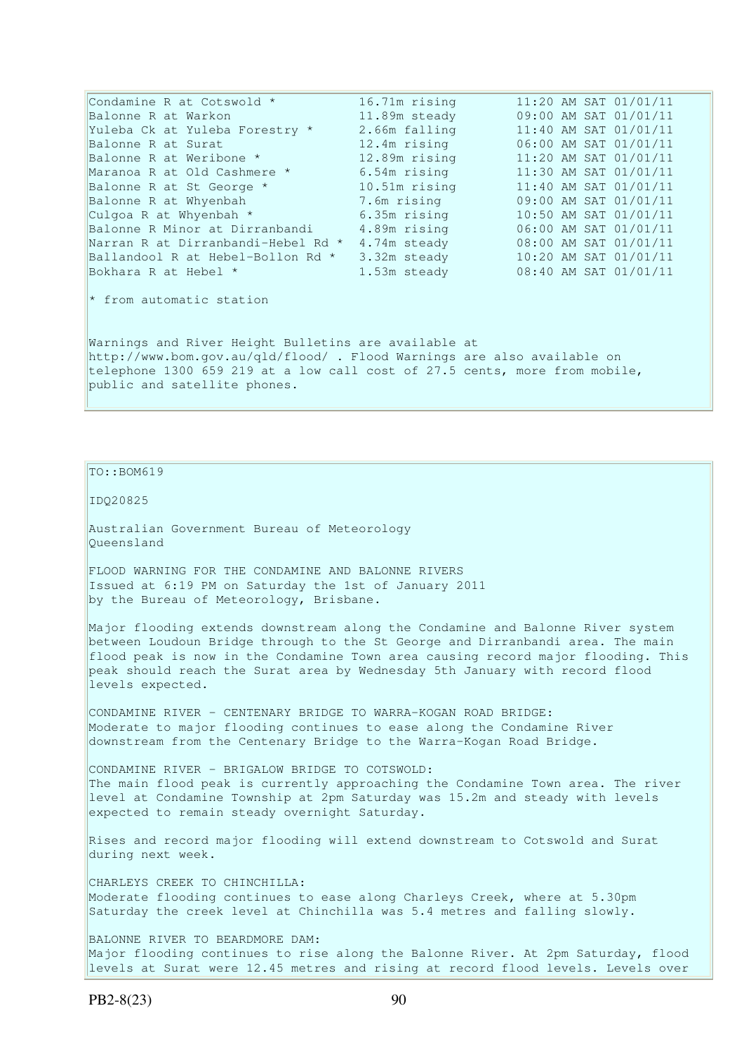| | | |
|---|---|---|
| Condamine R at Cotswold * | 16.71m rising | 11:20 AM SAT 01/01/11 |
| Balonne R at Warkon | 11.89m steady | 09:00 AM SAT 01/01/11 |
| Yuleba Ck at Yuleba Forestry * | 2.66m falling | 11:40 AM SAT 01/01/11 |
| Balonne R at Surat | 12.4m rising | 06:00 AM SAT 01/01/11 |
| Balonne R at Weribone * | 12.89m rising | 11:20 AM SAT 01/01/11 |
| Maranoa R at Old Cashmere * | 6.54m rising | 11:30 AM SAT 01/01/11 |
| Balonne R at St George * | 10.51m rising | 11:40 AM SAT 01/01/11 |
| Balonne R at Whyenbah | 7.6m rising | 09:00 AM SAT 01/01/11 |
| Culgoa R at Whyenbah * | 6.35m rising | 10:50 AM SAT 01/01/11 |
| Balonne R Minor at Dirranbandi | 4.89m rising | 06:00 AM SAT 01/01/11 |
| Narran R at Dirranbandi-Hebel Rd * | 4.74m steady | 08:00 AM SAT 01/01/11 |
| Ballandool R at Hebel-Bollon Rd * | 3.32m steady | 10:20 AM SAT 01/01/11 |
| Bokhara R at Hebel * | 1.53m steady | 08:40 AM SAT 01/01/11 |

* from automatic station

Warnings and River Height Bulletins are available at http://www.bom.gov.au/qld/flood/ . Flood Warnings are also available on telephone 1300 659 219 at a low call cost of 27.5 cents, more from mobile, public and satellite phones.

TO::BOM619

IDQ20825

Australian Government Bureau of Meteorology
Queensland

FLOOD WARNING FOR THE CONDAMINE AND BALONNE RIVERS
Issued at 6:19 PM on Saturday the 1st of January 2011
by the Bureau of Meteorology, Brisbane.

Major flooding extends downstream along the Condamine and Balonne River system between Loudoun Bridge through to the St George and Dirranbandi area. The main flood peak is now in the Condamine Town area causing record major flooding. This peak should reach the Surat area by Wednesday 5th January with record flood levels expected.

CONDAMINE RIVER - CENTENARY BRIDGE TO WARRA-KOGAN ROAD BRIDGE:
Moderate to major flooding continues to ease along the Condamine River downstream from the Centenary Bridge to the Warra-Kogan Road Bridge.

CONDAMINE RIVER - BRIGALOW BRIDGE TO COTSWOLD:
The main flood peak is currently approaching the Condamine Town area. The river level at Condamine Township at 2pm Saturday was 15.2m and steady with levels expected to remain steady overnight Saturday.

Rises and record major flooding will extend downstream to Cotswold and Surat during next week.

CHARLEYS CREEK TO CHINCHILLA:
Moderate flooding continues to ease along Charleys Creek, where at 5.30pm Saturday the creek level at Chinchilla was 5.4 metres and falling slowly.

BALONNE RIVER TO BEARDMORE DAM:
Major flooding continues to rise along the Balonne River. At 2pm Saturday, flood levels at Surat were 12.45 metres and rising at record flood levels. Levels over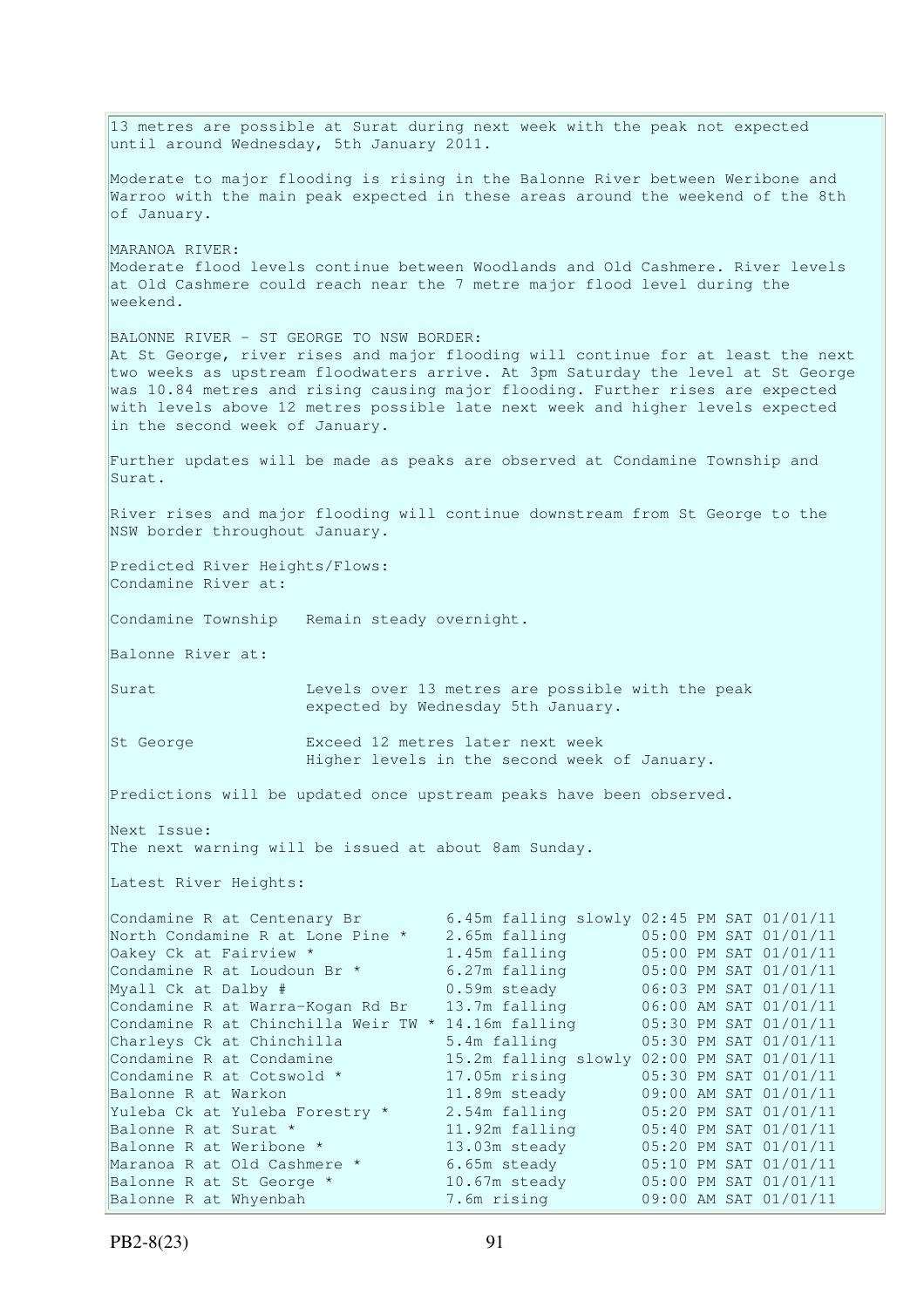13 metres are possible at Surat during next week with the peak not expected until around Wednesday, 5th January 2011.

Moderate to major flooding is rising in the Balonne River between Weribone and Warroo with the main peak expected in these areas around the weekend of the 8th of January.

MARANOA RIVER:
Moderate flood levels continue between Woodlands and Old Cashmere. River levels at Old Cashmere could reach near the 7 metre major flood level during the weekend.

BALONNE RIVER - ST GEORGE TO NSW BORDER:
At St George, river rises and major flooding will continue for at least the next two weeks as upstream floodwaters arrive. At 3pm Saturday the level at St George was 10.84 metres and rising causing major flooding. Further rises are expected with levels above 12 metres possible late next week and higher levels expected in the second week of January.

Further updates will be made as peaks are observed at Condamine Township and Surat.

River rises and major flooding will continue downstream from St George to the NSW border throughout January.

Predicted River Heights/Flows:
Condamine River at:

| | |
|---|---|
| Condamine Township | Remain steady overnight. |

Balonne River at:

| | |
|---|---|
| Surat | Levels over 13 metres are possible with the peak expected by Wednesday 5th January. |
| St George | Exceed 12 metres later next week<br>Higher levels in the second week of January. |

Predictions will be updated once upstream peaks have been observed.

Next Issue:
The next warning will be issued at about 8am Sunday.

Latest River Heights:

| | | |
|---|---|---|
| Condamine R at Centenary Br | 6.45m falling slowly | 02:45 PM SAT 01/01/11 |
| North Condamine R at Lone Pine * | 2.65m falling | 05:00 PM SAT 01/01/11 |
| Oakey Ck at Fairview * | 1.45m falling | 05:00 PM SAT 01/01/11 |
| Condamine R at Loudoun Br * | 6.27m falling | 05:00 PM SAT 01/01/11 |
| Myall Ck at Dalby # | 0.59m steady | 06:03 PM SAT 01/01/11 |
| Condamine R at Warra-Kogan Rd Br | 13.7m falling | 06:00 AM SAT 01/01/11 |
| Condamine R at Chinchilla Weir TW * | 14.16m falling | 05:30 PM SAT 01/01/11 |
| Charleys Ck at Chinchilla | 5.4m falling | 05:30 PM SAT 01/01/11 |
| Condamine R at Condamine | 15.2m falling slowly | 02:00 PM SAT 01/01/11 |
| Condamine R at Cotswold * | 17.05m rising | 05:30 PM SAT 01/01/11 |
| Balonne R at Warkon | 11.89m steady | 09:00 AM SAT 01/01/11 |
| Yuleba Ck at Yuleba Forestry * | 2.54m falling | 05:20 PM SAT 01/01/11 |
| Balonne R at Surat * | 11.92m falling | 05:40 PM SAT 01/01/11 |
| Balonne R at Weribone * | 13.03m steady | 05:20 PM SAT 01/01/11 |
| Maranoa R at Old Cashmere * | 6.65m steady | 05:10 PM SAT 01/01/11 |
| Balonne R at St George * | 10.67m steady | 05:00 PM SAT 01/01/11 |
| Balonne R at Whyenbah | 7.6m rising | 09:00 AM SAT 01/01/11 |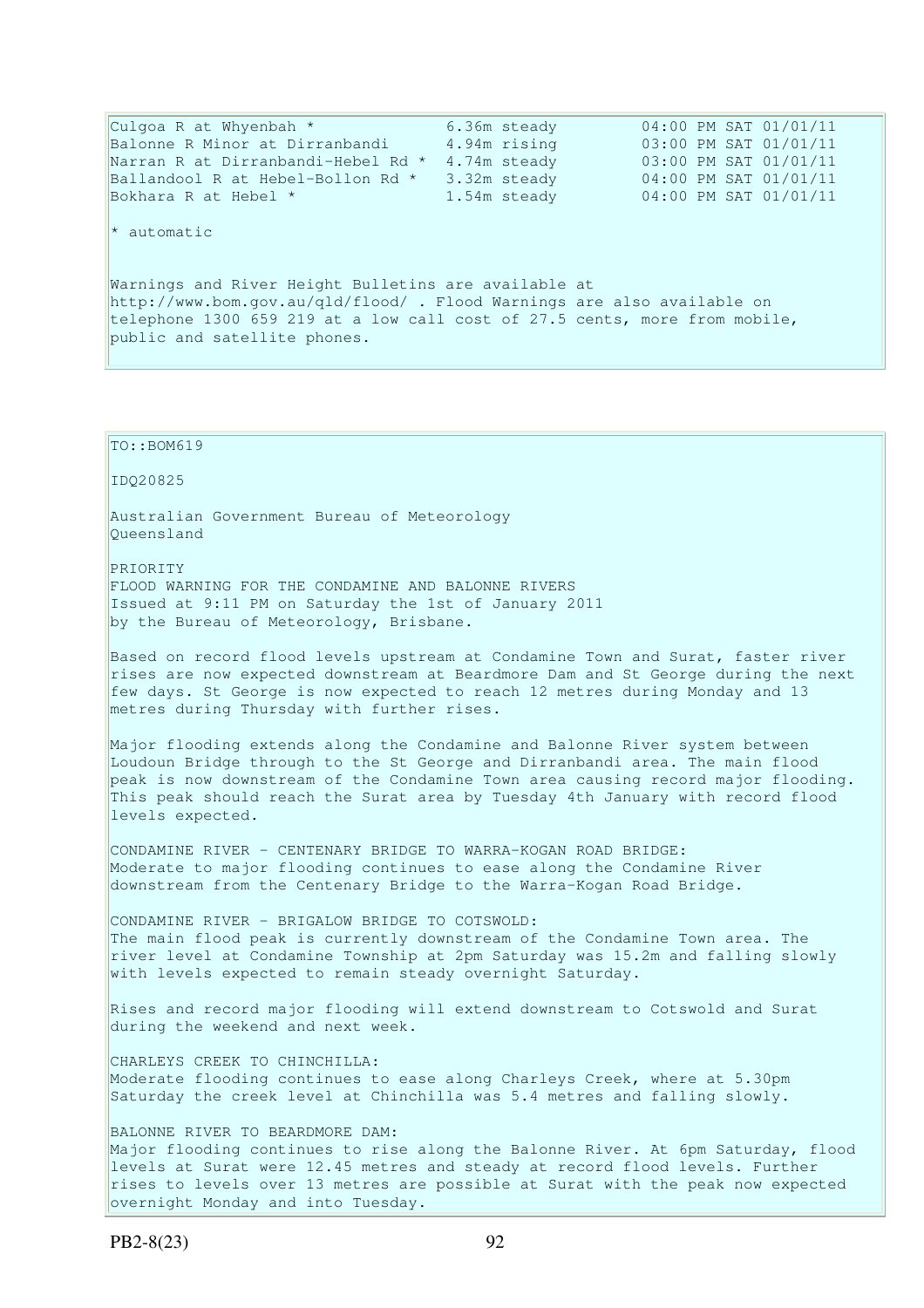| | | |
|---|---|---|
| Culgoa R at Whyenbah * | 6.36m steady | 04:00 PM SAT 01/01/11 |
| Balonne R Minor at Dirranbandi | 4.94m rising | 03:00 PM SAT 01/01/11 |
| Narran R at Dirranbandi-Hebel Rd * | 4.74m steady | 03:00 PM SAT 01/01/11 |
| Ballandool R at Hebel-Bollon Rd * | 3.32m steady | 04:00 PM SAT 01/01/11 |
| Bokhara R at Hebel * | 1.54m steady | 04:00 PM SAT 01/01/11 |

* automatic

Warnings and River Height Bulletins are available at http://www.bom.gov.au/qld/flood/ . Flood Warnings are also available on telephone 1300 659 219 at a low call cost of 27.5 cents, more from mobile, public and satellite phones.

TO::BOM619

IDQ20825

Australian Government Bureau of Meteorology
Queensland

PRIORITY
FLOOD WARNING FOR THE CONDAMINE AND BALONNE RIVERS
Issued at 9:11 PM on Saturday the 1st of January 2011
by the Bureau of Meteorology, Brisbane.

Based on record flood levels upstream at Condamine Town and Surat, faster river rises are now expected downstream at Beardmore Dam and St George during the next few days. St George is now expected to reach 12 metres during Monday and 13 metres during Thursday with further rises.

Major flooding extends along the Condamine and Balonne River system between Loudoun Bridge through to the St George and Dirranbandi area. The main flood peak is now downstream of the Condamine Town area causing record major flooding. This peak should reach the Surat area by Tuesday 4th January with record flood levels expected.

CONDAMINE RIVER - CENTENARY BRIDGE TO WARRA-KOGAN ROAD BRIDGE:
Moderate to major flooding continues to ease along the Condamine River downstream from the Centenary Bridge to the Warra-Kogan Road Bridge.

CONDAMINE RIVER - BRIGALOW BRIDGE TO COTSWOLD:
The main flood peak is currently downstream of the Condamine Town area. The river level at Condamine Township at 2pm Saturday was 15.2m and falling slowly with levels expected to remain steady overnight Saturday.

Rises and record major flooding will extend downstream to Cotswold and Surat during the weekend and next week.

CHARLEYS CREEK TO CHINCHILLA:
Moderate flooding continues to ease along Charleys Creek, where at 5.30pm Saturday the creek level at Chinchilla was 5.4 metres and falling slowly.

BALONNE RIVER TO BEARDMORE DAM:
Major flooding continues to rise along the Balonne River. At 6pm Saturday, flood levels at Surat were 12.45 metres and steady at record flood levels. Further rises to levels over 13 metres are possible at Surat with the peak now expected overnight Monday and into Tuesday.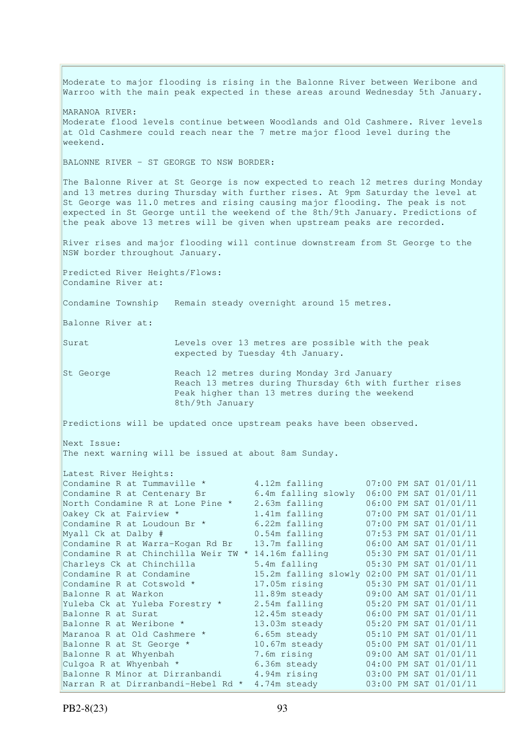Moderate to major flooding is rising in the Balonne River between Weribone and Warroo with the main peak expected in these areas around Wednesday 5th January.

MARANOA RIVER:
Moderate flood levels continue between Woodlands and Old Cashmere. River levels at Old Cashmere could reach near the 7 metre major flood level during the weekend.

BALONNE RIVER - ST GEORGE TO NSW BORDER:

The Balonne River at St George is now expected to reach 12 metres during Monday and 13 metres during Thursday with further rises. At 9pm Saturday the level at St George was 11.0 metres and rising causing major flooding. The peak is not expected in St George until the weekend of the 8th/9th January. Predictions of the peak above 13 metres will be given when upstream peaks are recorded.

River rises and major flooding will continue downstream from St George to the NSW border throughout January.

Predicted River Heights/Flows:
Condamine River at:

| | |
|---|---|
| Condamine Township | Remain steady overnight around 15 metres. |

Balonne River at:

| | |
|---|---|
| Surat | Levels over 13 metres are possible with the peak expected by Tuesday 4th January. |
| St George | Reach 12 metres during Monday 3rd January<br>Reach 13 metres during Thursday 6th with further rises<br>Peak higher than 13 metres during the weekend 8th/9th January |

Predictions will be updated once upstream peaks have been observed.

Next Issue:
The next warning will be issued at about 8am Sunday.

Latest River Heights:

| | | |
|---|---|---|
| Condamine R at Tummaville * | 4.12m falling | 07:00 PM SAT 01/01/11 |
| Condamine R at Centenary Br | 6.4m falling slowly | 06:00 PM SAT 01/01/11 |
| North Condamine R at Lone Pine * | 2.63m falling | 06:00 PM SAT 01/01/11 |
| Oakey Ck at Fairview * | 1.41m falling | 07:00 PM SAT 01/01/11 |
| Condamine R at Loudoun Br * | 6.22m falling | 07:00 PM SAT 01/01/11 |
| Myall Ck at Dalby # | 0.54m falling | 07:53 PM SAT 01/01/11 |
| Condamine R at Warra-Kogan Rd Br | 13.7m falling | 06:00 AM SAT 01/01/11 |
| Condamine R at Chinchilla Weir TW * | 14.16m falling | 05:30 PM SAT 01/01/11 |
| Charleys Ck at Chinchilla | 5.4m falling | 05:30 PM SAT 01/01/11 |
| Condamine R at Condamine | 15.2m falling slowly | 02:00 PM SAT 01/01/11 |
| Condamine R at Cotswold * | 17.05m rising | 05:30 PM SAT 01/01/11 |
| Balonne R at Warkon | 11.89m steady | 09:00 AM SAT 01/01/11 |
| Yuleba Ck at Yuleba Forestry * | 2.54m falling | 05:20 PM SAT 01/01/11 |
| Balonne R at Surat | 12.45m steady | 06:00 PM SAT 01/01/11 |
| Balonne R at Weribone * | 13.03m steady | 05:20 PM SAT 01/01/11 |
| Maranoa R at Old Cashmere * | 6.65m steady | 05:10 PM SAT 01/01/11 |
| Balonne R at St George * | 10.67m steady | 05:00 PM SAT 01/01/11 |
| Balonne R at Whyenbah | 7.6m rising | 09:00 AM SAT 01/01/11 |
| Culgoa R at Whyenbah * | 6.36m steady | 04:00 PM SAT 01/01/11 |
| Balonne R Minor at Dirranbandi | 4.94m rising | 03:00 PM SAT 01/01/11 |
| Narran R at Dirranbandi-Hebel Rd * | 4.74m steady | 03:00 PM SAT 01/01/11 |

PB2-8(23)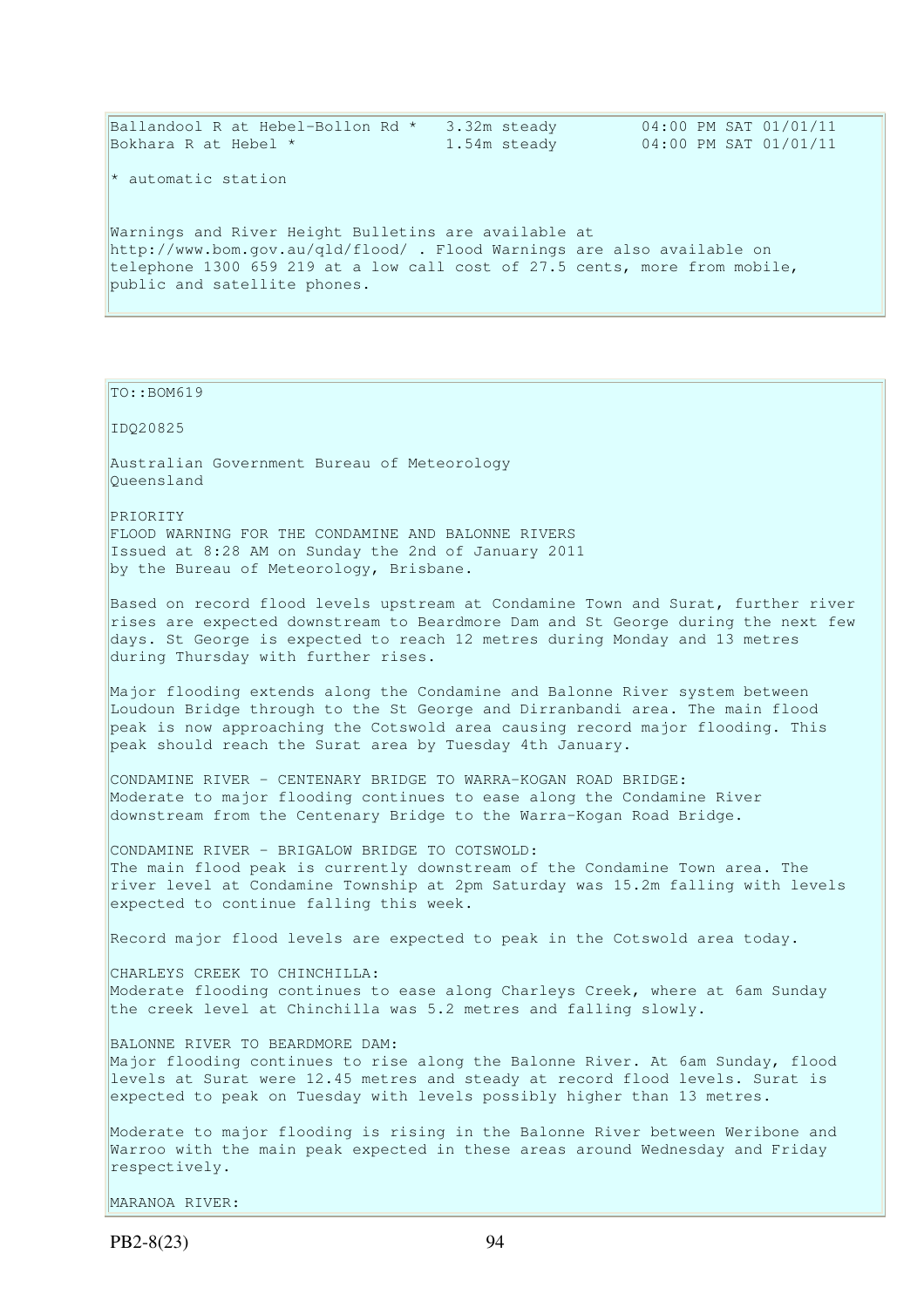```
Ballandool R at Hebel-Bollon Rd *   3.32m steady         04:00 PM SAT 01/01/11
Bokhara R at Hebel *                1.54m steady         04:00 PM SAT 01/01/11

* automatic station


Warnings and River Height Bulletins are available at
http://www.bom.gov.au/qld/flood/ . Flood Warnings are also available on
telephone 1300 659 219 at a low call cost of 27.5 cents, more from mobile,
public and satellite phones.
```

```
TO::BOM619

IDQ20825

Australian Government Bureau of Meteorology
Queensland

PRIORITY
FLOOD WARNING FOR THE CONDAMINE AND BALONNE RIVERS
Issued at 8:28 AM on Sunday the 2nd of January 2011
by the Bureau of Meteorology, Brisbane.

Based on record flood levels upstream at Condamine Town and Surat, further river
rises are expected downstream to Beardmore Dam and St George during the next few
days. St George is expected to reach 12 metres during Monday and 13 metres
during Thursday with further rises.

Major flooding extends along the Condamine and Balonne River system between
Loudoun Bridge through to the St George and Dirranbandi area. The main flood
peak is now approaching the Cotswold area causing record major flooding. This
peak should reach the Surat area by Tuesday 4th January.

CONDAMINE RIVER - CENTENARY BRIDGE TO WARRA-KOGAN ROAD BRIDGE:
Moderate to major flooding continues to ease along the Condamine River
downstream from the Centenary Bridge to the Warra-Kogan Road Bridge.

CONDAMINE RIVER - BRIGALOW BRIDGE TO COTSWOLD:
The main flood peak is currently downstream of the Condamine Town area. The
river level at Condamine Township at 2pm Saturday was 15.2m falling with levels
expected to continue falling this week.

Record major flood levels are expected to peak in the Cotswold area today.

CHARLEYS CREEK TO CHINCHILLA:
Moderate flooding continues to ease along Charleys Creek, where at 6am Sunday
the creek level at Chinchilla was 5.2 metres and falling slowly.

BALONNE RIVER TO BEARDMORE DAM:
Major flooding continues to rise along the Balonne River. At 6am Sunday, flood
levels at Surat were 12.45 metres and steady at record flood levels. Surat is
expected to peak on Tuesday with levels possibly higher than 13 metres.

Moderate to major flooding is rising in the Balonne River between Weribone and
Warroo with the main peak expected in these areas around Wednesday and Friday
respectively.

MARANOA RIVER:
```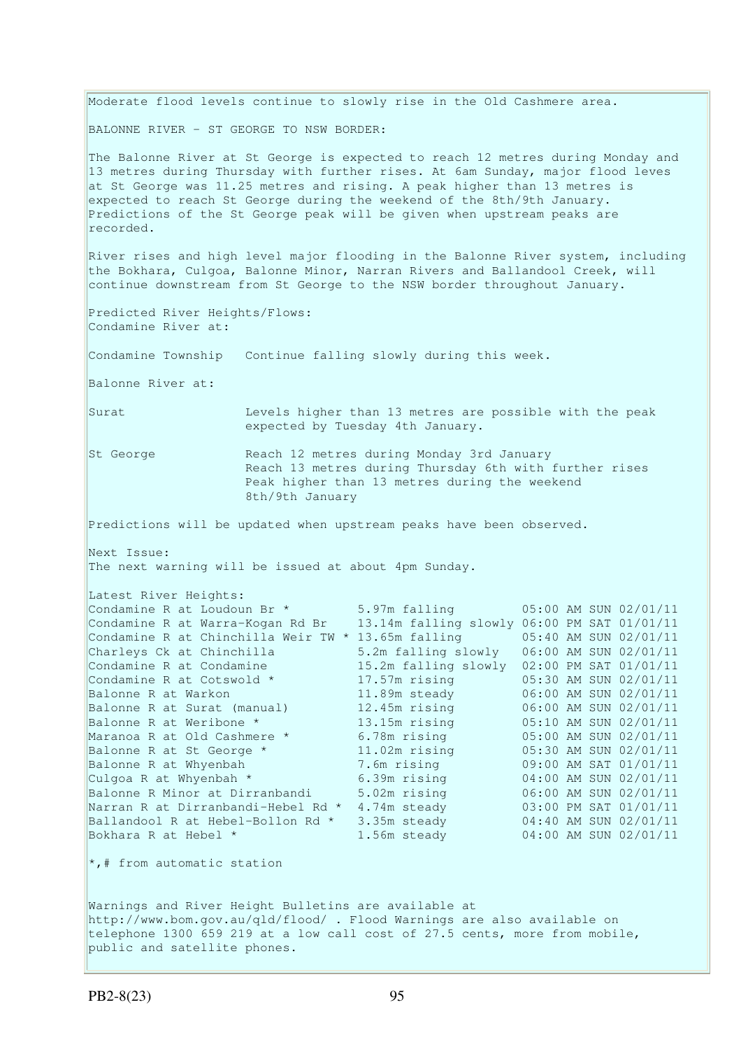Moderate flood levels continue to slowly rise in the Old Cashmere area.

BALONNE RIVER - ST GEORGE TO NSW BORDER:

The Balonne River at St George is expected to reach 12 metres during Monday and 13 metres during Thursday with further rises. At 6am Sunday, major flood leves at St George was 11.25 metres and rising. A peak higher than 13 metres is expected to reach St George during the weekend of the 8th/9th January. Predictions of the St George peak will be given when upstream peaks are recorded.

River rises and high level major flooding in the Balonne River system, including the Bokhara, Culgoa, Balonne Minor, Narran Rivers and Ballandool Creek, will continue downstream from St George to the NSW border throughout January.

Predicted River Heights/Flows:
Condamine River at:

| | |
|---|---|
| Condamine Township | Continue falling slowly during this week. |

Balonne River at:

| | |
|---|---|
| Surat | Levels higher than 13 metres are possible with the peak expected by Tuesday 4th January. |
| St George | Reach 12 metres during Monday 3rd January<br>Reach 13 metres during Thursday 6th with further rises<br>Peak higher than 13 metres during the weekend 8th/9th January |

Predictions will be updated when upstream peaks have been observed.

Next Issue:
The next warning will be issued at about 4pm Sunday.

Latest River Heights:

| | | |
|---|---|---|
| Condamine R at Loudoun Br * | 5.97m falling | 05:00 AM SUN 02/01/11 |
| Condamine R at Warra-Kogan Rd Br | 13.14m falling slowly | 06:00 PM SAT 01/01/11 |
| Condamine R at Chinchilla Weir TW * | 13.65m falling | 05:40 AM SUN 02/01/11 |
| Charleys Ck at Chinchilla | 5.2m falling slowly | 06:00 AM SUN 02/01/11 |
| Condamine R at Condamine | 15.2m falling slowly | 02:00 PM SAT 01/01/11 |
| Condamine R at Cotswold * | 17.57m rising | 05:30 AM SUN 02/01/11 |
| Balonne R at Warkon | 11.89m steady | 06:00 AM SUN 02/01/11 |
| Balonne R at Surat (manual) | 12.45m rising | 06:00 AM SUN 02/01/11 |
| Balonne R at Weribone * | 13.15m rising | 05:10 AM SUN 02/01/11 |
| Maranoa R at Old Cashmere * | 6.78m rising | 05:00 AM SUN 02/01/11 |
| Balonne R at St George * | 11.02m rising | 05:30 AM SUN 02/01/11 |
| Balonne R at Whyenbah | 7.6m rising | 09:00 AM SAT 01/01/11 |
| Culgoa R at Whyenbah * | 6.39m rising | 04:00 AM SUN 02/01/11 |
| Balonne R Minor at Dirranbandi | 5.02m rising | 06:00 AM SUN 02/01/11 |
| Narran R at Dirranbandi-Hebel Rd * | 4.74m steady | 03:00 PM SAT 01/01/11 |
| Ballandool R at Hebel-Bollon Rd * | 3.35m steady | 04:40 AM SUN 02/01/11 |
| Bokhara R at Hebel * | 1.56m steady | 04:00 AM SUN 02/01/11 |

*,# from automatic station

Warnings and River Height Bulletins are available at http://www.bom.gov.au/qld/flood/ . Flood Warnings are also available on telephone 1300 659 219 at a low call cost of 27.5 cents, more from mobile, public and satellite phones.

PB2-8(23)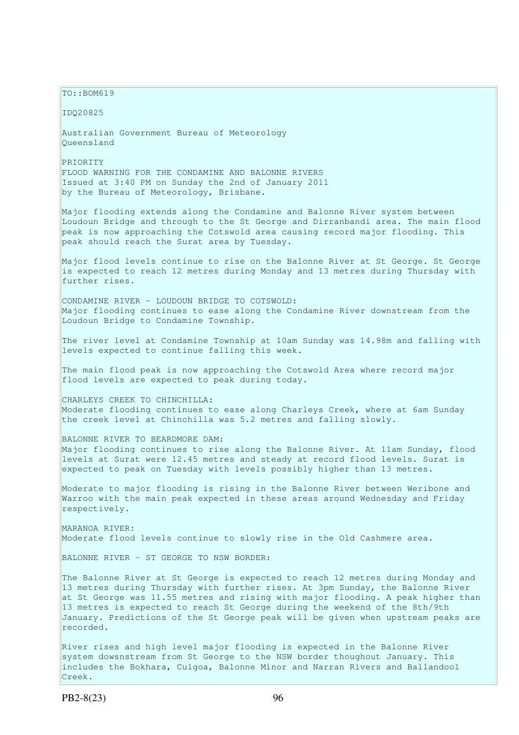TO::BOM619

IDQ20825

Australian Government Bureau of Meteorology
Queensland

PRIORITY
FLOOD WARNING FOR THE CONDAMINE AND BALONNE RIVERS
Issued at 3:40 PM on Sunday the 2nd of January 2011
by the Bureau of Meteorology, Brisbane.

Major flooding extends along the Condamine and Balonne River system between Loudoun Bridge and through to the St George and Dirranbandi area. The main flood peak is now approaching the Cotswold area causing record major flooding. This peak should reach the Surat area by Tuesday.

Major flood levels continue to rise on the Balonne River at St George. St George is expected to reach 12 metres during Monday and 13 metres during Thursday with further rises.

CONDAMINE RIVER - LOUDOUN BRIDGE TO COTSWOLD:
Major flooding continues to ease along the Condamine River downstream from the Loudoun Bridge to Condamine Township.

The river level at Condamine Township at 10am Sunday was 14.98m and falling with levels expected to continue falling this week.

The main flood peak is now approaching the Cotswold Area where record major flood levels are expected to peak during today.

CHARLEYS CREEK TO CHINCHILLA:
Moderate flooding continues to ease along Charleys Creek, where at 6am Sunday the creek level at Chinchilla was 5.2 metres and falling slowly.

BALONNE RIVER TO BEARDMORE DAM:
Major flooding continues to rise along the Balonne River. At 11am Sunday, flood levels at Surat were 12.45 metres and steady at record flood levels. Surat is expected to peak on Tuesday with levels possibly higher than 13 metres.

Moderate to major flooding is rising in the Balonne River between Weribone and Warroo with the main peak expected in these areas around Wednesday and Friday respectively.

MARANOA RIVER:
Moderate flood levels continue to slowly rise in the Old Cashmere area.

BALONNE RIVER - ST GEORGE TO NSW BORDER:

The Balonne River at St George is expected to reach 12 metres during Monday and 13 metres during Thursday with further rises. At 3pm Sunday, the Balonne River at St George was 11.55 metres and rising with major flooding. A peak higher than 13 metres is expected to reach St George during the weekend of the 8th/9th January. Predictions of the St George peak will be given when upstream peaks are recorded.

River rises and high level major flooding is expected in the Balonne River system dowsnstream from St George to the NSW border thoughout January. This includes the Bokhara, Culgoa, Balonne Minor and Narran Rivers and Ballandool Creek.

PB2-8(23)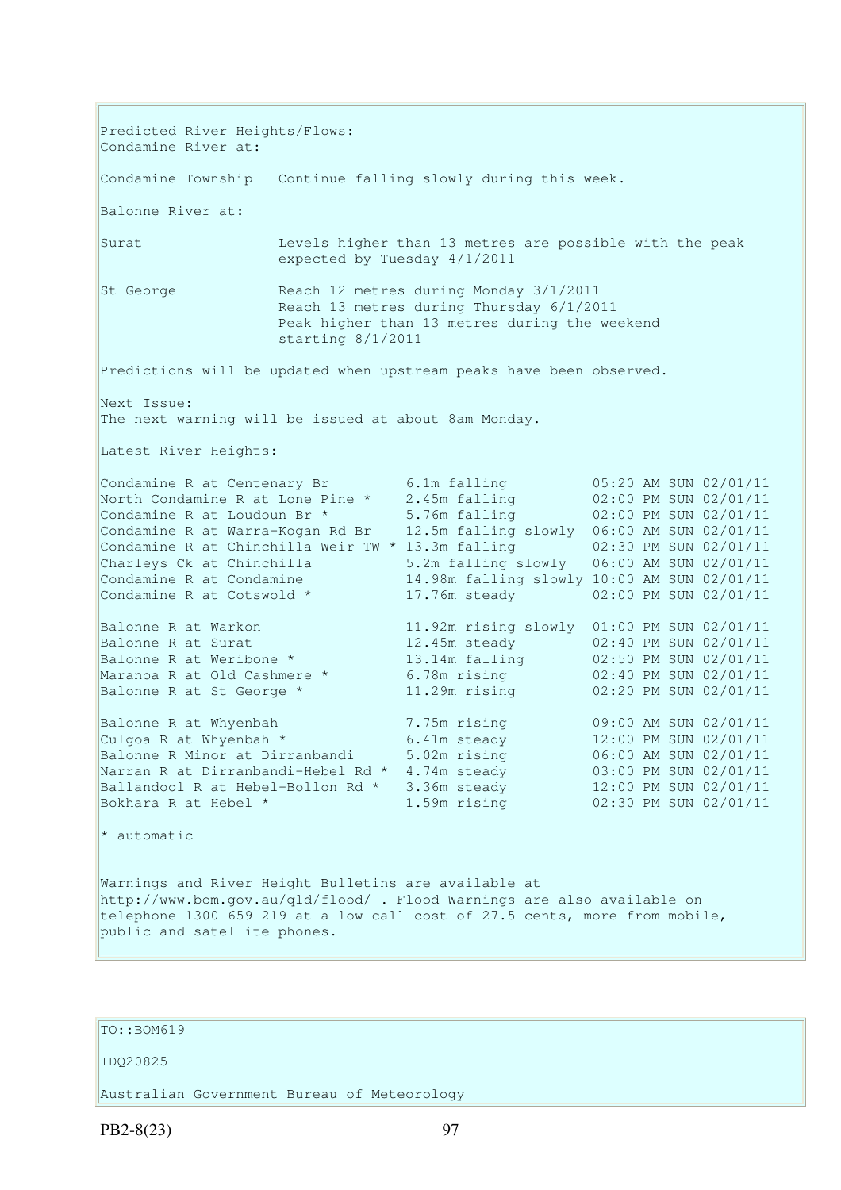Predicted River Heights/Flows:
Condamine River at:

Condamine Township Continue falling slowly during this week.

Balonne River at:

Surat Levels higher than 13 metres are possible with the peak expected by Tuesday 4/1/2011

St George Reach 12 metres during Monday 3/1/2011
Reach 13 metres during Thursday 6/1/2011
Peak higher than 13 metres during the weekend starting 8/1/2011

Predictions will be updated when upstream peaks have been observed.

Next Issue:
The next warning will be issued at about 8am Monday.

Latest River Heights:

| | | |
|---|---|---|
| Condamine R at Centenary Br | 6.1m falling | 05:20 AM SUN 02/01/11 |
| North Condamine R at Lone Pine * | 2.45m falling | 02:00 PM SUN 02/01/11 |
| Condamine R at Loudoun Br * | 5.76m falling | 02:00 PM SUN 02/01/11 |
| Condamine R at Warra-Kogan Rd Br | 12.5m falling slowly | 06:00 AM SUN 02/01/11 |
| Condamine R at Chinchilla Weir TW * | 13.3m falling | 02:30 PM SUN 02/01/11 |
| Charleys Ck at Chinchilla | 5.2m falling slowly | 06:00 AM SUN 02/01/11 |
| Condamine R at Condamine | 14.98m falling slowly | 10:00 AM SUN 02/01/11 |
| Condamine R at Cotswold * | 17.76m steady | 02:00 PM SUN 02/01/11 |
| Balonne R at Warkon | 11.92m rising slowly | 01:00 PM SUN 02/01/11 |
| Balonne R at Surat | 12.45m steady | 02:40 PM SUN 02/01/11 |
| Balonne R at Weribone * | 13.14m falling | 02:50 PM SUN 02/01/11 |
| Maranoa R at Old Cashmere * | 6.78m rising | 02:40 PM SUN 02/01/11 |
| Balonne R at St George * | 11.29m rising | 02:20 PM SUN 02/01/11 |
| Balonne R at Whyenbah | 7.75m rising | 09:00 AM SUN 02/01/11 |
| Culgoa R at Whyenbah * | 6.41m steady | 12:00 PM SUN 02/01/11 |
| Balonne R Minor at Dirranbandi | 5.02m rising | 06:00 AM SUN 02/01/11 |
| Narran R at Dirranbandi-Hebel Rd * | 4.74m steady | 03:00 PM SUN 02/01/11 |
| Ballandool R at Hebel-Bollon Rd * | 3.36m steady | 12:00 PM SUN 02/01/11 |
| Bokhara R at Hebel * | 1.59m rising | 02:30 PM SUN 02/01/11 |

* automatic

Warnings and River Height Bulletins are available at http://www.bom.gov.au/qld/flood/ . Flood Warnings are also available on telephone 1300 659 219 at a low call cost of 27.5 cents, more from mobile, public and satellite phones.

TO::BOM619

IDQ20825

Australian Government Bureau of Meteorology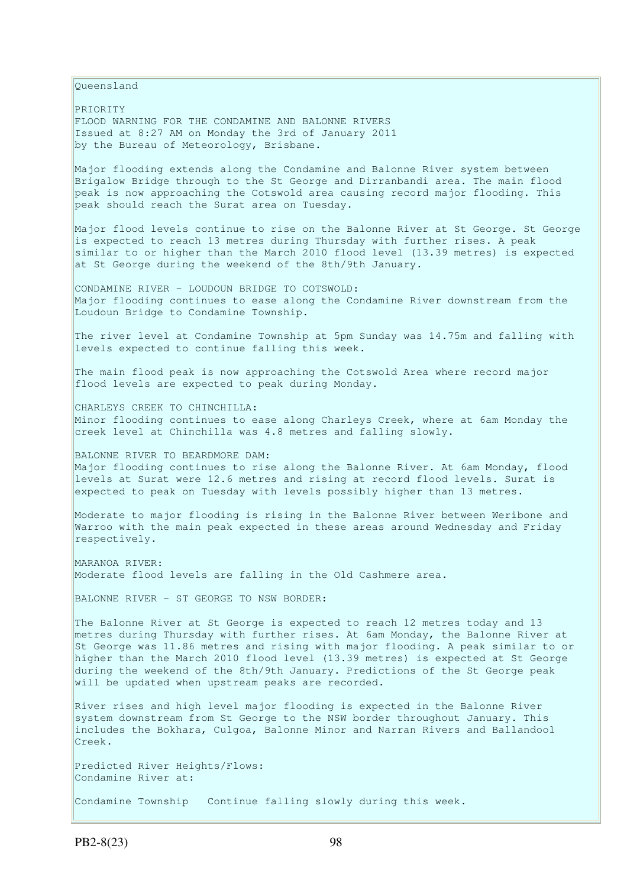Queensland

PRIORITY
FLOOD WARNING FOR THE CONDAMINE AND BALONNE RIVERS
Issued at 8:27 AM on Monday the 3rd of January 2011
by the Bureau of Meteorology, Brisbane.

Major flooding extends along the Condamine and Balonne River system between Brigalow Bridge through to the St George and Dirranbandi area. The main flood peak is now approaching the Cotswold area causing record major flooding. This peak should reach the Surat area on Tuesday.

Major flood levels continue to rise on the Balonne River at St George. St George is expected to reach 13 metres during Thursday with further rises. A peak similar to or higher than the March 2010 flood level (13.39 metres) is expected at St George during the weekend of the 8th/9th January.

CONDAMINE RIVER - LOUDOUN BRIDGE TO COTSWOLD:
Major flooding continues to ease along the Condamine River downstream from the Loudoun Bridge to Condamine Township.

The river level at Condamine Township at 5pm Sunday was 14.75m and falling with levels expected to continue falling this week.

The main flood peak is now approaching the Cotswold Area where record major flood levels are expected to peak during Monday.

CHARLEYS CREEK TO CHINCHILLA:
Minor flooding continues to ease along Charleys Creek, where at 6am Monday the creek level at Chinchilla was 4.8 metres and falling slowly.

BALONNE RIVER TO BEARDMORE DAM:
Major flooding continues to rise along the Balonne River. At 6am Monday, flood levels at Surat were 12.6 metres and rising at record flood levels. Surat is expected to peak on Tuesday with levels possibly higher than 13 metres.

Moderate to major flooding is rising in the Balonne River between Weribone and Warroo with the main peak expected in these areas around Wednesday and Friday respectively.

MARANOA RIVER:
Moderate flood levels are falling in the Old Cashmere area.

BALONNE RIVER - ST GEORGE TO NSW BORDER:

The Balonne River at St George is expected to reach 12 metres today and 13 metres during Thursday with further rises. At 6am Monday, the Balonne River at St George was 11.86 metres and rising with major flooding. A peak similar to or higher than the March 2010 flood level (13.39 metres) is expected at St George during the weekend of the 8th/9th January. Predictions of the St George peak will be updated when upstream peaks are recorded.

River rises and high level major flooding is expected in the Balonne River system downstream from St George to the NSW border throughout January. This includes the Bokhara, Culgoa, Balonne Minor and Narran Rivers and Ballandool Creek.

Predicted River Heights/Flows:
Condamine River at:

Condamine Township   Continue falling slowly during this week.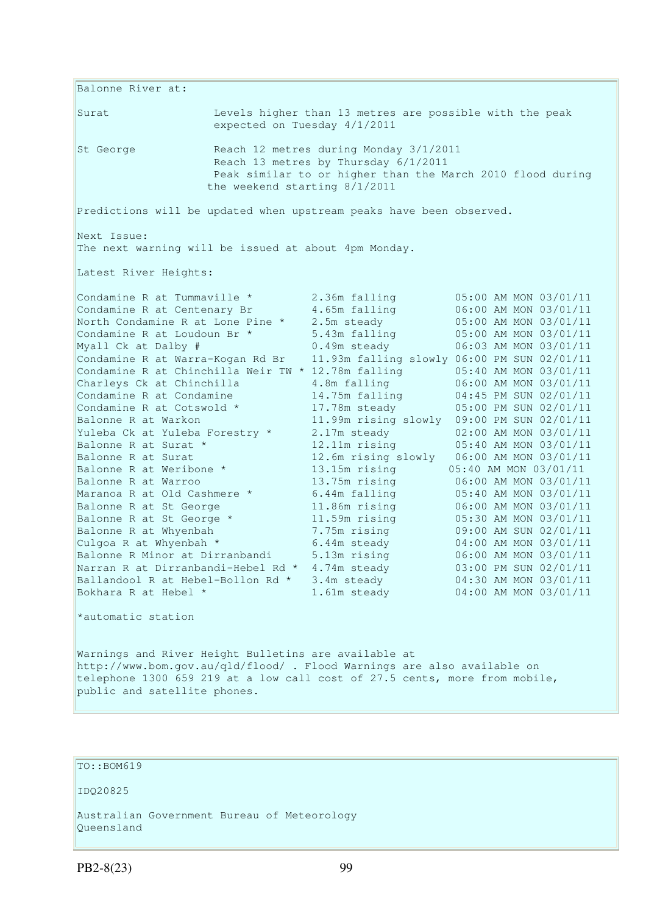Balonne River at:

Surat Levels higher than 13 metres are possible with the peak expected on Tuesday 4/1/2011

St George Reach 12 metres during Monday 3/1/2011
Reach 13 metres by Thursday 6/1/2011
Peak similar to or higher than the March 2010 flood during the weekend starting 8/1/2011

Predictions will be updated when upstream peaks have been observed.

Next Issue:
The next warning will be issued at about 4pm Monday.

Latest River Heights:

| | | |
|---|---|---|
| Condamine R at Tummaville * | 2.36m falling | 05:00 AM MON 03/01/11 |
| Condamine R at Centenary Br | 4.65m falling | 06:00 AM MON 03/01/11 |
| North Condamine R at Lone Pine * | 2.5m steady | 05:00 AM MON 03/01/11 |
| Condamine R at Loudoun Br * | 5.43m falling | 05:00 AM MON 03/01/11 |
| Myall Ck at Dalby # | 0.49m steady | 06:03 AM MON 03/01/11 |
| Condamine R at Warra-Kogan Rd Br | 11.93m falling slowly | 06:00 PM SUN 02/01/11 |
| Condamine R at Chinchilla Weir TW * | 12.78m falling | 05:40 AM MON 03/01/11 |
| Charleys Ck at Chinchilla | 4.8m falling | 06:00 AM MON 03/01/11 |
| Condamine R at Condamine | 14.75m falling | 04:45 PM SUN 02/01/11 |
| Condamine R at Cotswold * | 17.78m steady | 05:00 PM SUN 02/01/11 |
| Balonne R at Warkon | 11.99m rising slowly | 09:00 PM SUN 02/01/11 |
| Yuleba Ck at Yuleba Forestry * | 2.17m steady | 02:00 AM MON 03/01/11 |
| Balonne R at Surat * | 12.11m rising | 05:40 AM MON 03/01/11 |
| Balonne R at Surat | 12.6m rising slowly | 06:00 AM MON 03/01/11 |
| Balonne R at Weribone * | 13.15m rising | 05:40 AM MON 03/01/11 |
| Balonne R at Warroo | 13.75m rising | 06:00 AM MON 03/01/11 |
| Maranoa R at Old Cashmere * | 6.44m falling | 05:40 AM MON 03/01/11 |
| Balonne R at St George | 11.86m rising | 06:00 AM MON 03/01/11 |
| Balonne R at St George * | 11.59m rising | 05:30 AM MON 03/01/11 |
| Balonne R at Whyenbah | 7.75m rising | 09:00 AM SUN 02/01/11 |
| Culgoa R at Whyenbah * | 6.44m steady | 04:00 AM MON 03/01/11 |
| Balonne R Minor at Dirranbandi | 5.13m rising | 06:00 AM MON 03/01/11 |
| Narran R at Dirranbandi-Hebel Rd * | 4.74m steady | 03:00 PM SUN 02/01/11 |
| Ballandool R at Hebel-Bollon Rd * | 3.4m steady | 04:30 AM MON 03/01/11 |
| Bokhara R at Hebel * | 1.61m steady | 04:00 AM MON 03/01/11 |

*automatic station

Warnings and River Height Bulletins are available at http://www.bom.gov.au/qld/flood/ . Flood Warnings are also available on telephone 1300 659 219 at a low call cost of 27.5 cents, more from mobile, public and satellite phones.

TO::BOM619

IDQ20825

Australian Government Bureau of Meteorology
Queensland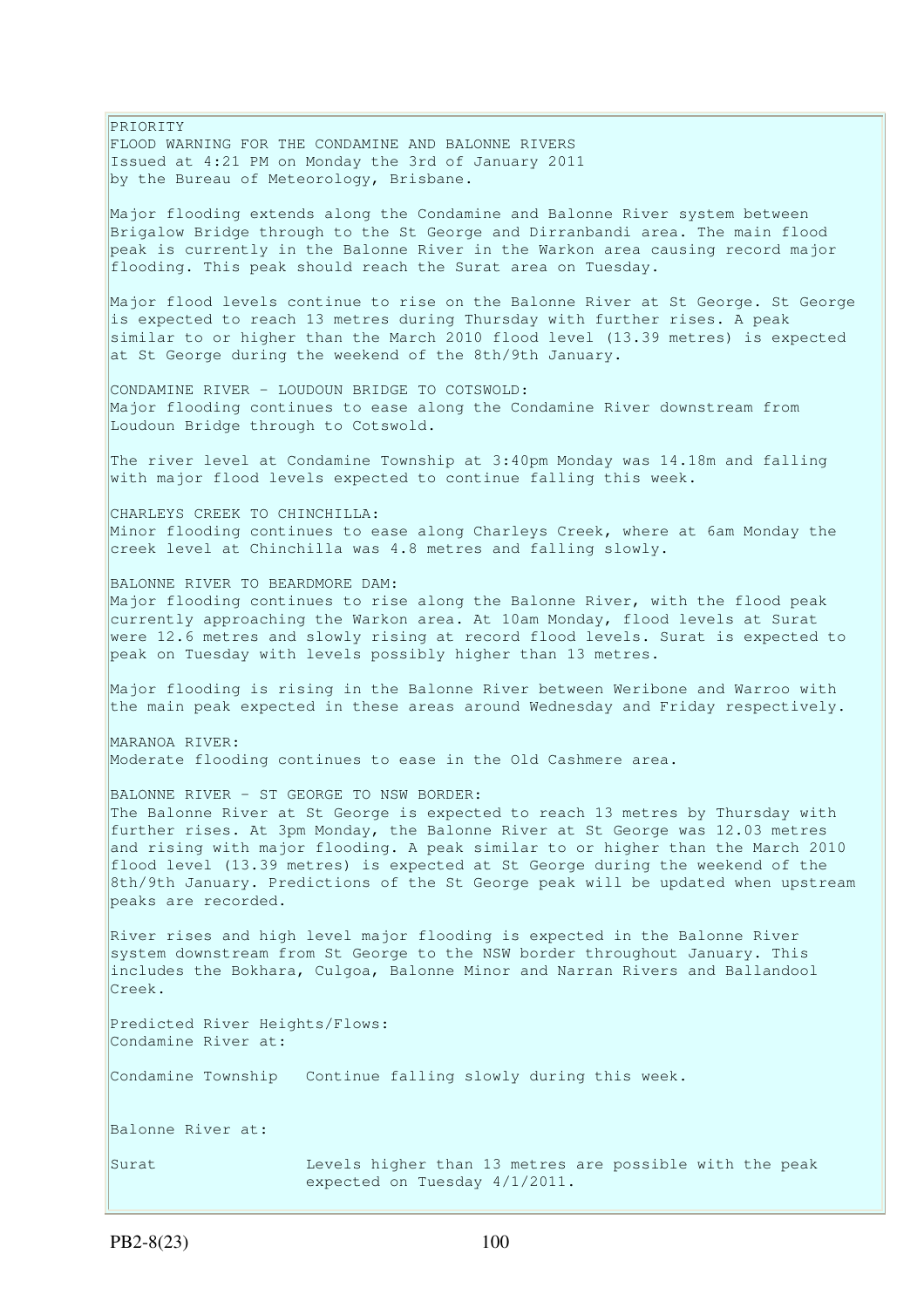PRIORITY
FLOOD WARNING FOR THE CONDAMINE AND BALONNE RIVERS
Issued at 4:21 PM on Monday the 3rd of January 2011
by the Bureau of Meteorology, Brisbane.

Major flooding extends along the Condamine and Balonne River system between Brigalow Bridge through to the St George and Dirranbandi area. The main flood peak is currently in the Balonne River in the Warkon area causing record major flooding. This peak should reach the Surat area on Tuesday.

Major flood levels continue to rise on the Balonne River at St George. St George is expected to reach 13 metres during Thursday with further rises. A peak similar to or higher than the March 2010 flood level (13.39 metres) is expected at St George during the weekend of the 8th/9th January.

CONDAMINE RIVER - LOUDOUN BRIDGE TO COTSWOLD:
Major flooding continues to ease along the Condamine River downstream from Loudoun Bridge through to Cotswold.

The river level at Condamine Township at 3:40pm Monday was 14.18m and falling with major flood levels expected to continue falling this week.

CHARLEYS CREEK TO CHINCHILLA:
Minor flooding continues to ease along Charleys Creek, where at 6am Monday the creek level at Chinchilla was 4.8 metres and falling slowly.

BALONNE RIVER TO BEARDMORE DAM:
Major flooding continues to rise along the Balonne River, with the flood peak currently approaching the Warkon area. At 10am Monday, flood levels at Surat were 12.6 metres and slowly rising at record flood levels. Surat is expected to peak on Tuesday with levels possibly higher than 13 metres.

Major flooding is rising in the Balonne River between Weribone and Warroo with the main peak expected in these areas around Wednesday and Friday respectively.

MARANOA RIVER:
Moderate flooding continues to ease in the Old Cashmere area.

BALONNE RIVER - ST GEORGE TO NSW BORDER:
The Balonne River at St George is expected to reach 13 metres by Thursday with further rises. At 3pm Monday, the Balonne River at St George was 12.03 metres and rising with major flooding. A peak similar to or higher than the March 2010 flood level (13.39 metres) is expected at St George during the weekend of the 8th/9th January. Predictions of the St George peak will be updated when upstream peaks are recorded.

River rises and high level major flooding is expected in the Balonne River system downstream from St George to the NSW border throughout January. This includes the Bokhara, Culgoa, Balonne Minor and Narran Rivers and Ballandool Creek.

Predicted River Heights/Flows:
Condamine River at:

| | |
|---|---|
| Condamine Township | Continue falling slowly during this week. |

Balonne River at:

| | |
|---|---|
| Surat | Levels higher than 13 metres are possible with the peak expected on Tuesday 4/1/2011. |

PB2-8(23)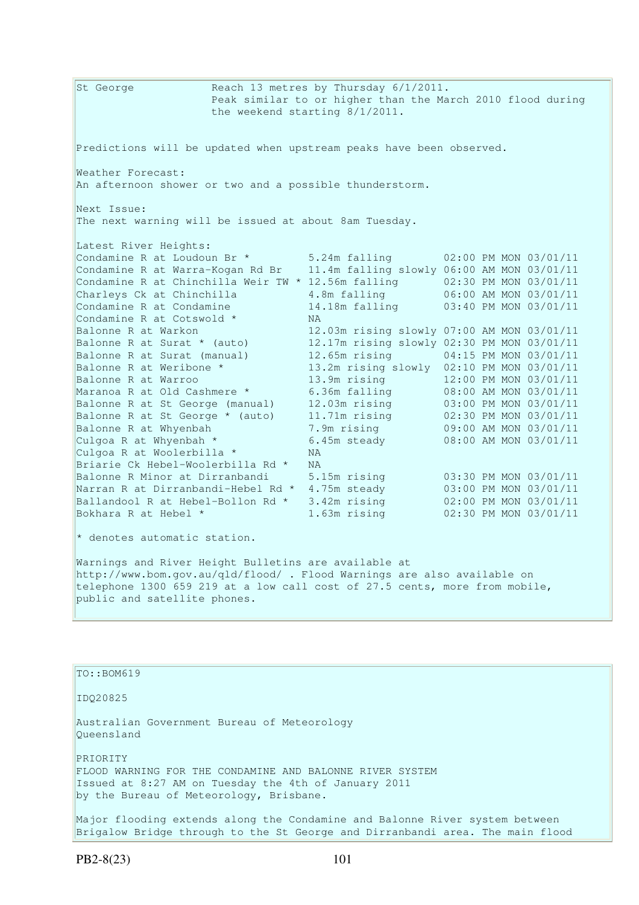St George Reach 13 metres by Thursday 6/1/2011.
Peak similar to or higher than the March 2010 flood during the weekend starting 8/1/2011.

Predictions will be updated when upstream peaks have been observed.

Weather Forecast:
An afternoon shower or two and a possible thunderstorm.

Next Issue:
The next warning will be issued at about 8am Tuesday.

Latest River Heights:

| | | |
|---|---|---|
| Condamine R at Loudoun Br * | 5.24m falling | 02:00 PM MON 03/01/11 |
| Condamine R at Warra-Kogan Rd Br | 11.4m falling slowly | 06:00 AM MON 03/01/11 |
| Condamine R at Chinchilla Weir TW * | 12.56m falling | 02:30 PM MON 03/01/11 |
| Charleys Ck at Chinchilla | 4.8m falling | 06:00 AM MON 03/01/11 |
| Condamine R at Condamine | 14.18m falling | 03:40 PM MON 03/01/11 |
| Condamine R at Cotswold * | NA | |
| Balonne R at Warkon | 12.03m rising slowly | 07:00 AM MON 03/01/11 |
| Balonne R at Surat * (auto) | 12.17m rising slowly | 02:30 PM MON 03/01/11 |
| Balonne R at Surat (manual) | 12.65m rising | 04:15 PM MON 03/01/11 |
| Balonne R at Weribone * | 13.2m rising slowly | 02:10 PM MON 03/01/11 |
| Balonne R at Warroo | 13.9m rising | 12:00 PM MON 03/01/11 |
| Maranoa R at Old Cashmere * | 6.36m falling | 08:00 AM MON 03/01/11 |
| Balonne R at St George (manual) | 12.03m rising | 03:00 PM MON 03/01/11 |
| Balonne R at St George * (auto) | 11.71m rising | 02:30 PM MON 03/01/11 |
| Balonne R at Whyenbah | 7.9m rising | 09:00 AM MON 03/01/11 |
| Culgoa R at Whyenbah * | 6.45m steady | 08:00 AM MON 03/01/11 |
| Culgoa R at Woolerbilla * | NA | |
| Briarie Ck Hebel-Woolerbilla Rd * | NA | |
| Balonne R Minor at Dirranbandi | 5.15m rising | 03:30 PM MON 03/01/11 |
| Narran R at Dirranbandi-Hebel Rd * | 4.75m steady | 03:00 PM MON 03/01/11 |
| Ballandool R at Hebel-Bollon Rd * | 3.42m rising | 02:00 PM MON 03/01/11 |
| Bokhara R at Hebel * | 1.63m rising | 02:30 PM MON 03/01/11 |

* denotes automatic station.

Warnings and River Height Bulletins are available at http://www.bom.gov.au/qld/flood/ . Flood Warnings are also available on telephone 1300 659 219 at a low call cost of 27.5 cents, more from mobile, public and satellite phones.

TO::BOM619

IDQ20825

Australian Government Bureau of Meteorology
Queensland

PRIORITY
FLOOD WARNING FOR THE CONDAMINE AND BALONNE RIVER SYSTEM
Issued at 8:27 AM on Tuesday the 4th of January 2011
by the Bureau of Meteorology, Brisbane.

Major flooding extends along the Condamine and Balonne River system between Brigalow Bridge through to the St George and Dirranbandi area. The main flood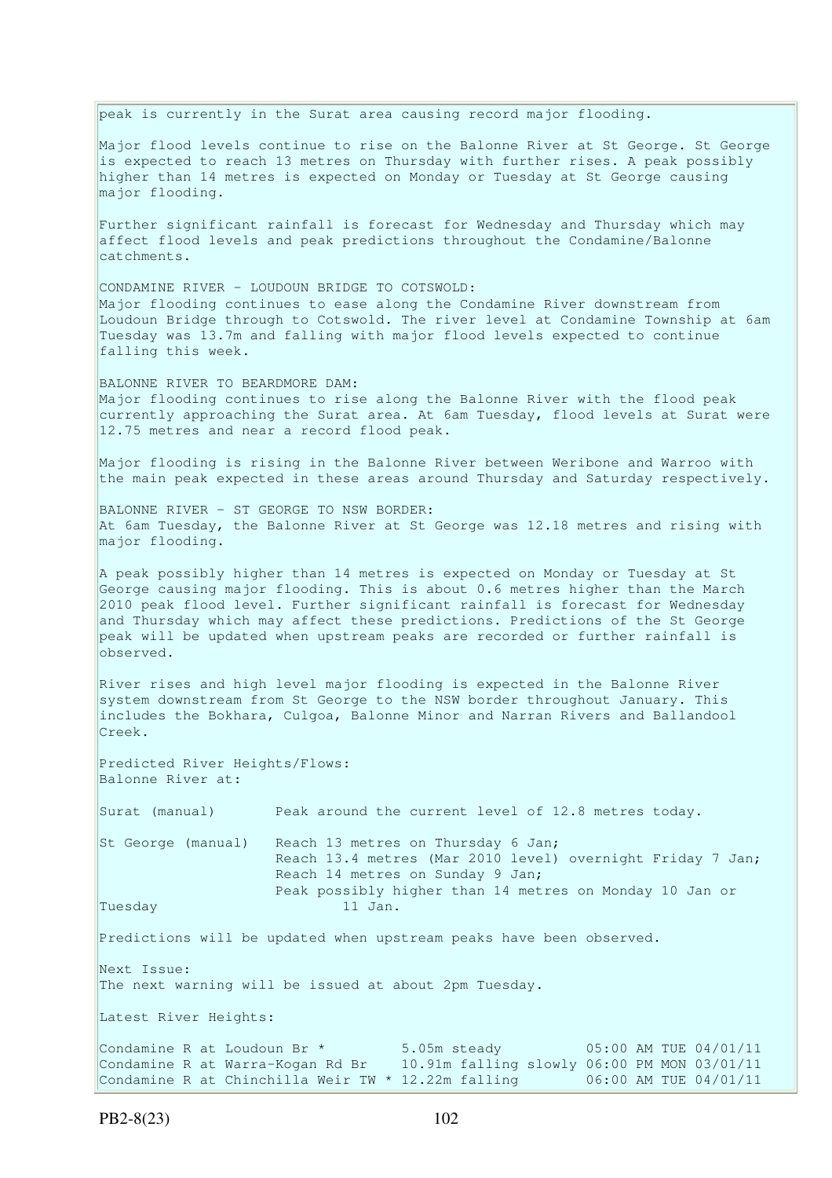peak is currently in the Surat area causing record major flooding.

Major flood levels continue to rise on the Balonne River at St George. St George is expected to reach 13 metres on Thursday with further rises. A peak possibly higher than 14 metres is expected on Monday or Tuesday at St George causing major flooding.

Further significant rainfall is forecast for Wednesday and Thursday which may affect flood levels and peak predictions throughout the Condamine/Balonne catchments.

CONDAMINE RIVER - LOUDOUN BRIDGE TO COTSWOLD:
Major flooding continues to ease along the Condamine River downstream from Loudoun Bridge through to Cotswold. The river level at Condamine Township at 6am Tuesday was 13.7m and falling with major flood levels expected to continue falling this week.

BALONNE RIVER TO BEARDMORE DAM:
Major flooding continues to rise along the Balonne River with the flood peak currently approaching the Surat area. At 6am Tuesday, flood levels at Surat were 12.75 metres and near a record flood peak.

Major flooding is rising in the Balonne River between Weribone and Warroo with the main peak expected in these areas around Thursday and Saturday respectively.

BALONNE RIVER - ST GEORGE TO NSW BORDER:
At 6am Tuesday, the Balonne River at St George was 12.18 metres and rising with major flooding.

A peak possibly higher than 14 metres is expected on Monday or Tuesday at St George causing major flooding. This is about 0.6 metres higher than the March 2010 peak flood level. Further significant rainfall is forecast for Wednesday and Thursday which may affect these predictions. Predictions of the St George peak will be updated when upstream peaks are recorded or further rainfall is observed.

River rises and high level major flooding is expected in the Balonne River system downstream from St George to the NSW border throughout January. This includes the Bokhara, Culgoa, Balonne Minor and Narran Rivers and Ballandool Creek.

Predicted River Heights/Flows:
Balonne River at:

Surat (manual)       Peak around the current level of 12.8 metres today.

St George (manual)   Reach 13 metres on Thursday 6 Jan;
                     Reach 13.4 metres (Mar 2010 level) overnight Friday 7 Jan;
                     Reach 14 metres on Sunday 9 Jan;
                     Peak possibly higher than 14 metres on Monday 10 Jan or
Tuesday                     11 Jan.

Predictions will be updated when upstream peaks have been observed.

Next Issue:
The next warning will be issued at about 2pm Tuesday.

Latest River Heights:

| | | |
|---|---|---|
| Condamine R at Loudoun Br * | 5.05m steady | 05:00 AM TUE 04/01/11 |
| Condamine R at Warra-Kogan Rd Br | 10.91m falling slowly | 06:00 PM MON 03/01/11 |
| Condamine R at Chinchilla Weir TW * | 12.22m falling | 06:00 AM TUE 04/01/11 |

PB2-8(23)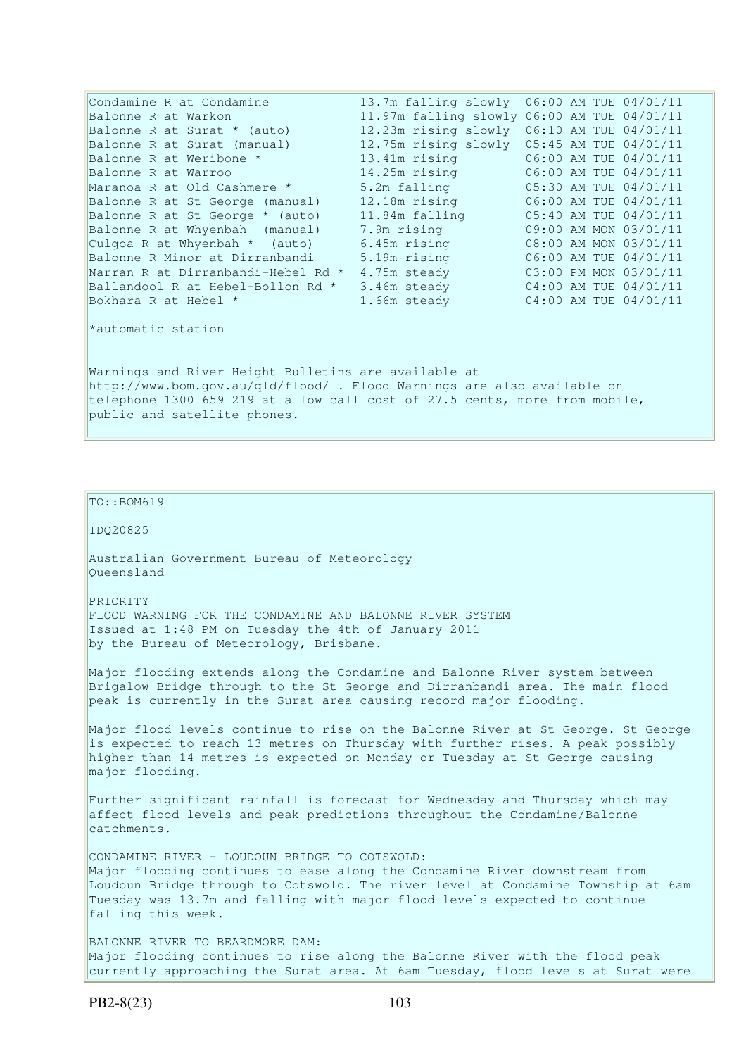| | | |
|---|---|---|
| Condamine R at Condamine | 13.7m falling slowly | 06:00 AM TUE 04/01/11 |
| Balonne R at Warkon | 11.97m falling slowly | 06:00 AM TUE 04/01/11 |
| Balonne R at Surat * (auto) | 12.23m rising slowly | 06:10 AM TUE 04/01/11 |
| Balonne R at Surat (manual) | 12.75m rising slowly | 05:45 AM TUE 04/01/11 |
| Balonne R at Weribone * | 13.41m rising | 06:00 AM TUE 04/01/11 |
| Balonne R at Warroo | 14.25m rising | 06:00 AM TUE 04/01/11 |
| Maranoa R at Old Cashmere * | 5.2m falling | 05:30 AM TUE 04/01/11 |
| Balonne R at St George (manual) | 12.18m rising | 06:00 AM TUE 04/01/11 |
| Balonne R at St George * (auto) | 11.84m falling | 05:40 AM TUE 04/01/11 |
| Balonne R at Whyenbah (manual) | 7.9m rising | 09:00 AM MON 03/01/11 |
| Culgoa R at Whyenbah * (auto) | 6.45m rising | 08:00 AM MON 03/01/11 |
| Balonne R Minor at Dirranbandi | 5.19m rising | 06:00 AM TUE 04/01/11 |
| Narran R at Dirranbandi-Hebel Rd * | 4.75m steady | 03:00 PM MON 03/01/11 |
| Ballandool R at Hebel-Bollon Rd * | 3.46m steady | 04:00 AM TUE 04/01/11 |
| Bokhara R at Hebel * | 1.66m steady | 04:00 AM TUE 04/01/11 |

*automatic station

Warnings and River Height Bulletins are available at http://www.bom.gov.au/qld/flood/ . Flood Warnings are also available on telephone 1300 659 219 at a low call cost of 27.5 cents, more from mobile, public and satellite phones.

TO::BOM619

IDQ20825

Australian Government Bureau of Meteorology
Queensland

PRIORITY
FLOOD WARNING FOR THE CONDAMINE AND BALONNE RIVER SYSTEM
Issued at 1:48 PM on Tuesday the 4th of January 2011
by the Bureau of Meteorology, Brisbane.

Major flooding extends along the Condamine and Balonne River system between Brigalow Bridge through to the St George and Dirranbandi area. The main flood peak is currently in the Surat area causing record major flooding.

Major flood levels continue to rise on the Balonne River at St George. St George is expected to reach 13 metres on Thursday with further rises. A peak possibly higher than 14 metres is expected on Monday or Tuesday at St George causing major flooding.

Further significant rainfall is forecast for Wednesday and Thursday which may affect flood levels and peak predictions throughout the Condamine/Balonne catchments.

CONDAMINE RIVER - LOUDOUN BRIDGE TO COTSWOLD:
Major flooding continues to ease along the Condamine River downstream from Loudoun Bridge through to Cotswold. The river level at Condamine Township at 6am Tuesday was 13.7m and falling with major flood levels expected to continue falling this week.

BALONNE RIVER TO BEARDMORE DAM:
Major flooding continues to rise along the Balonne River with the flood peak currently approaching the Surat area. At 6am Tuesday, flood levels at Surat were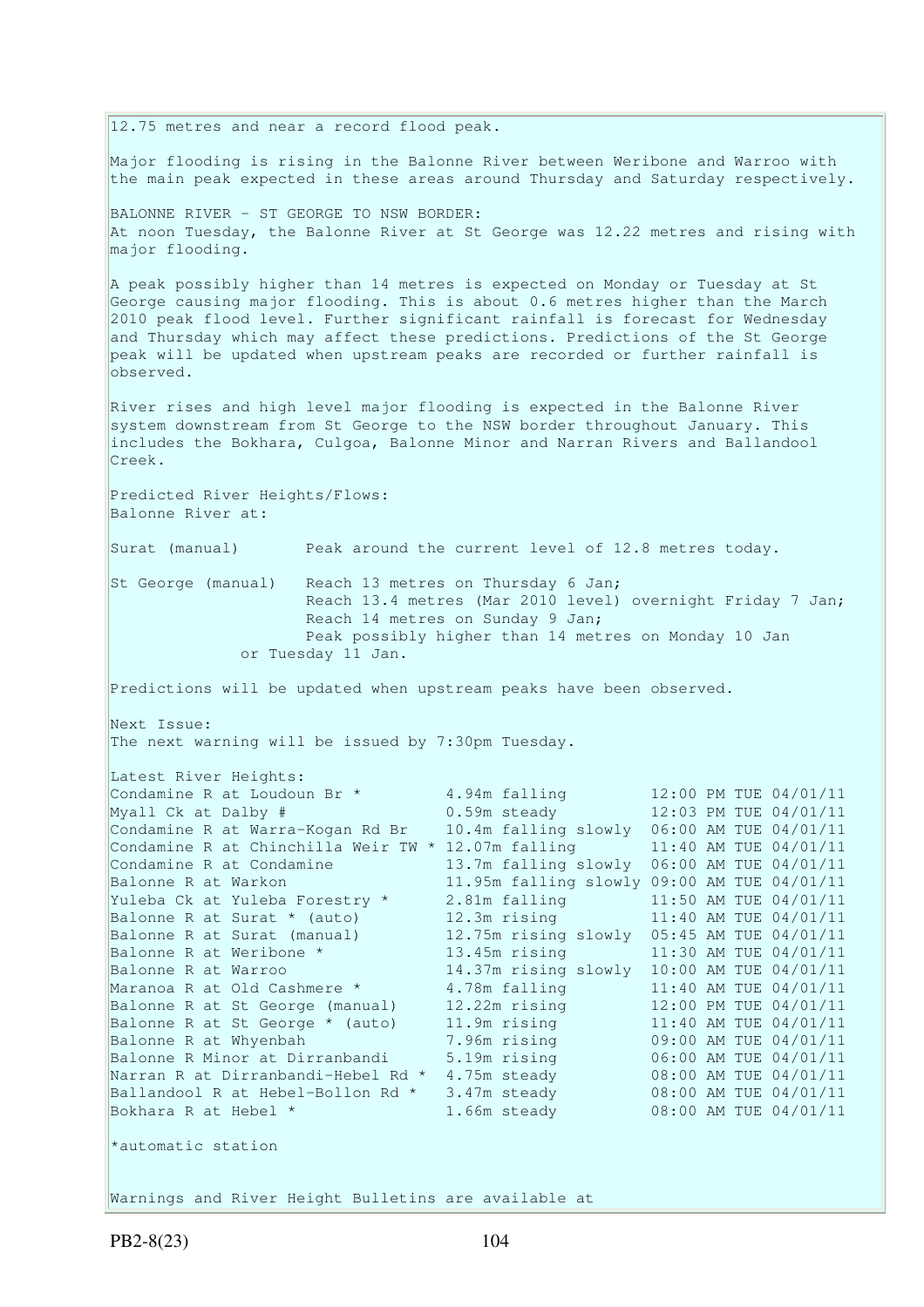12.75 metres and near a record flood peak.

Major flooding is rising in the Balonne River between Weribone and Warroo with the main peak expected in these areas around Thursday and Saturday respectively.

BALONNE RIVER - ST GEORGE TO NSW BORDER:
At noon Tuesday, the Balonne River at St George was 12.22 metres and rising with major flooding.

A peak possibly higher than 14 metres is expected on Monday or Tuesday at St George causing major flooding. This is about 0.6 metres higher than the March 2010 peak flood level. Further significant rainfall is forecast for Wednesday and Thursday which may affect these predictions. Predictions of the St George peak will be updated when upstream peaks are recorded or further rainfall is observed.

River rises and high level major flooding is expected in the Balonne River system downstream from St George to the NSW border throughout January. This includes the Bokhara, Culgoa, Balonne Minor and Narran Rivers and Ballandool Creek.

Predicted River Heights/Flows:
Balonne River at:

Surat (manual) Peak around the current level of 12.8 metres today.

St George (manual) Reach 13 metres on Thursday 6 Jan;
Reach 13.4 metres (Mar 2010 level) overnight Friday 7 Jan;
Reach 14 metres on Sunday 9 Jan;
Peak possibly higher than 14 metres on Monday 10 Jan or Tuesday 11 Jan.

Predictions will be updated when upstream peaks have been observed.

Next Issue:
The next warning will be issued by 7:30pm Tuesday.

Latest River Heights:

| | | |
|---|---|---|
| Condamine R at Loudoun Br * | 4.94m falling | 12:00 PM TUE 04/01/11 |
| Myall Ck at Dalby # | 0.59m steady | 12:03 PM TUE 04/01/11 |
| Condamine R at Warra-Kogan Rd Br | 10.4m falling slowly | 06:00 AM TUE 04/01/11 |
| Condamine R at Chinchilla Weir TW * | 12.07m falling | 11:40 AM TUE 04/01/11 |
| Condamine R at Condamine | 13.7m falling slowly | 06:00 AM TUE 04/01/11 |
| Balonne R at Warkon | 11.95m falling slowly | 09:00 AM TUE 04/01/11 |
| Yuleba Ck at Yuleba Forestry * | 2.81m falling | 11:50 AM TUE 04/01/11 |
| Balonne R at Surat * (auto) | 12.3m rising | 11:40 AM TUE 04/01/11 |
| Balonne R at Surat (manual) | 12.75m rising slowly | 05:45 AM TUE 04/01/11 |
| Balonne R at Weribone * | 13.45m rising | 11:30 AM TUE 04/01/11 |
| Balonne R at Warroo | 14.37m rising slowly | 10:00 AM TUE 04/01/11 |
| Maranoa R at Old Cashmere * | 4.78m falling | 11:40 AM TUE 04/01/11 |
| Balonne R at St George (manual) | 12.22m rising | 12:00 PM TUE 04/01/11 |
| Balonne R at St George * (auto) | 11.9m rising | 11:40 AM TUE 04/01/11 |
| Balonne R at Whyenbah | 7.96m rising | 09:00 AM TUE 04/01/11 |
| Balonne R Minor at Dirranbandi | 5.19m rising | 06:00 AM TUE 04/01/11 |
| Narran R at Dirranbandi-Hebel Rd * | 4.75m steady | 08:00 AM TUE 04/01/11 |
| Ballandool R at Hebel-Bollon Rd * | 3.47m steady | 08:00 AM TUE 04/01/11 |
| Bokhara R at Hebel * | 1.66m steady | 08:00 AM TUE 04/01/11 |

*automatic station

Warnings and River Height Bulletins are available at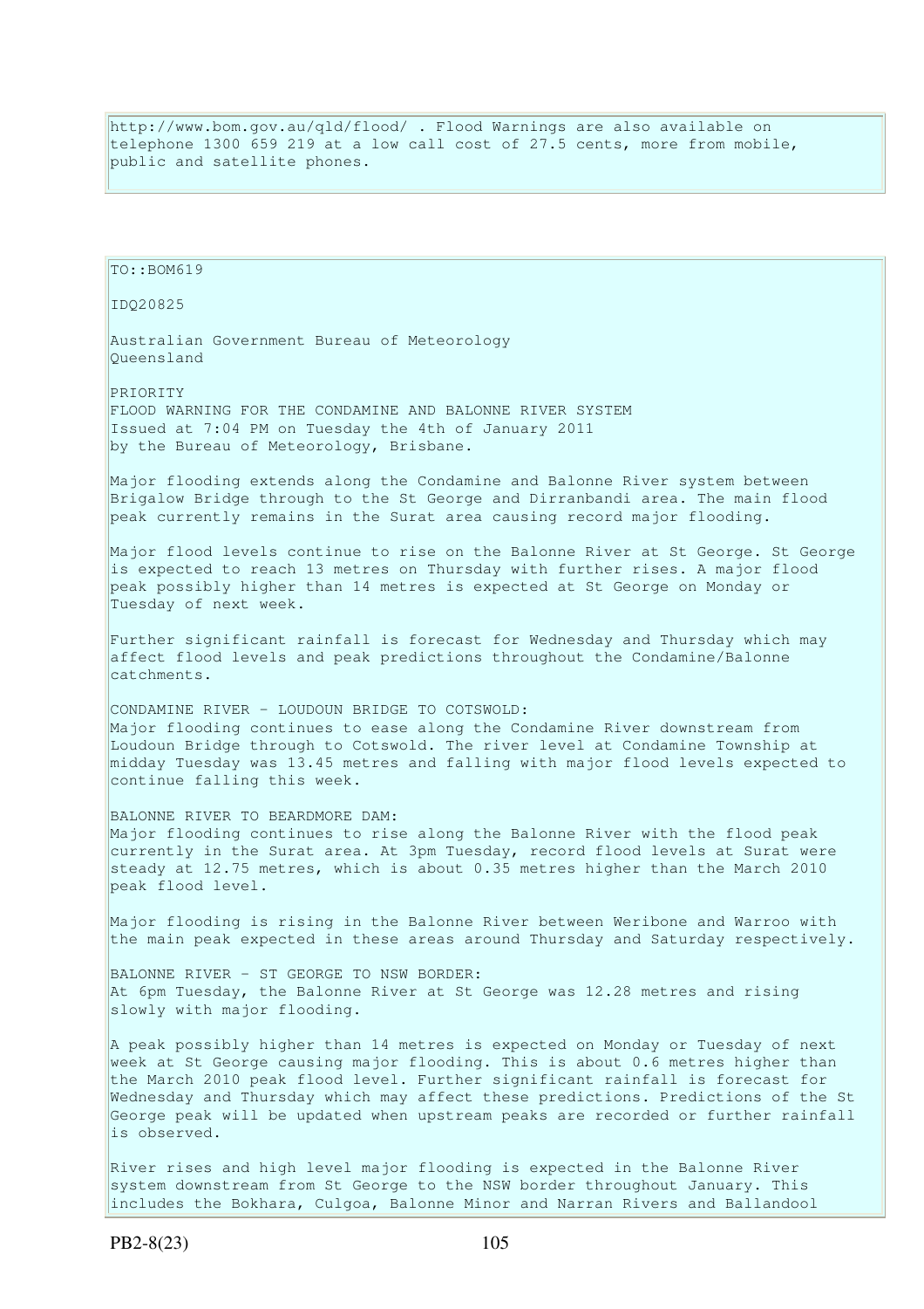http://www.bom.gov.au/qld/flood/ . Flood Warnings are also available on telephone 1300 659 219 at a low call cost of 27.5 cents, more from mobile, public and satellite phones.

TO::BOM619

IDQ20825

Australian Government Bureau of Meteorology
Queensland

PRIORITY
FLOOD WARNING FOR THE CONDAMINE AND BALONNE RIVER SYSTEM
Issued at 7:04 PM on Tuesday the 4th of January 2011
by the Bureau of Meteorology, Brisbane.

Major flooding extends along the Condamine and Balonne River system between Brigalow Bridge through to the St George and Dirranbandi area. The main flood peak currently remains in the Surat area causing record major flooding.

Major flood levels continue to rise on the Balonne River at St George. St George is expected to reach 13 metres on Thursday with further rises. A major flood peak possibly higher than 14 metres is expected at St George on Monday or Tuesday of next week.

Further significant rainfall is forecast for Wednesday and Thursday which may affect flood levels and peak predictions throughout the Condamine/Balonne catchments.

CONDAMINE RIVER - LOUDOUN BRIDGE TO COTSWOLD:
Major flooding continues to ease along the Condamine River downstream from Loudoun Bridge through to Cotswold. The river level at Condamine Township at midday Tuesday was 13.45 metres and falling with major flood levels expected to continue falling this week.

BALONNE RIVER TO BEARDMORE DAM:
Major flooding continues to rise along the Balonne River with the flood peak currently in the Surat area. At 3pm Tuesday, record flood levels at Surat were steady at 12.75 metres, which is about 0.35 metres higher than the March 2010 peak flood level.

Major flooding is rising in the Balonne River between Weribone and Warroo with the main peak expected in these areas around Thursday and Saturday respectively.

BALONNE RIVER - ST GEORGE TO NSW BORDER:
At 6pm Tuesday, the Balonne River at St George was 12.28 metres and rising slowly with major flooding.

A peak possibly higher than 14 metres is expected on Monday or Tuesday of next week at St George causing major flooding. This is about 0.6 metres higher than the March 2010 peak flood level. Further significant rainfall is forecast for Wednesday and Thursday which may affect these predictions. Predictions of the St George peak will be updated when upstream peaks are recorded or further rainfall is observed.

River rises and high level major flooding is expected in the Balonne River system downstream from St George to the NSW border throughout January. This includes the Bokhara, Culgoa, Balonne Minor and Narran Rivers and Ballandool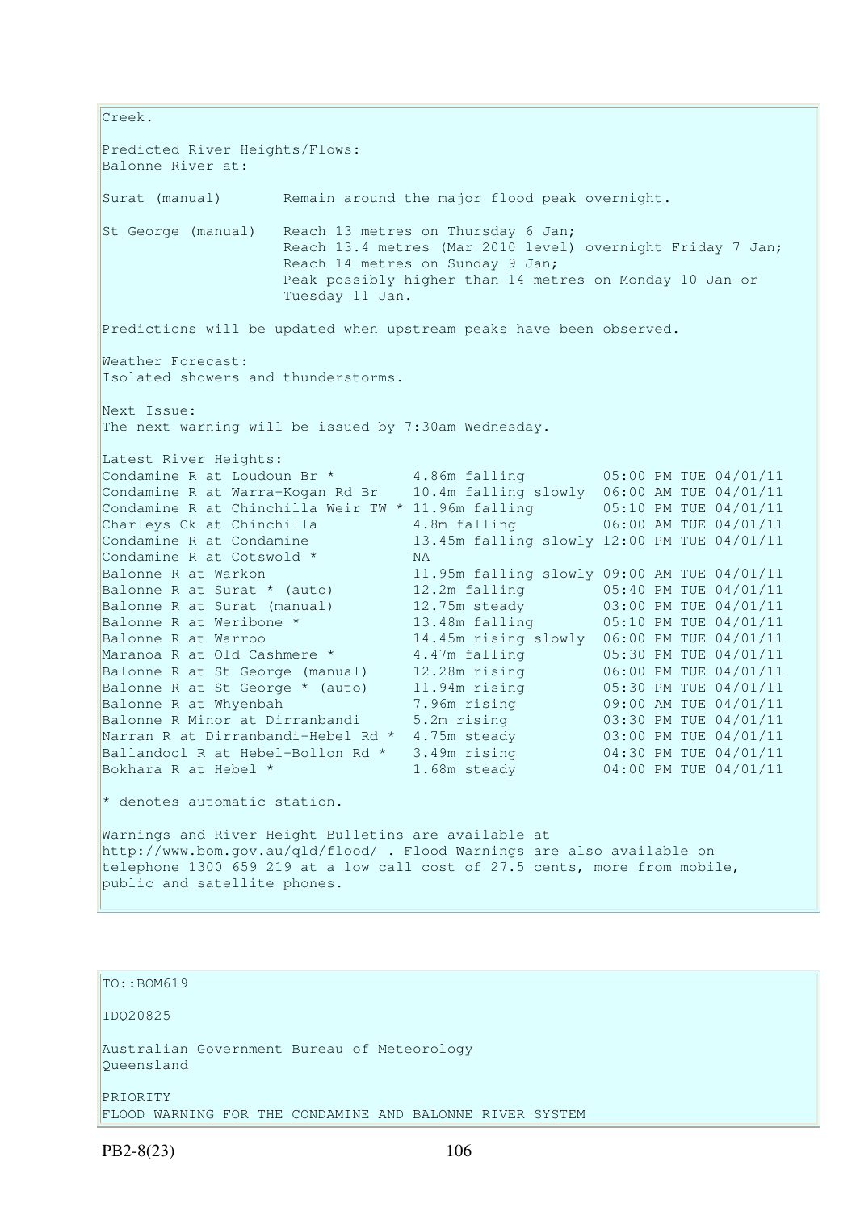Creek.

Predicted River Heights/Flows:
Balonne River at:

Surat (manual)       Remain around the major flood peak overnight.

St George (manual)   Reach 13 metres on Thursday 6 Jan;
                     Reach 13.4 metres (Mar 2010 level) overnight Friday 7 Jan;
                     Reach 14 metres on Sunday 9 Jan;
                     Peak possibly higher than 14 metres on Monday 10 Jan or
                     Tuesday 11 Jan.

Predictions will be updated when upstream peaks have been observed.

Weather Forecast:
Isolated showers and thunderstorms.

Next Issue:
The next warning will be issued by 7:30am Wednesday.

Latest River Heights:

| | | |
|---|---|---|
| Condamine R at Loudoun Br * | 4.86m falling | 05:00 PM TUE 04/01/11 |
| Condamine R at Warra-Kogan Rd Br | 10.4m falling slowly | 06:00 AM TUE 04/01/11 |
| Condamine R at Chinchilla Weir TW * | 11.96m falling | 05:10 PM TUE 04/01/11 |
| Charleys Ck at Chinchilla | 4.8m falling | 06:00 AM TUE 04/01/11 |
| Condamine R at Condamine | 13.45m falling slowly | 12:00 PM TUE 04/01/11 |
| Condamine R at Cotswold * | NA | |
| Balonne R at Warkon | 11.95m falling slowly | 09:00 AM TUE 04/01/11 |
| Balonne R at Surat * (auto) | 12.2m falling | 05:40 PM TUE 04/01/11 |
| Balonne R at Surat (manual) | 12.75m steady | 03:00 PM TUE 04/01/11 |
| Balonne R at Weribone * | 13.48m falling | 05:10 PM TUE 04/01/11 |
| Balonne R at Warroo | 14.45m rising slowly | 06:00 PM TUE 04/01/11 |
| Maranoa R at Old Cashmere * | 4.47m falling | 05:30 PM TUE 04/01/11 |
| Balonne R at St George (manual) | 12.28m rising | 06:00 PM TUE 04/01/11 |
| Balonne R at St George * (auto) | 11.94m rising | 05:30 PM TUE 04/01/11 |
| Balonne R at Whyenbah | 7.96m rising | 09:00 AM TUE 04/01/11 |
| Balonne R Minor at Dirranbandi | 5.2m rising | 03:30 PM TUE 04/01/11 |
| Narran R at Dirranbandi-Hebel Rd * | 4.75m steady | 03:00 PM TUE 04/01/11 |
| Ballandool R at Hebel-Bollon Rd * | 3.49m rising | 04:30 PM TUE 04/01/11 |
| Bokhara R at Hebel * | 1.68m steady | 04:00 PM TUE 04/01/11 |

* denotes automatic station.

Warnings and River Height Bulletins are available at http://www.bom.gov.au/qld/flood/ . Flood Warnings are also available on telephone 1300 659 219 at a low call cost of 27.5 cents, more from mobile, public and satellite phones.

TO::BOM619

IDQ20825

Australian Government Bureau of Meteorology
Queensland

PRIORITY
FLOOD WARNING FOR THE CONDAMINE AND BALONNE RIVER SYSTEM

PB2-8(23)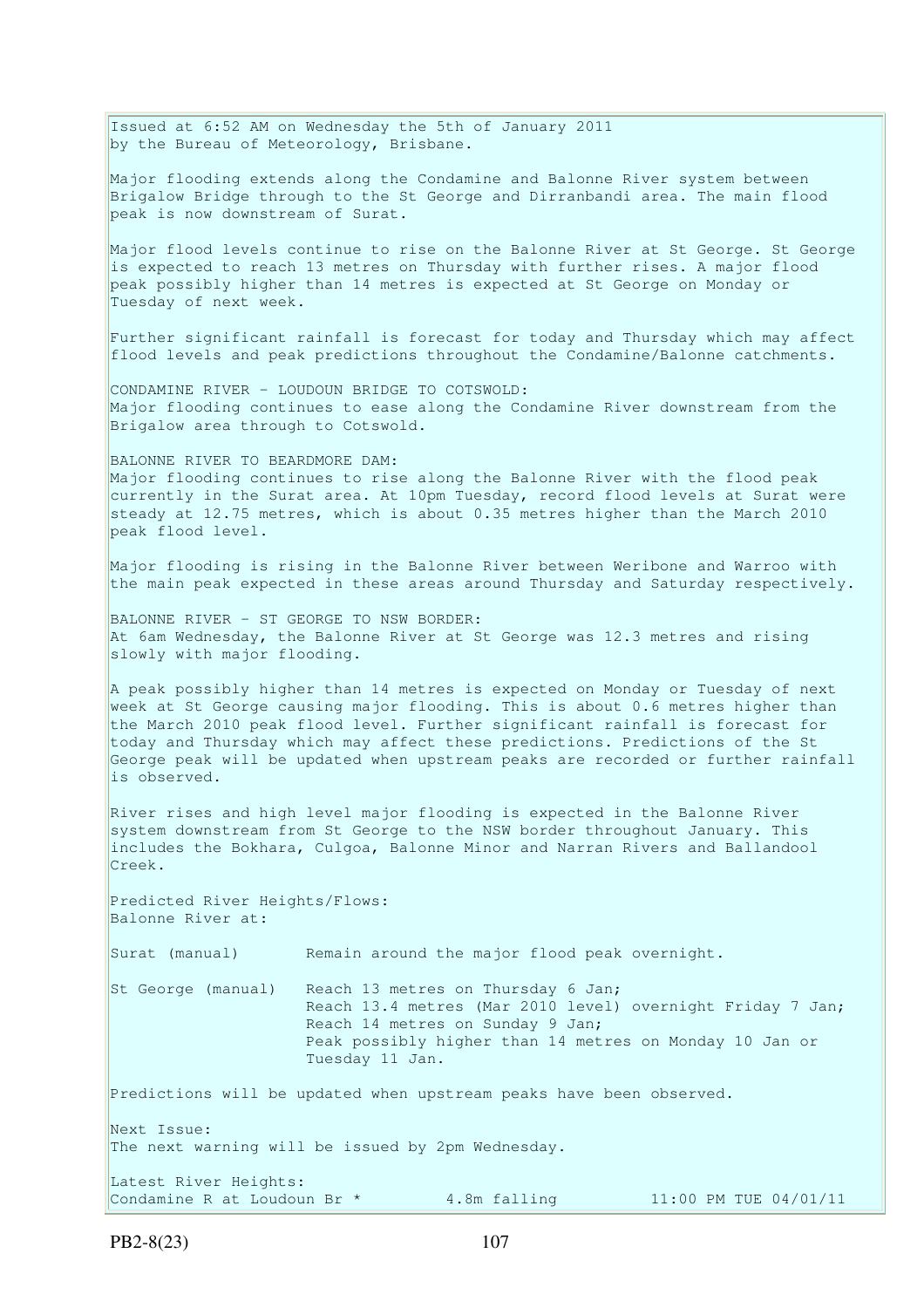Issued at 6:52 AM on Wednesday the 5th of January 2011
by the Bureau of Meteorology, Brisbane.

Major flooding extends along the Condamine and Balonne River system between Brigalow Bridge through to the St George and Dirranbandi area. The main flood peak is now downstream of Surat.

Major flood levels continue to rise on the Balonne River at St George. St George is expected to reach 13 metres on Thursday with further rises. A major flood peak possibly higher than 14 metres is expected at St George on Monday or Tuesday of next week.

Further significant rainfall is forecast for today and Thursday which may affect flood levels and peak predictions throughout the Condamine/Balonne catchments.

CONDAMINE RIVER - LOUDOUN BRIDGE TO COTSWOLD:
Major flooding continues to ease along the Condamine River downstream from the Brigalow area through to Cotswold.

BALONNE RIVER TO BEARDMORE DAM:
Major flooding continues to rise along the Balonne River with the flood peak currently in the Surat area. At 10pm Tuesday, record flood levels at Surat were steady at 12.75 metres, which is about 0.35 metres higher than the March 2010 peak flood level.

Major flooding is rising in the Balonne River between Weribone and Warroo with the main peak expected in these areas around Thursday and Saturday respectively.

BALONNE RIVER - ST GEORGE TO NSW BORDER:
At 6am Wednesday, the Balonne River at St George was 12.3 metres and rising slowly with major flooding.

A peak possibly higher than 14 metres is expected on Monday or Tuesday of next week at St George causing major flooding. This is about 0.6 metres higher than the March 2010 peak flood level. Further significant rainfall is forecast for today and Thursday which may affect these predictions. Predictions of the St George peak will be updated when upstream peaks are recorded or further rainfall is observed.

River rises and high level major flooding is expected in the Balonne River system downstream from St George to the NSW border throughout January. This includes the Bokhara, Culgoa, Balonne Minor and Narran Rivers and Ballandool Creek.

Predicted River Heights/Flows:
Balonne River at:

| | |
|---|---|
| Surat (manual) | Remain around the major flood peak overnight. |
| St George (manual) | Reach 13 metres on Thursday 6 Jan;<br>Reach 13.4 metres (Mar 2010 level) overnight Friday 7 Jan;<br>Reach 14 metres on Sunday 9 Jan;<br>Peak possibly higher than 14 metres on Monday 10 Jan or Tuesday 11 Jan. |

Predictions will be updated when upstream peaks have been observed.

Next Issue:
The next warning will be issued by 2pm Wednesday.

Latest River Heights:

| | | |
|---|---|---|
| Condamine R at Loudoun Br * | 4.8m falling | 11:00 PM TUE 04/01/11 |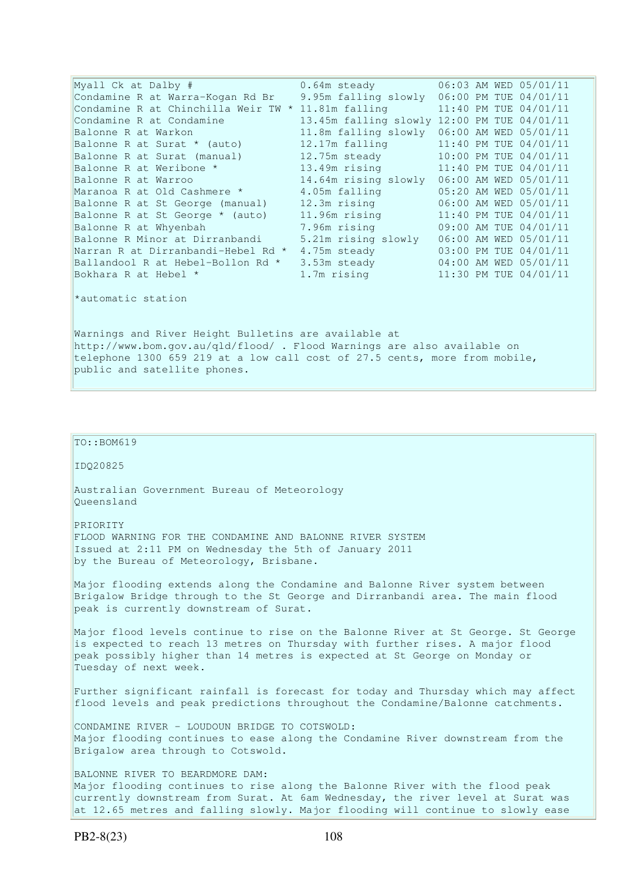| | | |
|---|---|---|
| Myall Ck at Dalby # | 0.64m steady | 06:03 AM WED 05/01/11 |
| Condamine R at Warra-Kogan Rd Br | 9.95m falling slowly | 06:00 PM TUE 04/01/11 |
| Condamine R at Chinchilla Weir TW * | 11.81m falling | 11:40 PM TUE 04/01/11 |
| Condamine R at Condamine | 13.45m falling slowly | 12:00 PM TUE 04/01/11 |
| Balonne R at Warkon | 11.8m falling slowly | 06:00 AM WED 05/01/11 |
| Balonne R at Surat * (auto) | 12.17m falling | 11:40 PM TUE 04/01/11 |
| Balonne R at Surat (manual) | 12.75m steady | 10:00 PM TUE 04/01/11 |
| Balonne R at Weribone * | 13.49m rising | 11:40 PM TUE 04/01/11 |
| Balonne R at Warroo | 14.64m rising slowly | 06:00 AM WED 05/01/11 |
| Maranoa R at Old Cashmere * | 4.05m falling | 05:20 AM WED 05/01/11 |
| Balonne R at St George (manual) | 12.3m rising | 06:00 AM WED 05/01/11 |
| Balonne R at St George * (auto) | 11.96m rising | 11:40 PM TUE 04/01/11 |
| Balonne R at Whyenbah | 7.96m rising | 09:00 AM TUE 04/01/11 |
| Balonne R Minor at Dirranbandi | 5.21m rising slowly | 06:00 AM WED 05/01/11 |
| Narran R at Dirranbandi-Hebel Rd * | 4.75m steady | 03:00 PM TUE 04/01/11 |
| Ballandool R at Hebel-Bollon Rd * | 3.53m steady | 04:00 AM WED 05/01/11 |
| Bokhara R at Hebel * | 1.7m rising | 11:30 PM TUE 04/01/11 |

*automatic station

Warnings and River Height Bulletins are available at http://www.bom.gov.au/qld/flood/ . Flood Warnings are also available on telephone 1300 659 219 at a low call cost of 27.5 cents, more from mobile, public and satellite phones.

TO::BOM619

IDQ20825

Australian Government Bureau of Meteorology
Queensland

PRIORITY
FLOOD WARNING FOR THE CONDAMINE AND BALONNE RIVER SYSTEM
Issued at 2:11 PM on Wednesday the 5th of January 2011
by the Bureau of Meteorology, Brisbane.

Major flooding extends along the Condamine and Balonne River system between Brigalow Bridge through to the St George and Dirranbandi area. The main flood peak is currently downstream of Surat.

Major flood levels continue to rise on the Balonne River at St George. St George is expected to reach 13 metres on Thursday with further rises. A major flood peak possibly higher than 14 metres is expected at St George on Monday or Tuesday of next week.

Further significant rainfall is forecast for today and Thursday which may affect flood levels and peak predictions throughout the Condamine/Balonne catchments.

CONDAMINE RIVER - LOUDOUN BRIDGE TO COTSWOLD:
Major flooding continues to ease along the Condamine River downstream from the Brigalow area through to Cotswold.

BALONNE RIVER TO BEARDMORE DAM:
Major flooding continues to rise along the Balonne River with the flood peak currently downstream from Surat. At 6am Wednesday, the river level at Surat was at 12.65 metres and falling slowly. Major flooding will continue to slowly ease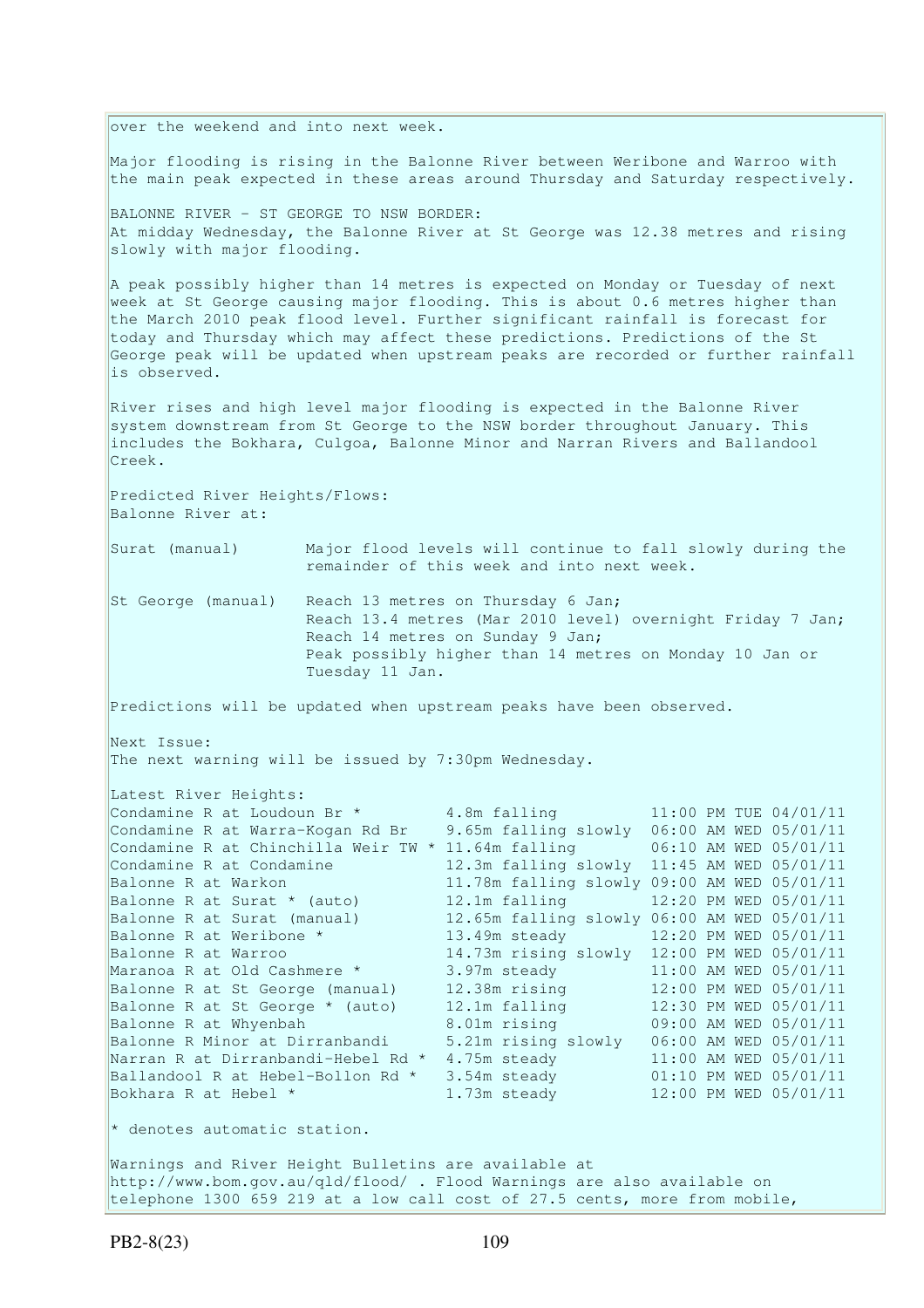over the weekend and into next week.

Major flooding is rising in the Balonne River between Weribone and Warroo with the main peak expected in these areas around Thursday and Saturday respectively.

BALONNE RIVER - ST GEORGE TO NSW BORDER:
At midday Wednesday, the Balonne River at St George was 12.38 metres and rising slowly with major flooding.

A peak possibly higher than 14 metres is expected on Monday or Tuesday of next week at St George causing major flooding. This is about 0.6 metres higher than the March 2010 peak flood level. Further significant rainfall is forecast for today and Thursday which may affect these predictions. Predictions of the St George peak will be updated when upstream peaks are recorded or further rainfall is observed.

River rises and high level major flooding is expected in the Balonne River system downstream from St George to the NSW border throughout January. This includes the Bokhara, Culgoa, Balonne Minor and Narran Rivers and Ballandool Creek.

Predicted River Heights/Flows:
Balonne River at:

| | |
|---|---|
| Surat (manual) | Major flood levels will continue to fall slowly during the remainder of this week and into next week. |
| St George (manual) | Reach 13 metres on Thursday 6 Jan; Reach 13.4 metres (Mar 2010 level) overnight Friday 7 Jan; Reach 14 metres on Sunday 9 Jan; Peak possibly higher than 14 metres on Monday 10 Jan or Tuesday 11 Jan. |

Predictions will be updated when upstream peaks have been observed.

Next Issue:
The next warning will be issued by 7:30pm Wednesday.

Latest River Heights:

| | | |
|---|---|---|
| Condamine R at Loudoun Br * | 4.8m falling | 11:00 PM TUE 04/01/11 |
| Condamine R at Warra-Kogan Rd Br | 9.65m falling slowly | 06:00 AM WED 05/01/11 |
| Condamine R at Chinchilla Weir TW * | 11.64m falling | 06:10 AM WED 05/01/11 |
| Condamine R at Condamine | 12.3m falling slowly | 11:45 AM WED 05/01/11 |
| Balonne R at Warkon | 11.78m falling slowly | 09:00 AM WED 05/01/11 |
| Balonne R at Surat * (auto) | 12.1m falling | 12:20 PM WED 05/01/11 |
| Balonne R at Surat (manual) | 12.65m falling slowly | 06:00 AM WED 05/01/11 |
| Balonne R at Weribone * | 13.49m steady | 12:20 PM WED 05/01/11 |
| Balonne R at Warroo | 14.73m rising slowly | 12:00 PM WED 05/01/11 |
| Maranoa R at Old Cashmere * | 3.97m steady | 11:00 AM WED 05/01/11 |
| Balonne R at St George (manual) | 12.38m rising | 12:00 PM WED 05/01/11 |
| Balonne R at St George * (auto) | 12.1m falling | 12:30 PM WED 05/01/11 |
| Balonne R at Whyenbah | 8.01m rising | 09:00 AM WED 05/01/11 |
| Balonne R Minor at Dirranbandi | 5.21m rising slowly | 06:00 AM WED 05/01/11 |
| Narran R at Dirranbandi-Hebel Rd * | 4.75m steady | 11:00 AM WED 05/01/11 |
| Ballandool R at Hebel-Bollon Rd * | 3.54m steady | 01:10 PM WED 05/01/11 |
| Bokhara R at Hebel * | 1.73m steady | 12:00 PM WED 05/01/11 |

* denotes automatic station.

Warnings and River Height Bulletins are available at http://www.bom.gov.au/qld/flood/ . Flood Warnings are also available on telephone 1300 659 219 at a low call cost of 27.5 cents, more from mobile,

PB2-8(23)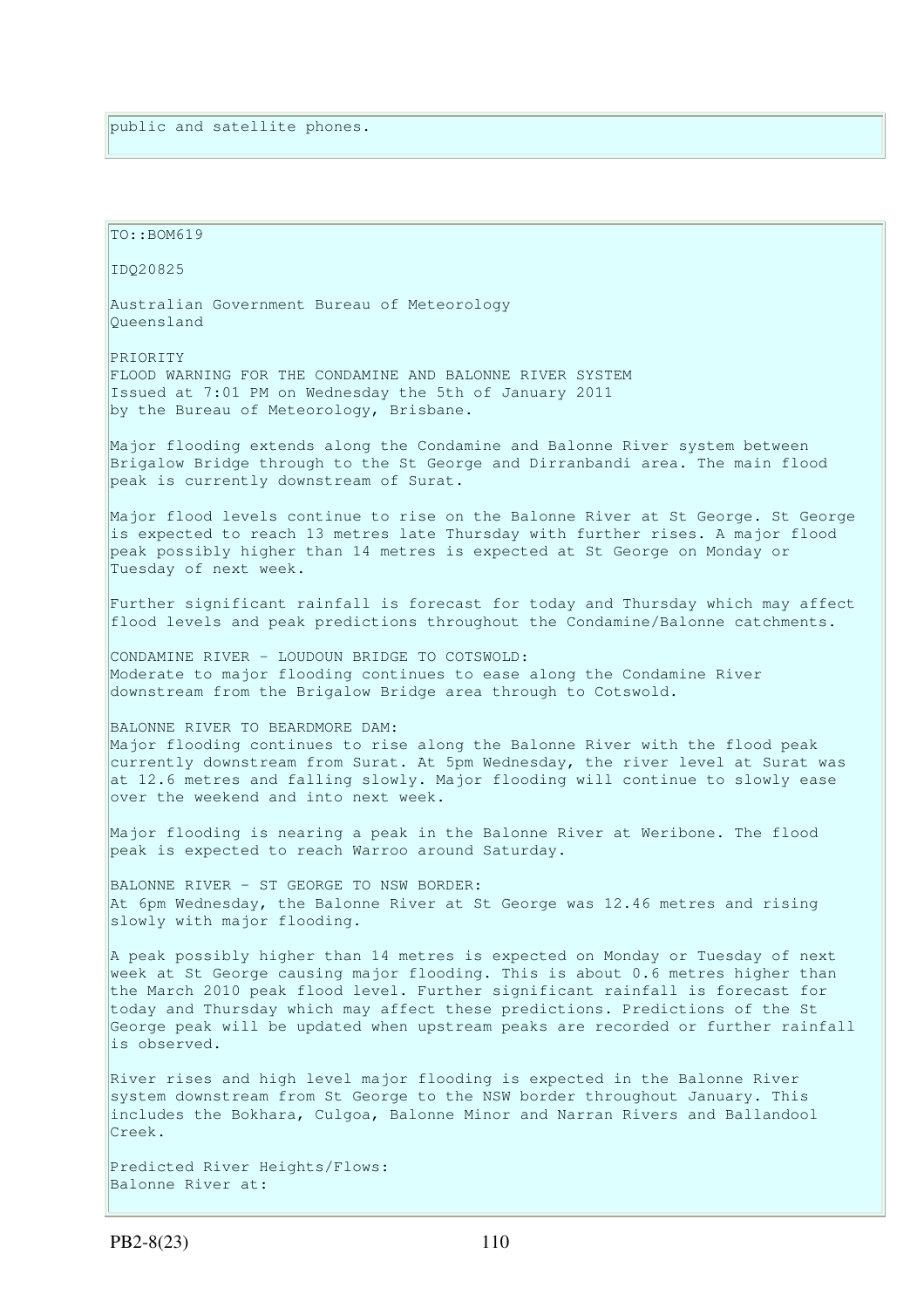public and satellite phones.

TO::BOM619

IDQ20825

Australian Government Bureau of Meteorology
Queensland

PRIORITY
FLOOD WARNING FOR THE CONDAMINE AND BALONNE RIVER SYSTEM
Issued at 7:01 PM on Wednesday the 5th of January 2011
by the Bureau of Meteorology, Brisbane.

Major flooding extends along the Condamine and Balonne River system between Brigalow Bridge through to the St George and Dirranbandi area. The main flood peak is currently downstream of Surat.

Major flood levels continue to rise on the Balonne River at St George. St George is expected to reach 13 metres late Thursday with further rises. A major flood peak possibly higher than 14 metres is expected at St George on Monday or Tuesday of next week.

Further significant rainfall is forecast for today and Thursday which may affect flood levels and peak predictions throughout the Condamine/Balonne catchments.

CONDAMINE RIVER - LOUDOUN BRIDGE TO COTSWOLD:
Moderate to major flooding continues to ease along the Condamine River downstream from the Brigalow Bridge area through to Cotswold.

BALONNE RIVER TO BEARDMORE DAM:
Major flooding continues to rise along the Balonne River with the flood peak currently downstream from Surat. At 5pm Wednesday, the river level at Surat was at 12.6 metres and falling slowly. Major flooding will continue to slowly ease over the weekend and into next week.

Major flooding is nearing a peak in the Balonne River at Weribone. The flood peak is expected to reach Warroo around Saturday.

BALONNE RIVER - ST GEORGE TO NSW BORDER:
At 6pm Wednesday, the Balonne River at St George was 12.46 metres and rising slowly with major flooding.

A peak possibly higher than 14 metres is expected on Monday or Tuesday of next week at St George causing major flooding. This is about 0.6 metres higher than the March 2010 peak flood level. Further significant rainfall is forecast for today and Thursday which may affect these predictions. Predictions of the St George peak will be updated when upstream peaks are recorded or further rainfall is observed.

River rises and high level major flooding is expected in the Balonne River system downstream from St George to the NSW border throughout January. This includes the Bokhara, Culgoa, Balonne Minor and Narran Rivers and Ballandool Creek.

Predicted River Heights/Flows:
Balonne River at:

PB2-8(23)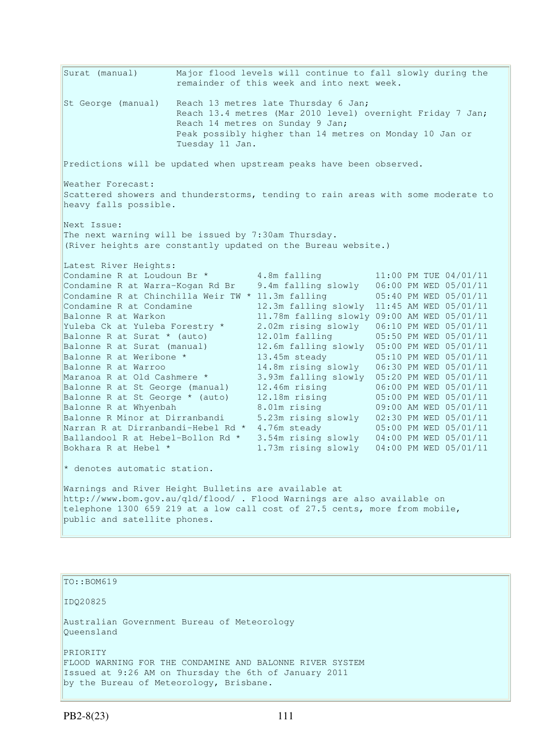Surat (manual)       Major flood levels will continue to fall slowly during the remainder of this week and into next week.

St George (manual)   Reach 13 metres late Thursday 6 Jan;
Reach 13.4 metres (Mar 2010 level) overnight Friday 7 Jan;
Reach 14 metres on Sunday 9 Jan;
Peak possibly higher than 14 metres on Monday 10 Jan or Tuesday 11 Jan.

Predictions will be updated when upstream peaks have been observed.

Weather Forecast:
Scattered showers and thunderstorms, tending to rain areas with some moderate to heavy falls possible.

Next Issue:
The next warning will be issued by 7:30am Thursday.
(River heights are constantly updated on the Bureau website.)

Latest River Heights:

| | | |
|---|---|---|
| Condamine R at Loudoun Br * | 4.8m falling | 11:00 PM TUE 04/01/11 |
| Condamine R at Warra-Kogan Rd Br | 9.4m falling slowly | 06:00 PM WED 05/01/11 |
| Condamine R at Chinchilla Weir TW * | 11.3m falling | 05:40 PM WED 05/01/11 |
| Condamine R at Condamine | 12.3m falling slowly | 11:45 AM WED 05/01/11 |
| Balonne R at Warkon | 11.78m falling slowly | 09:00 AM WED 05/01/11 |
| Yuleba Ck at Yuleba Forestry * | 2.02m rising slowly | 06:10 PM WED 05/01/11 |
| Balonne R at Surat * (auto) | 12.01m falling | 05:50 PM WED 05/01/11 |
| Balonne R at Surat (manual) | 12.6m falling slowly | 05:00 PM WED 05/01/11 |
| Balonne R at Weribone * | 13.45m steady | 05:10 PM WED 05/01/11 |
| Balonne R at Warroo | 14.8m rising slowly | 06:30 PM WED 05/01/11 |
| Maranoa R at Old Cashmere * | 3.93m falling slowly | 05:20 PM WED 05/01/11 |
| Balonne R at St George (manual) | 12.46m rising | 06:00 PM WED 05/01/11 |
| Balonne R at St George * (auto) | 12.18m rising | 05:00 PM WED 05/01/11 |
| Balonne R at Whyenbah | 8.01m rising | 09:00 AM WED 05/01/11 |
| Balonne R Minor at Dirranbandi | 5.23m rising slowly | 02:30 PM WED 05/01/11 |
| Narran R at Dirranbandi-Hebel Rd * | 4.76m steady | 05:00 PM WED 05/01/11 |
| Ballandool R at Hebel-Bollon Rd * | 3.54m rising slowly | 04:00 PM WED 05/01/11 |
| Bokhara R at Hebel * | 1.73m rising slowly | 04:00 PM WED 05/01/11 |

* denotes automatic station.

Warnings and River Height Bulletins are available at http://www.bom.gov.au/qld/flood/ . Flood Warnings are also available on telephone 1300 659 219 at a low call cost of 27.5 cents, more from mobile, public and satellite phones.

TO::BOM619

IDQ20825

Australian Government Bureau of Meteorology
Queensland

PRIORITY
FLOOD WARNING FOR THE CONDAMINE AND BALONNE RIVER SYSTEM
Issued at 9:26 AM on Thursday the 6th of January 2011
by the Bureau of Meteorology, Brisbane.

PB2-8(23)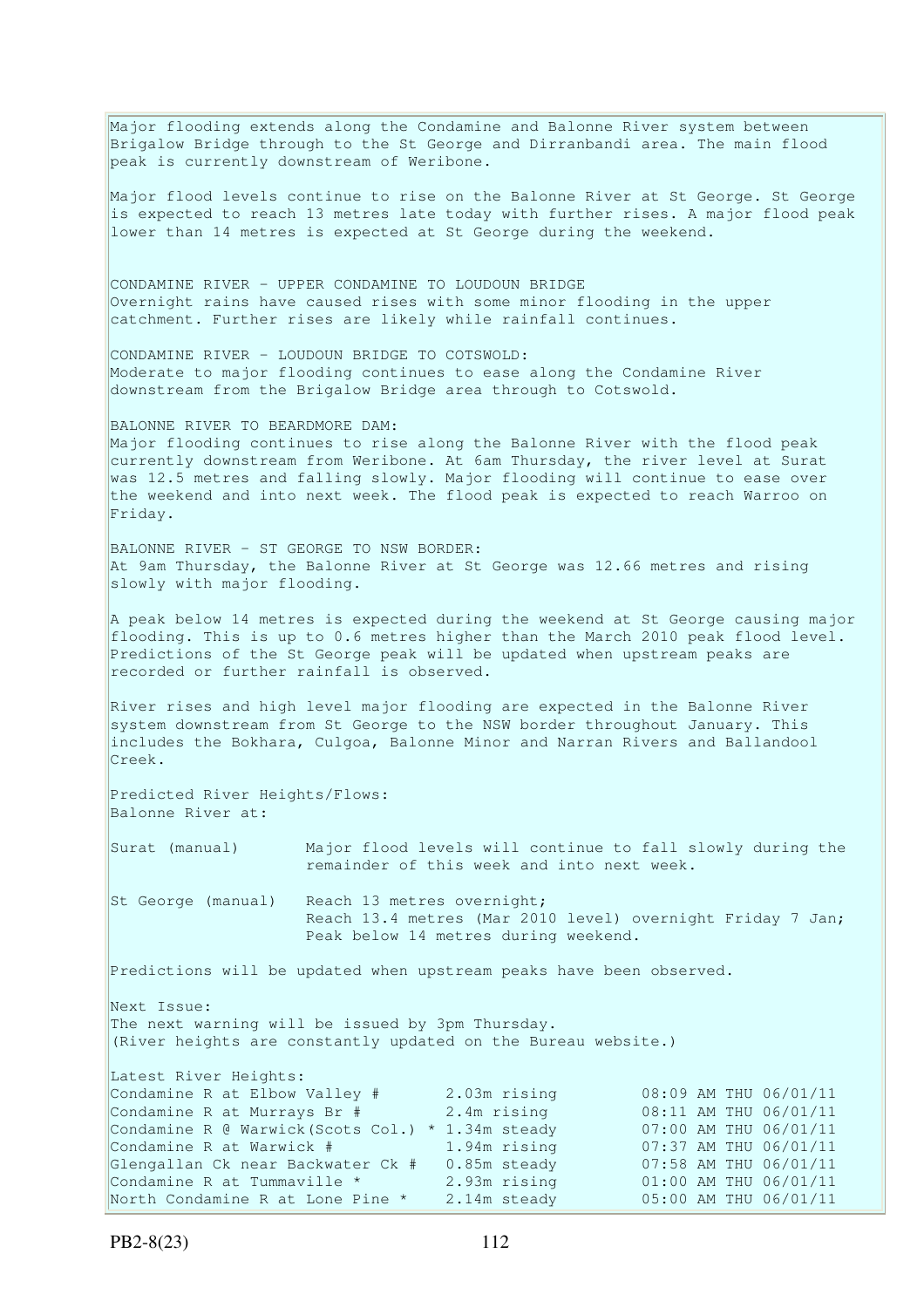Major flooding extends along the Condamine and Balonne River system between Brigalow Bridge through to the St George and Dirranbandi area. The main flood peak is currently downstream of Weribone.

Major flood levels continue to rise on the Balonne River at St George. St George is expected to reach 13 metres late today with further rises. A major flood peak lower than 14 metres is expected at St George during the weekend.

CONDAMINE RIVER - UPPER CONDAMINE TO LOUDOUN BRIDGE
Overnight rains have caused rises with some minor flooding in the upper catchment. Further rises are likely while rainfall continues.

CONDAMINE RIVER - LOUDOUN BRIDGE TO COTSWOLD:
Moderate to major flooding continues to ease along the Condamine River downstream from the Brigalow Bridge area through to Cotswold.

BALONNE RIVER TO BEARDMORE DAM:
Major flooding continues to rise along the Balonne River with the flood peak currently downstream from Weribone. At 6am Thursday, the river level at Surat was 12.5 metres and falling slowly. Major flooding will continue to ease over the weekend and into next week. The flood peak is expected to reach Warroo on Friday.

BALONNE RIVER - ST GEORGE TO NSW BORDER:
At 9am Thursday, the Balonne River at St George was 12.66 metres and rising slowly with major flooding.

A peak below 14 metres is expected during the weekend at St George causing major flooding. This is up to 0.6 metres higher than the March 2010 peak flood level. Predictions of the St George peak will be updated when upstream peaks are recorded or further rainfall is observed.

River rises and high level major flooding are expected in the Balonne River system downstream from St George to the NSW border throughout January. This includes the Bokhara, Culgoa, Balonne Minor and Narran Rivers and Ballandool Creek.

Predicted River Heights/Flows:
Balonne River at:

| | |
|---|---|
| Surat (manual) | Major flood levels will continue to fall slowly during the remainder of this week and into next week. |
| St George (manual) | Reach 13 metres overnight; Reach 13.4 metres (Mar 2010 level) overnight Friday 7 Jan; Peak below 14 metres during weekend. |

Predictions will be updated when upstream peaks have been observed.

Next Issue:
The next warning will be issued by 3pm Thursday.
(River heights are constantly updated on the Bureau website.)

Latest River Heights:

| | | |
|---|---|---|
| Condamine R at Elbow Valley # | 2.03m rising | 08:09 AM THU 06/01/11 |
| Condamine R at Murrays Br # | 2.4m rising | 08:11 AM THU 06/01/11 |
| Condamine R @ Warwick(Scots Col.) * | 1.34m steady | 07:00 AM THU 06/01/11 |
| Condamine R at Warwick # | 1.94m rising | 07:37 AM THU 06/01/11 |
| Glengallan Ck near Backwater Ck # | 0.85m steady | 07:58 AM THU 06/01/11 |
| Condamine R at Tummaville * | 2.93m rising | 01:00 AM THU 06/01/11 |
| North Condamine R at Lone Pine * | 2.14m steady | 05:00 AM THU 06/01/11 |

PB2-8(23)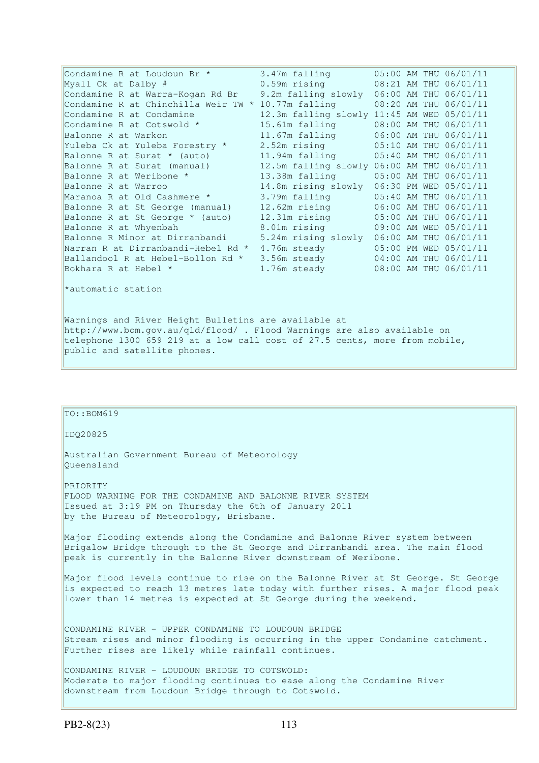| | | |
|---|---|---|
| Condamine R at Loudoun Br * | 3.47m falling | 05:00 AM THU 06/01/11 |
| Myall Ck at Dalby # | 0.59m rising | 08:21 AM THU 06/01/11 |
| Condamine R at Warra-Kogan Rd Br | 9.2m falling slowly | 06:00 AM THU 06/01/11 |
| Condamine R at Chinchilla Weir TW * | 10.77m falling | 08:20 AM THU 06/01/11 |
| Condamine R at Condamine | 12.3m falling slowly | 11:45 AM WED 05/01/11 |
| Condamine R at Cotswold * | 15.61m falling | 08:00 AM THU 06/01/11 |
| Balonne R at Warkon | 11.67m falling | 06:00 AM THU 06/01/11 |
| Yuleba Ck at Yuleba Forestry * | 2.52m rising | 05:10 AM THU 06/01/11 |
| Balonne R at Surat * (auto) | 11.94m falling | 05:40 AM THU 06/01/11 |
| Balonne R at Surat (manual) | 12.5m falling slowly | 06:00 AM THU 06/01/11 |
| Balonne R at Weribone * | 13.38m falling | 05:00 AM THU 06/01/11 |
| Balonne R at Warroo | 14.8m rising slowly | 06:30 PM WED 05/01/11 |
| Maranoa R at Old Cashmere * | 3.79m falling | 05:40 AM THU 06/01/11 |
| Balonne R at St George (manual) | 12.62m rising | 06:00 AM THU 06/01/11 |
| Balonne R at St George * (auto) | 12.31m rising | 05:00 AM THU 06/01/11 |
| Balonne R at Whyenbah | 8.01m rising | 09:00 AM WED 05/01/11 |
| Balonne R Minor at Dirranbandi | 5.24m rising slowly | 06:00 AM THU 06/01/11 |
| Narran R at Dirranbandi-Hebel Rd * | 4.76m steady | 05:00 PM WED 05/01/11 |
| Ballandool R at Hebel-Bollon Rd * | 3.56m steady | 04:00 AM THU 06/01/11 |
| Bokhara R at Hebel * | 1.76m steady | 08:00 AM THU 06/01/11 |

*automatic station

Warnings and River Height Bulletins are available at http://www.bom.gov.au/qld/flood/ . Flood Warnings are also available on telephone 1300 659 219 at a low call cost of 27.5 cents, more from mobile, public and satellite phones.

TO::BOM619

IDQ20825

Australian Government Bureau of Meteorology
Queensland

PRIORITY
FLOOD WARNING FOR THE CONDAMINE AND BALONNE RIVER SYSTEM
Issued at 3:19 PM on Thursday the 6th of January 2011
by the Bureau of Meteorology, Brisbane.

Major flooding extends along the Condamine and Balonne River system between Brigalow Bridge through to the St George and Dirranbandi area. The main flood peak is currently in the Balonne River downstream of Weribone.

Major flood levels continue to rise on the Balonne River at St George. St George is expected to reach 13 metres late today with further rises. A major flood peak lower than 14 metres is expected at St George during the weekend.

CONDAMINE RIVER - UPPER CONDAMINE TO LOUDOUN BRIDGE
Stream rises and minor flooding is occurring in the upper Condamine catchment. Further rises are likely while rainfall continues.

CONDAMINE RIVER - LOUDOUN BRIDGE TO COTSWOLD:
Moderate to major flooding continues to ease along the Condamine River downstream from Loudoun Bridge through to Cotswold.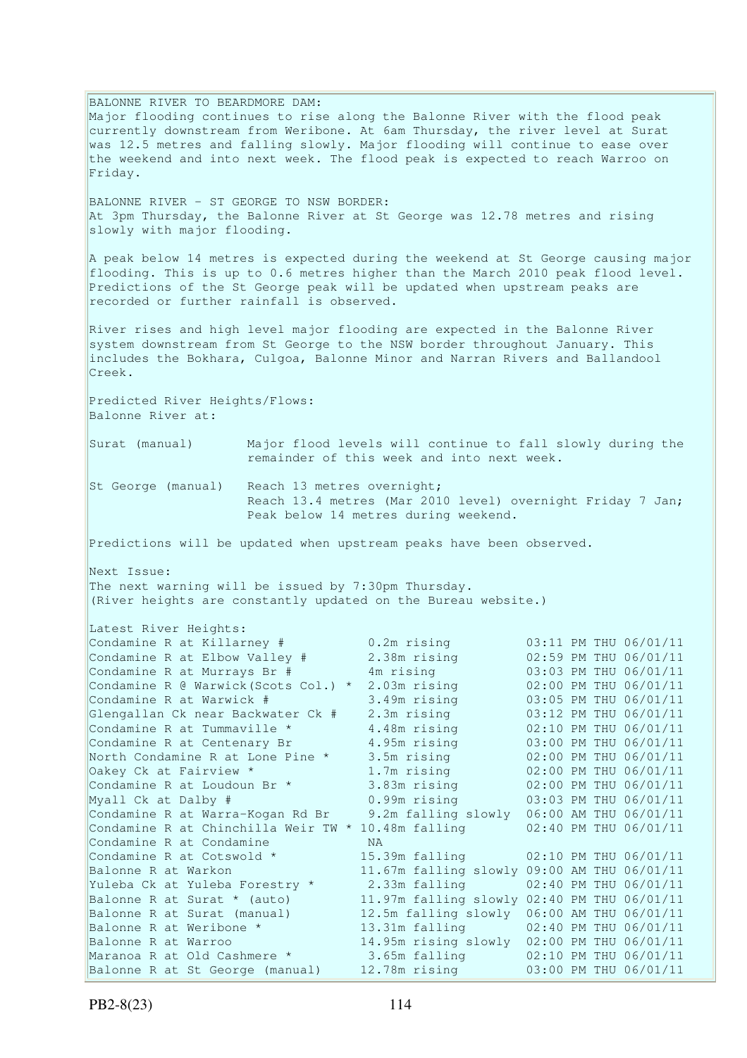BALONNE RIVER TO BEARDMORE DAM:
Major flooding continues to rise along the Balonne River with the flood peak currently downstream from Weribone. At 6am Thursday, the river level at Surat was 12.5 metres and falling slowly. Major flooding will continue to ease over the weekend and into next week. The flood peak is expected to reach Warroo on Friday.

BALONNE RIVER - ST GEORGE TO NSW BORDER:
At 3pm Thursday, the Balonne River at St George was 12.78 metres and rising slowly with major flooding.

A peak below 14 metres is expected during the weekend at St George causing major flooding. This is up to 0.6 metres higher than the March 2010 peak flood level. Predictions of the St George peak will be updated when upstream peaks are recorded or further rainfall is observed.

River rises and high level major flooding are expected in the Balonne River system downstream from St George to the NSW border throughout January. This includes the Bokhara, Culgoa, Balonne Minor and Narran Rivers and Ballandool Creek.

Predicted River Heights/Flows:
Balonne River at:

| | |
|---|---|
| Surat (manual) | Major flood levels will continue to fall slowly during the remainder of this week and into next week. |
| St George (manual) | Reach 13 metres overnight;<br>Reach 13.4 metres (Mar 2010 level) overnight Friday 7 Jan;<br>Peak below 14 metres during weekend. |

Predictions will be updated when upstream peaks have been observed.

Next Issue:
The next warning will be issued by 7:30pm Thursday.
(River heights are constantly updated on the Bureau website.)

Latest River Heights:

| | | |
|---|---|---|
| Condamine R at Killarney # | 0.2m rising | 03:11 PM THU 06/01/11 |
| Condamine R at Elbow Valley # | 2.38m rising | 02:59 PM THU 06/01/11 |
| Condamine R at Murrays Br # | 4m rising | 03:03 PM THU 06/01/11 |
| Condamine R @ Warwick(Scots Col.) * | 2.03m rising | 02:00 PM THU 06/01/11 |
| Condamine R at Warwick # | 3.49m rising | 03:05 PM THU 06/01/11 |
| Glengallan Ck near Backwater Ck # | 2.3m rising | 03:12 PM THU 06/01/11 |
| Condamine R at Tummaville * | 4.48m rising | 02:10 PM THU 06/01/11 |
| Condamine R at Centenary Br | 4.95m rising | 03:00 PM THU 06/01/11 |
| North Condamine R at Lone Pine * | 3.5m rising | 02:00 PM THU 06/01/11 |
| Oakey Ck at Fairview * | 1.7m rising | 02:00 PM THU 06/01/11 |
| Condamine R at Loudoun Br * | 3.83m rising | 02:00 PM THU 06/01/11 |
| Myall Ck at Dalby # | 0.99m rising | 03:03 PM THU 06/01/11 |
| Condamine R at Warra-Kogan Rd Br | 9.2m falling slowly | 06:00 AM THU 06/01/11 |
| Condamine R at Chinchilla Weir TW * | 10.48m falling | 02:40 PM THU 06/01/11 |
| Condamine R at Condamine | NA | |
| Condamine R at Cotswold * | 15.39m falling | 02:10 PM THU 06/01/11 |
| Balonne R at Warkon | 11.67m falling slowly | 09:00 AM THU 06/01/11 |
| Yuleba Ck at Yuleba Forestry * | 2.33m falling | 02:40 PM THU 06/01/11 |
| Balonne R at Surat * (auto) | 11.97m falling slowly | 02:40 PM THU 06/01/11 |
| Balonne R at Surat (manual) | 12.5m falling slowly | 06:00 AM THU 06/01/11 |
| Balonne R at Weribone * | 13.31m falling | 02:40 PM THU 06/01/11 |
| Balonne R at Warroo | 14.95m rising slowly | 02:00 PM THU 06/01/11 |
| Maranoa R at Old Cashmere * | 3.65m falling | 02:10 PM THU 06/01/11 |
| Balonne R at St George (manual) | 12.78m rising | 03:00 PM THU 06/01/11 |

PB2-8(23)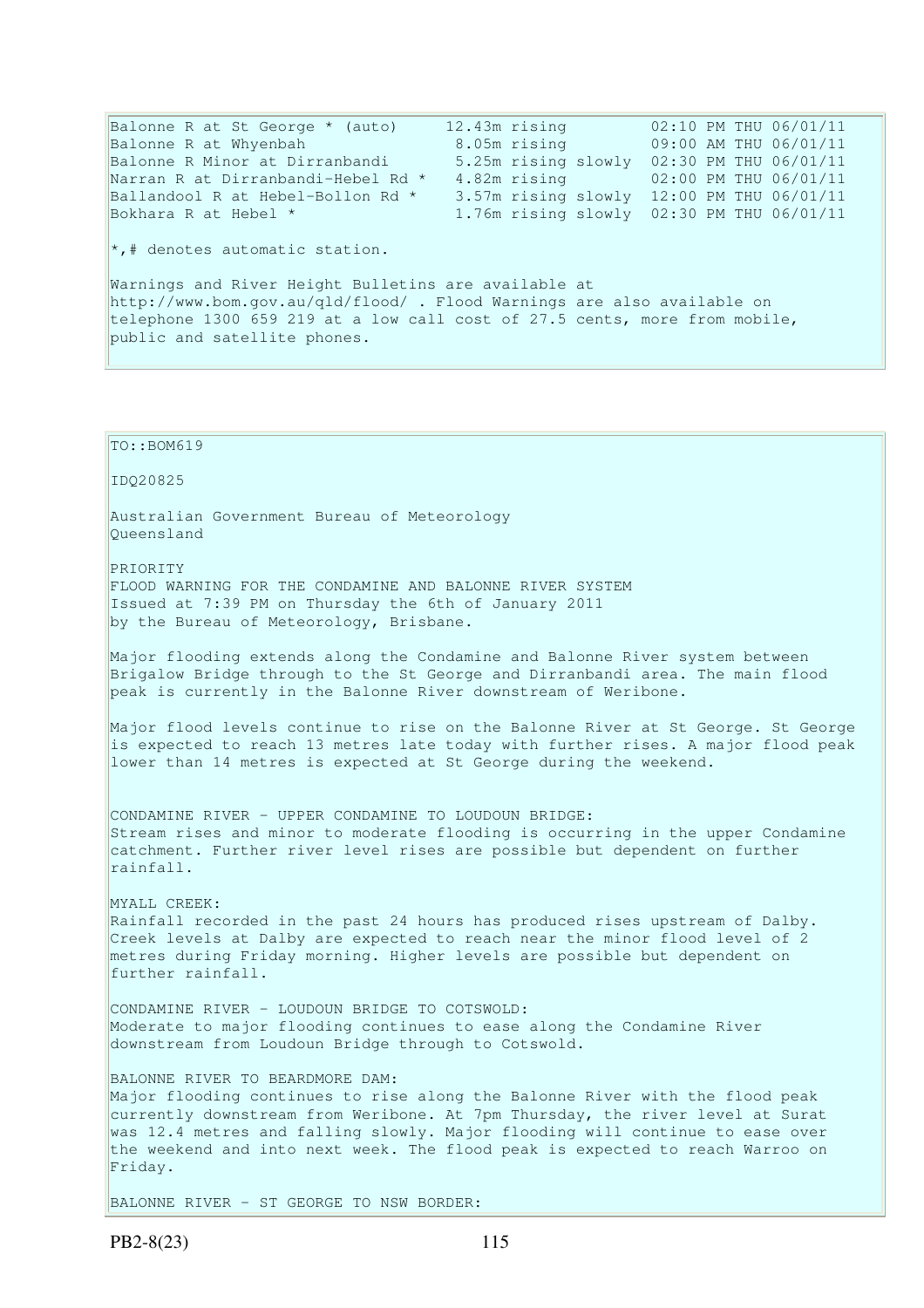| | | |
|---|---|---|
| Balonne R at St George * (auto) | 12.43m rising | 02:10 PM THU 06/01/11 |
| Balonne R at Whyenbah | 8.05m rising | 09:00 AM THU 06/01/11 |
| Balonne R Minor at Dirranbandi | 5.25m rising slowly | 02:30 PM THU 06/01/11 |
| Narran R at Dirranbandi-Hebel Rd * | 4.82m rising | 02:00 PM THU 06/01/11 |
| Ballandool R at Hebel-Bollon Rd * | 3.57m rising slowly | 12:00 PM THU 06/01/11 |
| Bokhara R at Hebel * | 1.76m rising slowly | 02:30 PM THU 06/01/11 |

*,# denotes automatic station.

Warnings and River Height Bulletins are available at http://www.bom.gov.au/qld/flood/ . Flood Warnings are also available on telephone 1300 659 219 at a low call cost of 27.5 cents, more from mobile, public and satellite phones.

TO::BOM619

IDQ20825

Australian Government Bureau of Meteorology
Queensland

PRIORITY
FLOOD WARNING FOR THE CONDAMINE AND BALONNE RIVER SYSTEM
Issued at 7:39 PM on Thursday the 6th of January 2011
by the Bureau of Meteorology, Brisbane.

Major flooding extends along the Condamine and Balonne River system between Brigalow Bridge through to the St George and Dirranbandi area. The main flood peak is currently in the Balonne River downstream of Weribone.

Major flood levels continue to rise on the Balonne River at St George. St George is expected to reach 13 metres late today with further rises. A major flood peak lower than 14 metres is expected at St George during the weekend.

CONDAMINE RIVER - UPPER CONDAMINE TO LOUDOUN BRIDGE:
Stream rises and minor to moderate flooding is occurring in the upper Condamine catchment. Further river level rises are possible but dependent on further rainfall.

MYALL CREEK:
Rainfall recorded in the past 24 hours has produced rises upstream of Dalby. Creek levels at Dalby are expected to reach near the minor flood level of 2 metres during Friday morning. Higher levels are possible but dependent on further rainfall.

CONDAMINE RIVER - LOUDOUN BRIDGE TO COTSWOLD:
Moderate to major flooding continues to ease along the Condamine River downstream from Loudoun Bridge through to Cotswold.

BALONNE RIVER TO BEARDMORE DAM:
Major flooding continues to rise along the Balonne River with the flood peak currently downstream from Weribone. At 7pm Thursday, the river level at Surat was 12.4 metres and falling slowly. Major flooding will continue to ease over the weekend and into next week. The flood peak is expected to reach Warroo on Friday.

BALONNE RIVER - ST GEORGE TO NSW BORDER: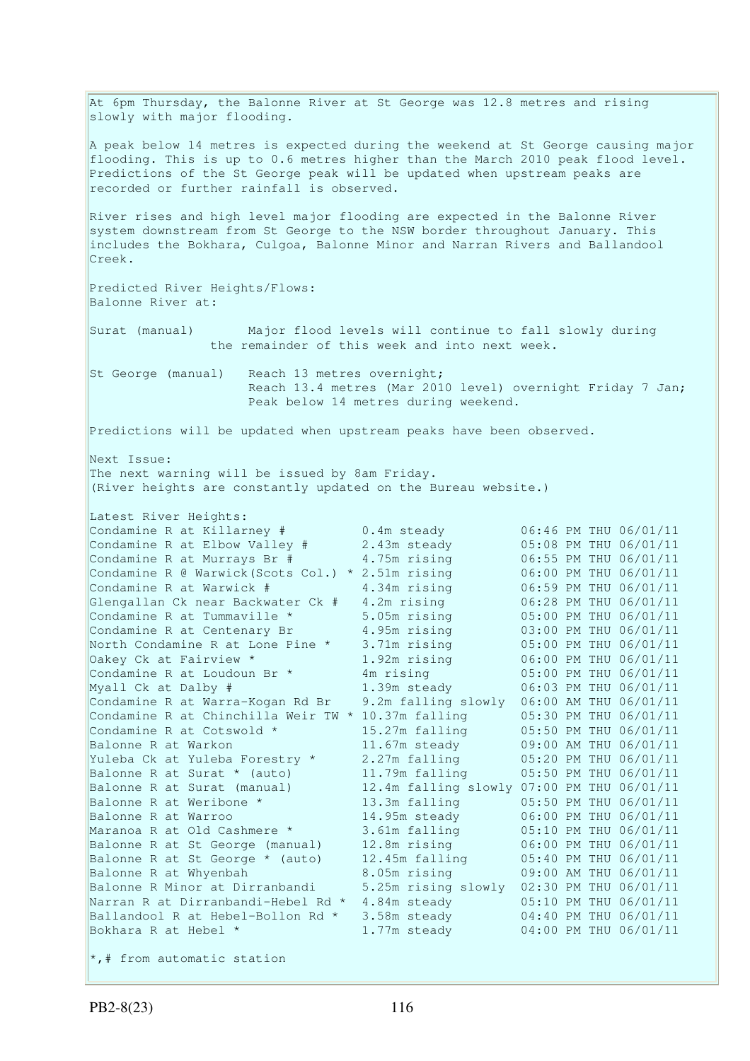At 6pm Thursday, the Balonne River at St George was 12.8 metres and rising slowly with major flooding.

A peak below 14 metres is expected during the weekend at St George causing major flooding. This is up to 0.6 metres higher than the March 2010 peak flood level. Predictions of the St George peak will be updated when upstream peaks are recorded or further rainfall is observed.

River rises and high level major flooding are expected in the Balonne River system downstream from St George to the NSW border throughout January. This includes the Bokhara, Culgoa, Balonne Minor and Narran Rivers and Ballandool Creek.

Predicted River Heights/Flows:
Balonne River at:

Surat (manual) Major flood levels will continue to fall slowly during the remainder of this week and into next week.

St George (manual) Reach 13 metres overnight;
Reach 13.4 metres (Mar 2010 level) overnight Friday 7 Jan;
Peak below 14 metres during weekend.

Predictions will be updated when upstream peaks have been observed.

Next Issue:
The next warning will be issued by 8am Friday.
(River heights are constantly updated on the Bureau website.)

Latest River Heights:

| | | |
|---|---|---|
| Condamine R at Killarney # | 0.4m steady | 06:46 PM THU 06/01/11 |
| Condamine R at Elbow Valley # | 2.43m steady | 05:08 PM THU 06/01/11 |
| Condamine R at Murrays Br # | 4.75m rising | 06:55 PM THU 06/01/11 |
| Condamine R @ Warwick(Scots Col.) * | 2.51m rising | 06:00 PM THU 06/01/11 |
| Condamine R at Warwick # | 4.34m rising | 06:59 PM THU 06/01/11 |
| Glengallan Ck near Backwater Ck # | 4.2m rising | 06:28 PM THU 06/01/11 |
| Condamine R at Tummaville * | 5.05m rising | 05:00 PM THU 06/01/11 |
| Condamine R at Centenary Br | 4.95m rising | 03:00 PM THU 06/01/11 |
| North Condamine R at Lone Pine * | 3.71m rising | 05:00 PM THU 06/01/11 |
| Oakey Ck at Fairview * | 1.92m rising | 06:00 PM THU 06/01/11 |
| Condamine R at Loudoun Br * | 4m rising | 05:00 PM THU 06/01/11 |
| Myall Ck at Dalby # | 1.39m steady | 06:03 PM THU 06/01/11 |
| Condamine R at Warra-Kogan Rd Br | 9.2m falling slowly | 06:00 AM THU 06/01/11 |
| Condamine R at Chinchilla Weir TW * | 10.37m falling | 05:30 PM THU 06/01/11 |
| Condamine R at Cotswold * | 15.27m falling | 05:50 PM THU 06/01/11 |
| Balonne R at Warkon | 11.67m steady | 09:00 AM THU 06/01/11 |
| Yuleba Ck at Yuleba Forestry * | 2.27m falling | 05:20 PM THU 06/01/11 |
| Balonne R at Surat * (auto) | 11.79m falling | 05:50 PM THU 06/01/11 |
| Balonne R at Surat (manual) | 12.4m falling slowly | 07:00 PM THU 06/01/11 |
| Balonne R at Weribone * | 13.3m falling | 05:50 PM THU 06/01/11 |
| Balonne R at Warroo | 14.95m steady | 06:00 PM THU 06/01/11 |
| Maranoa R at Old Cashmere * | 3.61m falling | 05:10 PM THU 06/01/11 |
| Balonne R at St George (manual) | 12.8m rising | 06:00 PM THU 06/01/11 |
| Balonne R at St George * (auto) | 12.45m falling | 05:40 PM THU 06/01/11 |
| Balonne R at Whyenbah | 8.05m rising | 09:00 AM THU 06/01/11 |
| Balonne R Minor at Dirranbandi | 5.25m rising slowly | 02:30 PM THU 06/01/11 |
| Narran R at Dirranbandi-Hebel Rd * | 4.84m steady | 05:10 PM THU 06/01/11 |
| Ballandool R at Hebel-Bollon Rd * | 3.58m steady | 04:40 PM THU 06/01/11 |
| Bokhara R at Hebel * | 1.77m steady | 04:00 PM THU 06/01/11 |

*,# from automatic station

PB2-8(23)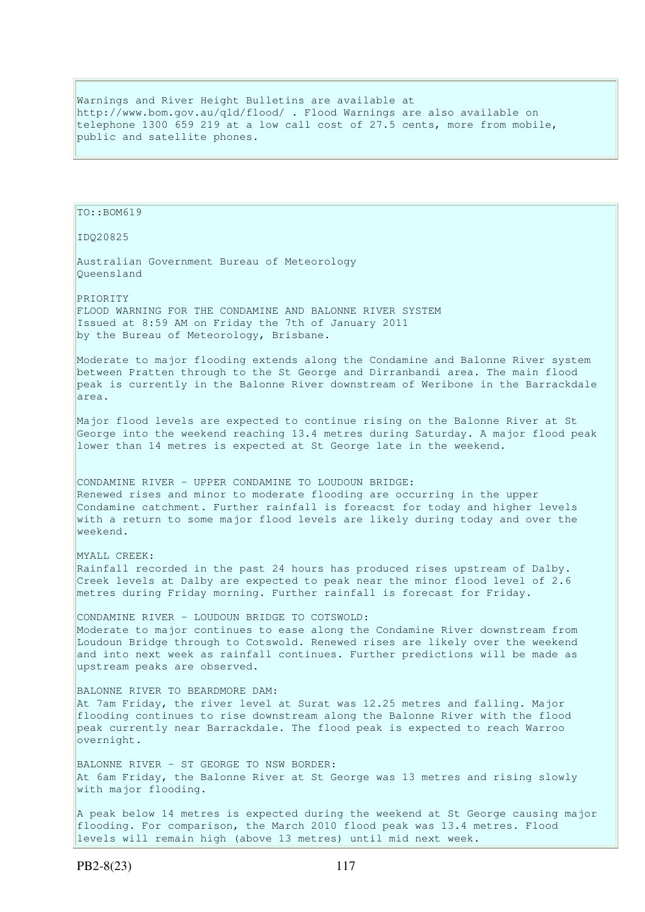Warnings and River Height Bulletins are available at http://www.bom.gov.au/qld/flood/ . Flood Warnings are also available on telephone 1300 659 219 at a low call cost of 27.5 cents, more from mobile, public and satellite phones.

TO::BOM619

IDQ20825

Australian Government Bureau of Meteorology
Queensland

PRIORITY
FLOOD WARNING FOR THE CONDAMINE AND BALONNE RIVER SYSTEM
Issued at 8:59 AM on Friday the 7th of January 2011
by the Bureau of Meteorology, Brisbane.

Moderate to major flooding extends along the Condamine and Balonne River system between Pratten through to the St George and Dirranbandi area. The main flood peak is currently in the Balonne River downstream of Weribone in the Barrackdale area.

Major flood levels are expected to continue rising on the Balonne River at St George into the weekend reaching 13.4 metres during Saturday. A major flood peak lower than 14 metres is expected at St George late in the weekend.

CONDAMINE RIVER - UPPER CONDAMINE TO LOUDOUN BRIDGE:
Renewed rises and minor to moderate flooding are occurring in the upper Condamine catchment. Further rainfall is foreacst for today and higher levels with a return to some major flood levels are likely during today and over the weekend.

MYALL CREEK:
Rainfall recorded in the past 24 hours has produced rises upstream of Dalby. Creek levels at Dalby are expected to peak near the minor flood level of 2.6 metres during Friday morning. Further rainfall is forecast for Friday.

CONDAMINE RIVER - LOUDOUN BRIDGE TO COTSWOLD:
Moderate to major continues to ease along the Condamine River downstream from Loudoun Bridge through to Cotswold. Renewed rises are likely over the weekend and into next week as rainfall continues. Further predictions will be made as upstream peaks are observed.

BALONNE RIVER TO BEARDMORE DAM:
At 7am Friday, the river level at Surat was 12.25 metres and falling. Major flooding continues to rise downstream along the Balonne River with the flood peak currently near Barrackdale. The flood peak is expected to reach Warroo overnight.

BALONNE RIVER - ST GEORGE TO NSW BORDER:
At 6am Friday, the Balonne River at St George was 13 metres and rising slowly with major flooding.

A peak below 14 metres is expected during the weekend at St George causing major flooding. For comparison, the March 2010 flood peak was 13.4 metres. Flood levels will remain high (above 13 metres) until mid next week.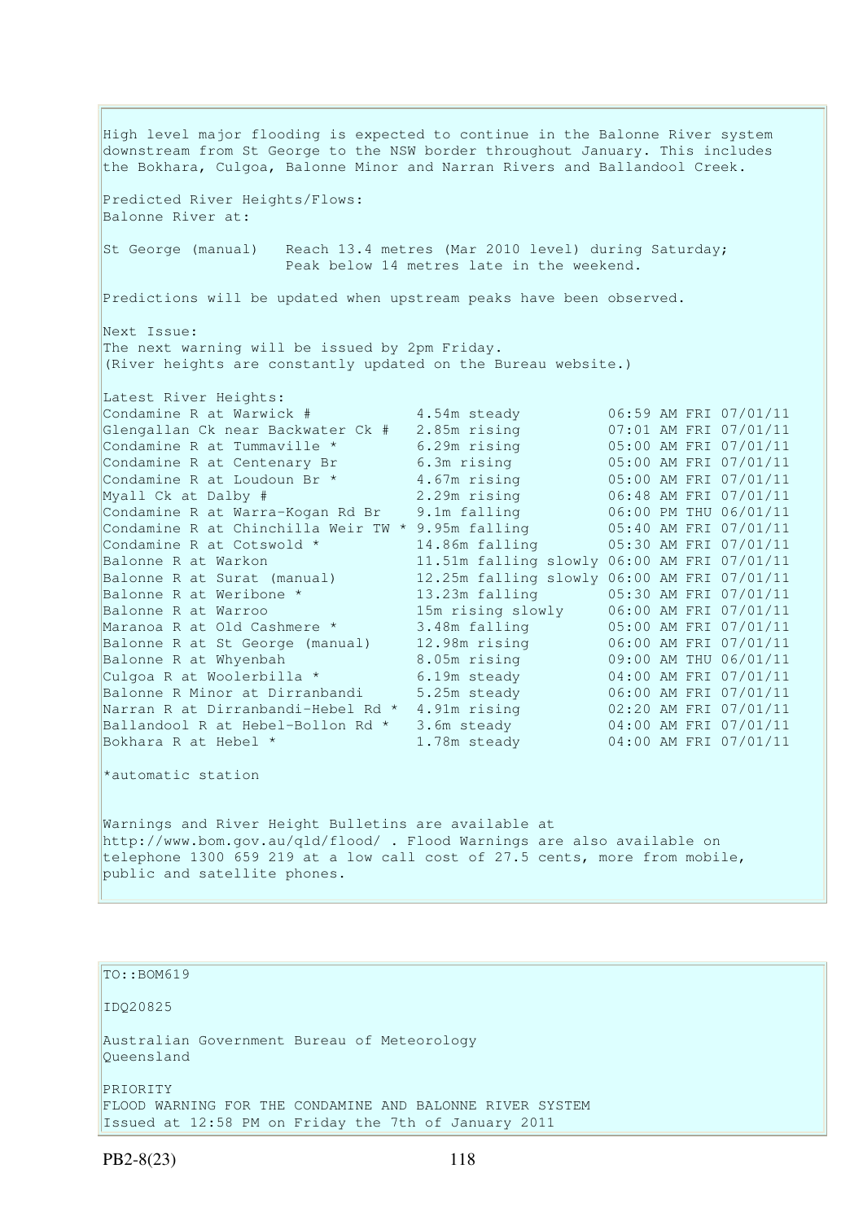High level major flooding is expected to continue in the Balonne River system downstream from St George to the NSW border throughout January. This includes the Bokhara, Culgoa, Balonne Minor and Narran Rivers and Ballandool Creek.

Predicted River Heights/Flows:
Balonne River at:

St George (manual) Reach 13.4 metres (Mar 2010 level) during Saturday; Peak below 14 metres late in the weekend.

Predictions will be updated when upstream peaks have been observed.

Next Issue:
The next warning will be issued by 2pm Friday.
(River heights are constantly updated on the Bureau website.)

Latest River Heights:

| | | |
|---|---|---|
| Condamine R at Warwick # | 4.54m steady | 06:59 AM FRI 07/01/11 |
| Glengallan Ck near Backwater Ck # | 2.85m rising | 07:01 AM FRI 07/01/11 |
| Condamine R at Tummaville * | 6.29m rising | 05:00 AM FRI 07/01/11 |
| Condamine R at Centenary Br | 6.3m rising | 05:00 AM FRI 07/01/11 |
| Condamine R at Loudoun Br * | 4.67m rising | 05:00 AM FRI 07/01/11 |
| Myall Ck at Dalby # | 2.29m rising | 06:48 AM FRI 07/01/11 |
| Condamine R at Warra-Kogan Rd Br | 9.1m falling | 06:00 PM THU 06/01/11 |
| Condamine R at Chinchilla Weir TW * | 9.95m falling | 05:40 AM FRI 07/01/11 |
| Condamine R at Cotswold * | 14.86m falling | 05:30 AM FRI 07/01/11 |
| Balonne R at Warkon | 11.51m falling slowly | 06:00 AM FRI 07/01/11 |
| Balonne R at Surat (manual) | 12.25m falling slowly | 06:00 AM FRI 07/01/11 |
| Balonne R at Weribone * | 13.23m falling | 05:30 AM FRI 07/01/11 |
| Balonne R at Warroo | 15m rising slowly | 06:00 AM FRI 07/01/11 |
| Maranoa R at Old Cashmere * | 3.48m falling | 05:00 AM FRI 07/01/11 |
| Balonne R at St George (manual) | 12.98m rising | 06:00 AM FRI 07/01/11 |
| Balonne R at Whyenbah | 8.05m rising | 09:00 AM THU 06/01/11 |
| Culgoa R at Woolerbilla * | 6.19m steady | 04:00 AM FRI 07/01/11 |
| Balonne R Minor at Dirranbandi | 5.25m steady | 06:00 AM FRI 07/01/11 |
| Narran R at Dirranbandi-Hebel Rd * | 4.91m rising | 02:20 AM FRI 07/01/11 |
| Ballandool R at Hebel-Bollon Rd * | 3.6m steady | 04:00 AM FRI 07/01/11 |
| Bokhara R at Hebel * | 1.78m steady | 04:00 AM FRI 07/01/11 |

*automatic station

Warnings and River Height Bulletins are available at http://www.bom.gov.au/qld/flood/ . Flood Warnings are also available on telephone 1300 659 219 at a low call cost of 27.5 cents, more from mobile, public and satellite phones.

TO::BOM619

IDQ20825

Australian Government Bureau of Meteorology
Queensland

PRIORITY
FLOOD WARNING FOR THE CONDAMINE AND BALONNE RIVER SYSTEM
Issued at 12:58 PM on Friday the 7th of January 2011

PB2-8(23)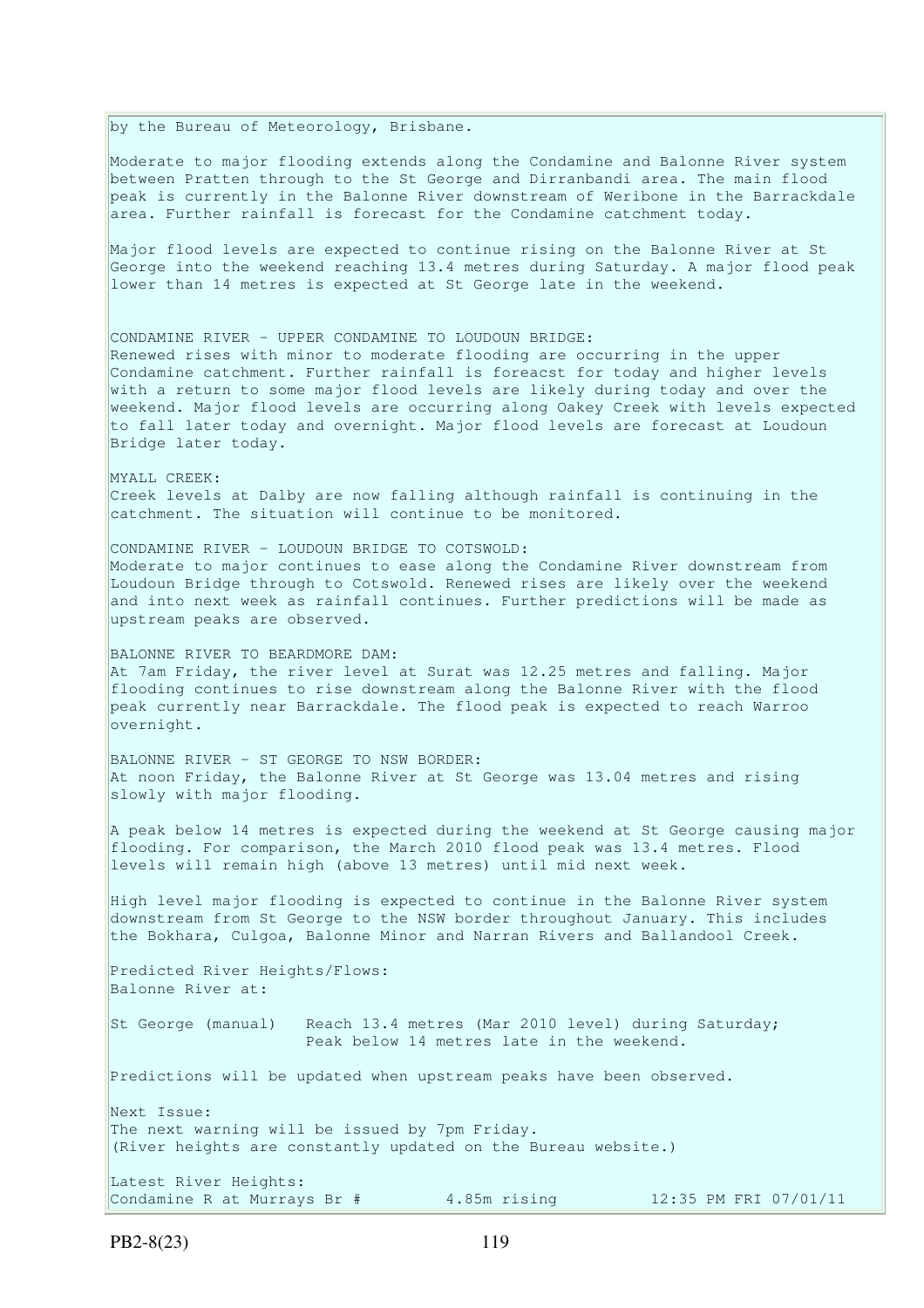by the Bureau of Meteorology, Brisbane.

Moderate to major flooding extends along the Condamine and Balonne River system between Pratten through to the St George and Dirranbandi area. The main flood peak is currently in the Balonne River downstream of Weribone in the Barrackdale area. Further rainfall is forecast for the Condamine catchment today.

Major flood levels are expected to continue rising on the Balonne River at St George into the weekend reaching 13.4 metres during Saturday. A major flood peak lower than 14 metres is expected at St George late in the weekend.

CONDAMINE RIVER - UPPER CONDAMINE TO LOUDOUN BRIDGE:
Renewed rises with minor to moderate flooding are occurring in the upper Condamine catchment. Further rainfall is foreacst for today and higher levels with a return to some major flood levels are likely during today and over the weekend. Major flood levels are occurring along Oakey Creek with levels expected to fall later today and overnight. Major flood levels are forecast at Loudoun Bridge later today.

MYALL CREEK:
Creek levels at Dalby are now falling although rainfall is continuing in the catchment. The situation will continue to be monitored.

CONDAMINE RIVER - LOUDOUN BRIDGE TO COTSWOLD:
Moderate to major continues to ease along the Condamine River downstream from Loudoun Bridge through to Cotswold. Renewed rises are likely over the weekend and into next week as rainfall continues. Further predictions will be made as upstream peaks are observed.

BALONNE RIVER TO BEARDMORE DAM:
At 7am Friday, the river level at Surat was 12.25 metres and falling. Major flooding continues to rise downstream along the Balonne River with the flood peak currently near Barrackdale. The flood peak is expected to reach Warroo overnight.

BALONNE RIVER - ST GEORGE TO NSW BORDER:
At noon Friday, the Balonne River at St George was 13.04 metres and rising slowly with major flooding.

A peak below 14 metres is expected during the weekend at St George causing major flooding. For comparison, the March 2010 flood peak was 13.4 metres. Flood levels will remain high (above 13 metres) until mid next week.

High level major flooding is expected to continue in the Balonne River system downstream from St George to the NSW border throughout January. This includes the Bokhara, Culgoa, Balonne Minor and Narran Rivers and Ballandool Creek.

Predicted River Heights/Flows:
Balonne River at:

St George (manual)   Reach 13.4 metres (Mar 2010 level) during Saturday;
                     Peak below 14 metres late in the weekend.

Predictions will be updated when upstream peaks have been observed.

Next Issue:
The next warning will be issued by 7pm Friday.
(River heights are constantly updated on the Bureau website.)

Latest River Heights:
Condamine R at Murrays Br #         4.85m rising         12:35 PM FRI 07/01/11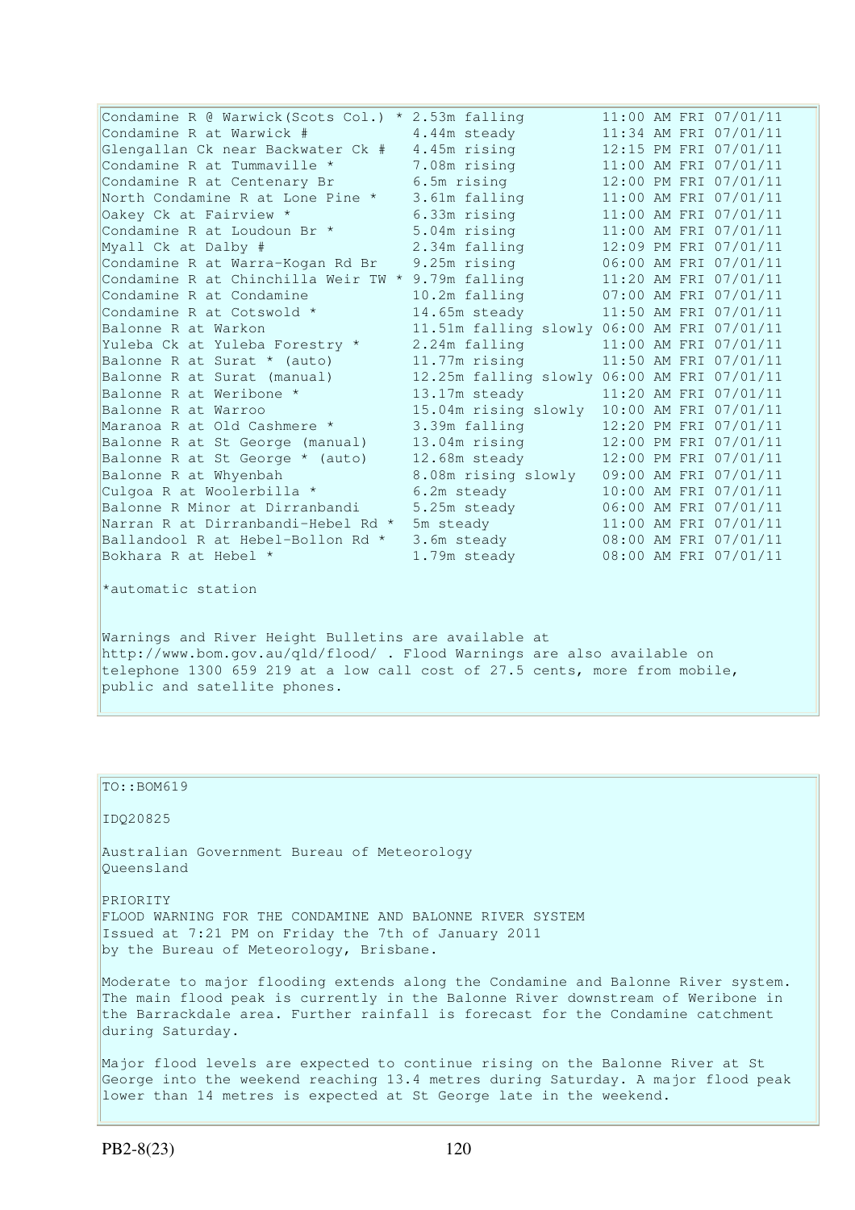| | | |
|---|---|---|
| Condamine R @ Warwick(Scots Col.) * | 2.53m falling | 11:00 AM FRI 07/01/11 |
| Condamine R at Warwick # | 4.44m steady | 11:34 AM FRI 07/01/11 |
| Glengallan Ck near Backwater Ck # | 4.45m rising | 12:15 PM FRI 07/01/11 |
| Condamine R at Tummaville * | 7.08m rising | 11:00 AM FRI 07/01/11 |
| Condamine R at Centenary Br | 6.5m rising | 12:00 PM FRI 07/01/11 |
| North Condamine R at Lone Pine * | 3.61m falling | 11:00 AM FRI 07/01/11 |
| Oakey Ck at Fairview * | 6.33m rising | 11:00 AM FRI 07/01/11 |
| Condamine R at Loudoun Br * | 5.04m rising | 11:00 AM FRI 07/01/11 |
| Myall Ck at Dalby # | 2.34m falling | 12:09 PM FRI 07/01/11 |
| Condamine R at Warra-Kogan Rd Br | 9.25m rising | 06:00 AM FRI 07/01/11 |
| Condamine R at Chinchilla Weir TW * | 9.79m falling | 11:20 AM FRI 07/01/11 |
| Condamine R at Condamine | 10.2m falling | 07:00 AM FRI 07/01/11 |
| Condamine R at Cotswold * | 14.65m steady | 11:50 AM FRI 07/01/11 |
| Balonne R at Warkon | 11.51m falling slowly | 06:00 AM FRI 07/01/11 |
| Yuleba Ck at Yuleba Forestry * | 2.24m falling | 11:00 AM FRI 07/01/11 |
| Balonne R at Surat * (auto) | 11.77m rising | 11:50 AM FRI 07/01/11 |
| Balonne R at Surat (manual) | 12.25m falling slowly | 06:00 AM FRI 07/01/11 |
| Balonne R at Weribone * | 13.17m steady | 11:20 AM FRI 07/01/11 |
| Balonne R at Warroo | 15.04m rising slowly | 10:00 AM FRI 07/01/11 |
| Maranoa R at Old Cashmere * | 3.39m falling | 12:20 PM FRI 07/01/11 |
| Balonne R at St George (manual) | 13.04m rising | 12:00 PM FRI 07/01/11 |
| Balonne R at St George * (auto) | 12.68m steady | 12:00 PM FRI 07/01/11 |
| Balonne R at Whyenbah | 8.08m rising slowly | 09:00 AM FRI 07/01/11 |
| Culgoa R at Woolerbilla * | 6.2m steady | 10:00 AM FRI 07/01/11 |
| Balonne R Minor at Dirranbandi | 5.25m steady | 06:00 AM FRI 07/01/11 |
| Narran R at Dirranbandi-Hebel Rd * | 5m steady | 11:00 AM FRI 07/01/11 |
| Ballandool R at Hebel-Bollon Rd * | 3.6m steady | 08:00 AM FRI 07/01/11 |
| Bokhara R at Hebel * | 1.79m steady | 08:00 AM FRI 07/01/11 |

*automatic station

Warnings and River Height Bulletins are available at http://www.bom.gov.au/qld/flood/ . Flood Warnings are also available on telephone 1300 659 219 at a low call cost of 27.5 cents, more from mobile, public and satellite phones.

TO::BOM619

IDQ20825

Australian Government Bureau of Meteorology
Queensland

PRIORITY
FLOOD WARNING FOR THE CONDAMINE AND BALONNE RIVER SYSTEM
Issued at 7:21 PM on Friday the 7th of January 2011
by the Bureau of Meteorology, Brisbane.

Moderate to major flooding extends along the Condamine and Balonne River system. The main flood peak is currently in the Balonne River downstream of Weribone in the Barrackdale area. Further rainfall is forecast for the Condamine catchment during Saturday.

Major flood levels are expected to continue rising on the Balonne River at St George into the weekend reaching 13.4 metres during Saturday. A major flood peak lower than 14 metres is expected at St George late in the weekend.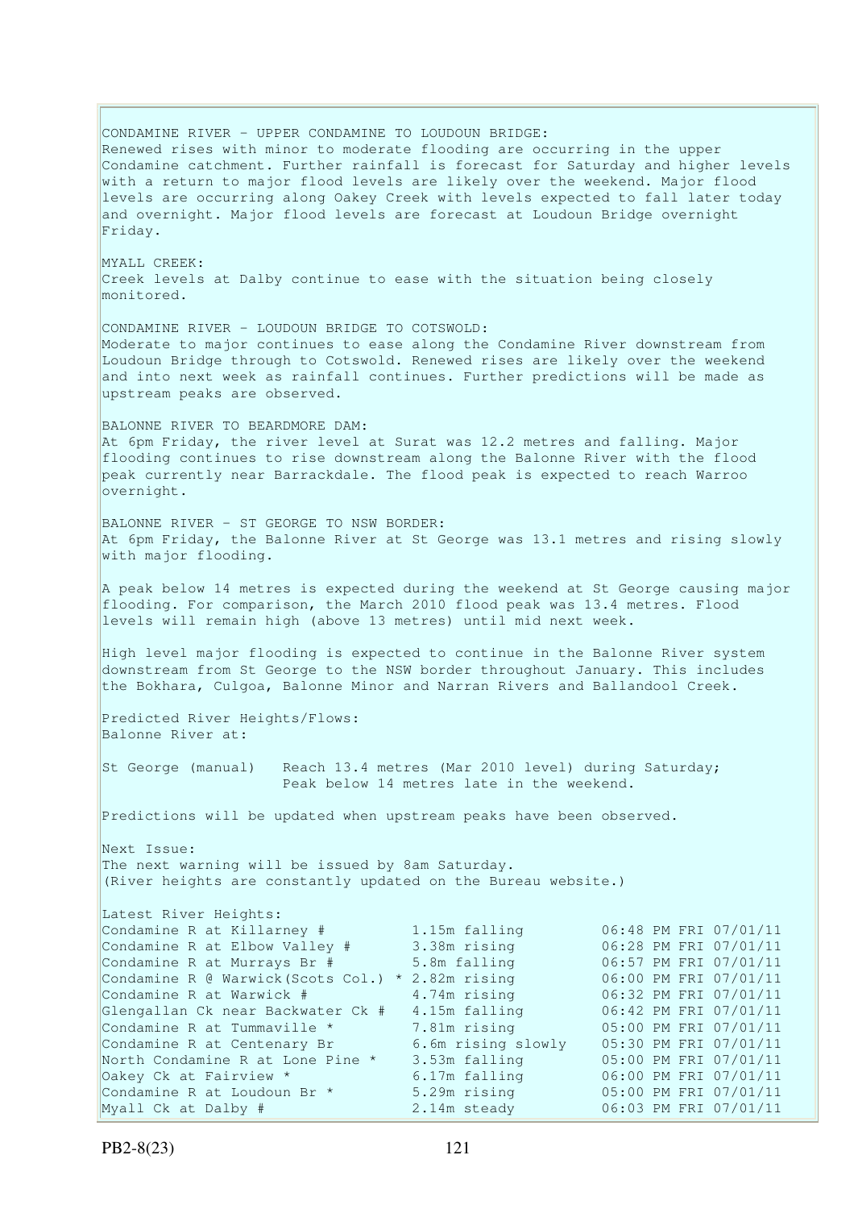CONDAMINE RIVER - UPPER CONDAMINE TO LOUDOUN BRIDGE:
Renewed rises with minor to moderate flooding are occurring in the upper Condamine catchment. Further rainfall is forecast for Saturday and higher levels with a return to major flood levels are likely over the weekend. Major flood levels are occurring along Oakey Creek with levels expected to fall later today and overnight. Major flood levels are forecast at Loudoun Bridge overnight Friday.

MYALL CREEK:
Creek levels at Dalby continue to ease with the situation being closely monitored.

CONDAMINE RIVER - LOUDOUN BRIDGE TO COTSWOLD:
Moderate to major continues to ease along the Condamine River downstream from Loudoun Bridge through to Cotswold. Renewed rises are likely over the weekend and into next week as rainfall continues. Further predictions will be made as upstream peaks are observed.

BALONNE RIVER TO BEARDMORE DAM:
At 6pm Friday, the river level at Surat was 12.2 metres and falling. Major flooding continues to rise downstream along the Balonne River with the flood peak currently near Barrackdale. The flood peak is expected to reach Warroo overnight.

BALONNE RIVER - ST GEORGE TO NSW BORDER:
At 6pm Friday, the Balonne River at St George was 13.1 metres and rising slowly with major flooding.

A peak below 14 metres is expected during the weekend at St George causing major flooding. For comparison, the March 2010 flood peak was 13.4 metres. Flood levels will remain high (above 13 metres) until mid next week.

High level major flooding is expected to continue in the Balonne River system downstream from St George to the NSW border throughout January. This includes the Bokhara, Culgoa, Balonne Minor and Narran Rivers and Ballandool Creek.

Predicted River Heights/Flows:
Balonne River at:

St George (manual)   Reach 13.4 metres (Mar 2010 level) during Saturday;
Peak below 14 metres late in the weekend.

Predictions will be updated when upstream peaks have been observed.

Next Issue:
The next warning will be issued by 8am Saturday.
(River heights are constantly updated on the Bureau website.)

Latest River Heights:

| | | |
|---|---|---|
| Condamine R at Killarney # | 1.15m falling | 06:48 PM FRI 07/01/11 |
| Condamine R at Elbow Valley # | 3.38m rising | 06:28 PM FRI 07/01/11 |
| Condamine R at Murrays Br # | 5.8m falling | 06:57 PM FRI 07/01/11 |
| Condamine R @ Warwick(Scots Col.) * | 2.82m rising | 06:00 PM FRI 07/01/11 |
| Condamine R at Warwick # | 4.74m rising | 06:32 PM FRI 07/01/11 |
| Glengallan Ck near Backwater Ck # | 4.15m falling | 06:42 PM FRI 07/01/11 |
| Condamine R at Tummaville * | 7.81m rising | 05:00 PM FRI 07/01/11 |
| Condamine R at Centenary Br | 6.6m rising slowly | 05:30 PM FRI 07/01/11 |
| North Condamine R at Lone Pine * | 3.53m falling | 05:00 PM FRI 07/01/11 |
| Oakey Ck at Fairview * | 6.17m falling | 06:00 PM FRI 07/01/11 |
| Condamine R at Loudoun Br * | 5.29m rising | 05:00 PM FRI 07/01/11 |
| Myall Ck at Dalby # | 2.14m steady | 06:03 PM FRI 07/01/11 |

PB2-8(23)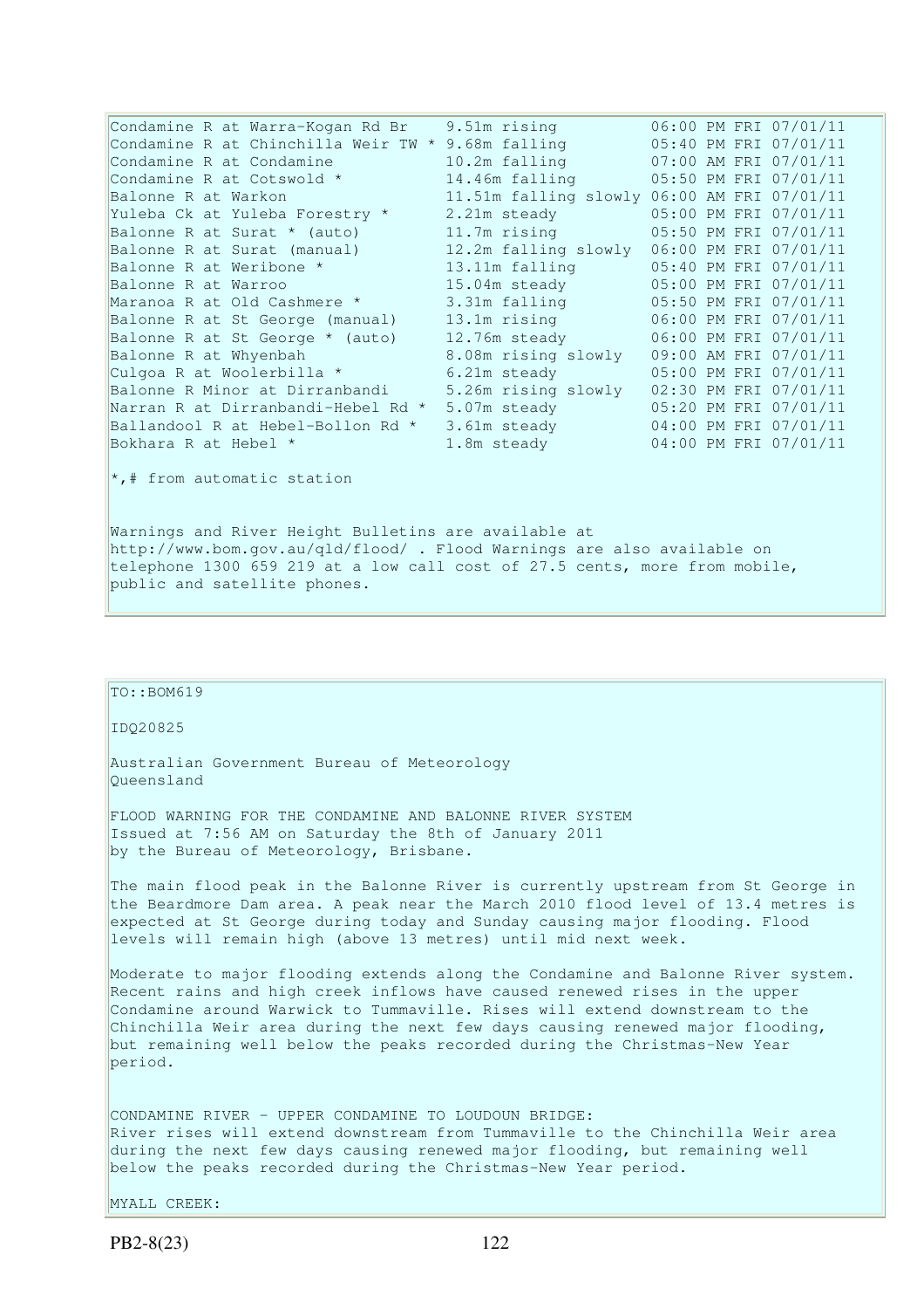| | | |
|---|---|---|
| Condamine R at Warra-Kogan Rd Br | 9.51m rising | 06:00 PM FRI 07/01/11 |
| Condamine R at Chinchilla Weir TW * | 9.68m falling | 05:40 PM FRI 07/01/11 |
| Condamine R at Condamine | 10.2m falling | 07:00 AM FRI 07/01/11 |
| Condamine R at Cotswold * | 14.46m falling | 05:50 PM FRI 07/01/11 |
| Balonne R at Warkon | 11.51m falling slowly | 06:00 AM FRI 07/01/11 |
| Yuleba Ck at Yuleba Forestry * | 2.21m steady | 05:00 PM FRI 07/01/11 |
| Balonne R at Surat * (auto) | 11.7m rising | 05:50 PM FRI 07/01/11 |
| Balonne R at Surat (manual) | 12.2m falling slowly | 06:00 PM FRI 07/01/11 |
| Balonne R at Weribone * | 13.11m falling | 05:40 PM FRI 07/01/11 |
| Balonne R at Warroo | 15.04m steady | 05:00 PM FRI 07/01/11 |
| Maranoa R at Old Cashmere * | 3.31m falling | 05:50 PM FRI 07/01/11 |
| Balonne R at St George (manual) | 13.1m rising | 06:00 PM FRI 07/01/11 |
| Balonne R at St George * (auto) | 12.76m steady | 06:00 PM FRI 07/01/11 |
| Balonne R at Whyenbah | 8.08m rising slowly | 09:00 AM FRI 07/01/11 |
| Culgoa R at Woolerbilla * | 6.21m steady | 05:00 PM FRI 07/01/11 |
| Balonne R Minor at Dirranbandi | 5.26m rising slowly | 02:30 PM FRI 07/01/11 |
| Narran R at Dirranbandi-Hebel Rd * | 5.07m steady | 05:20 PM FRI 07/01/11 |
| Ballandool R at Hebel-Bollon Rd * | 3.61m steady | 04:00 PM FRI 07/01/11 |
| Bokhara R at Hebel * | 1.8m steady | 04:00 PM FRI 07/01/11 |

*,# from automatic station

Warnings and River Height Bulletins are available at http://www.bom.gov.au/qld/flood/ . Flood Warnings are also available on telephone 1300 659 219 at a low call cost of 27.5 cents, more from mobile, public and satellite phones.

TO::BOM619

IDQ20825

Australian Government Bureau of Meteorology
Queensland

FLOOD WARNING FOR THE CONDAMINE AND BALONNE RIVER SYSTEM
Issued at 7:56 AM on Saturday the 8th of January 2011
by the Bureau of Meteorology, Brisbane.

The main flood peak in the Balonne River is currently upstream from St George in the Beardmore Dam area. A peak near the March 2010 flood level of 13.4 metres is expected at St George during today and Sunday causing major flooding. Flood levels will remain high (above 13 metres) until mid next week.

Moderate to major flooding extends along the Condamine and Balonne River system. Recent rains and high creek inflows have caused renewed rises in the upper Condamine around Warwick to Tummaville. Rises will extend downstream to the Chinchilla Weir area during the next few days causing renewed major flooding, but remaining well below the peaks recorded during the Christmas-New Year period.

CONDAMINE RIVER - UPPER CONDAMINE TO LOUDOUN BRIDGE:
River rises will extend downstream from Tummaville to the Chinchilla Weir area during the next few days causing renewed major flooding, but remaining well below the peaks recorded during the Christmas-New Year period.

MYALL CREEK: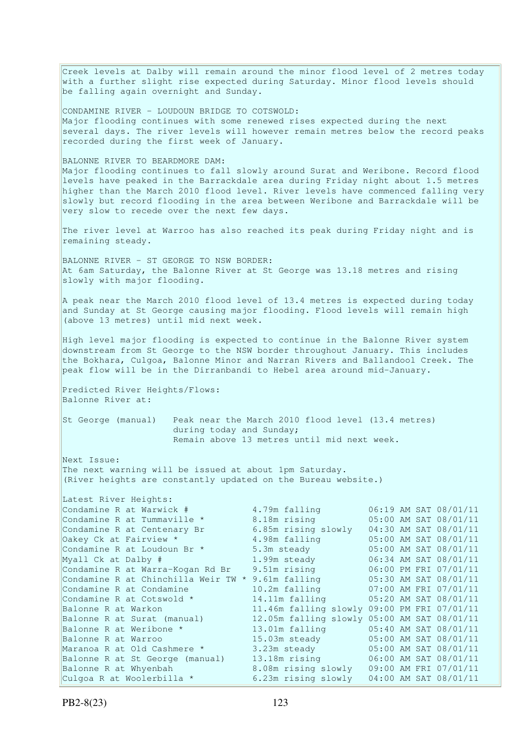Creek levels at Dalby will remain around the minor flood level of 2 metres today with a further slight rise expected during Saturday. Minor flood levels should be falling again overnight and Sunday.

CONDAMINE RIVER - LOUDOUN BRIDGE TO COTSWOLD:
Major flooding continues with some renewed rises expected during the next several days. The river levels will however remain metres below the record peaks recorded during the first week of January.

BALONNE RIVER TO BEARDMORE DAM:
Major flooding continues to fall slowly around Surat and Weribone. Record flood levels have peaked in the Barrackdale area during Friday night about 1.5 metres higher than the March 2010 flood level. River levels have commenced falling very slowly but record flooding in the area between Weribone and Barrackdale will be very slow to recede over the next few days.

The river level at Warroo has also reached its peak during Friday night and is remaining steady.

BALONNE RIVER - ST GEORGE TO NSW BORDER:
At 6am Saturday, the Balonne River at St George was 13.18 metres and rising slowly with major flooding.

A peak near the March 2010 flood level of 13.4 metres is expected during today and Sunday at St George causing major flooding. Flood levels will remain high (above 13 metres) until mid next week.

High level major flooding is expected to continue in the Balonne River system downstream from St George to the NSW border throughout January. This includes the Bokhara, Culgoa, Balonne Minor and Narran Rivers and Ballandool Creek. The peak flow will be in the Dirranbandi to Hebel area around mid-January.

Predicted River Heights/Flows:
Balonne River at:

St George (manual) Peak near the March 2010 flood level (13.4 metres) during today and Sunday;
Remain above 13 metres until mid next week.

Next Issue:
The next warning will be issued at about 1pm Saturday.
(River heights are constantly updated on the Bureau website.)

Latest River Heights:

| | | |
|---|---|---|
| Condamine R at Warwick # | 4.79m falling | 06:19 AM SAT 08/01/11 |
| Condamine R at Tummaville * | 8.18m rising | 05:00 AM SAT 08/01/11 |
| Condamine R at Centenary Br | 6.85m rising slowly | 04:30 AM SAT 08/01/11 |
| Oakey Ck at Fairview * | 4.98m falling | 05:00 AM SAT 08/01/11 |
| Condamine R at Loudoun Br * | 5.3m steady | 05:00 AM SAT 08/01/11 |
| Myall Ck at Dalby # | 1.99m steady | 06:34 AM SAT 08/01/11 |
| Condamine R at Warra-Kogan Rd Br | 9.51m rising | 06:00 PM FRI 07/01/11 |
| Condamine R at Chinchilla Weir TW * | 9.61m falling | 05:30 AM SAT 08/01/11 |
| Condamine R at Condamine | 10.2m falling | 07:00 AM FRI 07/01/11 |
| Condamine R at Cotswold * | 14.11m falling | 05:20 AM SAT 08/01/11 |
| Balonne R at Warkon | 11.46m falling slowly | 09:00 PM FRI 07/01/11 |
| Balonne R at Surat (manual) | 12.05m falling slowly | 05:00 AM SAT 08/01/11 |
| Balonne R at Weribone * | 13.01m falling | 05:40 AM SAT 08/01/11 |
| Balonne R at Warroo | 15.03m steady | 05:00 AM SAT 08/01/11 |
| Maranoa R at Old Cashmere * | 3.23m steady | 05:00 AM SAT 08/01/11 |
| Balonne R at St George (manual) | 13.18m rising | 06:00 AM SAT 08/01/11 |
| Balonne R at Whyenbah | 8.08m rising slowly | 09:00 AM FRI 07/01/11 |
| Culgoa R at Woolerbilla * | 6.23m rising slowly | 04:00 AM SAT 08/01/11 |

PB2-8(23)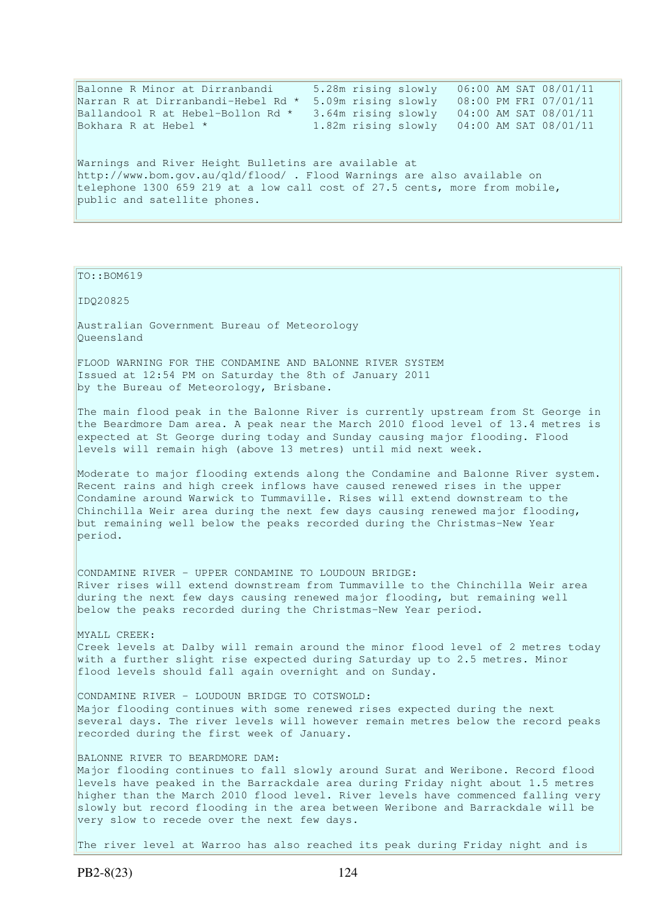| | | |
|---|---|---|
| Balonne R Minor at Dirranbandi | 5.28m rising slowly | 06:00 AM SAT 08/01/11 |
| Narran R at Dirranbandi-Hebel Rd * | 5.09m rising slowly | 08:00 PM FRI 07/01/11 |
| Ballandool R at Hebel-Bollon Rd * | 3.64m rising slowly | 04:00 AM SAT 08/01/11 |
| Bokhara R at Hebel * | 1.82m rising slowly | 04:00 AM SAT 08/01/11 |

Warnings and River Height Bulletins are available at http://www.bom.gov.au/qld/flood/ . Flood Warnings are also available on telephone 1300 659 219 at a low call cost of 27.5 cents, more from mobile, public and satellite phones.

TO::BOM619

IDQ20825

Australian Government Bureau of Meteorology
Queensland

FLOOD WARNING FOR THE CONDAMINE AND BALONNE RIVER SYSTEM
Issued at 12:54 PM on Saturday the 8th of January 2011
by the Bureau of Meteorology, Brisbane.

The main flood peak in the Balonne River is currently upstream from St George in the Beardmore Dam area. A peak near the March 2010 flood level of 13.4 metres is expected at St George during today and Sunday causing major flooding. Flood levels will remain high (above 13 metres) until mid next week.

Moderate to major flooding extends along the Condamine and Balonne River system. Recent rains and high creek inflows have caused renewed rises in the upper Condamine around Warwick to Tummaville. Rises will extend downstream to the Chinchilla Weir area during the next few days causing renewed major flooding, but remaining well below the peaks recorded during the Christmas-New Year period.

CONDAMINE RIVER - UPPER CONDAMINE TO LOUDOUN BRIDGE:
River rises will extend downstream from Tummaville to the Chinchilla Weir area during the next few days causing renewed major flooding, but remaining well below the peaks recorded during the Christmas-New Year period.

MYALL CREEK:
Creek levels at Dalby will remain around the minor flood level of 2 metres today with a further slight rise expected during Saturday up to 2.5 metres. Minor flood levels should fall again overnight and on Sunday.

CONDAMINE RIVER - LOUDOUN BRIDGE TO COTSWOLD:
Major flooding continues with some renewed rises expected during the next several days. The river levels will however remain metres below the record peaks recorded during the first week of January.

BALONNE RIVER TO BEARDMORE DAM:
Major flooding continues to fall slowly around Surat and Weribone. Record flood levels have peaked in the Barrackdale area during Friday night about 1.5 metres higher than the March 2010 flood level. River levels have commenced falling very slowly but record flooding in the area between Weribone and Barrackdale will be very slow to recede over the next few days.

The river level at Warroo has also reached its peak during Friday night and is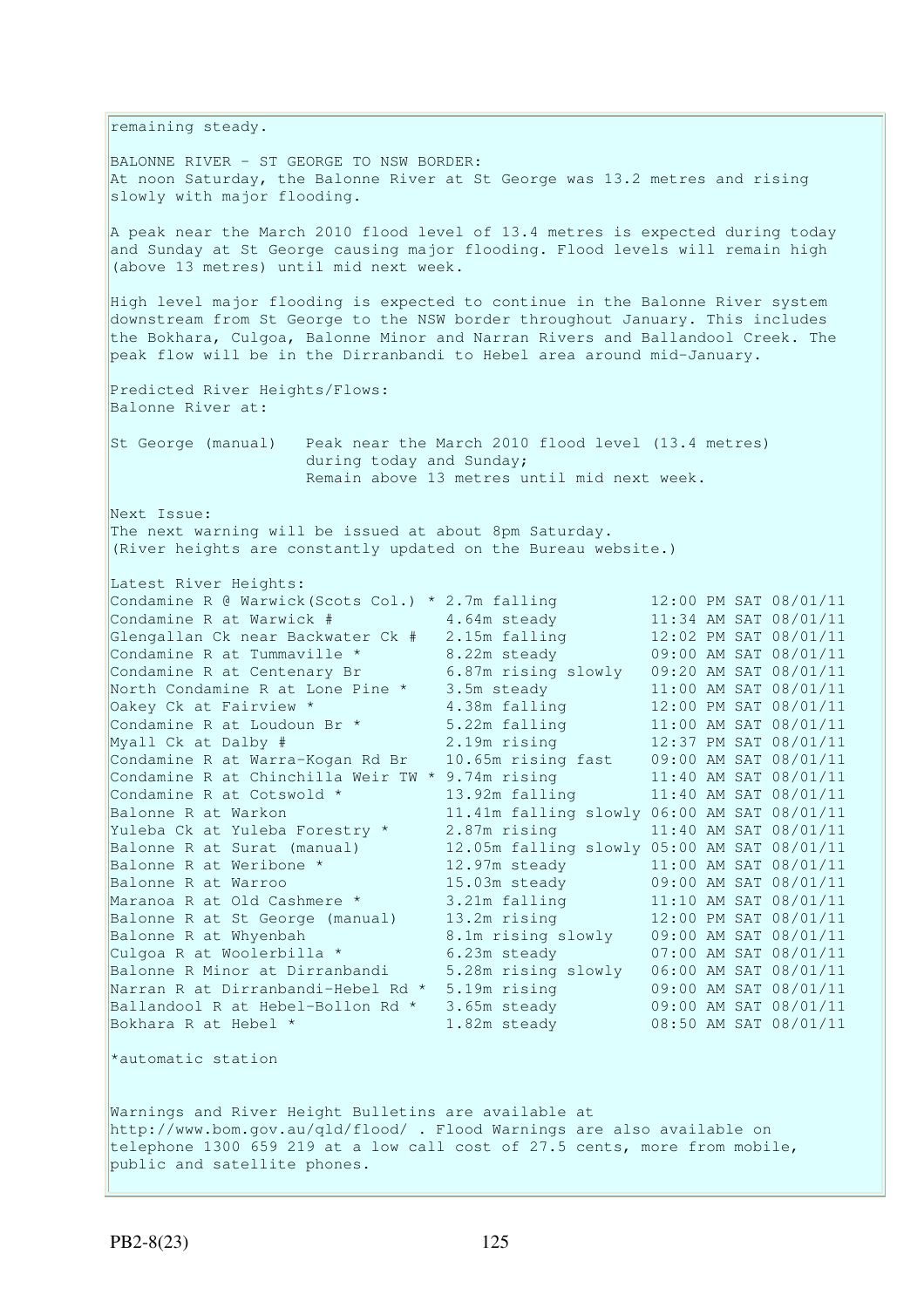remaining steady.

BALONNE RIVER - ST GEORGE TO NSW BORDER:
At noon Saturday, the Balonne River at St George was 13.2 metres and rising slowly with major flooding.

A peak near the March 2010 flood level of 13.4 metres is expected during today and Sunday at St George causing major flooding. Flood levels will remain high (above 13 metres) until mid next week.

High level major flooding is expected to continue in the Balonne River system downstream from St George to the NSW border throughout January. This includes the Bokhara, Culgoa, Balonne Minor and Narran Rivers and Ballandool Creek. The peak flow will be in the Dirranbandi to Hebel area around mid-January.

Predicted River Heights/Flows:
Balonne River at:

St George (manual) Peak near the March 2010 flood level (13.4 metres) during today and Sunday;
Remain above 13 metres until mid next week.

Next Issue:
The next warning will be issued at about 8pm Saturday.
(River heights are constantly updated on the Bureau website.)

Latest River Heights:

| | | |
|---|---|---|
| Condamine R @ Warwick(Scots Col.) * | 2.7m falling | 12:00 PM SAT 08/01/11 |
| Condamine R at Warwick # | 4.64m steady | 11:34 AM SAT 08/01/11 |
| Glengallan Ck near Backwater Ck # | 2.15m falling | 12:02 PM SAT 08/01/11 |
| Condamine R at Tummaville * | 8.22m steady | 09:00 AM SAT 08/01/11 |
| Condamine R at Centenary Br | 6.87m rising slowly | 09:20 AM SAT 08/01/11 |
| North Condamine R at Lone Pine * | 3.5m steady | 11:00 AM SAT 08/01/11 |
| Oakey Ck at Fairview * | 4.38m falling | 12:00 PM SAT 08/01/11 |
| Condamine R at Loudoun Br * | 5.22m falling | 11:00 AM SAT 08/01/11 |
| Myall Ck at Dalby # | 2.19m rising | 12:37 PM SAT 08/01/11 |
| Condamine R at Warra-Kogan Rd Br | 10.65m rising fast | 09:00 AM SAT 08/01/11 |
| Condamine R at Chinchilla Weir TW * | 9.74m rising | 11:40 AM SAT 08/01/11 |
| Condamine R at Cotswold * | 13.92m falling | 11:40 AM SAT 08/01/11 |
| Balonne R at Warkon | 11.41m falling slowly | 06:00 AM SAT 08/01/11 |
| Yuleba Ck at Yuleba Forestry * | 2.87m rising | 11:40 AM SAT 08/01/11 |
| Balonne R at Surat (manual) | 12.05m falling slowly | 05:00 AM SAT 08/01/11 |
| Balonne R at Weribone * | 12.97m steady | 11:00 AM SAT 08/01/11 |
| Balonne R at Warroo | 15.03m steady | 09:00 AM SAT 08/01/11 |
| Maranoa R at Old Cashmere * | 3.21m falling | 11:10 AM SAT 08/01/11 |
| Balonne R at St George (manual) | 13.2m rising | 12:00 PM SAT 08/01/11 |
| Balonne R at Whyenbah | 8.1m rising slowly | 09:00 AM SAT 08/01/11 |
| Culgoa R at Woolerbilla * | 6.23m steady | 07:00 AM SAT 08/01/11 |
| Balonne R Minor at Dirranbandi | 5.28m rising slowly | 06:00 AM SAT 08/01/11 |
| Narran R at Dirranbandi-Hebel Rd * | 5.19m rising | 09:00 AM SAT 08/01/11 |
| Ballandool R at Hebel-Bollon Rd * | 3.65m steady | 09:00 AM SAT 08/01/11 |
| Bokhara R at Hebel * | 1.82m steady | 08:50 AM SAT 08/01/11 |

*automatic station

Warnings and River Height Bulletins are available at http://www.bom.gov.au/qld/flood/ . Flood Warnings are also available on telephone 1300 659 219 at a low call cost of 27.5 cents, more from mobile, public and satellite phones.

PB2-8(23)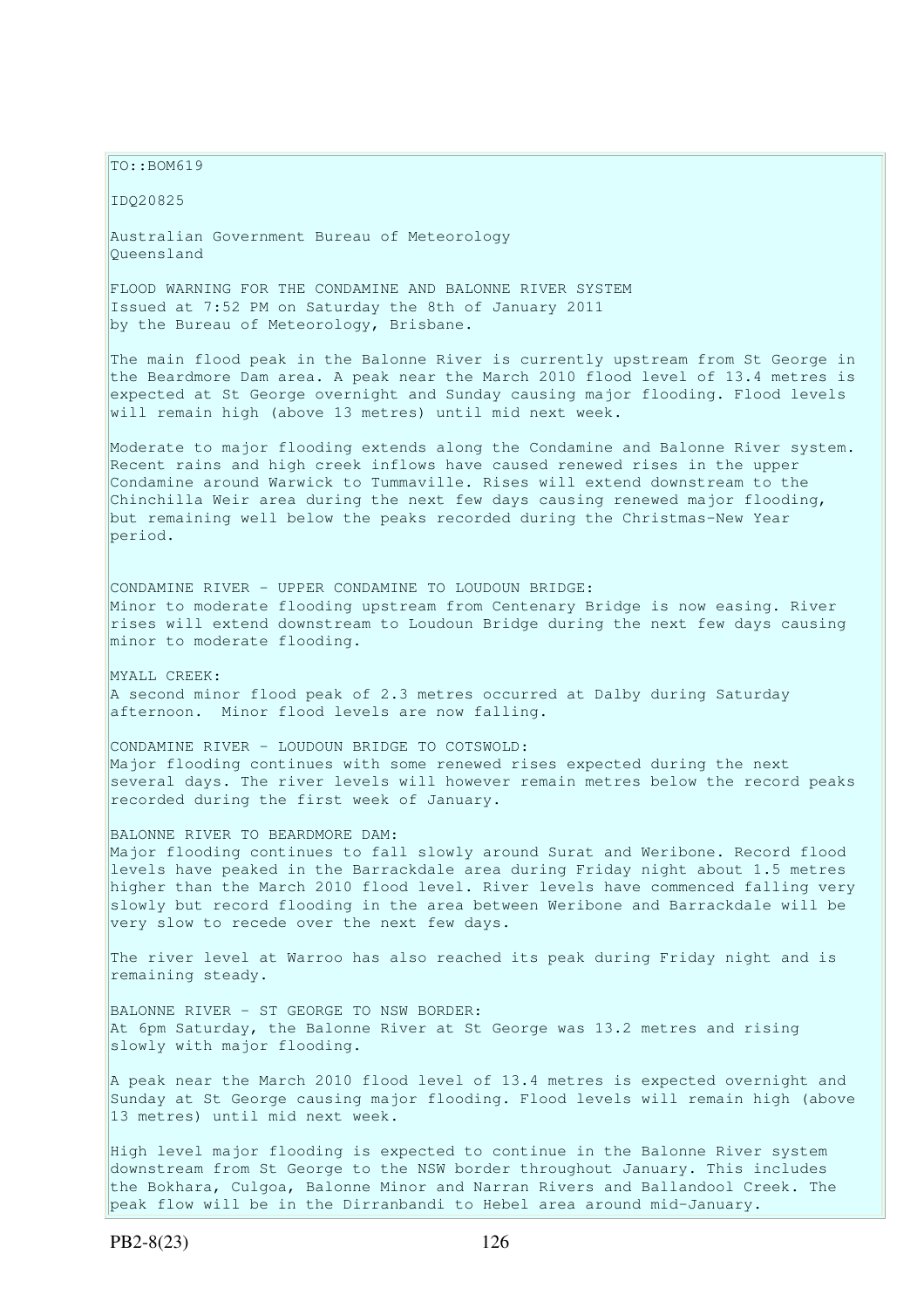TO::BOM619

IDQ20825

Australian Government Bureau of Meteorology
Queensland

FLOOD WARNING FOR THE CONDAMINE AND BALONNE RIVER SYSTEM
Issued at 7:52 PM on Saturday the 8th of January 2011
by the Bureau of Meteorology, Brisbane.

The main flood peak in the Balonne River is currently upstream from St George in the Beardmore Dam area. A peak near the March 2010 flood level of 13.4 metres is expected at St George overnight and Sunday causing major flooding. Flood levels will remain high (above 13 metres) until mid next week.

Moderate to major flooding extends along the Condamine and Balonne River system. Recent rains and high creek inflows have caused renewed rises in the upper Condamine around Warwick to Tummaville. Rises will extend downstream to the Chinchilla Weir area during the next few days causing renewed major flooding, but remaining well below the peaks recorded during the Christmas-New Year period.

CONDAMINE RIVER - UPPER CONDAMINE TO LOUDOUN BRIDGE:
Minor to moderate flooding upstream from Centenary Bridge is now easing. River rises will extend downstream to Loudoun Bridge during the next few days causing minor to moderate flooding.

MYALL CREEK:
A second minor flood peak of 2.3 metres occurred at Dalby during Saturday afternoon. Minor flood levels are now falling.

CONDAMINE RIVER - LOUDOUN BRIDGE TO COTSWOLD:
Major flooding continues with some renewed rises expected during the next several days. The river levels will however remain metres below the record peaks recorded during the first week of January.

BALONNE RIVER TO BEARDMORE DAM:
Major flooding continues to fall slowly around Surat and Weribone. Record flood levels have peaked in the Barrackdale area during Friday night about 1.5 metres higher than the March 2010 flood level. River levels have commenced falling very slowly but record flooding in the area between Weribone and Barrackdale will be very slow to recede over the next few days.

The river level at Warroo has also reached its peak during Friday night and is remaining steady.

BALONNE RIVER - ST GEORGE TO NSW BORDER:
At 6pm Saturday, the Balonne River at St George was 13.2 metres and rising slowly with major flooding.

A peak near the March 2010 flood level of 13.4 metres is expected overnight and Sunday at St George causing major flooding. Flood levels will remain high (above 13 metres) until mid next week.

High level major flooding is expected to continue in the Balonne River system downstream from St George to the NSW border throughout January. This includes the Bokhara, Culgoa, Balonne Minor and Narran Rivers and Ballandool Creek. The peak flow will be in the Dirranbandi to Hebel area around mid-January.

PB2-8(23)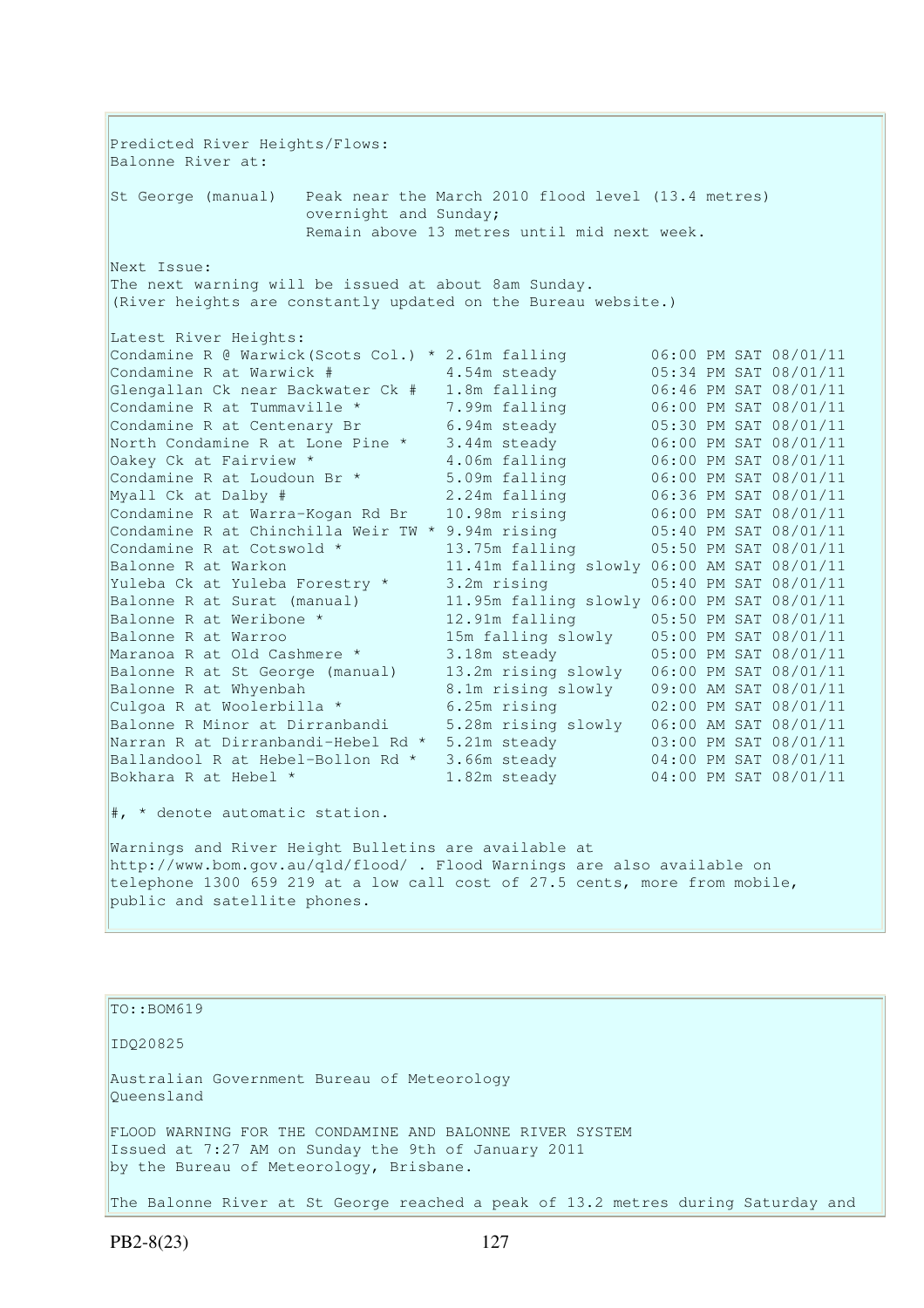Predicted River Heights/Flows:
Balonne River at:

St George (manual)   Peak near the March 2010 flood level (13.4 metres) overnight and Sunday;
Remain above 13 metres until mid next week.

Next Issue:
The next warning will be issued at about 8am Sunday.
(River heights are constantly updated on the Bureau website.)

Latest River Heights:

| | | |
|---|---|---|
| Condamine R @ Warwick(Scots Col.) * | 2.61m falling | 06:00 PM SAT 08/01/11 |
| Condamine R at Warwick # | 4.54m steady | 05:34 PM SAT 08/01/11 |
| Glengallan Ck near Backwater Ck # | 1.8m falling | 06:46 PM SAT 08/01/11 |
| Condamine R at Tummaville * | 7.99m falling | 06:00 PM SAT 08/01/11 |
| Condamine R at Centenary Br | 6.94m steady | 05:30 PM SAT 08/01/11 |
| North Condamine R at Lone Pine * | 3.44m steady | 06:00 PM SAT 08/01/11 |
| Oakey Ck at Fairview * | 4.06m falling | 06:00 PM SAT 08/01/11 |
| Condamine R at Loudoun Br * | 5.09m falling | 06:00 PM SAT 08/01/11 |
| Myall Ck at Dalby # | 2.24m falling | 06:36 PM SAT 08/01/11 |
| Condamine R at Warra-Kogan Rd Br | 10.98m rising | 06:00 PM SAT 08/01/11 |
| Condamine R at Chinchilla Weir TW * | 9.94m rising | 05:40 PM SAT 08/01/11 |
| Condamine R at Cotswold * | 13.75m falling | 05:50 PM SAT 08/01/11 |
| Balonne R at Warkon | 11.41m falling slowly | 06:00 AM SAT 08/01/11 |
| Yuleba Ck at Yuleba Forestry * | 3.2m rising | 05:40 PM SAT 08/01/11 |
| Balonne R at Surat (manual) | 11.95m falling slowly | 06:00 PM SAT 08/01/11 |
| Balonne R at Weribone * | 12.91m falling | 05:50 PM SAT 08/01/11 |
| Balonne R at Warroo | 15m falling slowly | 05:00 PM SAT 08/01/11 |
| Maranoa R at Old Cashmere * | 3.18m steady | 05:00 PM SAT 08/01/11 |
| Balonne R at St George (manual) | 13.2m rising slowly | 06:00 PM SAT 08/01/11 |
| Balonne R at Whyenbah | 8.1m rising slowly | 09:00 AM SAT 08/01/11 |
| Culgoa R at Woolerbilla * | 6.25m rising | 02:00 PM SAT 08/01/11 |
| Balonne R Minor at Dirranbandi | 5.28m rising slowly | 06:00 AM SAT 08/01/11 |
| Narran R at Dirranbandi-Hebel Rd * | 5.21m steady | 03:00 PM SAT 08/01/11 |
| Ballandool R at Hebel-Bollon Rd * | 3.66m steady | 04:00 PM SAT 08/01/11 |
| Bokhara R at Hebel * | 1.82m steady | 04:00 PM SAT 08/01/11 |

#, * denote automatic station.

Warnings and River Height Bulletins are available at http://www.bom.gov.au/qld/flood/ . Flood Warnings are also available on telephone 1300 659 219 at a low call cost of 27.5 cents, more from mobile, public and satellite phones.

TO::BOM619

IDQ20825

Australian Government Bureau of Meteorology
Queensland

FLOOD WARNING FOR THE CONDAMINE AND BALONNE RIVER SYSTEM
Issued at 7:27 AM on Sunday the 9th of January 2011
by the Bureau of Meteorology, Brisbane.

The Balonne River at St George reached a peak of 13.2 metres during Saturday and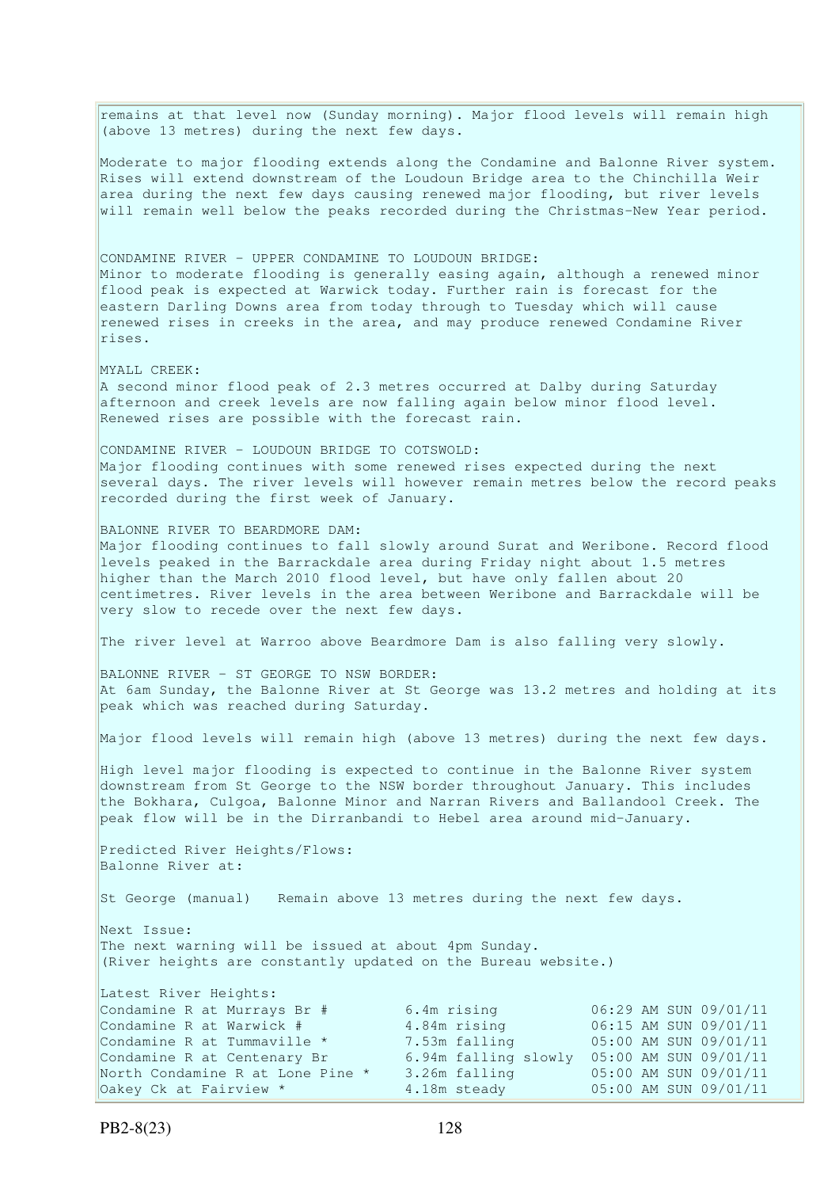remains at that level now (Sunday morning). Major flood levels will remain high (above 13 metres) during the next few days.

Moderate to major flooding extends along the Condamine and Balonne River system. Rises will extend downstream of the Loudoun Bridge area to the Chinchilla Weir area during the next few days causing renewed major flooding, but river levels will remain well below the peaks recorded during the Christmas-New Year period.

CONDAMINE RIVER - UPPER CONDAMINE TO LOUDOUN BRIDGE:
Minor to moderate flooding is generally easing again, although a renewed minor flood peak is expected at Warwick today. Further rain is forecast for the eastern Darling Downs area from today through to Tuesday which will cause renewed rises in creeks in the area, and may produce renewed Condamine River rises.

MYALL CREEK:
A second minor flood peak of 2.3 metres occurred at Dalby during Saturday afternoon and creek levels are now falling again below minor flood level. Renewed rises are possible with the forecast rain.

CONDAMINE RIVER - LOUDOUN BRIDGE TO COTSWOLD:
Major flooding continues with some renewed rises expected during the next several days. The river levels will however remain metres below the record peaks recorded during the first week of January.

BALONNE RIVER TO BEARDMORE DAM:
Major flooding continues to fall slowly around Surat and Weribone. Record flood levels peaked in the Barrackdale area during Friday night about 1.5 metres higher than the March 2010 flood level, but have only fallen about 20 centimetres. River levels in the area between Weribone and Barrackdale will be very slow to recede over the next few days.

The river level at Warroo above Beardmore Dam is also falling very slowly.

BALONNE RIVER - ST GEORGE TO NSW BORDER:
At 6am Sunday, the Balonne River at St George was 13.2 metres and holding at its peak which was reached during Saturday.

Major flood levels will remain high (above 13 metres) during the next few days.

High level major flooding is expected to continue in the Balonne River system downstream from St George to the NSW border throughout January. This includes the Bokhara, Culgoa, Balonne Minor and Narran Rivers and Ballandool Creek. The peak flow will be in the Dirranbandi to Hebel area around mid-January.

Predicted River Heights/Flows:
Balonne River at:

St George (manual) Remain above 13 metres during the next few days.

Next Issue:
The next warning will be issued at about 4pm Sunday.
(River heights are constantly updated on the Bureau website.)

Latest River Heights:

| | | |
|---|---|---|
| Condamine R at Murrays Br # | 6.4m rising | 06:29 AM SUN 09/01/11 |
| Condamine R at Warwick # | 4.84m rising | 06:15 AM SUN 09/01/11 |
| Condamine R at Tummaville * | 7.53m falling | 05:00 AM SUN 09/01/11 |
| Condamine R at Centenary Br | 6.94m falling slowly | 05:00 AM SUN 09/01/11 |
| North Condamine R at Lone Pine * | 3.26m falling | 05:00 AM SUN 09/01/11 |
| Oakey Ck at Fairview * | 4.18m steady | 05:00 AM SUN 09/01/11 |

PB2-8(23)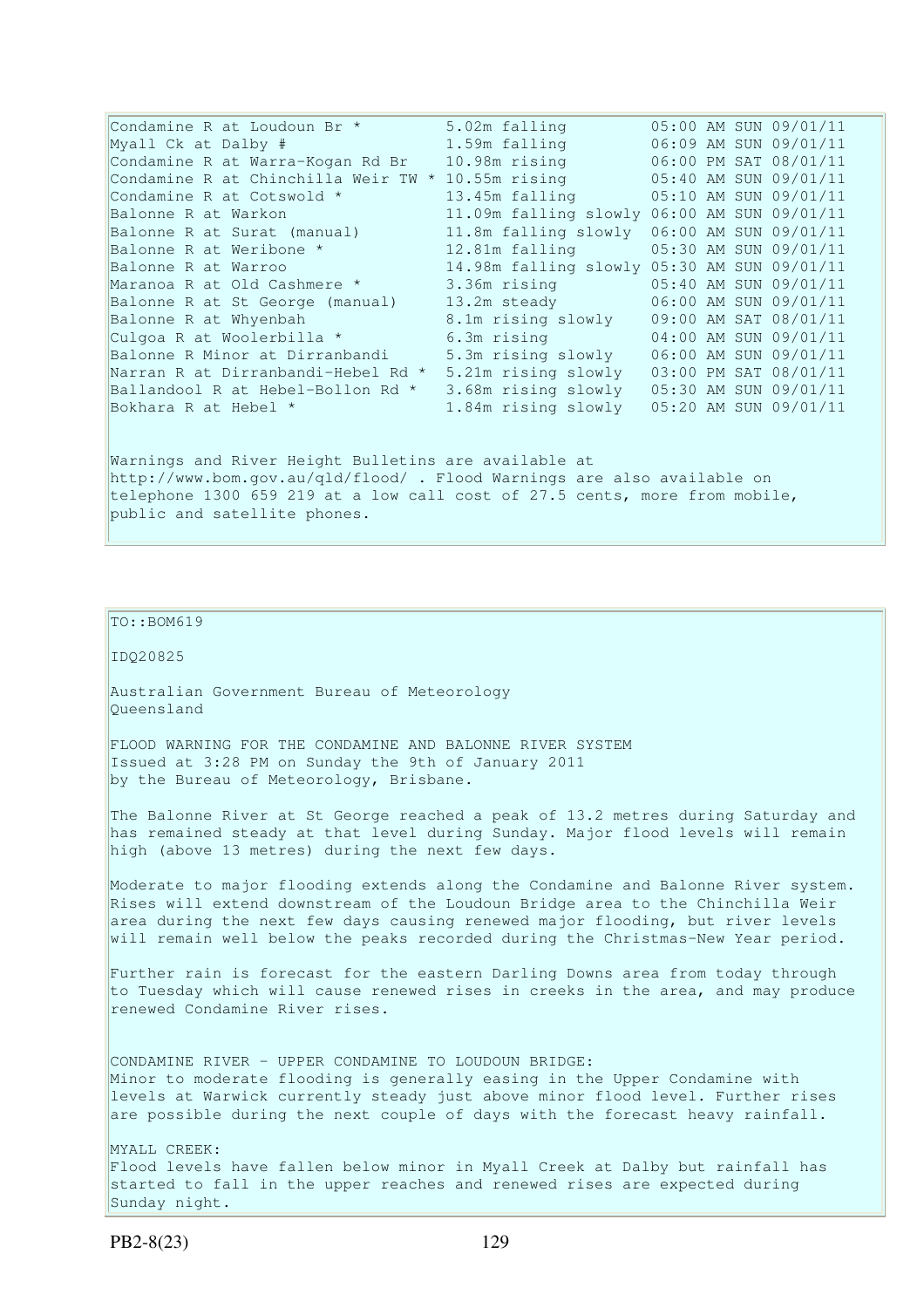| | | |
|---|---|---|
| Condamine R at Loudoun Br * | 5.02m falling | 05:00 AM SUN 09/01/11 |
| Myall Ck at Dalby # | 1.59m falling | 06:09 AM SUN 09/01/11 |
| Condamine R at Warra-Kogan Rd Br | 10.98m rising | 06:00 PM SAT 08/01/11 |
| Condamine R at Chinchilla Weir TW * | 10.55m rising | 05:40 AM SUN 09/01/11 |
| Condamine R at Cotswold * | 13.45m falling | 05:10 AM SUN 09/01/11 |
| Balonne R at Warkon | 11.09m falling slowly | 06:00 AM SUN 09/01/11 |
| Balonne R at Surat (manual) | 11.8m falling slowly | 06:00 AM SUN 09/01/11 |
| Balonne R at Weribone * | 12.81m falling | 05:30 AM SUN 09/01/11 |
| Balonne R at Warroo | 14.98m falling slowly | 05:30 AM SUN 09/01/11 |
| Maranoa R at Old Cashmere * | 3.36m rising | 05:40 AM SUN 09/01/11 |
| Balonne R at St George (manual) | 13.2m steady | 06:00 AM SUN 09/01/11 |
| Balonne R at Whyenbah | 8.1m rising slowly | 09:00 AM SAT 08/01/11 |
| Culgoa R at Woolerbilla * | 6.3m rising | 04:00 AM SUN 09/01/11 |
| Balonne R Minor at Dirranbandi | 5.3m rising slowly | 06:00 AM SUN 09/01/11 |
| Narran R at Dirranbandi-Hebel Rd * | 5.21m rising slowly | 03:00 PM SAT 08/01/11 |
| Ballandool R at Hebel-Bollon Rd * | 3.68m rising slowly | 05:30 AM SUN 09/01/11 |
| Bokhara R at Hebel * | 1.84m rising slowly | 05:20 AM SUN 09/01/11 |

Warnings and River Height Bulletins are available at http://www.bom.gov.au/qld/flood/ . Flood Warnings are also available on telephone 1300 659 219 at a low call cost of 27.5 cents, more from mobile, public and satellite phones.

TO::BOM619

IDQ20825

Australian Government Bureau of Meteorology
Queensland

FLOOD WARNING FOR THE CONDAMINE AND BALONNE RIVER SYSTEM
Issued at 3:28 PM on Sunday the 9th of January 2011
by the Bureau of Meteorology, Brisbane.

The Balonne River at St George reached a peak of 13.2 metres during Saturday and has remained steady at that level during Sunday. Major flood levels will remain high (above 13 metres) during the next few days.

Moderate to major flooding extends along the Condamine and Balonne River system. Rises will extend downstream of the Loudoun Bridge area to the Chinchilla Weir area during the next few days causing renewed major flooding, but river levels will remain well below the peaks recorded during the Christmas-New Year period.

Further rain is forecast for the eastern Darling Downs area from today through to Tuesday which will cause renewed rises in creeks in the area, and may produce renewed Condamine River rises.

CONDAMINE RIVER - UPPER CONDAMINE TO LOUDOUN BRIDGE:
Minor to moderate flooding is generally easing in the Upper Condamine with levels at Warwick currently steady just above minor flood level. Further rises are possible during the next couple of days with the forecast heavy rainfall.

MYALL CREEK:
Flood levels have fallen below minor in Myall Creek at Dalby but rainfall has started to fall in the upper reaches and renewed rises are expected during Sunday night.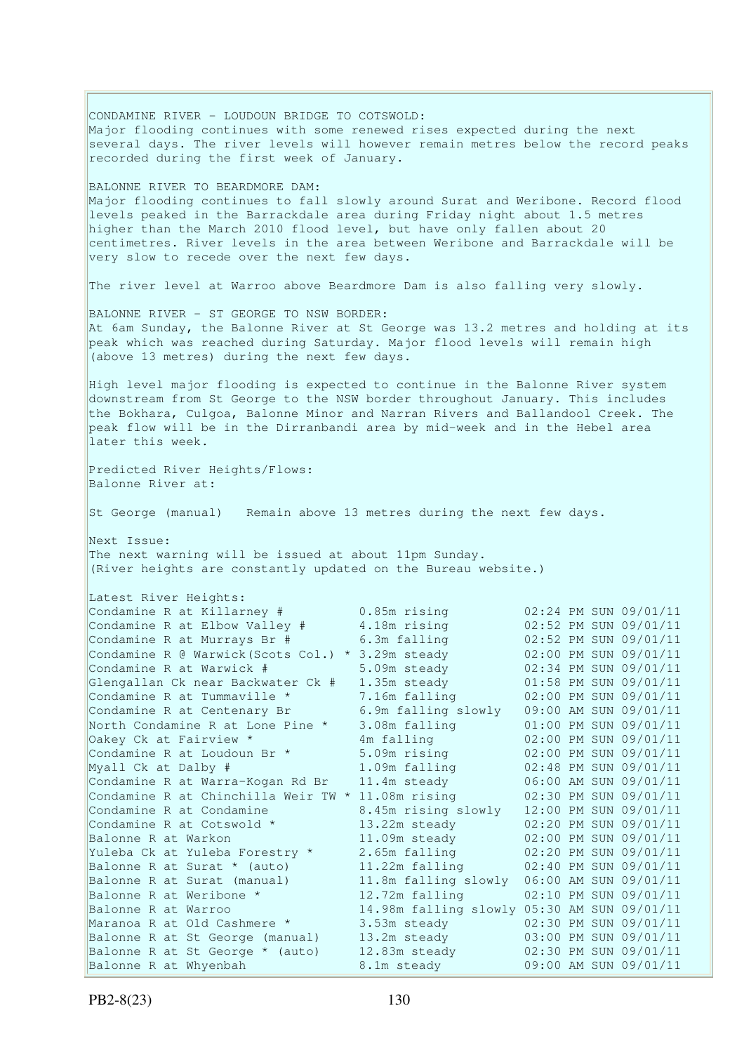CONDAMINE RIVER - LOUDOUN BRIDGE TO COTSWOLD:
Major flooding continues with some renewed rises expected during the next several days. The river levels will however remain metres below the record peaks recorded during the first week of January.

BALONNE RIVER TO BEARDMORE DAM:
Major flooding continues to fall slowly around Surat and Weribone. Record flood levels peaked in the Barrackdale area during Friday night about 1.5 metres higher than the March 2010 flood level, but have only fallen about 20 centimetres. River levels in the area between Weribone and Barrackdale will be very slow to recede over the next few days.

The river level at Warroo above Beardmore Dam is also falling very slowly.

BALONNE RIVER - ST GEORGE TO NSW BORDER:
At 6am Sunday, the Balonne River at St George was 13.2 metres and holding at its peak which was reached during Saturday. Major flood levels will remain high (above 13 metres) during the next few days.

High level major flooding is expected to continue in the Balonne River system downstream from St George to the NSW border throughout January. This includes the Bokhara, Culgoa, Balonne Minor and Narran Rivers and Ballandool Creek. The peak flow will be in the Dirranbandi area by mid-week and in the Hebel area later this week.

Predicted River Heights/Flows:
Balonne River at:

St George (manual)   Remain above 13 metres during the next few days.

Next Issue:
The next warning will be issued at about 11pm Sunday.
(River heights are constantly updated on the Bureau website.)

Latest River Heights:

| | | |
|---|---|---|
| Condamine R at Killarney # | 0.85m rising | 02:24 PM SUN 09/01/11 |
| Condamine R at Elbow Valley # | 4.18m rising | 02:52 PM SUN 09/01/11 |
| Condamine R at Murrays Br # | 6.3m falling | 02:52 PM SUN 09/01/11 |
| Condamine R @ Warwick(Scots Col.) * | 3.29m steady | 02:00 PM SUN 09/01/11 |
| Condamine R at Warwick # | 5.09m steady | 02:34 PM SUN 09/01/11 |
| Glengallan Ck near Backwater Ck # | 1.35m steady | 01:58 PM SUN 09/01/11 |
| Condamine R at Tummaville * | 7.16m falling | 02:00 PM SUN 09/01/11 |
| Condamine R at Centenary Br | 6.9m falling slowly | 09:00 AM SUN 09/01/11 |
| North Condamine R at Lone Pine * | 3.08m falling | 01:00 PM SUN 09/01/11 |
| Oakey Ck at Fairview * | 4m falling | 02:00 PM SUN 09/01/11 |
| Condamine R at Loudoun Br * | 5.09m rising | 02:00 PM SUN 09/01/11 |
| Myall Ck at Dalby # | 1.09m falling | 02:48 PM SUN 09/01/11 |
| Condamine R at Warra-Kogan Rd Br | 11.4m steady | 06:00 AM SUN 09/01/11 |
| Condamine R at Chinchilla Weir TW * | 11.08m rising | 02:30 PM SUN 09/01/11 |
| Condamine R at Condamine | 8.45m rising slowly | 12:00 PM SUN 09/01/11 |
| Condamine R at Cotswold * | 13.22m steady | 02:20 PM SUN 09/01/11 |
| Balonne R at Warkon | 11.09m steady | 02:00 PM SUN 09/01/11 |
| Yuleba Ck at Yuleba Forestry * | 2.65m falling | 02:20 PM SUN 09/01/11 |
| Balonne R at Surat * (auto) | 11.22m falling | 02:40 PM SUN 09/01/11 |
| Balonne R at Surat (manual) | 11.8m falling slowly | 06:00 AM SUN 09/01/11 |
| Balonne R at Weribone * | 12.72m falling | 02:10 PM SUN 09/01/11 |
| Balonne R at Warroo | 14.98m falling slowly | 05:30 AM SUN 09/01/11 |
| Maranoa R at Old Cashmere * | 3.53m steady | 02:30 PM SUN 09/01/11 |
| Balonne R at St George (manual) | 13.2m steady | 03:00 PM SUN 09/01/11 |
| Balonne R at St George * (auto) | 12.83m steady | 02:30 PM SUN 09/01/11 |
| Balonne R at Whyenbah | 8.1m steady | 09:00 AM SUN 09/01/11 |

PB2-8(23)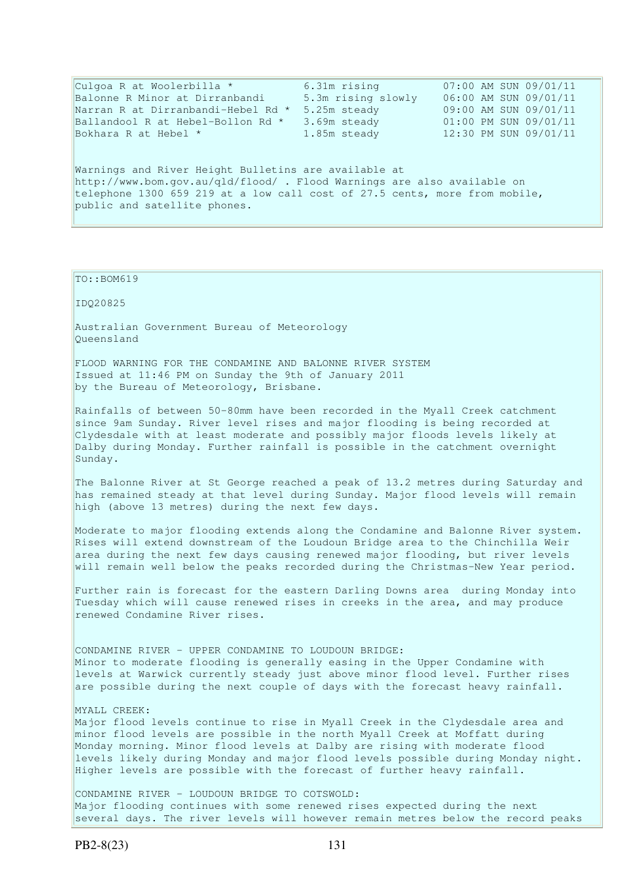| | | |
|---|---|---|
| Culgoa R at Woolerbilla * | 6.31m rising | 07:00 AM SUN 09/01/11 |
| Balonne R Minor at Dirranbandi | 5.3m rising slowly | 06:00 AM SUN 09/01/11 |
| Narran R at Dirranbandi-Hebel Rd * | 5.25m steady | 09:00 AM SUN 09/01/11 |
| Ballandool R at Hebel-Bollon Rd * | 3.69m steady | 01:00 PM SUN 09/01/11 |
| Bokhara R at Hebel * | 1.85m steady | 12:30 PM SUN 09/01/11 |

Warnings and River Height Bulletins are available at http://www.bom.gov.au/qld/flood/ . Flood Warnings are also available on telephone 1300 659 219 at a low call cost of 27.5 cents, more from mobile, public and satellite phones.

TO::BOM619

IDQ20825

Australian Government Bureau of Meteorology
Queensland

FLOOD WARNING FOR THE CONDAMINE AND BALONNE RIVER SYSTEM
Issued at 11:46 PM on Sunday the 9th of January 2011
by the Bureau of Meteorology, Brisbane.

Rainfalls of between 50-80mm have been recorded in the Myall Creek catchment since 9am Sunday. River level rises and major flooding is being recorded at Clydesdale with at least moderate and possibly major floods levels likely at Dalby during Monday. Further rainfall is possible in the catchment overnight Sunday.

The Balonne River at St George reached a peak of 13.2 metres during Saturday and has remained steady at that level during Sunday. Major flood levels will remain high (above 13 metres) during the next few days.

Moderate to major flooding extends along the Condamine and Balonne River system. Rises will extend downstream of the Loudoun Bridge area to the Chinchilla Weir area during the next few days causing renewed major flooding, but river levels will remain well below the peaks recorded during the Christmas-New Year period.

Further rain is forecast for the eastern Darling Downs area during Monday into Tuesday which will cause renewed rises in creeks in the area, and may produce renewed Condamine River rises.

CONDAMINE RIVER - UPPER CONDAMINE TO LOUDOUN BRIDGE:
Minor to moderate flooding is generally easing in the Upper Condamine with levels at Warwick currently steady just above minor flood level. Further rises are possible during the next couple of days with the forecast heavy rainfall.

MYALL CREEK:
Major flood levels continue to rise in Myall Creek in the Clydesdale area and minor flood levels are possible in the north Myall Creek at Moffatt during Monday morning. Minor flood levels at Dalby are rising with moderate flood levels likely during Monday and major flood levels possible during Monday night. Higher levels are possible with the forecast of further heavy rainfall.

CONDAMINE RIVER - LOUDOUN BRIDGE TO COTSWOLD:
Major flooding continues with some renewed rises expected during the next several days. The river levels will however remain metres below the record peaks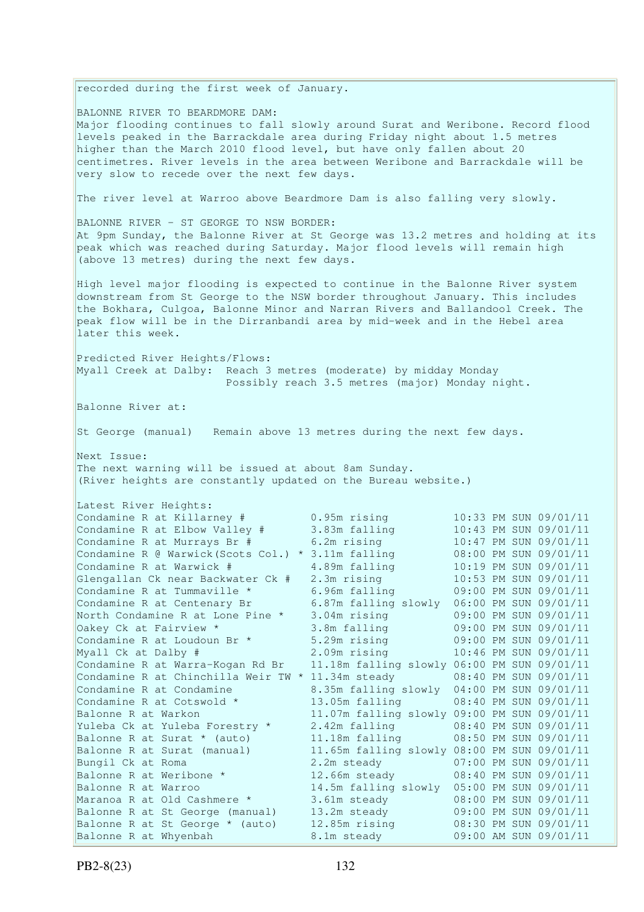recorded during the first week of January.

BALONNE RIVER TO BEARDMORE DAM:
Major flooding continues to fall slowly around Surat and Weribone. Record flood levels peaked in the Barrackdale area during Friday night about 1.5 metres higher than the March 2010 flood level, but have only fallen about 20 centimetres. River levels in the area between Weribone and Barrackdale will be very slow to recede over the next few days.

The river level at Warroo above Beardmore Dam is also falling very slowly.

BALONNE RIVER - ST GEORGE TO NSW BORDER:
At 9pm Sunday, the Balonne River at St George was 13.2 metres and holding at its peak which was reached during Saturday. Major flood levels will remain high (above 13 metres) during the next few days.

High level major flooding is expected to continue in the Balonne River system downstream from St George to the NSW border throughout January. This includes the Bokhara, Culgoa, Balonne Minor and Narran Rivers and Ballandool Creek. The peak flow will be in the Dirranbandi area by mid-week and in the Hebel area later this week.

Predicted River Heights/Flows:
Myall Creek at Dalby: Reach 3 metres (moderate) by midday Monday
Possibly reach 3.5 metres (major) Monday night.

Balonne River at:

St George (manual) Remain above 13 metres during the next few days.

Next Issue:
The next warning will be issued at about 8am Sunday.
(River heights are constantly updated on the Bureau website.)

Latest River Heights:

| | | |
|---|---|---|
| Condamine R at Killarney # | 0.95m rising | 10:33 PM SUN 09/01/11 |
| Condamine R at Elbow Valley # | 3.83m falling | 10:43 PM SUN 09/01/11 |
| Condamine R at Murrays Br # | 6.2m rising | 10:47 PM SUN 09/01/11 |
| Condamine R @ Warwick(Scots Col.) * | 3.11m falling | 08:00 PM SUN 09/01/11 |
| Condamine R at Warwick # | 4.89m falling | 10:19 PM SUN 09/01/11 |
| Glengallan Ck near Backwater Ck # | 2.3m rising | 10:53 PM SUN 09/01/11 |
| Condamine R at Tummaville * | 6.96m falling | 09:00 PM SUN 09/01/11 |
| Condamine R at Centenary Br | 6.87m falling slowly | 06:00 PM SUN 09/01/11 |
| North Condamine R at Lone Pine * | 3.04m rising | 09:00 PM SUN 09/01/11 |
| Oakey Ck at Fairview * | 3.8m falling | 09:00 PM SUN 09/01/11 |
| Condamine R at Loudoun Br * | 5.29m rising | 09:00 PM SUN 09/01/11 |
| Myall Ck at Dalby # | 2.09m rising | 10:46 PM SUN 09/01/11 |
| Condamine R at Warra-Kogan Rd Br | 11.18m falling slowly | 06:00 PM SUN 09/01/11 |
| Condamine R at Chinchilla Weir TW * | 11.34m steady | 08:40 PM SUN 09/01/11 |
| Condamine R at Condamine | 8.35m falling slowly | 04:00 PM SUN 09/01/11 |
| Condamine R at Cotswold * | 13.05m falling | 08:40 PM SUN 09/01/11 |
| Balonne R at Warkon | 11.07m falling slowly | 09:00 PM SUN 09/01/11 |
| Yuleba Ck at Yuleba Forestry * | 2.42m falling | 08:40 PM SUN 09/01/11 |
| Balonne R at Surat * (auto) | 11.18m falling | 08:50 PM SUN 09/01/11 |
| Balonne R at Surat (manual) | 11.65m falling slowly | 08:00 PM SUN 09/01/11 |
| Bungil Ck at Roma | 2.2m steady | 07:00 PM SUN 09/01/11 |
| Balonne R at Weribone * | 12.66m steady | 08:40 PM SUN 09/01/11 |
| Balonne R at Warroo | 14.5m falling slowly | 05:00 PM SUN 09/01/11 |
| Maranoa R at Old Cashmere * | 3.61m steady | 08:00 PM SUN 09/01/11 |
| Balonne R at St George (manual) | 13.2m steady | 09:00 PM SUN 09/01/11 |
| Balonne R at St George * (auto) | 12.85m rising | 08:30 PM SUN 09/01/11 |
| Balonne R at Whyenbah | 8.1m steady | 09:00 AM SUN 09/01/11 |

PB2-8(23)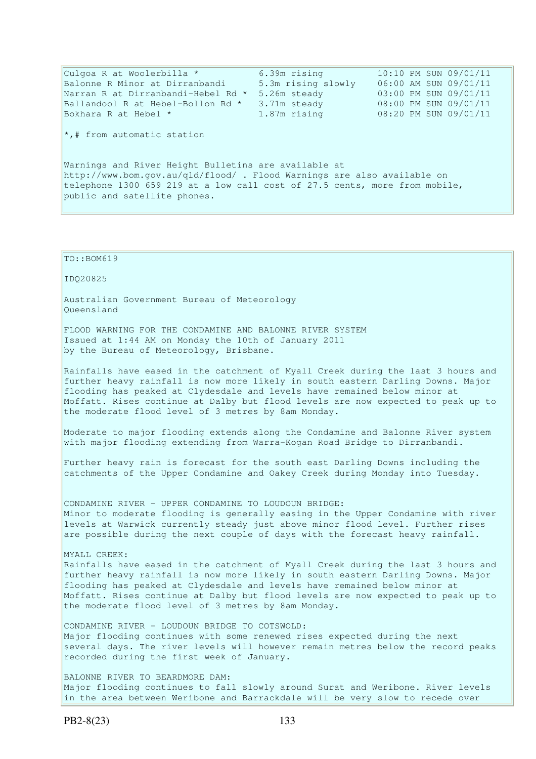| | | |
|---|---|---|
| Culgoa R at Woolerbilla * | 6.39m rising | 10:10 PM SUN 09/01/11 |
| Balonne R Minor at Dirranbandi | 5.3m rising slowly | 06:00 AM SUN 09/01/11 |
| Narran R at Dirranbandi-Hebel Rd * | 5.26m steady | 03:00 PM SUN 09/01/11 |
| Ballandool R at Hebel-Bollon Rd * | 3.71m steady | 08:00 PM SUN 09/01/11 |
| Bokhara R at Hebel * | 1.87m rising | 08:20 PM SUN 09/01/11 |

*,# from automatic station

Warnings and River Height Bulletins are available at http://www.bom.gov.au/qld/flood/ . Flood Warnings are also available on telephone 1300 659 219 at a low call cost of 27.5 cents, more from mobile, public and satellite phones.

TO::BOM619

IDQ20825

Australian Government Bureau of Meteorology
Queensland

FLOOD WARNING FOR THE CONDAMINE AND BALONNE RIVER SYSTEM
Issued at 1:44 AM on Monday the 10th of January 2011
by the Bureau of Meteorology, Brisbane.

Rainfalls have eased in the catchment of Myall Creek during the last 3 hours and further heavy rainfall is now more likely in south eastern Darling Downs. Major flooding has peaked at Clydesdale and levels have remained below minor at Moffatt. Rises continue at Dalby but flood levels are now expected to peak up to the moderate flood level of 3 metres by 8am Monday.

Moderate to major flooding extends along the Condamine and Balonne River system with major flooding extending from Warra-Kogan Road Bridge to Dirranbandi.

Further heavy rain is forecast for the south east Darling Downs including the catchments of the Upper Condamine and Oakey Creek during Monday into Tuesday.

CONDAMINE RIVER - UPPER CONDAMINE TO LOUDOUN BRIDGE:
Minor to moderate flooding is generally easing in the Upper Condamine with river levels at Warwick currently steady just above minor flood level. Further rises are possible during the next couple of days with the forecast heavy rainfall.

MYALL CREEK:
Rainfalls have eased in the catchment of Myall Creek during the last 3 hours and further heavy rainfall is now more likely in south eastern Darling Downs. Major flooding has peaked at Clydesdale and levels have remained below minor at Moffatt. Rises continue at Dalby but flood levels are now expected to peak up to the moderate flood level of 3 metres by 8am Monday.

CONDAMINE RIVER - LOUDOUN BRIDGE TO COTSWOLD:
Major flooding continues with some renewed rises expected during the next several days. The river levels will however remain metres below the record peaks recorded during the first week of January.

BALONNE RIVER TO BEARDMORE DAM:
Major flooding continues to fall slowly around Surat and Weribone. River levels in the area between Weribone and Barrackdale will be very slow to recede over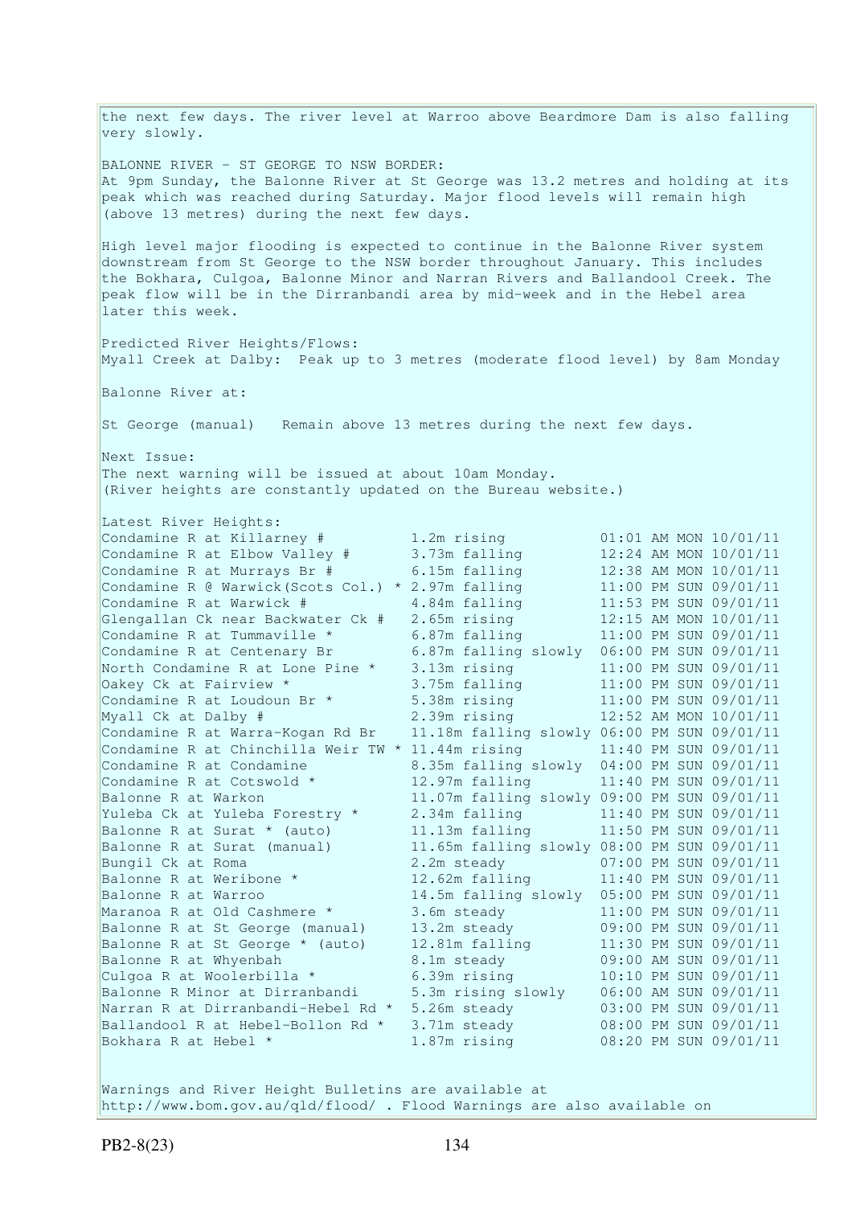the next few days. The river level at Warroo above Beardmore Dam is also falling very slowly.

BALONNE RIVER - ST GEORGE TO NSW BORDER:
At 9pm Sunday, the Balonne River at St George was 13.2 metres and holding at its peak which was reached during Saturday. Major flood levels will remain high (above 13 metres) during the next few days.

High level major flooding is expected to continue in the Balonne River system downstream from St George to the NSW border throughout January. This includes the Bokhara, Culgoa, Balonne Minor and Narran Rivers and Ballandool Creek. The peak flow will be in the Dirranbandi area by mid-week and in the Hebel area later this week.

Predicted River Heights/Flows:
Myall Creek at Dalby: Peak up to 3 metres (moderate flood level) by 8am Monday

Balonne River at:

St George (manual) Remain above 13 metres during the next few days.

Next Issue:
The next warning will be issued at about 10am Monday.
(River heights are constantly updated on the Bureau website.)

Latest River Heights:

| | | |
|---|---|---|
| Condamine R at Killarney # | 1.2m rising | 01:01 AM MON 10/01/11 |
| Condamine R at Elbow Valley # | 3.73m falling | 12:24 AM MON 10/01/11 |
| Condamine R at Murrays Br # | 6.15m falling | 12:38 AM MON 10/01/11 |
| Condamine R @ Warwick(Scots Col.) * | 2.97m falling | 11:00 PM SUN 09/01/11 |
| Condamine R at Warwick # | 4.84m falling | 11:53 PM SUN 09/01/11 |
| Glengallan Ck near Backwater Ck # | 2.65m rising | 12:15 AM MON 10/01/11 |
| Condamine R at Tummaville * | 6.87m falling | 11:00 PM SUN 09/01/11 |
| Condamine R at Centenary Br | 6.87m falling slowly | 06:00 PM SUN 09/01/11 |
| North Condamine R at Lone Pine * | 3.13m rising | 11:00 PM SUN 09/01/11 |
| Oakey Ck at Fairview * | 3.75m falling | 11:00 PM SUN 09/01/11 |
| Condamine R at Loudoun Br * | 5.38m rising | 11:00 PM SUN 09/01/11 |
| Myall Ck at Dalby # | 2.39m rising | 12:52 AM MON 10/01/11 |
| Condamine R at Warra-Kogan Rd Br | 11.18m falling slowly | 06:00 PM SUN 09/01/11 |
| Condamine R at Chinchilla Weir TW * | 11.44m rising | 11:40 PM SUN 09/01/11 |
| Condamine R at Condamine | 8.35m falling slowly | 04:00 PM SUN 09/01/11 |
| Condamine R at Cotswold * | 12.97m falling | 11:40 PM SUN 09/01/11 |
| Balonne R at Warkon | 11.07m falling slowly | 09:00 PM SUN 09/01/11 |
| Yuleba Ck at Yuleba Forestry * | 2.34m falling | 11:40 PM SUN 09/01/11 |
| Balonne R at Surat * (auto) | 11.13m falling | 11:50 PM SUN 09/01/11 |
| Balonne R at Surat (manual) | 11.65m falling slowly | 08:00 PM SUN 09/01/11 |
| Bungil Ck at Roma | 2.2m steady | 07:00 PM SUN 09/01/11 |
| Balonne R at Weribone * | 12.62m falling | 11:40 PM SUN 09/01/11 |
| Balonne R at Warroo | 14.5m falling slowly | 05:00 PM SUN 09/01/11 |
| Maranoa R at Old Cashmere * | 3.6m steady | 11:00 PM SUN 09/01/11 |
| Balonne R at St George (manual) | 13.2m steady | 09:00 PM SUN 09/01/11 |
| Balonne R at St George * (auto) | 12.81m falling | 11:30 PM SUN 09/01/11 |
| Balonne R at Whyenbah | 8.1m steady | 09:00 AM SUN 09/01/11 |
| Culgoa R at Woolerbilla * | 6.39m rising | 10:10 PM SUN 09/01/11 |
| Balonne R Minor at Dirranbandi | 5.3m rising slowly | 06:00 AM SUN 09/01/11 |
| Narran R at Dirranbandi-Hebel Rd * | 5.26m steady | 03:00 PM SUN 09/01/11 |
| Ballandool R at Hebel-Bollon Rd * | 3.71m steady | 08:00 PM SUN 09/01/11 |
| Bokhara R at Hebel * | 1.87m rising | 08:20 PM SUN 09/01/11 |

Warnings and River Height Bulletins are available at http://www.bom.gov.au/qld/flood/ . Flood Warnings are also available on

PB2-8(23)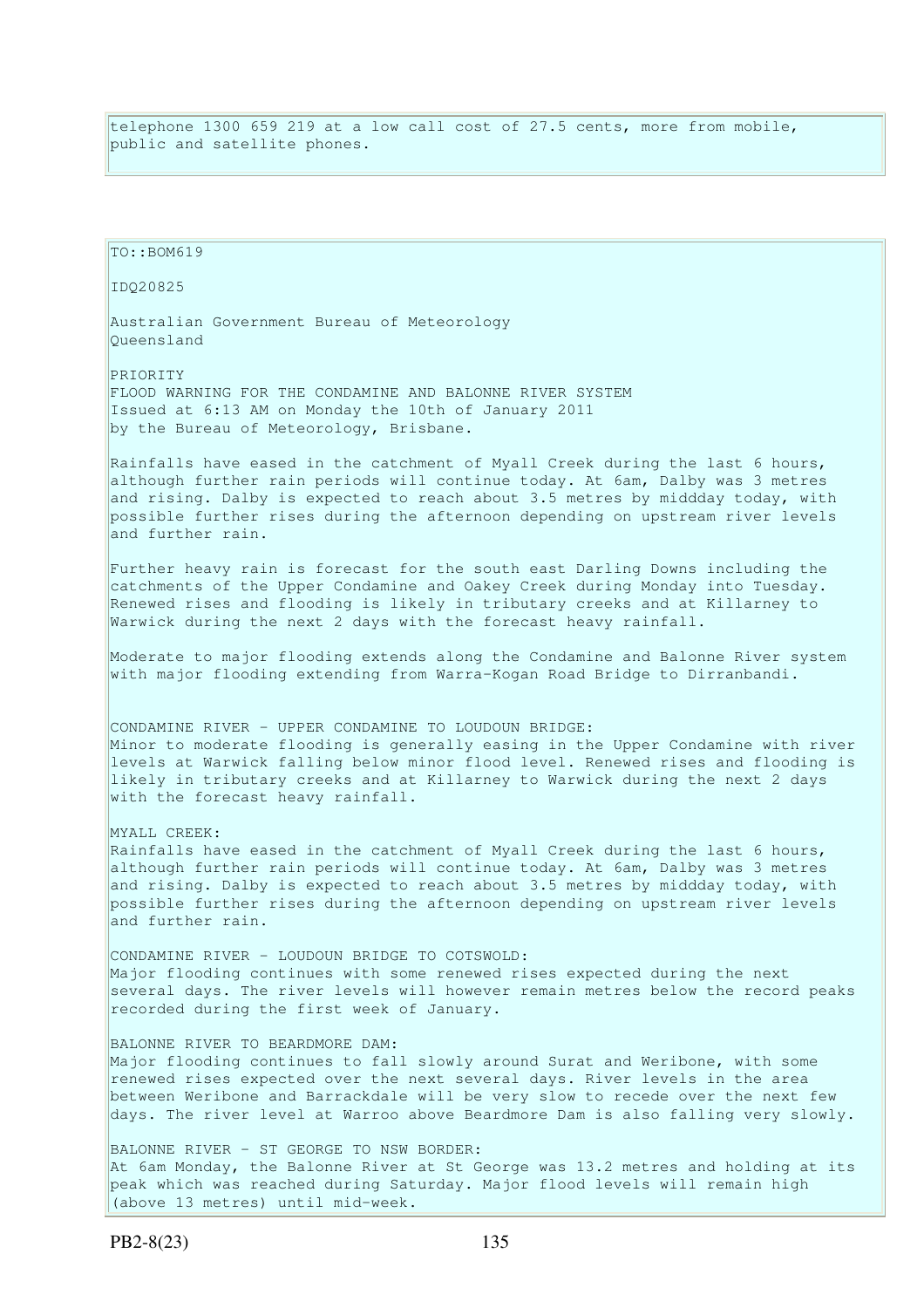telephone 1300 659 219 at a low call cost of 27.5 cents, more from mobile, public and satellite phones.

TO::BOM619

IDQ20825

Australian Government Bureau of Meteorology
Queensland

PRIORITY
FLOOD WARNING FOR THE CONDAMINE AND BALONNE RIVER SYSTEM
Issued at 6:13 AM on Monday the 10th of January 2011
by the Bureau of Meteorology, Brisbane.

Rainfalls have eased in the catchment of Myall Creek during the last 6 hours, although further rain periods will continue today. At 6am, Dalby was 3 metres and rising. Dalby is expected to reach about 3.5 metres by midday today, with possible further rises during the afternoon depending on upstream river levels and further rain.

Further heavy rain is forecast for the south east Darling Downs including the catchments of the Upper Condamine and Oakey Creek during Monday into Tuesday. Renewed rises and flooding is likely in tributary creeks and at Killarney to Warwick during the next 2 days with the forecast heavy rainfall.

Moderate to major flooding extends along the Condamine and Balonne River system with major flooding extending from Warra-Kogan Road Bridge to Dirranbandi.

CONDAMINE RIVER - UPPER CONDAMINE TO LOUDOUN BRIDGE:
Minor to moderate flooding is generally easing in the Upper Condamine with river levels at Warwick falling below minor flood level. Renewed rises and flooding is likely in tributary creeks and at Killarney to Warwick during the next 2 days with the forecast heavy rainfall.

MYALL CREEK:
Rainfalls have eased in the catchment of Myall Creek during the last 6 hours, although further rain periods will continue today. At 6am, Dalby was 3 metres and rising. Dalby is expected to reach about 3.5 metres by midday today, with possible further rises during the afternoon depending on upstream river levels and further rain.

CONDAMINE RIVER - LOUDOUN BRIDGE TO COTSWOLD:
Major flooding continues with some renewed rises expected during the next several days. The river levels will however remain metres below the record peaks recorded during the first week of January.

BALONNE RIVER TO BEARDMORE DAM:
Major flooding continues to fall slowly around Surat and Weribone, with some renewed rises expected over the next several days. River levels in the area between Weribone and Barrackdale will be very slow to recede over the next few days. The river level at Warroo above Beardmore Dam is also falling very slowly.

BALONNE RIVER - ST GEORGE TO NSW BORDER:
At 6am Monday, the Balonne River at St George was 13.2 metres and holding at its peak which was reached during Saturday. Major flood levels will remain high (above 13 metres) until mid-week.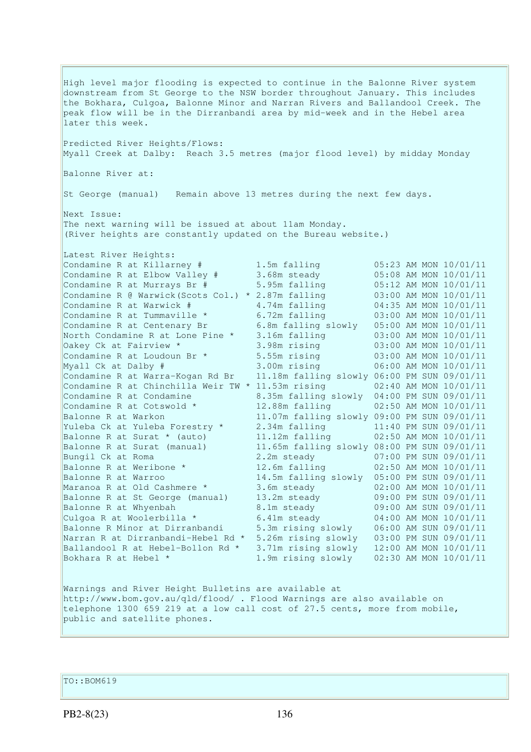High level major flooding is expected to continue in the Balonne River system downstream from St George to the NSW border throughout January. This includes the Bokhara, Culgoa, Balonne Minor and Narran Rivers and Ballandool Creek. The peak flow will be in the Dirranbandi area by mid-week and in the Hebel area later this week.

Predicted River Heights/Flows:
Myall Creek at Dalby: Reach 3.5 metres (major flood level) by midday Monday

Balonne River at:

St George (manual) Remain above 13 metres during the next few days.

Next Issue:
The next warning will be issued at about 11am Monday.
(River heights are constantly updated on the Bureau website.)

Latest River Heights:

| | | |
|---|---|---|
| Condamine R at Killarney # | 1.5m falling | 05:23 AM MON 10/01/11 |
| Condamine R at Elbow Valley # | 3.68m steady | 05:08 AM MON 10/01/11 |
| Condamine R at Murrays Br # | 5.95m falling | 05:12 AM MON 10/01/11 |
| Condamine R @ Warwick(Scots Col.) * | 2.87m falling | 03:00 AM MON 10/01/11 |
| Condamine R at Warwick # | 4.74m falling | 04:35 AM MON 10/01/11 |
| Condamine R at Tummaville * | 6.72m falling | 03:00 AM MON 10/01/11 |
| Condamine R at Centenary Br | 6.8m falling slowly | 05:00 AM MON 10/01/11 |
| North Condamine R at Lone Pine * | 3.16m falling | 03:00 AM MON 10/01/11 |
| Oakey Ck at Fairview * | 3.98m rising | 03:00 AM MON 10/01/11 |
| Condamine R at Loudoun Br * | 5.55m rising | 03:00 AM MON 10/01/11 |
| Myall Ck at Dalby # | 3.00m rising | 06:00 AM MON 10/01/11 |
| Condamine R at Warra-Kogan Rd Br | 11.18m falling slowly | 06:00 PM SUN 09/01/11 |
| Condamine R at Chinchilla Weir TW * | 11.53m rising | 02:40 AM MON 10/01/11 |
| Condamine R at Condamine | 8.35m falling slowly | 04:00 PM SUN 09/01/11 |
| Condamine R at Cotswold * | 12.88m falling | 02:50 AM MON 10/01/11 |
| Balonne R at Warkon | 11.07m falling slowly | 09:00 PM SUN 09/01/11 |
| Yuleba Ck at Yuleba Forestry * | 2.34m falling | 11:40 PM SUN 09/01/11 |
| Balonne R at Surat * (auto) | 11.12m falling | 02:50 AM MON 10/01/11 |
| Balonne R at Surat (manual) | 11.65m falling slowly | 08:00 PM SUN 09/01/11 |
| Bungil Ck at Roma | 2.2m steady | 07:00 PM SUN 09/01/11 |
| Balonne R at Weribone * | 12.6m falling | 02:50 AM MON 10/01/11 |
| Balonne R at Warroo | 14.5m falling slowly | 05:00 PM SUN 09/01/11 |
| Maranoa R at Old Cashmere * | 3.6m steady | 02:00 AM MON 10/01/11 |
| Balonne R at St George (manual) | 13.2m steady | 09:00 PM SUN 09/01/11 |
| Balonne R at Whyenbah | 8.1m steady | 09:00 AM SUN 09/01/11 |
| Culgoa R at Woolerbilla * | 6.41m steady | 04:00 AM MON 10/01/11 |
| Balonne R Minor at Dirranbandi | 5.3m rising slowly | 06:00 AM SUN 09/01/11 |
| Narran R at Dirranbandi-Hebel Rd * | 5.26m rising slowly | 03:00 PM SUN 09/01/11 |
| Ballandool R at Hebel-Bollon Rd * | 3.71m rising slowly | 12:00 AM MON 10/01/11 |
| Bokhara R at Hebel * | 1.9m rising slowly | 02:30 AM MON 10/01/11 |

Warnings and River Height Bulletins are available at http://www.bom.gov.au/qld/flood/ . Flood Warnings are also available on telephone 1300 659 219 at a low call cost of 27.5 cents, more from mobile, public and satellite phones.

TO::BOM619

PB2-8(23)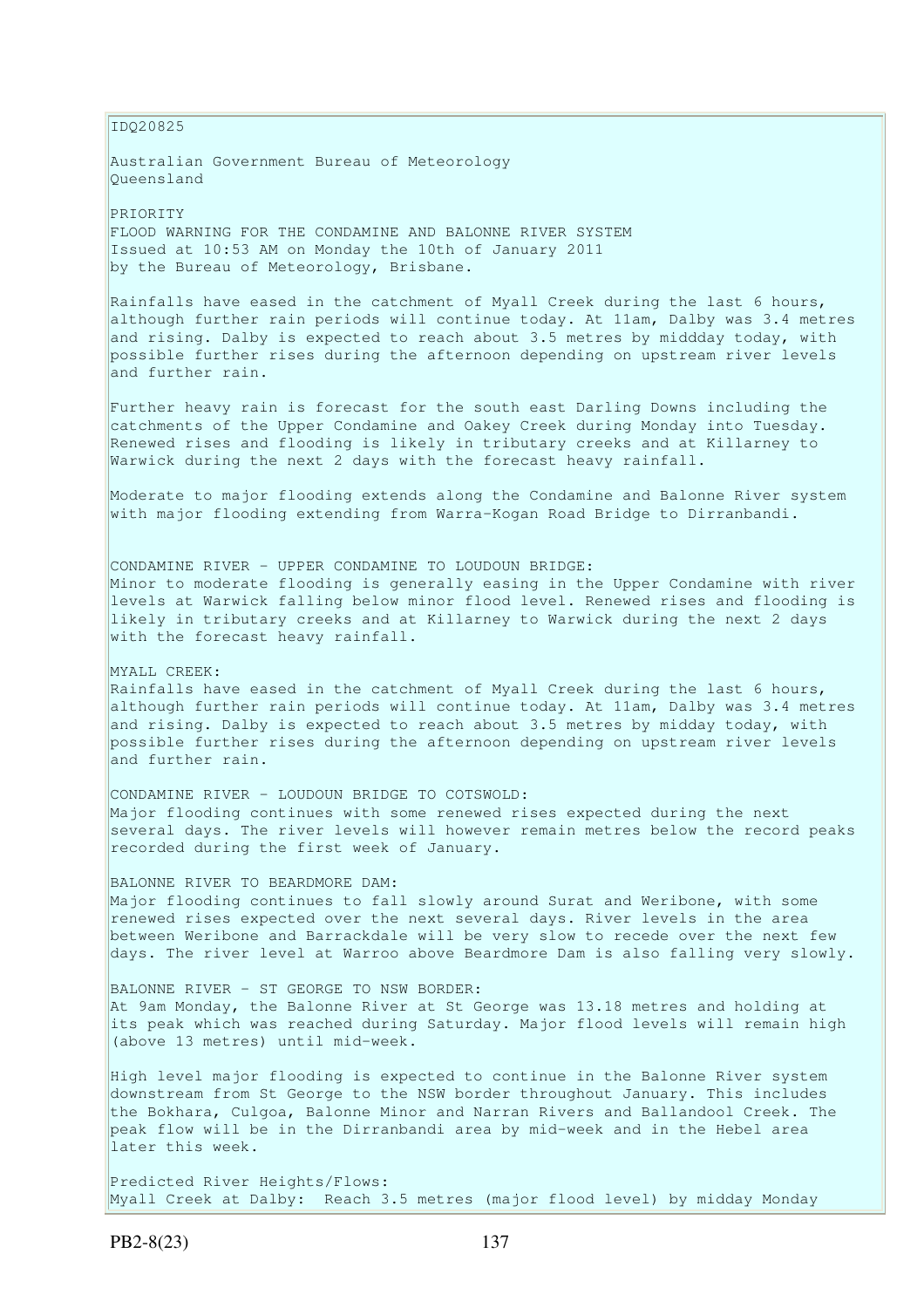IDQ20825

Australian Government Bureau of Meteorology
Queensland

PRIORITY
FLOOD WARNING FOR THE CONDAMINE AND BALONNE RIVER SYSTEM
Issued at 10:53 AM on Monday the 10th of January 2011
by the Bureau of Meteorology, Brisbane.

Rainfalls have eased in the catchment of Myall Creek during the last 6 hours, although further rain periods will continue today. At 11am, Dalby was 3.4 metres and rising. Dalby is expected to reach about 3.5 metres by middday today, with possible further rises during the afternoon depending on upstream river levels and further rain.

Further heavy rain is forecast for the south east Darling Downs including the catchments of the Upper Condamine and Oakey Creek during Monday into Tuesday. Renewed rises and flooding is likely in tributary creeks and at Killarney to Warwick during the next 2 days with the forecast heavy rainfall.

Moderate to major flooding extends along the Condamine and Balonne River system with major flooding extending from Warra-Kogan Road Bridge to Dirranbandi.

CONDAMINE RIVER - UPPER CONDAMINE TO LOUDOUN BRIDGE:
Minor to moderate flooding is generally easing in the Upper Condamine with river levels at Warwick falling below minor flood level. Renewed rises and flooding is likely in tributary creeks and at Killarney to Warwick during the next 2 days with the forecast heavy rainfall.

MYALL CREEK:
Rainfalls have eased in the catchment of Myall Creek during the last 6 hours, although further rain periods will continue today. At 11am, Dalby was 3.4 metres and rising. Dalby is expected to reach about 3.5 metres by midday today, with possible further rises during the afternoon depending on upstream river levels and further rain.

CONDAMINE RIVER - LOUDOUN BRIDGE TO COTSWOLD:
Major flooding continues with some renewed rises expected during the next several days. The river levels will however remain metres below the record peaks recorded during the first week of January.

BALONNE RIVER TO BEARDMORE DAM:
Major flooding continues to fall slowly around Surat and Weribone, with some renewed rises expected over the next several days. River levels in the area between Weribone and Barrackdale will be very slow to recede over the next few days. The river level at Warroo above Beardmore Dam is also falling very slowly.

BALONNE RIVER - ST GEORGE TO NSW BORDER:
At 9am Monday, the Balonne River at St George was 13.18 metres and holding at its peak which was reached during Saturday. Major flood levels will remain high (above 13 metres) until mid-week.

High level major flooding is expected to continue in the Balonne River system downstream from St George to the NSW border throughout January. This includes the Bokhara, Culgoa, Balonne Minor and Narran Rivers and Ballandool Creek. The peak flow will be in the Dirranbandi area by mid-week and in the Hebel area later this week.

Predicted River Heights/Flows:
Myall Creek at Dalby: Reach 3.5 metres (major flood level) by midday Monday

PB2-8(23)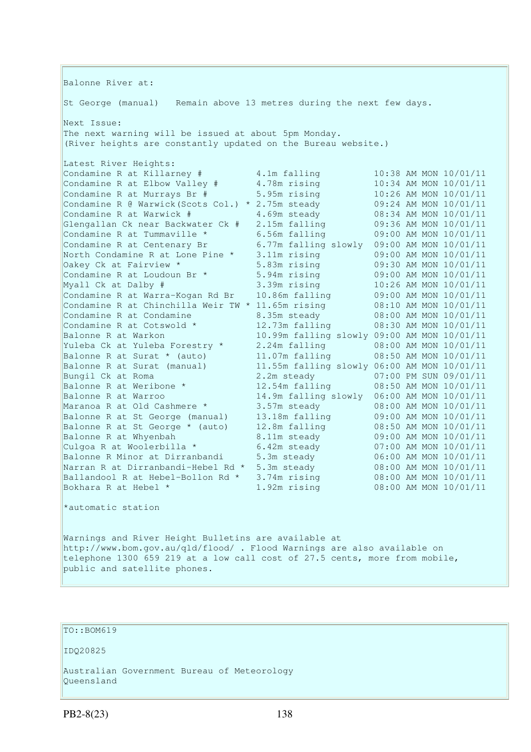Balonne River at:

St George (manual) Remain above 13 metres during the next few days.

Next Issue:
The next warning will be issued at about 5pm Monday.
(River heights are constantly updated on the Bureau website.)

Latest River Heights:

| | | |
|---|---|---|
| Condamine R at Killarney # | 4.1m falling | 10:38 AM MON 10/01/11 |
| Condamine R at Elbow Valley # | 4.78m rising | 10:34 AM MON 10/01/11 |
| Condamine R at Murrays Br # | 5.95m rising | 10:26 AM MON 10/01/11 |
| Condamine R @ Warwick(Scots Col.) * | 2.75m steady | 09:24 AM MON 10/01/11 |
| Condamine R at Warwick # | 4.69m steady | 08:34 AM MON 10/01/11 |
| Glengallan Ck near Backwater Ck # | 2.15m falling | 09:36 AM MON 10/01/11 |
| Condamine R at Tummaville * | 6.56m falling | 09:00 AM MON 10/01/11 |
| Condamine R at Centenary Br | 6.77m falling slowly | 09:00 AM MON 10/01/11 |
| North Condamine R at Lone Pine * | 3.11m rising | 09:00 AM MON 10/01/11 |
| Oakey Ck at Fairview * | 5.83m rising | 09:30 AM MON 10/01/11 |
| Condamine R at Loudoun Br * | 5.94m rising | 09:00 AM MON 10/01/11 |
| Myall Ck at Dalby # | 3.39m rising | 10:26 AM MON 10/01/11 |
| Condamine R at Warra-Kogan Rd Br | 10.86m falling | 09:00 AM MON 10/01/11 |
| Condamine R at Chinchilla Weir TW * | 11.65m rising | 08:10 AM MON 10/01/11 |
| Condamine R at Condamine | 8.35m steady | 08:00 AM MON 10/01/11 |
| Condamine R at Cotswold * | 12.73m falling | 08:30 AM MON 10/01/11 |
| Balonne R at Warkon | 10.99m falling slowly | 09:00 AM MON 10/01/11 |
| Yuleba Ck at Yuleba Forestry * | 2.24m falling | 08:00 AM MON 10/01/11 |
| Balonne R at Surat * (auto) | 11.07m falling | 08:50 AM MON 10/01/11 |
| Balonne R at Surat (manual) | 11.55m falling slowly | 06:00 AM MON 10/01/11 |
| Bungil Ck at Roma | 2.2m steady | 07:00 PM SUN 09/01/11 |
| Balonne R at Weribone * | 12.54m falling | 08:50 AM MON 10/01/11 |
| Balonne R at Warroo | 14.9m falling slowly | 06:00 AM MON 10/01/11 |
| Maranoa R at Old Cashmere * | 3.57m steady | 08:00 AM MON 10/01/11 |
| Balonne R at St George (manual) | 13.18m falling | 09:00 AM MON 10/01/11 |
| Balonne R at St George * (auto) | 12.8m falling | 08:50 AM MON 10/01/11 |
| Balonne R at Whyenbah | 8.11m steady | 09:00 AM MON 10/01/11 |
| Culgoa R at Woolerbilla * | 6.42m steady | 07:00 AM MON 10/01/11 |
| Balonne R Minor at Dirranbandi | 5.3m steady | 06:00 AM MON 10/01/11 |
| Narran R at Dirranbandi-Hebel Rd * | 5.3m steady | 08:00 AM MON 10/01/11 |
| Ballandool R at Hebel-Bollon Rd * | 3.74m rising | 08:00 AM MON 10/01/11 |
| Bokhara R at Hebel * | 1.92m rising | 08:00 AM MON 10/01/11 |

*automatic station

Warnings and River Height Bulletins are available at http://www.bom.gov.au/qld/flood/ . Flood Warnings are also available on telephone 1300 659 219 at a low call cost of 27.5 cents, more from mobile, public and satellite phones.

TO::BOM619

IDQ20825

Australian Government Bureau of Meteorology
Queensland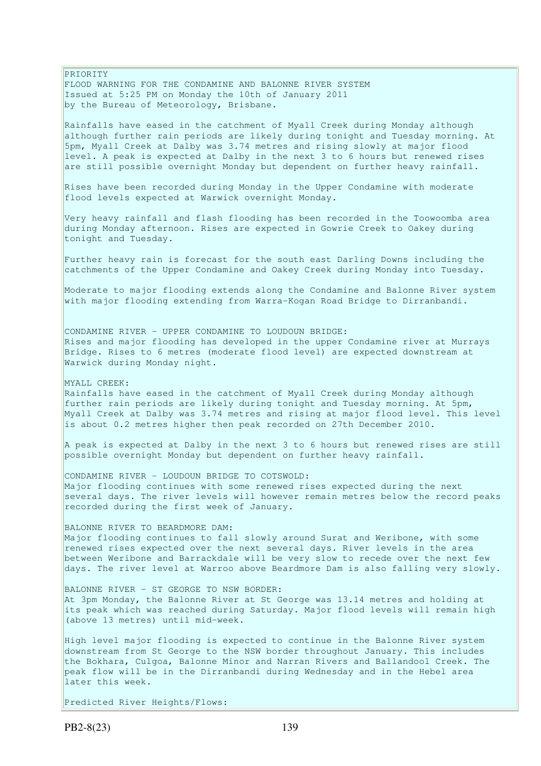PRIORITY
FLOOD WARNING FOR THE CONDAMINE AND BALONNE RIVER SYSTEM
Issued at 5:25 PM on Monday the 10th of January 2011
by the Bureau of Meteorology, Brisbane.

Rainfalls have eased in the catchment of Myall Creek during Monday although although further rain periods are likely during tonight and Tuesday morning. At 5pm, Myall Creek at Dalby was 3.74 metres and rising slowly at major flood level. A peak is expected at Dalby in the next 3 to 6 hours but renewed rises are still possible overnight Monday but dependent on further heavy rainfall.

Rises have been recorded during Monday in the Upper Condamine with moderate flood levels expected at Warwick overnight Monday.

Very heavy rainfall and flash flooding has been recorded in the Toowoomba area during Monday afternoon. Rises are expected in Gowrie Creek to Oakey during tonight and Tuesday.

Further heavy rain is forecast for the south east Darling Downs including the catchments of the Upper Condamine and Oakey Creek during Monday into Tuesday.

Moderate to major flooding extends along the Condamine and Balonne River system with major flooding extending from Warra-Kogan Road Bridge to Dirranbandi.

CONDAMINE RIVER - UPPER CONDAMINE TO LOUDOUN BRIDGE:
Rises and major flooding has developed in the upper Condamine river at Murrays Bridge. Rises to 6 metres (moderate flood level) are expected downstream at Warwick during Monday night.

MYALL CREEK:
Rainfalls have eased in the catchment of Myall Creek during Monday although further rain periods are likely during tonight and Tuesday morning. At 5pm, Myall Creek at Dalby was 3.74 metres and rising at major flood level. This level is about 0.2 metres higher then peak recorded on 27th December 2010.

A peak is expected at Dalby in the next 3 to 6 hours but renewed rises are still possible overnight Monday but dependent on further heavy rainfall.

CONDAMINE RIVER - LOUDOUN BRIDGE TO COTSWOLD:
Major flooding continues with some renewed rises expected during the next several days. The river levels will however remain metres below the record peaks recorded during the first week of January.

BALONNE RIVER TO BEARDMORE DAM:
Major flooding continues to fall slowly around Surat and Weribone, with some renewed rises expected over the next several days. River levels in the area between Weribone and Barrackdale will be very slow to recede over the next few days. The river level at Warroo above Beardmore Dam is also falling very slowly.

BALONNE RIVER - ST GEORGE TO NSW BORDER:
At 3pm Monday, the Balonne River at St George was 13.14 metres and holding at its peak which was reached during Saturday. Major flood levels will remain high (above 13 metres) until mid-week.

High level major flooding is expected to continue in the Balonne River system downstream from St George to the NSW border throughout January. This includes the Bokhara, Culgoa, Balonne Minor and Narran Rivers and Ballandool Creek. The peak flow will be in the Dirranbandi during Wednesday and in the Hebel area later this week.

Predicted River Heights/Flows: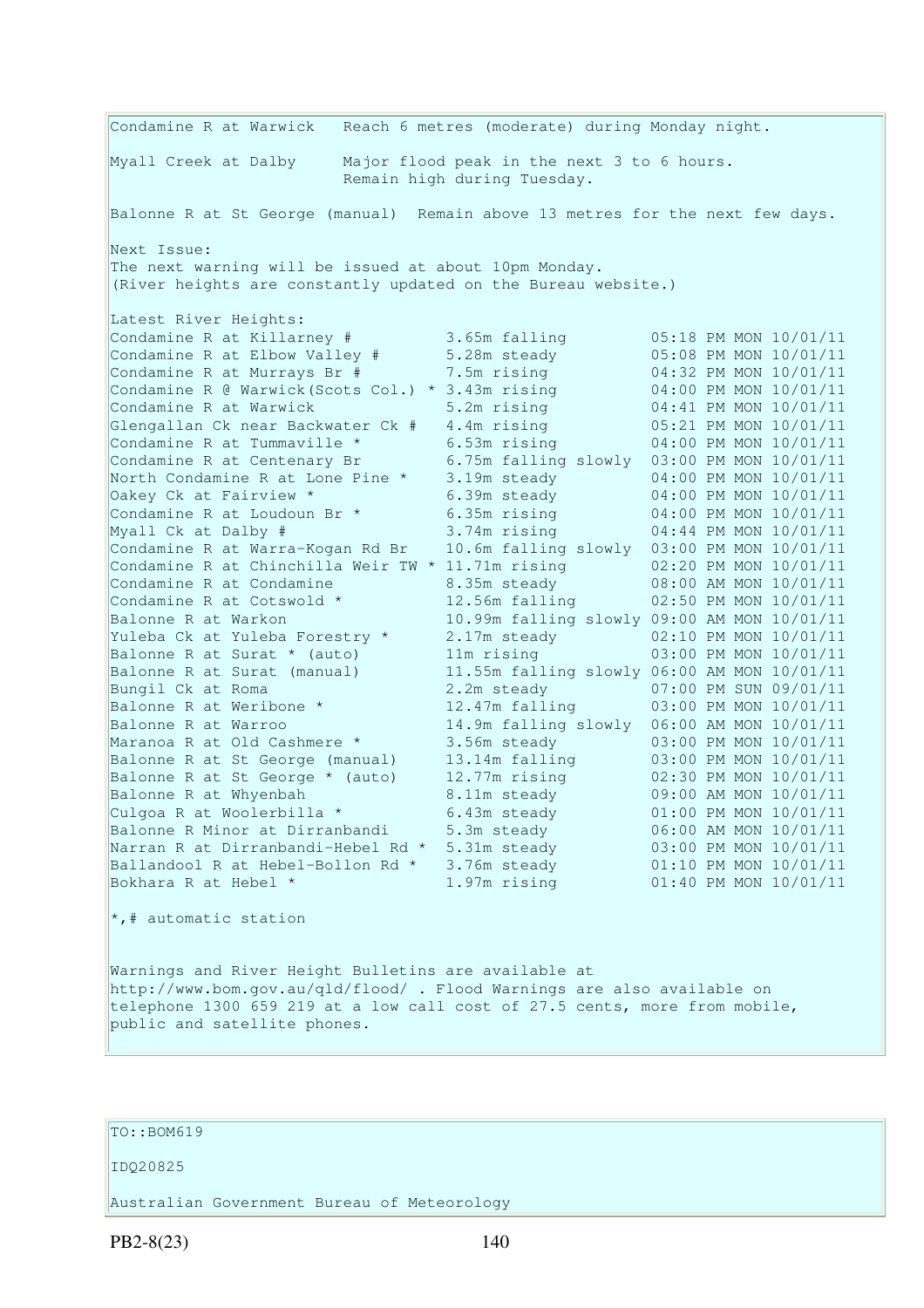Condamine R at Warwick   Reach 6 metres (moderate) during Monday night.

Myall Creek at Dalby     Major flood peak in the next 3 to 6 hours.
                         Remain high during Tuesday.

Balonne R at St George (manual)  Remain above 13 metres for the next few days.

Next Issue:
The next warning will be issued at about 10pm Monday.
(River heights are constantly updated on the Bureau website.)

Latest River Heights:

| | | |
|---|---|---|
| Condamine R at Killarney # | 3.65m falling | 05:18 PM MON 10/01/11 |
| Condamine R at Elbow Valley # | 5.28m steady | 05:08 PM MON 10/01/11 |
| Condamine R at Murrays Br # | 7.5m rising | 04:32 PM MON 10/01/11 |
| Condamine R @ Warwick(Scots Col.) * | 3.43m rising | 04:00 PM MON 10/01/11 |
| Condamine R at Warwick | 5.2m rising | 04:41 PM MON 10/01/11 |
| Glengallan Ck near Backwater Ck # | 4.4m rising | 05:21 PM MON 10/01/11 |
| Condamine R at Tummaville * | 6.53m rising | 04:00 PM MON 10/01/11 |
| Condamine R at Centenary Br | 6.75m falling slowly | 03:00 PM MON 10/01/11 |
| North Condamine R at Lone Pine * | 3.19m steady | 04:00 PM MON 10/01/11 |
| Oakey Ck at Fairview * | 6.39m steady | 04:00 PM MON 10/01/11 |
| Condamine R at Loudoun Br * | 6.35m rising | 04:00 PM MON 10/01/11 |
| Myall Ck at Dalby # | 3.74m rising | 04:44 PM MON 10/01/11 |
| Condamine R at Warra-Kogan Rd Br | 10.6m falling slowly | 03:00 PM MON 10/01/11 |
| Condamine R at Chinchilla Weir TW * | 11.71m rising | 02:20 PM MON 10/01/11 |
| Condamine R at Condamine | 8.35m steady | 08:00 AM MON 10/01/11 |
| Condamine R at Cotswold * | 12.56m falling | 02:50 PM MON 10/01/11 |
| Balonne R at Warkon | 10.99m falling slowly | 09:00 AM MON 10/01/11 |
| Yuleba Ck at Yuleba Forestry * | 2.17m steady | 02:10 PM MON 10/01/11 |
| Balonne R at Surat * (auto) | 11m rising | 03:00 PM MON 10/01/11 |
| Balonne R at Surat (manual) | 11.55m falling slowly | 06:00 AM MON 10/01/11 |
| Bungil Ck at Roma | 2.2m steady | 07:00 PM SUN 09/01/11 |
| Balonne R at Weribone * | 12.47m falling | 03:00 PM MON 10/01/11 |
| Balonne R at Warroo | 14.9m falling slowly | 06:00 AM MON 10/01/11 |
| Maranoa R at Old Cashmere * | 3.56m steady | 03:00 PM MON 10/01/11 |
| Balonne R at St George (manual) | 13.14m falling | 03:00 PM MON 10/01/11 |
| Balonne R at St George * (auto) | 12.77m rising | 02:30 PM MON 10/01/11 |
| Balonne R at Whyenbah | 8.11m steady | 09:00 AM MON 10/01/11 |
| Culgoa R at Woolerbilla * | 6.43m steady | 01:00 PM MON 10/01/11 |
| Balonne R Minor at Dirranbandi | 5.3m steady | 06:00 AM MON 10/01/11 |
| Narran R at Dirranbandi-Hebel Rd * | 5.31m steady | 03:00 PM MON 10/01/11 |
| Ballandool R at Hebel-Bollon Rd * | 3.76m steady | 01:10 PM MON 10/01/11 |
| Bokhara R at Hebel * | 1.97m rising | 01:40 PM MON 10/01/11 |

*,# automatic station

Warnings and River Height Bulletins are available at
http://www.bom.gov.au/qld/flood/ . Flood Warnings are also available on
telephone 1300 659 219 at a low call cost of 27.5 cents, more from mobile,
public and satellite phones.

TO::BOM619

IDQ20825

Australian Government Bureau of Meteorology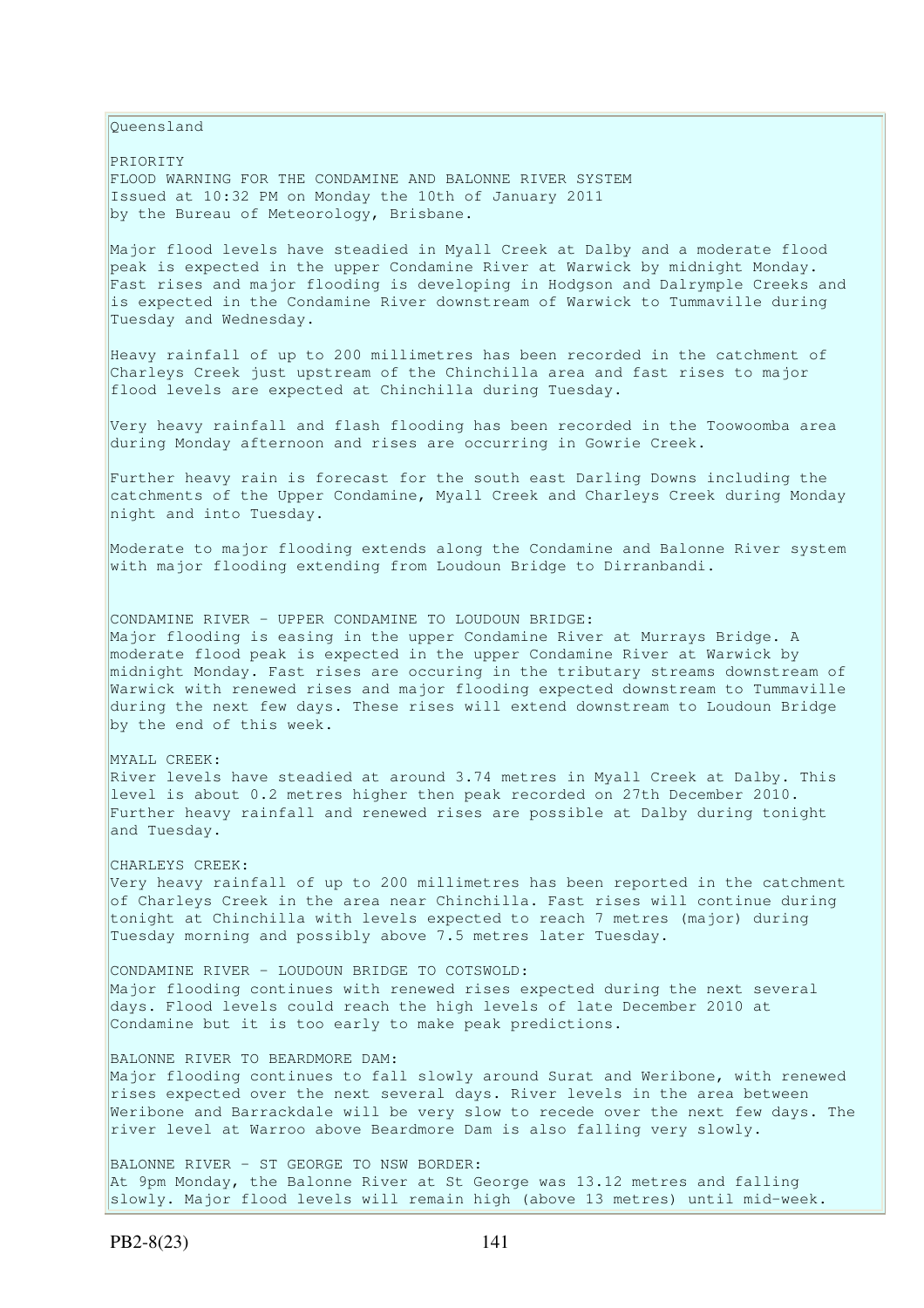Queensland

PRIORITY
FLOOD WARNING FOR THE CONDAMINE AND BALONNE RIVER SYSTEM
Issued at 10:32 PM on Monday the 10th of January 2011
by the Bureau of Meteorology, Brisbane.

Major flood levels have steadied in Myall Creek at Dalby and a moderate flood peak is expected in the upper Condamine River at Warwick by midnight Monday. Fast rises and major flooding is developing in Hodgson and Dalrymple Creeks and is expected in the Condamine River downstream of Warwick to Tummaville during Tuesday and Wednesday.

Heavy rainfall of up to 200 millimetres has been recorded in the catchment of Charleys Creek just upstream of the Chinchilla area and fast rises to major flood levels are expected at Chinchilla during Tuesday.

Very heavy rainfall and flash flooding has been recorded in the Toowoomba area during Monday afternoon and rises are occurring in Gowrie Creek.

Further heavy rain is forecast for the south east Darling Downs including the catchments of the Upper Condamine, Myall Creek and Charleys Creek during Monday night and into Tuesday.

Moderate to major flooding extends along the Condamine and Balonne River system with major flooding extending from Loudoun Bridge to Dirranbandi.

CONDAMINE RIVER - UPPER CONDAMINE TO LOUDOUN BRIDGE:
Major flooding is easing in the upper Condamine River at Murrays Bridge. A moderate flood peak is expected in the upper Condamine River at Warwick by midnight Monday. Fast rises are occuring in the tributary streams downstream of Warwick with renewed rises and major flooding expected downstream to Tummaville during the next few days. These rises will extend downstream to Loudoun Bridge by the end of this week.

MYALL CREEK:
River levels have steadied at around 3.74 metres in Myall Creek at Dalby. This level is about 0.2 metres higher then peak recorded on 27th December 2010. Further heavy rainfall and renewed rises are possible at Dalby during tonight and Tuesday.

CHARLEYS CREEK:
Very heavy rainfall of up to 200 millimetres has been reported in the catchment of Charleys Creek in the area near Chinchilla. Fast rises will continue during tonight at Chinchilla with levels expected to reach 7 metres (major) during Tuesday morning and possibly above 7.5 metres later Tuesday.

CONDAMINE RIVER - LOUDOUN BRIDGE TO COTSWOLD:
Major flooding continues with renewed rises expected during the next several days. Flood levels could reach the high levels of late December 2010 at Condamine but it is too early to make peak predictions.

BALONNE RIVER TO BEARDMORE DAM:
Major flooding continues to fall slowly around Surat and Weribone, with renewed rises expected over the next several days. River levels in the area between Weribone and Barrackdale will be very slow to recede over the next few days. The river level at Warroo above Beardmore Dam is also falling very slowly.

BALONNE RIVER - ST GEORGE TO NSW BORDER:
At 9pm Monday, the Balonne River at St George was 13.12 metres and falling slowly. Major flood levels will remain high (above 13 metres) until mid-week.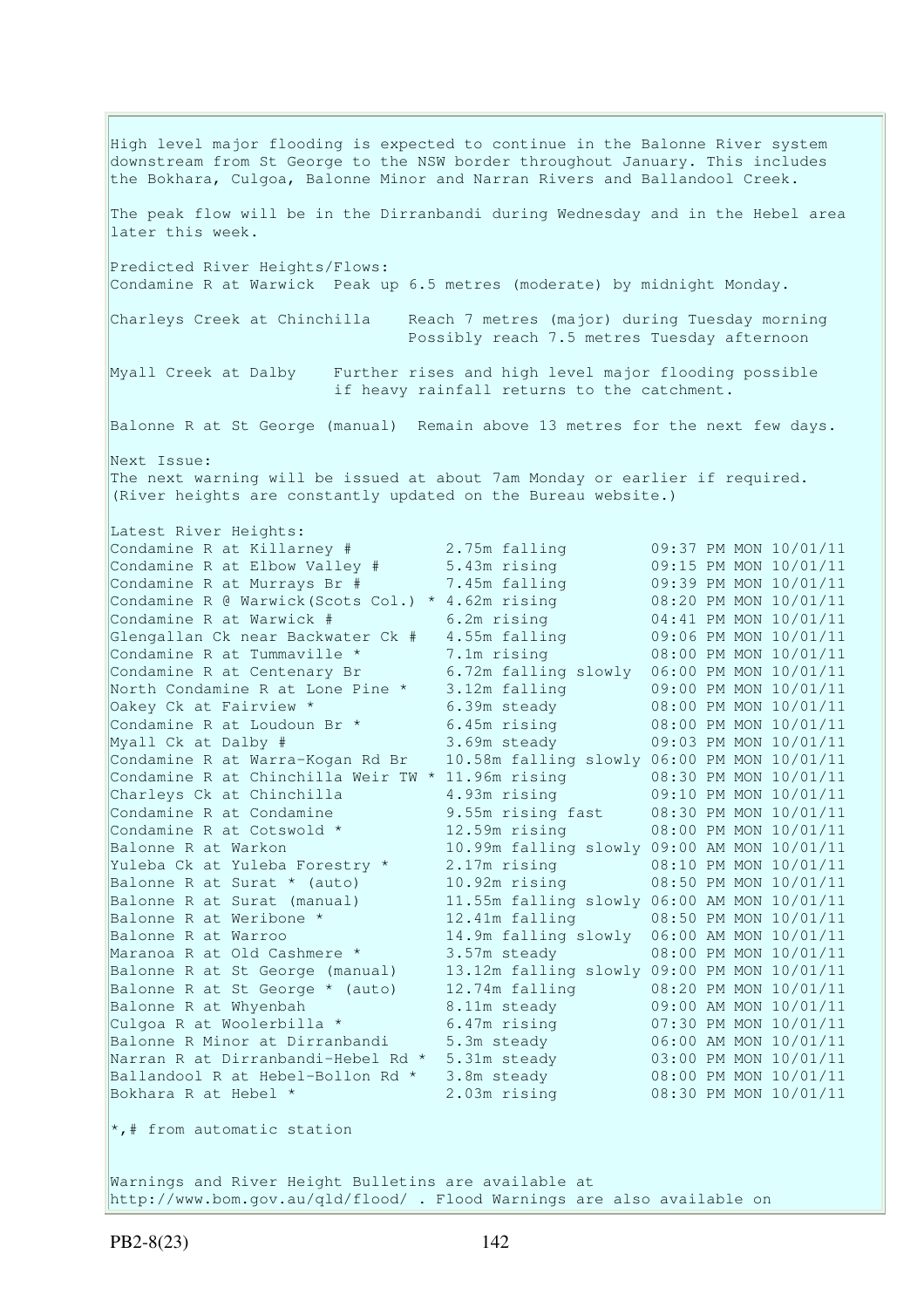High level major flooding is expected to continue in the Balonne River system downstream from St George to the NSW border throughout January. This includes the Bokhara, Culgoa, Balonne Minor and Narran Rivers and Ballandool Creek.

The peak flow will be in the Dirranbandi during Wednesday and in the Hebel area later this week.

Predicted River Heights/Flows:
Condamine R at Warwick  Peak up 6.5 metres (moderate) by midnight Monday.

Charleys Creek at Chinchilla    Reach 7 metres (major) during Tuesday morning
                                Possibly reach 7.5 metres Tuesday afternoon

Myall Creek at Dalby    Further rises and high level major flooding possible
                        if heavy rainfall returns to the catchment.

Balonne R at St George (manual)  Remain above 13 metres for the next few days.

Next Issue:
The next warning will be issued at about 7am Monday or earlier if required.
(River heights are constantly updated on the Bureau website.)

Latest River Heights:

| | | |
|---|---|---|
| Condamine R at Killarney # | 2.75m falling | 09:37 PM MON 10/01/11 |
| Condamine R at Elbow Valley # | 5.43m rising | 09:15 PM MON 10/01/11 |
| Condamine R at Murrays Br # | 7.45m falling | 09:39 PM MON 10/01/11 |
| Condamine R @ Warwick(Scots Col.) * | 4.62m rising | 08:20 PM MON 10/01/11 |
| Condamine R at Warwick # | 6.2m rising | 04:41 PM MON 10/01/11 |
| Glengallan Ck near Backwater Ck # | 4.55m falling | 09:06 PM MON 10/01/11 |
| Condamine R at Tummaville * | 7.1m rising | 08:00 PM MON 10/01/11 |
| Condamine R at Centenary Br | 6.72m falling slowly | 06:00 PM MON 10/01/11 |
| North Condamine R at Lone Pine * | 3.12m falling | 09:00 PM MON 10/01/11 |
| Oakey Ck at Fairview * | 6.39m steady | 08:00 PM MON 10/01/11 |
| Condamine R at Loudoun Br * | 6.45m rising | 08:00 PM MON 10/01/11 |
| Myall Ck at Dalby # | 3.69m steady | 09:03 PM MON 10/01/11 |
| Condamine R at Warra-Kogan Rd Br | 10.58m falling slowly | 06:00 PM MON 10/01/11 |
| Condamine R at Chinchilla Weir TW * | 11.96m rising | 08:30 PM MON 10/01/11 |
| Charleys Ck at Chinchilla | 4.93m rising | 09:10 PM MON 10/01/11 |
| Condamine R at Condamine | 9.55m rising fast | 08:30 PM MON 10/01/11 |
| Condamine R at Cotswold * | 12.59m rising | 08:00 PM MON 10/01/11 |
| Balonne R at Warkon | 10.99m falling slowly | 09:00 AM MON 10/01/11 |
| Yuleba Ck at Yuleba Forestry * | 2.17m rising | 08:10 PM MON 10/01/11 |
| Balonne R at Surat * (auto) | 10.92m rising | 08:50 PM MON 10/01/11 |
| Balonne R at Surat (manual) | 11.55m falling slowly | 06:00 AM MON 10/01/11 |
| Balonne R at Weribone * | 12.41m falling | 08:50 PM MON 10/01/11 |
| Balonne R at Warroo | 14.9m falling slowly | 06:00 AM MON 10/01/11 |
| Maranoa R at Old Cashmere * | 3.57m steady | 08:00 PM MON 10/01/11 |
| Balonne R at St George (manual) | 13.12m falling slowly | 09:00 PM MON 10/01/11 |
| Balonne R at St George * (auto) | 12.74m falling | 08:20 PM MON 10/01/11 |
| Balonne R at Whyenbah | 8.11m steady | 09:00 AM MON 10/01/11 |
| Culgoa R at Woolerbilla * | 6.47m rising | 07:30 PM MON 10/01/11 |
| Balonne R Minor at Dirranbandi | 5.3m steady | 06:00 AM MON 10/01/11 |
| Narran R at Dirranbandi-Hebel Rd * | 5.31m steady | 03:00 PM MON 10/01/11 |
| Ballandool R at Hebel-Bollon Rd * | 3.8m steady | 08:00 PM MON 10/01/11 |
| Bokhara R at Hebel * | 2.03m rising | 08:30 PM MON 10/01/11 |

*,# from automatic station

Warnings and River Height Bulletins are available at http://www.bom.gov.au/qld/flood/ . Flood Warnings are also available on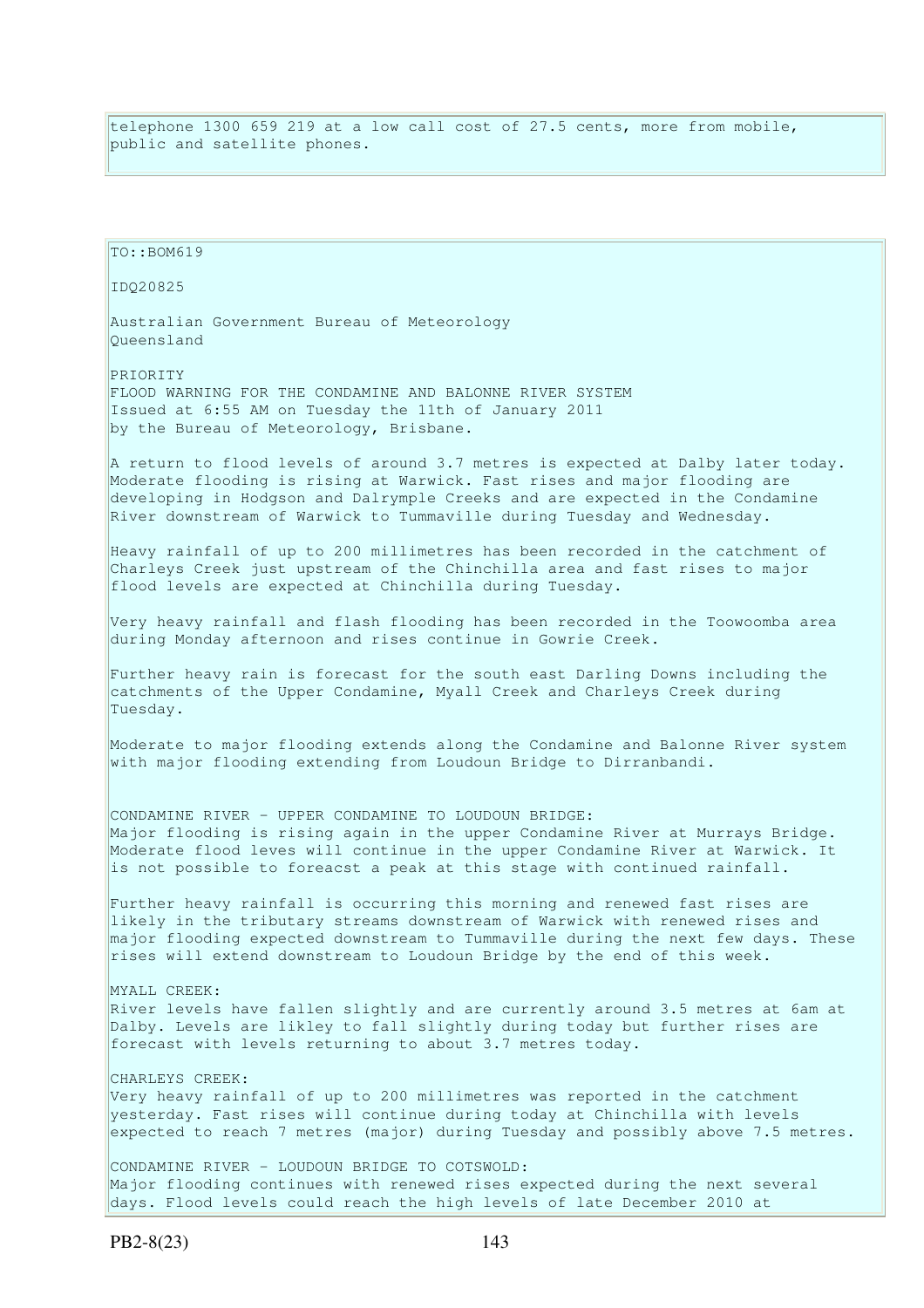telephone 1300 659 219 at a low call cost of 27.5 cents, more from mobile, public and satellite phones.

TO::BOM619

IDQ20825

Australian Government Bureau of Meteorology
Queensland

PRIORITY
FLOOD WARNING FOR THE CONDAMINE AND BALONNE RIVER SYSTEM
Issued at 6:55 AM on Tuesday the 11th of January 2011
by the Bureau of Meteorology, Brisbane.

A return to flood levels of around 3.7 metres is expected at Dalby later today. Moderate flooding is rising at Warwick. Fast rises and major flooding are developing in Hodgson and Dalrymple Creeks and are expected in the Condamine River downstream of Warwick to Tummaville during Tuesday and Wednesday.

Heavy rainfall of up to 200 millimetres has been recorded in the catchment of Charleys Creek just upstream of the Chinchilla area and fast rises to major flood levels are expected at Chinchilla during Tuesday.

Very heavy rainfall and flash flooding has been recorded in the Toowoomba area during Monday afternoon and rises continue in Gowrie Creek.

Further heavy rain is forecast for the south east Darling Downs including the catchments of the Upper Condamine, Myall Creek and Charleys Creek during Tuesday.

Moderate to major flooding extends along the Condamine and Balonne River system with major flooding extending from Loudoun Bridge to Dirranbandi.

CONDAMINE RIVER - UPPER CONDAMINE TO LOUDOUN BRIDGE:
Major flooding is rising again in the upper Condamine River at Murrays Bridge. Moderate flood leves will continue in the upper Condamine River at Warwick. It is not possible to foreacst a peak at this stage with continued rainfall.

Further heavy rainfall is occurring this morning and renewed fast rises are likely in the tributary streams downstream of Warwick with renewed rises and major flooding expected downstream to Tummaville during the next few days. These rises will extend downstream to Loudoun Bridge by the end of this week.

MYALL CREEK:
River levels have fallen slightly and are currently around 3.5 metres at 6am at Dalby. Levels are likley to fall slightly during today but further rises are forecast with levels returning to about 3.7 metres today.

CHARLEYS CREEK:
Very heavy rainfall of up to 200 millimetres was reported in the catchment yesterday. Fast rises will continue during today at Chinchilla with levels expected to reach 7 metres (major) during Tuesday and possibly above 7.5 metres.

CONDAMINE RIVER - LOUDOUN BRIDGE TO COTSWOLD:
Major flooding continues with renewed rises expected during the next several days. Flood levels could reach the high levels of late December 2010 at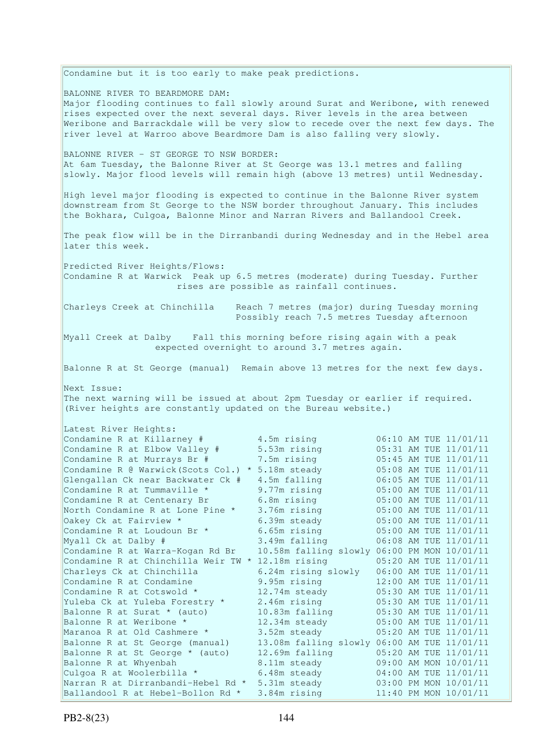Condamine but it is too early to make peak predictions.

BALONNE RIVER TO BEARDMORE DAM:
Major flooding continues to fall slowly around Surat and Weribone, with renewed rises expected over the next several days. River levels in the area between Weribone and Barrackdale will be very slow to recede over the next few days. The river level at Warroo above Beardmore Dam is also falling very slowly.

BALONNE RIVER - ST GEORGE TO NSW BORDER:
At 6am Tuesday, the Balonne River at St George was 13.1 metres and falling slowly. Major flood levels will remain high (above 13 metres) until Wednesday.

High level major flooding is expected to continue in the Balonne River system downstream from St George to the NSW border throughout January. This includes the Bokhara, Culgoa, Balonne Minor and Narran Rivers and Ballandool Creek.

The peak flow will be in the Dirranbandi during Wednesday and in the Hebel area later this week.

Predicted River Heights/Flows:
Condamine R at Warwick Peak up 6.5 metres (moderate) during Tuesday. Further rises are possible as rainfall continues.

Charleys Creek at Chinchilla Reach 7 metres (major) during Tuesday morning
Possibly reach 7.5 metres Tuesday afternoon

Myall Creek at Dalby Fall this morning before rising again with a peak expected overnight to around 3.7 metres again.

Balonne R at St George (manual) Remain above 13 metres for the next few days.

Next Issue:
The next warning will be issued at about 2pm Tuesday or earlier if required.
(River heights are constantly updated on the Bureau website.)

Latest River Heights:

| | | |
|---|---|---|
| Condamine R at Killarney # | 4.5m rising | 06:10 AM TUE 11/01/11 |
| Condamine R at Elbow Valley # | 5.53m rising | 05:31 AM TUE 11/01/11 |
| Condamine R at Murrays Br # | 7.5m rising | 05:45 AM TUE 11/01/11 |
| Condamine R @ Warwick(Scots Col.) * | 5.18m steady | 05:08 AM TUE 11/01/11 |
| Glengallan Ck near Backwater Ck # | 4.5m falling | 06:05 AM TUE 11/01/11 |
| Condamine R at Tummaville * | 9.77m rising | 05:00 AM TUE 11/01/11 |
| Condamine R at Centenary Br | 6.8m rising | 05:00 AM TUE 11/01/11 |
| North Condamine R at Lone Pine * | 3.76m rising | 05:00 AM TUE 11/01/11 |
| Oakey Ck at Fairview * | 6.39m steady | 05:00 AM TUE 11/01/11 |
| Condamine R at Loudoun Br * | 6.65m rising | 05:00 AM TUE 11/01/11 |
| Myall Ck at Dalby # | 3.49m falling | 06:08 AM TUE 11/01/11 |
| Condamine R at Warra-Kogan Rd Br | 10.58m falling slowly | 06:00 PM MON 10/01/11 |
| Condamine R at Chinchilla Weir TW * | 12.18m rising | 05:20 AM TUE 11/01/11 |
| Charleys Ck at Chinchilla | 6.24m rising slowly | 06:00 AM TUE 11/01/11 |
| Condamine R at Condamine | 9.95m rising | 12:00 AM TUE 11/01/11 |
| Condamine R at Cotswold * | 12.74m steady | 05:30 AM TUE 11/01/11 |
| Yuleba Ck at Yuleba Forestry * | 2.46m rising | 05:30 AM TUE 11/01/11 |
| Balonne R at Surat * (auto) | 10.83m falling | 05:30 AM TUE 11/01/11 |
| Balonne R at Weribone * | 12.34m steady | 05:00 AM TUE 11/01/11 |
| Maranoa R at Old Cashmere * | 3.52m steady | 05:20 AM TUE 11/01/11 |
| Balonne R at St George (manual) | 13.08m falling slowly | 06:00 AM TUE 11/01/11 |
| Balonne R at St George * (auto) | 12.69m falling | 05:20 AM TUE 11/01/11 |
| Balonne R at Whyenbah | 8.11m steady | 09:00 AM MON 10/01/11 |
| Culgoa R at Woolerbilla * | 6.48m steady | 04:00 AM TUE 11/01/11 |
| Narran R at Dirranbandi-Hebel Rd * | 5.31m steady | 03:00 PM MON 10/01/11 |
| Ballandool R at Hebel-Bollon Rd * | 3.84m rising | 11:40 PM MON 10/01/11 |

PB2-8(23)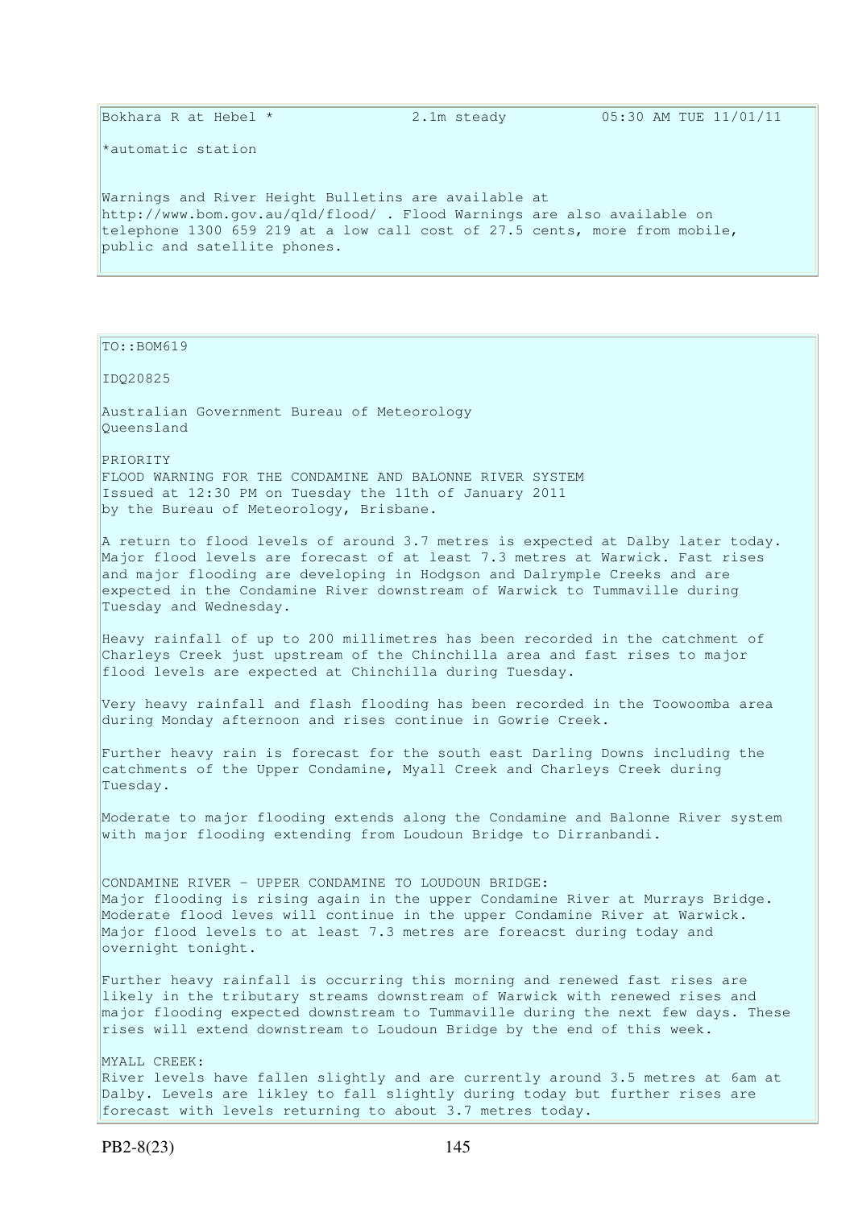Bokhara R at Hebel * 2.1m steady 05:30 AM TUE 11/01/11

*automatic station

Warnings and River Height Bulletins are available at http://www.bom.gov.au/qld/flood/ . Flood Warnings are also available on telephone 1300 659 219 at a low call cost of 27.5 cents, more from mobile, public and satellite phones.

TO::BOM619

IDQ20825

Australian Government Bureau of Meteorology
Queensland

PRIORITY
FLOOD WARNING FOR THE CONDAMINE AND BALONNE RIVER SYSTEM
Issued at 12:30 PM on Tuesday the 11th of January 2011
by the Bureau of Meteorology, Brisbane.

A return to flood levels of around 3.7 metres is expected at Dalby later today. Major flood levels are forecast of at least 7.3 metres at Warwick. Fast rises and major flooding are developing in Hodgson and Dalrymple Creeks and are expected in the Condamine River downstream of Warwick to Tummaville during Tuesday and Wednesday.

Heavy rainfall of up to 200 millimetres has been recorded in the catchment of Charleys Creek just upstream of the Chinchilla area and fast rises to major flood levels are expected at Chinchilla during Tuesday.

Very heavy rainfall and flash flooding has been recorded in the Toowoomba area during Monday afternoon and rises continue in Gowrie Creek.

Further heavy rain is forecast for the south east Darling Downs including the catchments of the Upper Condamine, Myall Creek and Charleys Creek during Tuesday.

Moderate to major flooding extends along the Condamine and Balonne River system with major flooding extending from Loudoun Bridge to Dirranbandi.

CONDAMINE RIVER - UPPER CONDAMINE TO LOUDOUN BRIDGE:
Major flooding is rising again in the upper Condamine River at Murrays Bridge. Moderate flood leves will continue in the upper Condamine River at Warwick. Major flood levels to at least 7.3 metres are foreacst during today and overnight tonight.

Further heavy rainfall is occurring this morning and renewed fast rises are likely in the tributary streams downstream of Warwick with renewed rises and major flooding expected downstream to Tummaville during the next few days. These rises will extend downstream to Loudoun Bridge by the end of this week.

MYALL CREEK:
River levels have fallen slightly and are currently around 3.5 metres at 6am at Dalby. Levels are likley to fall slightly during today but further rises are forecast with levels returning to about 3.7 metres today.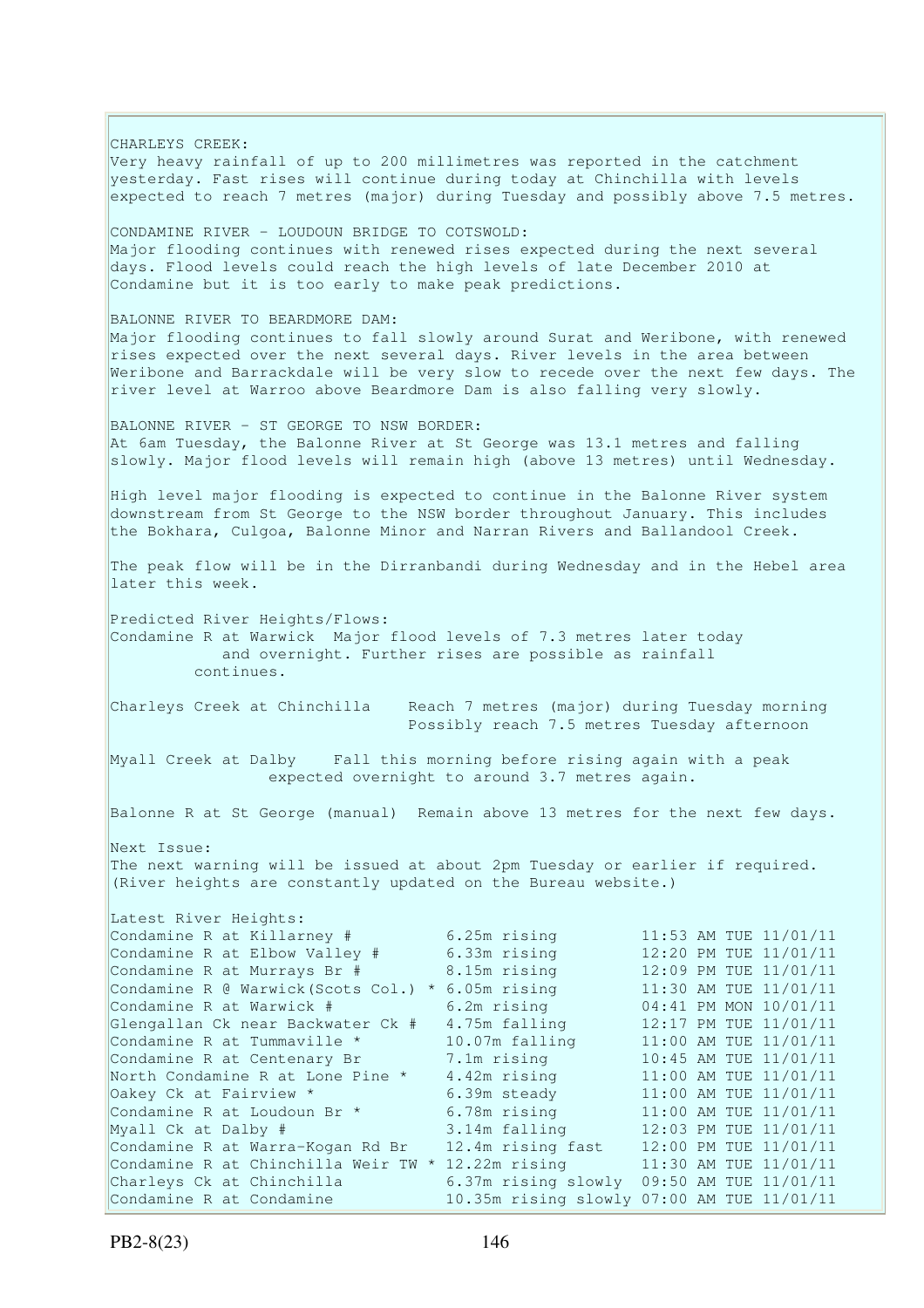CHARLEYS CREEK:
Very heavy rainfall of up to 200 millimetres was reported in the catchment yesterday. Fast rises will continue during today at Chinchilla with levels expected to reach 7 metres (major) during Tuesday and possibly above 7.5 metres.

CONDAMINE RIVER - LOUDOUN BRIDGE TO COTSWOLD:
Major flooding continues with renewed rises expected during the next several days. Flood levels could reach the high levels of late December 2010 at Condamine but it is too early to make peak predictions.

BALONNE RIVER TO BEARDMORE DAM:
Major flooding continues to fall slowly around Surat and Weribone, with renewed rises expected over the next several days. River levels in the area between Weribone and Barrackdale will be very slow to recede over the next few days. The river level at Warroo above Beardmore Dam is also falling very slowly.

BALONNE RIVER - ST GEORGE TO NSW BORDER:
At 6am Tuesday, the Balonne River at St George was 13.1 metres and falling slowly. Major flood levels will remain high (above 13 metres) until Wednesday.

High level major flooding is expected to continue in the Balonne River system downstream from St George to the NSW border throughout January. This includes the Bokhara, Culgoa, Balonne Minor and Narran Rivers and Ballandool Creek.

The peak flow will be in the Dirranbandi during Wednesday and in the Hebel area later this week.

Predicted River Heights/Flows:
Condamine R at Warwick Major flood levels of 7.3 metres later today and overnight. Further rises are possible as rainfall continues.

Charleys Creek at Chinchilla Reach 7 metres (major) during Tuesday morning
Possibly reach 7.5 metres Tuesday afternoon

Myall Creek at Dalby Fall this morning before rising again with a peak expected overnight to around 3.7 metres again.

Balonne R at St George (manual) Remain above 13 metres for the next few days.

Next Issue:
The next warning will be issued at about 2pm Tuesday or earlier if required.
(River heights are constantly updated on the Bureau website.)

Latest River Heights:

| | | |
|---|---|---|
| Condamine R at Killarney # | 6.25m rising | 11:53 AM TUE 11/01/11 |
| Condamine R at Elbow Valley # | 6.33m rising | 12:20 PM TUE 11/01/11 |
| Condamine R at Murrays Br # | 8.15m rising | 12:09 PM TUE 11/01/11 |
| Condamine R @ Warwick(Scots Col.) * | 6.05m rising | 11:30 AM TUE 11/01/11 |
| Condamine R at Warwick # | 6.2m rising | 04:41 PM MON 10/01/11 |
| Glengallan Ck near Backwater Ck # | 4.75m falling | 12:17 PM TUE 11/01/11 |
| Condamine R at Tummaville * | 10.07m falling | 11:00 AM TUE 11/01/11 |
| Condamine R at Centenary Br | 7.1m rising | 10:45 AM TUE 11/01/11 |
| North Condamine R at Lone Pine * | 4.42m rising | 11:00 AM TUE 11/01/11 |
| Oakey Ck at Fairview * | 6.39m steady | 11:00 AM TUE 11/01/11 |
| Condamine R at Loudoun Br * | 6.78m rising | 11:00 AM TUE 11/01/11 |
| Myall Ck at Dalby # | 3.14m falling | 12:03 PM TUE 11/01/11 |
| Condamine R at Warra-Kogan Rd Br | 12.4m rising fast | 12:00 PM TUE 11/01/11 |
| Condamine R at Chinchilla Weir TW * | 12.22m rising | 11:30 AM TUE 11/01/11 |
| Charleys Ck at Chinchilla | 6.37m rising slowly | 09:50 AM TUE 11/01/11 |
| Condamine R at Condamine | 10.35m rising slowly | 07:00 AM TUE 11/01/11 |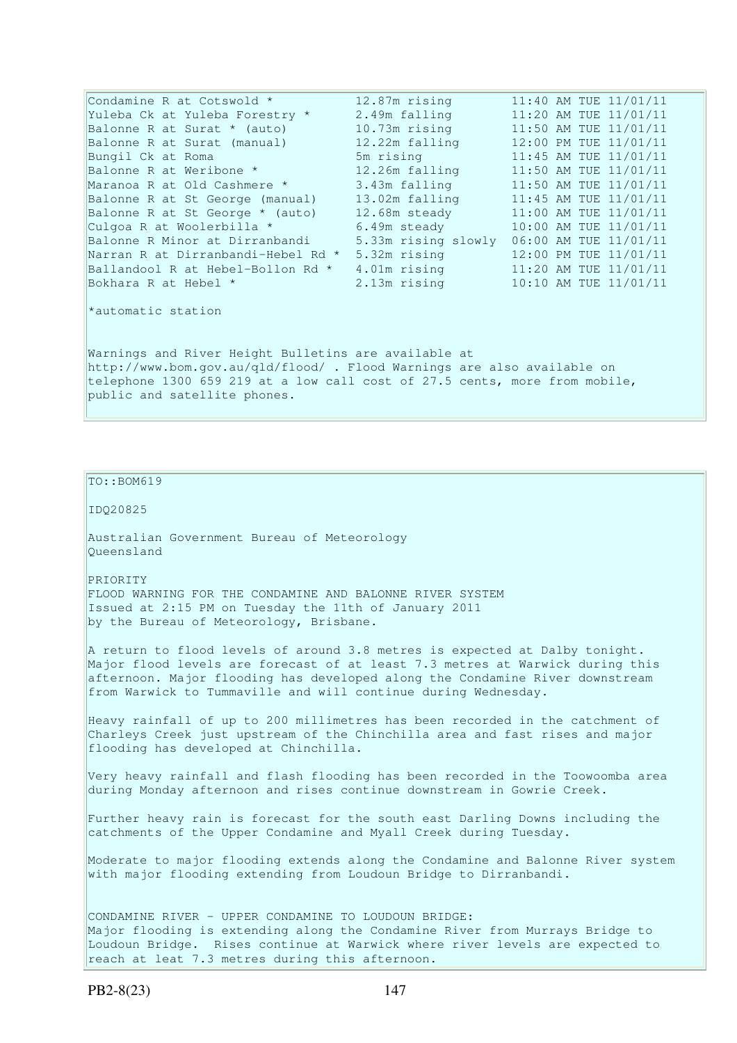| | | |
|---|---|---|
| Condamine R at Cotswold * | 12.87m rising | 11:40 AM TUE 11/01/11 |
| Yuleba Ck at Yuleba Forestry * | 2.49m falling | 11:20 AM TUE 11/01/11 |
| Balonne R at Surat * (auto) | 10.73m rising | 11:50 AM TUE 11/01/11 |
| Balonne R at Surat (manual) | 12.22m falling | 12:00 PM TUE 11/01/11 |
| Bungil Ck at Roma | 5m rising | 11:45 AM TUE 11/01/11 |
| Balonne R at Weribone * | 12.26m falling | 11:50 AM TUE 11/01/11 |
| Maranoa R at Old Cashmere * | 3.43m falling | 11:50 AM TUE 11/01/11 |
| Balonne R at St George (manual) | 13.02m falling | 11:45 AM TUE 11/01/11 |
| Balonne R at St George * (auto) | 12.68m steady | 11:00 AM TUE 11/01/11 |
| Culgoa R at Woolerbilla * | 6.49m steady | 10:00 AM TUE 11/01/11 |
| Balonne R Minor at Dirranbandi | 5.33m rising slowly | 06:00 AM TUE 11/01/11 |
| Narran R at Dirranbandi-Hebel Rd * | 5.32m rising | 12:00 PM TUE 11/01/11 |
| Ballandool R at Hebel-Bollon Rd * | 4.01m rising | 11:20 AM TUE 11/01/11 |
| Bokhara R at Hebel * | 2.13m rising | 10:10 AM TUE 11/01/11 |

*automatic station

Warnings and River Height Bulletins are available at http://www.bom.gov.au/qld/flood/ . Flood Warnings are also available on telephone 1300 659 219 at a low call cost of 27.5 cents, more from mobile, public and satellite phones.

TO::BOM619

IDQ20825

Australian Government Bureau of Meteorology
Queensland

PRIORITY
FLOOD WARNING FOR THE CONDAMINE AND BALONNE RIVER SYSTEM
Issued at 2:15 PM on Tuesday the 11th of January 2011
by the Bureau of Meteorology, Brisbane.

A return to flood levels of around 3.8 metres is expected at Dalby tonight. Major flood levels are forecast of at least 7.3 metres at Warwick during this afternoon. Major flooding has developed along the Condamine River downstream from Warwick to Tummaville and will continue during Wednesday.

Heavy rainfall of up to 200 millimetres has been recorded in the catchment of Charleys Creek just upstream of the Chinchilla area and fast rises and major flooding has developed at Chinchilla.

Very heavy rainfall and flash flooding has been recorded in the Toowoomba area during Monday afternoon and rises continue downstream in Gowrie Creek.

Further heavy rain is forecast for the south east Darling Downs including the catchments of the Upper Condamine and Myall Creek during Tuesday.

Moderate to major flooding extends along the Condamine and Balonne River system with major flooding extending from Loudoun Bridge to Dirranbandi.

CONDAMINE RIVER - UPPER CONDAMINE TO LOUDOUN BRIDGE:
Major flooding is extending along the Condamine River from Murrays Bridge to Loudoun Bridge. Rises continue at Warwick where river levels are expected to reach at leat 7.3 metres during this afternoon.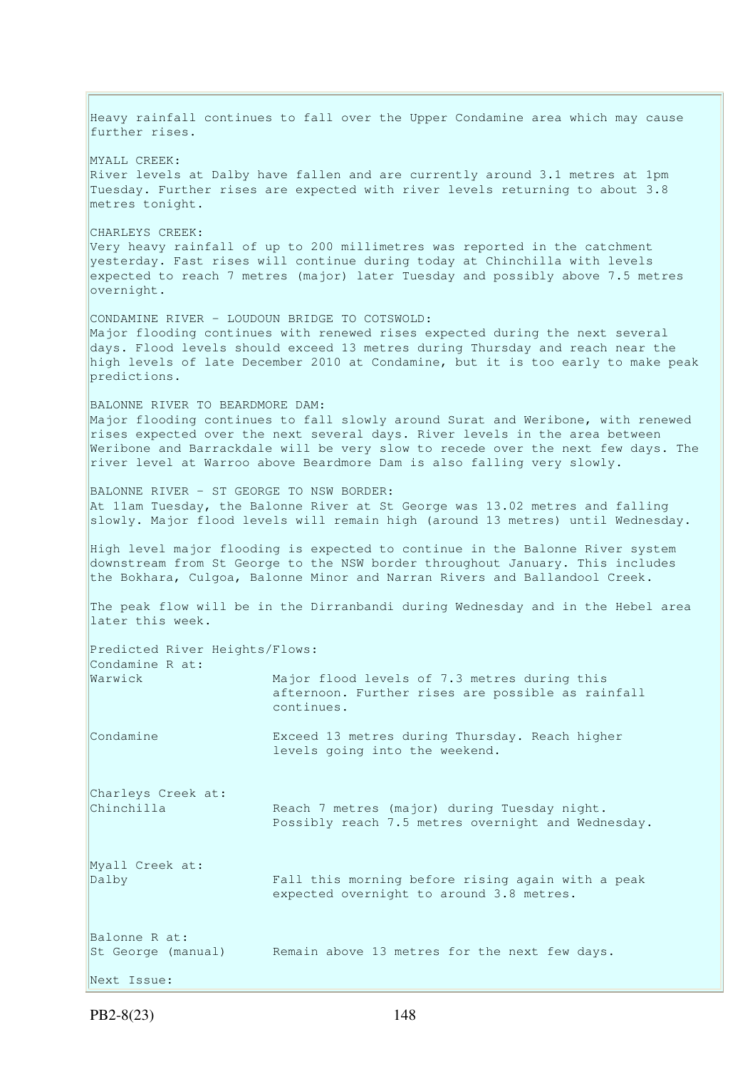Heavy rainfall continues to fall over the Upper Condamine area which may cause further rises.

MYALL CREEK:
River levels at Dalby have fallen and are currently around 3.1 metres at 1pm Tuesday. Further rises are expected with river levels returning to about 3.8 metres tonight.

CHARLEYS CREEK:
Very heavy rainfall of up to 200 millimetres was reported in the catchment yesterday. Fast rises will continue during today at Chinchilla with levels expected to reach 7 metres (major) later Tuesday and possibly above 7.5 metres overnight.

CONDAMINE RIVER - LOUDOUN BRIDGE TO COTSWOLD:
Major flooding continues with renewed rises expected during the next several days. Flood levels should exceed 13 metres during Thursday and reach near the high levels of late December 2010 at Condamine, but it is too early to make peak predictions.

BALONNE RIVER TO BEARDMORE DAM:
Major flooding continues to fall slowly around Surat and Weribone, with renewed rises expected over the next several days. River levels in the area between Weribone and Barrackdale will be very slow to recede over the next few days. The river level at Warroo above Beardmore Dam is also falling very slowly.

BALONNE RIVER - ST GEORGE TO NSW BORDER:
At 11am Tuesday, the Balonne River at St George was 13.02 metres and falling slowly. Major flood levels will remain high (around 13 metres) until Wednesday.

High level major flooding is expected to continue in the Balonne River system downstream from St George to the NSW border throughout January. This includes the Bokhara, Culgoa, Balonne Minor and Narran Rivers and Ballandool Creek.

The peak flow will be in the Dirranbandi during Wednesday and in the Hebel area later this week.

Predicted River Heights/Flows:

| | |
|---|---|
| Condamine R at: | |
| Warwick | Major flood levels of 7.3 metres during this afternoon. Further rises are possible as rainfall continues. |
| Condamine | Exceed 13 metres during Thursday. Reach higher levels going into the weekend. |
| Charleys Creek at: | |
| Chinchilla | Reach 7 metres (major) during Tuesday night. Possibly reach 7.5 metres overnight and Wednesday. |
| Myall Creek at: | |
| Dalby | Fall this morning before rising again with a peak expected overnight to around 3.8 metres. |
| Balonne R at: | |
| St George (manual) | Remain above 13 metres for the next few days. |

Next Issue:

PB2-8(23)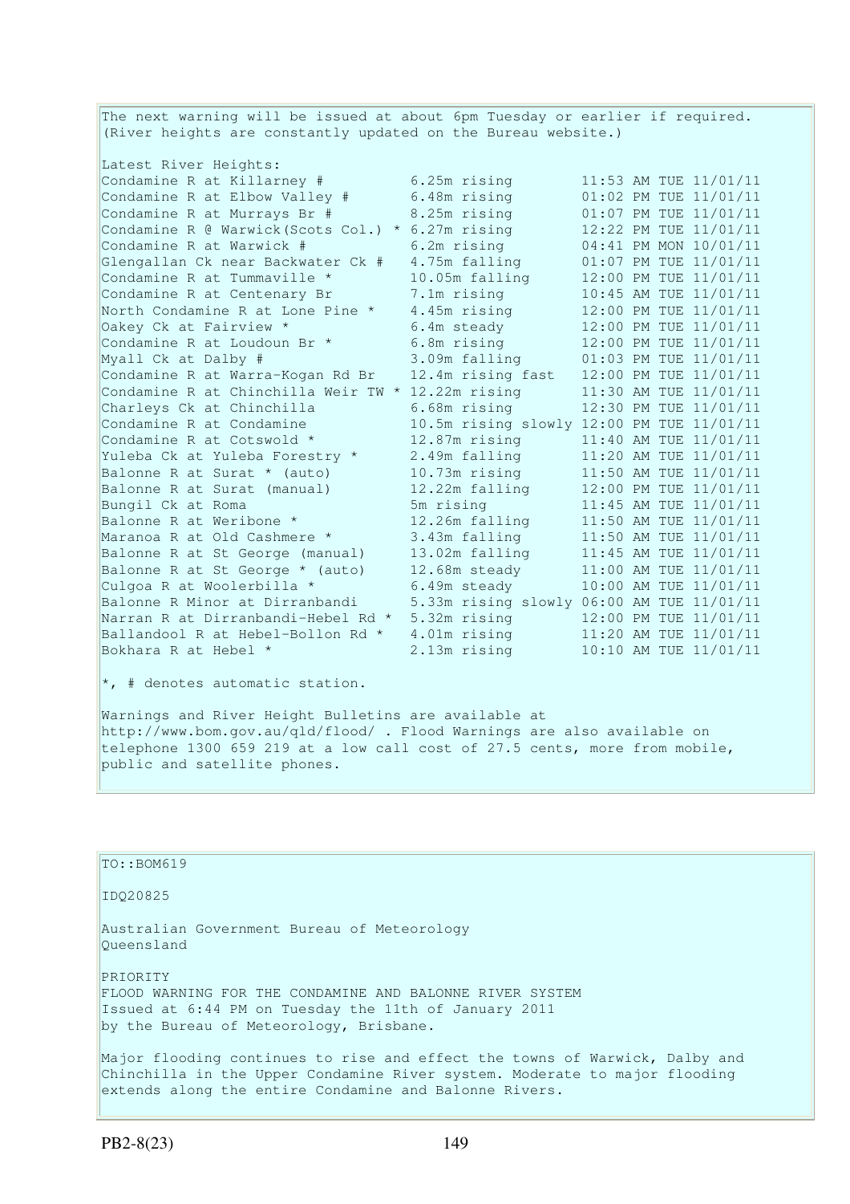The next warning will be issued at about 6pm Tuesday or earlier if required. (River heights are constantly updated on the Bureau website.)

Latest River Heights:

| Station | Height | Time |
|---|---|---|
| Condamine R at Killarney # | 6.25m rising | 11:53 AM TUE 11/01/11 |
| Condamine R at Elbow Valley # | 6.48m rising | 01:02 PM TUE 11/01/11 |
| Condamine R at Murrays Br # | 8.25m rising | 01:07 PM TUE 11/01/11 |
| Condamine R @ Warwick(Scots Col.) * | 6.27m rising | 12:22 PM TUE 11/01/11 |
| Condamine R at Warwick # | 6.2m rising | 04:41 PM MON 10/01/11 |
| Glengallan Ck near Backwater Ck # | 4.75m falling | 01:07 PM TUE 11/01/11 |
| Condamine R at Tummaville * | 10.05m falling | 12:00 PM TUE 11/01/11 |
| Condamine R at Centenary Br | 7.1m rising | 10:45 AM TUE 11/01/11 |
| North Condamine R at Lone Pine * | 4.45m rising | 12:00 PM TUE 11/01/11 |
| Oakey Ck at Fairview * | 6.4m steady | 12:00 PM TUE 11/01/11 |
| Condamine R at Loudoun Br * | 6.8m rising | 12:00 PM TUE 11/01/11 |
| Myall Ck at Dalby # | 3.09m falling | 01:03 PM TUE 11/01/11 |
| Condamine R at Warra-Kogan Rd Br | 12.4m rising fast | 12:00 PM TUE 11/01/11 |
| Condamine R at Chinchilla Weir TW * | 12.22m rising | 11:30 AM TUE 11/01/11 |
| Charleys Ck at Chinchilla | 6.68m rising | 12:30 PM TUE 11/01/11 |
| Condamine R at Condamine | 10.5m rising slowly | 12:00 PM TUE 11/01/11 |
| Condamine R at Cotswold * | 12.87m rising | 11:40 AM TUE 11/01/11 |
| Yuleba Ck at Yuleba Forestry * | 2.49m falling | 11:20 AM TUE 11/01/11 |
| Balonne R at Surat * (auto) | 10.73m rising | 11:50 AM TUE 11/01/11 |
| Balonne R at Surat (manual) | 12.22m falling | 12:00 PM TUE 11/01/11 |
| Bungil Ck at Roma | 5m rising | 11:45 AM TUE 11/01/11 |
| Balonne R at Weribone * | 12.26m falling | 11:50 AM TUE 11/01/11 |
| Maranoa R at Old Cashmere * | 3.43m falling | 11:50 AM TUE 11/01/11 |
| Balonne R at St George (manual) | 13.02m falling | 11:45 AM TUE 11/01/11 |
| Balonne R at St George * (auto) | 12.68m steady | 11:00 AM TUE 11/01/11 |
| Culgoa R at Woolerbilla * | 6.49m steady | 10:00 AM TUE 11/01/11 |
| Balonne R Minor at Dirranbandi | 5.33m rising slowly | 06:00 AM TUE 11/01/11 |
| Narran R at Dirranbandi-Hebel Rd * | 5.32m rising | 12:00 PM TUE 11/01/11 |
| Ballandool R at Hebel-Bollon Rd * | 4.01m rising | 11:20 AM TUE 11/01/11 |
| Bokhara R at Hebel * | 2.13m rising | 10:10 AM TUE 11/01/11 |

*, # denotes automatic station.

Warnings and River Height Bulletins are available at http://www.bom.gov.au/qld/flood/ . Flood Warnings are also available on telephone 1300 659 219 at a low call cost of 27.5 cents, more from mobile, public and satellite phones.

---

TO::BOM619

IDQ20825

Australian Government Bureau of Meteorology
Queensland

PRIORITY
FLOOD WARNING FOR THE CONDAMINE AND BALONNE RIVER SYSTEM
Issued at 6:44 PM on Tuesday the 11th of January 2011
by the Bureau of Meteorology, Brisbane.

Major flooding continues to rise and effect the towns of Warwick, Dalby and Chinchilla in the Upper Condamine River system. Moderate to major flooding extends along the entire Condamine and Balonne Rivers.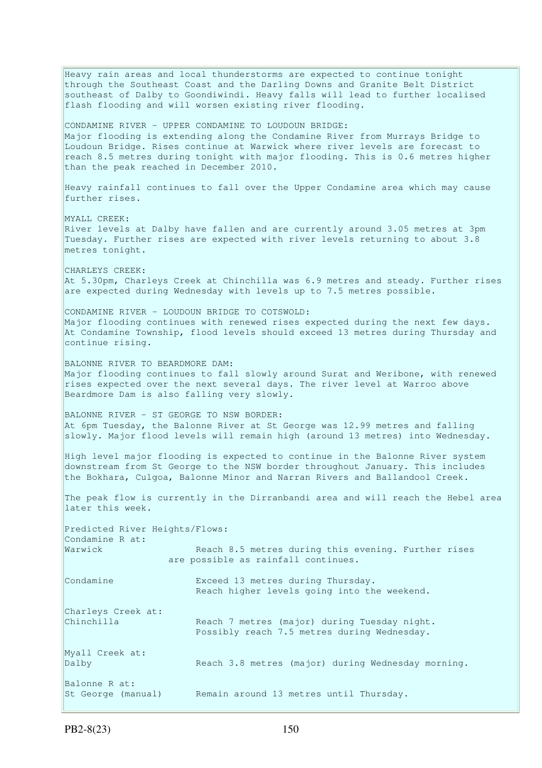Heavy rain areas and local thunderstorms are expected to continue tonight through the Southeast Coast and the Darling Downs and Granite Belt District southeast of Dalby to Goondiwindi. Heavy falls will lead to further localised flash flooding and will worsen existing river flooding.

CONDAMINE RIVER - UPPER CONDAMINE TO LOUDOUN BRIDGE:
Major flooding is extending along the Condamine River from Murrays Bridge to Loudoun Bridge. Rises continue at Warwick where river levels are forecast to reach 8.5 metres during tonight with major flooding. This is 0.6 metres higher than the peak reached in December 2010.

Heavy rainfall continues to fall over the Upper Condamine area which may cause further rises.

MYALL CREEK:
River levels at Dalby have fallen and are currently around 3.05 metres at 3pm Tuesday. Further rises are expected with river levels returning to about 3.8 metres tonight.

CHARLEYS CREEK:
At 5.30pm, Charleys Creek at Chinchilla was 6.9 metres and steady. Further rises are expected during Wednesday with levels up to 7.5 metres possible.

CONDAMINE RIVER - LOUDOUN BRIDGE TO COTSWOLD:
Major flooding continues with renewed rises expected during the next few days. At Condamine Township, flood levels should exceed 13 metres during Thursday and continue rising.

BALONNE RIVER TO BEARDMORE DAM:
Major flooding continues to fall slowly around Surat and Weribone, with renewed rises expected over the next several days. The river level at Warroo above Beardmore Dam is also falling very slowly.

BALONNE RIVER - ST GEORGE TO NSW BORDER:
At 6pm Tuesday, the Balonne River at St George was 12.99 metres and falling slowly. Major flood levels will remain high (around 13 metres) into Wednesday.

High level major flooding is expected to continue in the Balonne River system downstream from St George to the NSW border throughout January. This includes the Bokhara, Culgoa, Balonne Minor and Narran Rivers and Ballandool Creek.

The peak flow is currently in the Dirranbandi area and will reach the Hebel area later this week.

Predicted River Heights/Flows:

Condamine R at:

| | |
|---|---|
| Warwick | Reach 8.5 metres during this evening. Further rises are possible as rainfall continues. |
| Condamine | Exceed 13 metres during Thursday. Reach higher levels going into the weekend. |

Charleys Creek at:

| | |
|---|---|
| Chinchilla | Reach 7 metres (major) during Tuesday night. Possibly reach 7.5 metres during Wednesday. |

Myall Creek at:

| | |
|---|---|
| Dalby | Reach 3.8 metres (major) during Wednesday morning. |

Balonne R at:

| | |
|---|---|
| St George (manual) | Remain around 13 metres until Thursday. |

PB2-8(23)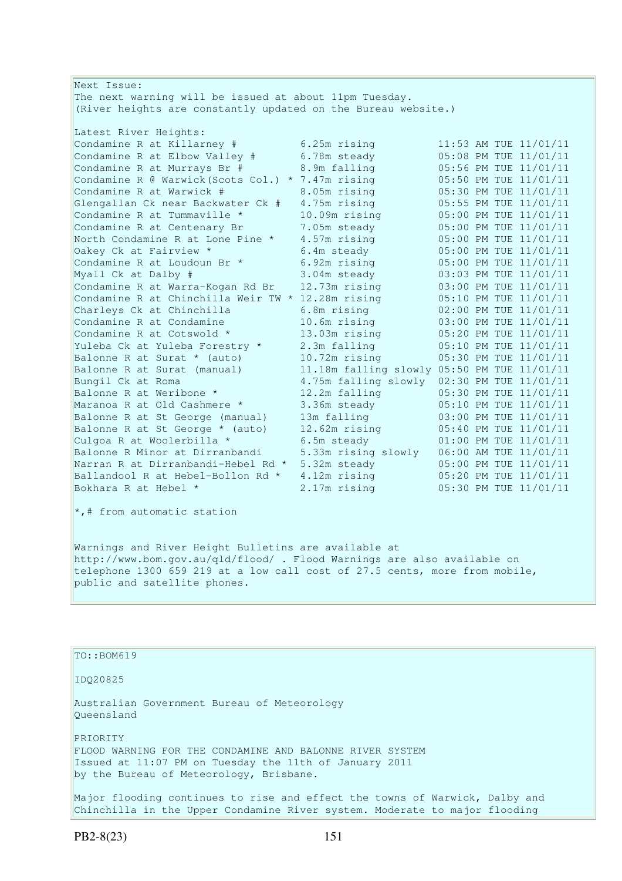Next Issue:
The next warning will be issued at about 11pm Tuesday.
(River heights are constantly updated on the Bureau website.)

Latest River Heights:

| | | |
|---|---|---|
| Condamine R at Killarney # | 6.25m rising | 11:53 AM TUE 11/01/11 |
| Condamine R at Elbow Valley # | 6.78m steady | 05:08 PM TUE 11/01/11 |
| Condamine R at Murrays Br # | 8.9m falling | 05:56 PM TUE 11/01/11 |
| Condamine R @ Warwick(Scots Col.) * | 7.47m rising | 05:50 PM TUE 11/01/11 |
| Condamine R at Warwick # | 8.05m rising | 05:30 PM TUE 11/01/11 |
| Glengallan Ck near Backwater Ck # | 4.75m rising | 05:55 PM TUE 11/01/11 |
| Condamine R at Tummaville * | 10.09m rising | 05:00 PM TUE 11/01/11 |
| Condamine R at Centenary Br | 7.05m steady | 05:00 PM TUE 11/01/11 |
| North Condamine R at Lone Pine * | 4.57m rising | 05:00 PM TUE 11/01/11 |
| Oakey Ck at Fairview * | 6.4m steady | 05:00 PM TUE 11/01/11 |
| Condamine R at Loudoun Br * | 6.92m rising | 05:00 PM TUE 11/01/11 |
| Myall Ck at Dalby # | 3.04m steady | 03:03 PM TUE 11/01/11 |
| Condamine R at Warra-Kogan Rd Br | 12.73m rising | 03:00 PM TUE 11/01/11 |
| Condamine R at Chinchilla Weir TW * | 12.28m rising | 05:10 PM TUE 11/01/11 |
| Charleys Ck at Chinchilla | 6.8m rising | 02:00 PM TUE 11/01/11 |
| Condamine R at Condamine | 10.6m rising | 03:00 PM TUE 11/01/11 |
| Condamine R at Cotswold * | 13.03m rising | 05:20 PM TUE 11/01/11 |
| Yuleba Ck at Yuleba Forestry * | 2.3m falling | 05:10 PM TUE 11/01/11 |
| Balonne R at Surat * (auto) | 10.72m rising | 05:30 PM TUE 11/01/11 |
| Balonne R at Surat (manual) | 11.18m falling slowly | 05:50 PM TUE 11/01/11 |
| Bungil Ck at Roma | 4.75m falling slowly | 02:30 PM TUE 11/01/11 |
| Balonne R at Weribone * | 12.2m falling | 05:30 PM TUE 11/01/11 |
| Maranoa R at Old Cashmere * | 3.36m steady | 05:10 PM TUE 11/01/11 |
| Balonne R at St George (manual) | 13m falling | 03:00 PM TUE 11/01/11 |
| Balonne R at St George * (auto) | 12.62m rising | 05:40 PM TUE 11/01/11 |
| Culgoa R at Woolerbilla * | 6.5m steady | 01:00 PM TUE 11/01/11 |
| Balonne R Minor at Dirranbandi | 5.33m rising slowly | 06:00 AM TUE 11/01/11 |
| Narran R at Dirranbandi-Hebel Rd * | 5.32m steady | 05:00 PM TUE 11/01/11 |
| Ballandool R at Hebel-Bollon Rd * | 4.12m rising | 05:20 PM TUE 11/01/11 |
| Bokhara R at Hebel * | 2.17m rising | 05:30 PM TUE 11/01/11 |

*,# from automatic station

Warnings and River Height Bulletins are available at http://www.bom.gov.au/qld/flood/ . Flood Warnings are also available on telephone 1300 659 219 at a low call cost of 27.5 cents, more from mobile, public and satellite phones.

TO::BOM619

IDQ20825

Australian Government Bureau of Meteorology
Queensland

PRIORITY
FLOOD WARNING FOR THE CONDAMINE AND BALONNE RIVER SYSTEM
Issued at 11:07 PM on Tuesday the 11th of January 2011
by the Bureau of Meteorology, Brisbane.

Major flooding continues to rise and effect the towns of Warwick, Dalby and Chinchilla in the Upper Condamine River system. Moderate to major flooding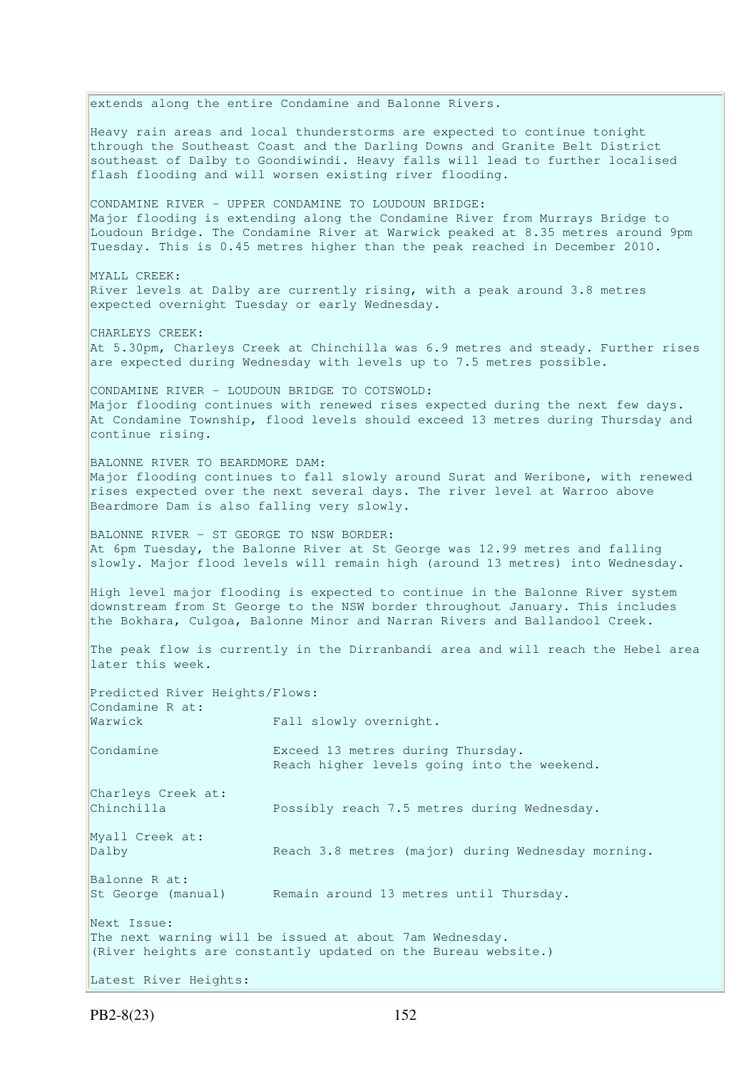extends along the entire Condamine and Balonne Rivers.

Heavy rain areas and local thunderstorms are expected to continue tonight through the Southeast Coast and the Darling Downs and Granite Belt District southeast of Dalby to Goondiwindi. Heavy falls will lead to further localised flash flooding and will worsen existing river flooding.

CONDAMINE RIVER - UPPER CONDAMINE TO LOUDOUN BRIDGE:
Major flooding is extending along the Condamine River from Murrays Bridge to Loudoun Bridge. The Condamine River at Warwick peaked at 8.35 metres around 9pm Tuesday. This is 0.45 metres higher than the peak reached in December 2010.

MYALL CREEK:
River levels at Dalby are currently rising, with a peak around 3.8 metres expected overnight Tuesday or early Wednesday.

CHARLEYS CREEK:
At 5.30pm, Charleys Creek at Chinchilla was 6.9 metres and steady. Further rises are expected during Wednesday with levels up to 7.5 metres possible.

CONDAMINE RIVER - LOUDOUN BRIDGE TO COTSWOLD:
Major flooding continues with renewed rises expected during the next few days. At Condamine Township, flood levels should exceed 13 metres during Thursday and continue rising.

BALONNE RIVER TO BEARDMORE DAM:
Major flooding continues to fall slowly around Surat and Weribone, with renewed rises expected over the next several days. The river level at Warroo above Beardmore Dam is also falling very slowly.

BALONNE RIVER - ST GEORGE TO NSW BORDER:
At 6pm Tuesday, the Balonne River at St George was 12.99 metres and falling slowly. Major flood levels will remain high (around 13 metres) into Wednesday.

High level major flooding is expected to continue in the Balonne River system downstream from St George to the NSW border throughout January. This includes the Bokhara, Culgoa, Balonne Minor and Narran Rivers and Ballandool Creek.

The peak flow is currently in the Dirranbandi area and will reach the Hebel area later this week.

Predicted River Heights/Flows:

Condamine R at:

| | |
|---|---|
| Warwick | Fall slowly overnight. |
| Condamine | Exceed 13 metres during Thursday. Reach higher levels going into the weekend. |

Charleys Creek at:

| | |
|---|---|
| Chinchilla | Possibly reach 7.5 metres during Wednesday. |

Myall Creek at:

| | |
|---|---|
| Dalby | Reach 3.8 metres (major) during Wednesday morning. |

Balonne R at:

| | |
|---|---|
| St George (manual) | Remain around 13 metres until Thursday. |

Next Issue:
The next warning will be issued at about 7am Wednesday.
(River heights are constantly updated on the Bureau website.)

Latest River Heights: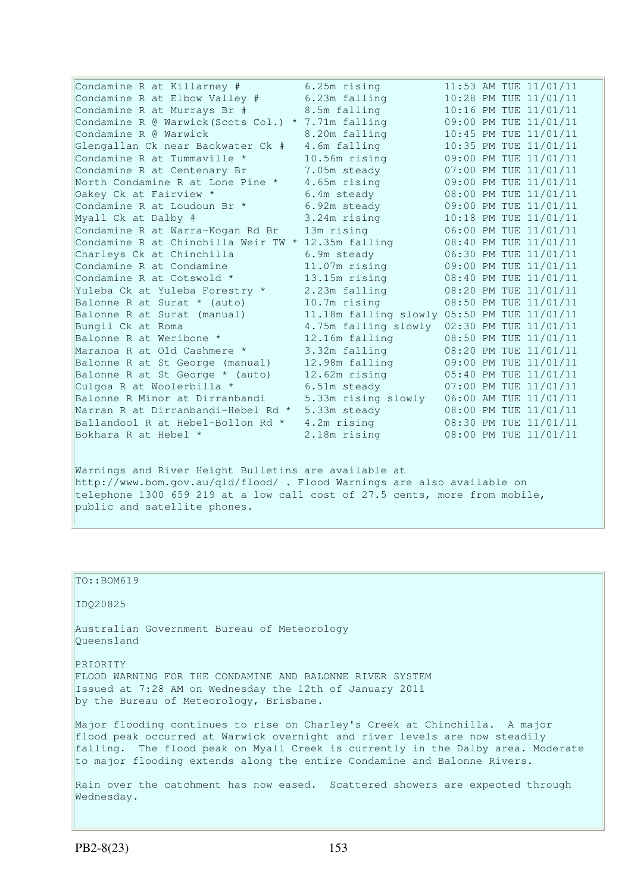| | | |
|---|---|---|
| Condamine R at Killarney # | 6.25m rising | 11:53 AM TUE 11/01/11 |
| Condamine R at Elbow Valley # | 6.23m falling | 10:28 PM TUE 11/01/11 |
| Condamine R at Murrays Br # | 8.5m falling | 10:16 PM TUE 11/01/11 |
| Condamine R @ Warwick(Scots Col.) * | 7.71m falling | 09:00 PM TUE 11/01/11 |
| Condamine R @ Warwick | 8.20m falling | 10:45 PM TUE 11/01/11 |
| Glengallan Ck near Backwater Ck # | 4.6m falling | 10:35 PM TUE 11/01/11 |
| Condamine R at Tummaville * | 10.56m rising | 09:00 PM TUE 11/01/11 |
| Condamine R at Centenary Br | 7.05m steady | 07:00 PM TUE 11/01/11 |
| North Condamine R at Lone Pine * | 4.65m rising | 09:00 PM TUE 11/01/11 |
| Oakey Ck at Fairview * | 6.4m steady | 08:00 PM TUE 11/01/11 |
| Condamine R at Loudoun Br * | 6.92m steady | 09:00 PM TUE 11/01/11 |
| Myall Ck at Dalby # | 3.24m rising | 10:18 PM TUE 11/01/11 |
| Condamine R at Warra-Kogan Rd Br | 13m rising | 06:00 PM TUE 11/01/11 |
| Condamine R at Chinchilla Weir TW * | 12.35m falling | 08:40 PM TUE 11/01/11 |
| Charleys Ck at Chinchilla | 6.9m steady | 06:30 PM TUE 11/01/11 |
| Condamine R at Condamine | 11.07m rising | 09:00 PM TUE 11/01/11 |
| Condamine R at Cotswold * | 13.15m rising | 08:40 PM TUE 11/01/11 |
| Yuleba Ck at Yuleba Forestry * | 2.23m falling | 08:20 PM TUE 11/01/11 |
| Balonne R at Surat * (auto) | 10.7m rising | 08:50 PM TUE 11/01/11 |
| Balonne R at Surat (manual) | 11.18m falling slowly | 05:50 PM TUE 11/01/11 |
| Bungil Ck at Roma | 4.75m falling slowly | 02:30 PM TUE 11/01/11 |
| Balonne R at Weribone * | 12.16m falling | 08:50 PM TUE 11/01/11 |
| Maranoa R at Old Cashmere * | 3.32m falling | 08:20 PM TUE 11/01/11 |
| Balonne R at St George (manual) | 12.98m falling | 09:00 PM TUE 11/01/11 |
| Balonne R at St George * (auto) | 12.62m rising | 05:40 PM TUE 11/01/11 |
| Culgoa R at Woolerbilla * | 6.51m steady | 07:00 PM TUE 11/01/11 |
| Balonne R Minor at Dirranbandi | 5.33m rising slowly | 06:00 AM TUE 11/01/11 |
| Narran R at Dirranbandi-Hebel Rd * | 5.33m steady | 08:00 PM TUE 11/01/11 |
| Ballandool R at Hebel-Bollon Rd * | 4.2m rising | 08:30 PM TUE 11/01/11 |
| Bokhara R at Hebel * | 2.18m rising | 08:00 PM TUE 11/01/11 |

Warnings and River Height Bulletins are available at http://www.bom.gov.au/qld/flood/ . Flood Warnings are also available on telephone 1300 659 219 at a low call cost of 27.5 cents, more from mobile, public and satellite phones.

TO::BOM619

IDQ20825

Australian Government Bureau of Meteorology
Queensland

PRIORITY
FLOOD WARNING FOR THE CONDAMINE AND BALONNE RIVER SYSTEM
Issued at 7:28 AM on Wednesday the 12th of January 2011
by the Bureau of Meteorology, Brisbane.

Major flooding continues to rise on Charley's Creek at Chinchilla. A major flood peak occurred at Warwick overnight and river levels are now steadily falling. The flood peak on Myall Creek is currently in the Dalby area. Moderate to major flooding extends along the entire Condamine and Balonne Rivers.

Rain over the catchment has now eased. Scattered showers are expected through Wednesday.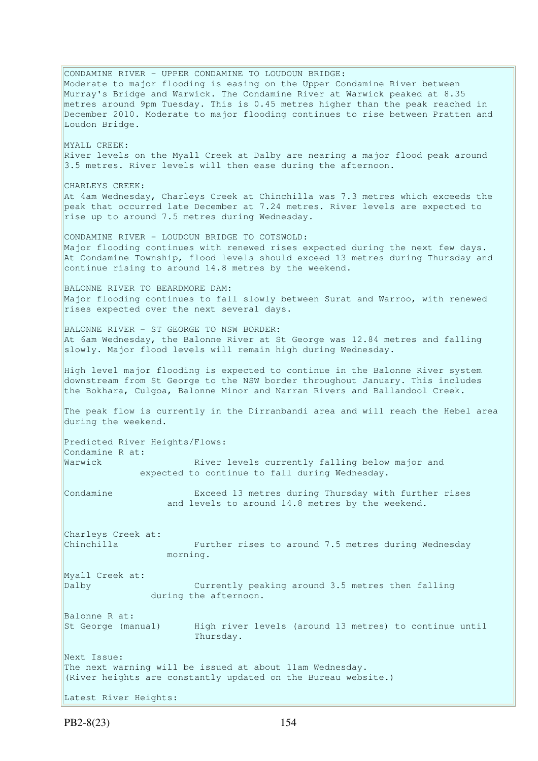CONDAMINE RIVER - UPPER CONDAMINE TO LOUDOUN BRIDGE:
Moderate to major flooding is easing on the Upper Condamine River between Murray's Bridge and Warwick. The Condamine River at Warwick peaked at 8.35 metres around 9pm Tuesday. This is 0.45 metres higher than the peak reached in December 2010. Moderate to major flooding continues to rise between Pratten and Loudon Bridge.

MYALL CREEK:
River levels on the Myall Creek at Dalby are nearing a major flood peak around 3.5 metres. River levels will then ease during the afternoon.

CHARLEYS CREEK:
At 4am Wednesday, Charleys Creek at Chinchilla was 7.3 metres which exceeds the peak that occurred late December at 7.24 metres. River levels are expected to rise up to around 7.5 metres during Wednesday.

CONDAMINE RIVER - LOUDOUN BRIDGE TO COTSWOLD:
Major flooding continues with renewed rises expected during the next few days. At Condamine Township, flood levels should exceed 13 metres during Thursday and continue rising to around 14.8 metres by the weekend.

BALONNE RIVER TO BEARDMORE DAM:
Major flooding continues to fall slowly between Surat and Warroo, with renewed rises expected over the next several days.

BALONNE RIVER - ST GEORGE TO NSW BORDER:
At 6am Wednesday, the Balonne River at St George was 12.84 metres and falling slowly. Major flood levels will remain high during Wednesday.

High level major flooding is expected to continue in the Balonne River system downstream from St George to the NSW border throughout January. This includes the Bokhara, Culgoa, Balonne Minor and Narran Rivers and Ballandool Creek.

The peak flow is currently in the Dirranbandi area and will reach the Hebel area during the weekend.

Predicted River Heights/Flows:
Condamine R at:
Warwick                  River levels currently falling below major and expected to continue to fall during Wednesday.

Condamine                Exceed 13 metres during Thursday with further rises and levels to around 14.8 metres by the weekend.

Charleys Creek at:
Chinchilla               Further rises to around 7.5 metres during Wednesday morning.

Myall Creek at:
Dalby                    Currently peaking around 3.5 metres then falling during the afternoon.

Balonne R at:
St George (manual)       High river levels (around 13 metres) to continue until Thursday.

Next Issue:
The next warning will be issued at about 11am Wednesday.
(River heights are constantly updated on the Bureau website.)

Latest River Heights:

PB2-8(23)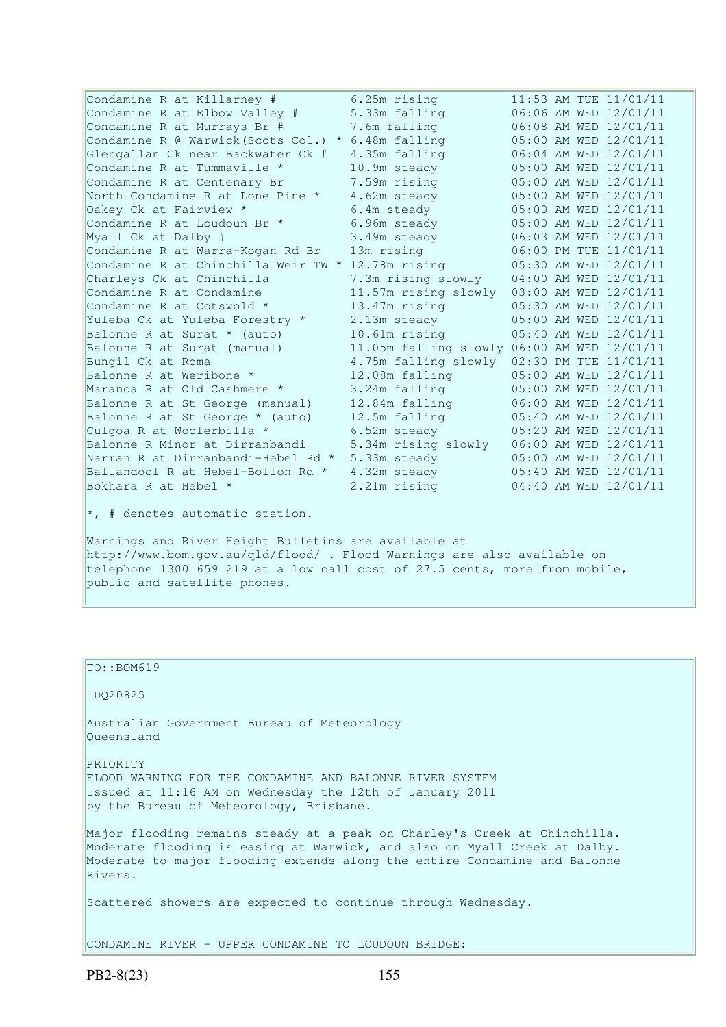| | | |
|---|---|---|
| Condamine R at Killarney # | 6.25m rising | 11:53 AM TUE 11/01/11 |
| Condamine R at Elbow Valley # | 5.33m falling | 06:06 AM WED 12/01/11 |
| Condamine R at Murrays Br # | 7.6m falling | 06:08 AM WED 12/01/11 |
| Condamine R @ Warwick(Scots Col.) * | 6.48m falling | 05:00 AM WED 12/01/11 |
| Glengallan Ck near Backwater Ck # | 4.35m falling | 06:04 AM WED 12/01/11 |
| Condamine R at Tummaville * | 10.9m steady | 05:00 AM WED 12/01/11 |
| Condamine R at Centenary Br | 7.59m rising | 05:00 AM WED 12/01/11 |
| North Condamine R at Lone Pine * | 4.62m steady | 05:00 AM WED 12/01/11 |
| Oakey Ck at Fairview * | 6.4m steady | 05:00 AM WED 12/01/11 |
| Condamine R at Loudoun Br * | 6.96m steady | 05:00 AM WED 12/01/11 |
| Myall Ck at Dalby # | 3.49m steady | 06:03 AM WED 12/01/11 |
| Condamine R at Warra-Kogan Rd Br | 13m rising | 06:00 PM TUE 11/01/11 |
| Condamine R at Chinchilla Weir TW * | 12.78m rising | 05:30 AM WED 12/01/11 |
| Charleys Ck at Chinchilla | 7.3m rising slowly | 04:00 AM WED 12/01/11 |
| Condamine R at Condamine | 11.57m rising slowly | 03:00 AM WED 12/01/11 |
| Condamine R at Cotswold * | 13.47m rising | 05:30 AM WED 12/01/11 |
| Yuleba Ck at Yuleba Forestry * | 2.13m steady | 05:00 AM WED 12/01/11 |
| Balonne R at Surat * (auto) | 10.61m rising | 05:40 AM WED 12/01/11 |
| Balonne R at Surat (manual) | 11.05m falling slowly | 06:00 AM WED 12/01/11 |
| Bungil Ck at Roma | 4.75m falling slowly | 02:30 PM TUE 11/01/11 |
| Balonne R at Weribone * | 12.08m falling | 05:00 AM WED 12/01/11 |
| Maranoa R at Old Cashmere * | 3.24m falling | 05:00 AM WED 12/01/11 |
| Balonne R at St George (manual) | 12.84m falling | 06:00 AM WED 12/01/11 |
| Balonne R at St George * (auto) | 12.5m falling | 05:40 AM WED 12/01/11 |
| Culgoa R at Woolerbilla * | 6.52m steady | 05:20 AM WED 12/01/11 |
| Balonne R Minor at Dirranbandi | 5.34m rising slowly | 06:00 AM WED 12/01/11 |
| Narran R at Dirranbandi-Hebel Rd * | 5.33m steady | 05:00 AM WED 12/01/11 |
| Ballandool R at Hebel-Bollon Rd * | 4.32m steady | 05:40 AM WED 12/01/11 |
| Bokhara R at Hebel * | 2.21m rising | 04:40 AM WED 12/01/11 |

*, # denotes automatic station.

Warnings and River Height Bulletins are available at http://www.bom.gov.au/qld/flood/ . Flood Warnings are also available on telephone 1300 659 219 at a low call cost of 27.5 cents, more from mobile, public and satellite phones.

TO::BOM619

IDQ20825

Australian Government Bureau of Meteorology
Queensland

PRIORITY
FLOOD WARNING FOR THE CONDAMINE AND BALONNE RIVER SYSTEM
Issued at 11:16 AM on Wednesday the 12th of January 2011
by the Bureau of Meteorology, Brisbane.

Major flooding remains steady at a peak on Charley's Creek at Chinchilla. Moderate flooding is easing at Warwick, and also on Myall Creek at Dalby. Moderate to major flooding extends along the entire Condamine and Balonne Rivers.

Scattered showers are expected to continue through Wednesday.

CONDAMINE RIVER - UPPER CONDAMINE TO LOUDOUN BRIDGE: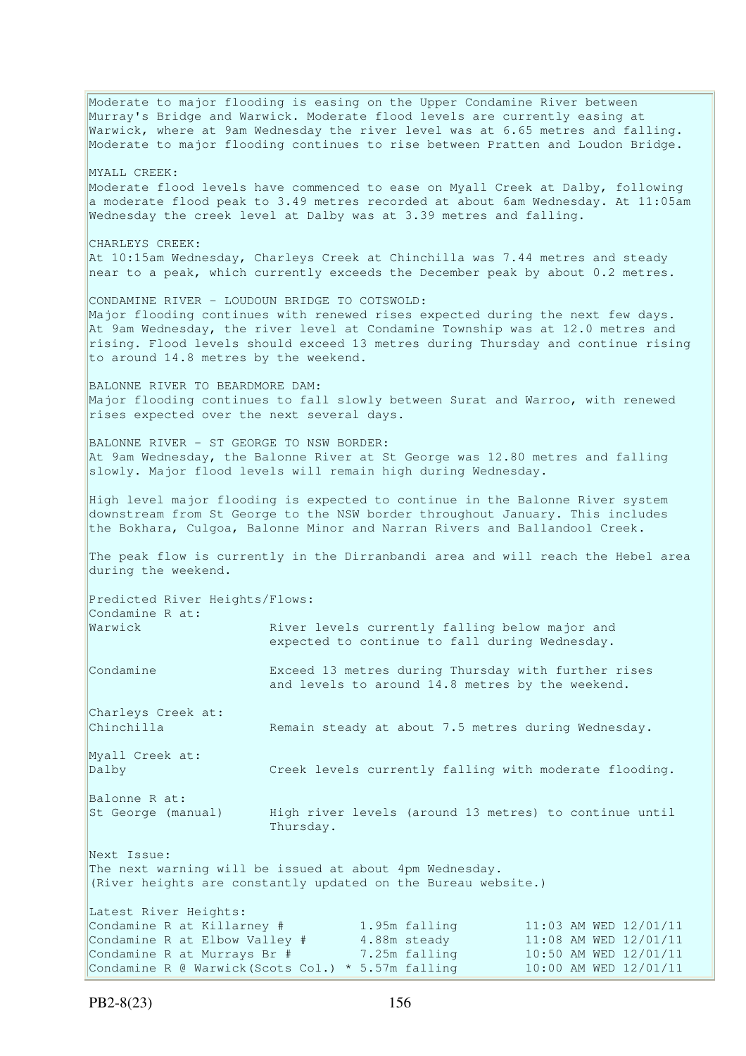Moderate to major flooding is easing on the Upper Condamine River between Murray's Bridge and Warwick. Moderate flood levels are currently easing at Warwick, where at 9am Wednesday the river level was at 6.65 metres and falling. Moderate to major flooding continues to rise between Pratten and Loudon Bridge.

MYALL CREEK:
Moderate flood levels have commenced to ease on Myall Creek at Dalby, following a moderate flood peak to 3.49 metres recorded at about 6am Wednesday. At 11:05am Wednesday the creek level at Dalby was at 3.39 metres and falling.

CHARLEYS CREEK:
At 10:15am Wednesday, Charleys Creek at Chinchilla was 7.44 metres and steady near to a peak, which currently exceeds the December peak by about 0.2 metres.

CONDAMINE RIVER - LOUDOUN BRIDGE TO COTSWOLD:
Major flooding continues with renewed rises expected during the next few days. At 9am Wednesday, the river level at Condamine Township was at 12.0 metres and rising. Flood levels should exceed 13 metres during Thursday and continue rising to around 14.8 metres by the weekend.

BALONNE RIVER TO BEARDMORE DAM:
Major flooding continues to fall slowly between Surat and Warroo, with renewed rises expected over the next several days.

BALONNE RIVER - ST GEORGE TO NSW BORDER:
At 9am Wednesday, the Balonne River at St George was 12.80 metres and falling slowly. Major flood levels will remain high during Wednesday.

High level major flooding is expected to continue in the Balonne River system downstream from St George to the NSW border throughout January. This includes the Bokhara, Culgoa, Balonne Minor and Narran Rivers and Ballandool Creek.

The peak flow is currently in the Dirranbandi area and will reach the Hebel area during the weekend.

Predicted River Heights/Flows:

| | |
|---|---|
| Condamine R at: | |
| Warwick | River levels currently falling below major and expected to continue to fall during Wednesday. |
| Condamine | Exceed 13 metres during Thursday with further rises and levels to around 14.8 metres by the weekend. |
| Charleys Creek at: | |
| Chinchilla | Remain steady at about 7.5 metres during Wednesday. |
| Myall Creek at: | |
| Dalby | Creek levels currently falling with moderate flooding. |
| Balonne R at: | |
| St George (manual) | High river levels (around 13 metres) to continue until Thursday. |

Next Issue:
The next warning will be issued at about 4pm Wednesday.
(River heights are constantly updated on the Bureau website.)

Latest River Heights:

| | | |
|---|---|---|
| Condamine R at Killarney # | 1.95m falling | 11:03 AM WED 12/01/11 |
| Condamine R at Elbow Valley # | 4.88m steady | 11:08 AM WED 12/01/11 |
| Condamine R at Murrays Br # | 7.25m falling | 10:50 AM WED 12/01/11 |
| Condamine R @ Warwick(Scots Col.) * | 5.57m falling | 10:00 AM WED 12/01/11 |

PB2-8(23)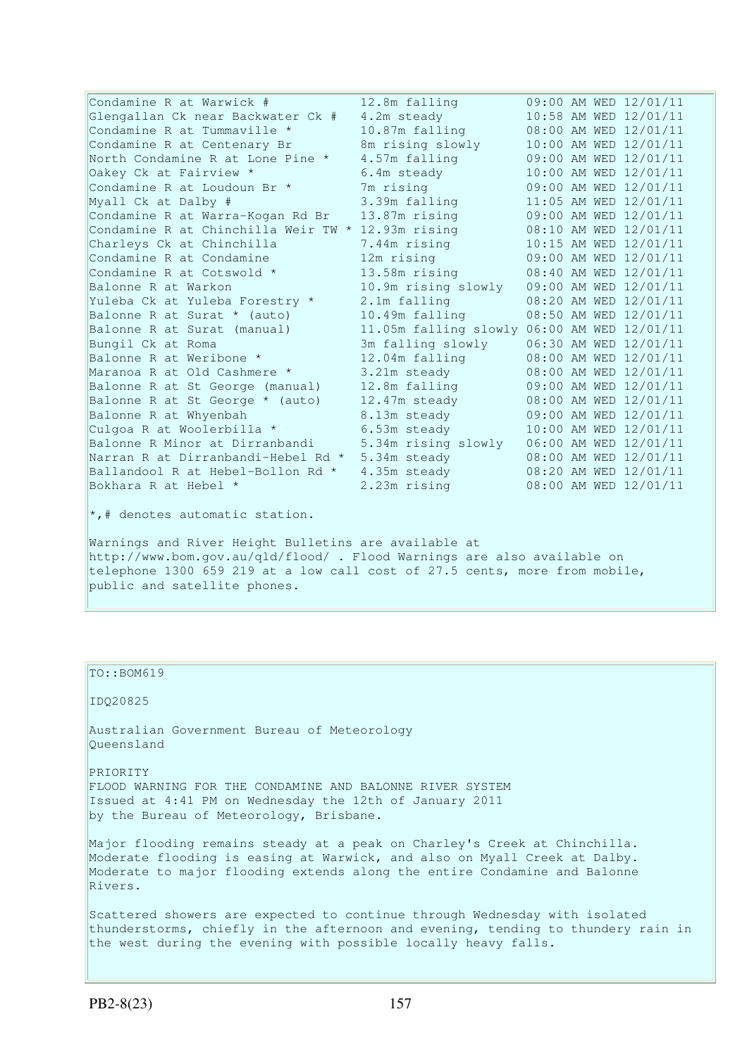| | | |
|---|---|---|
| Condamine R at Warwick # | 12.8m falling | 09:00 AM WED 12/01/11 |
| Glengallan Ck near Backwater Ck # | 4.2m steady | 10:58 AM WED 12/01/11 |
| Condamine R at Tummaville * | 10.87m falling | 08:00 AM WED 12/01/11 |
| Condamine R at Centenary Br | 8m rising slowly | 10:00 AM WED 12/01/11 |
| North Condamine R at Lone Pine * | 4.57m falling | 09:00 AM WED 12/01/11 |
| Oakey Ck at Fairview * | 6.4m steady | 10:00 AM WED 12/01/11 |
| Condamine R at Loudoun Br * | 7m rising | 09:00 AM WED 12/01/11 |
| Myall Ck at Dalby # | 3.39m falling | 11:05 AM WED 12/01/11 |
| Condamine R at Warra-Kogan Rd Br | 13.87m rising | 09:00 AM WED 12/01/11 |
| Condamine R at Chinchilla Weir TW * | 12.93m rising | 08:10 AM WED 12/01/11 |
| Charleys Ck at Chinchilla | 7.44m rising | 10:15 AM WED 12/01/11 |
| Condamine R at Condamine | 12m rising | 09:00 AM WED 12/01/11 |
| Condamine R at Cotswold * | 13.58m rising | 08:40 AM WED 12/01/11 |
| Balonne R at Warkon | 10.9m rising slowly | 09:00 AM WED 12/01/11 |
| Yuleba Ck at Yuleba Forestry * | 2.1m falling | 08:20 AM WED 12/01/11 |
| Balonne R at Surat * (auto) | 10.49m falling | 08:50 AM WED 12/01/11 |
| Balonne R at Surat (manual) | 11.05m falling slowly | 06:00 AM WED 12/01/11 |
| Bungil Ck at Roma | 3m falling slowly | 06:30 AM WED 12/01/11 |
| Balonne R at Weribone * | 12.04m falling | 08:00 AM WED 12/01/11 |
| Maranoa R at Old Cashmere * | 3.21m steady | 08:00 AM WED 12/01/11 |
| Balonne R at St George (manual) | 12.8m falling | 09:00 AM WED 12/01/11 |
| Balonne R at St George * (auto) | 12.47m steady | 08:00 AM WED 12/01/11 |
| Balonne R at Whyenbah | 8.13m steady | 09:00 AM WED 12/01/11 |
| Culgoa R at Woolerbilla * | 6.53m steady | 10:00 AM WED 12/01/11 |
| Balonne R Minor at Dirranbandi | 5.34m rising slowly | 06:00 AM WED 12/01/11 |
| Narran R at Dirranbandi-Hebel Rd * | 5.34m steady | 08:00 AM WED 12/01/11 |
| Ballandool R at Hebel-Bollon Rd * | 4.35m steady | 08:20 AM WED 12/01/11 |
| Bokhara R at Hebel * | 2.23m rising | 08:00 AM WED 12/01/11 |

*,# denotes automatic station.

Warnings and River Height Bulletins are available at http://www.bom.gov.au/qld/flood/ . Flood Warnings are also available on telephone 1300 659 219 at a low call cost of 27.5 cents, more from mobile, public and satellite phones.

TO::BOM619

IDQ20825

Australian Government Bureau of Meteorology
Queensland

PRIORITY
FLOOD WARNING FOR THE CONDAMINE AND BALONNE RIVER SYSTEM
Issued at 4:41 PM on Wednesday the 12th of January 2011
by the Bureau of Meteorology, Brisbane.

Major flooding remains steady at a peak on Charley's Creek at Chinchilla. Moderate flooding is easing at Warwick, and also on Myall Creek at Dalby. Moderate to major flooding extends along the entire Condamine and Balonne Rivers.

Scattered showers are expected to continue through Wednesday with isolated thunderstorms, chiefly in the afternoon and evening, tending to thundery rain in the west during the evening with possible locally heavy falls.

PB2-8(23)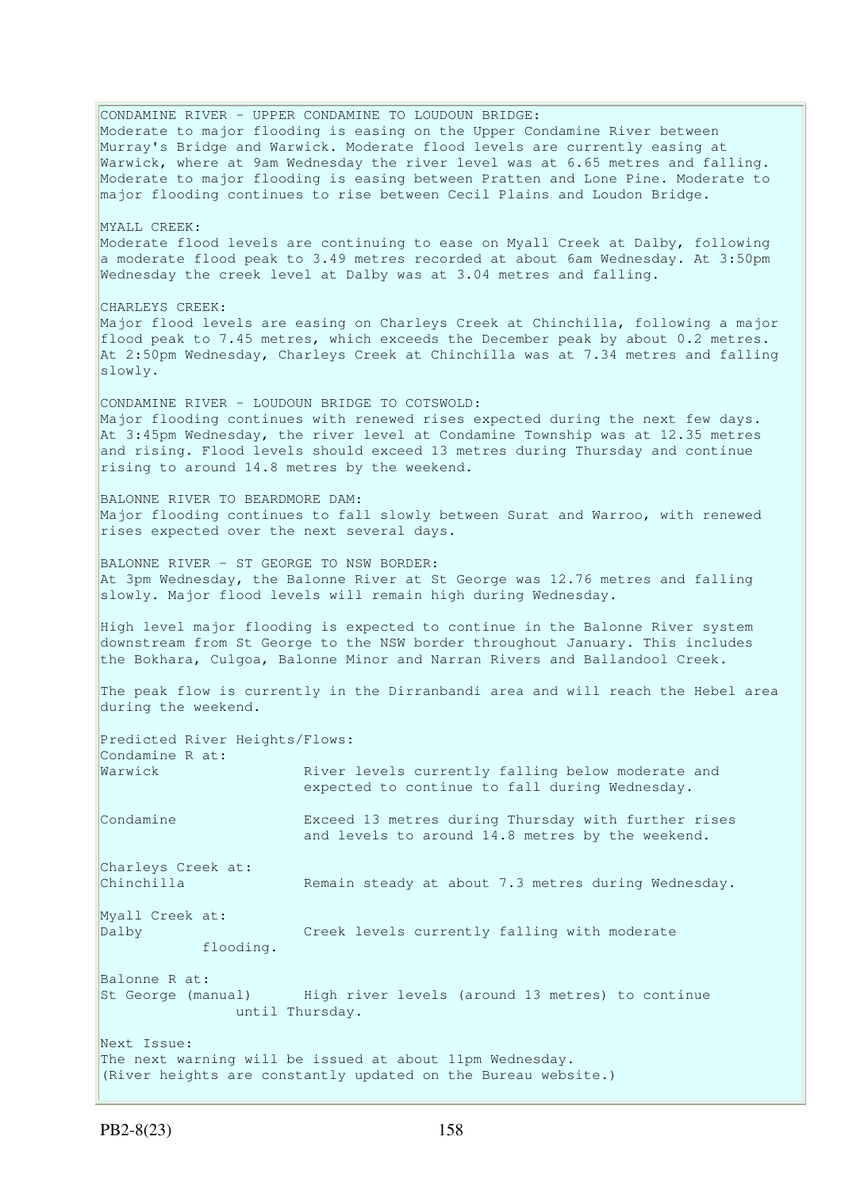CONDAMINE RIVER - UPPER CONDAMINE TO LOUDOUN BRIDGE:
Moderate to major flooding is easing on the Upper Condamine River between Murray's Bridge and Warwick. Moderate flood levels are currently easing at Warwick, where at 9am Wednesday the river level was at 6.65 metres and falling. Moderate to major flooding is easing between Pratten and Lone Pine. Moderate to major flooding continues to rise between Cecil Plains and Loudon Bridge.

MYALL CREEK:
Moderate flood levels are continuing to ease on Myall Creek at Dalby, following a moderate flood peak to 3.49 metres recorded at about 6am Wednesday. At 3:50pm Wednesday the creek level at Dalby was at 3.04 metres and falling.

CHARLEYS CREEK:
Major flood levels are easing on Charleys Creek at Chinchilla, following a major flood peak to 7.45 metres, which exceeds the December peak by about 0.2 metres. At 2:50pm Wednesday, Charleys Creek at Chinchilla was at 7.34 metres and falling slowly.

CONDAMINE RIVER - LOUDOUN BRIDGE TO COTSWOLD:
Major flooding continues with renewed rises expected during the next few days. At 3:45pm Wednesday, the river level at Condamine Township was at 12.35 metres and rising. Flood levels should exceed 13 metres during Thursday and continue rising to around 14.8 metres by the weekend.

BALONNE RIVER TO BEARDMORE DAM:
Major flooding continues to fall slowly between Surat and Warroo, with renewed rises expected over the next several days.

BALONNE RIVER - ST GEORGE TO NSW BORDER:
At 3pm Wednesday, the Balonne River at St George was 12.76 metres and falling slowly. Major flood levels will remain high during Wednesday.

High level major flooding is expected to continue in the Balonne River system downstream from St George to the NSW border throughout January. This includes the Bokhara, Culgoa, Balonne Minor and Narran Rivers and Ballandool Creek.

The peak flow is currently in the Dirranbandi area and will reach the Hebel area during the weekend.

Predicted River Heights/Flows:

| | |
|---|---|
| Condamine R at: | |
| Warwick | River levels currently falling below moderate and expected to continue to fall during Wednesday. |
| Condamine | Exceed 13 metres during Thursday with further rises and levels to around 14.8 metres by the weekend. |
| Charleys Creek at: | |
| Chinchilla | Remain steady at about 7.3 metres during Wednesday. |
| Myall Creek at: | |
| Dalby | Creek levels currently falling with moderate flooding. |
| Balonne R at: | |
| St George (manual) | High river levels (around 13 metres) to continue until Thursday. |

Next Issue:
The next warning will be issued at about 11pm Wednesday.
(River heights are constantly updated on the Bureau website.)

PB2-8(23)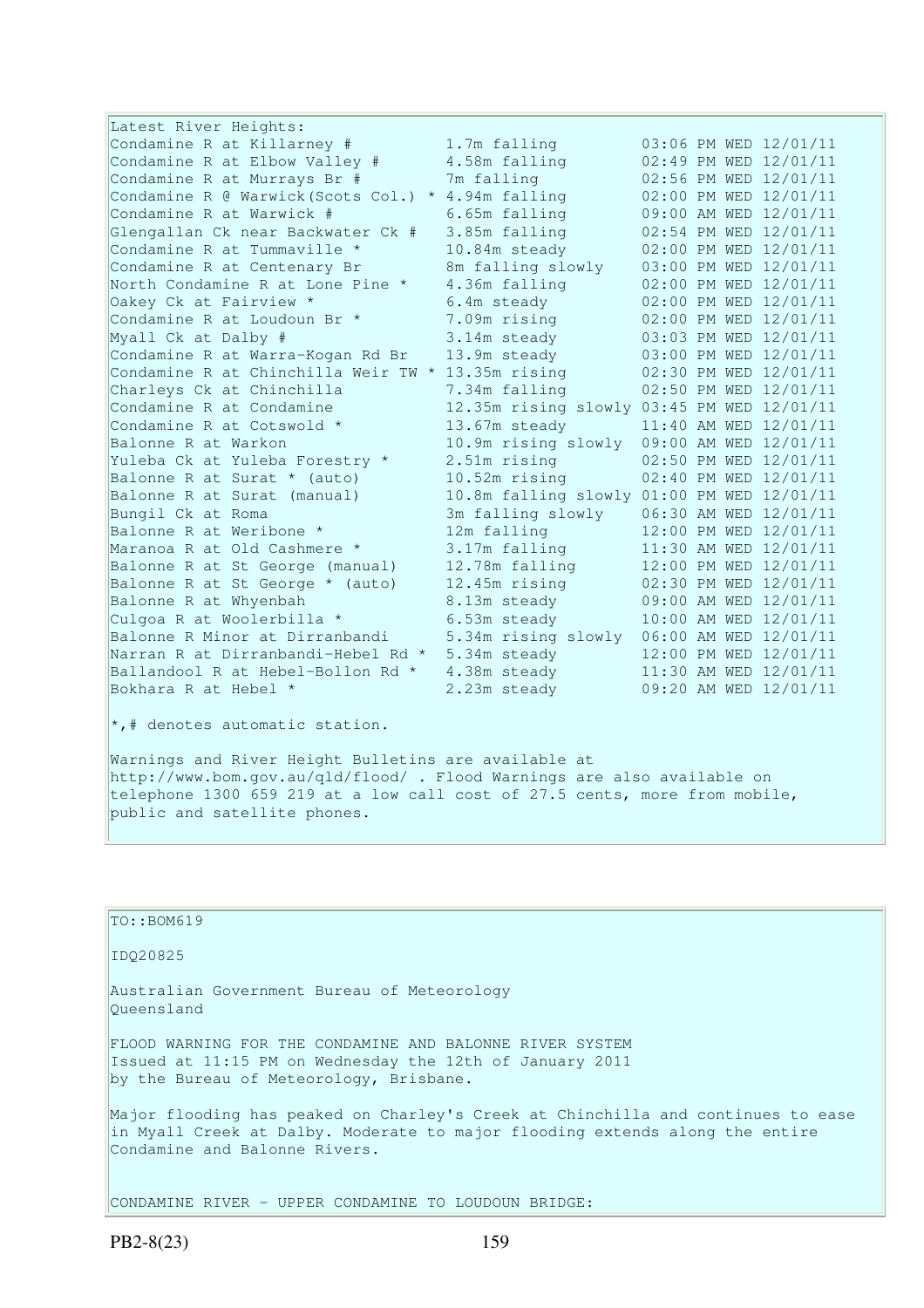Latest River Heights:

| Station | Height | Time |
|---|---|---|
| Condamine R at Killarney # | 1.7m falling | 03:06 PM WED 12/01/11 |
| Condamine R at Elbow Valley # | 4.58m falling | 02:49 PM WED 12/01/11 |
| Condamine R at Murrays Br # | 7m falling | 02:56 PM WED 12/01/11 |
| Condamine R @ Warwick(Scots Col.) * | 4.94m falling | 02:00 PM WED 12/01/11 |
| Condamine R at Warwick # | 6.65m falling | 09:00 AM WED 12/01/11 |
| Glengallan Ck near Backwater Ck # | 3.85m falling | 02:54 PM WED 12/01/11 |
| Condamine R at Tummaville * | 10.84m steady | 02:00 PM WED 12/01/11 |
| Condamine R at Centenary Br | 8m falling slowly | 03:00 PM WED 12/01/11 |
| North Condamine R at Lone Pine * | 4.36m falling | 02:00 PM WED 12/01/11 |
| Oakey Ck at Fairview * | 6.4m steady | 02:00 PM WED 12/01/11 |
| Condamine R at Loudoun Br * | 7.09m rising | 02:00 PM WED 12/01/11 |
| Myall Ck at Dalby # | 3.14m steady | 03:03 PM WED 12/01/11 |
| Condamine R at Warra-Kogan Rd Br | 13.9m steady | 03:00 PM WED 12/01/11 |
| Condamine R at Chinchilla Weir TW * | 13.35m rising | 02:30 PM WED 12/01/11 |
| Charleys Ck at Chinchilla | 7.34m falling | 02:50 PM WED 12/01/11 |
| Condamine R at Condamine | 12.35m rising slowly | 03:45 PM WED 12/01/11 |
| Condamine R at Cotswold * | 13.67m steady | 11:40 AM WED 12/01/11 |
| Balonne R at Warkon | 10.9m rising slowly | 09:00 AM WED 12/01/11 |
| Yuleba Ck at Yuleba Forestry * | 2.51m rising | 02:50 PM WED 12/01/11 |
| Balonne R at Surat * (auto) | 10.52m rising | 02:40 PM WED 12/01/11 |
| Balonne R at Surat (manual) | 10.8m falling slowly | 01:00 PM WED 12/01/11 |
| Bungil Ck at Roma | 3m falling slowly | 06:30 AM WED 12/01/11 |
| Balonne R at Weribone * | 12m falling | 12:00 PM WED 12/01/11 |
| Maranoa R at Old Cashmere * | 3.17m falling | 11:30 AM WED 12/01/11 |
| Balonne R at St George (manual) | 12.78m falling | 12:00 PM WED 12/01/11 |
| Balonne R at St George * (auto) | 12.45m rising | 02:30 PM WED 12/01/11 |
| Balonne R at Whyenbah | 8.13m steady | 09:00 AM WED 12/01/11 |
| Culgoa R at Woolerbilla * | 6.53m steady | 10:00 AM WED 12/01/11 |
| Balonne R Minor at Dirranbandi | 5.34m rising slowly | 06:00 AM WED 12/01/11 |
| Narran R at Dirranbandi-Hebel Rd * | 5.34m steady | 12:00 PM WED 12/01/11 |
| Ballandool R at Hebel-Bollon Rd * | 4.38m steady | 11:30 AM WED 12/01/11 |
| Bokhara R at Hebel * | 2.23m steady | 09:20 AM WED 12/01/11 |

*,# denotes automatic station.

Warnings and River Height Bulletins are available at http://www.bom.gov.au/qld/flood/ . Flood Warnings are also available on telephone 1300 659 219 at a low call cost of 27.5 cents, more from mobile, public and satellite phones.

TO::BOM619

IDQ20825

Australian Government Bureau of Meteorology
Queensland

FLOOD WARNING FOR THE CONDAMINE AND BALONNE RIVER SYSTEM
Issued at 11:15 PM on Wednesday the 12th of January 2011
by the Bureau of Meteorology, Brisbane.

Major flooding has peaked on Charley's Creek at Chinchilla and continues to ease in Myall Creek at Dalby. Moderate to major flooding extends along the entire Condamine and Balonne Rivers.

CONDAMINE RIVER - UPPER CONDAMINE TO LOUDOUN BRIDGE: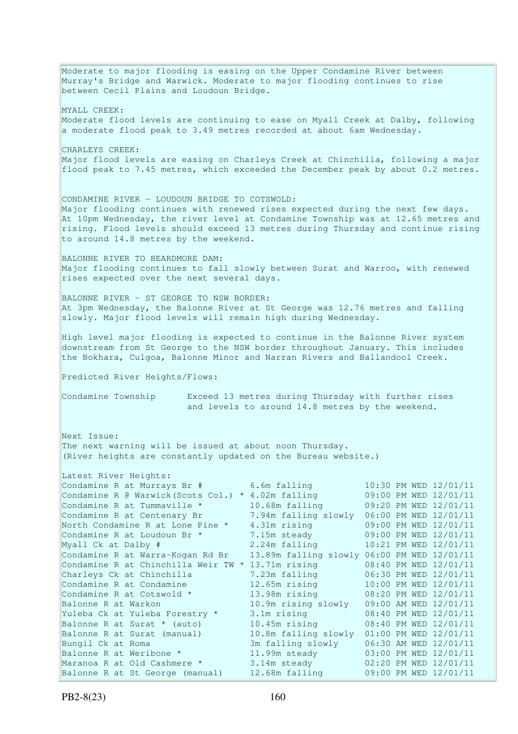Moderate to major flooding is easing on the Upper Condamine River between Murray's Bridge and Warwick. Moderate to major flooding continues to rise between Cecil Plains and Loudoun Bridge.

MYALL CREEK:
Moderate flood levels are continuing to ease on Myall Creek at Dalby, following a moderate flood peak to 3.49 metres recorded at about 6am Wednesday.

CHARLEYS CREEK:
Major flood levels are easing on Charleys Creek at Chinchilla, following a major flood peak to 7.45 metres, which exceeded the December peak by about 0.2 metres.

CONDAMINE RIVER - LOUDOUN BRIDGE TO COTSWOLD:
Major flooding continues with renewed rises expected during the next few days. At 10pm Wednesday, the river level at Condamine Township was at 12.65 metres and rising. Flood levels should exceed 13 metres during Thursday and continue rising to around 14.8 metres by the weekend.

BALONNE RIVER TO BEARDMORE DAM:
Major flooding continues to fall slowly between Surat and Warroo, with renewed rises expected over the next several days.

BALONNE RIVER - ST GEORGE TO NSW BORDER:
At 3pm Wednesday, the Balonne River at St George was 12.76 metres and falling slowly. Major flood levels will remain high during Wednesday.

High level major flooding is expected to continue in the Balonne River system downstream from St George to the NSW border throughout January. This includes the Bokhara, Culgoa, Balonne Minor and Narran Rivers and Ballandool Creek.

Predicted River Heights/Flows:

| | |
|---|---|
| Condamine Township | Exceed 13 metres during Thursday with further rises and levels to around 14.8 metres by the weekend. |

Next Issue:
The next warning will be issued at about noon Thursday.
(River heights are constantly updated on the Bureau website.)

Latest River Heights:

| | | |
|---|---|---|
| Condamine R at Murrays Br # | 6.6m falling | 10:30 PM WED 12/01/11 |
| Condamine R @ Warwick(Scots Col.) * | 4.02m falling | 09:00 PM WED 12/01/11 |
| Condamine R at Tummaville * | 10.68m falling | 09:20 PM WED 12/01/11 |
| Condamine R at Centenary Br | 7.94m falling slowly | 06:00 PM WED 12/01/11 |
| North Condamine R at Lone Pine * | 4.31m rising | 09:00 PM WED 12/01/11 |
| Condamine R at Loudoun Br * | 7.15m steady | 09:00 PM WED 12/01/11 |
| Myall Ck at Dalby # | 2.24m falling | 10:21 PM WED 12/01/11 |
| Condamine R at Warra-Kogan Rd Br | 13.89m falling slowly | 06:00 PM WED 12/01/11 |
| Condamine R at Chinchilla Weir TW * | 13.71m rising | 08:40 PM WED 12/01/11 |
| Charleys Ck at Chinchilla | 7.23m falling | 06:30 PM WED 12/01/11 |
| Condamine R at Condamine | 12.65m rising | 10:00 PM WED 12/01/11 |
| Condamine R at Cotswold * | 13.98m rising | 08:20 PM WED 12/01/11 |
| Balonne R at Warkon | 10.9m rising slowly | 09:00 AM WED 12/01/11 |
| Yuleba Ck at Yuleba Forestry * | 3.1m rising | 08:40 PM WED 12/01/11 |
| Balonne R at Surat * (auto) | 10.45m rising | 08:40 PM WED 12/01/11 |
| Balonne R at Surat (manual) | 10.8m falling slowly | 01:00 PM WED 12/01/11 |
| Bungil Ck at Roma | 3m falling slowly | 06:30 AM WED 12/01/11 |
| Balonne R at Weribone * | 11.99m steady | 03:00 PM WED 12/01/11 |
| Maranoa R at Old Cashmere * | 3.14m steady | 02:20 PM WED 12/01/11 |
| Balonne R at St George (manual) | 12.68m falling | 09:00 PM WED 12/01/11 |

PB2-8(23)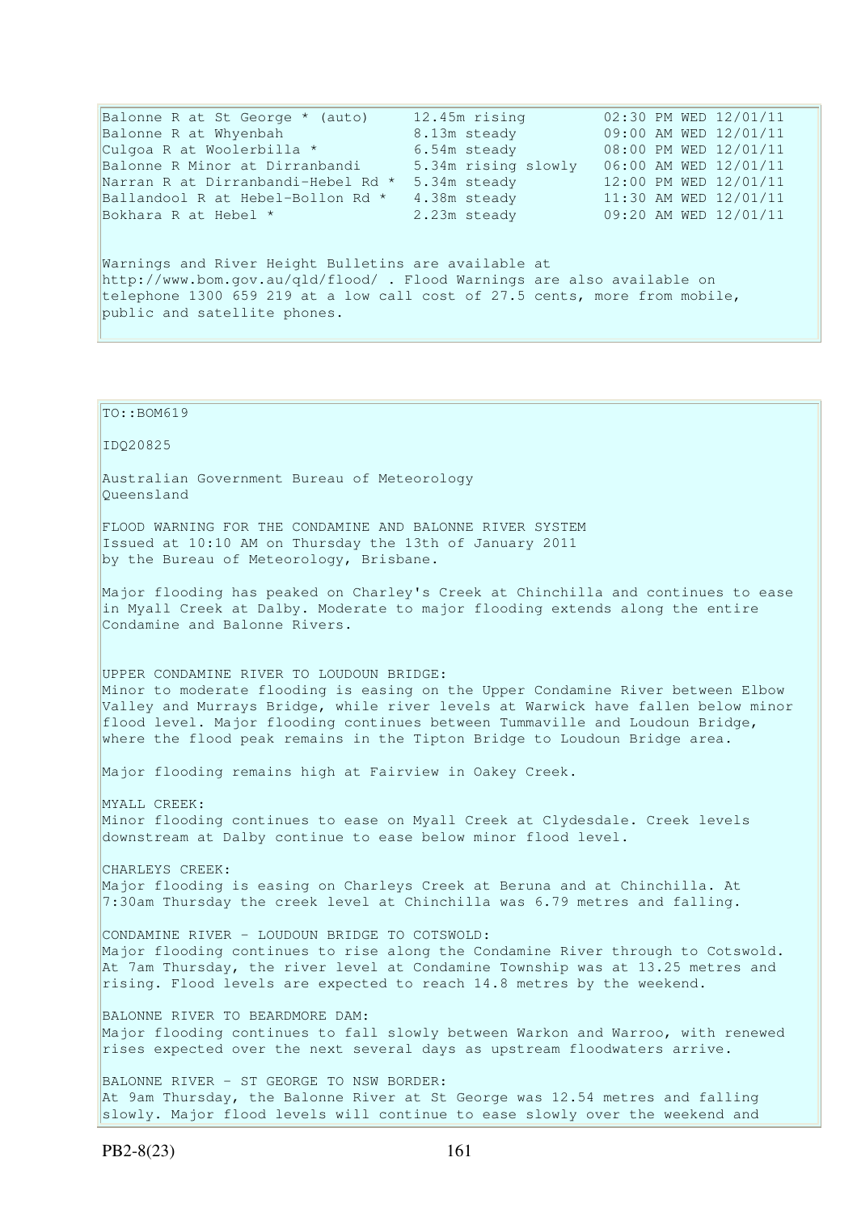| | | |
|---|---|---|
| Balonne R at St George * (auto) | 12.45m rising | 02:30 PM WED 12/01/11 |
| Balonne R at Whyenbah | 8.13m steady | 09:00 AM WED 12/01/11 |
| Culgoa R at Woolerbilla * | 6.54m steady | 08:00 PM WED 12/01/11 |
| Balonne R Minor at Dirranbandi | 5.34m rising slowly | 06:00 AM WED 12/01/11 |
| Narran R at Dirranbandi-Hebel Rd * | 5.34m steady | 12:00 PM WED 12/01/11 |
| Ballandool R at Hebel-Bollon Rd * | 4.38m steady | 11:30 AM WED 12/01/11 |
| Bokhara R at Hebel * | 2.23m steady | 09:20 AM WED 12/01/11 |

Warnings and River Height Bulletins are available at http://www.bom.gov.au/qld/flood/ . Flood Warnings are also available on telephone 1300 659 219 at a low call cost of 27.5 cents, more from mobile, public and satellite phones.

TO::BOM619

IDQ20825

Australian Government Bureau of Meteorology
Queensland

FLOOD WARNING FOR THE CONDAMINE AND BALONNE RIVER SYSTEM
Issued at 10:10 AM on Thursday the 13th of January 2011
by the Bureau of Meteorology, Brisbane.

Major flooding has peaked on Charley's Creek at Chinchilla and continues to ease in Myall Creek at Dalby. Moderate to major flooding extends along the entire Condamine and Balonne Rivers.

UPPER CONDAMINE RIVER TO LOUDOUN BRIDGE:
Minor to moderate flooding is easing on the Upper Condamine River between Elbow Valley and Murrays Bridge, while river levels at Warwick have fallen below minor flood level. Major flooding continues between Tummaville and Loudoun Bridge, where the flood peak remains in the Tipton Bridge to Loudoun Bridge area.

Major flooding remains high at Fairview in Oakey Creek.

MYALL CREEK:
Minor flooding continues to ease on Myall Creek at Clydesdale. Creek levels downstream at Dalby continue to ease below minor flood level.

CHARLEYS CREEK:
Major flooding is easing on Charleys Creek at Beruna and at Chinchilla. At 7:30am Thursday the creek level at Chinchilla was 6.79 metres and falling.

CONDAMINE RIVER - LOUDOUN BRIDGE TO COTSWOLD:
Major flooding continues to rise along the Condamine River through to Cotswold. At 7am Thursday, the river level at Condamine Township was at 13.25 metres and rising. Flood levels are expected to reach 14.8 metres by the weekend.

BALONNE RIVER TO BEARDMORE DAM:
Major flooding continues to fall slowly between Warkon and Warroo, with renewed rises expected over the next several days as upstream floodwaters arrive.

BALONNE RIVER - ST GEORGE TO NSW BORDER:
At 9am Thursday, the Balonne River at St George was 12.54 metres and falling slowly. Major flood levels will continue to ease slowly over the weekend and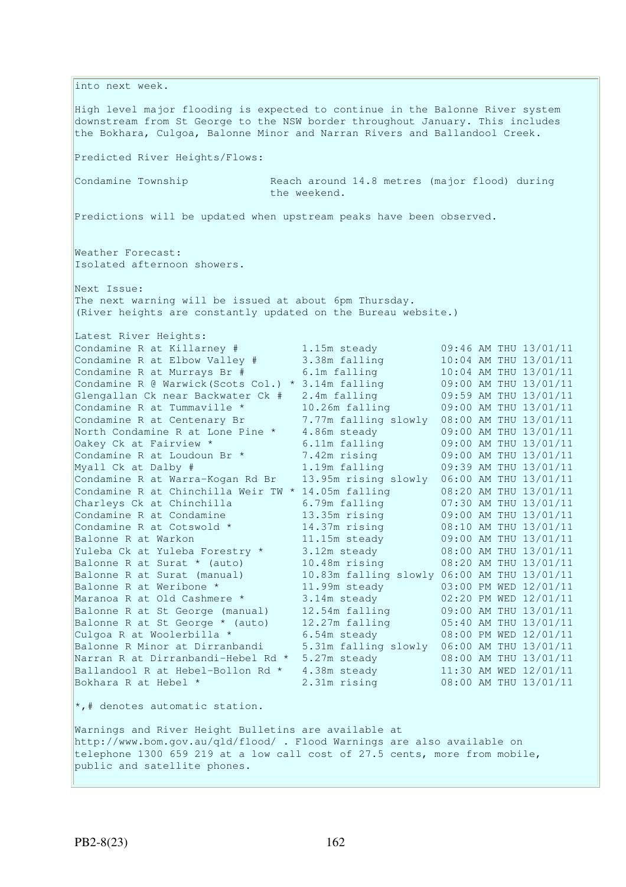into next week.

High level major flooding is expected to continue in the Balonne River system downstream from St George to the NSW border throughout January. This includes the Bokhara, Culgoa, Balonne Minor and Narran Rivers and Ballandool Creek.

Predicted River Heights/Flows:

Condamine Township — Reach around 14.8 metres (major flood) during the weekend.

Predictions will be updated when upstream peaks have been observed.

Weather Forecast:
Isolated afternoon showers.

Next Issue:
The next warning will be issued at about 6pm Thursday.
(River heights are constantly updated on the Bureau website.)

Latest River Heights:

| | | |
|---|---|---|
| Condamine R at Killarney # | 1.15m steady | 09:46 AM THU 13/01/11 |
| Condamine R at Elbow Valley # | 3.38m falling | 10:04 AM THU 13/01/11 |
| Condamine R at Murrays Br # | 6.1m falling | 10:04 AM THU 13/01/11 |
| Condamine R @ Warwick(Scots Col.) * | 3.14m falling | 09:00 AM THU 13/01/11 |
| Glengallan Ck near Backwater Ck # | 2.4m falling | 09:59 AM THU 13/01/11 |
| Condamine R at Tummaville * | 10.26m falling | 09:00 AM THU 13/01/11 |
| Condamine R at Centenary Br | 7.77m falling slowly | 08:00 AM THU 13/01/11 |
| North Condamine R at Lone Pine * | 4.86m steady | 09:00 AM THU 13/01/11 |
| Oakey Ck at Fairview * | 6.11m falling | 09:00 AM THU 13/01/11 |
| Condamine R at Loudoun Br * | 7.42m rising | 09:00 AM THU 13/01/11 |
| Myall Ck at Dalby # | 1.19m falling | 09:39 AM THU 13/01/11 |
| Condamine R at Warra-Kogan Rd Br | 13.95m rising slowly | 06:00 AM THU 13/01/11 |
| Condamine R at Chinchilla Weir TW * | 14.05m falling | 08:20 AM THU 13/01/11 |
| Charleys Ck at Chinchilla | 6.79m falling | 07:30 AM THU 13/01/11 |
| Condamine R at Condamine | 13.35m rising | 09:00 AM THU 13/01/11 |
| Condamine R at Cotswold * | 14.37m rising | 08:10 AM THU 13/01/11 |
| Balonne R at Warkon | 11.15m steady | 09:00 AM THU 13/01/11 |
| Yuleba Ck at Yuleba Forestry * | 3.12m steady | 08:00 AM THU 13/01/11 |
| Balonne R at Surat * (auto) | 10.48m rising | 08:20 AM THU 13/01/11 |
| Balonne R at Surat (manual) | 10.83m falling slowly | 06:00 AM THU 13/01/11 |
| Balonne R at Weribone * | 11.99m steady | 03:00 PM WED 12/01/11 |
| Maranoa R at Old Cashmere * | 3.14m steady | 02:20 PM WED 12/01/11 |
| Balonne R at St George (manual) | 12.54m falling | 09:00 AM THU 13/01/11 |
| Balonne R at St George * (auto) | 12.27m falling | 05:40 AM THU 13/01/11 |
| Culgoa R at Woolerbilla * | 6.54m steady | 08:00 PM WED 12/01/11 |
| Balonne R Minor at Dirranbandi | 5.31m falling slowly | 06:00 AM THU 13/01/11 |
| Narran R at Dirranbandi-Hebel Rd * | 5.27m steady | 08:00 AM THU 13/01/11 |
| Ballandool R at Hebel-Bollon Rd * | 4.38m steady | 11:30 AM WED 12/01/11 |
| Bokhara R at Hebel * | 2.31m rising | 08:00 AM THU 13/01/11 |

*,# denotes automatic station.

Warnings and River Height Bulletins are available at http://www.bom.gov.au/qld/flood/ . Flood Warnings are also available on telephone 1300 659 219 at a low call cost of 27.5 cents, more from mobile, public and satellite phones.

PB2-8(23)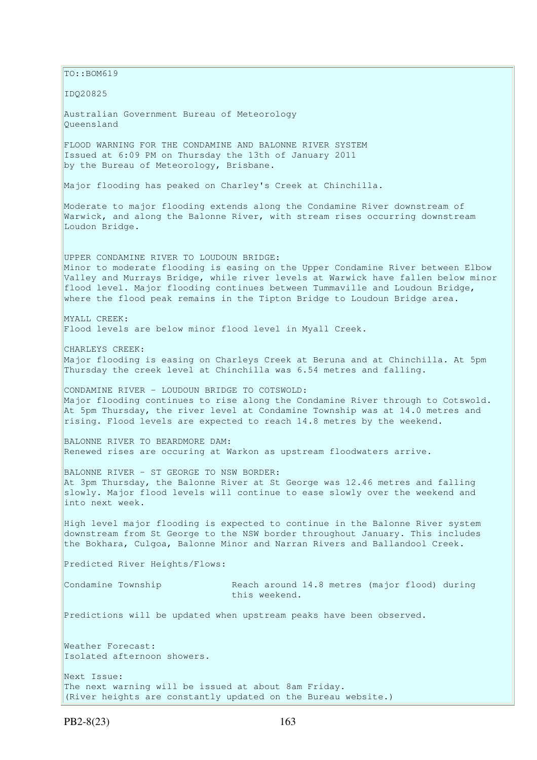TO::BOM619

IDQ20825

Australian Government Bureau of Meteorology
Queensland

FLOOD WARNING FOR THE CONDAMINE AND BALONNE RIVER SYSTEM
Issued at 6:09 PM on Thursday the 13th of January 2011
by the Bureau of Meteorology, Brisbane.

Major flooding has peaked on Charley's Creek at Chinchilla.

Moderate to major flooding extends along the Condamine River downstream of Warwick, and along the Balonne River, with stream rises occurring downstream Loudon Bridge.

UPPER CONDAMINE RIVER TO LOUDOUN BRIDGE:
Minor to moderate flooding is easing on the Upper Condamine River between Elbow Valley and Murrays Bridge, while river levels at Warwick have fallen below minor flood level. Major flooding continues between Tummaville and Loudoun Bridge, where the flood peak remains in the Tipton Bridge to Loudoun Bridge area.

MYALL CREEK:
Flood levels are below minor flood level in Myall Creek.

CHARLEYS CREEK:
Major flooding is easing on Charleys Creek at Beruna and at Chinchilla. At 5pm Thursday the creek level at Chinchilla was 6.54 metres and falling.

CONDAMINE RIVER - LOUDOUN BRIDGE TO COTSWOLD:
Major flooding continues to rise along the Condamine River through to Cotswold. At 5pm Thursday, the river level at Condamine Township was at 14.0 metres and rising. Flood levels are expected to reach 14.8 metres by the weekend.

BALONNE RIVER TO BEARDMORE DAM:
Renewed rises are occuring at Warkon as upstream floodwaters arrive.

BALONNE RIVER - ST GEORGE TO NSW BORDER:
At 3pm Thursday, the Balonne River at St George was 12.46 metres and falling slowly. Major flood levels will continue to ease slowly over the weekend and into next week.

High level major flooding is expected to continue in the Balonne River system downstream from St George to the NSW border throughout January. This includes the Bokhara, Culgoa, Balonne Minor and Narran Rivers and Ballandool Creek.

Predicted River Heights/Flows:

| | |
|---|---|
| Condamine Township | Reach around 14.8 metres (major flood) during this weekend. |

Predictions will be updated when upstream peaks have been observed.

Weather Forecast:
Isolated afternoon showers.

Next Issue:
The next warning will be issued at about 8am Friday.
(River heights are constantly updated on the Bureau website.)

PB2-8(23)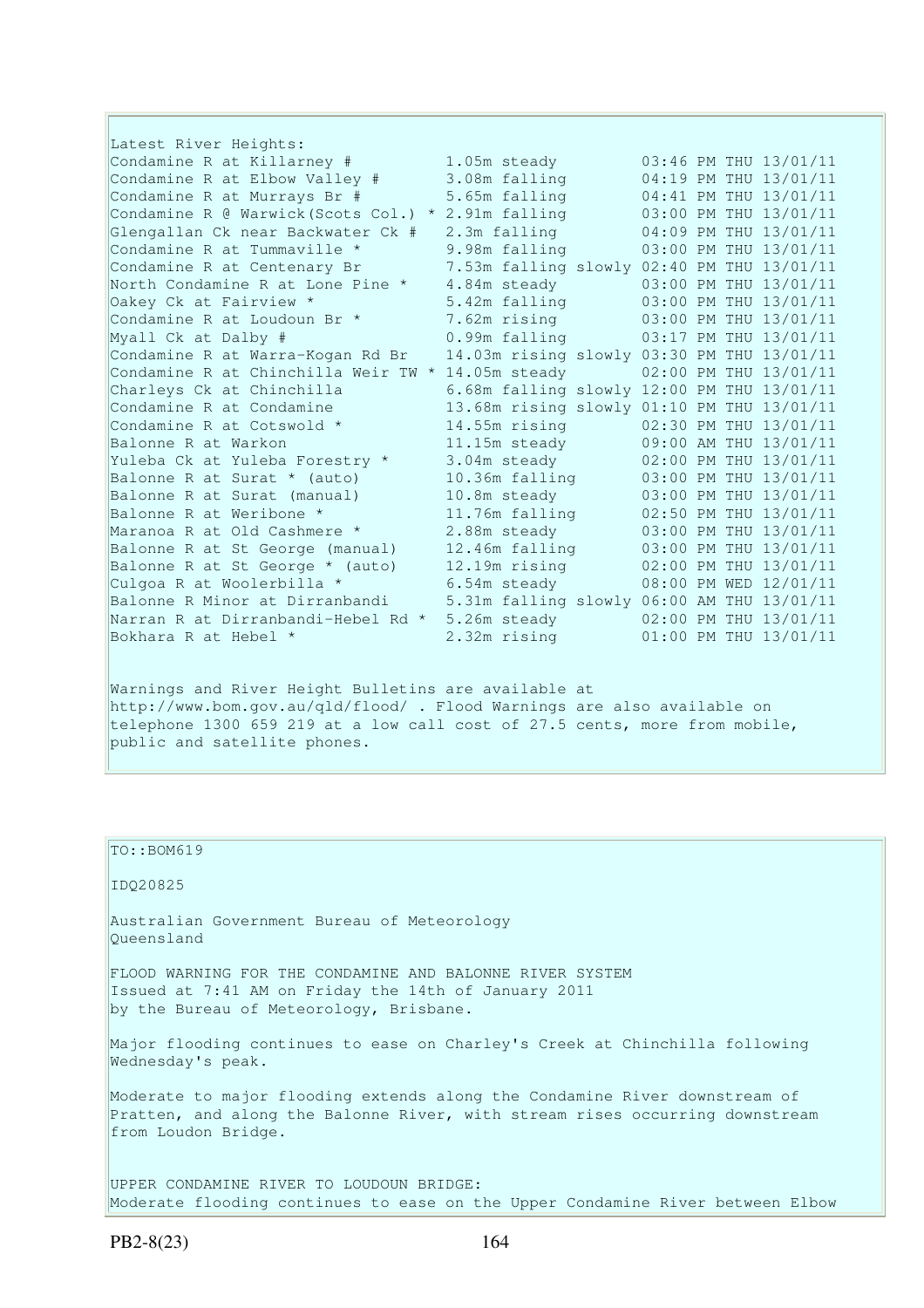Latest River Heights:

| | | |
|---|---|---|
| Condamine R at Killarney # | 1.05m steady | 03:46 PM THU 13/01/11 |
| Condamine R at Elbow Valley # | 3.08m falling | 04:19 PM THU 13/01/11 |
| Condamine R at Murrays Br # | 5.65m falling | 04:41 PM THU 13/01/11 |
| Condamine R @ Warwick(Scots Col.) * | 2.91m falling | 03:00 PM THU 13/01/11 |
| Glengallan Ck near Backwater Ck # | 2.3m falling | 04:09 PM THU 13/01/11 |
| Condamine R at Tummaville * | 9.98m falling | 03:00 PM THU 13/01/11 |
| Condamine R at Centenary Br | 7.53m falling slowly | 02:40 PM THU 13/01/11 |
| North Condamine R at Lone Pine * | 4.84m steady | 03:00 PM THU 13/01/11 |
| Oakey Ck at Fairview * | 5.42m falling | 03:00 PM THU 13/01/11 |
| Condamine R at Loudoun Br * | 7.62m rising | 03:00 PM THU 13/01/11 |
| Myall Ck at Dalby # | 0.99m falling | 03:17 PM THU 13/01/11 |
| Condamine R at Warra-Kogan Rd Br | 14.03m rising slowly | 03:30 PM THU 13/01/11 |
| Condamine R at Chinchilla Weir TW * | 14.05m steady | 02:00 PM THU 13/01/11 |
| Charleys Ck at Chinchilla | 6.68m falling slowly | 12:00 PM THU 13/01/11 |
| Condamine R at Condamine | 13.68m rising slowly | 01:10 PM THU 13/01/11 |
| Condamine R at Cotswold * | 14.55m rising | 02:30 PM THU 13/01/11 |
| Balonne R at Warkon | 11.15m steady | 09:00 AM THU 13/01/11 |
| Yuleba Ck at Yuleba Forestry * | 3.04m steady | 02:00 PM THU 13/01/11 |
| Balonne R at Surat * (auto) | 10.36m falling | 03:00 PM THU 13/01/11 |
| Balonne R at Surat (manual) | 10.8m steady | 03:00 PM THU 13/01/11 |
| Balonne R at Weribone * | 11.76m falling | 02:50 PM THU 13/01/11 |
| Maranoa R at Old Cashmere * | 2.88m steady | 03:00 PM THU 13/01/11 |
| Balonne R at St George (manual) | 12.46m falling | 03:00 PM THU 13/01/11 |
| Balonne R at St George * (auto) | 12.19m rising | 02:00 PM THU 13/01/11 |
| Culgoa R at Woolerbilla * | 6.54m steady | 08:00 PM WED 12/01/11 |
| Balonne R Minor at Dirranbandi | 5.31m falling slowly | 06:00 AM THU 13/01/11 |
| Narran R at Dirranbandi-Hebel Rd * | 5.26m steady | 02:00 PM THU 13/01/11 |
| Bokhara R at Hebel * | 2.32m rising | 01:00 PM THU 13/01/11 |

Warnings and River Height Bulletins are available at http://www.bom.gov.au/qld/flood/ . Flood Warnings are also available on telephone 1300 659 219 at a low call cost of 27.5 cents, more from mobile, public and satellite phones.

TO::BOM619

IDQ20825

Australian Government Bureau of Meteorology
Queensland

FLOOD WARNING FOR THE CONDAMINE AND BALONNE RIVER SYSTEM
Issued at 7:41 AM on Friday the 14th of January 2011
by the Bureau of Meteorology, Brisbane.

Major flooding continues to ease on Charley's Creek at Chinchilla following Wednesday's peak.

Moderate to major flooding extends along the Condamine River downstream of Pratten, and along the Balonne River, with stream rises occurring downstream from Loudon Bridge.

UPPER CONDAMINE RIVER TO LOUDOUN BRIDGE:
Moderate flooding continues to ease on the Upper Condamine River between Elbow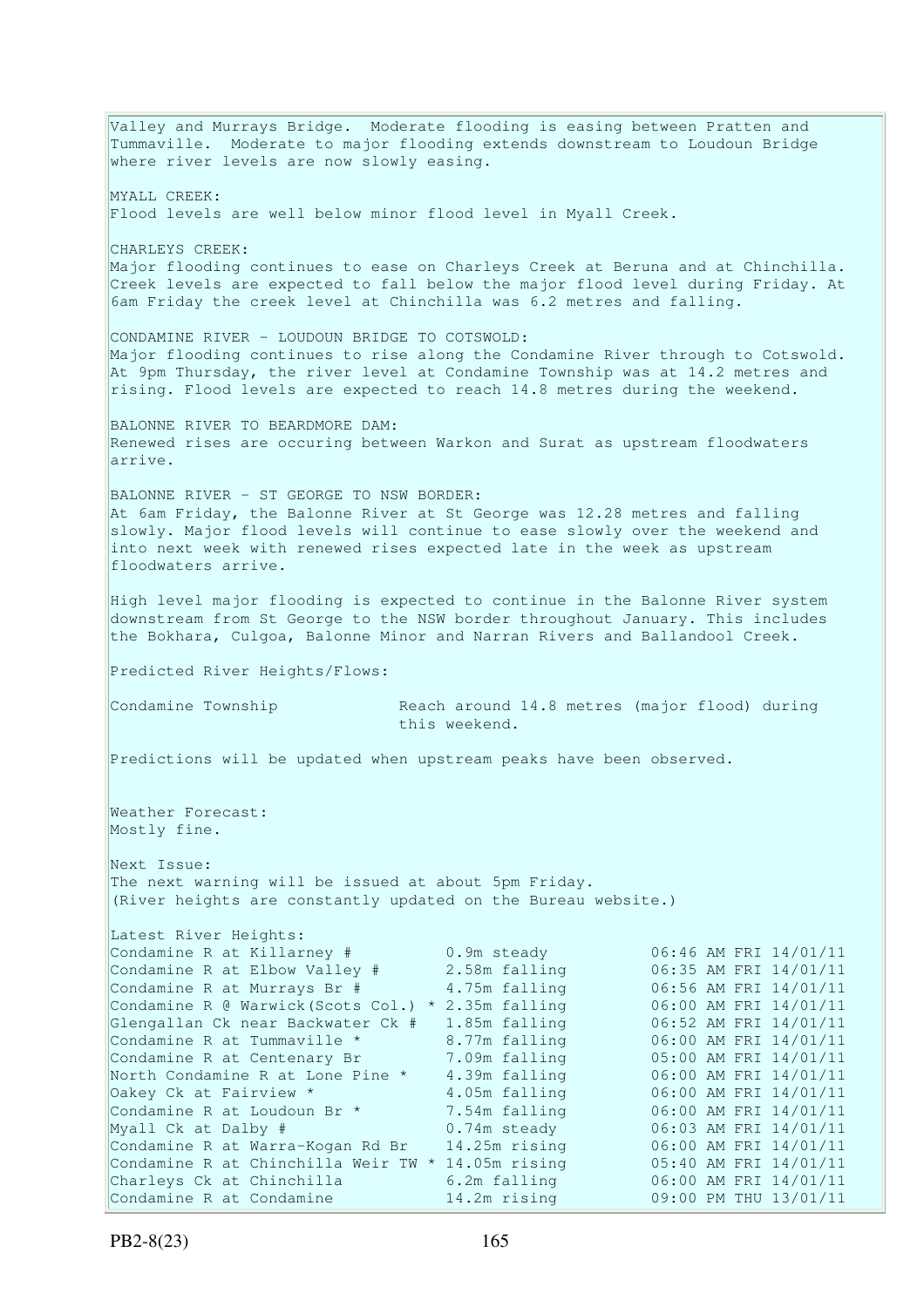Valley and Murrays Bridge. Moderate flooding is easing between Pratten and Tummaville. Moderate to major flooding extends downstream to Loudoun Bridge where river levels are now slowly easing.

MYALL CREEK:
Flood levels are well below minor flood level in Myall Creek.

CHARLEYS CREEK:
Major flooding continues to ease on Charleys Creek at Beruna and at Chinchilla. Creek levels are expected to fall below the major flood level during Friday. At 6am Friday the creek level at Chinchilla was 6.2 metres and falling.

CONDAMINE RIVER - LOUDOUN BRIDGE TO COTSWOLD:
Major flooding continues to rise along the Condamine River through to Cotswold. At 9pm Thursday, the river level at Condamine Township was at 14.2 metres and rising. Flood levels are expected to reach 14.8 metres during the weekend.

BALONNE RIVER TO BEARDMORE DAM:
Renewed rises are occuring between Warkon and Surat as upstream floodwaters arrive.

BALONNE RIVER - ST GEORGE TO NSW BORDER:
At 6am Friday, the Balonne River at St George was 12.28 metres and falling slowly. Major flood levels will continue to ease slowly over the weekend and into next week with renewed rises expected late in the week as upstream floodwaters arrive.

High level major flooding is expected to continue in the Balonne River system downstream from St George to the NSW border throughout January. This includes the Bokhara, Culgoa, Balonne Minor and Narran Rivers and Ballandool Creek.

Predicted River Heights/Flows:

| | |
|---|---|
| Condamine Township | Reach around 14.8 metres (major flood) during this weekend. |

Predictions will be updated when upstream peaks have been observed.

Weather Forecast:
Mostly fine.

Next Issue:
The next warning will be issued at about 5pm Friday.
(River heights are constantly updated on the Bureau website.)

Latest River Heights:

| | | |
|---|---|---|
| Condamine R at Killarney # | 0.9m steady | 06:46 AM FRI 14/01/11 |
| Condamine R at Elbow Valley # | 2.58m falling | 06:35 AM FRI 14/01/11 |
| Condamine R at Murrays Br # | 4.75m falling | 06:56 AM FRI 14/01/11 |
| Condamine R @ Warwick(Scots Col.) * | 2.35m falling | 06:00 AM FRI 14/01/11 |
| Glengallan Ck near Backwater Ck # | 1.85m falling | 06:52 AM FRI 14/01/11 |
| Condamine R at Tummaville * | 8.77m falling | 06:00 AM FRI 14/01/11 |
| Condamine R at Centenary Br | 7.09m falling | 05:00 AM FRI 14/01/11 |
| North Condamine R at Lone Pine * | 4.39m falling | 06:00 AM FRI 14/01/11 |
| Oakey Ck at Fairview * | 4.05m falling | 06:00 AM FRI 14/01/11 |
| Condamine R at Loudoun Br * | 7.54m falling | 06:00 AM FRI 14/01/11 |
| Myall Ck at Dalby # | 0.74m steady | 06:03 AM FRI 14/01/11 |
| Condamine R at Warra-Kogan Rd Br | 14.25m rising | 06:00 AM FRI 14/01/11 |
| Condamine R at Chinchilla Weir TW * | 14.05m rising | 05:40 AM FRI 14/01/11 |
| Charleys Ck at Chinchilla | 6.2m falling | 06:00 AM FRI 14/01/11 |
| Condamine R at Condamine | 14.2m rising | 09:00 PM THU 13/01/11 |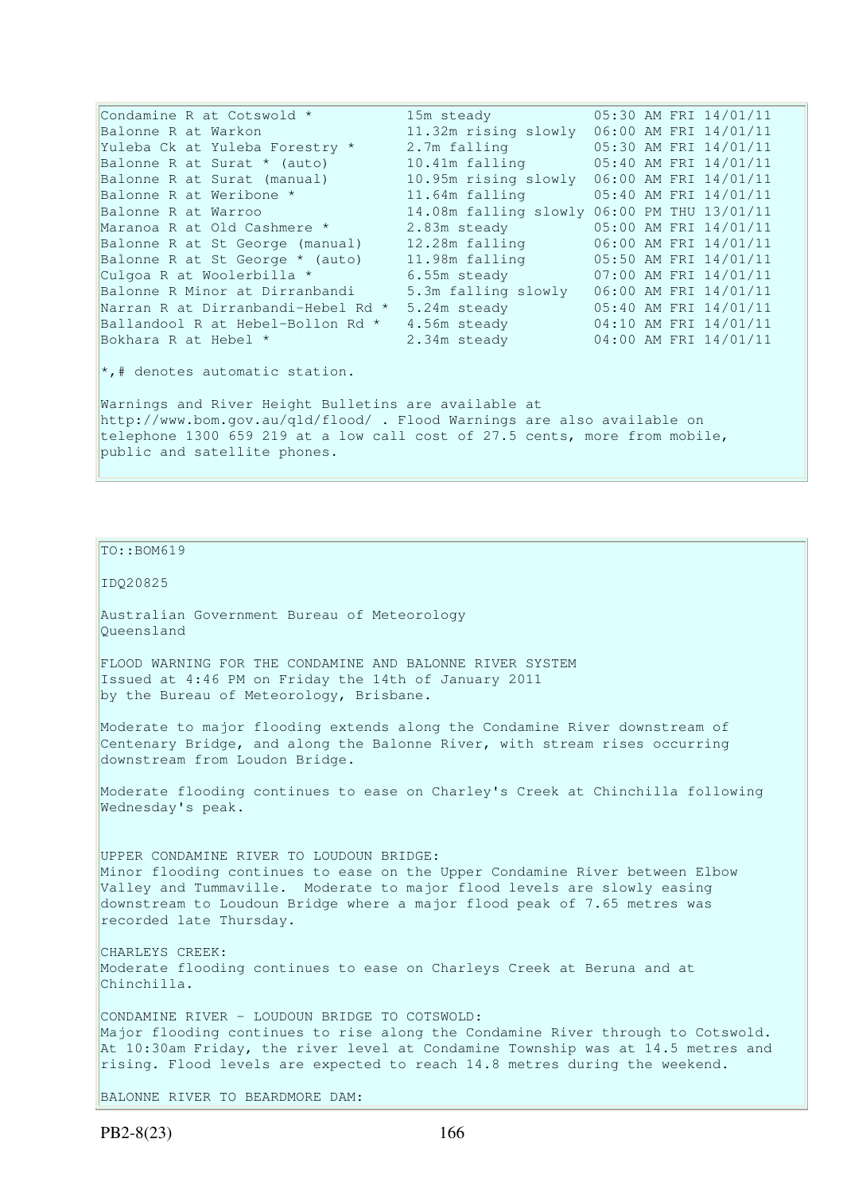| | | |
|---|---|---|
| Condamine R at Cotswold * | 15m steady | 05:30 AM FRI 14/01/11 |
| Balonne R at Warkon | 11.32m rising slowly | 06:00 AM FRI 14/01/11 |
| Yuleba Ck at Yuleba Forestry * | 2.7m falling | 05:30 AM FRI 14/01/11 |
| Balonne R at Surat * (auto) | 10.41m falling | 05:40 AM FRI 14/01/11 |
| Balonne R at Surat (manual) | 10.95m rising slowly | 06:00 AM FRI 14/01/11 |
| Balonne R at Weribone * | 11.64m falling | 05:40 AM FRI 14/01/11 |
| Balonne R at Warroo | 14.08m falling slowly | 06:00 PM THU 13/01/11 |
| Maranoa R at Old Cashmere * | 2.83m steady | 05:00 AM FRI 14/01/11 |
| Balonne R at St George (manual) | 12.28m falling | 06:00 AM FRI 14/01/11 |
| Balonne R at St George * (auto) | 11.98m falling | 05:50 AM FRI 14/01/11 |
| Culgoa R at Woolerbilla * | 6.55m steady | 07:00 AM FRI 14/01/11 |
| Balonne R Minor at Dirranbandi | 5.3m falling slowly | 06:00 AM FRI 14/01/11 |
| Narran R at Dirranbandi-Hebel Rd * | 5.24m steady | 05:40 AM FRI 14/01/11 |
| Ballandool R at Hebel-Bollon Rd * | 4.56m steady | 04:10 AM FRI 14/01/11 |
| Bokhara R at Hebel * | 2.34m steady | 04:00 AM FRI 14/01/11 |

*,# denotes automatic station.

Warnings and River Height Bulletins are available at http://www.bom.gov.au/qld/flood/ . Flood Warnings are also available on telephone 1300 659 219 at a low call cost of 27.5 cents, more from mobile, public and satellite phones.

TO::BOM619

IDQ20825

Australian Government Bureau of Meteorology
Queensland

FLOOD WARNING FOR THE CONDAMINE AND BALONNE RIVER SYSTEM
Issued at 4:46 PM on Friday the 14th of January 2011
by the Bureau of Meteorology, Brisbane.

Moderate to major flooding extends along the Condamine River downstream of Centenary Bridge, and along the Balonne River, with stream rises occurring downstream from Loudon Bridge.

Moderate flooding continues to ease on Charley's Creek at Chinchilla following Wednesday's peak.

UPPER CONDAMINE RIVER TO LOUDOUN BRIDGE:
Minor flooding continues to ease on the Upper Condamine River between Elbow Valley and Tummaville. Moderate to major flood levels are slowly easing downstream to Loudoun Bridge where a major flood peak of 7.65 metres was recorded late Thursday.

CHARLEYS CREEK:
Moderate flooding continues to ease on Charleys Creek at Beruna and at Chinchilla.

CONDAMINE RIVER - LOUDOUN BRIDGE TO COTSWOLD:
Major flooding continues to rise along the Condamine River through to Cotswold. At 10:30am Friday, the river level at Condamine Township was at 14.5 metres and rising. Flood levels are expected to reach 14.8 metres during the weekend.

BALONNE RIVER TO BEARDMORE DAM:

PB2-8(23)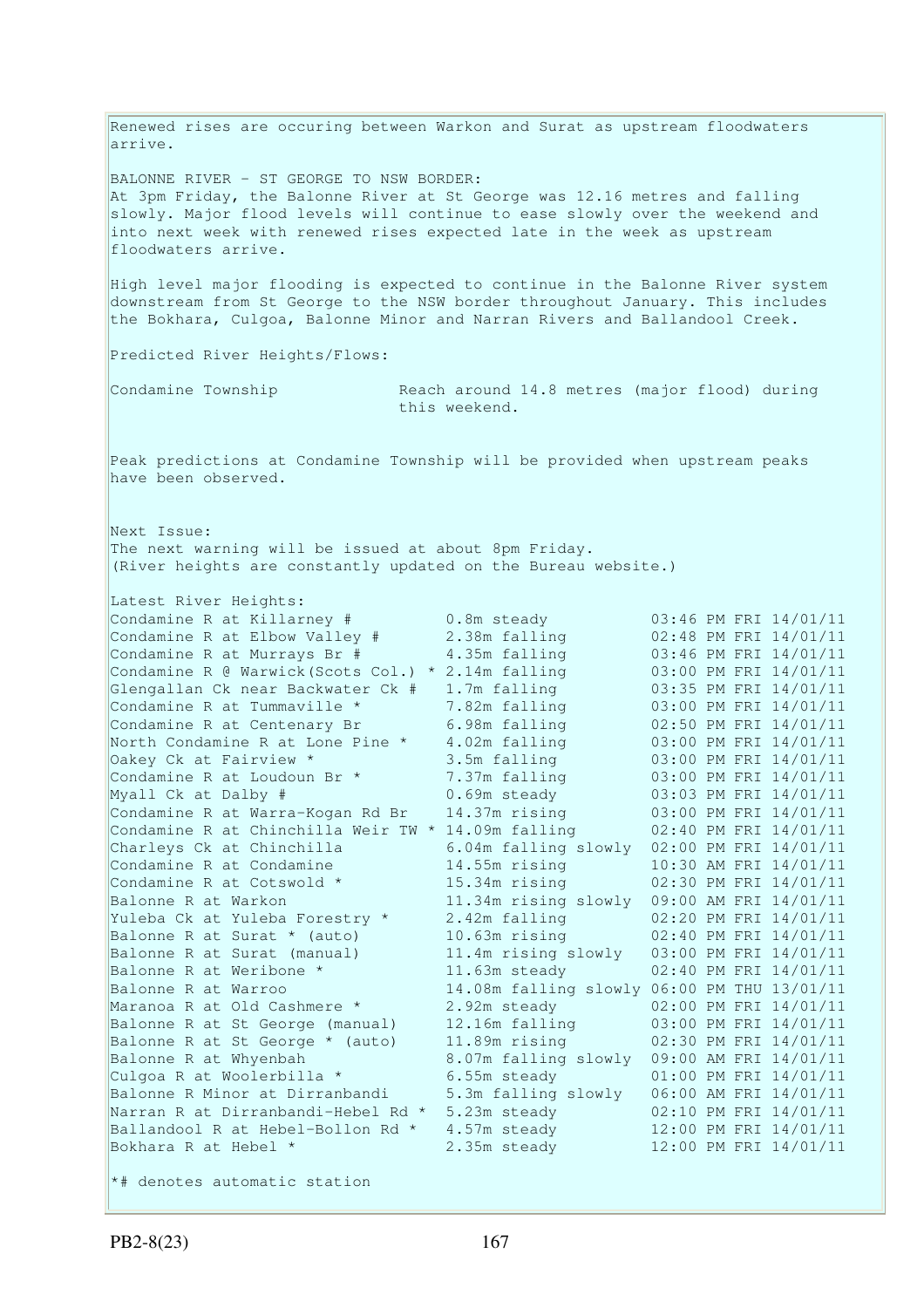Renewed rises are occuring between Warkon and Surat as upstream floodwaters arrive.

BALONNE RIVER - ST GEORGE TO NSW BORDER:
At 3pm Friday, the Balonne River at St George was 12.16 metres and falling slowly. Major flood levels will continue to ease slowly over the weekend and into next week with renewed rises expected late in the week as upstream floodwaters arrive.

High level major flooding is expected to continue in the Balonne River system downstream from St George to the NSW border throughout January. This includes the Bokhara, Culgoa, Balonne Minor and Narran Rivers and Ballandool Creek.

Predicted River Heights/Flows:

| | |
|---|---|
| Condamine Township | Reach around 14.8 metres (major flood) during this weekend. |

Peak predictions at Condamine Township will be provided when upstream peaks have been observed.

Next Issue:
The next warning will be issued at about 8pm Friday.
(River heights are constantly updated on the Bureau website.)

Latest River Heights:

| Station | Height | Time |
|---|---|---|
| Condamine R at Killarney # | 0.8m steady | 03:46 PM FRI 14/01/11 |
| Condamine R at Elbow Valley # | 2.38m falling | 02:48 PM FRI 14/01/11 |
| Condamine R at Murrays Br # | 4.35m falling | 03:46 PM FRI 14/01/11 |
| Condamine R @ Warwick(Scots Col.) * | 2.14m falling | 03:00 PM FRI 14/01/11 |
| Glengallan Ck near Backwater Ck # | 1.7m falling | 03:35 PM FRI 14/01/11 |
| Condamine R at Tummaville * | 7.82m falling | 03:00 PM FRI 14/01/11 |
| Condamine R at Centenary Br | 6.98m falling | 02:50 PM FRI 14/01/11 |
| North Condamine R at Lone Pine * | 4.02m falling | 03:00 PM FRI 14/01/11 |
| Oakey Ck at Fairview * | 3.5m falling | 03:00 PM FRI 14/01/11 |
| Condamine R at Loudoun Br * | 7.37m falling | 03:00 PM FRI 14/01/11 |
| Myall Ck at Dalby # | 0.69m steady | 03:03 PM FRI 14/01/11 |
| Condamine R at Warra-Kogan Rd Br | 14.37m rising | 03:00 PM FRI 14/01/11 |
| Condamine R at Chinchilla Weir TW * | 14.09m falling | 02:40 PM FRI 14/01/11 |
| Charleys Ck at Chinchilla | 6.04m falling slowly | 02:00 PM FRI 14/01/11 |
| Condamine R at Condamine | 14.55m rising | 10:30 AM FRI 14/01/11 |
| Condamine R at Cotswold * | 15.34m rising | 02:30 PM FRI 14/01/11 |
| Balonne R at Warkon | 11.34m rising slowly | 09:00 AM FRI 14/01/11 |
| Yuleba Ck at Yuleba Forestry * | 2.42m falling | 02:20 PM FRI 14/01/11 |
| Balonne R at Surat * (auto) | 10.63m rising | 02:40 PM FRI 14/01/11 |
| Balonne R at Surat (manual) | 11.4m rising slowly | 03:00 PM FRI 14/01/11 |
| Balonne R at Weribone * | 11.63m steady | 02:40 PM FRI 14/01/11 |
| Balonne R at Warroo | 14.08m falling slowly | 06:00 PM THU 13/01/11 |
| Maranoa R at Old Cashmere * | 2.92m steady | 02:00 PM FRI 14/01/11 |
| Balonne R at St George (manual) | 12.16m falling | 03:00 PM FRI 14/01/11 |
| Balonne R at St George * (auto) | 11.89m rising | 02:30 PM FRI 14/01/11 |
| Balonne R at Whyenbah | 8.07m falling slowly | 09:00 AM FRI 14/01/11 |
| Culgoa R at Woolerbilla * | 6.55m steady | 01:00 PM FRI 14/01/11 |
| Balonne R Minor at Dirranbandi | 5.3m falling slowly | 06:00 AM FRI 14/01/11 |
| Narran R at Dirranbandi-Hebel Rd * | 5.23m steady | 02:10 PM FRI 14/01/11 |
| Ballandool R at Hebel-Bollon Rd * | 4.57m steady | 12:00 PM FRI 14/01/11 |
| Bokhara R at Hebel * | 2.35m steady | 12:00 PM FRI 14/01/11 |

*# denotes automatic station

PB2-8(23)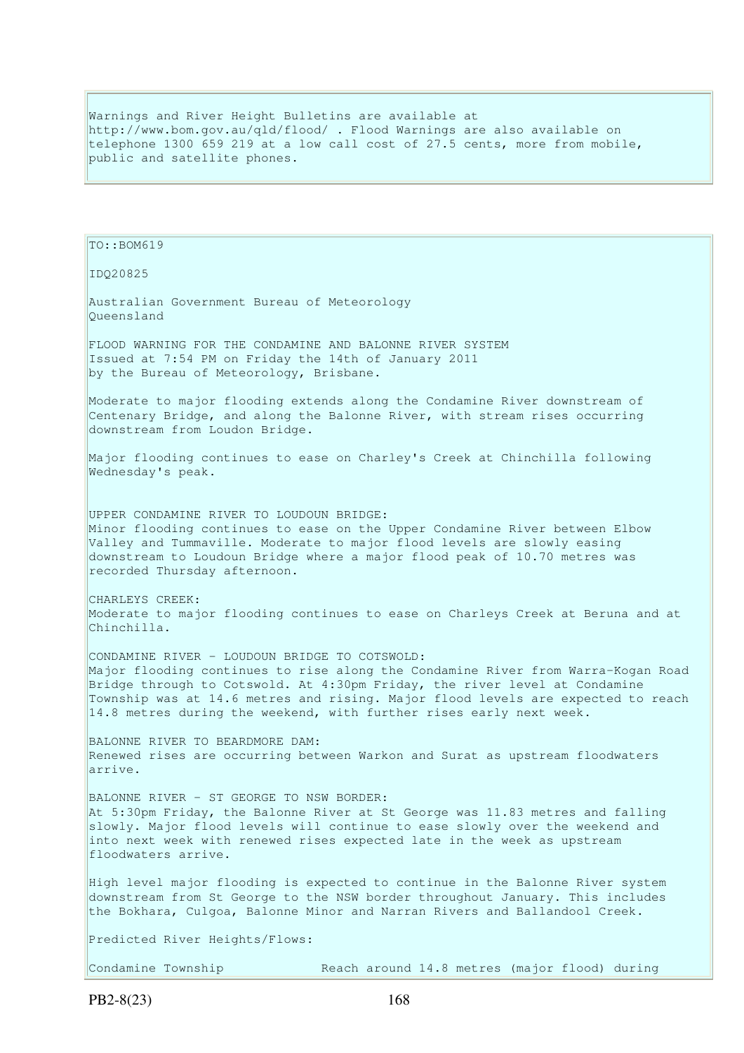Warnings and River Height Bulletins are available at http://www.bom.gov.au/qld/flood/ . Flood Warnings are also available on telephone 1300 659 219 at a low call cost of 27.5 cents, more from mobile, public and satellite phones.

TO::BOM619

IDQ20825

Australian Government Bureau of Meteorology
Queensland

FLOOD WARNING FOR THE CONDAMINE AND BALONNE RIVER SYSTEM
Issued at 7:54 PM on Friday the 14th of January 2011
by the Bureau of Meteorology, Brisbane.

Moderate to major flooding extends along the Condamine River downstream of Centenary Bridge, and along the Balonne River, with stream rises occurring downstream from Loudon Bridge.

Major flooding continues to ease on Charley's Creek at Chinchilla following Wednesday's peak.

UPPER CONDAMINE RIVER TO LOUDOUN BRIDGE:
Minor flooding continues to ease on the Upper Condamine River between Elbow Valley and Tummaville. Moderate to major flood levels are slowly easing downstream to Loudoun Bridge where a major flood peak of 10.70 metres was recorded Thursday afternoon.

CHARLEYS CREEK:
Moderate to major flooding continues to ease on Charleys Creek at Beruna and at Chinchilla.

CONDAMINE RIVER - LOUDOUN BRIDGE TO COTSWOLD:
Major flooding continues to rise along the Condamine River from Warra-Kogan Road Bridge through to Cotswold. At 4:30pm Friday, the river level at Condamine Township was at 14.6 metres and rising. Major flood levels are expected to reach 14.8 metres during the weekend, with further rises early next week.

BALONNE RIVER TO BEARDMORE DAM:
Renewed rises are occurring between Warkon and Surat as upstream floodwaters arrive.

BALONNE RIVER - ST GEORGE TO NSW BORDER:
At 5:30pm Friday, the Balonne River at St George was 11.83 metres and falling slowly. Major flood levels will continue to ease slowly over the weekend and into next week with renewed rises expected late in the week as upstream floodwaters arrive.

High level major flooding is expected to continue in the Balonne River system downstream from St George to the NSW border throughout January. This includes the Bokhara, Culgoa, Balonne Minor and Narran Rivers and Ballandool Creek.

Predicted River Heights/Flows:

Condamine Township            Reach around 14.8 metres (major flood) during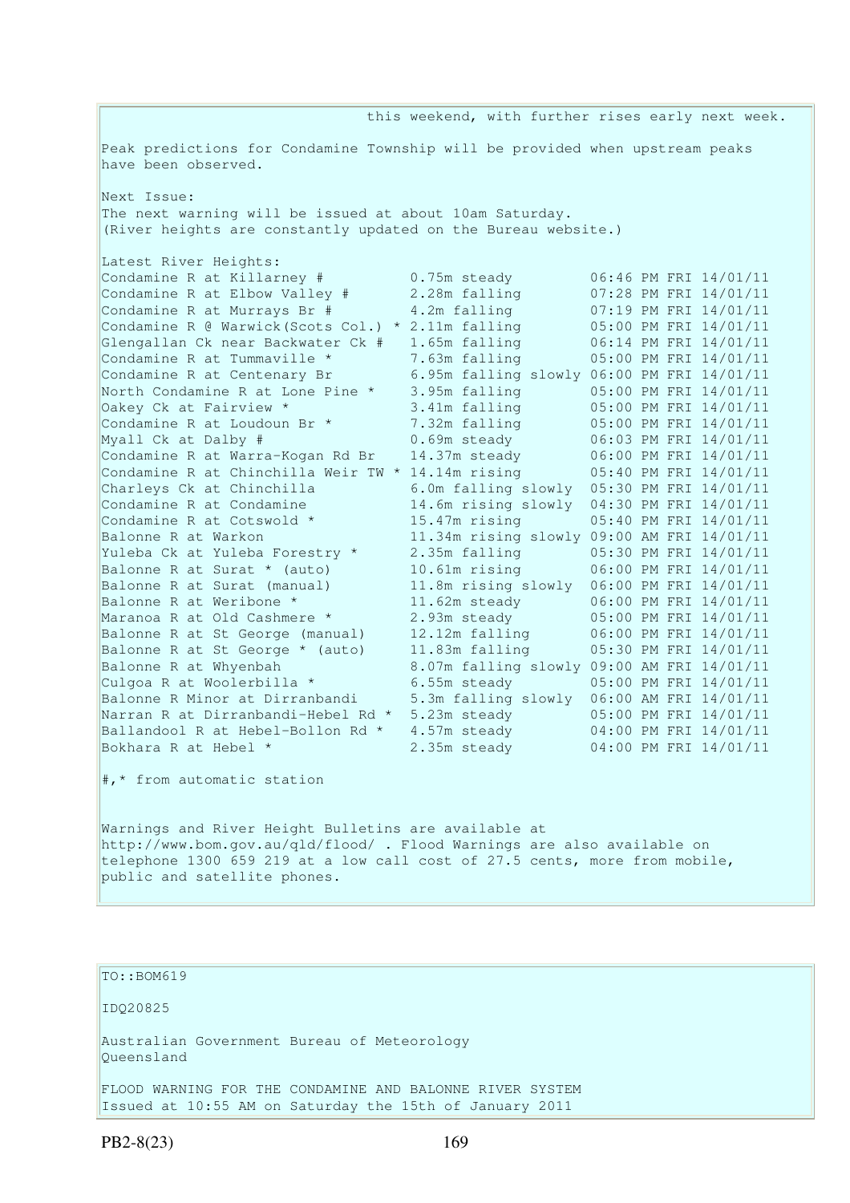this weekend, with further rises early next week.

Peak predictions for Condamine Township will be provided when upstream peaks have been observed.

Next Issue:
The next warning will be issued at about 10am Saturday.
(River heights are constantly updated on the Bureau website.)

Latest River Heights:

| | | |
|---|---|---|
| Condamine R at Killarney # | 0.75m steady | 06:46 PM FRI 14/01/11 |
| Condamine R at Elbow Valley # | 2.28m falling | 07:28 PM FRI 14/01/11 |
| Condamine R at Murrays Br # | 4.2m falling | 07:19 PM FRI 14/01/11 |
| Condamine R @ Warwick(Scots Col.) * | 2.11m falling | 05:00 PM FRI 14/01/11 |
| Glengallan Ck near Backwater Ck # | 1.65m falling | 06:14 PM FRI 14/01/11 |
| Condamine R at Tummaville * | 7.63m falling | 05:00 PM FRI 14/01/11 |
| Condamine R at Centenary Br | 6.95m falling slowly | 06:00 PM FRI 14/01/11 |
| North Condamine R at Lone Pine * | 3.95m falling | 05:00 PM FRI 14/01/11 |
| Oakey Ck at Fairview * | 3.41m falling | 05:00 PM FRI 14/01/11 |
| Condamine R at Loudoun Br * | 7.32m falling | 05:00 PM FRI 14/01/11 |
| Myall Ck at Dalby # | 0.69m steady | 06:03 PM FRI 14/01/11 |
| Condamine R at Warra-Kogan Rd Br | 14.37m steady | 06:00 PM FRI 14/01/11 |
| Condamine R at Chinchilla Weir TW * | 14.14m rising | 05:40 PM FRI 14/01/11 |
| Charleys Ck at Chinchilla | 6.0m falling slowly | 05:30 PM FRI 14/01/11 |
| Condamine R at Condamine | 14.6m rising slowly | 04:30 PM FRI 14/01/11 |
| Condamine R at Cotswold * | 15.47m rising | 05:40 PM FRI 14/01/11 |
| Balonne R at Warkon | 11.34m rising slowly | 09:00 AM FRI 14/01/11 |
| Yuleba Ck at Yuleba Forestry * | 2.35m falling | 05:30 PM FRI 14/01/11 |
| Balonne R at Surat * (auto) | 10.61m rising | 06:00 PM FRI 14/01/11 |
| Balonne R at Surat (manual) | 11.8m rising slowly | 06:00 PM FRI 14/01/11 |
| Balonne R at Weribone * | 11.62m steady | 06:00 PM FRI 14/01/11 |
| Maranoa R at Old Cashmere * | 2.93m steady | 05:00 PM FRI 14/01/11 |
| Balonne R at St George (manual) | 12.12m falling | 06:00 PM FRI 14/01/11 |
| Balonne R at St George * (auto) | 11.83m falling | 05:30 PM FRI 14/01/11 |
| Balonne R at Whyenbah | 8.07m falling slowly | 09:00 AM FRI 14/01/11 |
| Culgoa R at Woolerbilla * | 6.55m steady | 05:00 PM FRI 14/01/11 |
| Balonne R Minor at Dirranbandi | 5.3m falling slowly | 06:00 AM FRI 14/01/11 |
| Narran R at Dirranbandi-Hebel Rd * | 5.23m steady | 05:00 PM FRI 14/01/11 |
| Ballandool R at Hebel-Bollon Rd * | 4.57m steady | 04:00 PM FRI 14/01/11 |
| Bokhara R at Hebel * | 2.35m steady | 04:00 PM FRI 14/01/11 |

#,* from automatic station

Warnings and River Height Bulletins are available at http://www.bom.gov.au/qld/flood/ . Flood Warnings are also available on telephone 1300 659 219 at a low call cost of 27.5 cents, more from mobile, public and satellite phones.

TO::BOM619

IDQ20825

Australian Government Bureau of Meteorology
Queensland

FLOOD WARNING FOR THE CONDAMINE AND BALONNE RIVER SYSTEM
Issued at 10:55 AM on Saturday the 15th of January 2011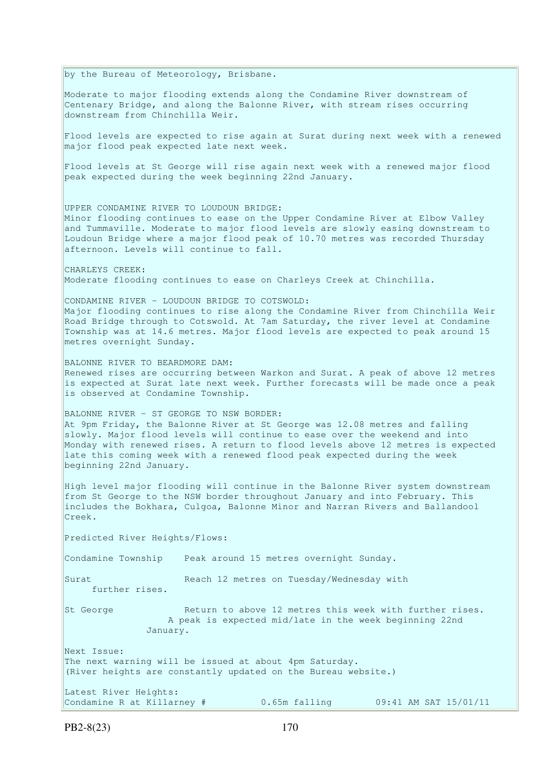by the Bureau of Meteorology, Brisbane.

Moderate to major flooding extends along the Condamine River downstream of Centenary Bridge, and along the Balonne River, with stream rises occurring downstream from Chinchilla Weir.

Flood levels are expected to rise again at Surat during next week with a renewed major flood peak expected late next week.

Flood levels at St George will rise again next week with a renewed major flood peak expected during the week beginning 22nd January.

UPPER CONDAMINE RIVER TO LOUDOUN BRIDGE:
Minor flooding continues to ease on the Upper Condamine River at Elbow Valley and Tummaville. Moderate to major flood levels are slowly easing downstream to Loudoun Bridge where a major flood peak of 10.70 metres was recorded Thursday afternoon. Levels will continue to fall.

CHARLEYS CREEK:
Moderate flooding continues to ease on Charleys Creek at Chinchilla.

CONDAMINE RIVER - LOUDOUN BRIDGE TO COTSWOLD:
Major flooding continues to rise along the Condamine River from Chinchilla Weir Road Bridge through to Cotswold. At 7am Saturday, the river level at Condamine Township was at 14.6 metres. Major flood levels are expected to peak around 15 metres overnight Sunday.

BALONNE RIVER TO BEARDMORE DAM:
Renewed rises are occurring between Warkon and Surat. A peak of above 12 metres is expected at Surat late next week. Further forecasts will be made once a peak is observed at Condamine Township.

BALONNE RIVER - ST GEORGE TO NSW BORDER:
At 9pm Friday, the Balonne River at St George was 12.08 metres and falling slowly. Major flood levels will continue to ease over the weekend and into Monday with renewed rises. A return to flood levels above 12 metres is expected late this coming week with a renewed flood peak expected during the week beginning 22nd January.

High level major flooding will continue in the Balonne River system downstream from St George to the NSW border throughout January and into February. This includes the Bokhara, Culgoa, Balonne Minor and Narran Rivers and Ballandool Creek.

Predicted River Heights/Flows:

Condamine Township    Peak around 15 metres overnight Sunday.

Surat    Reach 12 metres on Tuesday/Wednesday with further rises.

St George    Return to above 12 metres this week with further rises. A peak is expected mid/late in the week beginning 22nd January.

Next Issue:
The next warning will be issued at about 4pm Saturday.
(River heights are constantly updated on the Bureau website.)

Latest River Heights:
Condamine R at Killarney #    0.65m falling    09:41 AM SAT 15/01/11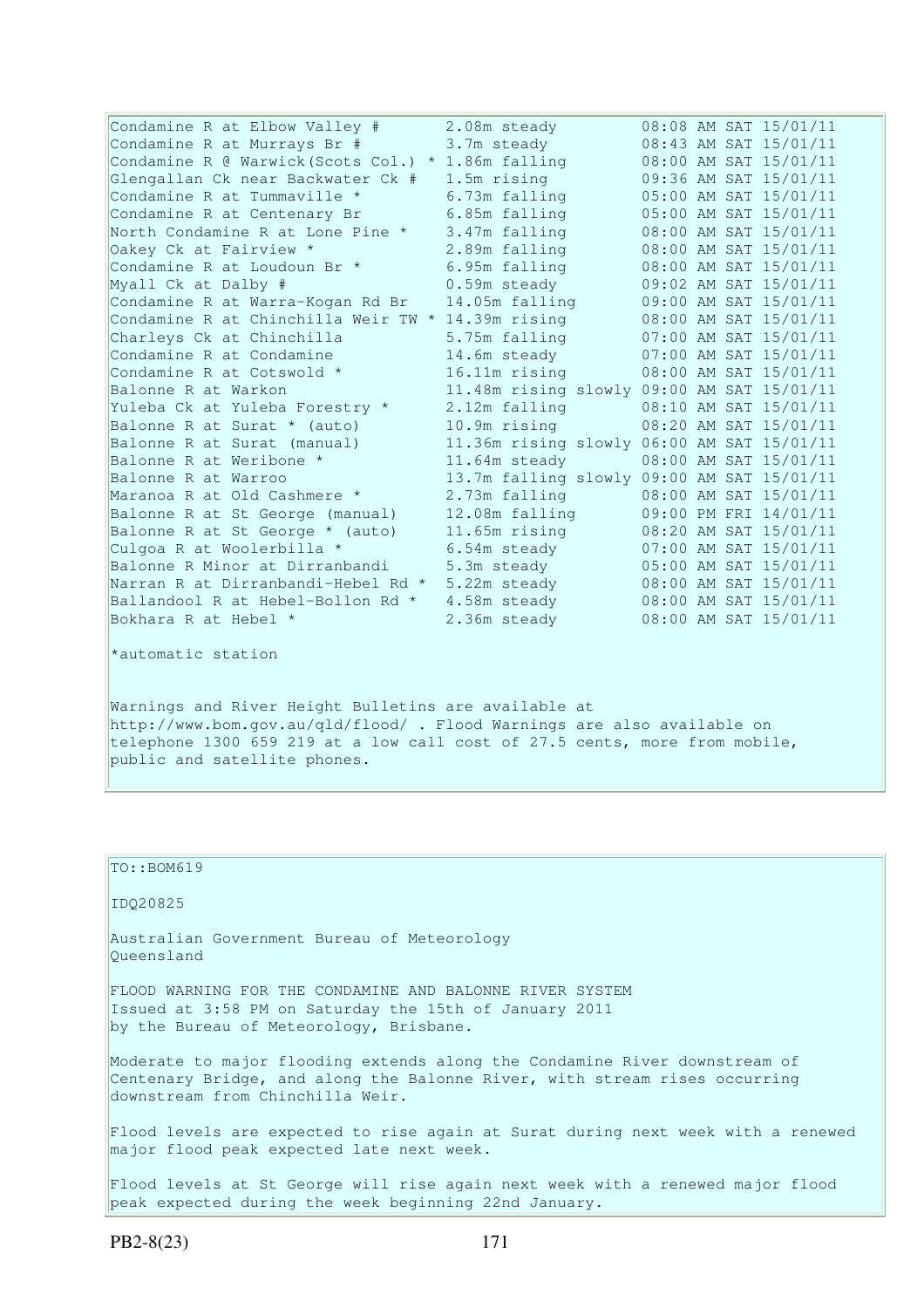| | | |
|---|---|---|
| Condamine R at Elbow Valley # | 2.08m steady | 08:08 AM SAT 15/01/11 |
| Condamine R at Murrays Br # | 3.7m steady | 08:43 AM SAT 15/01/11 |
| Condamine R @ Warwick(Scots Col.) * | 1.86m falling | 08:00 AM SAT 15/01/11 |
| Glengallan Ck near Backwater Ck # | 1.5m rising | 09:36 AM SAT 15/01/11 |
| Condamine R at Tummaville * | 6.73m falling | 05:00 AM SAT 15/01/11 |
| Condamine R at Centenary Br | 6.85m falling | 05:00 AM SAT 15/01/11 |
| North Condamine R at Lone Pine * | 3.47m falling | 08:00 AM SAT 15/01/11 |
| Oakey Ck at Fairview * | 2.89m falling | 08:00 AM SAT 15/01/11 |
| Condamine R at Loudoun Br * | 6.95m falling | 08:00 AM SAT 15/01/11 |
| Myall Ck at Dalby # | 0.59m steady | 09:02 AM SAT 15/01/11 |
| Condamine R at Warra-Kogan Rd Br | 14.05m falling | 09:00 AM SAT 15/01/11 |
| Condamine R at Chinchilla Weir TW * | 14.39m rising | 08:00 AM SAT 15/01/11 |
| Charleys Ck at Chinchilla | 5.75m falling | 07:00 AM SAT 15/01/11 |
| Condamine R at Condamine | 14.6m steady | 07:00 AM SAT 15/01/11 |
| Condamine R at Cotswold * | 16.11m rising | 08:00 AM SAT 15/01/11 |
| Balonne R at Warkon | 11.48m rising slowly | 09:00 AM SAT 15/01/11 |
| Yuleba Ck at Yuleba Forestry * | 2.12m falling | 08:10 AM SAT 15/01/11 |
| Balonne R at Surat * (auto) | 10.9m rising | 08:20 AM SAT 15/01/11 |
| Balonne R at Surat (manual) | 11.36m rising slowly | 06:00 AM SAT 15/01/11 |
| Balonne R at Weribone * | 11.64m steady | 08:00 AM SAT 15/01/11 |
| Balonne R at Warroo | 13.7m falling slowly | 09:00 AM SAT 15/01/11 |
| Maranoa R at Old Cashmere * | 2.73m falling | 08:00 AM SAT 15/01/11 |
| Balonne R at St George (manual) | 12.08m falling | 09:00 PM FRI 14/01/11 |
| Balonne R at St George * (auto) | 11.65m rising | 08:20 AM SAT 15/01/11 |
| Culgoa R at Woolerbilla * | 6.54m steady | 07:00 AM SAT 15/01/11 |
| Balonne R Minor at Dirranbandi | 5.3m steady | 05:00 AM SAT 15/01/11 |
| Narran R at Dirranbandi-Hebel Rd * | 5.22m steady | 08:00 AM SAT 15/01/11 |
| Ballandool R at Hebel-Bollon Rd * | 4.58m steady | 08:00 AM SAT 15/01/11 |
| Bokhara R at Hebel * | 2.36m steady | 08:00 AM SAT 15/01/11 |

*automatic station

Warnings and River Height Bulletins are available at http://www.bom.gov.au/qld/flood/ . Flood Warnings are also available on telephone 1300 659 219 at a low call cost of 27.5 cents, more from mobile, public and satellite phones.

TO::BOM619

IDQ20825

Australian Government Bureau of Meteorology
Queensland

FLOOD WARNING FOR THE CONDAMINE AND BALONNE RIVER SYSTEM
Issued at 3:58 PM on Saturday the 15th of January 2011
by the Bureau of Meteorology, Brisbane.

Moderate to major flooding extends along the Condamine River downstream of Centenary Bridge, and along the Balonne River, with stream rises occurring downstream from Chinchilla Weir.

Flood levels are expected to rise again at Surat during next week with a renewed major flood peak expected late next week.

Flood levels at St George will rise again next week with a renewed major flood peak expected during the week beginning 22nd January.

PB2-8(23)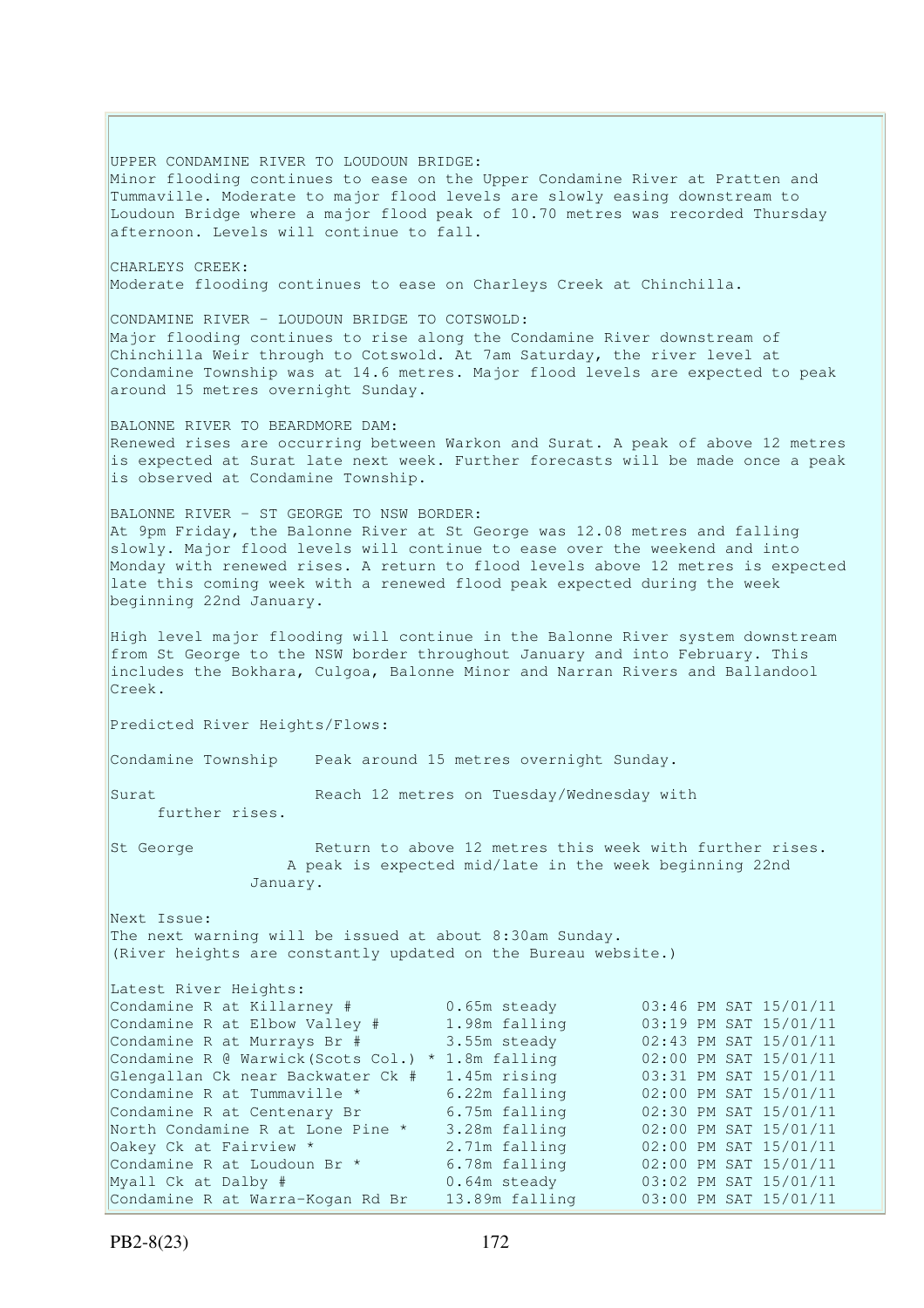UPPER CONDAMINE RIVER TO LOUDOUN BRIDGE:
Minor flooding continues to ease on the Upper Condamine River at Pratten and Tummaville. Moderate to major flood levels are slowly easing downstream to Loudoun Bridge where a major flood peak of 10.70 metres was recorded Thursday afternoon. Levels will continue to fall.

CHARLEYS CREEK:
Moderate flooding continues to ease on Charleys Creek at Chinchilla.

CONDAMINE RIVER - LOUDOUN BRIDGE TO COTSWOLD:
Major flooding continues to rise along the Condamine River downstream of Chinchilla Weir through to Cotswold. At 7am Saturday, the river level at Condamine Township was at 14.6 metres. Major flood levels are expected to peak around 15 metres overnight Sunday.

BALONNE RIVER TO BEARDMORE DAM:
Renewed rises are occurring between Warkon and Surat. A peak of above 12 metres is expected at Surat late next week. Further forecasts will be made once a peak is observed at Condamine Township.

BALONNE RIVER - ST GEORGE TO NSW BORDER:
At 9pm Friday, the Balonne River at St George was 12.08 metres and falling slowly. Major flood levels will continue to ease over the weekend and into Monday with renewed rises. A return to flood levels above 12 metres is expected late this coming week with a renewed flood peak expected during the week beginning 22nd January.

High level major flooding will continue in the Balonne River system downstream from St George to the NSW border throughout January and into February. This includes the Bokhara, Culgoa, Balonne Minor and Narran Rivers and Ballandool Creek.

Predicted River Heights/Flows:

Condamine Township    Peak around 15 metres overnight Sunday.

Surat    Reach 12 metres on Tuesday/Wednesday with further rises.

St George    Return to above 12 metres this week with further rises. A peak is expected mid/late in the week beginning 22nd January.

Next Issue:
The next warning will be issued at about 8:30am Sunday.
(River heights are constantly updated on the Bureau website.)

Latest River Heights:

| | | |
|---|---|---|
| Condamine R at Killarney # | 0.65m steady | 03:46 PM SAT 15/01/11 |
| Condamine R at Elbow Valley # | 1.98m falling | 03:19 PM SAT 15/01/11 |
| Condamine R at Murrays Br # | 3.55m steady | 02:43 PM SAT 15/01/11 |
| Condamine R @ Warwick(Scots Col.) * | 1.8m falling | 02:00 PM SAT 15/01/11 |
| Glengallan Ck near Backwater Ck # | 1.45m rising | 03:31 PM SAT 15/01/11 |
| Condamine R at Tummaville * | 6.22m falling | 02:00 PM SAT 15/01/11 |
| Condamine R at Centenary Br | 6.75m falling | 02:30 PM SAT 15/01/11 |
| North Condamine R at Lone Pine * | 3.28m falling | 02:00 PM SAT 15/01/11 |
| Oakey Ck at Fairview * | 2.71m falling | 02:00 PM SAT 15/01/11 |
| Condamine R at Loudoun Br * | 6.78m falling | 02:00 PM SAT 15/01/11 |
| Myall Ck at Dalby # | 0.64m steady | 03:02 PM SAT 15/01/11 |
| Condamine R at Warra-Kogan Rd Br | 13.89m falling | 03:00 PM SAT 15/01/11 |

PB2-8(23)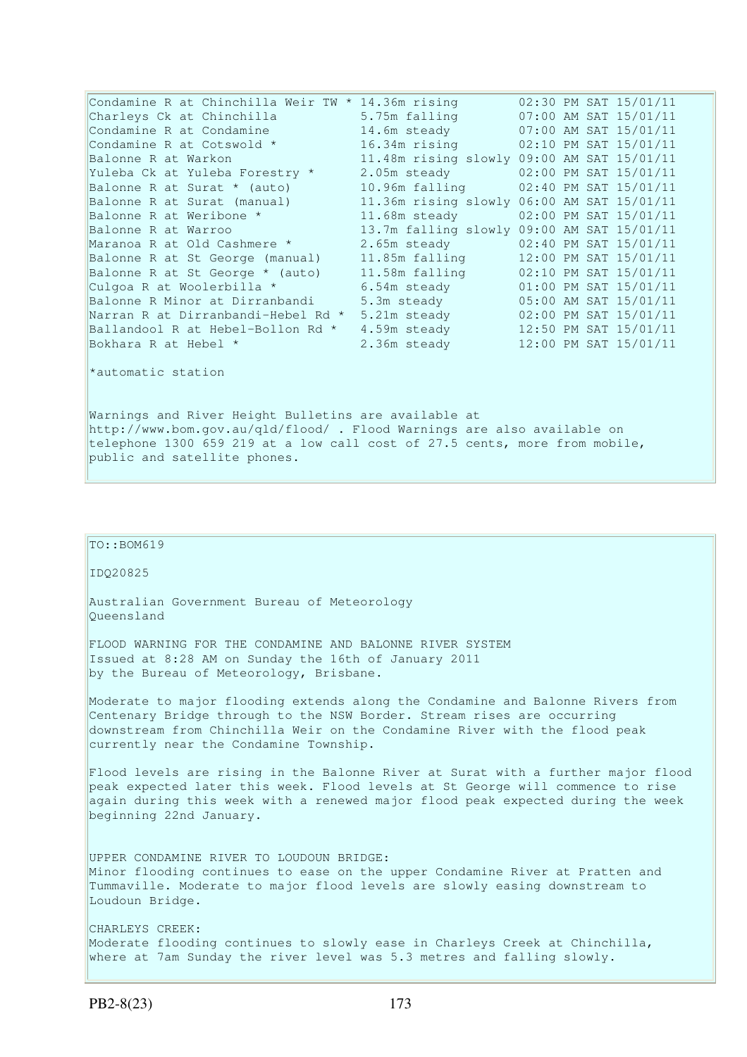| | | |
|---|---|---|
| Condamine R at Chinchilla Weir TW * | 14.36m rising | 02:30 PM SAT 15/01/11 |
| Charleys Ck at Chinchilla | 5.75m falling | 07:00 AM SAT 15/01/11 |
| Condamine R at Condamine | 14.6m steady | 07:00 AM SAT 15/01/11 |
| Condamine R at Cotswold * | 16.34m rising | 02:10 PM SAT 15/01/11 |
| Balonne R at Warkon | 11.48m rising slowly | 09:00 AM SAT 15/01/11 |
| Yuleba Ck at Yuleba Forestry * | 2.05m steady | 02:00 PM SAT 15/01/11 |
| Balonne R at Surat * (auto) | 10.96m falling | 02:40 PM SAT 15/01/11 |
| Balonne R at Surat (manual) | 11.36m rising slowly | 06:00 AM SAT 15/01/11 |
| Balonne R at Weribone * | 11.68m steady | 02:00 PM SAT 15/01/11 |
| Balonne R at Warroo | 13.7m falling slowly | 09:00 AM SAT 15/01/11 |
| Maranoa R at Old Cashmere * | 2.65m steady | 02:40 PM SAT 15/01/11 |
| Balonne R at St George (manual) | 11.85m falling | 12:00 PM SAT 15/01/11 |
| Balonne R at St George * (auto) | 11.58m falling | 02:10 PM SAT 15/01/11 |
| Culgoa R at Woolerbilla * | 6.54m steady | 01:00 PM SAT 15/01/11 |
| Balonne R Minor at Dirranbandi | 5.3m steady | 05:00 AM SAT 15/01/11 |
| Narran R at Dirranbandi-Hebel Rd * | 5.21m steady | 02:00 PM SAT 15/01/11 |
| Ballandool R at Hebel-Bollon Rd * | 4.59m steady | 12:50 PM SAT 15/01/11 |
| Bokhara R at Hebel * | 2.36m steady | 12:00 PM SAT 15/01/11 |

*automatic station

Warnings and River Height Bulletins are available at http://www.bom.gov.au/qld/flood/ . Flood Warnings are also available on telephone 1300 659 219 at a low call cost of 27.5 cents, more from mobile, public and satellite phones.

TO::BOM619

IDQ20825

Australian Government Bureau of Meteorology
Queensland

FLOOD WARNING FOR THE CONDAMINE AND BALONNE RIVER SYSTEM
Issued at 8:28 AM on Sunday the 16th of January 2011
by the Bureau of Meteorology, Brisbane.

Moderate to major flooding extends along the Condamine and Balonne Rivers from Centenary Bridge through to the NSW Border. Stream rises are occurring downstream from Chinchilla Weir on the Condamine River with the flood peak currently near the Condamine Township.

Flood levels are rising in the Balonne River at Surat with a further major flood peak expected later this week. Flood levels at St George will commence to rise again during this week with a renewed major flood peak expected during the week beginning 22nd January.

UPPER CONDAMINE RIVER TO LOUDOUN BRIDGE:
Minor flooding continues to ease on the upper Condamine River at Pratten and Tummaville. Moderate to major flood levels are slowly easing downstream to Loudoun Bridge.

CHARLEYS CREEK:
Moderate flooding continues to slowly ease in Charleys Creek at Chinchilla, where at 7am Sunday the river level was 5.3 metres and falling slowly.

PB2-8(23)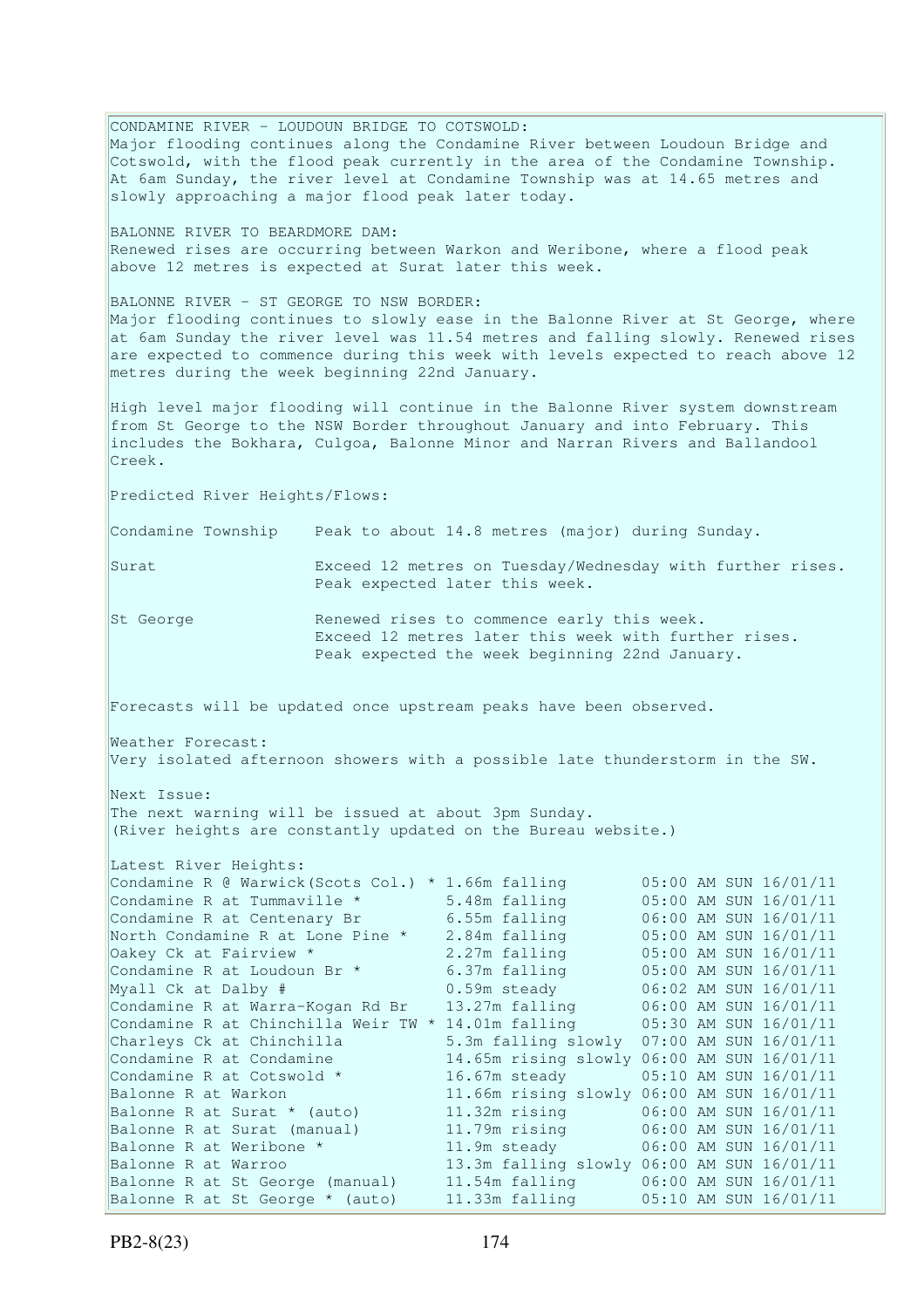CONDAMINE RIVER - LOUDOUN BRIDGE TO COTSWOLD:
Major flooding continues along the Condamine River between Loudoun Bridge and Cotswold, with the flood peak currently in the area of the Condamine Township. At 6am Sunday, the river level at Condamine Township was at 14.65 metres and slowly approaching a major flood peak later today.

BALONNE RIVER TO BEARDMORE DAM:
Renewed rises are occurring between Warkon and Weribone, where a flood peak above 12 metres is expected at Surat later this week.

BALONNE RIVER - ST GEORGE TO NSW BORDER:
Major flooding continues to slowly ease in the Balonne River at St George, where at 6am Sunday the river level was 11.54 metres and falling slowly. Renewed rises are expected to commence during this week with levels expected to reach above 12 metres during the week beginning 22nd January.

High level major flooding will continue in the Balonne River system downstream from St George to the NSW Border throughout January and into February. This includes the Bokhara, Culgoa, Balonne Minor and Narran Rivers and Ballandool Creek.

Predicted River Heights/Flows:

| | |
|---|---|
| Condamine Township | Peak to about 14.8 metres (major) during Sunday. |
| Surat | Exceed 12 metres on Tuesday/Wednesday with further rises. Peak expected later this week. |
| St George | Renewed rises to commence early this week. Exceed 12 metres later this week with further rises. Peak expected the week beginning 22nd January. |

Forecasts will be updated once upstream peaks have been observed.

Weather Forecast:
Very isolated afternoon showers with a possible late thunderstorm in the SW.

Next Issue:
The next warning will be issued at about 3pm Sunday.
(River heights are constantly updated on the Bureau website.)

Latest River Heights:

| | | |
|---|---|---|
| Condamine R @ Warwick(Scots Col.) * | 1.66m falling | 05:00 AM SUN 16/01/11 |
| Condamine R at Tummaville * | 5.48m falling | 05:00 AM SUN 16/01/11 |
| Condamine R at Centenary Br | 6.55m falling | 06:00 AM SUN 16/01/11 |
| North Condamine R at Lone Pine * | 2.84m falling | 05:00 AM SUN 16/01/11 |
| Oakey Ck at Fairview * | 2.27m falling | 05:00 AM SUN 16/01/11 |
| Condamine R at Loudoun Br * | 6.37m falling | 05:00 AM SUN 16/01/11 |
| Myall Ck at Dalby # | 0.59m steady | 06:02 AM SUN 16/01/11 |
| Condamine R at Warra-Kogan Rd Br | 13.27m falling | 06:00 AM SUN 16/01/11 |
| Condamine R at Chinchilla Weir TW * | 14.01m falling | 05:30 AM SUN 16/01/11 |
| Charleys Ck at Chinchilla | 5.3m falling slowly | 07:00 AM SUN 16/01/11 |
| Condamine R at Condamine | 14.65m rising slowly | 06:00 AM SUN 16/01/11 |
| Condamine R at Cotswold * | 16.67m steady | 05:10 AM SUN 16/01/11 |
| Balonne R at Warkon | 11.66m rising slowly | 06:00 AM SUN 16/01/11 |
| Balonne R at Surat * (auto) | 11.32m rising | 06:00 AM SUN 16/01/11 |
| Balonne R at Surat (manual) | 11.79m rising | 06:00 AM SUN 16/01/11 |
| Balonne R at Weribone * | 11.9m steady | 06:00 AM SUN 16/01/11 |
| Balonne R at Warroo | 13.3m falling slowly | 06:00 AM SUN 16/01/11 |
| Balonne R at St George (manual) | 11.54m falling | 06:00 AM SUN 16/01/11 |
| Balonne R at St George * (auto) | 11.33m falling | 05:10 AM SUN 16/01/11 |

PB2-8(23)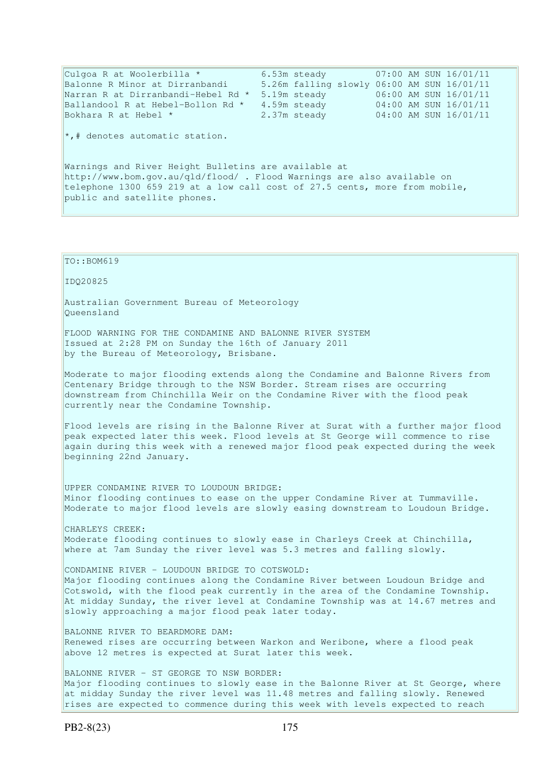| | | |
|---|---|---|
| Culgoa R at Woolerbilla * | 6.53m steady | 07:00 AM SUN 16/01/11 |
| Balonne R Minor at Dirranbandi | 5.26m falling slowly | 06:00 AM SUN 16/01/11 |
| Narran R at Dirranbandi-Hebel Rd * | 5.19m steady | 06:00 AM SUN 16/01/11 |
| Ballandool R at Hebel-Bollon Rd * | 4.59m steady | 04:00 AM SUN 16/01/11 |
| Bokhara R at Hebel * | 2.37m steady | 04:00 AM SUN 16/01/11 |

*,# denotes automatic station.

Warnings and River Height Bulletins are available at http://www.bom.gov.au/qld/flood/ . Flood Warnings are also available on telephone 1300 659 219 at a low call cost of 27.5 cents, more from mobile, public and satellite phones.

TO::BOM619

IDQ20825

Australian Government Bureau of Meteorology
Queensland

FLOOD WARNING FOR THE CONDAMINE AND BALONNE RIVER SYSTEM
Issued at 2:28 PM on Sunday the 16th of January 2011
by the Bureau of Meteorology, Brisbane.

Moderate to major flooding extends along the Condamine and Balonne Rivers from Centenary Bridge through to the NSW Border. Stream rises are occurring downstream from Chinchilla Weir on the Condamine River with the flood peak currently near the Condamine Township.

Flood levels are rising in the Balonne River at Surat with a further major flood peak expected later this week. Flood levels at St George will commence to rise again during this week with a renewed major flood peak expected during the week beginning 22nd January.

UPPER CONDAMINE RIVER TO LOUDOUN BRIDGE:
Minor flooding continues to ease on the upper Condamine River at Tummaville. Moderate to major flood levels are slowly easing downstream to Loudoun Bridge.

CHARLEYS CREEK:
Moderate flooding continues to slowly ease in Charleys Creek at Chinchilla, where at 7am Sunday the river level was 5.3 metres and falling slowly.

CONDAMINE RIVER - LOUDOUN BRIDGE TO COTSWOLD:
Major flooding continues along the Condamine River between Loudoun Bridge and Cotswold, with the flood peak currently in the area of the Condamine Township. At midday Sunday, the river level at Condamine Township was at 14.67 metres and slowly approaching a major flood peak later today.

BALONNE RIVER TO BEARDMORE DAM:
Renewed rises are occurring between Warkon and Weribone, where a flood peak above 12 metres is expected at Surat later this week.

BALONNE RIVER - ST GEORGE TO NSW BORDER:
Major flooding continues to slowly ease in the Balonne River at St George, where at midday Sunday the river level was 11.48 metres and falling slowly. Renewed rises are expected to commence during this week with levels expected to reach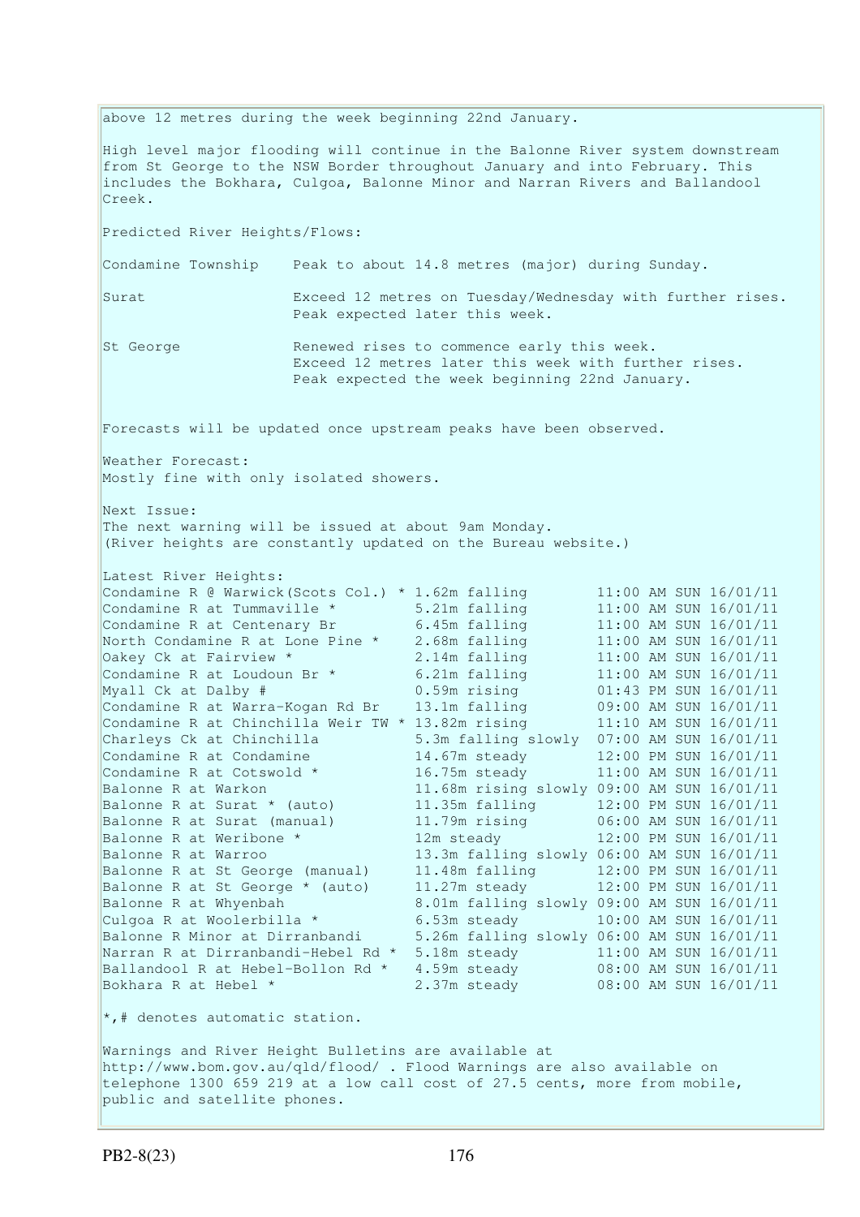above 12 metres during the week beginning 22nd January.

High level major flooding will continue in the Balonne River system downstream from St George to the NSW Border throughout January and into February. This includes the Bokhara, Culgoa, Balonne Minor and Narran Rivers and Ballandool Creek.

Predicted River Heights/Flows:

| | |
|---|---|
| Condamine Township | Peak to about 14.8 metres (major) during Sunday. |
| Surat | Exceed 12 metres on Tuesday/Wednesday with further rises. Peak expected later this week. |
| St George | Renewed rises to commence early this week. Exceed 12 metres later this week with further rises. Peak expected the week beginning 22nd January. |

Forecasts will be updated once upstream peaks have been observed.

Weather Forecast:
Mostly fine with only isolated showers.

Next Issue:
The next warning will be issued at about 9am Monday.
(River heights are constantly updated on the Bureau website.)

Latest River Heights:

| | | |
|---|---|---|
| Condamine R @ Warwick(Scots Col.) * | 1.62m falling | 11:00 AM SUN 16/01/11 |
| Condamine R at Tummaville * | 5.21m falling | 11:00 AM SUN 16/01/11 |
| Condamine R at Centenary Br | 6.45m falling | 11:00 AM SUN 16/01/11 |
| North Condamine R at Lone Pine * | 2.68m falling | 11:00 AM SUN 16/01/11 |
| Oakey Ck at Fairview * | 2.14m falling | 11:00 AM SUN 16/01/11 |
| Condamine R at Loudoun Br * | 6.21m falling | 11:00 AM SUN 16/01/11 |
| Myall Ck at Dalby # | 0.59m rising | 01:43 PM SUN 16/01/11 |
| Condamine R at Warra-Kogan Rd Br | 13.1m falling | 09:00 AM SUN 16/01/11 |
| Condamine R at Chinchilla Weir TW * | 13.82m rising | 11:10 AM SUN 16/01/11 |
| Charleys Ck at Chinchilla | 5.3m falling slowly | 07:00 AM SUN 16/01/11 |
| Condamine R at Condamine | 14.67m steady | 12:00 PM SUN 16/01/11 |
| Condamine R at Cotswold * | 16.75m steady | 11:00 AM SUN 16/01/11 |
| Balonne R at Warkon | 11.68m rising slowly | 09:00 AM SUN 16/01/11 |
| Balonne R at Surat * (auto) | 11.35m falling | 12:00 PM SUN 16/01/11 |
| Balonne R at Surat (manual) | 11.79m rising | 06:00 AM SUN 16/01/11 |
| Balonne R at Weribone * | 12m steady | 12:00 PM SUN 16/01/11 |
| Balonne R at Warroo | 13.3m falling slowly | 06:00 AM SUN 16/01/11 |
| Balonne R at St George (manual) | 11.48m falling | 12:00 PM SUN 16/01/11 |
| Balonne R at St George * (auto) | 11.27m steady | 12:00 PM SUN 16/01/11 |
| Balonne R at Whyenbah | 8.01m falling slowly | 09:00 AM SUN 16/01/11 |
| Culgoa R at Woolerbilla * | 6.53m steady | 10:00 AM SUN 16/01/11 |
| Balonne R Minor at Dirranbandi | 5.26m falling slowly | 06:00 AM SUN 16/01/11 |
| Narran R at Dirranbandi-Hebel Rd * | 5.18m steady | 11:00 AM SUN 16/01/11 |
| Ballandool R at Hebel-Bollon Rd * | 4.59m steady | 08:00 AM SUN 16/01/11 |
| Bokhara R at Hebel * | 2.37m steady | 08:00 AM SUN 16/01/11 |

*,# denotes automatic station.

Warnings and River Height Bulletins are available at http://www.bom.gov.au/qld/flood/ . Flood Warnings are also available on telephone 1300 659 219 at a low call cost of 27.5 cents, more from mobile, public and satellite phones.

PB2-8(23)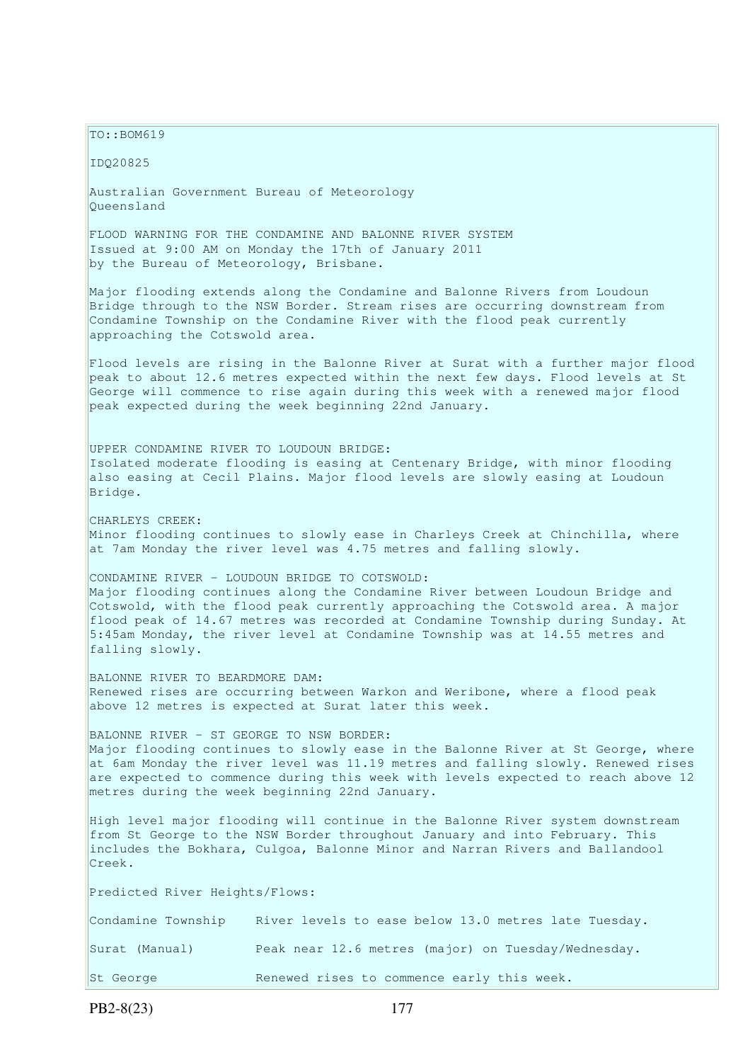TO::BOM619

IDQ20825

Australian Government Bureau of Meteorology
Queensland

FLOOD WARNING FOR THE CONDAMINE AND BALONNE RIVER SYSTEM
Issued at 9:00 AM on Monday the 17th of January 2011
by the Bureau of Meteorology, Brisbane.

Major flooding extends along the Condamine and Balonne Rivers from Loudoun Bridge through to the NSW Border. Stream rises are occurring downstream from Condamine Township on the Condamine River with the flood peak currently approaching the Cotswold area.

Flood levels are rising in the Balonne River at Surat with a further major flood peak to about 12.6 metres expected within the next few days. Flood levels at St George will commence to rise again during this week with a renewed major flood peak expected during the week beginning 22nd January.

UPPER CONDAMINE RIVER TO LOUDOUN BRIDGE:
Isolated moderate flooding is easing at Centenary Bridge, with minor flooding also easing at Cecil Plains. Major flood levels are slowly easing at Loudoun Bridge.

CHARLEYS CREEK:
Minor flooding continues to slowly ease in Charleys Creek at Chinchilla, where at 7am Monday the river level was 4.75 metres and falling slowly.

CONDAMINE RIVER - LOUDOUN BRIDGE TO COTSWOLD:
Major flooding continues along the Condamine River between Loudoun Bridge and Cotswold, with the flood peak currently approaching the Cotswold area. A major flood peak of 14.67 metres was recorded at Condamine Township during Sunday. At 5:45am Monday, the river level at Condamine Township was at 14.55 metres and falling slowly.

BALONNE RIVER TO BEARDMORE DAM:
Renewed rises are occurring between Warkon and Weribone, where a flood peak above 12 metres is expected at Surat later this week.

BALONNE RIVER - ST GEORGE TO NSW BORDER:
Major flooding continues to slowly ease in the Balonne River at St George, where at 6am Monday the river level was 11.19 metres and falling slowly. Renewed rises are expected to commence during this week with levels expected to reach above 12 metres during the week beginning 22nd January.

High level major flooding will continue in the Balonne River system downstream from St George to the NSW Border throughout January and into February. This includes the Bokhara, Culgoa, Balonne Minor and Narran Rivers and Ballandool Creek.

Predicted River Heights/Flows:

| | |
|---|---|
| Condamine Township | River levels to ease below 13.0 metres late Tuesday. |
| Surat (Manual) | Peak near 12.6 metres (major) on Tuesday/Wednesday. |
| St George | Renewed rises to commence early this week. |

PB2-8(23)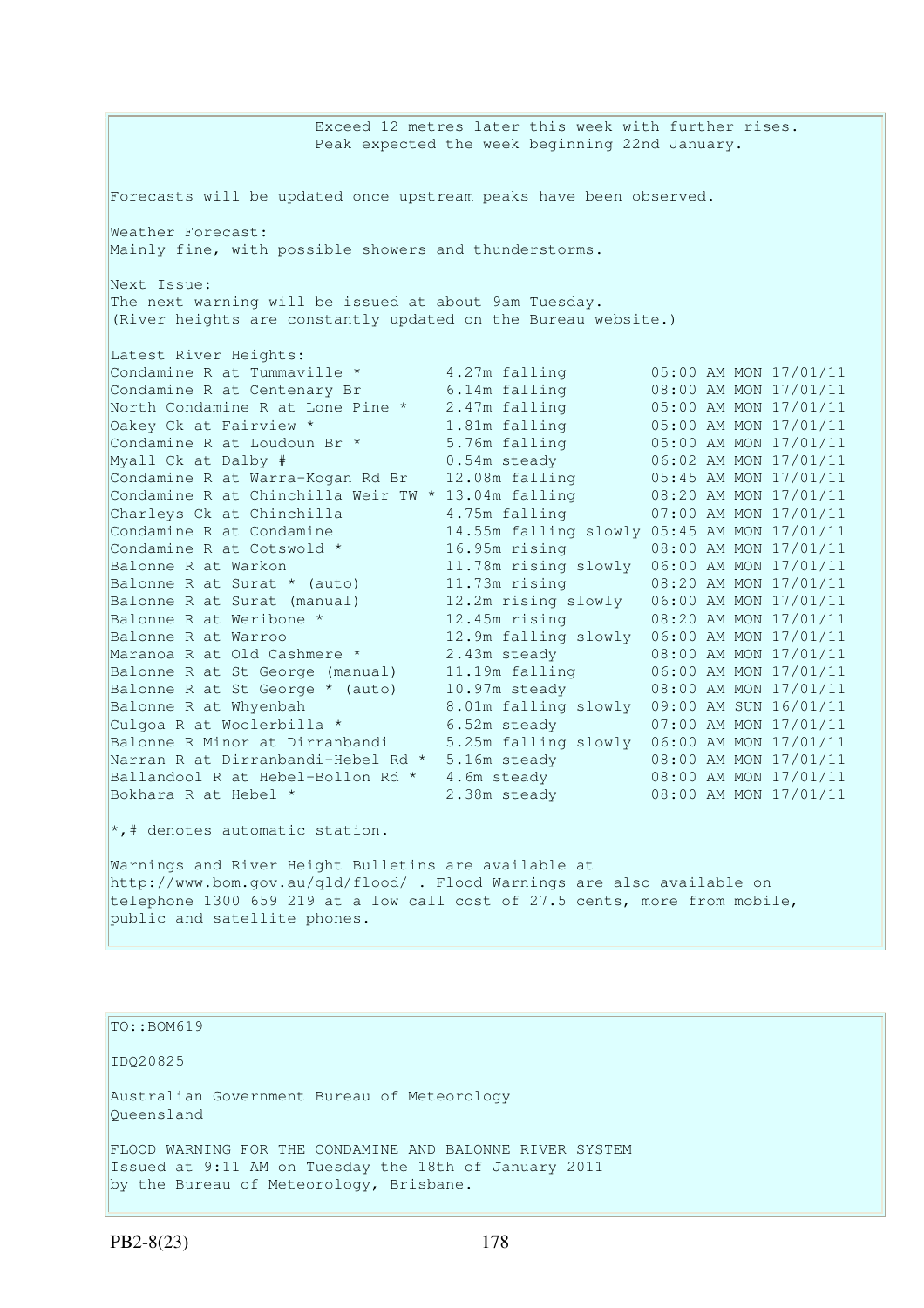Exceed 12 metres later this week with further rises.
Peak expected the week beginning 22nd January.

Forecasts will be updated once upstream peaks have been observed.

Weather Forecast:
Mainly fine, with possible showers and thunderstorms.

Next Issue:
The next warning will be issued at about 9am Tuesday.
(River heights are constantly updated on the Bureau website.)

Latest River Heights:

| | | |
|---|---|---|
| Condamine R at Tummaville * | 4.27m falling | 05:00 AM MON 17/01/11 |
| Condamine R at Centenary Br | 6.14m falling | 08:00 AM MON 17/01/11 |
| North Condamine R at Lone Pine * | 2.47m falling | 05:00 AM MON 17/01/11 |
| Oakey Ck at Fairview * | 1.81m falling | 05:00 AM MON 17/01/11 |
| Condamine R at Loudoun Br * | 5.76m falling | 05:00 AM MON 17/01/11 |
| Myall Ck at Dalby # | 0.54m steady | 06:02 AM MON 17/01/11 |
| Condamine R at Warra-Kogan Rd Br | 12.08m falling | 05:45 AM MON 17/01/11 |
| Condamine R at Chinchilla Weir TW * | 13.04m falling | 08:20 AM MON 17/01/11 |
| Charleys Ck at Chinchilla | 4.75m falling | 07:00 AM MON 17/01/11 |
| Condamine R at Condamine | 14.55m falling slowly | 05:45 AM MON 17/01/11 |
| Condamine R at Cotswold * | 16.95m rising | 08:00 AM MON 17/01/11 |
| Balonne R at Warkon | 11.78m rising slowly | 06:00 AM MON 17/01/11 |
| Balonne R at Surat * (auto) | 11.73m rising | 08:20 AM MON 17/01/11 |
| Balonne R at Surat (manual) | 12.2m rising slowly | 06:00 AM MON 17/01/11 |
| Balonne R at Weribone * | 12.45m rising | 08:20 AM MON 17/01/11 |
| Balonne R at Warroo | 12.9m falling slowly | 06:00 AM MON 17/01/11 |
| Maranoa R at Old Cashmere * | 2.43m steady | 08:00 AM MON 17/01/11 |
| Balonne R at St George (manual) | 11.19m falling | 06:00 AM MON 17/01/11 |
| Balonne R at St George * (auto) | 10.97m steady | 08:00 AM MON 17/01/11 |
| Balonne R at Whyenbah | 8.01m falling slowly | 09:00 AM SUN 16/01/11 |
| Culgoa R at Woolerbilla * | 6.52m steady | 07:00 AM MON 17/01/11 |
| Balonne R Minor at Dirranbandi | 5.25m falling slowly | 06:00 AM MON 17/01/11 |
| Narran R at Dirranbandi-Hebel Rd * | 5.16m steady | 08:00 AM MON 17/01/11 |
| Ballandool R at Hebel-Bollon Rd * | 4.6m steady | 08:00 AM MON 17/01/11 |
| Bokhara R at Hebel * | 2.38m steady | 08:00 AM MON 17/01/11 |

*,# denotes automatic station.

Warnings and River Height Bulletins are available at http://www.bom.gov.au/qld/flood/ . Flood Warnings are also available on telephone 1300 659 219 at a low call cost of 27.5 cents, more from mobile, public and satellite phones.

TO::BOM619

IDQ20825

Australian Government Bureau of Meteorology
Queensland

FLOOD WARNING FOR THE CONDAMINE AND BALONNE RIVER SYSTEM
Issued at 9:11 AM on Tuesday the 18th of January 2011
by the Bureau of Meteorology, Brisbane.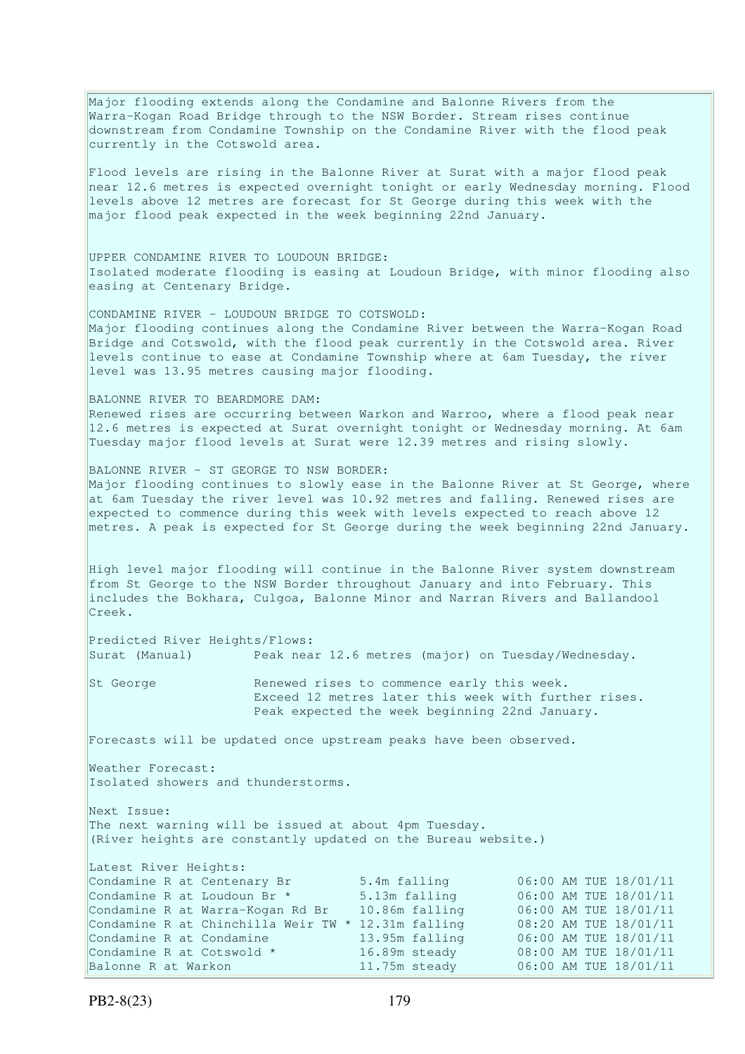Major flooding extends along the Condamine and Balonne Rivers from the Warra-Kogan Road Bridge through to the NSW Border. Stream rises continue downstream from Condamine Township on the Condamine River with the flood peak currently in the Cotswold area.

Flood levels are rising in the Balonne River at Surat with a major flood peak near 12.6 metres is expected overnight tonight or early Wednesday morning. Flood levels above 12 metres are forecast for St George during this week with the major flood peak expected in the week beginning 22nd January.

UPPER CONDAMINE RIVER TO LOUDOUN BRIDGE:
Isolated moderate flooding is easing at Loudoun Bridge, with minor flooding also easing at Centenary Bridge.

CONDAMINE RIVER - LOUDOUN BRIDGE TO COTSWOLD:
Major flooding continues along the Condamine River between the Warra-Kogan Road Bridge and Cotswold, with the flood peak currently in the Cotswold area. River levels continue to ease at Condamine Township where at 6am Tuesday, the river level was 13.95 metres causing major flooding.

BALONNE RIVER TO BEARDMORE DAM:
Renewed rises are occurring between Warkon and Warroo, where a flood peak near 12.6 metres is expected at Surat overnight tonight or Wednesday morning. At 6am Tuesday major flood levels at Surat were 12.39 metres and rising slowly.

BALONNE RIVER - ST GEORGE TO NSW BORDER:
Major flooding continues to slowly ease in the Balonne River at St George, where at 6am Tuesday the river level was 10.92 metres and falling. Renewed rises are expected to commence during this week with levels expected to reach above 12 metres. A peak is expected for St George during the week beginning 22nd January.

High level major flooding will continue in the Balonne River system downstream from St George to the NSW Border throughout January and into February. This includes the Bokhara, Culgoa, Balonne Minor and Narran Rivers and Ballandool Creek.

Predicted River Heights/Flows:

| | |
|---|---|
| Surat (Manual) | Peak near 12.6 metres (major) on Tuesday/Wednesday. |
| St George | Renewed rises to commence early this week. Exceed 12 metres later this week with further rises. Peak expected the week beginning 22nd January. |

Forecasts will be updated once upstream peaks have been observed.

Weather Forecast:
Isolated showers and thunderstorms.

Next Issue:
The next warning will be issued at about 4pm Tuesday.
(River heights are constantly updated on the Bureau website.)

Latest River Heights:

| | | |
|---|---|---|
| Condamine R at Centenary Br | 5.4m falling | 06:00 AM TUE 18/01/11 |
| Condamine R at Loudoun Br * | 5.13m falling | 06:00 AM TUE 18/01/11 |
| Condamine R at Warra-Kogan Rd Br | 10.86m falling | 06:00 AM TUE 18/01/11 |
| Condamine R at Chinchilla Weir TW * | 12.31m falling | 08:20 AM TUE 18/01/11 |
| Condamine R at Condamine | 13.95m falling | 06:00 AM TUE 18/01/11 |
| Condamine R at Cotswold * | 16.89m steady | 08:00 AM TUE 18/01/11 |
| Balonne R at Warkon | 11.75m steady | 06:00 AM TUE 18/01/11 |

PB2-8(23)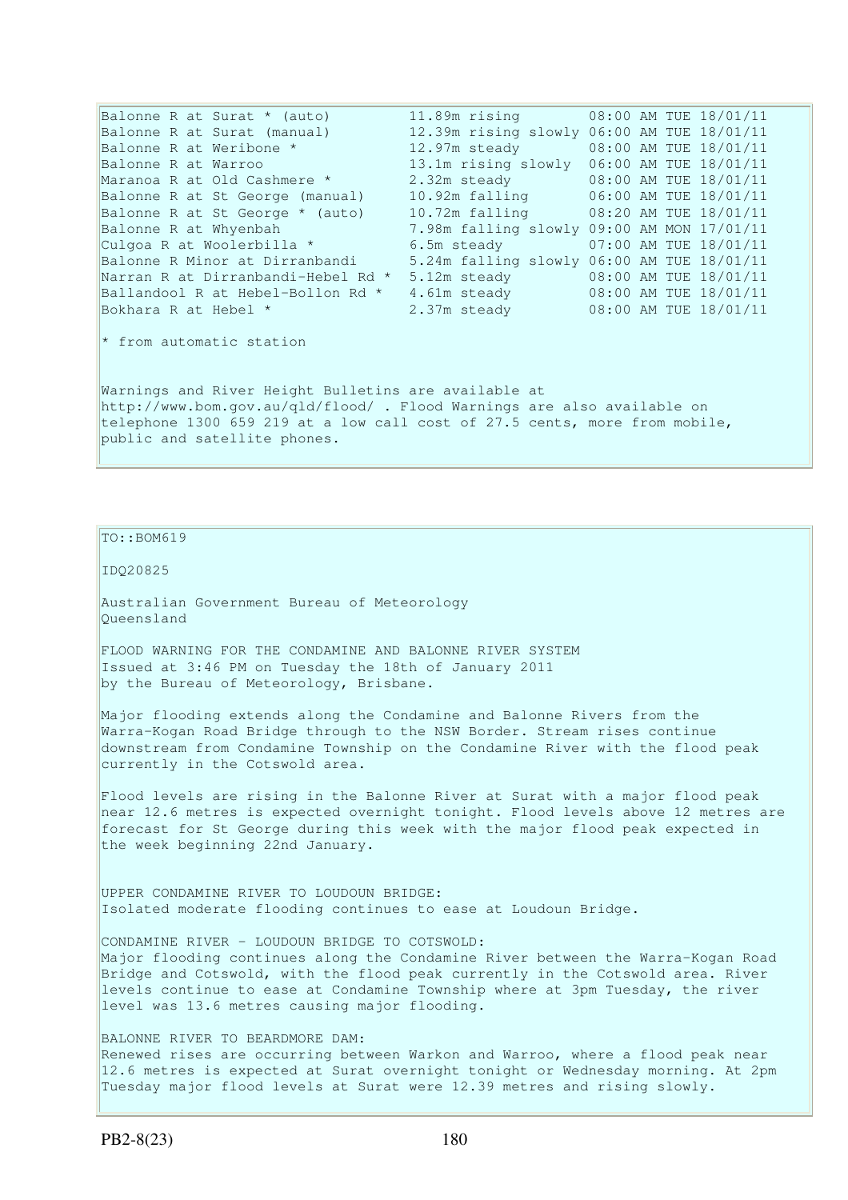| | | |
|---|---|---|
| Balonne R at Surat * (auto) | 11.89m rising | 08:00 AM TUE 18/01/11 |
| Balonne R at Surat (manual) | 12.39m rising slowly | 06:00 AM TUE 18/01/11 |
| Balonne R at Weribone * | 12.97m steady | 08:00 AM TUE 18/01/11 |
| Balonne R at Warroo | 13.1m rising slowly | 06:00 AM TUE 18/01/11 |
| Maranoa R at Old Cashmere * | 2.32m steady | 08:00 AM TUE 18/01/11 |
| Balonne R at St George (manual) | 10.92m falling | 06:00 AM TUE 18/01/11 |
| Balonne R at St George * (auto) | 10.72m falling | 08:20 AM TUE 18/01/11 |
| Balonne R at Whyenbah | 7.98m falling slowly | 09:00 AM MON 17/01/11 |
| Culgoa R at Woolerbilla * | 6.5m steady | 07:00 AM TUE 18/01/11 |
| Balonne R Minor at Dirranbandi | 5.24m falling slowly | 06:00 AM TUE 18/01/11 |
| Narran R at Dirranbandi-Hebel Rd * | 5.12m steady | 08:00 AM TUE 18/01/11 |
| Ballandool R at Hebel-Bollon Rd * | 4.61m steady | 08:00 AM TUE 18/01/11 |
| Bokhara R at Hebel * | 2.37m steady | 08:00 AM TUE 18/01/11 |

* from automatic station

Warnings and River Height Bulletins are available at http://www.bom.gov.au/qld/flood/ . Flood Warnings are also available on telephone 1300 659 219 at a low call cost of 27.5 cents, more from mobile, public and satellite phones.

TO::BOM619

IDQ20825

Australian Government Bureau of Meteorology
Queensland

FLOOD WARNING FOR THE CONDAMINE AND BALONNE RIVER SYSTEM
Issued at 3:46 PM on Tuesday the 18th of January 2011
by the Bureau of Meteorology, Brisbane.

Major flooding extends along the Condamine and Balonne Rivers from the Warra-Kogan Road Bridge through to the NSW Border. Stream rises continue downstream from Condamine Township on the Condamine River with the flood peak currently in the Cotswold area.

Flood levels are rising in the Balonne River at Surat with a major flood peak near 12.6 metres is expected overnight tonight. Flood levels above 12 metres are forecast for St George during this week with the major flood peak expected in the week beginning 22nd January.

UPPER CONDAMINE RIVER TO LOUDOUN BRIDGE:
Isolated moderate flooding continues to ease at Loudoun Bridge.

CONDAMINE RIVER - LOUDOUN BRIDGE TO COTSWOLD:
Major flooding continues along the Condamine River between the Warra-Kogan Road Bridge and Cotswold, with the flood peak currently in the Cotswold area. River levels continue to ease at Condamine Township where at 3pm Tuesday, the river level was 13.6 metres causing major flooding.

BALONNE RIVER TO BEARDMORE DAM:
Renewed rises are occurring between Warkon and Warroo, where a flood peak near 12.6 metres is expected at Surat overnight tonight or Wednesday morning. At 2pm Tuesday major flood levels at Surat were 12.39 metres and rising slowly.

PB2-8(23)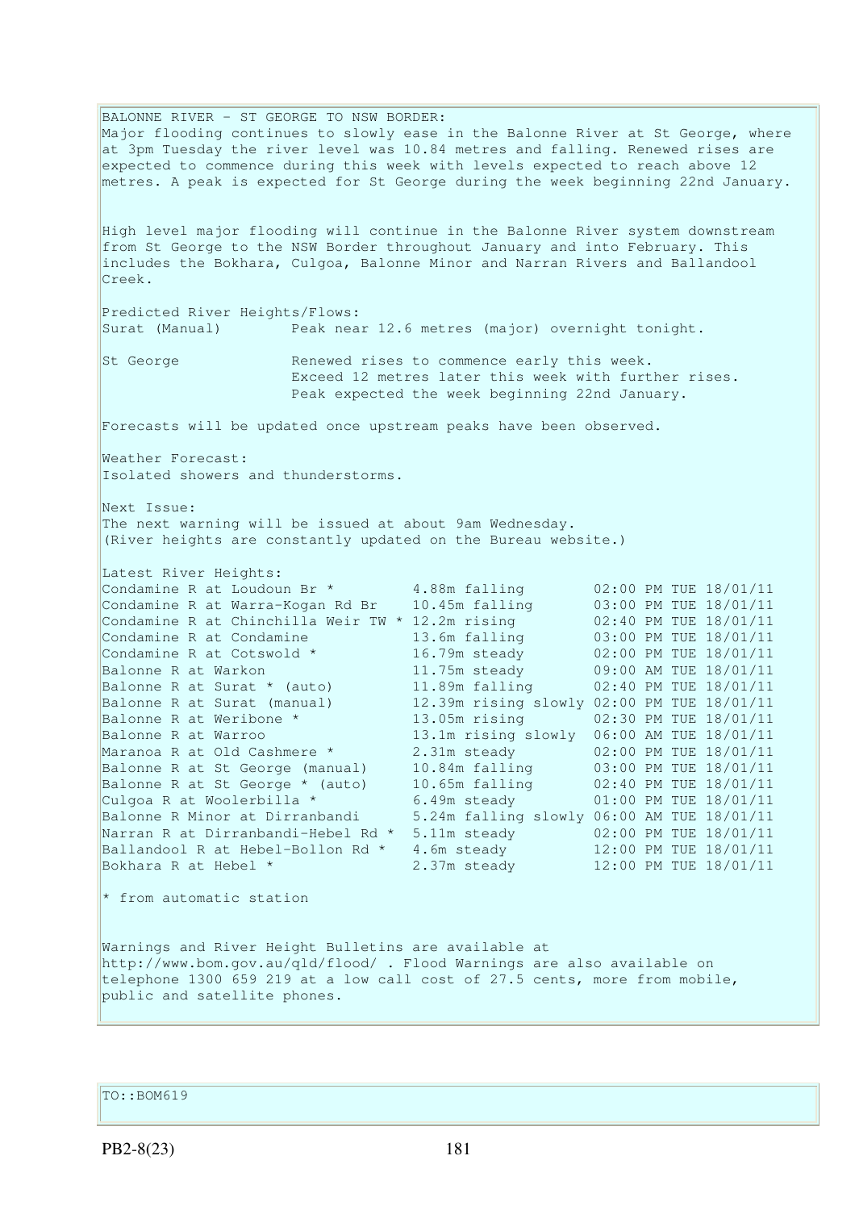BALONNE RIVER - ST GEORGE TO NSW BORDER:
Major flooding continues to slowly ease in the Balonne River at St George, where at 3pm Tuesday the river level was 10.84 metres and falling. Renewed rises are expected to commence during this week with levels expected to reach above 12 metres. A peak is expected for St George during the week beginning 22nd January.

High level major flooding will continue in the Balonne River system downstream from St George to the NSW Border throughout January and into February. This includes the Bokhara, Culgoa, Balonne Minor and Narran Rivers and Ballandool Creek.

Predicted River Heights/Flows:

| | |
|---|---|
| Surat (Manual) | Peak near 12.6 metres (major) overnight tonight. |
| St George | Renewed rises to commence early this week. Exceed 12 metres later this week with further rises. Peak expected the week beginning 22nd January. |

Forecasts will be updated once upstream peaks have been observed.

Weather Forecast:
Isolated showers and thunderstorms.

Next Issue:
The next warning will be issued at about 9am Wednesday.
(River heights are constantly updated on the Bureau website.)

Latest River Heights:

| | | |
|---|---|---|
| Condamine R at Loudoun Br * | 4.88m falling | 02:00 PM TUE 18/01/11 |
| Condamine R at Warra-Kogan Rd Br | 10.45m falling | 03:00 PM TUE 18/01/11 |
| Condamine R at Chinchilla Weir TW * | 12.2m rising | 02:40 PM TUE 18/01/11 |
| Condamine R at Condamine | 13.6m falling | 03:00 PM TUE 18/01/11 |
| Condamine R at Cotswold * | 16.79m steady | 02:00 PM TUE 18/01/11 |
| Balonne R at Warkon | 11.75m steady | 09:00 AM TUE 18/01/11 |
| Balonne R at Surat * (auto) | 11.89m falling | 02:40 PM TUE 18/01/11 |
| Balonne R at Surat (manual) | 12.39m rising slowly | 02:00 PM TUE 18/01/11 |
| Balonne R at Weribone * | 13.05m rising | 02:30 PM TUE 18/01/11 |
| Balonne R at Warroo | 13.1m rising slowly | 06:00 AM TUE 18/01/11 |
| Maranoa R at Old Cashmere * | 2.31m steady | 02:00 PM TUE 18/01/11 |
| Balonne R at St George (manual) | 10.84m falling | 03:00 PM TUE 18/01/11 |
| Balonne R at St George * (auto) | 10.65m falling | 02:40 PM TUE 18/01/11 |
| Culgoa R at Woolerbilla * | 6.49m steady | 01:00 PM TUE 18/01/11 |
| Balonne R Minor at Dirranbandi | 5.24m falling slowly | 06:00 AM TUE 18/01/11 |
| Narran R at Dirranbandi-Hebel Rd * | 5.11m steady | 02:00 PM TUE 18/01/11 |
| Ballandool R at Hebel-Bollon Rd * | 4.6m steady | 12:00 PM TUE 18/01/11 |
| Bokhara R at Hebel * | 2.37m steady | 12:00 PM TUE 18/01/11 |

* from automatic station

Warnings and River Height Bulletins are available at http://www.bom.gov.au/qld/flood/ . Flood Warnings are also available on telephone 1300 659 219 at a low call cost of 27.5 cents, more from mobile, public and satellite phones.

TO::BOM619

PB2-8(23)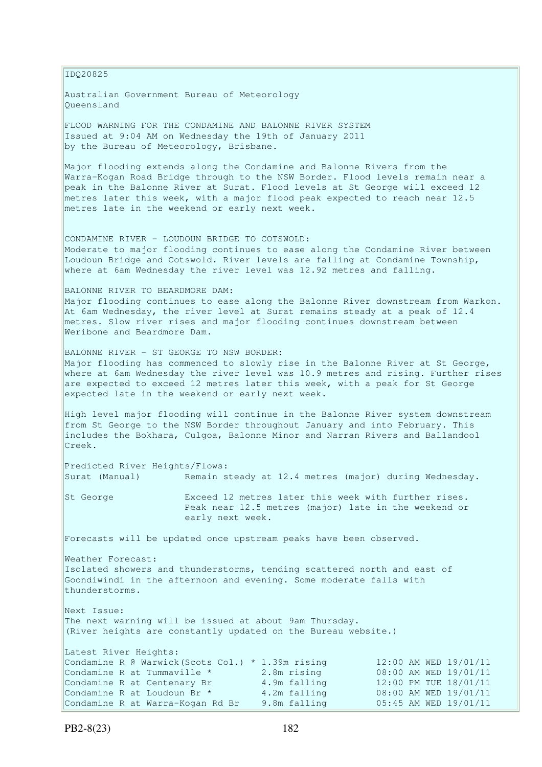IDQ20825

Australian Government Bureau of Meteorology
Queensland

FLOOD WARNING FOR THE CONDAMINE AND BALONNE RIVER SYSTEM
Issued at 9:04 AM on Wednesday the 19th of January 2011
by the Bureau of Meteorology, Brisbane.

Major flooding extends along the Condamine and Balonne Rivers from the Warra-Kogan Road Bridge through to the NSW Border. Flood levels remain near a peak in the Balonne River at Surat. Flood levels at St George will exceed 12 metres later this week, with a major flood peak expected to reach near 12.5 metres late in the weekend or early next week.

CONDAMINE RIVER - LOUDOUN BRIDGE TO COTSWOLD:
Moderate to major flooding continues to ease along the Condamine River between Loudoun Bridge and Cotswold. River levels are falling at Condamine Township, where at 6am Wednesday the river level was 12.92 metres and falling.

BALONNE RIVER TO BEARDMORE DAM:
Major flooding continues to ease along the Balonne River downstream from Warkon. At 6am Wednesday, the river level at Surat remains steady at a peak of 12.4 metres. Slow river rises and major flooding continues downstream between Weribone and Beardmore Dam.

BALONNE RIVER - ST GEORGE TO NSW BORDER:
Major flooding has commenced to slowly rise in the Balonne River at St George, where at 6am Wednesday the river level was 10.9 metres and rising. Further rises are expected to exceed 12 metres later this week, with a peak for St George expected late in the weekend or early next week.

High level major flooding will continue in the Balonne River system downstream from St George to the NSW Border throughout January and into February. This includes the Bokhara, Culgoa, Balonne Minor and Narran Rivers and Ballandool Creek.

Predicted River Heights/Flows:

| | |
|---|---|
| Surat (Manual) | Remain steady at 12.4 metres (major) during Wednesday. |
| St George | Exceed 12 metres later this week with further rises. Peak near 12.5 metres (major) late in the weekend or early next week. |

Forecasts will be updated once upstream peaks have been observed.

Weather Forecast:
Isolated showers and thunderstorms, tending scattered north and east of Goondiwindi in the afternoon and evening. Some moderate falls with thunderstorms.

Next Issue:
The next warning will be issued at about 9am Thursday.
(River heights are constantly updated on the Bureau website.)

Latest River Heights:

| | | |
|---|---|---|
| Condamine R @ Warwick(Scots Col.) * | 1.39m rising | 12:00 AM WED 19/01/11 |
| Condamine R at Tummaville * | 2.8m rising | 08:00 AM WED 19/01/11 |
| Condamine R at Centenary Br | 4.9m falling | 12:00 PM TUE 18/01/11 |
| Condamine R at Loudoun Br * | 4.2m falling | 08:00 AM WED 19/01/11 |
| Condamine R at Warra-Kogan Rd Br | 9.8m falling | 05:45 AM WED 19/01/11 |

PB2-8(23)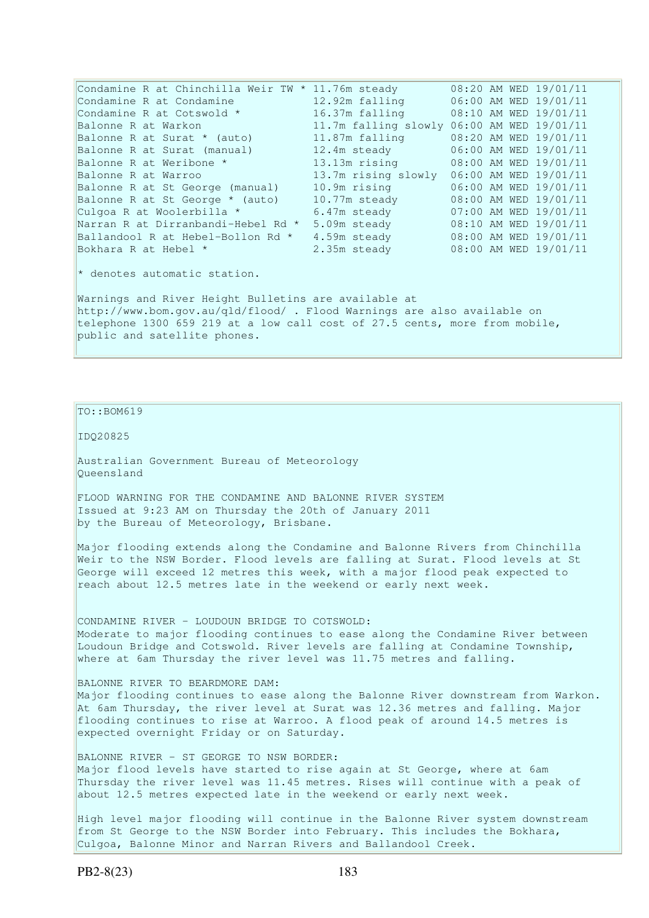| | | |
|---|---|---|
| Condamine R at Chinchilla Weir TW * | 11.76m steady | 08:20 AM WED 19/01/11 |
| Condamine R at Condamine | 12.92m falling | 06:00 AM WED 19/01/11 |
| Condamine R at Cotswold * | 16.37m falling | 08:10 AM WED 19/01/11 |
| Balonne R at Warkon | 11.7m falling slowly | 06:00 AM WED 19/01/11 |
| Balonne R at Surat * (auto) | 11.87m falling | 08:20 AM WED 19/01/11 |
| Balonne R at Surat (manual) | 12.4m steady | 06:00 AM WED 19/01/11 |
| Balonne R at Weribone * | 13.13m rising | 08:00 AM WED 19/01/11 |
| Balonne R at Warroo | 13.7m rising slowly | 06:00 AM WED 19/01/11 |
| Balonne R at St George (manual) | 10.9m rising | 06:00 AM WED 19/01/11 |
| Balonne R at St George * (auto) | 10.77m steady | 08:00 AM WED 19/01/11 |
| Culgoa R at Woolerbilla * | 6.47m steady | 07:00 AM WED 19/01/11 |
| Narran R at Dirranbandi-Hebel Rd * | 5.09m steady | 08:10 AM WED 19/01/11 |
| Ballandool R at Hebel-Bollon Rd * | 4.59m steady | 08:00 AM WED 19/01/11 |
| Bokhara R at Hebel * | 2.35m steady | 08:00 AM WED 19/01/11 |

* denotes automatic station.

Warnings and River Height Bulletins are available at http://www.bom.gov.au/qld/flood/ . Flood Warnings are also available on telephone 1300 659 219 at a low call cost of 27.5 cents, more from mobile, public and satellite phones.

TO::BOM619

IDQ20825

Australian Government Bureau of Meteorology
Queensland

FLOOD WARNING FOR THE CONDAMINE AND BALONNE RIVER SYSTEM
Issued at 9:23 AM on Thursday the 20th of January 2011
by the Bureau of Meteorology, Brisbane.

Major flooding extends along the Condamine and Balonne Rivers from Chinchilla Weir to the NSW Border. Flood levels are falling at Surat. Flood levels at St George will exceed 12 metres this week, with a major flood peak expected to reach about 12.5 metres late in the weekend or early next week.

CONDAMINE RIVER - LOUDOUN BRIDGE TO COTSWOLD:
Moderate to major flooding continues to ease along the Condamine River between Loudoun Bridge and Cotswold. River levels are falling at Condamine Township, where at 6am Thursday the river level was 11.75 metres and falling.

BALONNE RIVER TO BEARDMORE DAM:
Major flooding continues to ease along the Balonne River downstream from Warkon. At 6am Thursday, the river level at Surat was 12.36 metres and falling. Major flooding continues to rise at Warroo. A flood peak of around 14.5 metres is expected overnight Friday or on Saturday.

BALONNE RIVER - ST GEORGE TO NSW BORDER:
Major flood levels have started to rise again at St George, where at 6am Thursday the river level was 11.45 metres. Rises will continue with a peak of about 12.5 metres expected late in the weekend or early next week.

High level major flooding will continue in the Balonne River system downstream from St George to the NSW Border into February. This includes the Bokhara, Culgoa, Balonne Minor and Narran Rivers and Ballandool Creek.

PB2-8(23)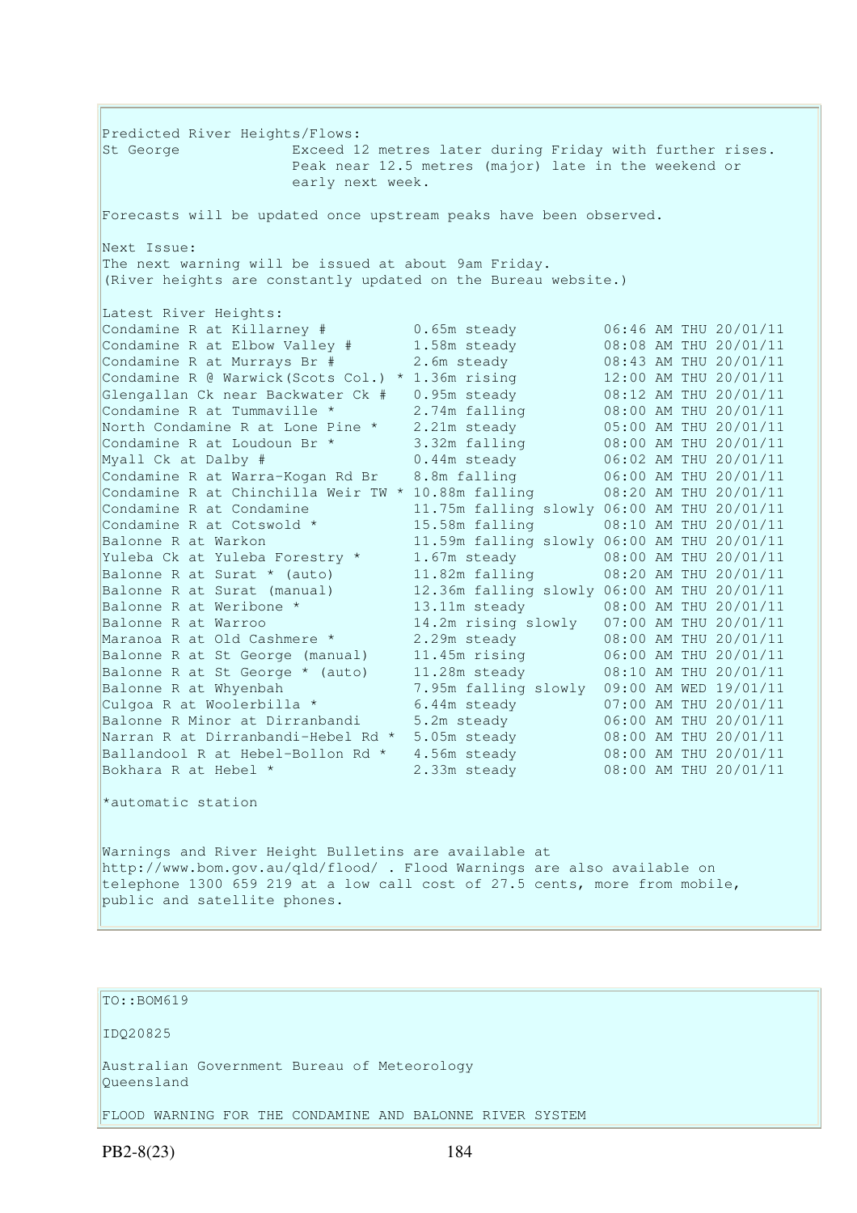Predicted River Heights/Flows:

St George — Exceed 12 metres later during Friday with further rises. Peak near 12.5 metres (major) late in the weekend or early next week.

Forecasts will be updated once upstream peaks have been observed.

Next Issue:
The next warning will be issued at about 9am Friday.
(River heights are constantly updated on the Bureau website.)

Latest River Heights:

| | | |
|---|---|---|
| Condamine R at Killarney # | 0.65m steady | 06:46 AM THU 20/01/11 |
| Condamine R at Elbow Valley # | 1.58m steady | 08:08 AM THU 20/01/11 |
| Condamine R at Murrays Br # | 2.6m steady | 08:43 AM THU 20/01/11 |
| Condamine R @ Warwick(Scots Col.) * | 1.36m rising | 12:00 AM THU 20/01/11 |
| Glengallan Ck near Backwater Ck # | 0.95m steady | 08:12 AM THU 20/01/11 |
| Condamine R at Tummaville * | 2.74m falling | 08:00 AM THU 20/01/11 |
| North Condamine R at Lone Pine * | 2.21m steady | 05:00 AM THU 20/01/11 |
| Condamine R at Loudoun Br * | 3.32m falling | 08:00 AM THU 20/01/11 |
| Myall Ck at Dalby # | 0.44m steady | 06:02 AM THU 20/01/11 |
| Condamine R at Warra-Kogan Rd Br | 8.8m falling | 06:00 AM THU 20/01/11 |
| Condamine R at Chinchilla Weir TW * | 10.88m falling | 08:20 AM THU 20/01/11 |
| Condamine R at Condamine | 11.75m falling slowly | 06:00 AM THU 20/01/11 |
| Condamine R at Cotswold * | 15.58m falling | 08:10 AM THU 20/01/11 |
| Balonne R at Warkon | 11.59m falling slowly | 06:00 AM THU 20/01/11 |
| Yuleba Ck at Yuleba Forestry * | 1.67m steady | 08:00 AM THU 20/01/11 |
| Balonne R at Surat * (auto) | 11.82m falling | 08:20 AM THU 20/01/11 |
| Balonne R at Surat (manual) | 12.36m falling slowly | 06:00 AM THU 20/01/11 |
| Balonne R at Weribone * | 13.11m steady | 08:00 AM THU 20/01/11 |
| Balonne R at Warroo | 14.2m rising slowly | 07:00 AM THU 20/01/11 |
| Maranoa R at Old Cashmere * | 2.29m steady | 08:00 AM THU 20/01/11 |
| Balonne R at St George (manual) | 11.45m rising | 06:00 AM THU 20/01/11 |
| Balonne R at St George * (auto) | 11.28m steady | 08:10 AM THU 20/01/11 |
| Balonne R at Whyenbah | 7.95m falling slowly | 09:00 AM WED 19/01/11 |
| Culgoa R at Woolerbilla * | 6.44m steady | 07:00 AM THU 20/01/11 |
| Balonne R Minor at Dirranbandi | 5.2m steady | 06:00 AM THU 20/01/11 |
| Narran R at Dirranbandi-Hebel Rd * | 5.05m steady | 08:00 AM THU 20/01/11 |
| Ballandool R at Hebel-Bollon Rd * | 4.56m steady | 08:00 AM THU 20/01/11 |
| Bokhara R at Hebel * | 2.33m steady | 08:00 AM THU 20/01/11 |

*automatic station

Warnings and River Height Bulletins are available at http://www.bom.gov.au/qld/flood/ . Flood Warnings are also available on telephone 1300 659 219 at a low call cost of 27.5 cents, more from mobile, public and satellite phones.

TO::BOM619

IDQ20825

Australian Government Bureau of Meteorology
Queensland

FLOOD WARNING FOR THE CONDAMINE AND BALONNE RIVER SYSTEM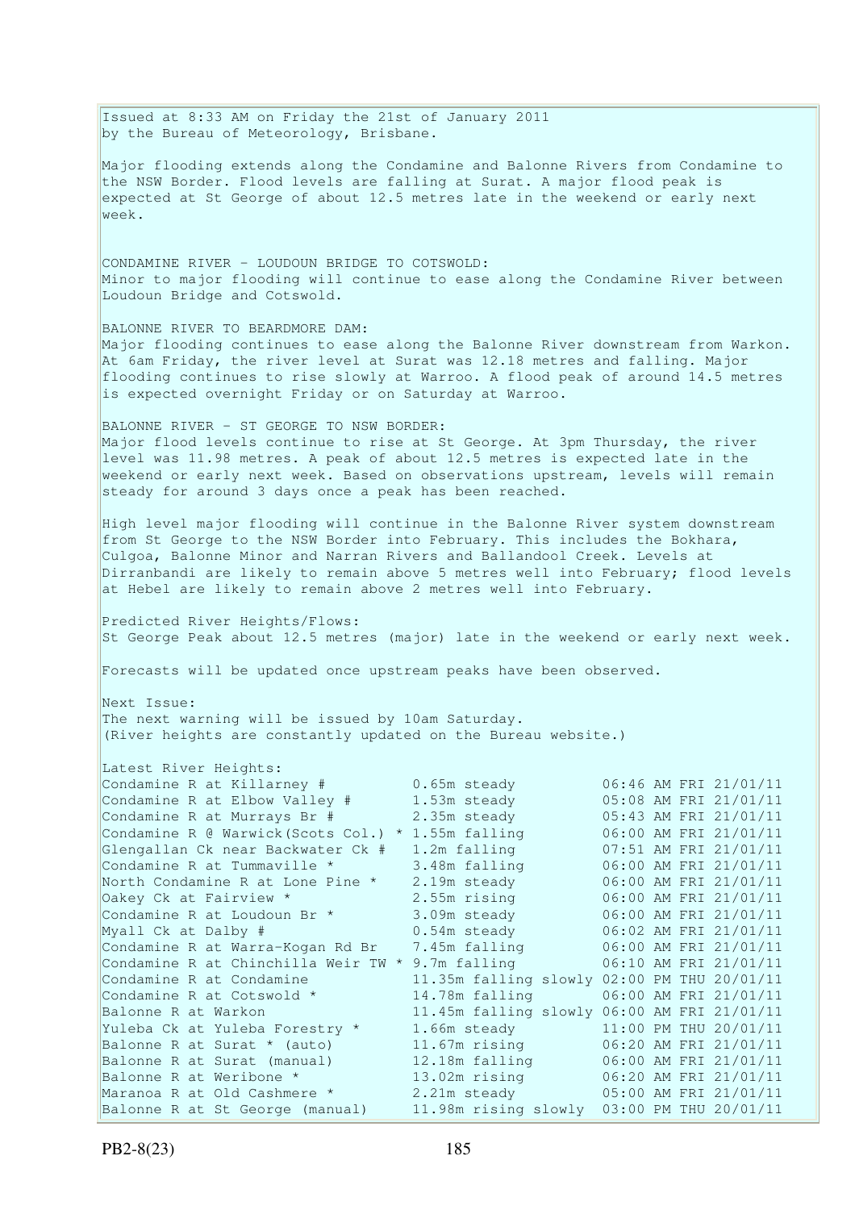Issued at 8:33 AM on Friday the 21st of January 2011
by the Bureau of Meteorology, Brisbane.

Major flooding extends along the Condamine and Balonne Rivers from Condamine to the NSW Border. Flood levels are falling at Surat. A major flood peak is expected at St George of about 12.5 metres late in the weekend or early next week.

CONDAMINE RIVER - LOUDOUN BRIDGE TO COTSWOLD:
Minor to major flooding will continue to ease along the Condamine River between Loudoun Bridge and Cotswold.

BALONNE RIVER TO BEARDMORE DAM:
Major flooding continues to ease along the Balonne River downstream from Warkon. At 6am Friday, the river level at Surat was 12.18 metres and falling. Major flooding continues to rise slowly at Warroo. A flood peak of around 14.5 metres is expected overnight Friday or on Saturday at Warroo.

BALONNE RIVER - ST GEORGE TO NSW BORDER:
Major flood levels continue to rise at St George. At 3pm Thursday, the river level was 11.98 metres. A peak of about 12.5 metres is expected late in the weekend or early next week. Based on observations upstream, levels will remain steady for around 3 days once a peak has been reached.

High level major flooding will continue in the Balonne River system downstream from St George to the NSW Border into February. This includes the Bokhara, Culgoa, Balonne Minor and Narran Rivers and Ballandool Creek. Levels at Dirranbandi are likely to remain above 5 metres well into February; flood levels at Hebel are likely to remain above 2 metres well into February.

Predicted River Heights/Flows:
St George Peak about 12.5 metres (major) late in the weekend or early next week.

Forecasts will be updated once upstream peaks have been observed.

Next Issue:
The next warning will be issued by 10am Saturday.
(River heights are constantly updated on the Bureau website.)

Latest River Heights:

| | | |
|---|---|---|
| Condamine R at Killarney # | 0.65m steady | 06:46 AM FRI 21/01/11 |
| Condamine R at Elbow Valley # | 1.53m steady | 05:08 AM FRI 21/01/11 |
| Condamine R at Murrays Br # | 2.35m steady | 05:43 AM FRI 21/01/11 |
| Condamine R @ Warwick(Scots Col.) * | 1.55m falling | 06:00 AM FRI 21/01/11 |
| Glengallan Ck near Backwater Ck # | 1.2m falling | 07:51 AM FRI 21/01/11 |
| Condamine R at Tummaville * | 3.48m falling | 06:00 AM FRI 21/01/11 |
| North Condamine R at Lone Pine * | 2.19m steady | 06:00 AM FRI 21/01/11 |
| Oakey Ck at Fairview * | 2.55m rising | 06:00 AM FRI 21/01/11 |
| Condamine R at Loudoun Br * | 3.09m steady | 06:00 AM FRI 21/01/11 |
| Myall Ck at Dalby # | 0.54m steady | 06:02 AM FRI 21/01/11 |
| Condamine R at Warra-Kogan Rd Br | 7.45m falling | 06:00 AM FRI 21/01/11 |
| Condamine R at Chinchilla Weir TW * | 9.7m falling | 06:10 AM FRI 21/01/11 |
| Condamine R at Condamine | 11.35m falling slowly | 02:00 PM THU 20/01/11 |
| Condamine R at Cotswold * | 14.78m falling | 06:00 AM FRI 21/01/11 |
| Balonne R at Warkon | 11.45m falling slowly | 06:00 AM FRI 21/01/11 |
| Yuleba Ck at Yuleba Forestry * | 1.66m steady | 11:00 PM THU 20/01/11 |
| Balonne R at Surat * (auto) | 11.67m rising | 06:20 AM FRI 21/01/11 |
| Balonne R at Surat (manual) | 12.18m falling | 06:00 AM FRI 21/01/11 |
| Balonne R at Weribone * | 13.02m rising | 06:20 AM FRI 21/01/11 |
| Maranoa R at Old Cashmere * | 2.21m steady | 05:00 AM FRI 21/01/11 |
| Balonne R at St George (manual) | 11.98m rising slowly | 03:00 PM THU 20/01/11 |

PB2-8(23)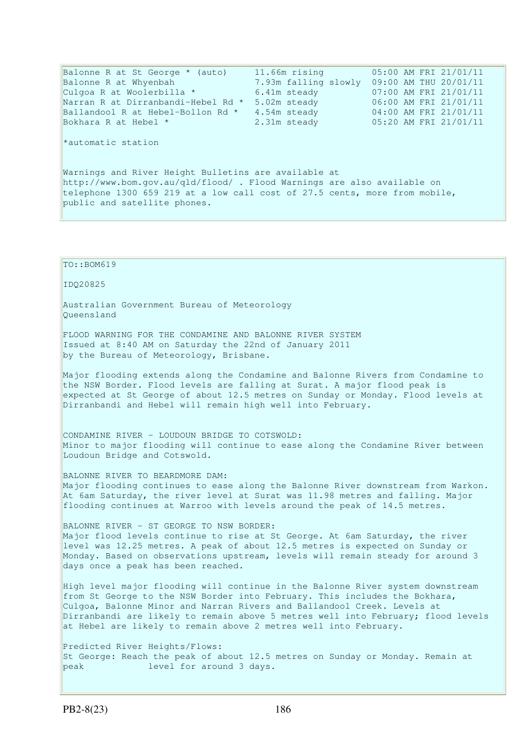| | | |
|---|---|---|
| Balonne R at St George * (auto) | 11.66m rising | 05:00 AM FRI 21/01/11 |
| Balonne R at Whyenbah | 7.93m falling slowly | 09:00 AM THU 20/01/11 |
| Culgoa R at Woolerbilla * | 6.41m steady | 07:00 AM FRI 21/01/11 |
| Narran R at Dirranbandi-Hebel Rd * | 5.02m steady | 06:00 AM FRI 21/01/11 |
| Ballandool R at Hebel-Bollon Rd * | 4.54m steady | 04:00 AM FRI 21/01/11 |
| Bokhara R at Hebel * | 2.31m steady | 05:20 AM FRI 21/01/11 |

*automatic station

Warnings and River Height Bulletins are available at http://www.bom.gov.au/qld/flood/ . Flood Warnings are also available on telephone 1300 659 219 at a low call cost of 27.5 cents, more from mobile, public and satellite phones.

---

TO::BOM619

IDQ20825

Australian Government Bureau of Meteorology
Queensland

FLOOD WARNING FOR THE CONDAMINE AND BALONNE RIVER SYSTEM
Issued at 8:40 AM on Saturday the 22nd of January 2011
by the Bureau of Meteorology, Brisbane.

Major flooding extends along the Condamine and Balonne Rivers from Condamine to the NSW Border. Flood levels are falling at Surat. A major flood peak is expected at St George of about 12.5 metres on Sunday or Monday. Flood levels at Dirranbandi and Hebel will remain high well into February.

CONDAMINE RIVER - LOUDOUN BRIDGE TO COTSWOLD:
Minor to major flooding will continue to ease along the Condamine River between Loudoun Bridge and Cotswold.

BALONNE RIVER TO BEARDMORE DAM:
Major flooding continues to ease along the Balonne River downstream from Warkon. At 6am Saturday, the river level at Surat was 11.98 metres and falling. Major flooding continues at Warroo with levels around the peak of 14.5 metres.

BALONNE RIVER - ST GEORGE TO NSW BORDER:
Major flood levels continue to rise at St George. At 6am Saturday, the river level was 12.25 metres. A peak of about 12.5 metres is expected on Sunday or Monday. Based on observations upstream, levels will remain steady for around 3 days once a peak has been reached.

High level major flooding will continue in the Balonne River system downstream from St George to the NSW Border into February. This includes the Bokhara, Culgoa, Balonne Minor and Narran Rivers and Ballandool Creek. Levels at Dirranbandi are likely to remain above 5 metres well into February; flood levels at Hebel are likely to remain above 2 metres well into February.

Predicted River Heights/Flows:
St George: Reach the peak of about 12.5 metres on Sunday or Monday. Remain at peak level for around 3 days.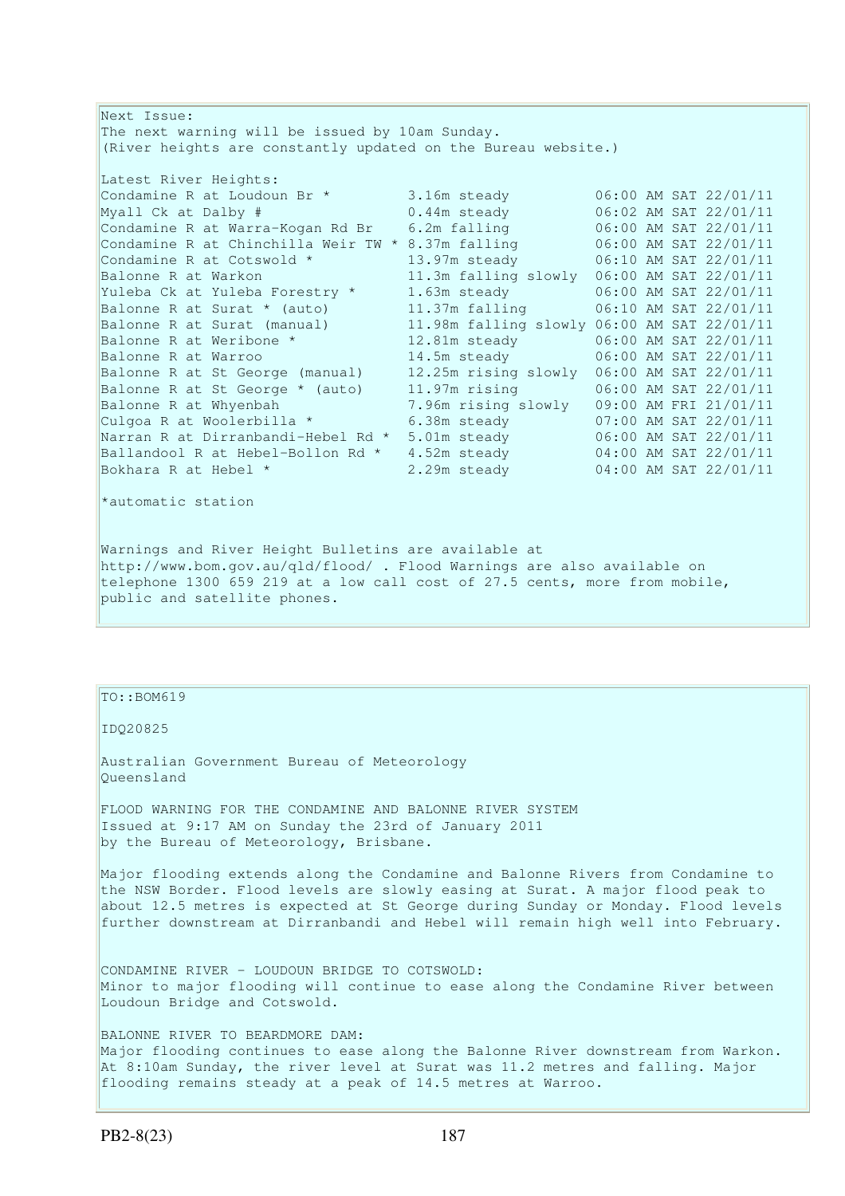Next Issue:
The next warning will be issued by 10am Sunday.
(River heights are constantly updated on the Bureau website.)

Latest River Heights:

| | | |
|---|---|---|
| Condamine R at Loudoun Br * | 3.16m steady | 06:00 AM SAT 22/01/11 |
| Myall Ck at Dalby # | 0.44m steady | 06:02 AM SAT 22/01/11 |
| Condamine R at Warra-Kogan Rd Br | 6.2m falling | 06:00 AM SAT 22/01/11 |
| Condamine R at Chinchilla Weir TW * | 8.37m falling | 06:00 AM SAT 22/01/11 |
| Condamine R at Cotswold * | 13.97m steady | 06:10 AM SAT 22/01/11 |
| Balonne R at Warkon | 11.3m falling slowly | 06:00 AM SAT 22/01/11 |
| Yuleba Ck at Yuleba Forestry * | 1.63m steady | 06:00 AM SAT 22/01/11 |
| Balonne R at Surat * (auto) | 11.37m falling | 06:10 AM SAT 22/01/11 |
| Balonne R at Surat (manual) | 11.98m falling slowly | 06:00 AM SAT 22/01/11 |
| Balonne R at Weribone * | 12.81m steady | 06:00 AM SAT 22/01/11 |
| Balonne R at Warroo | 14.5m steady | 06:00 AM SAT 22/01/11 |
| Balonne R at St George (manual) | 12.25m rising slowly | 06:00 AM SAT 22/01/11 |
| Balonne R at St George * (auto) | 11.97m rising | 06:00 AM SAT 22/01/11 |
| Balonne R at Whyenbah | 7.96m rising slowly | 09:00 AM FRI 21/01/11 |
| Culgoa R at Woolerbilla * | 6.38m steady | 07:00 AM SAT 22/01/11 |
| Narran R at Dirranbandi-Hebel Rd * | 5.01m steady | 06:00 AM SAT 22/01/11 |
| Ballandool R at Hebel-Bollon Rd * | 4.52m steady | 04:00 AM SAT 22/01/11 |
| Bokhara R at Hebel * | 2.29m steady | 04:00 AM SAT 22/01/11 |

*automatic station

Warnings and River Height Bulletins are available at http://www.bom.gov.au/qld/flood/ . Flood Warnings are also available on telephone 1300 659 219 at a low call cost of 27.5 cents, more from mobile, public and satellite phones.

TO::BOM619

IDQ20825

Australian Government Bureau of Meteorology
Queensland

FLOOD WARNING FOR THE CONDAMINE AND BALONNE RIVER SYSTEM
Issued at 9:17 AM on Sunday the 23rd of January 2011
by the Bureau of Meteorology, Brisbane.

Major flooding extends along the Condamine and Balonne Rivers from Condamine to the NSW Border. Flood levels are slowly easing at Surat. A major flood peak to about 12.5 metres is expected at St George during Sunday or Monday. Flood levels further downstream at Dirranbandi and Hebel will remain high well into February.

CONDAMINE RIVER - LOUDOUN BRIDGE TO COTSWOLD:
Minor to major flooding will continue to ease along the Condamine River between Loudoun Bridge and Cotswold.

BALONNE RIVER TO BEARDMORE DAM:
Major flooding continues to ease along the Balonne River downstream from Warkon. At 8:10am Sunday, the river level at Surat was 11.2 metres and falling. Major flooding remains steady at a peak of 14.5 metres at Warroo.

PB2-8(23)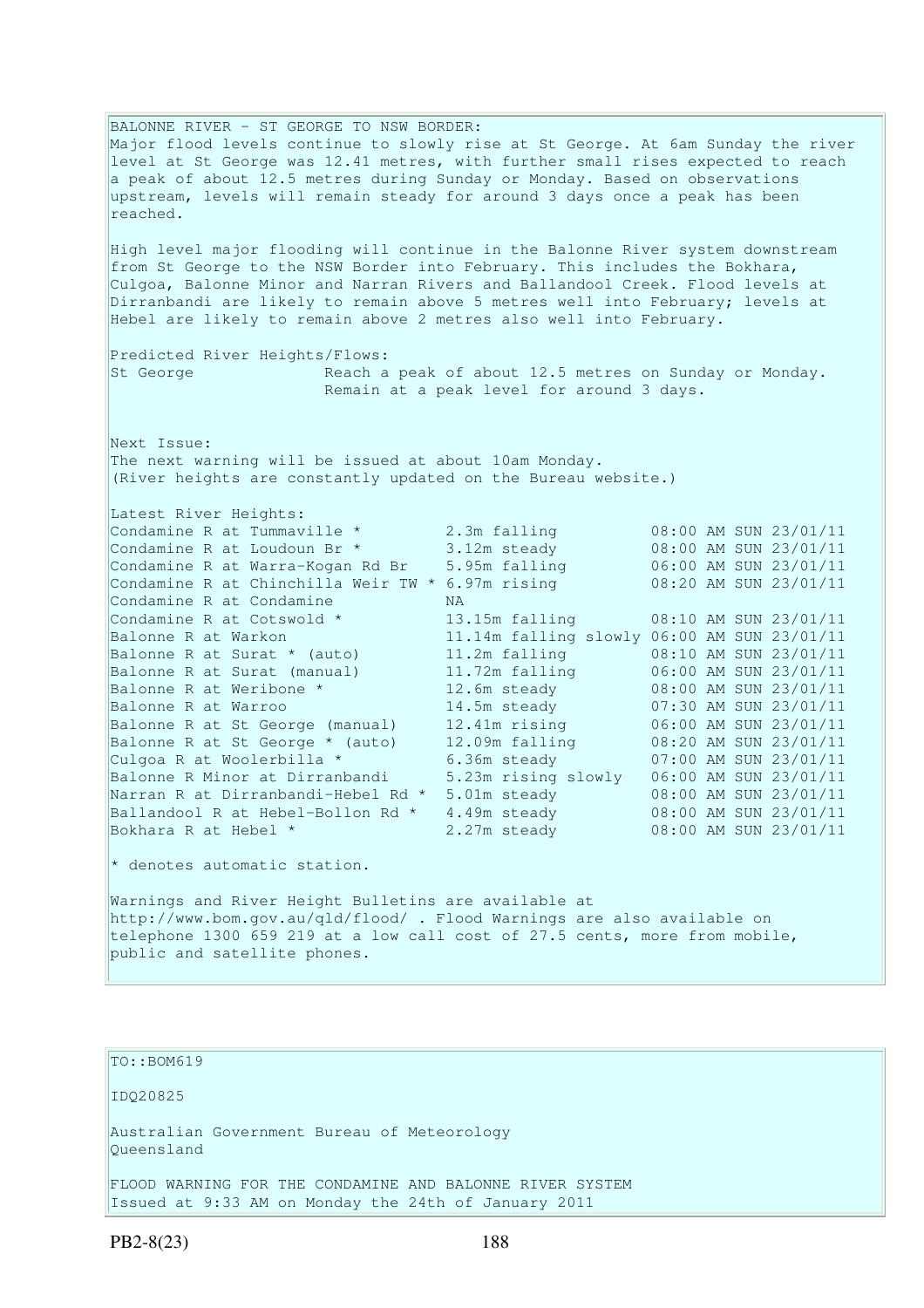BALONNE RIVER - ST GEORGE TO NSW BORDER:
Major flood levels continue to slowly rise at St George. At 6am Sunday the river level at St George was 12.41 metres, with further small rises expected to reach a peak of about 12.5 metres during Sunday or Monday. Based on observations upstream, levels will remain steady for around 3 days once a peak has been reached.

High level major flooding will continue in the Balonne River system downstream from St George to the NSW Border into February. This includes the Bokhara, Culgoa, Balonne Minor and Narran Rivers and Ballandool Creek. Flood levels at Dirranbandi are likely to remain above 5 metres well into February; levels at Hebel are likely to remain above 2 metres also well into February.

Predicted River Heights/Flows:

| | |
|---|---|
| St George | Reach a peak of about 12.5 metres on Sunday or Monday. Remain at a peak level for around 3 days. |

Next Issue:
The next warning will be issued at about 10am Monday.
(River heights are constantly updated on the Bureau website.)

Latest River Heights:

| | | |
|---|---|---|
| Condamine R at Tummaville * | 2.3m falling | 08:00 AM SUN 23/01/11 |
| Condamine R at Loudoun Br * | 3.12m steady | 08:00 AM SUN 23/01/11 |
| Condamine R at Warra-Kogan Rd Br | 5.95m falling | 06:00 AM SUN 23/01/11 |
| Condamine R at Chinchilla Weir TW * | 6.97m rising | 08:20 AM SUN 23/01/11 |
| Condamine R at Condamine | NA | |
| Condamine R at Cotswold * | 13.15m falling | 08:10 AM SUN 23/01/11 |
| Balonne R at Warkon | 11.14m falling slowly | 06:00 AM SUN 23/01/11 |
| Balonne R at Surat * (auto) | 11.2m falling | 08:10 AM SUN 23/01/11 |
| Balonne R at Surat (manual) | 11.72m falling | 06:00 AM SUN 23/01/11 |
| Balonne R at Weribone * | 12.6m steady | 08:00 AM SUN 23/01/11 |
| Balonne R at Warroo | 14.5m steady | 07:30 AM SUN 23/01/11 |
| Balonne R at St George (manual) | 12.41m rising | 06:00 AM SUN 23/01/11 |
| Balonne R at St George * (auto) | 12.09m falling | 08:20 AM SUN 23/01/11 |
| Culgoa R at Woolerbilla * | 6.36m steady | 07:00 AM SUN 23/01/11 |
| Balonne R Minor at Dirranbandi | 5.23m rising slowly | 06:00 AM SUN 23/01/11 |
| Narran R at Dirranbandi-Hebel Rd * | 5.01m steady | 08:00 AM SUN 23/01/11 |
| Ballandool R at Hebel-Bollon Rd * | 4.49m steady | 08:00 AM SUN 23/01/11 |
| Bokhara R at Hebel * | 2.27m steady | 08:00 AM SUN 23/01/11 |

* denotes automatic station.

Warnings and River Height Bulletins are available at http://www.bom.gov.au/qld/flood/ . Flood Warnings are also available on telephone 1300 659 219 at a low call cost of 27.5 cents, more from mobile, public and satellite phones.

TO::BOM619

IDQ20825

Australian Government Bureau of Meteorology
Queensland

FLOOD WARNING FOR THE CONDAMINE AND BALONNE RIVER SYSTEM
Issued at 9:33 AM on Monday the 24th of January 2011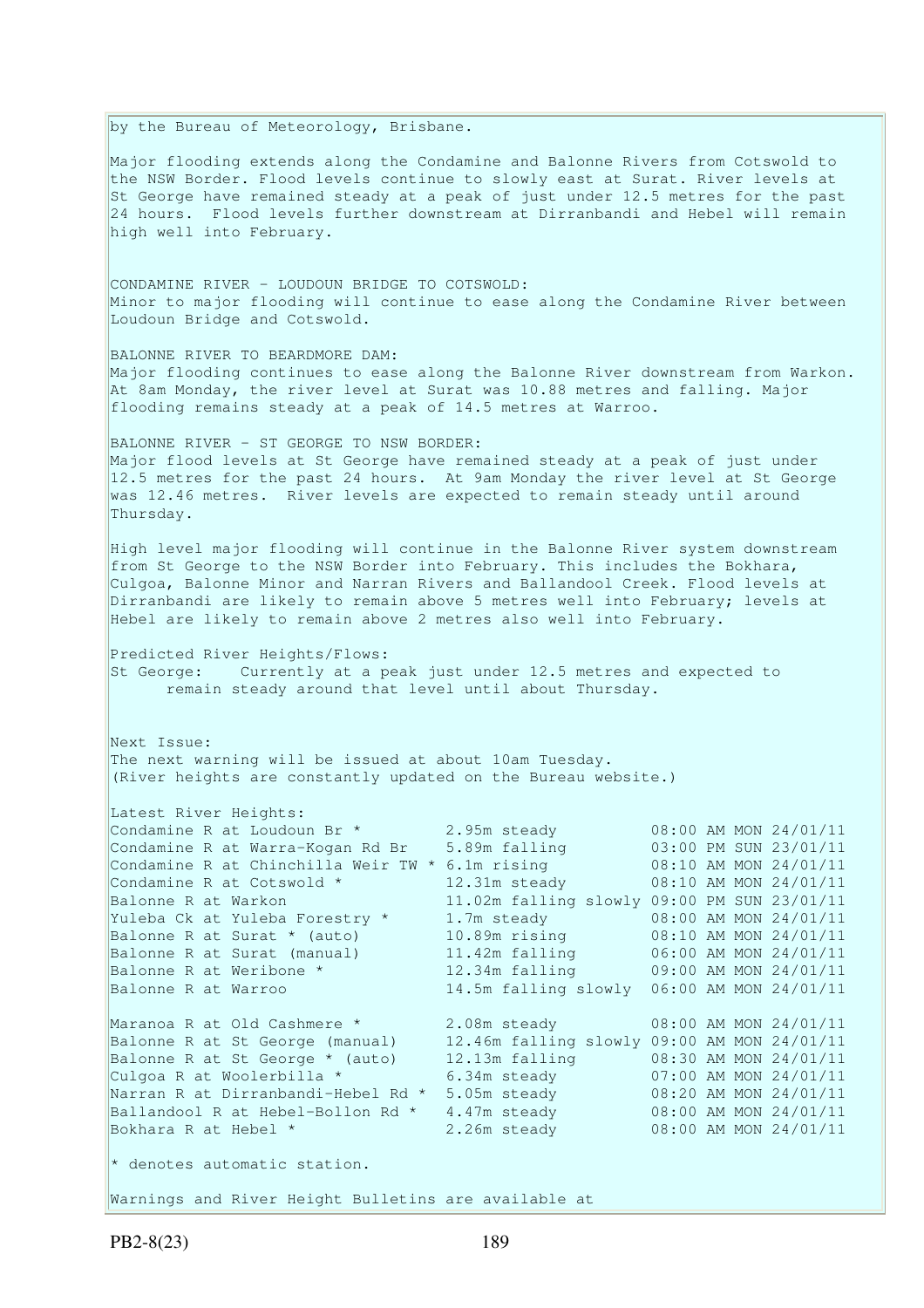by the Bureau of Meteorology, Brisbane.

Major flooding extends along the Condamine and Balonne Rivers from Cotswold to the NSW Border. Flood levels continue to slowly east at Surat. River levels at St George have remained steady at a peak of just under 12.5 metres for the past 24 hours. Flood levels further downstream at Dirranbandi and Hebel will remain high well into February.

CONDAMINE RIVER - LOUDOUN BRIDGE TO COTSWOLD:
Minor to major flooding will continue to ease along the Condamine River between Loudoun Bridge and Cotswold.

BALONNE RIVER TO BEARDMORE DAM:
Major flooding continues to ease along the Balonne River downstream from Warkon. At 8am Monday, the river level at Surat was 10.88 metres and falling. Major flooding remains steady at a peak of 14.5 metres at Warroo.

BALONNE RIVER - ST GEORGE TO NSW BORDER:
Major flood levels at St George have remained steady at a peak of just under 12.5 metres for the past 24 hours. At 9am Monday the river level at St George was 12.46 metres. River levels are expected to remain steady until around Thursday.

High level major flooding will continue in the Balonne River system downstream from St George to the NSW Border into February. This includes the Bokhara, Culgoa, Balonne Minor and Narran Rivers and Ballandool Creek. Flood levels at Dirranbandi are likely to remain above 5 metres well into February; levels at Hebel are likely to remain above 2 metres also well into February.

Predicted River Heights/Flows:
St George: Currently at a peak just under 12.5 metres and expected to remain steady around that level until about Thursday.

Next Issue:
The next warning will be issued at about 10am Tuesday.
(River heights are constantly updated on the Bureau website.)

Latest River Heights:

| | | |
|---|---|---|
| Condamine R at Loudoun Br * | 2.95m steady | 08:00 AM MON 24/01/11 |
| Condamine R at Warra-Kogan Rd Br | 5.89m falling | 03:00 PM SUN 23/01/11 |
| Condamine R at Chinchilla Weir TW * | 6.1m rising | 08:10 AM MON 24/01/11 |
| Condamine R at Cotswold * | 12.31m steady | 08:10 AM MON 24/01/11 |
| Balonne R at Warkon | 11.02m falling slowly | 09:00 PM SUN 23/01/11 |
| Yuleba Ck at Yuleba Forestry * | 1.7m steady | 08:00 AM MON 24/01/11 |
| Balonne R at Surat * (auto) | 10.89m rising | 08:10 AM MON 24/01/11 |
| Balonne R at Surat (manual) | 11.42m falling | 06:00 AM MON 24/01/11 |
| Balonne R at Weribone * | 12.34m falling | 09:00 AM MON 24/01/11 |
| Balonne R at Warroo | 14.5m falling slowly | 06:00 AM MON 24/01/11 |
| Maranoa R at Old Cashmere * | 2.08m steady | 08:00 AM MON 24/01/11 |
| Balonne R at St George (manual) | 12.46m falling slowly | 09:00 AM MON 24/01/11 |
| Balonne R at St George * (auto) | 12.13m falling | 08:30 AM MON 24/01/11 |
| Culgoa R at Woolerbilla * | 6.34m steady | 07:00 AM MON 24/01/11 |
| Narran R at Dirranbandi-Hebel Rd * | 5.05m steady | 08:20 AM MON 24/01/11 |
| Ballandool R at Hebel-Bollon Rd * | 4.47m steady | 08:00 AM MON 24/01/11 |
| Bokhara R at Hebel * | 2.26m steady | 08:00 AM MON 24/01/11 |

* denotes automatic station.

Warnings and River Height Bulletins are available at

PB2-8(23)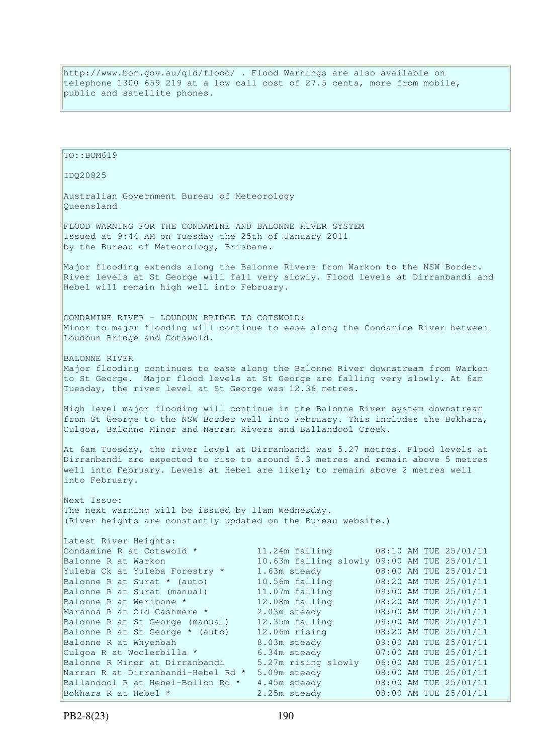http://www.bom.gov.au/qld/flood/ . Flood Warnings are also available on telephone 1300 659 219 at a low call cost of 27.5 cents, more from mobile, public and satellite phones.

TO::BOM619

IDQ20825

Australian Government Bureau of Meteorology
Queensland

FLOOD WARNING FOR THE CONDAMINE AND BALONNE RIVER SYSTEM
Issued at 9:44 AM on Tuesday the 25th of January 2011
by the Bureau of Meteorology, Brisbane.

Major flooding extends along the Balonne Rivers from Warkon to the NSW Border. River levels at St George will fall very slowly. Flood levels at Dirranbandi and Hebel will remain high well into February.

CONDAMINE RIVER - LOUDOUN BRIDGE TO COTSWOLD:
Minor to major flooding will continue to ease along the Condamine River between Loudoun Bridge and Cotswold.

BALONNE RIVER
Major flooding continues to ease along the Balonne River downstream from Warkon to St George. Major flood levels at St George are falling very slowly. At 6am Tuesday, the river level at St George was 12.36 metres.

High level major flooding will continue in the Balonne River system downstream from St George to the NSW Border well into February. This includes the Bokhara, Culgoa, Balonne Minor and Narran Rivers and Ballandool Creek.

At 6am Tuesday, the river level at Dirranbandi was 5.27 metres. Flood levels at Dirranbandi are expected to rise to around 5.3 metres and remain above 5 metres well into February. Levels at Hebel are likely to remain above 2 metres well into February.

Next Issue:
The next warning will be issued by 11am Wednesday.
(River heights are constantly updated on the Bureau website.)

Latest River Heights:

| | | |
|---|---|---|
| Condamine R at Cotswold * | 11.24m falling | 08:10 AM TUE 25/01/11 |
| Balonne R at Warkon | 10.63m falling slowly | 09:00 AM TUE 25/01/11 |
| Yuleba Ck at Yuleba Forestry * | 1.63m steady | 08:00 AM TUE 25/01/11 |
| Balonne R at Surat * (auto) | 10.56m falling | 08:20 AM TUE 25/01/11 |
| Balonne R at Surat (manual) | 11.07m falling | 09:00 AM TUE 25/01/11 |
| Balonne R at Weribone * | 12.08m falling | 08:20 AM TUE 25/01/11 |
| Maranoa R at Old Cashmere * | 2.03m steady | 08:00 AM TUE 25/01/11 |
| Balonne R at St George (manual) | 12.35m falling | 09:00 AM TUE 25/01/11 |
| Balonne R at St George * (auto) | 12.06m rising | 08:20 AM TUE 25/01/11 |
| Balonne R at Whyenbah | 8.03m steady | 09:00 AM TUE 25/01/11 |
| Culgoa R at Woolerbilla * | 6.34m steady | 07:00 AM TUE 25/01/11 |
| Balonne R Minor at Dirranbandi | 5.27m rising slowly | 06:00 AM TUE 25/01/11 |
| Narran R at Dirranbandi-Hebel Rd * | 5.09m steady | 08:00 AM TUE 25/01/11 |
| Ballandool R at Hebel-Bollon Rd * | 4.45m steady | 08:00 AM TUE 25/01/11 |
| Bokhara R at Hebel * | 2.25m steady | 08:00 AM TUE 25/01/11 |

PB2-8(23)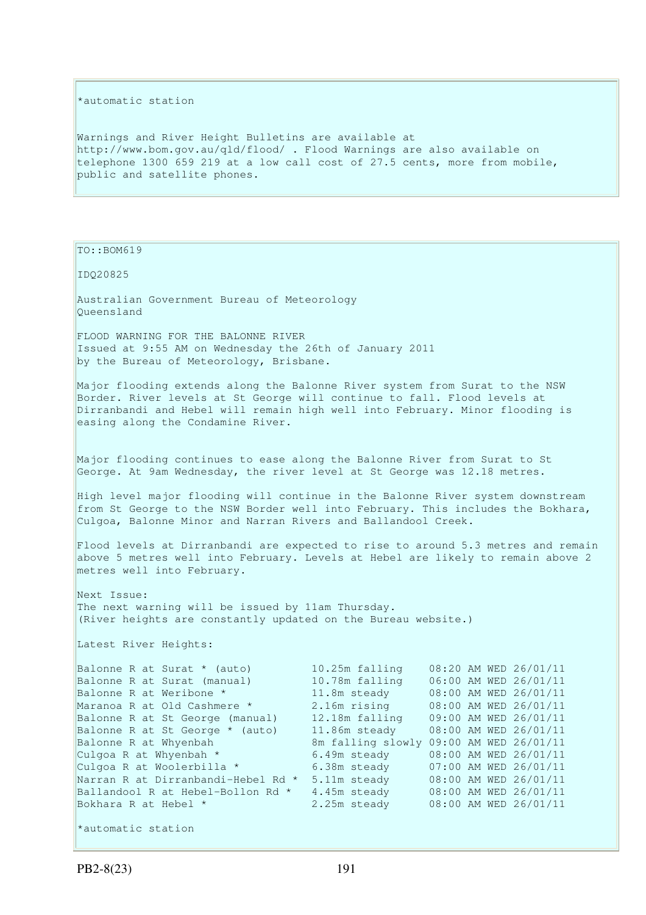\*automatic station

Warnings and River Height Bulletins are available at http://www.bom.gov.au/qld/flood/ . Flood Warnings are also available on telephone 1300 659 219 at a low call cost of 27.5 cents, more from mobile, public and satellite phones.

TO::BOM619

IDQ20825

Australian Government Bureau of Meteorology
Queensland

FLOOD WARNING FOR THE BALONNE RIVER
Issued at 9:55 AM on Wednesday the 26th of January 2011
by the Bureau of Meteorology, Brisbane.

Major flooding extends along the Balonne River system from Surat to the NSW Border. River levels at St George will continue to fall. Flood levels at Dirranbandi and Hebel will remain high well into February. Minor flooding is easing along the Condamine River.

Major flooding continues to ease along the Balonne River from Surat to St George. At 9am Wednesday, the river level at St George was 12.18 metres.

High level major flooding will continue in the Balonne River system downstream from St George to the NSW Border well into February. This includes the Bokhara, Culgoa, Balonne Minor and Narran Rivers and Ballandool Creek.

Flood levels at Dirranbandi are expected to rise to around 5.3 metres and remain above 5 metres well into February. Levels at Hebel are likely to remain above 2 metres well into February.

Next Issue:
The next warning will be issued by 11am Thursday.
(River heights are constantly updated on the Bureau website.)

Latest River Heights:

| | | |
|---|---|---|
| Balonne R at Surat * (auto) | 10.25m falling | 08:20 AM WED 26/01/11 |
| Balonne R at Surat (manual) | 10.78m falling | 06:00 AM WED 26/01/11 |
| Balonne R at Weribone * | 11.8m steady | 08:00 AM WED 26/01/11 |
| Maranoa R at Old Cashmere * | 2.16m rising | 08:00 AM WED 26/01/11 |
| Balonne R at St George (manual) | 12.18m falling | 09:00 AM WED 26/01/11 |
| Balonne R at St George * (auto) | 11.86m steady | 08:00 AM WED 26/01/11 |
| Balonne R at Whyenbah | 8m falling slowly | 09:00 AM WED 26/01/11 |
| Culgoa R at Whyenbah * | 6.49m steady | 08:00 AM WED 26/01/11 |
| Culgoa R at Woolerbilla * | 6.38m steady | 07:00 AM WED 26/01/11 |
| Narran R at Dirranbandi-Hebel Rd * | 5.11m steady | 08:00 AM WED 26/01/11 |
| Ballandool R at Hebel-Bollon Rd * | 4.45m steady | 08:00 AM WED 26/01/11 |
| Bokhara R at Hebel * | 2.25m steady | 08:00 AM WED 26/01/11 |

\*automatic station

PB2-8(23)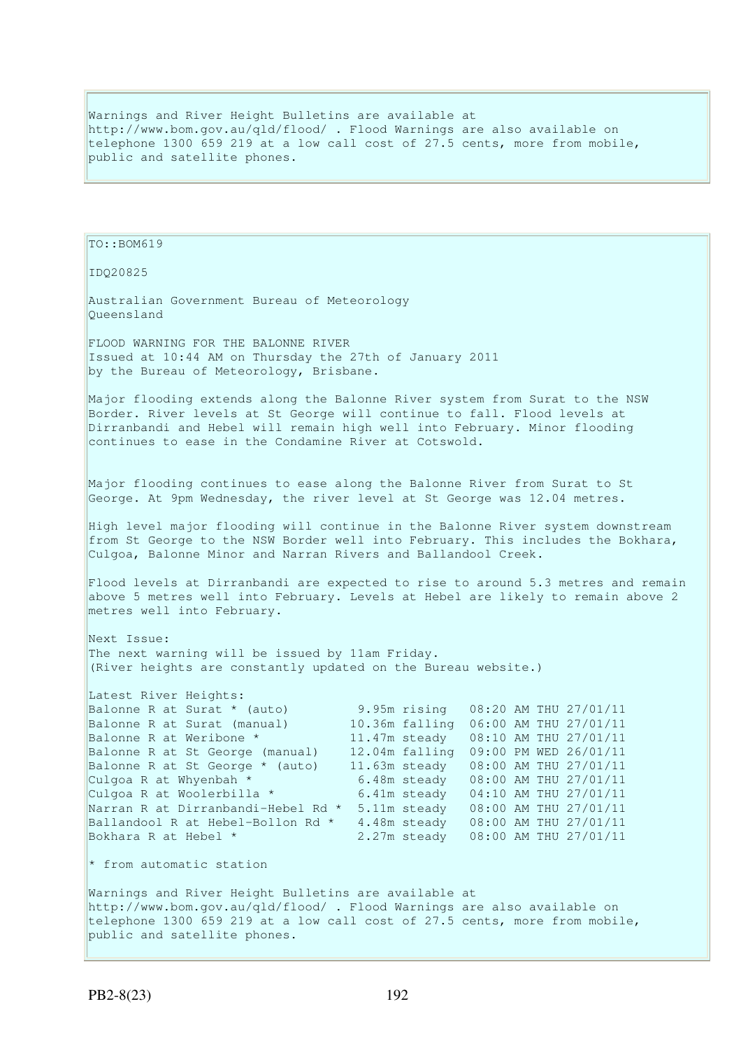Warnings and River Height Bulletins are available at http://www.bom.gov.au/qld/flood/ . Flood Warnings are also available on telephone 1300 659 219 at a low call cost of 27.5 cents, more from mobile, public and satellite phones.

TO::BOM619

IDQ20825

Australian Government Bureau of Meteorology
Queensland

FLOOD WARNING FOR THE BALONNE RIVER
Issued at 10:44 AM on Thursday the 27th of January 2011
by the Bureau of Meteorology, Brisbane.

Major flooding extends along the Balonne River system from Surat to the NSW Border. River levels at St George will continue to fall. Flood levels at Dirranbandi and Hebel will remain high well into February. Minor flooding continues to ease in the Condamine River at Cotswold.

Major flooding continues to ease along the Balonne River from Surat to St George. At 9pm Wednesday, the river level at St George was 12.04 metres.

High level major flooding will continue in the Balonne River system downstream from St George to the NSW Border well into February. This includes the Bokhara, Culgoa, Balonne Minor and Narran Rivers and Ballandool Creek.

Flood levels at Dirranbandi are expected to rise to around 5.3 metres and remain above 5 metres well into February. Levels at Hebel are likely to remain above 2 metres well into February.

Next Issue:
The next warning will be issued by 11am Friday.
(River heights are constantly updated on the Bureau website.)

Latest River Heights:

| | | | |
|---|---|---|---|
| Balonne R at Surat * (auto) | 9.95m | rising | 08:20 AM THU 27/01/11 |
| Balonne R at Surat (manual) | 10.36m | falling | 06:00 AM THU 27/01/11 |
| Balonne R at Weribone * | 11.47m | steady | 08:10 AM THU 27/01/11 |
| Balonne R at St George (manual) | 12.04m | falling | 09:00 PM WED 26/01/11 |
| Balonne R at St George * (auto) | 11.63m | steady | 08:00 AM THU 27/01/11 |
| Culgoa R at Whyenbah * | 6.48m | steady | 08:00 AM THU 27/01/11 |
| Culgoa R at Woolerbilla * | 6.41m | steady | 04:10 AM THU 27/01/11 |
| Narran R at Dirranbandi-Hebel Rd * | 5.11m | steady | 08:00 AM THU 27/01/11 |
| Ballandool R at Hebel-Bollon Rd * | 4.48m | steady | 08:00 AM THU 27/01/11 |
| Bokhara R at Hebel * | 2.27m | steady | 08:00 AM THU 27/01/11 |

* from automatic station

Warnings and River Height Bulletins are available at http://www.bom.gov.au/qld/flood/ . Flood Warnings are also available on telephone 1300 659 219 at a low call cost of 27.5 cents, more from mobile, public and satellite phones.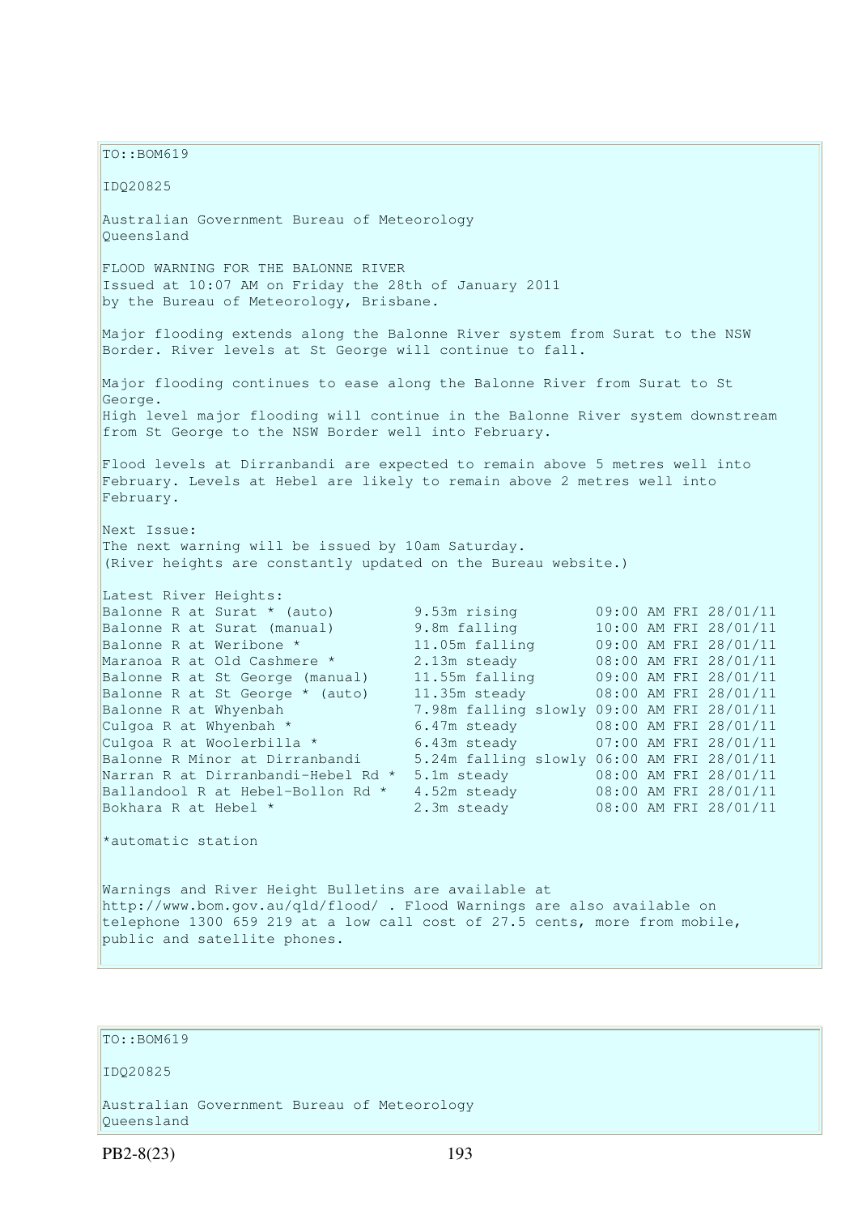TO::BOM619

IDQ20825

Australian Government Bureau of Meteorology
Queensland

FLOOD WARNING FOR THE BALONNE RIVER
Issued at 10:07 AM on Friday the 28th of January 2011
by the Bureau of Meteorology, Brisbane.

Major flooding extends along the Balonne River system from Surat to the NSW Border. River levels at St George will continue to fall.

Major flooding continues to ease along the Balonne River from Surat to St George.
High level major flooding will continue in the Balonne River system downstream from St George to the NSW Border well into February.

Flood levels at Dirranbandi are expected to remain above 5 metres well into February. Levels at Hebel are likely to remain above 2 metres well into February.

Next Issue:
The next warning will be issued by 10am Saturday.
(River heights are constantly updated on the Bureau website.)

Latest River Heights:

| | | |
|---|---|---|
| Balonne R at Surat * (auto) | 9.53m rising | 09:00 AM FRI 28/01/11 |
| Balonne R at Surat (manual) | 9.8m falling | 10:00 AM FRI 28/01/11 |
| Balonne R at Weribone * | 11.05m falling | 09:00 AM FRI 28/01/11 |
| Maranoa R at Old Cashmere * | 2.13m steady | 08:00 AM FRI 28/01/11 |
| Balonne R at St George (manual) | 11.55m falling | 09:00 AM FRI 28/01/11 |
| Balonne R at St George * (auto) | 11.35m steady | 08:00 AM FRI 28/01/11 |
| Balonne R at Whyenbah | 7.98m falling slowly | 09:00 AM FRI 28/01/11 |
| Culgoa R at Whyenbah * | 6.47m steady | 08:00 AM FRI 28/01/11 |
| Culgoa R at Woolerbilla * | 6.43m steady | 07:00 AM FRI 28/01/11 |
| Balonne R Minor at Dirranbandi | 5.24m falling slowly | 06:00 AM FRI 28/01/11 |
| Narran R at Dirranbandi-Hebel Rd * | 5.1m steady | 08:00 AM FRI 28/01/11 |
| Ballandool R at Hebel-Bollon Rd * | 4.52m steady | 08:00 AM FRI 28/01/11 |
| Bokhara R at Hebel * | 2.3m steady | 08:00 AM FRI 28/01/11 |

*automatic station

Warnings and River Height Bulletins are available at http://www.bom.gov.au/qld/flood/ . Flood Warnings are also available on telephone 1300 659 219 at a low call cost of 27.5 cents, more from mobile, public and satellite phones.

TO::BOM619

IDQ20825

Australian Government Bureau of Meteorology
Queensland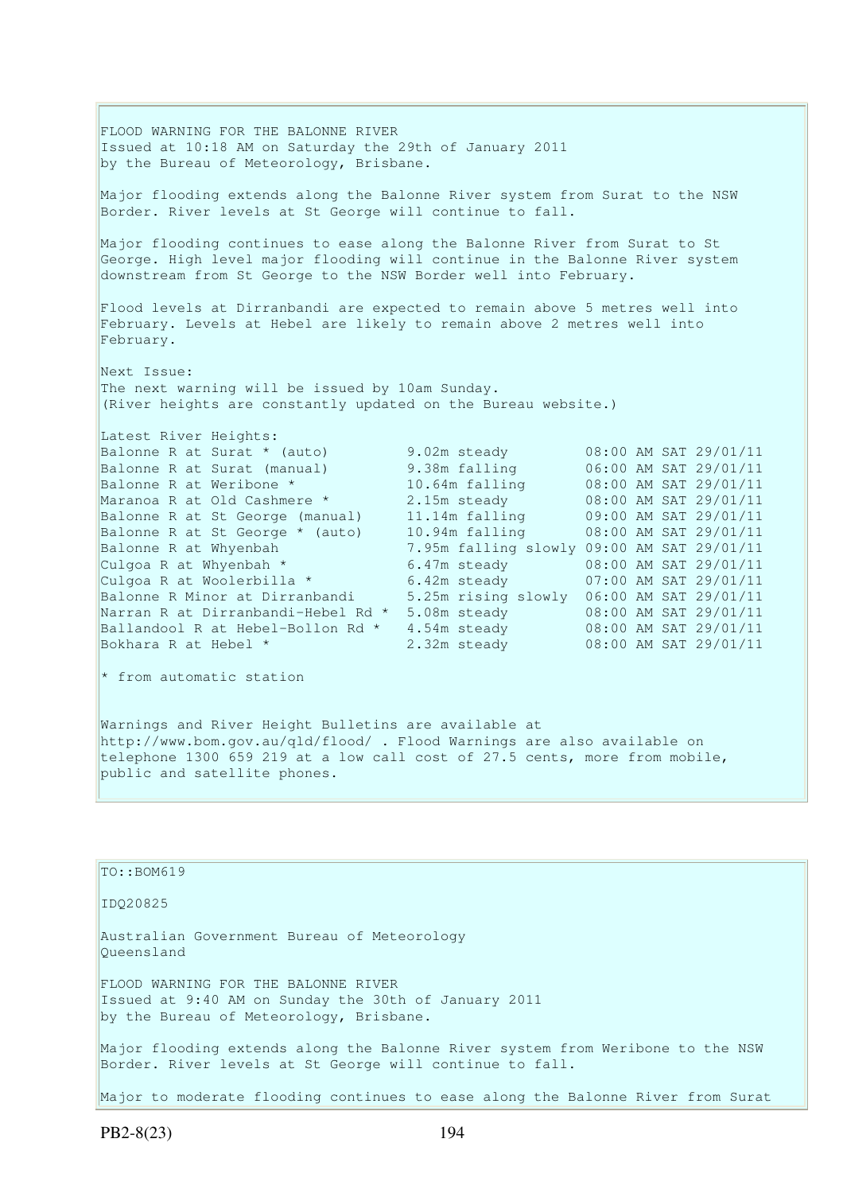FLOOD WARNING FOR THE BALONNE RIVER
Issued at 10:18 AM on Saturday the 29th of January 2011
by the Bureau of Meteorology, Brisbane.

Major flooding extends along the Balonne River system from Surat to the NSW Border. River levels at St George will continue to fall.

Major flooding continues to ease along the Balonne River from Surat to St George. High level major flooding will continue in the Balonne River system downstream from St George to the NSW Border well into February.

Flood levels at Dirranbandi are expected to remain above 5 metres well into February. Levels at Hebel are likely to remain above 2 metres well into February.

Next Issue:
The next warning will be issued by 10am Sunday.
(River heights are constantly updated on the Bureau website.)

Latest River Heights:

| | | |
|---|---|---|
| Balonne R at Surat * (auto) | 9.02m steady | 08:00 AM SAT 29/01/11 |
| Balonne R at Surat (manual) | 9.38m falling | 06:00 AM SAT 29/01/11 |
| Balonne R at Weribone * | 10.64m falling | 08:00 AM SAT 29/01/11 |
| Maranoa R at Old Cashmere * | 2.15m steady | 08:00 AM SAT 29/01/11 |
| Balonne R at St George (manual) | 11.14m falling | 09:00 AM SAT 29/01/11 |
| Balonne R at St George * (auto) | 10.94m falling | 08:00 AM SAT 29/01/11 |
| Balonne R at Whyenbah | 7.95m falling slowly | 09:00 AM SAT 29/01/11 |
| Culgoa R at Whyenbah * | 6.47m steady | 08:00 AM SAT 29/01/11 |
| Culgoa R at Woolerbilla * | 6.42m steady | 07:00 AM SAT 29/01/11 |
| Balonne R Minor at Dirranbandi | 5.25m rising slowly | 06:00 AM SAT 29/01/11 |
| Narran R at Dirranbandi-Hebel Rd * | 5.08m steady | 08:00 AM SAT 29/01/11 |
| Ballandool R at Hebel-Bollon Rd * | 4.54m steady | 08:00 AM SAT 29/01/11 |
| Bokhara R at Hebel * | 2.32m steady | 08:00 AM SAT 29/01/11 |

* from automatic station

Warnings and River Height Bulletins are available at http://www.bom.gov.au/qld/flood/ . Flood Warnings are also available on telephone 1300 659 219 at a low call cost of 27.5 cents, more from mobile, public and satellite phones.

TO::BOM619

IDQ20825

Australian Government Bureau of Meteorology
Queensland

FLOOD WARNING FOR THE BALONNE RIVER
Issued at 9:40 AM on Sunday the 30th of January 2011
by the Bureau of Meteorology, Brisbane.

Major flooding extends along the Balonne River system from Weribone to the NSW Border. River levels at St George will continue to fall.

Major to moderate flooding continues to ease along the Balonne River from Surat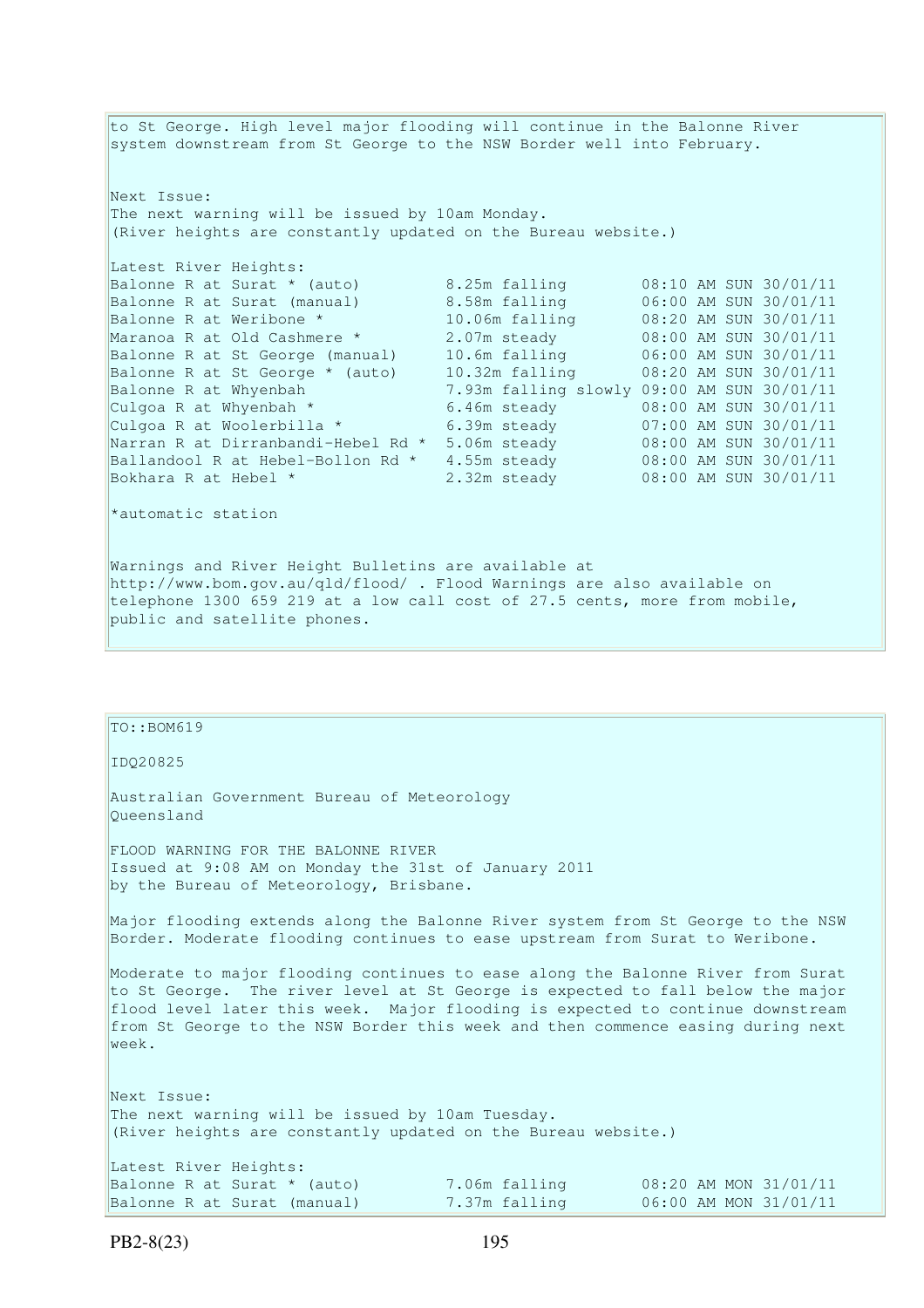to St George. High level major flooding will continue in the Balonne River system downstream from St George to the NSW Border well into February.

Next Issue:
The next warning will be issued by 10am Monday.
(River heights are constantly updated on the Bureau website.)

Latest River Heights:

| | | |
|---|---|---|
| Balonne R at Surat * (auto) | 8.25m falling | 08:10 AM SUN 30/01/11 |
| Balonne R at Surat (manual) | 8.58m falling | 06:00 AM SUN 30/01/11 |
| Balonne R at Weribone * | 10.06m falling | 08:20 AM SUN 30/01/11 |
| Maranoa R at Old Cashmere * | 2.07m steady | 08:00 AM SUN 30/01/11 |
| Balonne R at St George (manual) | 10.6m falling | 06:00 AM SUN 30/01/11 |
| Balonne R at St George * (auto) | 10.32m falling | 08:20 AM SUN 30/01/11 |
| Balonne R at Whyenbah | 7.93m falling slowly | 09:00 AM SUN 30/01/11 |
| Culgoa R at Whyenbah * | 6.46m steady | 08:00 AM SUN 30/01/11 |
| Culgoa R at Woolerbilla * | 6.39m steady | 07:00 AM SUN 30/01/11 |
| Narran R at Dirranbandi-Hebel Rd * | 5.06m steady | 08:00 AM SUN 30/01/11 |
| Ballandool R at Hebel-Bollon Rd * | 4.55m steady | 08:00 AM SUN 30/01/11 |
| Bokhara R at Hebel * | 2.32m steady | 08:00 AM SUN 30/01/11 |

*automatic station

Warnings and River Height Bulletins are available at http://www.bom.gov.au/qld/flood/ . Flood Warnings are also available on telephone 1300 659 219 at a low call cost of 27.5 cents, more from mobile, public and satellite phones.

---

TO::BOM619

IDQ20825

Australian Government Bureau of Meteorology
Queensland

FLOOD WARNING FOR THE BALONNE RIVER
Issued at 9:08 AM on Monday the 31st of January 2011
by the Bureau of Meteorology, Brisbane.

Major flooding extends along the Balonne River system from St George to the NSW Border. Moderate flooding continues to ease upstream from Surat to Weribone.

Moderate to major flooding continues to ease along the Balonne River from Surat to St George. The river level at St George is expected to fall below the major flood level later this week. Major flooding is expected to continue downstream from St George to the NSW Border this week and then commence easing during next week.

Next Issue:
The next warning will be issued by 10am Tuesday.
(River heights are constantly updated on the Bureau website.)

Latest River Heights:

| | | |
|---|---|---|
| Balonne R at Surat * (auto) | 7.06m falling | 08:20 AM MON 31/01/11 |
| Balonne R at Surat (manual) | 7.37m falling | 06:00 AM MON 31/01/11 |

PB2-8(23)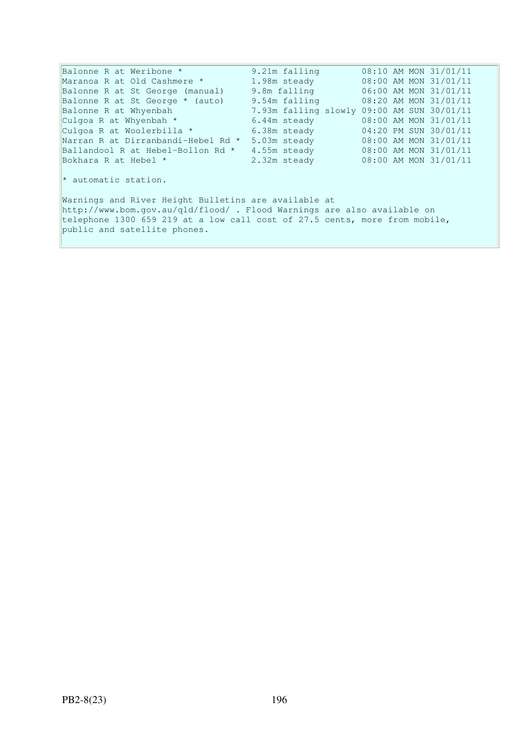| | | |
|---|---|---|
| Balonne R at Weribone * | 9.21m falling | 08:10 AM MON 31/01/11 |
| Maranoa R at Old Cashmere * | 1.98m steady | 08:00 AM MON 31/01/11 |
| Balonne R at St George (manual) | 9.8m falling | 06:00 AM MON 31/01/11 |
| Balonne R at St George * (auto) | 9.54m falling | 08:20 AM MON 31/01/11 |
| Balonne R at Whyenbah | 7.93m falling slowly | 09:00 AM SUN 30/01/11 |
| Culgoa R at Whyenbah * | 6.44m steady | 08:00 AM MON 31/01/11 |
| Culgoa R at Woolerbilla * | 6.38m steady | 04:20 PM SUN 30/01/11 |
| Narran R at Dirranbandi-Hebel Rd * | 5.03m steady | 08:00 AM MON 31/01/11 |
| Ballandool R at Hebel-Bollon Rd * | 4.55m steady | 08:00 AM MON 31/01/11 |
| Bokhara R at Hebel * | 2.32m steady | 08:00 AM MON 31/01/11 |

* automatic station.

Warnings and River Height Bulletins are available at http://www.bom.gov.au/qld/flood/ . Flood Warnings are also available on telephone 1300 659 219 at a low call cost of 27.5 cents, more from mobile, public and satellite phones.

PB2-8(23)